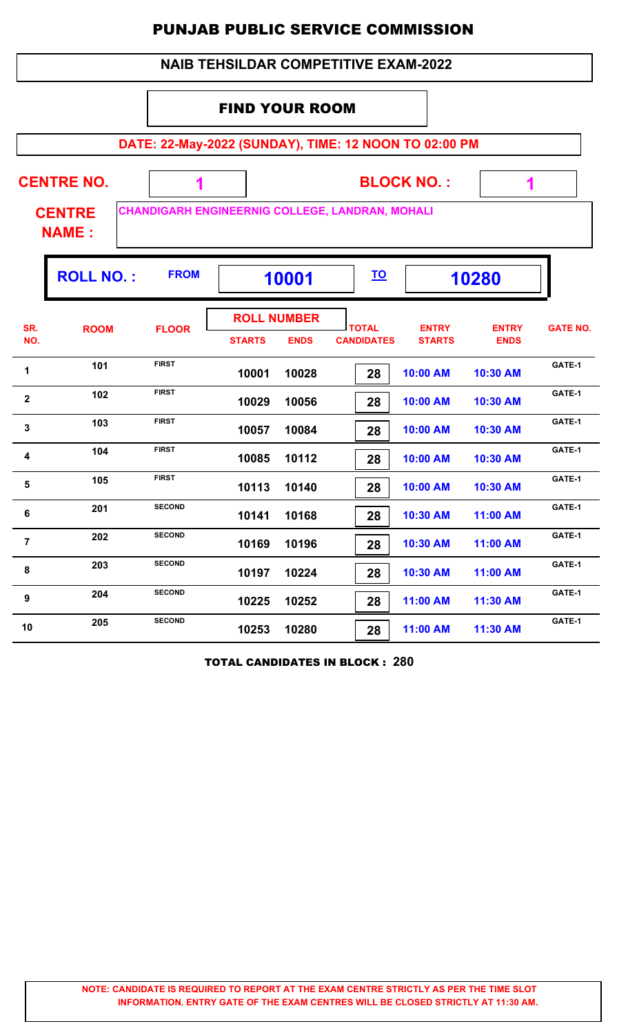# PUNJAB PUBLIC SERVICE COMMISSION

## NAIB TEHSILDAR COMPETITIVE EXAM-2022

### FIND YOUR ROOM

**DATE: 22-May-2022 (SUNDAY), TIME: 12 NOON TO 02:00 PM**

**CENTRE NO.** 1 **BLOCK NO. :** 1

**CENTRE NAME :** CHANDIGARH ENGINEERNIG COLLEGE, LANDRAN, MOHALI

**ROLL NO. :** FROM **10001** TO **10280**

| SR. NO. | ROOM | FLOOR | ROLL NUMBER STARTS | ROLL NUMBER ENDS | TOTAL CANDIDATES | ENTRY STARTS | ENTRY ENDS | GATE NO. |
|---|---|---|---|---|---|---|---|---|
| 1 | 101 | FIRST | 10001 | 10028 | 28 | 10:00 AM | 10:30 AM | GATE-1 |
| 2 | 102 | FIRST | 10029 | 10056 | 28 | 10:00 AM | 10:30 AM | GATE-1 |
| 3 | 103 | FIRST | 10057 | 10084 | 28 | 10:00 AM | 10:30 AM | GATE-1 |
| 4 | 104 | FIRST | 10085 | 10112 | 28 | 10:00 AM | 10:30 AM | GATE-1 |
| 5 | 105 | FIRST | 10113 | 10140 | 28 | 10:00 AM | 10:30 AM | GATE-1 |
| 6 | 201 | SECOND | 10141 | 10168 | 28 | 10:30 AM | 11:00 AM | GATE-1 |
| 7 | 202 | SECOND | 10169 | 10196 | 28 | 10:30 AM | 11:00 AM | GATE-1 |
| 8 | 203 | SECOND | 10197 | 10224 | 28 | 10:30 AM | 11:00 AM | GATE-1 |
| 9 | 204 | SECOND | 10225 | 10252 | 28 | 11:00 AM | 11:30 AM | GATE-1 |
| 10 | 205 | SECOND | 10253 | 10280 | 28 | 11:00 AM | 11:30 AM | GATE-1 |

**TOTAL CANDIDATES IN BLOCK : 280**

**NOTE: CANDIDATE IS REQUIRED TO REPORT AT THE EXAM CENTRE STRICTLY AS PER THE TIME SLOT INFORMATION. ENTRY GATE OF THE EXAM CENTRES WILL BE CLOSED STRICTLY AT 11:30 AM.**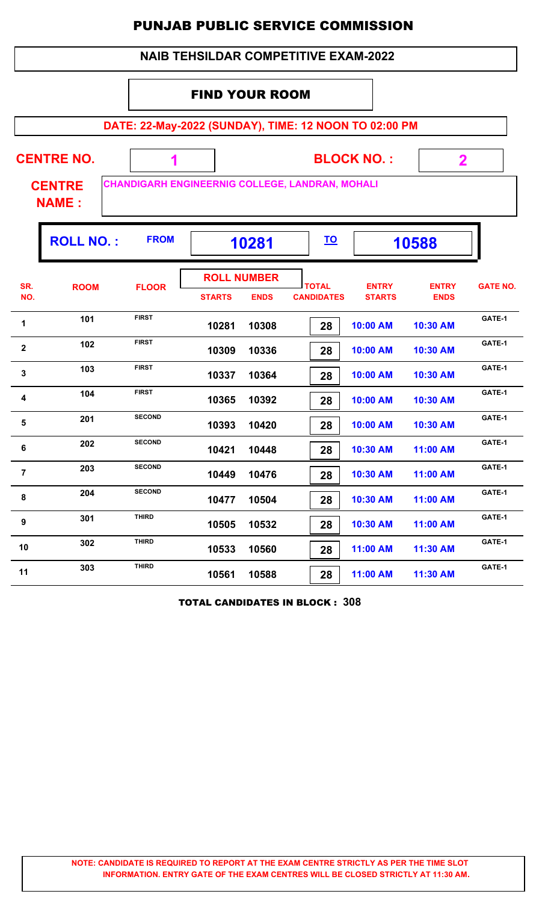# PUNJAB PUBLIC SERVICE COMMISSION

## NAIB TEHSILDAR COMPETITIVE EXAM-2022

### FIND YOUR ROOM

**DATE: 22-May-2022 (SUNDAY), TIME: 12 NOON TO 02:00 PM**

**CENTRE NO.** 1 **BLOCK NO. :** 2

**CENTRE NAME :** CHANDIGARH ENGINEERNIG COLLEGE, LANDRAN, MOHALI

**ROLL NO. :** FROM **10281** TO **10588**

| SR. NO. | ROOM | FLOOR | ROLL NUMBER STARTS | ROLL NUMBER ENDS | TOTAL CANDIDATES | ENTRY STARTS | ENTRY ENDS | GATE NO. |
|---|---|---|---|---|---|---|---|---|
| 1 | 101 | FIRST | 10281 | 10308 | 28 | 10:00 AM | 10:30 AM | GATE-1 |
| 2 | 102 | FIRST | 10309 | 10336 | 28 | 10:00 AM | 10:30 AM | GATE-1 |
| 3 | 103 | FIRST | 10337 | 10364 | 28 | 10:00 AM | 10:30 AM | GATE-1 |
| 4 | 104 | FIRST | 10365 | 10392 | 28 | 10:00 AM | 10:30 AM | GATE-1 |
| 5 | 201 | SECOND | 10393 | 10420 | 28 | 10:00 AM | 10:30 AM | GATE-1 |
| 6 | 202 | SECOND | 10421 | 10448 | 28 | 10:30 AM | 11:00 AM | GATE-1 |
| 7 | 203 | SECOND | 10449 | 10476 | 28 | 10:30 AM | 11:00 AM | GATE-1 |
| 8 | 204 | SECOND | 10477 | 10504 | 28 | 10:30 AM | 11:00 AM | GATE-1 |
| 9 | 301 | THIRD | 10505 | 10532 | 28 | 10:30 AM | 11:00 AM | GATE-1 |
| 10 | 302 | THIRD | 10533 | 10560 | 28 | 11:00 AM | 11:30 AM | GATE-1 |
| 11 | 303 | THIRD | 10561 | 10588 | 28 | 11:00 AM | 11:30 AM | GATE-1 |

**TOTAL CANDIDATES IN BLOCK : 308**

**NOTE: CANDIDATE IS REQUIRED TO REPORT AT THE EXAM CENTRE STRICTLY AS PER THE TIME SLOT INFORMATION. ENTRY GATE OF THE EXAM CENTRES WILL BE CLOSED STRICTLY AT 11:30 AM.**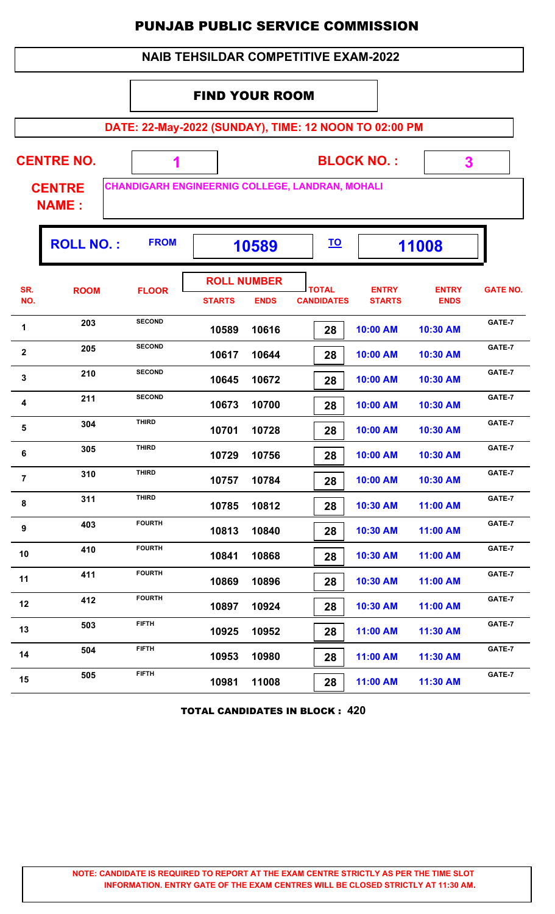# PUNJAB PUBLIC SERVICE COMMISSION

## NAIB TEHSILDAR COMPETITIVE EXAM-2022

### FIND YOUR ROOM

**DATE: 22-May-2022 (SUNDAY), TIME: 12 NOON TO 02:00 PM**

**CENTRE NO.** 1 **BLOCK NO. :** 3

**CENTRE NAME :** CHANDIGARH ENGINEERNIG COLLEGE, LANDRAN, MOHALI

**ROLL NO. :** FROM **10589** TO **11008**

| SR. NO. | ROOM | FLOOR | ROLL NUMBER STARTS | ROLL NUMBER ENDS | TOTAL CANDIDATES | ENTRY STARTS | ENTRY ENDS | GATE NO. |
|---|---|---|---|---|---|---|---|---|
| 1 | 203 | SECOND | 10589 | 10616 | 28 | 10:00 AM | 10:30 AM | GATE-7 |
| 2 | 205 | SECOND | 10617 | 10644 | 28 | 10:00 AM | 10:30 AM | GATE-7 |
| 3 | 210 | SECOND | 10645 | 10672 | 28 | 10:00 AM | 10:30 AM | GATE-7 |
| 4 | 211 | SECOND | 10673 | 10700 | 28 | 10:00 AM | 10:30 AM | GATE-7 |
| 5 | 304 | THIRD | 10701 | 10728 | 28 | 10:00 AM | 10:30 AM | GATE-7 |
| 6 | 305 | THIRD | 10729 | 10756 | 28 | 10:00 AM | 10:30 AM | GATE-7 |
| 7 | 310 | THIRD | 10757 | 10784 | 28 | 10:00 AM | 10:30 AM | GATE-7 |
| 8 | 311 | THIRD | 10785 | 10812 | 28 | 10:30 AM | 11:00 AM | GATE-7 |
| 9 | 403 | FOURTH | 10813 | 10840 | 28 | 10:30 AM | 11:00 AM | GATE-7 |
| 10 | 410 | FOURTH | 10841 | 10868 | 28 | 10:30 AM | 11:00 AM | GATE-7 |
| 11 | 411 | FOURTH | 10869 | 10896 | 28 | 10:30 AM | 11:00 AM | GATE-7 |
| 12 | 412 | FOURTH | 10897 | 10924 | 28 | 10:30 AM | 11:00 AM | GATE-7 |
| 13 | 503 | FIFTH | 10925 | 10952 | 28 | 11:00 AM | 11:30 AM | GATE-7 |
| 14 | 504 | FIFTH | 10953 | 10980 | 28 | 11:00 AM | 11:30 AM | GATE-7 |
| 15 | 505 | FIFTH | 10981 | 11008 | 28 | 11:00 AM | 11:30 AM | GATE-7 |

**TOTAL CANDIDATES IN BLOCK : 420**

**NOTE: CANDIDATE IS REQUIRED TO REPORT AT THE EXAM CENTRE STRICTLY AS PER THE TIME SLOT INFORMATION. ENTRY GATE OF THE EXAM CENTRES WILL BE CLOSED STRICTLY AT 11:30 AM.**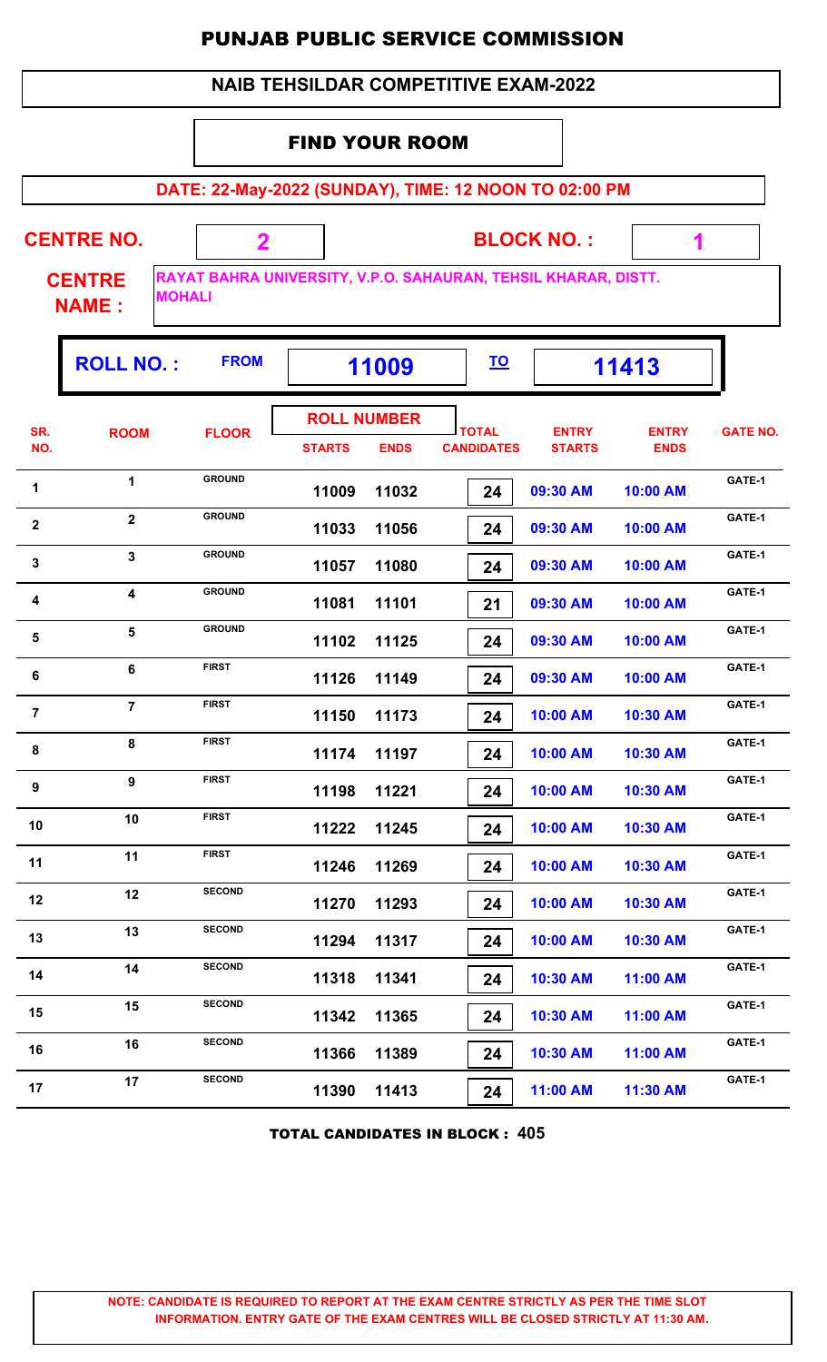# PUNJAB PUBLIC SERVICE COMMISSION

## NAIB TEHSILDAR COMPETITIVE EXAM-2022

### FIND YOUR ROOM

**DATE: 22-May-2022 (SUNDAY), TIME: 12 NOON TO 02:00 PM**

**CENTRE NO.** 2 **BLOCK NO. :** 1

**CENTRE NAME :** RAYAT BAHRA UNIVERSITY, V.P.O. SAHAURAN, TEHSIL KHARAR, DISTT. MOHALI

**ROLL NO. :** FROM 11009 TO 11413

| SR. NO. | ROOM | FLOOR | ROLL NUMBER STARTS | ROLL NUMBER ENDS | TOTAL CANDIDATES | ENTRY STARTS | ENTRY ENDS | GATE NO. |
|---|---|---|---|---|---|---|---|---|
| 1 | 1 | GROUND | 11009 | 11032 | 24 | 09:30 AM | 10:00 AM | GATE-1 |
| 2 | 2 | GROUND | 11033 | 11056 | 24 | 09:30 AM | 10:00 AM | GATE-1 |
| 3 | 3 | GROUND | 11057 | 11080 | 24 | 09:30 AM | 10:00 AM | GATE-1 |
| 4 | 4 | GROUND | 11081 | 11101 | 21 | 09:30 AM | 10:00 AM | GATE-1 |
| 5 | 5 | GROUND | 11102 | 11125 | 24 | 09:30 AM | 10:00 AM | GATE-1 |
| 6 | 6 | FIRST | 11126 | 11149 | 24 | 09:30 AM | 10:00 AM | GATE-1 |
| 7 | 7 | FIRST | 11150 | 11173 | 24 | 10:00 AM | 10:30 AM | GATE-1 |
| 8 | 8 | FIRST | 11174 | 11197 | 24 | 10:00 AM | 10:30 AM | GATE-1 |
| 9 | 9 | FIRST | 11198 | 11221 | 24 | 10:00 AM | 10:30 AM | GATE-1 |
| 10 | 10 | FIRST | 11222 | 11245 | 24 | 10:00 AM | 10:30 AM | GATE-1 |
| 11 | 11 | FIRST | 11246 | 11269 | 24 | 10:00 AM | 10:30 AM | GATE-1 |
| 12 | 12 | SECOND | 11270 | 11293 | 24 | 10:00 AM | 10:30 AM | GATE-1 |
| 13 | 13 | SECOND | 11294 | 11317 | 24 | 10:00 AM | 10:30 AM | GATE-1 |
| 14 | 14 | SECOND | 11318 | 11341 | 24 | 10:30 AM | 11:00 AM | GATE-1 |
| 15 | 15 | SECOND | 11342 | 11365 | 24 | 10:30 AM | 11:00 AM | GATE-1 |
| 16 | 16 | SECOND | 11366 | 11389 | 24 | 10:30 AM | 11:00 AM | GATE-1 |
| 17 | 17 | SECOND | 11390 | 11413 | 24 | 11:00 AM | 11:30 AM | GATE-1 |

**TOTAL CANDIDATES IN BLOCK : 405**

**NOTE: CANDIDATE IS REQUIRED TO REPORT AT THE EXAM CENTRE STRICTLY AS PER THE TIME SLOT INFORMATION. ENTRY GATE OF THE EXAM CENTRES WILL BE CLOSED STRICTLY AT 11:30 AM.**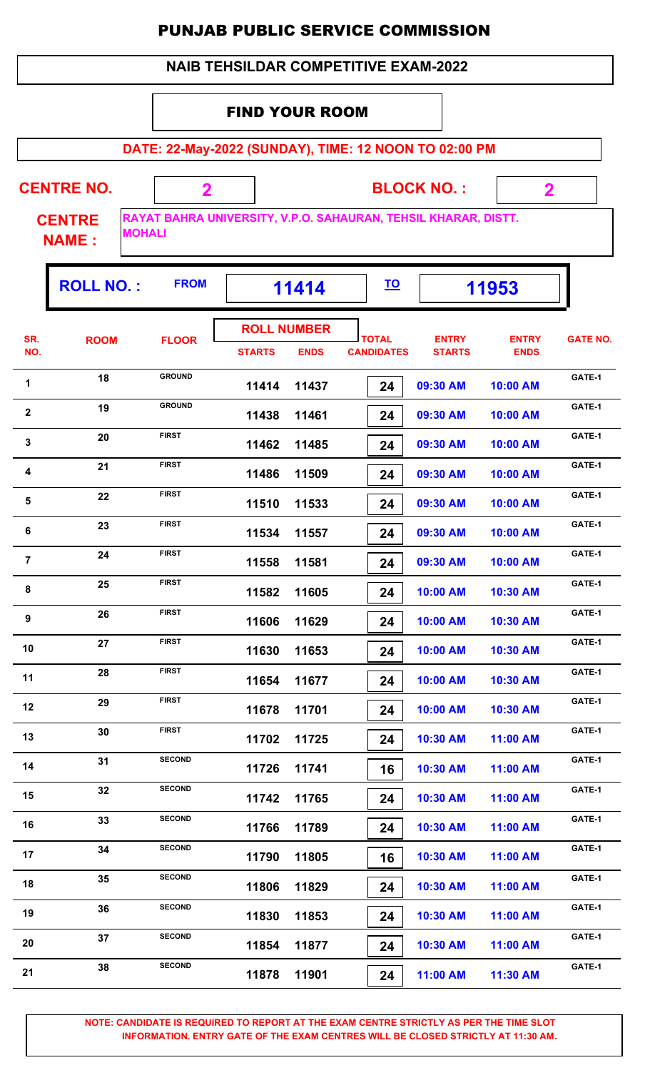# PUNJAB PUBLIC SERVICE COMMISSION

## NAIB TEHSILDAR COMPETITIVE EXAM-2022

### FIND YOUR ROOM

**DATE: 22-May-2022 (SUNDAY), TIME: 12 NOON TO 02:00 PM**

**CENTRE NO.** 2 **BLOCK NO. :** 2

**CENTRE NAME :** RAYAT BAHRA UNIVERSITY, V.P.O. SAHAURAN, TEHSIL KHARAR, DISTT. MOHALI

**ROLL NO. :** FROM **11414** TO **11953**

| SR. NO. | ROOM | FLOOR | ROLL NUMBER STARTS | ROLL NUMBER ENDS | TOTAL CANDIDATES | ENTRY STARTS | ENTRY ENDS | GATE NO. |
|---|---|---|---|---|---|---|---|---|
| 1 | 18 | GROUND | 11414 | 11437 | 24 | 09:30 AM | 10:00 AM | GATE-1 |
| 2 | 19 | GROUND | 11438 | 11461 | 24 | 09:30 AM | 10:00 AM | GATE-1 |
| 3 | 20 | FIRST | 11462 | 11485 | 24 | 09:30 AM | 10:00 AM | GATE-1 |
| 4 | 21 | FIRST | 11486 | 11509 | 24 | 09:30 AM | 10:00 AM | GATE-1 |
| 5 | 22 | FIRST | 11510 | 11533 | 24 | 09:30 AM | 10:00 AM | GATE-1 |
| 6 | 23 | FIRST | 11534 | 11557 | 24 | 09:30 AM | 10:00 AM | GATE-1 |
| 7 | 24 | FIRST | 11558 | 11581 | 24 | 09:30 AM | 10:00 AM | GATE-1 |
| 8 | 25 | FIRST | 11582 | 11605 | 24 | 10:00 AM | 10:30 AM | GATE-1 |
| 9 | 26 | FIRST | 11606 | 11629 | 24 | 10:00 AM | 10:30 AM | GATE-1 |
| 10 | 27 | FIRST | 11630 | 11653 | 24 | 10:00 AM | 10:30 AM | GATE-1 |
| 11 | 28 | FIRST | 11654 | 11677 | 24 | 10:00 AM | 10:30 AM | GATE-1 |
| 12 | 29 | FIRST | 11678 | 11701 | 24 | 10:00 AM | 10:30 AM | GATE-1 |
| 13 | 30 | FIRST | 11702 | 11725 | 24 | 10:30 AM | 11:00 AM | GATE-1 |
| 14 | 31 | SECOND | 11726 | 11741 | 16 | 10:30 AM | 11:00 AM | GATE-1 |
| 15 | 32 | SECOND | 11742 | 11765 | 24 | 10:30 AM | 11:00 AM | GATE-1 |
| 16 | 33 | SECOND | 11766 | 11789 | 24 | 10:30 AM | 11:00 AM | GATE-1 |
| 17 | 34 | SECOND | 11790 | 11805 | 16 | 10:30 AM | 11:00 AM | GATE-1 |
| 18 | 35 | SECOND | 11806 | 11829 | 24 | 10:30 AM | 11:00 AM | GATE-1 |
| 19 | 36 | SECOND | 11830 | 11853 | 24 | 10:30 AM | 11:00 AM | GATE-1 |
| 20 | 37 | SECOND | 11854 | 11877 | 24 | 10:30 AM | 11:00 AM | GATE-1 |
| 21 | 38 | SECOND | 11878 | 11901 | 24 | 11:00 AM | 11:30 AM | GATE-1 |

**NOTE: CANDIDATE IS REQUIRED TO REPORT AT THE EXAM CENTRE STRICTLY AS PER THE TIME SLOT INFORMATION. ENTRY GATE OF THE EXAM CENTRES WILL BE CLOSED STRICTLY AT 11:30 AM.**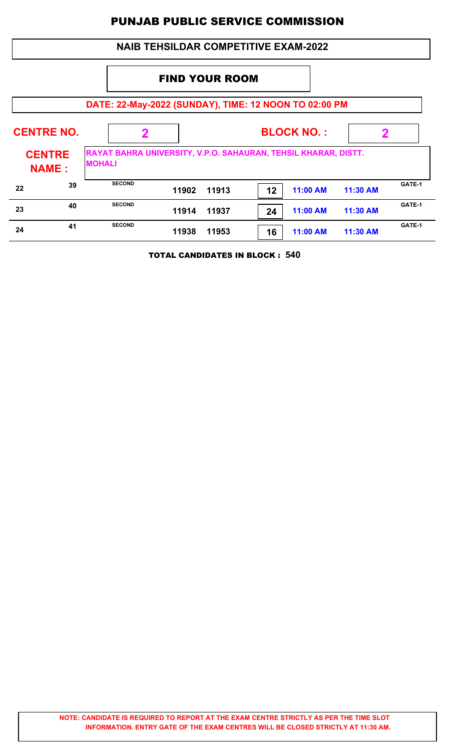# PUNJAB PUBLIC SERVICE COMMISSION

## NAIB TEHSILDAR COMPETITIVE EXAM-2022

### FIND YOUR ROOM

**DATE: 22-May-2022 (SUNDAY), TIME: 12 NOON TO 02:00 PM**

**CENTRE NO.** 2 **BLOCK NO. :** 2

**CENTRE NAME :** RAYAT BAHRA UNIVERSITY, V.P.O. SAHAURAN, TEHSIL KHARAR, DISTT. MOHALI

| | | | | | | | | |
|---|---|---|---|---|---|---|---|---|
| 22 | 39 | SECOND | 11902 | 11913 | 12 | 11:00 AM | 11:30 AM | GATE-1 |
| 23 | 40 | SECOND | 11914 | 11937 | 24 | 11:00 AM | 11:30 AM | GATE-1 |
| 24 | 41 | SECOND | 11938 | 11953 | 16 | 11:00 AM | 11:30 AM | GATE-1 |

**TOTAL CANDIDATES IN BLOCK : 540**

**NOTE: CANDIDATE IS REQUIRED TO REPORT AT THE EXAM CENTRE STRICTLY AS PER THE TIME SLOT INFORMATION. ENTRY GATE OF THE EXAM CENTRES WILL BE CLOSED STRICTLY AT 11:30 AM.**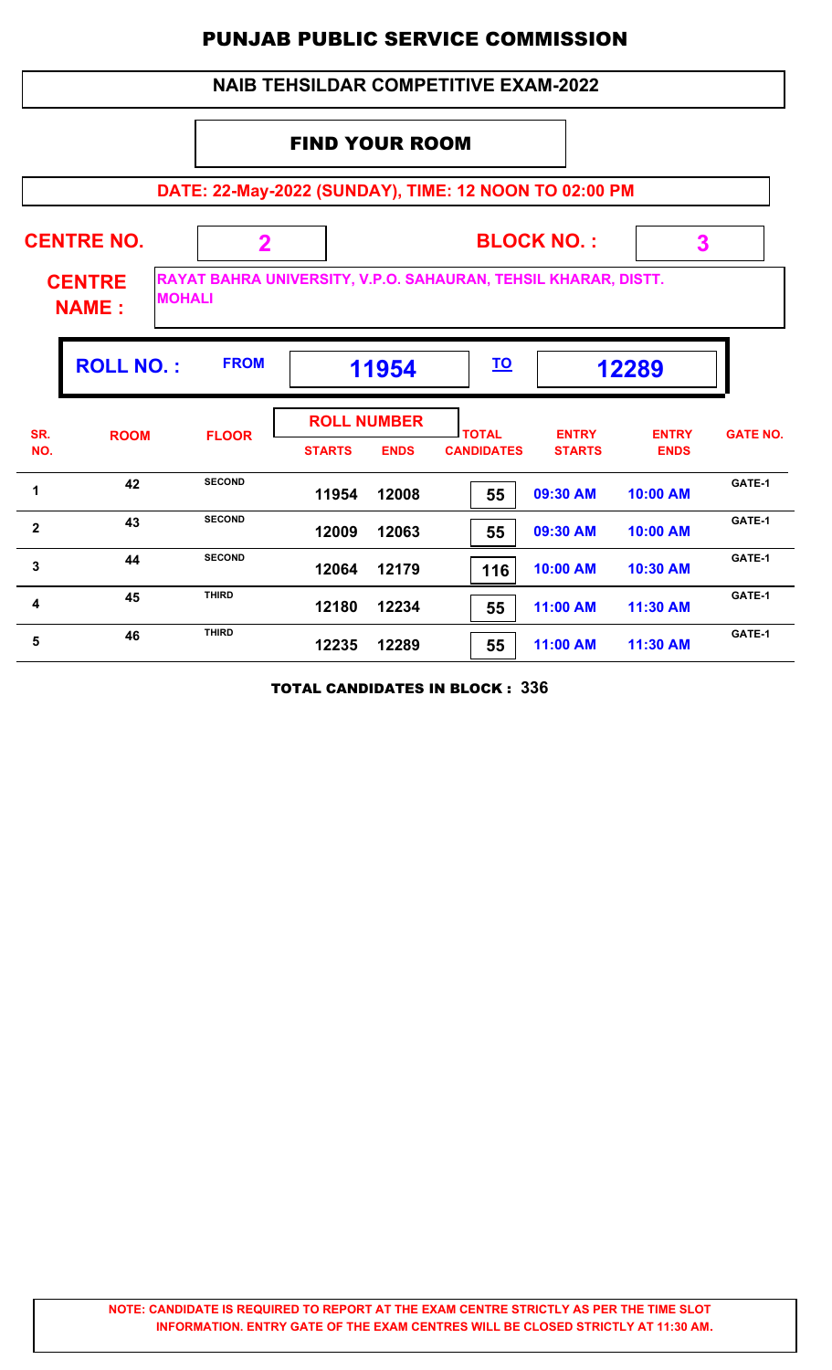# PUNJAB PUBLIC SERVICE COMMISSION

## NAIB TEHSILDAR COMPETITIVE EXAM-2022

### FIND YOUR ROOM

**DATE: 22-May-2022 (SUNDAY), TIME: 12 NOON TO 02:00 PM**

**CENTRE NO.** 2 **BLOCK NO. :** 3

**CENTRE NAME :** RAYAT BAHRA UNIVERSITY, V.P.O. SAHAURAN, TEHSIL KHARAR, DISTT. MOHALI

**ROLL NO. :** FROM **11954** TO **12289**

| SR. NO. | ROOM | FLOOR | ROLL NUMBER STARTS | ROLL NUMBER ENDS | TOTAL CANDIDATES | ENTRY STARTS | ENTRY ENDS | GATE NO. |
|---|---|---|---|---|---|---|---|---|
| 1 | 42 | SECOND | 11954 | 12008 | 55 | 09:30 AM | 10:00 AM | GATE-1 |
| 2 | 43 | SECOND | 12009 | 12063 | 55 | 09:30 AM | 10:00 AM | GATE-1 |
| 3 | 44 | SECOND | 12064 | 12179 | 116 | 10:00 AM | 10:30 AM | GATE-1 |
| 4 | 45 | THIRD | 12180 | 12234 | 55 | 11:00 AM | 11:30 AM | GATE-1 |
| 5 | 46 | THIRD | 12235 | 12289 | 55 | 11:00 AM | 11:30 AM | GATE-1 |

**TOTAL CANDIDATES IN BLOCK : 336**

**NOTE: CANDIDATE IS REQUIRED TO REPORT AT THE EXAM CENTRE STRICTLY AS PER THE TIME SLOT INFORMATION. ENTRY GATE OF THE EXAM CENTRES WILL BE CLOSED STRICTLY AT 11:30 AM.**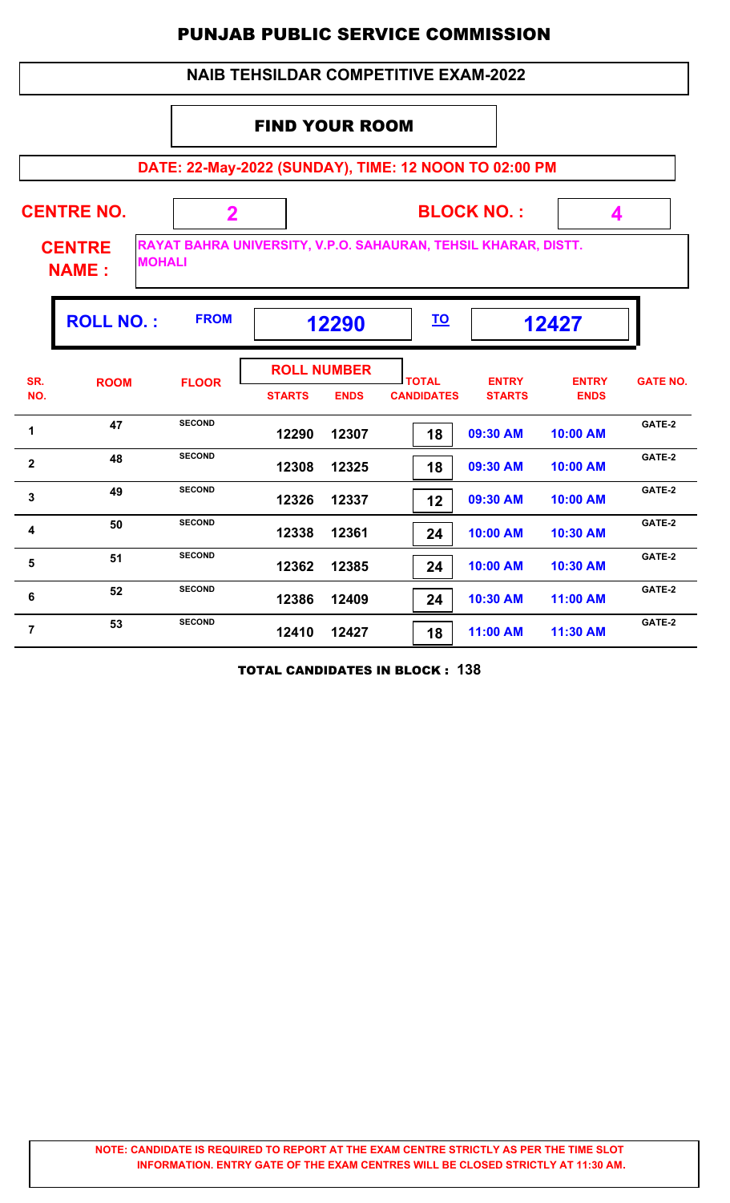# PUNJAB PUBLIC SERVICE COMMISSION

## NAIB TEHSILDAR COMPETITIVE EXAM-2022

### FIND YOUR ROOM

**DATE: 22-May-2022 (SUNDAY), TIME: 12 NOON TO 02:00 PM**

**CENTRE NO.** 2 **BLOCK NO. :** 4

**CENTRE NAME :** RAYAT BAHRA UNIVERSITY, V.P.O. SAHAURAN, TEHSIL KHARAR, DISTT. MOHALI

**ROLL NO. :** FROM 12290 TO 12427

| SR. NO. | ROOM | FLOOR | ROLL NUMBER STARTS | ROLL NUMBER ENDS | TOTAL CANDIDATES | ENTRY STARTS | ENTRY ENDS | GATE NO. |
|---|---|---|---|---|---|---|---|---|
| 1 | 47 | SECOND | 12290 | 12307 | 18 | 09:30 AM | 10:00 AM | GATE-2 |
| 2 | 48 | SECOND | 12308 | 12325 | 18 | 09:30 AM | 10:00 AM | GATE-2 |
| 3 | 49 | SECOND | 12326 | 12337 | 12 | 09:30 AM | 10:00 AM | GATE-2 |
| 4 | 50 | SECOND | 12338 | 12361 | 24 | 10:00 AM | 10:30 AM | GATE-2 |
| 5 | 51 | SECOND | 12362 | 12385 | 24 | 10:00 AM | 10:30 AM | GATE-2 |
| 6 | 52 | SECOND | 12386 | 12409 | 24 | 10:30 AM | 11:00 AM | GATE-2 |
| 7 | 53 | SECOND | 12410 | 12427 | 18 | 11:00 AM | 11:30 AM | GATE-2 |

**TOTAL CANDIDATES IN BLOCK : 138**

**NOTE: CANDIDATE IS REQUIRED TO REPORT AT THE EXAM CENTRE STRICTLY AS PER THE TIME SLOT INFORMATION. ENTRY GATE OF THE EXAM CENTRES WILL BE CLOSED STRICTLY AT 11:30 AM.**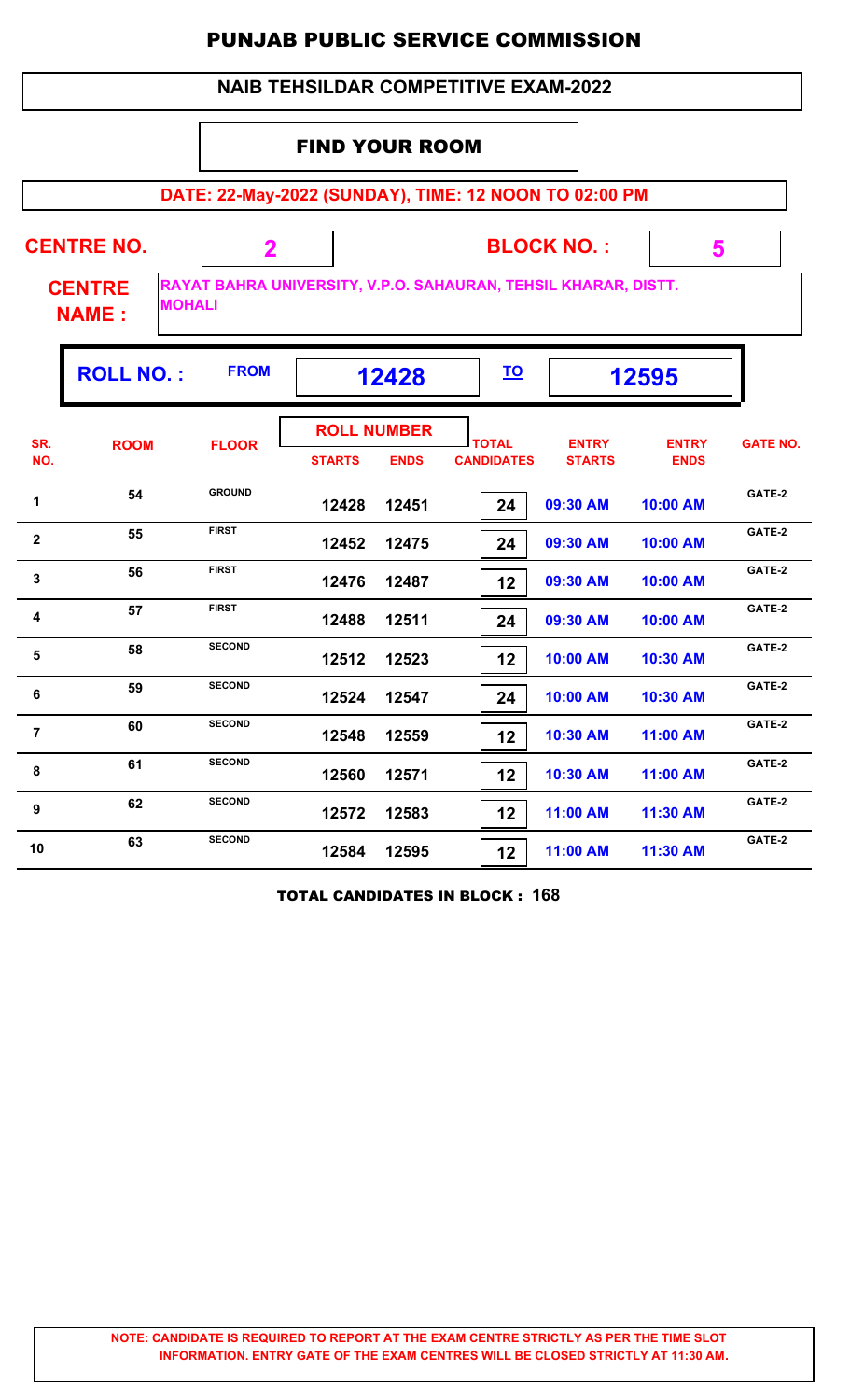# PUNJAB PUBLIC SERVICE COMMISSION

## NAIB TEHSILDAR COMPETITIVE EXAM-2022

### FIND YOUR ROOM

**DATE: 22-May-2022 (SUNDAY), TIME: 12 NOON TO 02:00 PM**

**CENTRE NO.** 2 **BLOCK NO. :** 5

**CENTRE NAME :** RAYAT BAHRA UNIVERSITY, V.P.O. SAHAURAN, TEHSIL KHARAR, DISTT. MOHALI

**ROLL NO. :** FROM **12428** TO **12595**

| SR. NO. | ROOM | FLOOR | ROLL NUMBER STARTS | ROLL NUMBER ENDS | TOTAL CANDIDATES | ENTRY STARTS | ENTRY ENDS | GATE NO. |
|---|---|---|---|---|---|---|---|---|
| 1 | 54 | GROUND | 12428 | 12451 | 24 | 09:30 AM | 10:00 AM | GATE-2 |
| 2 | 55 | FIRST | 12452 | 12475 | 24 | 09:30 AM | 10:00 AM | GATE-2 |
| 3 | 56 | FIRST | 12476 | 12487 | 12 | 09:30 AM | 10:00 AM | GATE-2 |
| 4 | 57 | FIRST | 12488 | 12511 | 24 | 09:30 AM | 10:00 AM | GATE-2 |
| 5 | 58 | SECOND | 12512 | 12523 | 12 | 10:00 AM | 10:30 AM | GATE-2 |
| 6 | 59 | SECOND | 12524 | 12547 | 24 | 10:00 AM | 10:30 AM | GATE-2 |
| 7 | 60 | SECOND | 12548 | 12559 | 12 | 10:30 AM | 11:00 AM | GATE-2 |
| 8 | 61 | SECOND | 12560 | 12571 | 12 | 10:30 AM | 11:00 AM | GATE-2 |
| 9 | 62 | SECOND | 12572 | 12583 | 12 | 11:00 AM | 11:30 AM | GATE-2 |
| 10 | 63 | SECOND | 12584 | 12595 | 12 | 11:00 AM | 11:30 AM | GATE-2 |

**TOTAL CANDIDATES IN BLOCK : 168**

**NOTE: CANDIDATE IS REQUIRED TO REPORT AT THE EXAM CENTRE STRICTLY AS PER THE TIME SLOT INFORMATION. ENTRY GATE OF THE EXAM CENTRES WILL BE CLOSED STRICTLY AT 11:30 AM.**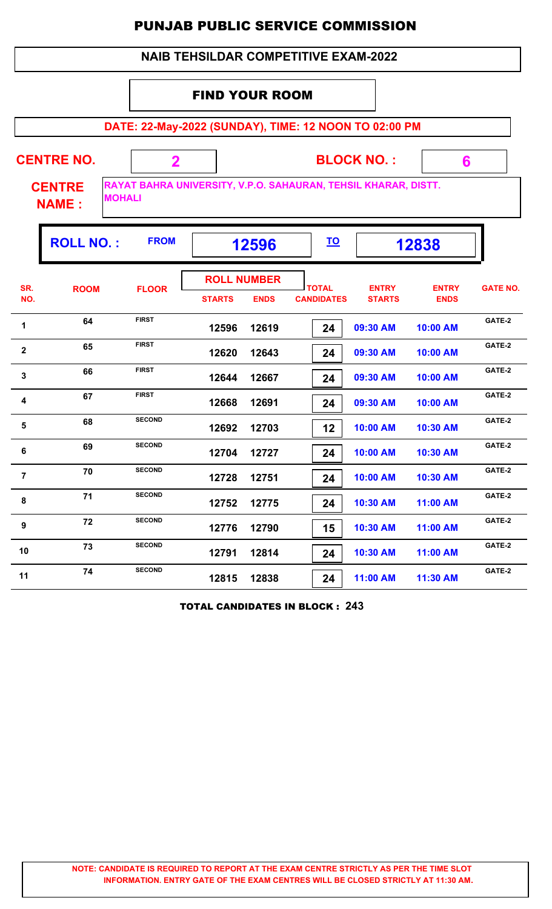# PUNJAB PUBLIC SERVICE COMMISSION

## NAIB TEHSILDAR COMPETITIVE EXAM-2022

### FIND YOUR ROOM

**DATE: 22-May-2022 (SUNDAY), TIME: 12 NOON TO 02:00 PM**

**CENTRE NO.** 2 **BLOCK NO. :** 6

**CENTRE NAME :** RAYAT BAHRA UNIVERSITY, V.P.O. SAHAURAN, TEHSIL KHARAR, DISTT. MOHALI

**ROLL NO. :** FROM **12596** TO **12838**

| SR. NO. | ROOM | FLOOR | ROLL NUMBER STARTS | ROLL NUMBER ENDS | TOTAL CANDIDATES | ENTRY STARTS | ENTRY ENDS | GATE NO. |
|---|---|---|---|---|---|---|---|---|
| 1 | 64 | FIRST | 12596 | 12619 | 24 | 09:30 AM | 10:00 AM | GATE-2 |
| 2 | 65 | FIRST | 12620 | 12643 | 24 | 09:30 AM | 10:00 AM | GATE-2 |
| 3 | 66 | FIRST | 12644 | 12667 | 24 | 09:30 AM | 10:00 AM | GATE-2 |
| 4 | 67 | FIRST | 12668 | 12691 | 24 | 09:30 AM | 10:00 AM | GATE-2 |
| 5 | 68 | SECOND | 12692 | 12703 | 12 | 10:00 AM | 10:30 AM | GATE-2 |
| 6 | 69 | SECOND | 12704 | 12727 | 24 | 10:00 AM | 10:30 AM | GATE-2 |
| 7 | 70 | SECOND | 12728 | 12751 | 24 | 10:00 AM | 10:30 AM | GATE-2 |
| 8 | 71 | SECOND | 12752 | 12775 | 24 | 10:30 AM | 11:00 AM | GATE-2 |
| 9 | 72 | SECOND | 12776 | 12790 | 15 | 10:30 AM | 11:00 AM | GATE-2 |
| 10 | 73 | SECOND | 12791 | 12814 | 24 | 10:30 AM | 11:00 AM | GATE-2 |
| 11 | 74 | SECOND | 12815 | 12838 | 24 | 11:00 AM | 11:30 AM | GATE-2 |

**TOTAL CANDIDATES IN BLOCK : 243**

**NOTE: CANDIDATE IS REQUIRED TO REPORT AT THE EXAM CENTRE STRICTLY AS PER THE TIME SLOT INFORMATION. ENTRY GATE OF THE EXAM CENTRES WILL BE CLOSED STRICTLY AT 11:30 AM.**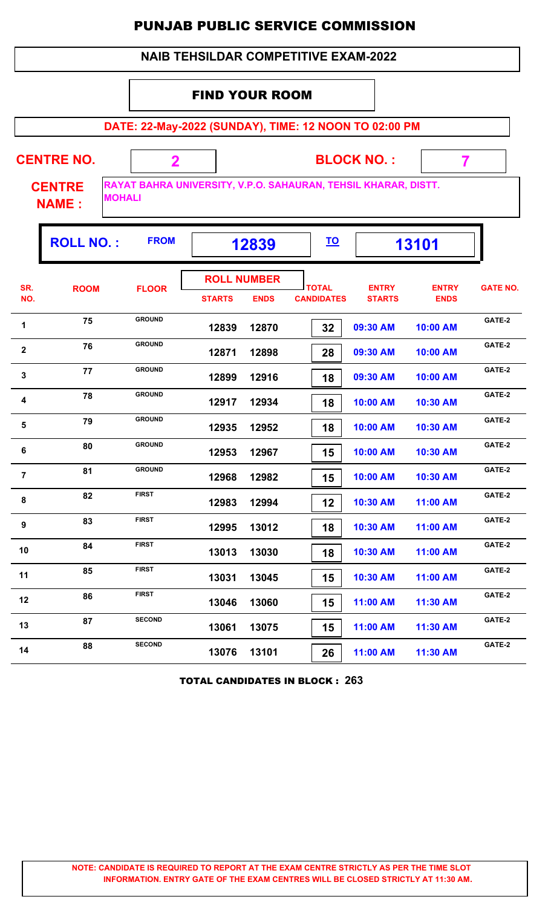# PUNJAB PUBLIC SERVICE COMMISSION

## NAIB TEHSILDAR COMPETITIVE EXAM-2022

### FIND YOUR ROOM

**DATE: 22-May-2022 (SUNDAY), TIME: 12 NOON TO 02:00 PM**

**CENTRE NO.** 2 **BLOCK NO. :** 7

**CENTRE NAME :** RAYAT BAHRA UNIVERSITY, V.P.O. SAHAURAN, TEHSIL KHARAR, DISTT. MOHALI

**ROLL NO. :** FROM 12839 TO 13101

| SR. NO. | ROOM | FLOOR | ROLL NUMBER STARTS | ROLL NUMBER ENDS | TOTAL CANDIDATES | ENTRY STARTS | ENTRY ENDS | GATE NO. |
|---|---|---|---|---|---|---|---|---|
| 1 | 75 | GROUND | 12839 | 12870 | 32 | 09:30 AM | 10:00 AM | GATE-2 |
| 2 | 76 | GROUND | 12871 | 12898 | 28 | 09:30 AM | 10:00 AM | GATE-2 |
| 3 | 77 | GROUND | 12899 | 12916 | 18 | 09:30 AM | 10:00 AM | GATE-2 |
| 4 | 78 | GROUND | 12917 | 12934 | 18 | 10:00 AM | 10:30 AM | GATE-2 |
| 5 | 79 | GROUND | 12935 | 12952 | 18 | 10:00 AM | 10:30 AM | GATE-2 |
| 6 | 80 | GROUND | 12953 | 12967 | 15 | 10:00 AM | 10:30 AM | GATE-2 |
| 7 | 81 | GROUND | 12968 | 12982 | 15 | 10:00 AM | 10:30 AM | GATE-2 |
| 8 | 82 | FIRST | 12983 | 12994 | 12 | 10:30 AM | 11:00 AM | GATE-2 |
| 9 | 83 | FIRST | 12995 | 13012 | 18 | 10:30 AM | 11:00 AM | GATE-2 |
| 10 | 84 | FIRST | 13013 | 13030 | 18 | 10:30 AM | 11:00 AM | GATE-2 |
| 11 | 85 | FIRST | 13031 | 13045 | 15 | 10:30 AM | 11:00 AM | GATE-2 |
| 12 | 86 | FIRST | 13046 | 13060 | 15 | 11:00 AM | 11:30 AM | GATE-2 |
| 13 | 87 | SECOND | 13061 | 13075 | 15 | 11:00 AM | 11:30 AM | GATE-2 |
| 14 | 88 | SECOND | 13076 | 13101 | 26 | 11:00 AM | 11:30 AM | GATE-2 |

**TOTAL CANDIDATES IN BLOCK : 263**

**NOTE: CANDIDATE IS REQUIRED TO REPORT AT THE EXAM CENTRE STRICTLY AS PER THE TIME SLOT INFORMATION. ENTRY GATE OF THE EXAM CENTRES WILL BE CLOSED STRICTLY AT 11:30 AM.**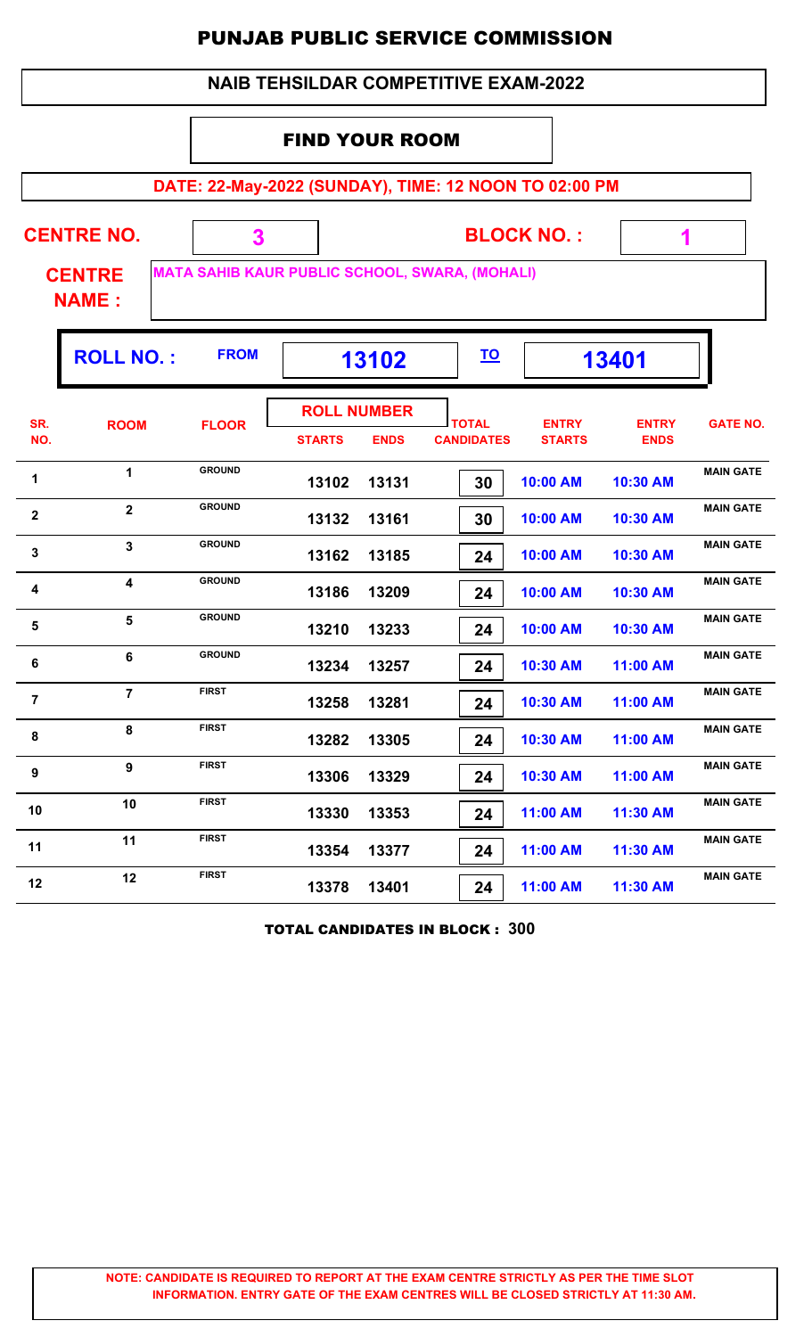# PUNJAB PUBLIC SERVICE COMMISSION

## NAIB TEHSILDAR COMPETITIVE EXAM-2022

### FIND YOUR ROOM

**DATE: 22-May-2022 (SUNDAY), TIME: 12 NOON TO 02:00 PM**

**CENTRE NO.** 3 **BLOCK NO. :** 1

**CENTRE NAME :** MATA SAHIB KAUR PUBLIC SCHOOL, SWARA, (MOHALI)

**ROLL NO. :** FROM **13102** TO **13401**

| SR. NO. | ROOM | FLOOR | ROLL NUMBER STARTS | ROLL NUMBER ENDS | TOTAL CANDIDATES | ENTRY STARTS | ENTRY ENDS | GATE NO. |
|---|---|---|---|---|---|---|---|---|
| 1 | 1 | GROUND | 13102 | 13131 | 30 | 10:00 AM | 10:30 AM | MAIN GATE |
| 2 | 2 | GROUND | 13132 | 13161 | 30 | 10:00 AM | 10:30 AM | MAIN GATE |
| 3 | 3 | GROUND | 13162 | 13185 | 24 | 10:00 AM | 10:30 AM | MAIN GATE |
| 4 | 4 | GROUND | 13186 | 13209 | 24 | 10:00 AM | 10:30 AM | MAIN GATE |
| 5 | 5 | GROUND | 13210 | 13233 | 24 | 10:00 AM | 10:30 AM | MAIN GATE |
| 6 | 6 | GROUND | 13234 | 13257 | 24 | 10:30 AM | 11:00 AM | MAIN GATE |
| 7 | 7 | FIRST | 13258 | 13281 | 24 | 10:30 AM | 11:00 AM | MAIN GATE |
| 8 | 8 | FIRST | 13282 | 13305 | 24 | 10:30 AM | 11:00 AM | MAIN GATE |
| 9 | 9 | FIRST | 13306 | 13329 | 24 | 10:30 AM | 11:00 AM | MAIN GATE |
| 10 | 10 | FIRST | 13330 | 13353 | 24 | 11:00 AM | 11:30 AM | MAIN GATE |
| 11 | 11 | FIRST | 13354 | 13377 | 24 | 11:00 AM | 11:30 AM | MAIN GATE |
| 12 | 12 | FIRST | 13378 | 13401 | 24 | 11:00 AM | 11:30 AM | MAIN GATE |

**TOTAL CANDIDATES IN BLOCK : 300**

**NOTE: CANDIDATE IS REQUIRED TO REPORT AT THE EXAM CENTRE STRICTLY AS PER THE TIME SLOT INFORMATION. ENTRY GATE OF THE EXAM CENTRES WILL BE CLOSED STRICTLY AT 11:30 AM.**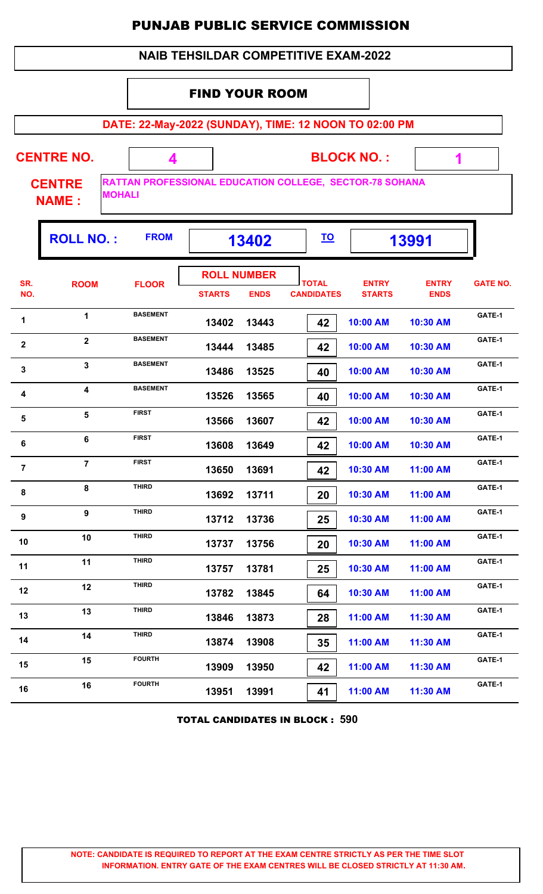# PUNJAB PUBLIC SERVICE COMMISSION

## NAIB TEHSILDAR COMPETITIVE EXAM-2022

### FIND YOUR ROOM

**DATE: 22-May-2022 (SUNDAY), TIME: 12 NOON TO 02:00 PM**

**CENTRE NO.** 4 **BLOCK NO. :** 1

**CENTRE NAME :** RATTAN PROFESSIONAL EDUCATION COLLEGE, SECTOR-78 SOHANA MOHALI

**ROLL NO. :** FROM **13402** TO **13991**

| SR. NO. | ROOM | FLOOR | ROLL NUMBER STARTS | ROLL NUMBER ENDS | TOTAL CANDIDATES | ENTRY STARTS | ENTRY ENDS | GATE NO. |
|---|---|---|---|---|---|---|---|---|
| 1 | 1 | BASEMENT | 13402 | 13443 | 42 | 10:00 AM | 10:30 AM | GATE-1 |
| 2 | 2 | BASEMENT | 13444 | 13485 | 42 | 10:00 AM | 10:30 AM | GATE-1 |
| 3 | 3 | BASEMENT | 13486 | 13525 | 40 | 10:00 AM | 10:30 AM | GATE-1 |
| 4 | 4 | BASEMENT | 13526 | 13565 | 40 | 10:00 AM | 10:30 AM | GATE-1 |
| 5 | 5 | FIRST | 13566 | 13607 | 42 | 10:00 AM | 10:30 AM | GATE-1 |
| 6 | 6 | FIRST | 13608 | 13649 | 42 | 10:00 AM | 10:30 AM | GATE-1 |
| 7 | 7 | FIRST | 13650 | 13691 | 42 | 10:30 AM | 11:00 AM | GATE-1 |
| 8 | 8 | THIRD | 13692 | 13711 | 20 | 10:30 AM | 11:00 AM | GATE-1 |
| 9 | 9 | THIRD | 13712 | 13736 | 25 | 10:30 AM | 11:00 AM | GATE-1 |
| 10 | 10 | THIRD | 13737 | 13756 | 20 | 10:30 AM | 11:00 AM | GATE-1 |
| 11 | 11 | THIRD | 13757 | 13781 | 25 | 10:30 AM | 11:00 AM | GATE-1 |
| 12 | 12 | THIRD | 13782 | 13845 | 64 | 10:30 AM | 11:00 AM | GATE-1 |
| 13 | 13 | THIRD | 13846 | 13873 | 28 | 11:00 AM | 11:30 AM | GATE-1 |
| 14 | 14 | THIRD | 13874 | 13908 | 35 | 11:00 AM | 11:30 AM | GATE-1 |
| 15 | 15 | FOURTH | 13909 | 13950 | 42 | 11:00 AM | 11:30 AM | GATE-1 |
| 16 | 16 | FOURTH | 13951 | 13991 | 41 | 11:00 AM | 11:30 AM | GATE-1 |

**TOTAL CANDIDATES IN BLOCK : 590**

**NOTE: CANDIDATE IS REQUIRED TO REPORT AT THE EXAM CENTRE STRICTLY AS PER THE TIME SLOT INFORMATION. ENTRY GATE OF THE EXAM CENTRES WILL BE CLOSED STRICTLY AT 11:30 AM.**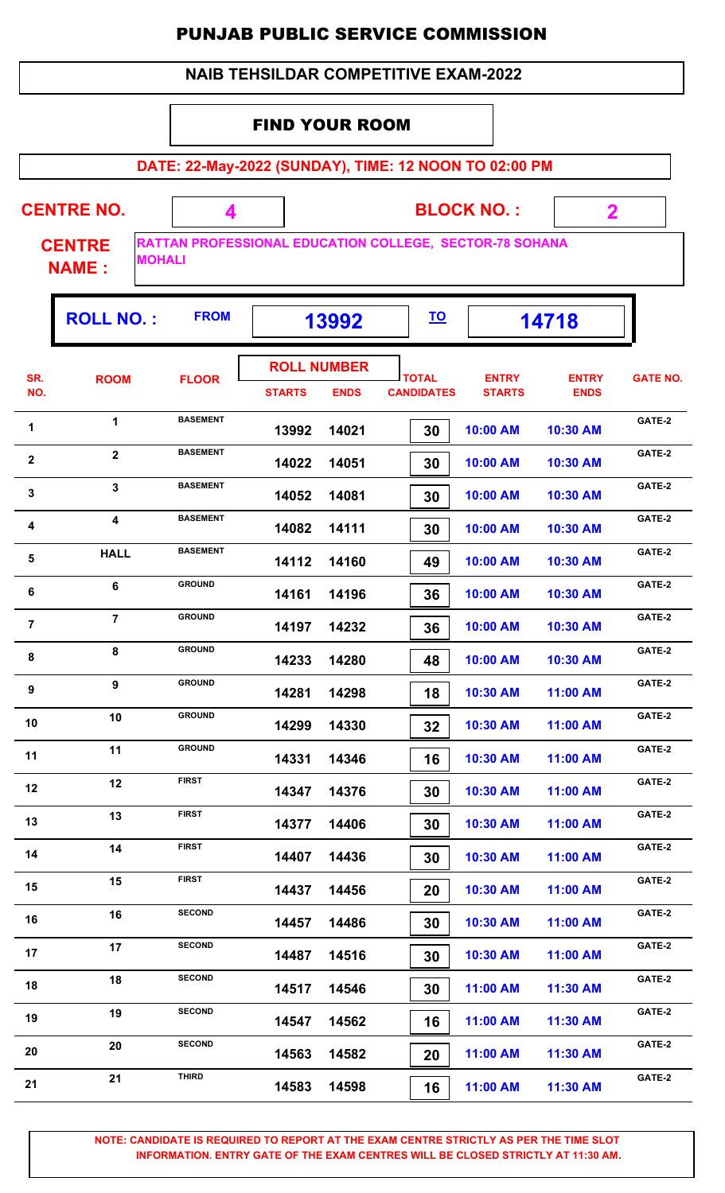# PUNJAB PUBLIC SERVICE COMMISSION

## NAIB TEHSILDAR COMPETITIVE EXAM-2022

### FIND YOUR ROOM

**DATE: 22-May-2022 (SUNDAY), TIME: 12 NOON TO 02:00 PM**

**CENTRE NO.** 4 **BLOCK NO. :** 2

**CENTRE NAME :** RATTAN PROFESSIONAL EDUCATION COLLEGE, SECTOR-78 SOHANA MOHALI

**ROLL NO. :** FROM 13992 TO 14718

| SR. NO. | ROOM | FLOOR | ROLL NUMBER | | TOTAL CANDIDATES | ENTRY STARTS | ENTRY ENDS | GATE NO. |
|---|---|---|---|---|---|---|---|---|
| | | | STARTS | ENDS | | | | |
| 1 | 1 | BASEMENT | 13992 | 14021 | 30 | 10:00 AM | 10:30 AM | GATE-2 |
| 2 | 2 | BASEMENT | 14022 | 14051 | 30 | 10:00 AM | 10:30 AM | GATE-2 |
| 3 | 3 | BASEMENT | 14052 | 14081 | 30 | 10:00 AM | 10:30 AM | GATE-2 |
| 4 | 4 | BASEMENT | 14082 | 14111 | 30 | 10:00 AM | 10:30 AM | GATE-2 |
| 5 | HALL | BASEMENT | 14112 | 14160 | 49 | 10:00 AM | 10:30 AM | GATE-2 |
| 6 | 6 | GROUND | 14161 | 14196 | 36 | 10:00 AM | 10:30 AM | GATE-2 |
| 7 | 7 | GROUND | 14197 | 14232 | 36 | 10:00 AM | 10:30 AM | GATE-2 |
| 8 | 8 | GROUND | 14233 | 14280 | 48 | 10:00 AM | 10:30 AM | GATE-2 |
| 9 | 9 | GROUND | 14281 | 14298 | 18 | 10:30 AM | 11:00 AM | GATE-2 |
| 10 | 10 | GROUND | 14299 | 14330 | 32 | 10:30 AM | 11:00 AM | GATE-2 |
| 11 | 11 | GROUND | 14331 | 14346 | 16 | 10:30 AM | 11:00 AM | GATE-2 |
| 12 | 12 | FIRST | 14347 | 14376 | 30 | 10:30 AM | 11:00 AM | GATE-2 |
| 13 | 13 | FIRST | 14377 | 14406 | 30 | 10:30 AM | 11:00 AM | GATE-2 |
| 14 | 14 | FIRST | 14407 | 14436 | 30 | 10:30 AM | 11:00 AM | GATE-2 |
| 15 | 15 | FIRST | 14437 | 14456 | 20 | 10:30 AM | 11:00 AM | GATE-2 |
| 16 | 16 | SECOND | 14457 | 14486 | 30 | 10:30 AM | 11:00 AM | GATE-2 |
| 17 | 17 | SECOND | 14487 | 14516 | 30 | 10:30 AM | 11:00 AM | GATE-2 |
| 18 | 18 | SECOND | 14517 | 14546 | 30 | 11:00 AM | 11:30 AM | GATE-2 |
| 19 | 19 | SECOND | 14547 | 14562 | 16 | 11:00 AM | 11:30 AM | GATE-2 |
| 20 | 20 | SECOND | 14563 | 14582 | 20 | 11:00 AM | 11:30 AM | GATE-2 |
| 21 | 21 | THIRD | 14583 | 14598 | 16 | 11:00 AM | 11:30 AM | GATE-2 |

**NOTE: CANDIDATE IS REQUIRED TO REPORT AT THE EXAM CENTRE STRICTLY AS PER THE TIME SLOT INFORMATION. ENTRY GATE OF THE EXAM CENTRES WILL BE CLOSED STRICTLY AT 11:30 AM.**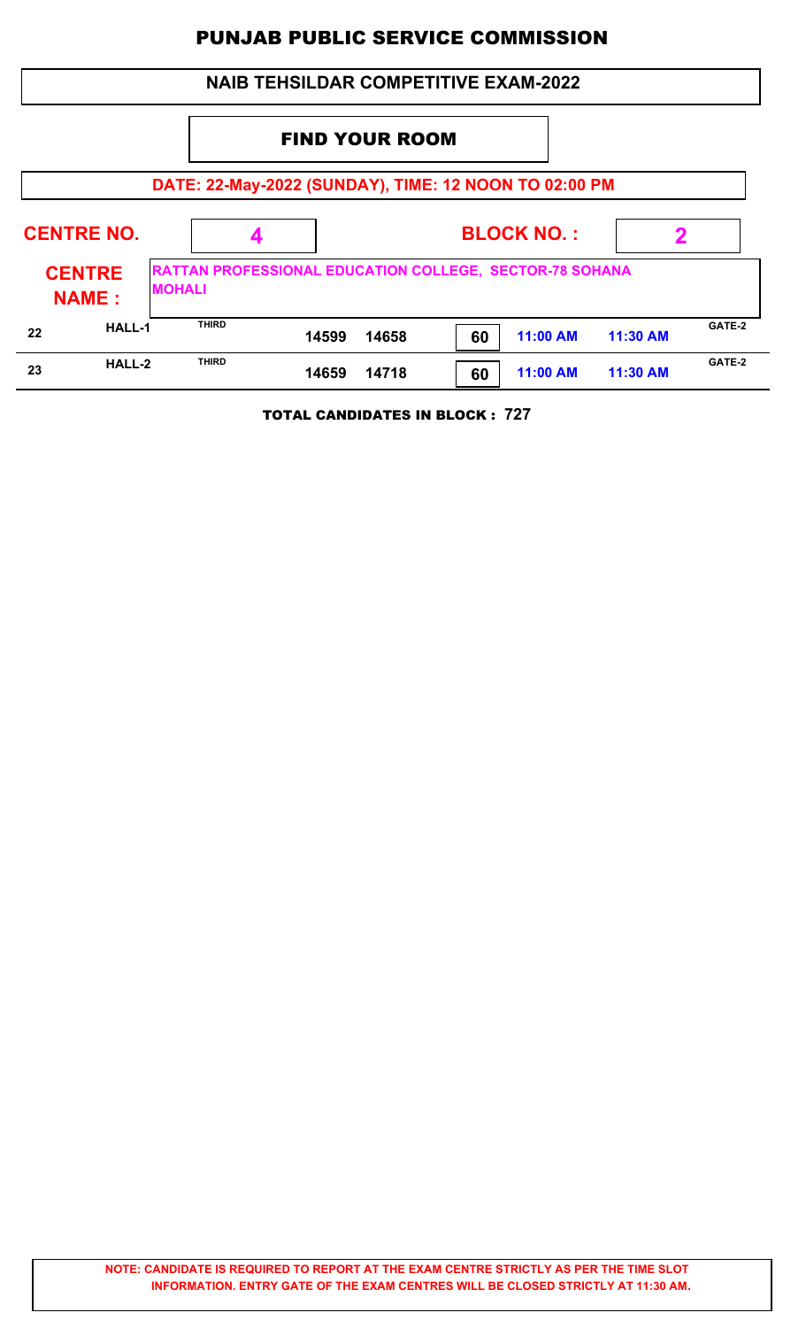# PUNJAB PUBLIC SERVICE COMMISSION

## NAIB TEHSILDAR COMPETITIVE EXAM-2022

### FIND YOUR ROOM

**DATE: 22-May-2022 (SUNDAY), TIME: 12 NOON TO 02:00 PM**

**CENTRE NO.** 4 **BLOCK NO. :** 2

**CENTRE NAME :** RATTAN PROFESSIONAL EDUCATION COLLEGE, SECTOR-78 SOHANA MOHALI

| | | | | | | | | |
|---|---|---|---|---|---|---|---|---|
| 22 | HALL-1 | THIRD | 14599 | 14658 | 60 | 11:00 AM | 11:30 AM | GATE-2 |
| 23 | HALL-2 | THIRD | 14659 | 14718 | 60 | 11:00 AM | 11:30 AM | GATE-2 |

**TOTAL CANDIDATES IN BLOCK : 727**

**NOTE: CANDIDATE IS REQUIRED TO REPORT AT THE EXAM CENTRE STRICTLY AS PER THE TIME SLOT INFORMATION. ENTRY GATE OF THE EXAM CENTRES WILL BE CLOSED STRICTLY AT 11:30 AM.**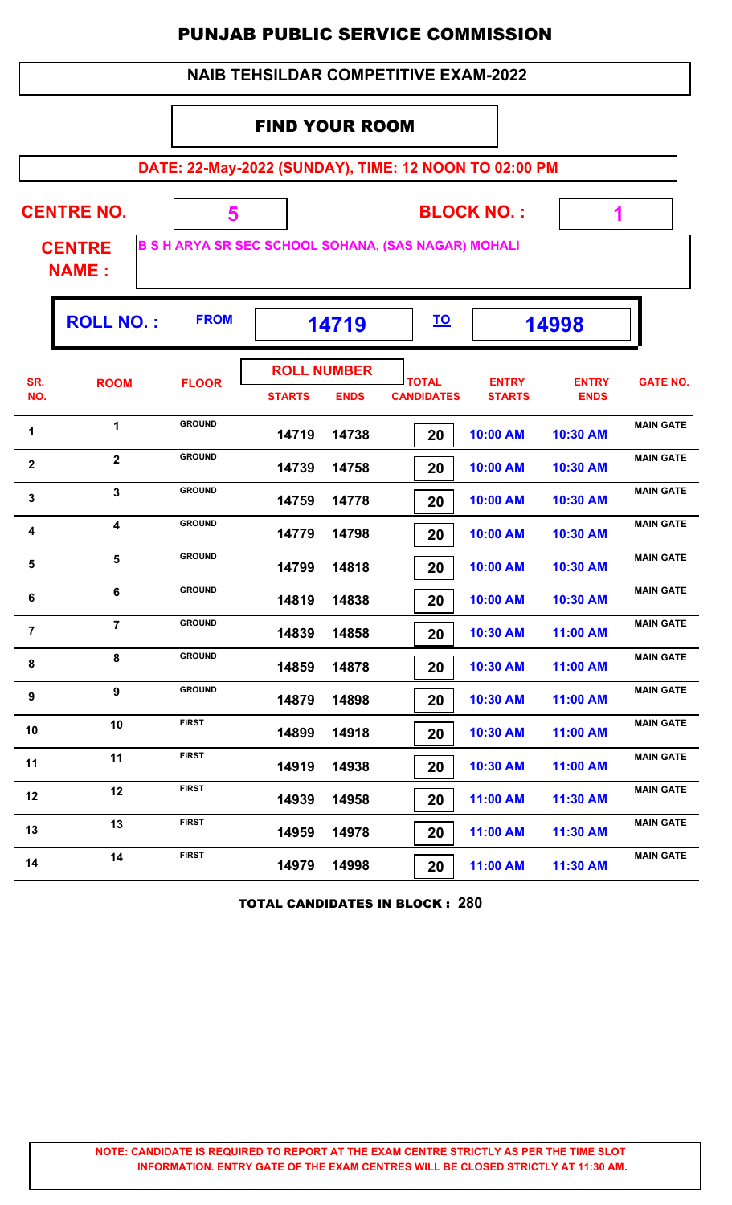# PUNJAB PUBLIC SERVICE COMMISSION

## NAIB TEHSILDAR COMPETITIVE EXAM-2022

### FIND YOUR ROOM

**DATE: 22-May-2022 (SUNDAY), TIME: 12 NOON TO 02:00 PM**

**CENTRE NO.** 5 **BLOCK NO. :** 1

**CENTRE NAME :** B S H ARYA SR SEC SCHOOL SOHANA, (SAS NAGAR) MOHALI

**ROLL NO. :** FROM 14719 TO 14998

| SR. NO. | ROOM | FLOOR | ROLL NUMBER STARTS | ROLL NUMBER ENDS | TOTAL CANDIDATES | ENTRY STARTS | ENTRY ENDS | GATE NO. |
|---|---|---|---|---|---|---|---|---|
| 1 | 1 | GROUND | 14719 | 14738 | 20 | 10:00 AM | 10:30 AM | MAIN GATE |
| 2 | 2 | GROUND | 14739 | 14758 | 20 | 10:00 AM | 10:30 AM | MAIN GATE |
| 3 | 3 | GROUND | 14759 | 14778 | 20 | 10:00 AM | 10:30 AM | MAIN GATE |
| 4 | 4 | GROUND | 14779 | 14798 | 20 | 10:00 AM | 10:30 AM | MAIN GATE |
| 5 | 5 | GROUND | 14799 | 14818 | 20 | 10:00 AM | 10:30 AM | MAIN GATE |
| 6 | 6 | GROUND | 14819 | 14838 | 20 | 10:00 AM | 10:30 AM | MAIN GATE |
| 7 | 7 | GROUND | 14839 | 14858 | 20 | 10:30 AM | 11:00 AM | MAIN GATE |
| 8 | 8 | GROUND | 14859 | 14878 | 20 | 10:30 AM | 11:00 AM | MAIN GATE |
| 9 | 9 | GROUND | 14879 | 14898 | 20 | 10:30 AM | 11:00 AM | MAIN GATE |
| 10 | 10 | FIRST | 14899 | 14918 | 20 | 10:30 AM | 11:00 AM | MAIN GATE |
| 11 | 11 | FIRST | 14919 | 14938 | 20 | 10:30 AM | 11:00 AM | MAIN GATE |
| 12 | 12 | FIRST | 14939 | 14958 | 20 | 11:00 AM | 11:30 AM | MAIN GATE |
| 13 | 13 | FIRST | 14959 | 14978 | 20 | 11:00 AM | 11:30 AM | MAIN GATE |
| 14 | 14 | FIRST | 14979 | 14998 | 20 | 11:00 AM | 11:30 AM | MAIN GATE |

**TOTAL CANDIDATES IN BLOCK : 280**

**NOTE: CANDIDATE IS REQUIRED TO REPORT AT THE EXAM CENTRE STRICTLY AS PER THE TIME SLOT INFORMATION. ENTRY GATE OF THE EXAM CENTRES WILL BE CLOSED STRICTLY AT 11:30 AM.**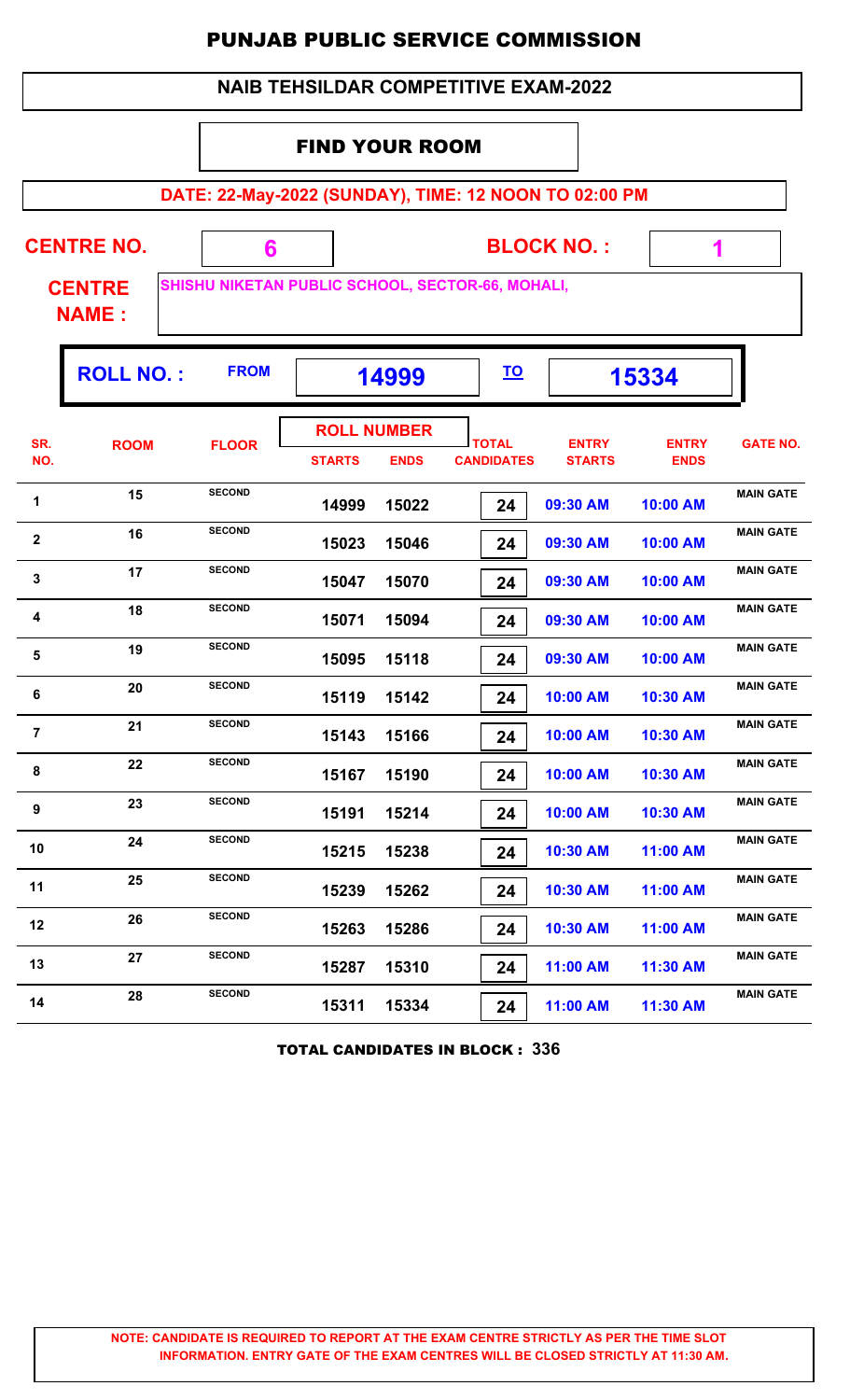# PUNJAB PUBLIC SERVICE COMMISSION

## NAIB TEHSILDAR COMPETITIVE EXAM-2022

### FIND YOUR ROOM

**DATE: 22-May-2022 (SUNDAY), TIME: 12 NOON TO 02:00 PM**

**CENTRE NO.** 6 **BLOCK NO. :** 1

**CENTRE NAME :** SHISHU NIKETAN PUBLIC SCHOOL, SECTOR-66, MOHALI,

**ROLL NO. :** FROM 14999 TO 15334

| SR. NO. | ROOM | FLOOR | ROLL NUMBER STARTS | ROLL NUMBER ENDS | TOTAL CANDIDATES | ENTRY STARTS | ENTRY ENDS | GATE NO. |
|---|---|---|---|---|---|---|---|---|
| 1 | 15 | SECOND | 14999 | 15022 | 24 | 09:30 AM | 10:00 AM | MAIN GATE |
| 2 | 16 | SECOND | 15023 | 15046 | 24 | 09:30 AM | 10:00 AM | MAIN GATE |
| 3 | 17 | SECOND | 15047 | 15070 | 24 | 09:30 AM | 10:00 AM | MAIN GATE |
| 4 | 18 | SECOND | 15071 | 15094 | 24 | 09:30 AM | 10:00 AM | MAIN GATE |
| 5 | 19 | SECOND | 15095 | 15118 | 24 | 09:30 AM | 10:00 AM | MAIN GATE |
| 6 | 20 | SECOND | 15119 | 15142 | 24 | 10:00 AM | 10:30 AM | MAIN GATE |
| 7 | 21 | SECOND | 15143 | 15166 | 24 | 10:00 AM | 10:30 AM | MAIN GATE |
| 8 | 22 | SECOND | 15167 | 15190 | 24 | 10:00 AM | 10:30 AM | MAIN GATE |
| 9 | 23 | SECOND | 15191 | 15214 | 24 | 10:00 AM | 10:30 AM | MAIN GATE |
| 10 | 24 | SECOND | 15215 | 15238 | 24 | 10:30 AM | 11:00 AM | MAIN GATE |
| 11 | 25 | SECOND | 15239 | 15262 | 24 | 10:30 AM | 11:00 AM | MAIN GATE |
| 12 | 26 | SECOND | 15263 | 15286 | 24 | 10:30 AM | 11:00 AM | MAIN GATE |
| 13 | 27 | SECOND | 15287 | 15310 | 24 | 11:00 AM | 11:30 AM | MAIN GATE |
| 14 | 28 | SECOND | 15311 | 15334 | 24 | 11:00 AM | 11:30 AM | MAIN GATE |

**TOTAL CANDIDATES IN BLOCK : 336**

**NOTE: CANDIDATE IS REQUIRED TO REPORT AT THE EXAM CENTRE STRICTLY AS PER THE TIME SLOT INFORMATION. ENTRY GATE OF THE EXAM CENTRES WILL BE CLOSED STRICTLY AT 11:30 AM.**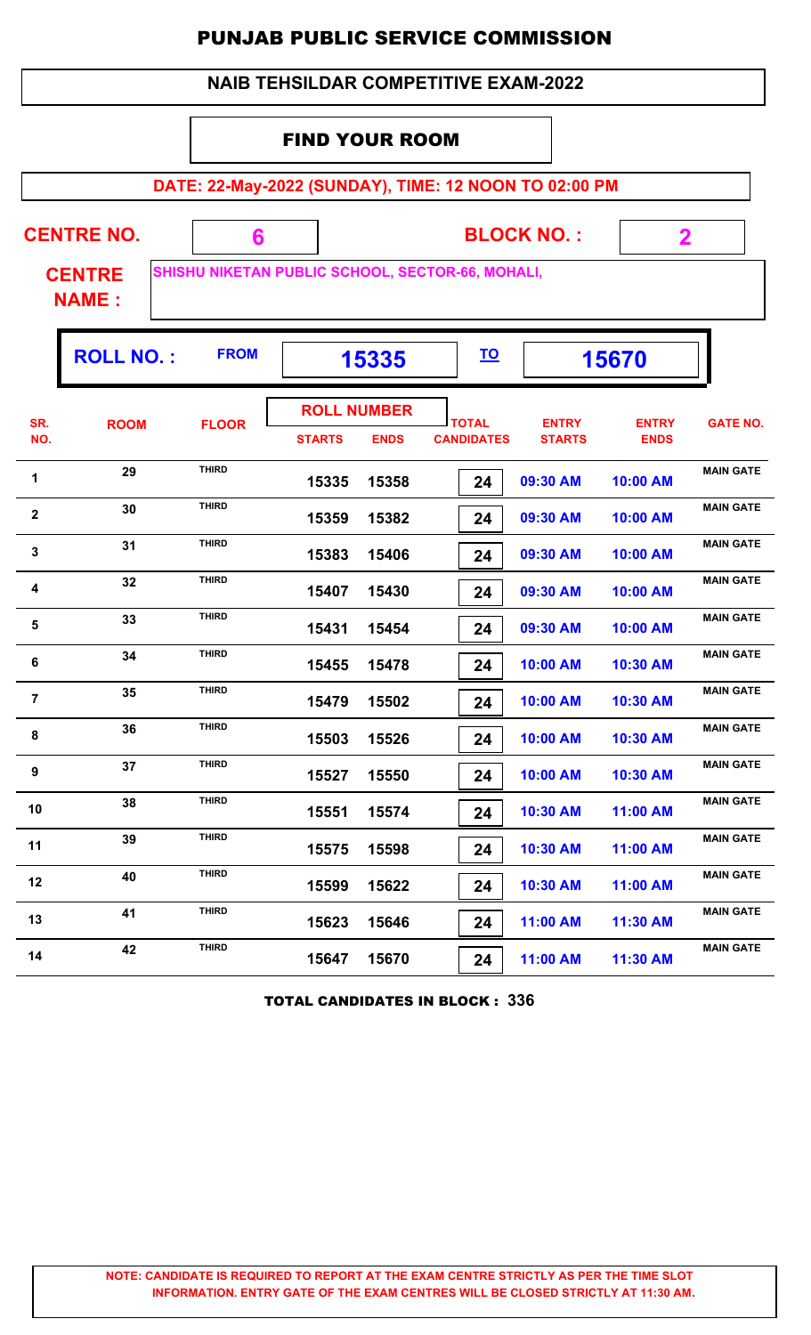# PUNJAB PUBLIC SERVICE COMMISSION

## NAIB TEHSILDAR COMPETITIVE EXAM-2022

### FIND YOUR ROOM

**DATE: 22-May-2022 (SUNDAY), TIME: 12 NOON TO 02:00 PM**

**CENTRE NO.** 6 **BLOCK NO. :** 2

**CENTRE NAME :** SHISHU NIKETAN PUBLIC SCHOOL, SECTOR-66, MOHALI,

**ROLL NO. :** FROM 15335 TO 15670

| SR. NO. | ROOM | FLOOR | ROLL NUMBER STARTS | ROLL NUMBER ENDS | TOTAL CANDIDATES | ENTRY STARTS | ENTRY ENDS | GATE NO. |
|---|---|---|---|---|---|---|---|---|
| 1 | 29 | THIRD | 15335 | 15358 | 24 | 09:30 AM | 10:00 AM | MAIN GATE |
| 2 | 30 | THIRD | 15359 | 15382 | 24 | 09:30 AM | 10:00 AM | MAIN GATE |
| 3 | 31 | THIRD | 15383 | 15406 | 24 | 09:30 AM | 10:00 AM | MAIN GATE |
| 4 | 32 | THIRD | 15407 | 15430 | 24 | 09:30 AM | 10:00 AM | MAIN GATE |
| 5 | 33 | THIRD | 15431 | 15454 | 24 | 09:30 AM | 10:00 AM | MAIN GATE |
| 6 | 34 | THIRD | 15455 | 15478 | 24 | 10:00 AM | 10:30 AM | MAIN GATE |
| 7 | 35 | THIRD | 15479 | 15502 | 24 | 10:00 AM | 10:30 AM | MAIN GATE |
| 8 | 36 | THIRD | 15503 | 15526 | 24 | 10:00 AM | 10:30 AM | MAIN GATE |
| 9 | 37 | THIRD | 15527 | 15550 | 24 | 10:00 AM | 10:30 AM | MAIN GATE |
| 10 | 38 | THIRD | 15551 | 15574 | 24 | 10:30 AM | 11:00 AM | MAIN GATE |
| 11 | 39 | THIRD | 15575 | 15598 | 24 | 10:30 AM | 11:00 AM | MAIN GATE |
| 12 | 40 | THIRD | 15599 | 15622 | 24 | 10:30 AM | 11:00 AM | MAIN GATE |
| 13 | 41 | THIRD | 15623 | 15646 | 24 | 11:00 AM | 11:30 AM | MAIN GATE |
| 14 | 42 | THIRD | 15647 | 15670 | 24 | 11:00 AM | 11:30 AM | MAIN GATE |

**TOTAL CANDIDATES IN BLOCK : 336**

**NOTE: CANDIDATE IS REQUIRED TO REPORT AT THE EXAM CENTRE STRICTLY AS PER THE TIME SLOT INFORMATION. ENTRY GATE OF THE EXAM CENTRES WILL BE CLOSED STRICTLY AT 11:30 AM.**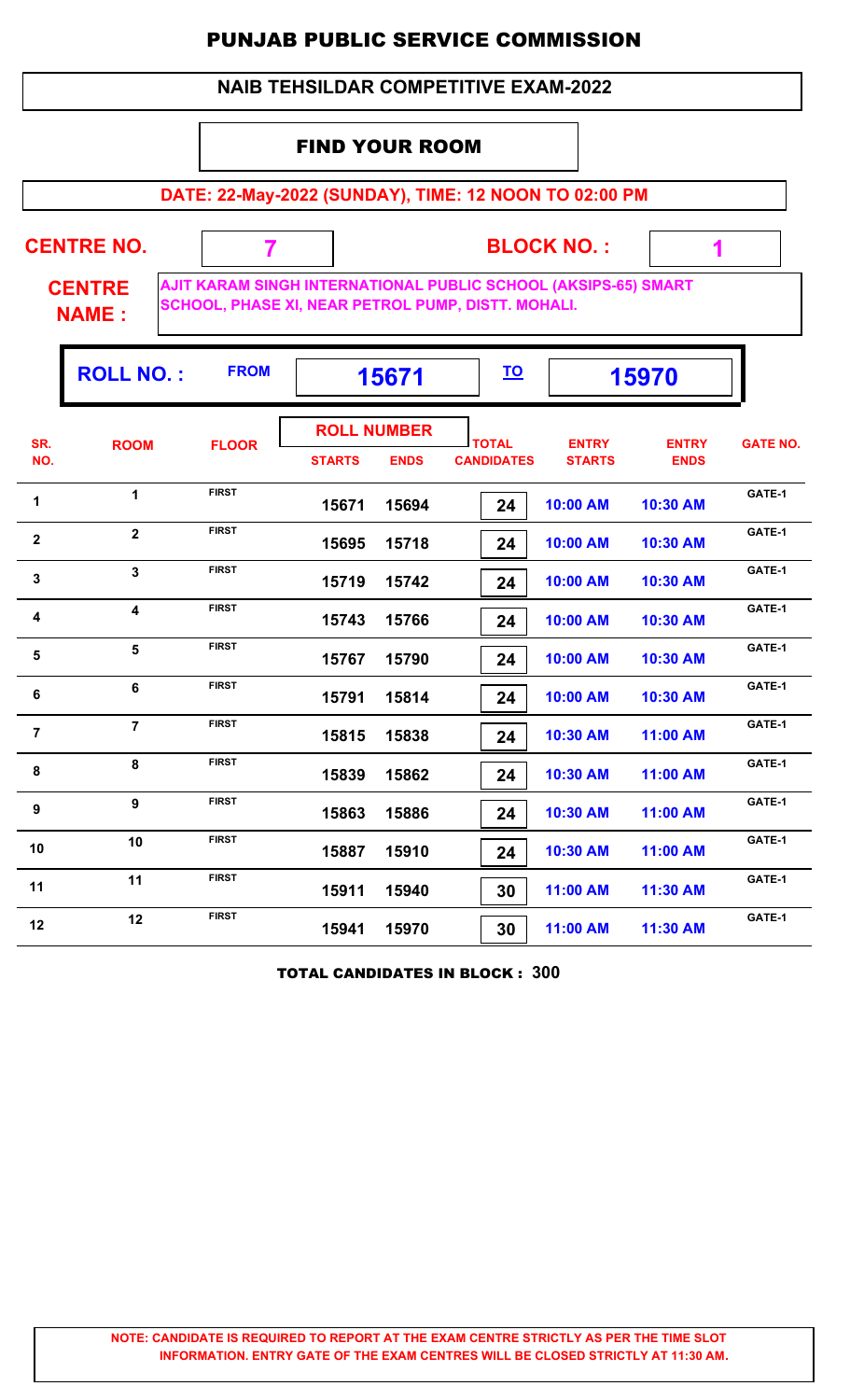# PUNJAB PUBLIC SERVICE COMMISSION

## NAIB TEHSILDAR COMPETITIVE EXAM-2022

### FIND YOUR ROOM

**DATE: 22-May-2022 (SUNDAY), TIME: 12 NOON TO 02:00 PM**

**CENTRE NO.** 7 **BLOCK NO. :** 1

**CENTRE NAME :** AJIT KARAM SINGH INTERNATIONAL PUBLIC SCHOOL (AKSIPS-65) SMART SCHOOL, PHASE XI, NEAR PETROL PUMP, DISTT. MOHALI.

**ROLL NO. :** FROM 15671 TO 15970

| SR. NO. | ROOM | FLOOR | ROLL NUMBER STARTS | ROLL NUMBER ENDS | TOTAL CANDIDATES | ENTRY STARTS | ENTRY ENDS | GATE NO. |
|---|---|---|---|---|---|---|---|---|
| 1 | 1 | FIRST | 15671 | 15694 | 24 | 10:00 AM | 10:30 AM | GATE-1 |
| 2 | 2 | FIRST | 15695 | 15718 | 24 | 10:00 AM | 10:30 AM | GATE-1 |
| 3 | 3 | FIRST | 15719 | 15742 | 24 | 10:00 AM | 10:30 AM | GATE-1 |
| 4 | 4 | FIRST | 15743 | 15766 | 24 | 10:00 AM | 10:30 AM | GATE-1 |
| 5 | 5 | FIRST | 15767 | 15790 | 24 | 10:00 AM | 10:30 AM | GATE-1 |
| 6 | 6 | FIRST | 15791 | 15814 | 24 | 10:00 AM | 10:30 AM | GATE-1 |
| 7 | 7 | FIRST | 15815 | 15838 | 24 | 10:30 AM | 11:00 AM | GATE-1 |
| 8 | 8 | FIRST | 15839 | 15862 | 24 | 10:30 AM | 11:00 AM | GATE-1 |
| 9 | 9 | FIRST | 15863 | 15886 | 24 | 10:30 AM | 11:00 AM | GATE-1 |
| 10 | 10 | FIRST | 15887 | 15910 | 24 | 10:30 AM | 11:00 AM | GATE-1 |
| 11 | 11 | FIRST | 15911 | 15940 | 30 | 11:00 AM | 11:30 AM | GATE-1 |
| 12 | 12 | FIRST | 15941 | 15970 | 30 | 11:00 AM | 11:30 AM | GATE-1 |

**TOTAL CANDIDATES IN BLOCK : 300**

**NOTE: CANDIDATE IS REQUIRED TO REPORT AT THE EXAM CENTRE STRICTLY AS PER THE TIME SLOT INFORMATION. ENTRY GATE OF THE EXAM CENTRES WILL BE CLOSED STRICTLY AT 11:30 AM.**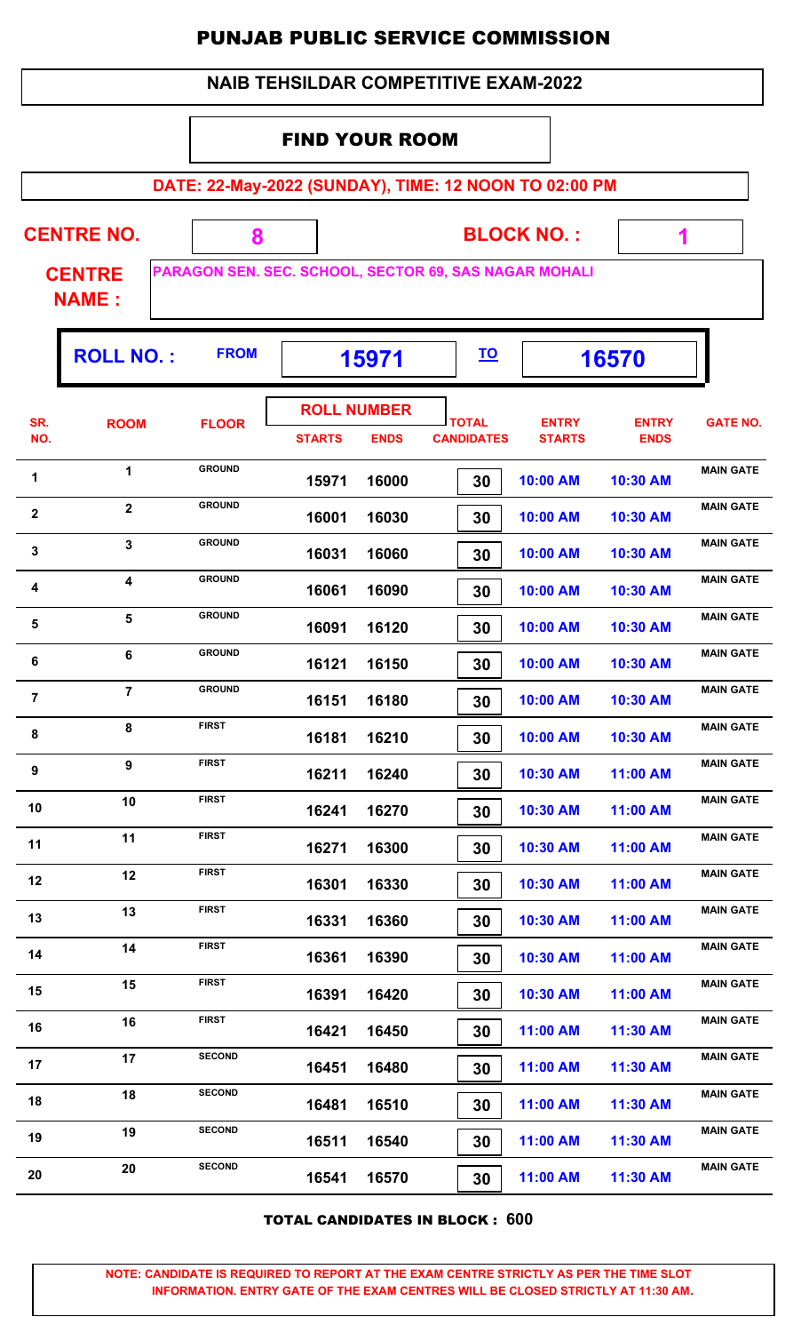# PUNJAB PUBLIC SERVICE COMMISSION

## NAIB TEHSILDAR COMPETITIVE EXAM-2022

### FIND YOUR ROOM

**DATE: 22-May-2022 (SUNDAY), TIME: 12 NOON TO 02:00 PM**

**CENTRE NO.** 8 **BLOCK NO. :** 1

**CENTRE NAME :** PARAGON SEN. SEC. SCHOOL, SECTOR 69, SAS NAGAR MOHALI

**ROLL NO. :** FROM 15971 TO 16570

| SR. NO. | ROOM | FLOOR | ROLL NUMBER STARTS | ROLL NUMBER ENDS | TOTAL CANDIDATES | ENTRY STARTS | ENTRY ENDS | GATE NO. |
|---|---|---|---|---|---|---|---|---|
| 1 | 1 | GROUND | 15971 | 16000 | 30 | 10:00 AM | 10:30 AM | MAIN GATE |
| 2 | 2 | GROUND | 16001 | 16030 | 30 | 10:00 AM | 10:30 AM | MAIN GATE |
| 3 | 3 | GROUND | 16031 | 16060 | 30 | 10:00 AM | 10:30 AM | MAIN GATE |
| 4 | 4 | GROUND | 16061 | 16090 | 30 | 10:00 AM | 10:30 AM | MAIN GATE |
| 5 | 5 | GROUND | 16091 | 16120 | 30 | 10:00 AM | 10:30 AM | MAIN GATE |
| 6 | 6 | GROUND | 16121 | 16150 | 30 | 10:00 AM | 10:30 AM | MAIN GATE |
| 7 | 7 | GROUND | 16151 | 16180 | 30 | 10:00 AM | 10:30 AM | MAIN GATE |
| 8 | 8 | FIRST | 16181 | 16210 | 30 | 10:00 AM | 10:30 AM | MAIN GATE |
| 9 | 9 | FIRST | 16211 | 16240 | 30 | 10:30 AM | 11:00 AM | MAIN GATE |
| 10 | 10 | FIRST | 16241 | 16270 | 30 | 10:30 AM | 11:00 AM | MAIN GATE |
| 11 | 11 | FIRST | 16271 | 16300 | 30 | 10:30 AM | 11:00 AM | MAIN GATE |
| 12 | 12 | FIRST | 16301 | 16330 | 30 | 10:30 AM | 11:00 AM | MAIN GATE |
| 13 | 13 | FIRST | 16331 | 16360 | 30 | 10:30 AM | 11:00 AM | MAIN GATE |
| 14 | 14 | FIRST | 16361 | 16390 | 30 | 10:30 AM | 11:00 AM | MAIN GATE |
| 15 | 15 | FIRST | 16391 | 16420 | 30 | 10:30 AM | 11:00 AM | MAIN GATE |
| 16 | 16 | FIRST | 16421 | 16450 | 30 | 11:00 AM | 11:30 AM | MAIN GATE |
| 17 | 17 | SECOND | 16451 | 16480 | 30 | 11:00 AM | 11:30 AM | MAIN GATE |
| 18 | 18 | SECOND | 16481 | 16510 | 30 | 11:00 AM | 11:30 AM | MAIN GATE |
| 19 | 19 | SECOND | 16511 | 16540 | 30 | 11:00 AM | 11:30 AM | MAIN GATE |
| 20 | 20 | SECOND | 16541 | 16570 | 30 | 11:00 AM | 11:30 AM | MAIN GATE |

**TOTAL CANDIDATES IN BLOCK : 600**

**NOTE: CANDIDATE IS REQUIRED TO REPORT AT THE EXAM CENTRE STRICTLY AS PER THE TIME SLOT INFORMATION. ENTRY GATE OF THE EXAM CENTRES WILL BE CLOSED STRICTLY AT 11:30 AM.**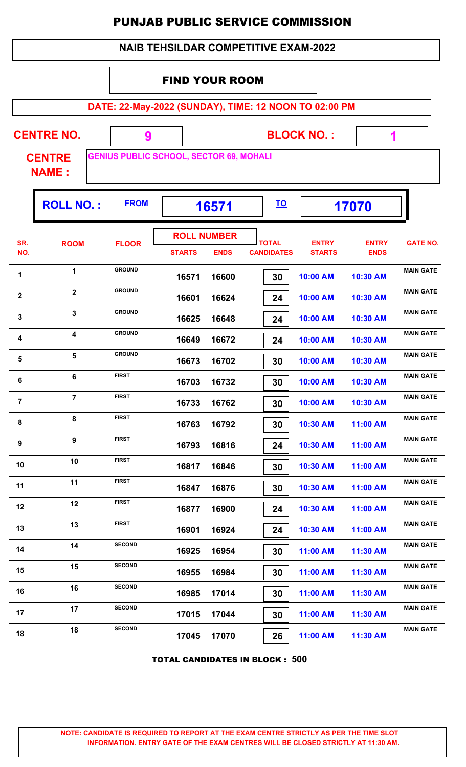# PUNJAB PUBLIC SERVICE COMMISSION

## NAIB TEHSILDAR COMPETITIVE EXAM-2022

### FIND YOUR ROOM

**DATE: 22-May-2022 (SUNDAY), TIME: 12 NOON TO 02:00 PM**

**CENTRE NO.** 9 **BLOCK NO. :** 1

**CENTRE NAME :** GENIUS PUBLIC SCHOOL, SECTOR 69, MOHALI

**ROLL NO. :** FROM **16571** TO **17070**

| SR. NO. | ROOM | FLOOR | ROLL NUMBER STARTS | ROLL NUMBER ENDS | TOTAL CANDIDATES | ENTRY STARTS | ENTRY ENDS | GATE NO. |
|---|---|---|---|---|---|---|---|---|
| 1 | 1 | GROUND | 16571 | 16600 | 30 | 10:00 AM | 10:30 AM | MAIN GATE |
| 2 | 2 | GROUND | 16601 | 16624 | 24 | 10:00 AM | 10:30 AM | MAIN GATE |
| 3 | 3 | GROUND | 16625 | 16648 | 24 | 10:00 AM | 10:30 AM | MAIN GATE |
| 4 | 4 | GROUND | 16649 | 16672 | 24 | 10:00 AM | 10:30 AM | MAIN GATE |
| 5 | 5 | GROUND | 16673 | 16702 | 30 | 10:00 AM | 10:30 AM | MAIN GATE |
| 6 | 6 | FIRST | 16703 | 16732 | 30 | 10:00 AM | 10:30 AM | MAIN GATE |
| 7 | 7 | FIRST | 16733 | 16762 | 30 | 10:00 AM | 10:30 AM | MAIN GATE |
| 8 | 8 | FIRST | 16763 | 16792 | 30 | 10:30 AM | 11:00 AM | MAIN GATE |
| 9 | 9 | FIRST | 16793 | 16816 | 24 | 10:30 AM | 11:00 AM | MAIN GATE |
| 10 | 10 | FIRST | 16817 | 16846 | 30 | 10:30 AM | 11:00 AM | MAIN GATE |
| 11 | 11 | FIRST | 16847 | 16876 | 30 | 10:30 AM | 11:00 AM | MAIN GATE |
| 12 | 12 | FIRST | 16877 | 16900 | 24 | 10:30 AM | 11:00 AM | MAIN GATE |
| 13 | 13 | FIRST | 16901 | 16924 | 24 | 10:30 AM | 11:00 AM | MAIN GATE |
| 14 | 14 | SECOND | 16925 | 16954 | 30 | 11:00 AM | 11:30 AM | MAIN GATE |
| 15 | 15 | SECOND | 16955 | 16984 | 30 | 11:00 AM | 11:30 AM | MAIN GATE |
| 16 | 16 | SECOND | 16985 | 17014 | 30 | 11:00 AM | 11:30 AM | MAIN GATE |
| 17 | 17 | SECOND | 17015 | 17044 | 30 | 11:00 AM | 11:30 AM | MAIN GATE |
| 18 | 18 | SECOND | 17045 | 17070 | 26 | 11:00 AM | 11:30 AM | MAIN GATE |

**TOTAL CANDIDATES IN BLOCK : 500**

**NOTE: CANDIDATE IS REQUIRED TO REPORT AT THE EXAM CENTRE STRICTLY AS PER THE TIME SLOT INFORMATION. ENTRY GATE OF THE EXAM CENTRES WILL BE CLOSED STRICTLY AT 11:30 AM.**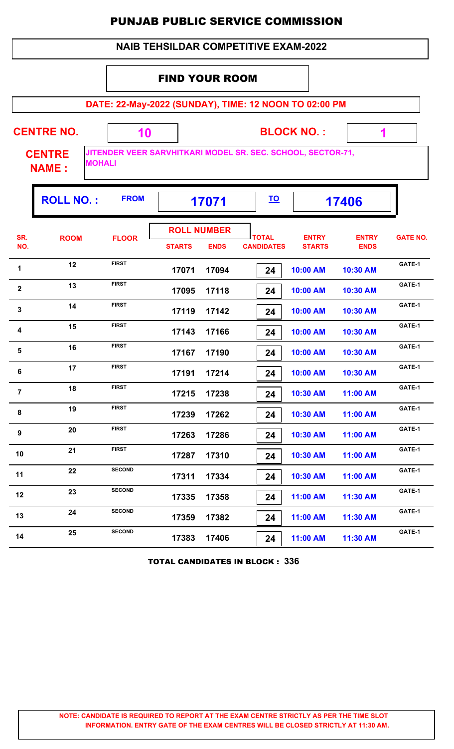# PUNJAB PUBLIC SERVICE COMMISSION

## NAIB TEHSILDAR COMPETITIVE EXAM-2022

### FIND YOUR ROOM

**DATE: 22-May-2022 (SUNDAY), TIME: 12 NOON TO 02:00 PM**

**CENTRE NO.** 10 **BLOCK NO. :** 1

**CENTRE NAME :** JITENDER VEER SARVHITKARI MODEL SR. SEC. SCHOOL, SECTOR-71, MOHALI

**ROLL NO. :** FROM 17071 TO 17406

| SR. NO. | ROOM | FLOOR | ROLL NUMBER STARTS | ROLL NUMBER ENDS | TOTAL CANDIDATES | ENTRY STARTS | ENTRY ENDS | GATE NO. |
|---|---|---|---|---|---|---|---|---|
| 1 | 12 | FIRST | 17071 | 17094 | 24 | 10:00 AM | 10:30 AM | GATE-1 |
| 2 | 13 | FIRST | 17095 | 17118 | 24 | 10:00 AM | 10:30 AM | GATE-1 |
| 3 | 14 | FIRST | 17119 | 17142 | 24 | 10:00 AM | 10:30 AM | GATE-1 |
| 4 | 15 | FIRST | 17143 | 17166 | 24 | 10:00 AM | 10:30 AM | GATE-1 |
| 5 | 16 | FIRST | 17167 | 17190 | 24 | 10:00 AM | 10:30 AM | GATE-1 |
| 6 | 17 | FIRST | 17191 | 17214 | 24 | 10:00 AM | 10:30 AM | GATE-1 |
| 7 | 18 | FIRST | 17215 | 17238 | 24 | 10:30 AM | 11:00 AM | GATE-1 |
| 8 | 19 | FIRST | 17239 | 17262 | 24 | 10:30 AM | 11:00 AM | GATE-1 |
| 9 | 20 | FIRST | 17263 | 17286 | 24 | 10:30 AM | 11:00 AM | GATE-1 |
| 10 | 21 | FIRST | 17287 | 17310 | 24 | 10:30 AM | 11:00 AM | GATE-1 |
| 11 | 22 | SECOND | 17311 | 17334 | 24 | 10:30 AM | 11:00 AM | GATE-1 |
| 12 | 23 | SECOND | 17335 | 17358 | 24 | 11:00 AM | 11:30 AM | GATE-1 |
| 13 | 24 | SECOND | 17359 | 17382 | 24 | 11:00 AM | 11:30 AM | GATE-1 |
| 14 | 25 | SECOND | 17383 | 17406 | 24 | 11:00 AM | 11:30 AM | GATE-1 |

**TOTAL CANDIDATES IN BLOCK : 336**

**NOTE: CANDIDATE IS REQUIRED TO REPORT AT THE EXAM CENTRE STRICTLY AS PER THE TIME SLOT INFORMATION. ENTRY GATE OF THE EXAM CENTRES WILL BE CLOSED STRICTLY AT 11:30 AM.**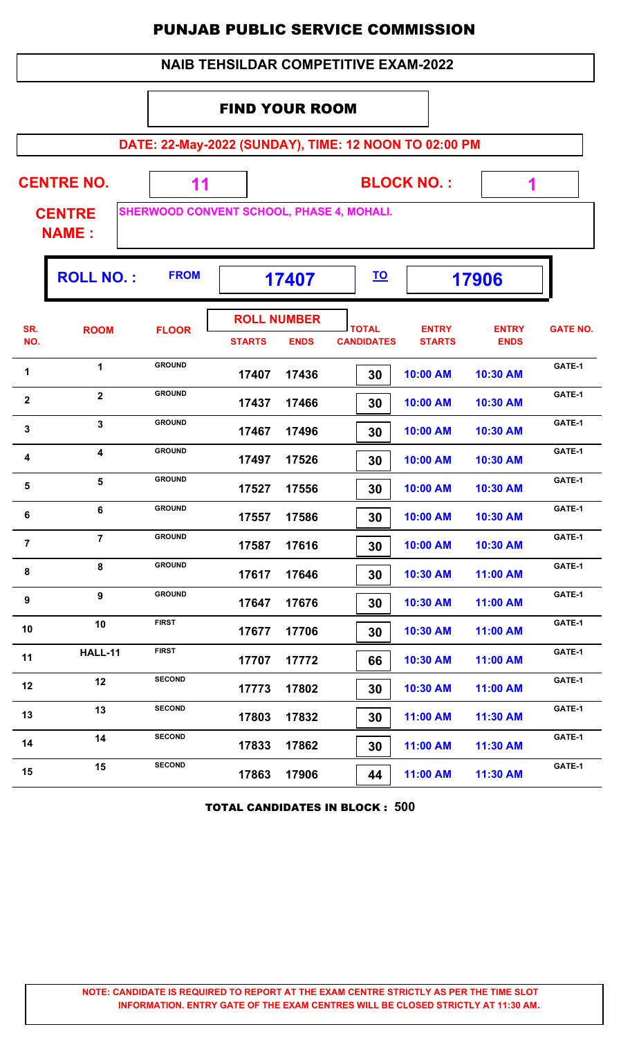# PUNJAB PUBLIC SERVICE COMMISSION

## NAIB TEHSILDAR COMPETITIVE EXAM-2022

### FIND YOUR ROOM

**DATE: 22-May-2022 (SUNDAY), TIME: 12 NOON TO 02:00 PM**

**CENTRE NO.** 11 **BLOCK NO. :** 1

**CENTRE NAME :** SHERWOOD CONVENT SCHOOL, PHASE 4, MOHALI.

**ROLL NO. :** FROM **17407** TO **17906**

| SR. NO. | ROOM | FLOOR | ROLL NUMBER STARTS | ROLL NUMBER ENDS | TOTAL CANDIDATES | ENTRY STARTS | ENTRY ENDS | GATE NO. |
|---|---|---|---|---|---|---|---|---|
| 1 | 1 | GROUND | 17407 | 17436 | 30 | 10:00 AM | 10:30 AM | GATE-1 |
| 2 | 2 | GROUND | 17437 | 17466 | 30 | 10:00 AM | 10:30 AM | GATE-1 |
| 3 | 3 | GROUND | 17467 | 17496 | 30 | 10:00 AM | 10:30 AM | GATE-1 |
| 4 | 4 | GROUND | 17497 | 17526 | 30 | 10:00 AM | 10:30 AM | GATE-1 |
| 5 | 5 | GROUND | 17527 | 17556 | 30 | 10:00 AM | 10:30 AM | GATE-1 |
| 6 | 6 | GROUND | 17557 | 17586 | 30 | 10:00 AM | 10:30 AM | GATE-1 |
| 7 | 7 | GROUND | 17587 | 17616 | 30 | 10:00 AM | 10:30 AM | GATE-1 |
| 8 | 8 | GROUND | 17617 | 17646 | 30 | 10:30 AM | 11:00 AM | GATE-1 |
| 9 | 9 | GROUND | 17647 | 17676 | 30 | 10:30 AM | 11:00 AM | GATE-1 |
| 10 | 10 | FIRST | 17677 | 17706 | 30 | 10:30 AM | 11:00 AM | GATE-1 |
| 11 | HALL-11 | FIRST | 17707 | 17772 | 66 | 10:30 AM | 11:00 AM | GATE-1 |
| 12 | 12 | SECOND | 17773 | 17802 | 30 | 10:30 AM | 11:00 AM | GATE-1 |
| 13 | 13 | SECOND | 17803 | 17832 | 30 | 11:00 AM | 11:30 AM | GATE-1 |
| 14 | 14 | SECOND | 17833 | 17862 | 30 | 11:00 AM | 11:30 AM | GATE-1 |
| 15 | 15 | SECOND | 17863 | 17906 | 44 | 11:00 AM | 11:30 AM | GATE-1 |

**TOTAL CANDIDATES IN BLOCK : 500**

**NOTE: CANDIDATE IS REQUIRED TO REPORT AT THE EXAM CENTRE STRICTLY AS PER THE TIME SLOT INFORMATION. ENTRY GATE OF THE EXAM CENTRES WILL BE CLOSED STRICTLY AT 11:30 AM.**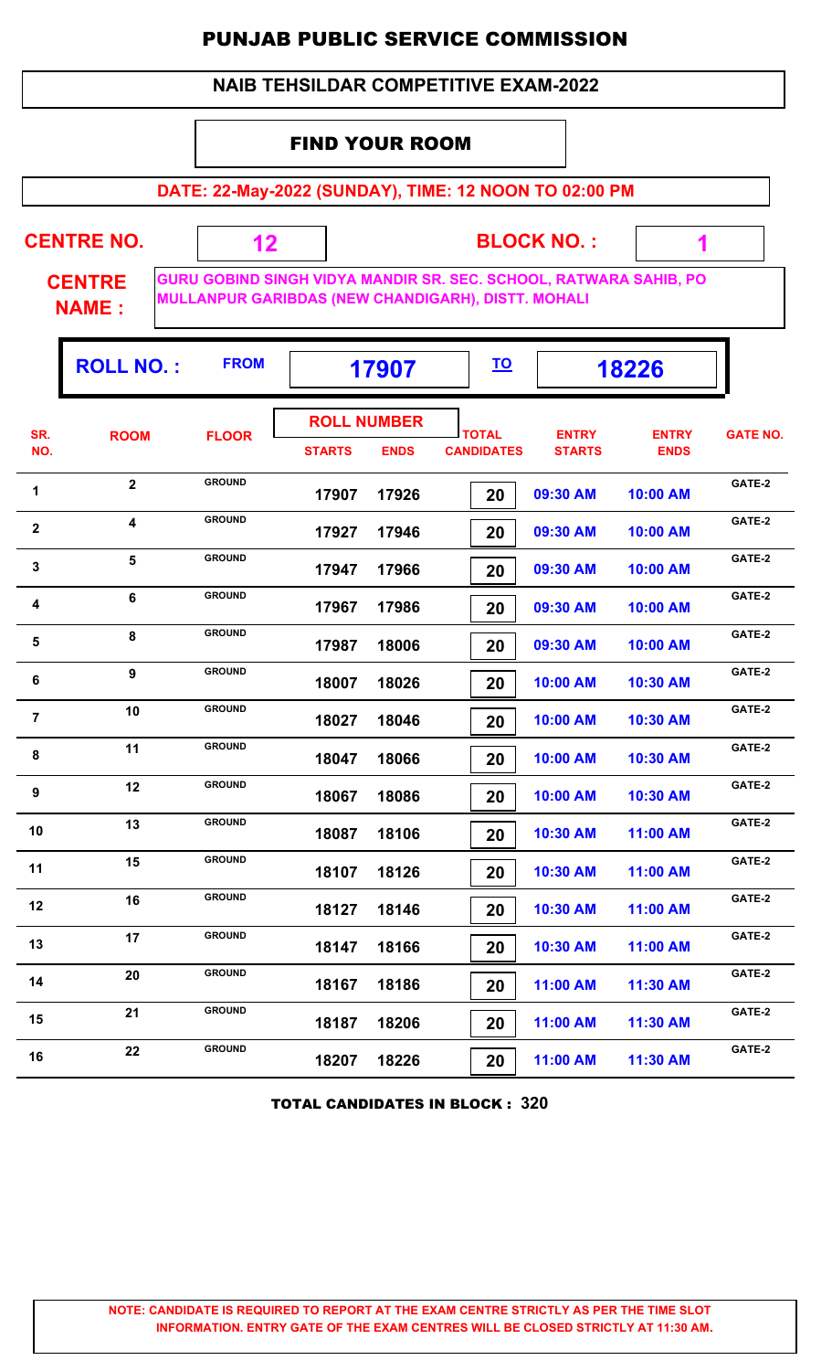# PUNJAB PUBLIC SERVICE COMMISSION

## NAIB TEHSILDAR COMPETITIVE EXAM-2022

### FIND YOUR ROOM

**DATE: 22-May-2022 (SUNDAY), TIME: 12 NOON TO 02:00 PM**

**CENTRE NO.** 12 **BLOCK NO. :** 1

**CENTRE NAME :** GURU GOBIND SINGH VIDYA MANDIR SR. SEC. SCHOOL, RATWARA SAHIB, PO MULLANPUR GARIBDAS (NEW CHANDIGARH), DISTT. MOHALI

**ROLL NO. :** FROM **17907** TO **18226**

| SR. NO. | ROOM | FLOOR | ROLL NUMBER STARTS | ROLL NUMBER ENDS | TOTAL CANDIDATES | ENTRY STARTS | ENTRY ENDS | GATE NO. |
|---|---|---|---|---|---|---|---|---|
| 1 | 2 | GROUND | 17907 | 17926 | 20 | 09:30 AM | 10:00 AM | GATE-2 |
| 2 | 4 | GROUND | 17927 | 17946 | 20 | 09:30 AM | 10:00 AM | GATE-2 |
| 3 | 5 | GROUND | 17947 | 17966 | 20 | 09:30 AM | 10:00 AM | GATE-2 |
| 4 | 6 | GROUND | 17967 | 17986 | 20 | 09:30 AM | 10:00 AM | GATE-2 |
| 5 | 8 | GROUND | 17987 | 18006 | 20 | 09:30 AM | 10:00 AM | GATE-2 |
| 6 | 9 | GROUND | 18007 | 18026 | 20 | 10:00 AM | 10:30 AM | GATE-2 |
| 7 | 10 | GROUND | 18027 | 18046 | 20 | 10:00 AM | 10:30 AM | GATE-2 |
| 8 | 11 | GROUND | 18047 | 18066 | 20 | 10:00 AM | 10:30 AM | GATE-2 |
| 9 | 12 | GROUND | 18067 | 18086 | 20 | 10:00 AM | 10:30 AM | GATE-2 |
| 10 | 13 | GROUND | 18087 | 18106 | 20 | 10:30 AM | 11:00 AM | GATE-2 |
| 11 | 15 | GROUND | 18107 | 18126 | 20 | 10:30 AM | 11:00 AM | GATE-2 |
| 12 | 16 | GROUND | 18127 | 18146 | 20 | 10:30 AM | 11:00 AM | GATE-2 |
| 13 | 17 | GROUND | 18147 | 18166 | 20 | 10:30 AM | 11:00 AM | GATE-2 |
| 14 | 20 | GROUND | 18167 | 18186 | 20 | 11:00 AM | 11:30 AM | GATE-2 |
| 15 | 21 | GROUND | 18187 | 18206 | 20 | 11:00 AM | 11:30 AM | GATE-2 |
| 16 | 22 | GROUND | 18207 | 18226 | 20 | 11:00 AM | 11:30 AM | GATE-2 |

**TOTAL CANDIDATES IN BLOCK : 320**

**NOTE: CANDIDATE IS REQUIRED TO REPORT AT THE EXAM CENTRE STRICTLY AS PER THE TIME SLOT INFORMATION. ENTRY GATE OF THE EXAM CENTRES WILL BE CLOSED STRICTLY AT 11:30 AM.**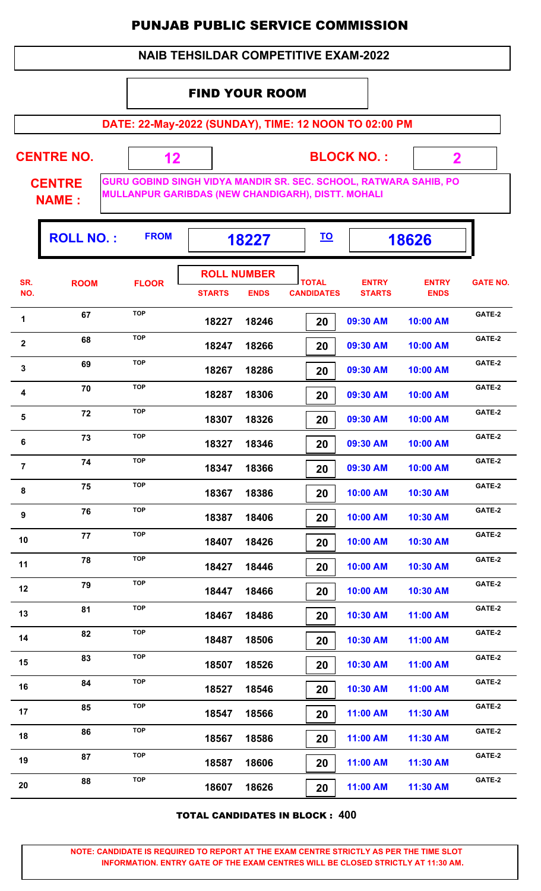# PUNJAB PUBLIC SERVICE COMMISSION

## NAIB TEHSILDAR COMPETITIVE EXAM-2022

### FIND YOUR ROOM

**DATE: 22-May-2022 (SUNDAY), TIME: 12 NOON TO 02:00 PM**

**CENTRE NO.** 12 **BLOCK NO. :** 2

**CENTRE NAME :** GURU GOBIND SINGH VIDYA MANDIR SR. SEC. SCHOOL, RATWARA SAHIB, PO MULLANPUR GARIBDAS (NEW CHANDIGARH), DISTT. MOHALI

**ROLL NO. :** FROM 18227 TO 18626

| SR. NO. | ROOM | FLOOR | ROLL NUMBER STARTS | ROLL NUMBER ENDS | TOTAL CANDIDATES | ENTRY STARTS | ENTRY ENDS | GATE NO. |
|---|---|---|---|---|---|---|---|---|
| 1 | 67 | TOP | 18227 | 18246 | 20 | 09:30 AM | 10:00 AM | GATE-2 |
| 2 | 68 | TOP | 18247 | 18266 | 20 | 09:30 AM | 10:00 AM | GATE-2 |
| 3 | 69 | TOP | 18267 | 18286 | 20 | 09:30 AM | 10:00 AM | GATE-2 |
| 4 | 70 | TOP | 18287 | 18306 | 20 | 09:30 AM | 10:00 AM | GATE-2 |
| 5 | 72 | TOP | 18307 | 18326 | 20 | 09:30 AM | 10:00 AM | GATE-2 |
| 6 | 73 | TOP | 18327 | 18346 | 20 | 09:30 AM | 10:00 AM | GATE-2 |
| 7 | 74 | TOP | 18347 | 18366 | 20 | 09:30 AM | 10:00 AM | GATE-2 |
| 8 | 75 | TOP | 18367 | 18386 | 20 | 10:00 AM | 10:30 AM | GATE-2 |
| 9 | 76 | TOP | 18387 | 18406 | 20 | 10:00 AM | 10:30 AM | GATE-2 |
| 10 | 77 | TOP | 18407 | 18426 | 20 | 10:00 AM | 10:30 AM | GATE-2 |
| 11 | 78 | TOP | 18427 | 18446 | 20 | 10:00 AM | 10:30 AM | GATE-2 |
| 12 | 79 | TOP | 18447 | 18466 | 20 | 10:00 AM | 10:30 AM | GATE-2 |
| 13 | 81 | TOP | 18467 | 18486 | 20 | 10:30 AM | 11:00 AM | GATE-2 |
| 14 | 82 | TOP | 18487 | 18506 | 20 | 10:30 AM | 11:00 AM | GATE-2 |
| 15 | 83 | TOP | 18507 | 18526 | 20 | 10:30 AM | 11:00 AM | GATE-2 |
| 16 | 84 | TOP | 18527 | 18546 | 20 | 10:30 AM | 11:00 AM | GATE-2 |
| 17 | 85 | TOP | 18547 | 18566 | 20 | 11:00 AM | 11:30 AM | GATE-2 |
| 18 | 86 | TOP | 18567 | 18586 | 20 | 11:00 AM | 11:30 AM | GATE-2 |
| 19 | 87 | TOP | 18587 | 18606 | 20 | 11:00 AM | 11:30 AM | GATE-2 |
| 20 | 88 | TOP | 18607 | 18626 | 20 | 11:00 AM | 11:30 AM | GATE-2 |

**TOTAL CANDIDATES IN BLOCK : 400**

**NOTE: CANDIDATE IS REQUIRED TO REPORT AT THE EXAM CENTRE STRICTLY AS PER THE TIME SLOT INFORMATION. ENTRY GATE OF THE EXAM CENTRES WILL BE CLOSED STRICTLY AT 11:30 AM.**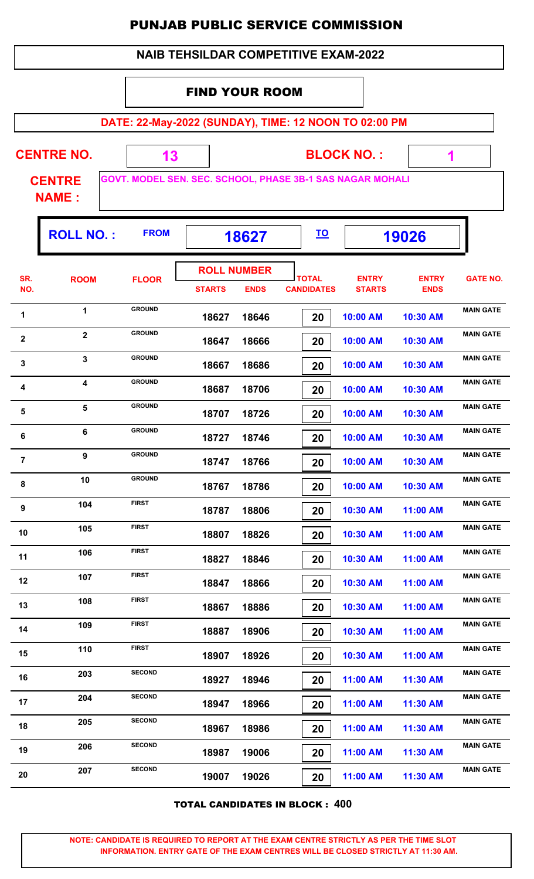# PUNJAB PUBLIC SERVICE COMMISSION

## NAIB TEHSILDAR COMPETITIVE EXAM-2022

### FIND YOUR ROOM

**DATE: 22-May-2022 (SUNDAY), TIME: 12 NOON TO 02:00 PM**

**CENTRE NO.** 13 **BLOCK NO. :** 1

**CENTRE NAME :** GOVT. MODEL SEN. SEC. SCHOOL, PHASE 3B-1 SAS NAGAR MOHALI

**ROLL NO. :** FROM 18627 TO 19026

| SR. NO. | ROOM | FLOOR | ROLL NUMBER STARTS | ROLL NUMBER ENDS | TOTAL CANDIDATES | ENTRY STARTS | ENTRY ENDS | GATE NO. |
|---|---|---|---|---|---|---|---|---|
| 1 | 1 | GROUND | 18627 | 18646 | 20 | 10:00 AM | 10:30 AM | MAIN GATE |
| 2 | 2 | GROUND | 18647 | 18666 | 20 | 10:00 AM | 10:30 AM | MAIN GATE |
| 3 | 3 | GROUND | 18667 | 18686 | 20 | 10:00 AM | 10:30 AM | MAIN GATE |
| 4 | 4 | GROUND | 18687 | 18706 | 20 | 10:00 AM | 10:30 AM | MAIN GATE |
| 5 | 5 | GROUND | 18707 | 18726 | 20 | 10:00 AM | 10:30 AM | MAIN GATE |
| 6 | 6 | GROUND | 18727 | 18746 | 20 | 10:00 AM | 10:30 AM | MAIN GATE |
| 7 | 9 | GROUND | 18747 | 18766 | 20 | 10:00 AM | 10:30 AM | MAIN GATE |
| 8 | 10 | GROUND | 18767 | 18786 | 20 | 10:00 AM | 10:30 AM | MAIN GATE |
| 9 | 104 | FIRST | 18787 | 18806 | 20 | 10:30 AM | 11:00 AM | MAIN GATE |
| 10 | 105 | FIRST | 18807 | 18826 | 20 | 10:30 AM | 11:00 AM | MAIN GATE |
| 11 | 106 | FIRST | 18827 | 18846 | 20 | 10:30 AM | 11:00 AM | MAIN GATE |
| 12 | 107 | FIRST | 18847 | 18866 | 20 | 10:30 AM | 11:00 AM | MAIN GATE |
| 13 | 108 | FIRST | 18867 | 18886 | 20 | 10:30 AM | 11:00 AM | MAIN GATE |
| 14 | 109 | FIRST | 18887 | 18906 | 20 | 10:30 AM | 11:00 AM | MAIN GATE |
| 15 | 110 | FIRST | 18907 | 18926 | 20 | 10:30 AM | 11:00 AM | MAIN GATE |
| 16 | 203 | SECOND | 18927 | 18946 | 20 | 11:00 AM | 11:30 AM | MAIN GATE |
| 17 | 204 | SECOND | 18947 | 18966 | 20 | 11:00 AM | 11:30 AM | MAIN GATE |
| 18 | 205 | SECOND | 18967 | 18986 | 20 | 11:00 AM | 11:30 AM | MAIN GATE |
| 19 | 206 | SECOND | 18987 | 19006 | 20 | 11:00 AM | 11:30 AM | MAIN GATE |
| 20 | 207 | SECOND | 19007 | 19026 | 20 | 11:00 AM | 11:30 AM | MAIN GATE |

**TOTAL CANDIDATES IN BLOCK : 400**

**NOTE: CANDIDATE IS REQUIRED TO REPORT AT THE EXAM CENTRE STRICTLY AS PER THE TIME SLOT INFORMATION. ENTRY GATE OF THE EXAM CENTRES WILL BE CLOSED STRICTLY AT 11:30 AM.**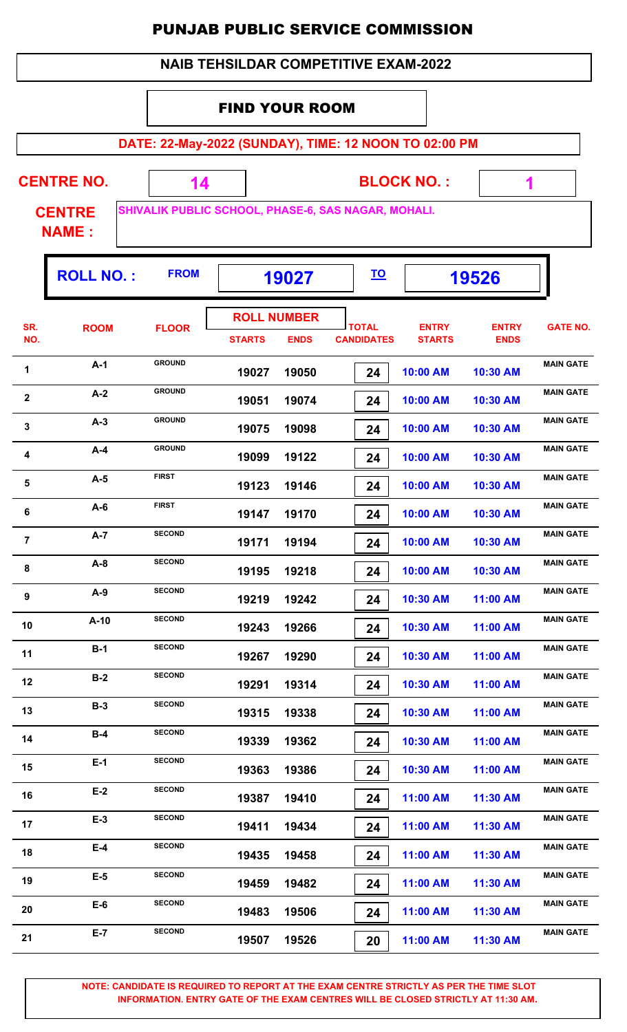# PUNJAB PUBLIC SERVICE COMMISSION

## NAIB TEHSILDAR COMPETITIVE EXAM-2022

### FIND YOUR ROOM

**DATE: 22-May-2022 (SUNDAY), TIME: 12 NOON TO 02:00 PM**

**CENTRE NO.:** 14 **BLOCK NO. :** 1

**CENTRE NAME :** SHIVALIK PUBLIC SCHOOL, PHASE-6, SAS NAGAR, MOHALI.

**ROLL NO. :** FROM **19027** TO **19526**

| SR. NO. | ROOM | FLOOR | ROLL NUMBER STARTS | ROLL NUMBER ENDS | TOTAL CANDIDATES | ENTRY STARTS | ENTRY ENDS | GATE NO. |
|---|---|---|---|---|---|---|---|---|
| 1 | A-1 | GROUND | 19027 | 19050 | 24 | 10:00 AM | 10:30 AM | MAIN GATE |
| 2 | A-2 | GROUND | 19051 | 19074 | 24 | 10:00 AM | 10:30 AM | MAIN GATE |
| 3 | A-3 | GROUND | 19075 | 19098 | 24 | 10:00 AM | 10:30 AM | MAIN GATE |
| 4 | A-4 | GROUND | 19099 | 19122 | 24 | 10:00 AM | 10:30 AM | MAIN GATE |
| 5 | A-5 | FIRST | 19123 | 19146 | 24 | 10:00 AM | 10:30 AM | MAIN GATE |
| 6 | A-6 | FIRST | 19147 | 19170 | 24 | 10:00 AM | 10:30 AM | MAIN GATE |
| 7 | A-7 | SECOND | 19171 | 19194 | 24 | 10:00 AM | 10:30 AM | MAIN GATE |
| 8 | A-8 | SECOND | 19195 | 19218 | 24 | 10:00 AM | 10:30 AM | MAIN GATE |
| 9 | A-9 | SECOND | 19219 | 19242 | 24 | 10:30 AM | 11:00 AM | MAIN GATE |
| 10 | A-10 | SECOND | 19243 | 19266 | 24 | 10:30 AM | 11:00 AM | MAIN GATE |
| 11 | B-1 | SECOND | 19267 | 19290 | 24 | 10:30 AM | 11:00 AM | MAIN GATE |
| 12 | B-2 | SECOND | 19291 | 19314 | 24 | 10:30 AM | 11:00 AM | MAIN GATE |
| 13 | B-3 | SECOND | 19315 | 19338 | 24 | 10:30 AM | 11:00 AM | MAIN GATE |
| 14 | B-4 | SECOND | 19339 | 19362 | 24 | 10:30 AM | 11:00 AM | MAIN GATE |
| 15 | E-1 | SECOND | 19363 | 19386 | 24 | 10:30 AM | 11:00 AM | MAIN GATE |
| 16 | E-2 | SECOND | 19387 | 19410 | 24 | 11:00 AM | 11:30 AM | MAIN GATE |
| 17 | E-3 | SECOND | 19411 | 19434 | 24 | 11:00 AM | 11:30 AM | MAIN GATE |
| 18 | E-4 | SECOND | 19435 | 19458 | 24 | 11:00 AM | 11:30 AM | MAIN GATE |
| 19 | E-5 | SECOND | 19459 | 19482 | 24 | 11:00 AM | 11:30 AM | MAIN GATE |
| 20 | E-6 | SECOND | 19483 | 19506 | 24 | 11:00 AM | 11:30 AM | MAIN GATE |
| 21 | E-7 | SECOND | 19507 | 19526 | 20 | 11:00 AM | 11:30 AM | MAIN GATE |

**NOTE: CANDIDATE IS REQUIRED TO REPORT AT THE EXAM CENTRE STRICTLY AS PER THE TIME SLOT INFORMATION. ENTRY GATE OF THE EXAM CENTRES WILL BE CLOSED STRICTLY AT 11:30 AM.**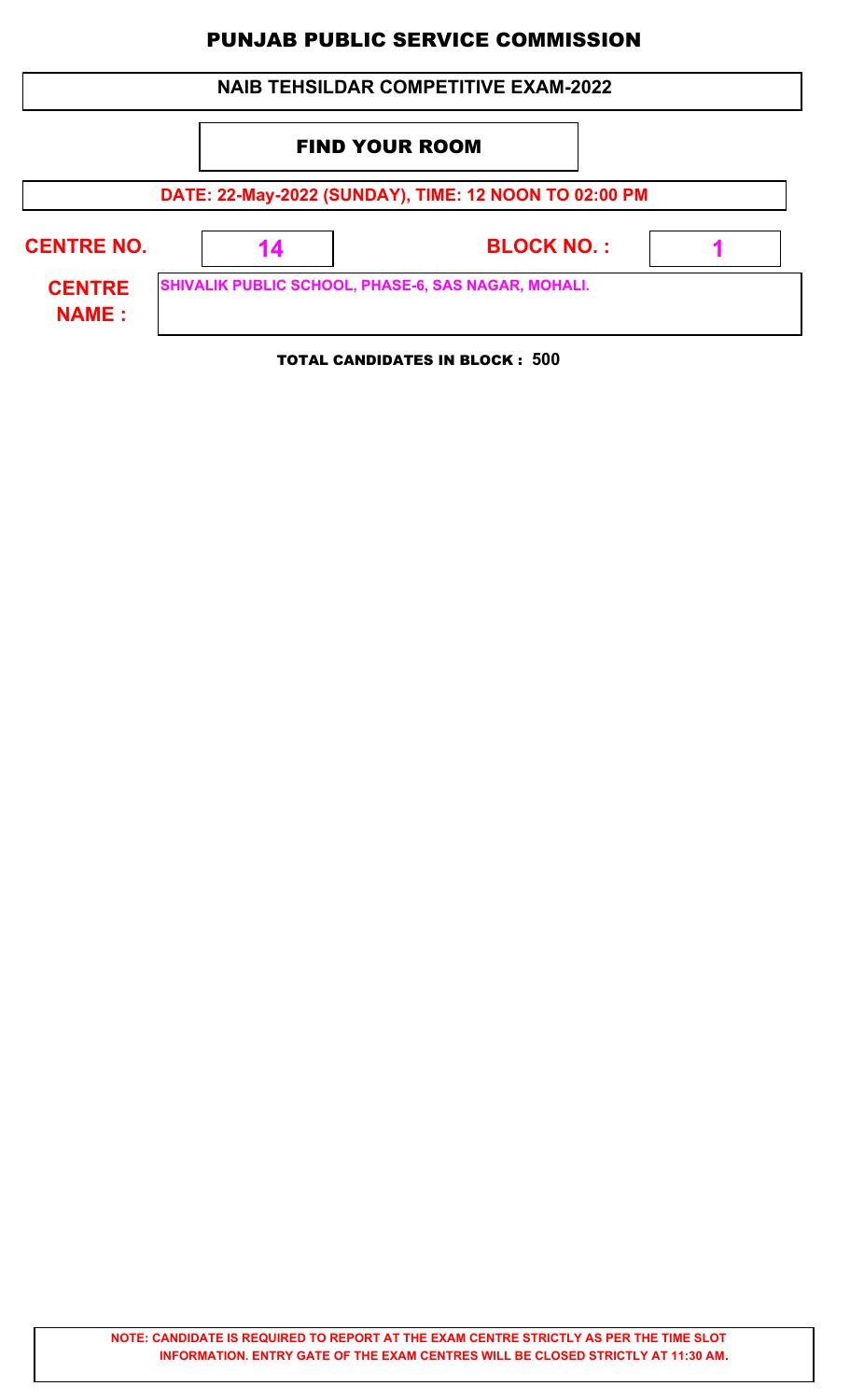# PUNJAB PUBLIC SERVICE COMMISSION

## NAIB TEHSILDAR COMPETITIVE EXAM-2022

### FIND YOUR ROOM

**DATE: 22-May-2022 (SUNDAY), TIME: 12 NOON TO 02:00 PM**

| CENTRE NO. | 14 | BLOCK NO. : | 1 |
|---|---|---|---|
| CENTRE NAME : | SHIVALIK PUBLIC SCHOOL, PHASE-6, SAS NAGAR, MOHALI. | | |

**TOTAL CANDIDATES IN BLOCK : 500**

**NOTE: CANDIDATE IS REQUIRED TO REPORT AT THE EXAM CENTRE STRICTLY AS PER THE TIME SLOT INFORMATION. ENTRY GATE OF THE EXAM CENTRES WILL BE CLOSED STRICTLY AT 11:30 AM.**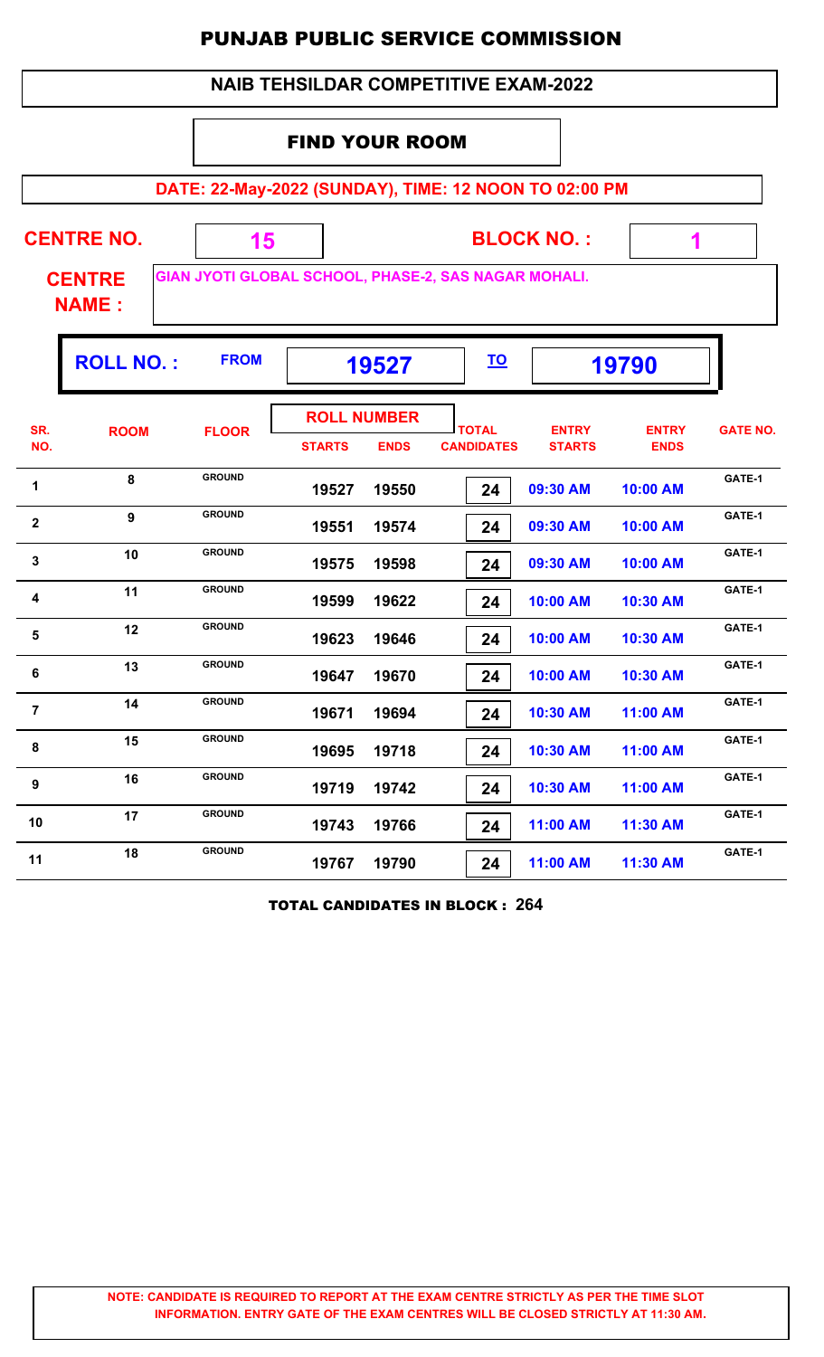# PUNJAB PUBLIC SERVICE COMMISSION

## NAIB TEHSILDAR COMPETITIVE EXAM-2022

### FIND YOUR ROOM

**DATE: 22-May-2022 (SUNDAY), TIME: 12 NOON TO 02:00 PM**

**CENTRE NO.** 15 **BLOCK NO. :** 1

**CENTRE NAME :** GIAN JYOTI GLOBAL SCHOOL, PHASE-2, SAS NAGAR MOHALI.

**ROLL NO. :** FROM 19527 TO 19790

| SR. NO. | ROOM | FLOOR | ROLL NUMBER STARTS | ROLL NUMBER ENDS | TOTAL CANDIDATES | ENTRY STARTS | ENTRY ENDS | GATE NO. |
|---|---|---|---|---|---|---|---|---|
| 1 | 8 | GROUND | 19527 | 19550 | 24 | 09:30 AM | 10:00 AM | GATE-1 |
| 2 | 9 | GROUND | 19551 | 19574 | 24 | 09:30 AM | 10:00 AM | GATE-1 |
| 3 | 10 | GROUND | 19575 | 19598 | 24 | 09:30 AM | 10:00 AM | GATE-1 |
| 4 | 11 | GROUND | 19599 | 19622 | 24 | 10:00 AM | 10:30 AM | GATE-1 |
| 5 | 12 | GROUND | 19623 | 19646 | 24 | 10:00 AM | 10:30 AM | GATE-1 |
| 6 | 13 | GROUND | 19647 | 19670 | 24 | 10:00 AM | 10:30 AM | GATE-1 |
| 7 | 14 | GROUND | 19671 | 19694 | 24 | 10:30 AM | 11:00 AM | GATE-1 |
| 8 | 15 | GROUND | 19695 | 19718 | 24 | 10:30 AM | 11:00 AM | GATE-1 |
| 9 | 16 | GROUND | 19719 | 19742 | 24 | 10:30 AM | 11:00 AM | GATE-1 |
| 10 | 17 | GROUND | 19743 | 19766 | 24 | 11:00 AM | 11:30 AM | GATE-1 |
| 11 | 18 | GROUND | 19767 | 19790 | 24 | 11:00 AM | 11:30 AM | GATE-1 |

**TOTAL CANDIDATES IN BLOCK : 264**

**NOTE: CANDIDATE IS REQUIRED TO REPORT AT THE EXAM CENTRE STRICTLY AS PER THE TIME SLOT INFORMATION. ENTRY GATE OF THE EXAM CENTRES WILL BE CLOSED STRICTLY AT 11:30 AM.**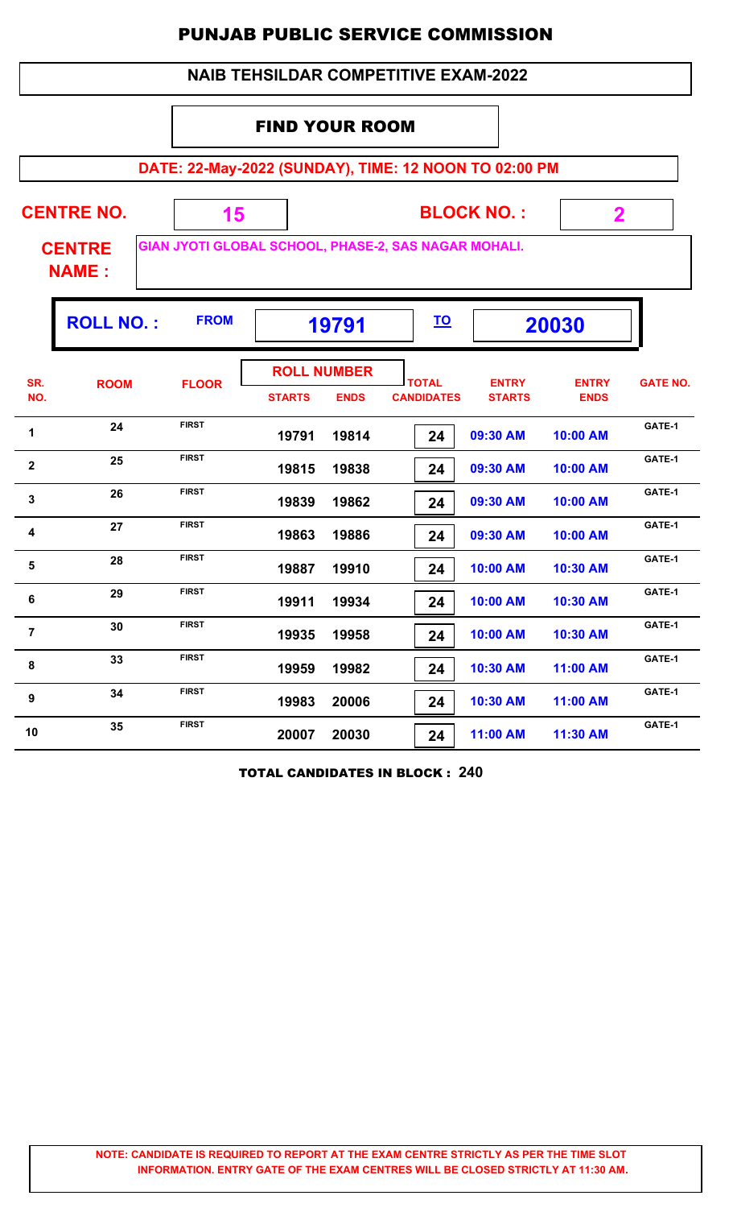# PUNJAB PUBLIC SERVICE COMMISSION

## NAIB TEHSILDAR COMPETITIVE EXAM-2022

### FIND YOUR ROOM

**DATE: 22-May-2022 (SUNDAY), TIME: 12 NOON TO 02:00 PM**

**CENTRE NO.** 15 **BLOCK NO. :** 2

**CENTRE NAME :** GIAN JYOTI GLOBAL SCHOOL, PHASE-2, SAS NAGAR MOHALI.

**ROLL NO. :** FROM **19791** TO **20030**

| SR. NO. | ROOM | FLOOR | ROLL NUMBER STARTS | ROLL NUMBER ENDS | TOTAL CANDIDATES | ENTRY STARTS | ENTRY ENDS | GATE NO. |
|---|---|---|---|---|---|---|---|---|
| 1 | 24 | FIRST | 19791 | 19814 | 24 | 09:30 AM | 10:00 AM | GATE-1 |
| 2 | 25 | FIRST | 19815 | 19838 | 24 | 09:30 AM | 10:00 AM | GATE-1 |
| 3 | 26 | FIRST | 19839 | 19862 | 24 | 09:30 AM | 10:00 AM | GATE-1 |
| 4 | 27 | FIRST | 19863 | 19886 | 24 | 09:30 AM | 10:00 AM | GATE-1 |
| 5 | 28 | FIRST | 19887 | 19910 | 24 | 10:00 AM | 10:30 AM | GATE-1 |
| 6 | 29 | FIRST | 19911 | 19934 | 24 | 10:00 AM | 10:30 AM | GATE-1 |
| 7 | 30 | FIRST | 19935 | 19958 | 24 | 10:00 AM | 10:30 AM | GATE-1 |
| 8 | 33 | FIRST | 19959 | 19982 | 24 | 10:30 AM | 11:00 AM | GATE-1 |
| 9 | 34 | FIRST | 19983 | 20006 | 24 | 10:30 AM | 11:00 AM | GATE-1 |
| 10 | 35 | FIRST | 20007 | 20030 | 24 | 11:00 AM | 11:30 AM | GATE-1 |

**TOTAL CANDIDATES IN BLOCK : 240**

**NOTE: CANDIDATE IS REQUIRED TO REPORT AT THE EXAM CENTRE STRICTLY AS PER THE TIME SLOT INFORMATION. ENTRY GATE OF THE EXAM CENTRES WILL BE CLOSED STRICTLY AT 11:30 AM.**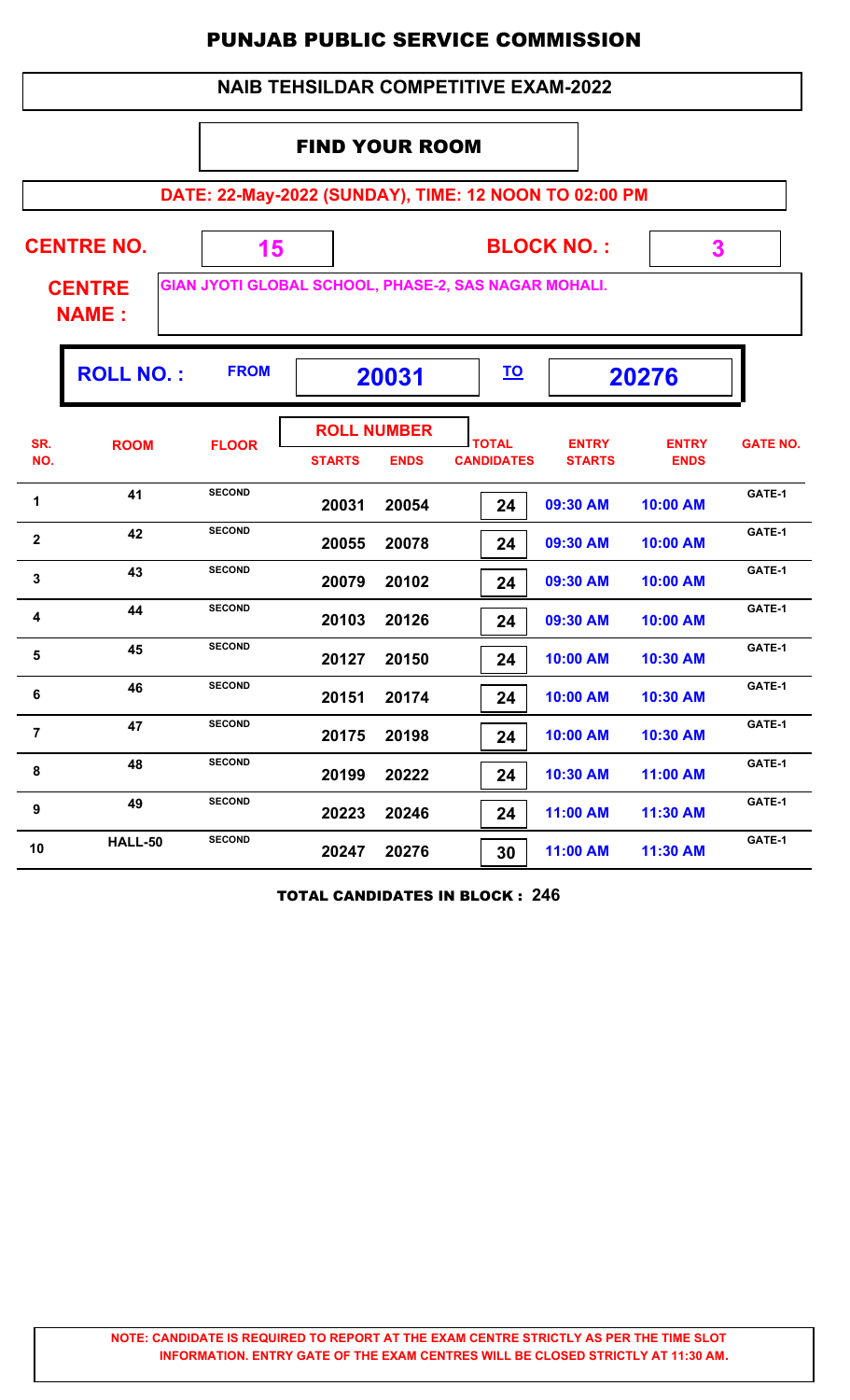# PUNJAB PUBLIC SERVICE COMMISSION

## NAIB TEHSILDAR COMPETITIVE EXAM-2022

### FIND YOUR ROOM

**DATE: 22-May-2022 (SUNDAY), TIME: 12 NOON TO 02:00 PM**

**CENTRE NO.** 15 **BLOCK NO. :** 3

**CENTRE NAME :** GIAN JYOTI GLOBAL SCHOOL, PHASE-2, SAS NAGAR MOHALI.

**ROLL NO. :** FROM 20031 TO 20276

| SR. NO. | ROOM | FLOOR | ROLL NUMBER STARTS | ROLL NUMBER ENDS | TOTAL CANDIDATES | ENTRY STARTS | ENTRY ENDS | GATE NO. |
|---|---|---|---|---|---|---|---|---|
| 1 | 41 | SECOND | 20031 | 20054 | 24 | 09:30 AM | 10:00 AM | GATE-1 |
| 2 | 42 | SECOND | 20055 | 20078 | 24 | 09:30 AM | 10:00 AM | GATE-1 |
| 3 | 43 | SECOND | 20079 | 20102 | 24 | 09:30 AM | 10:00 AM | GATE-1 |
| 4 | 44 | SECOND | 20103 | 20126 | 24 | 09:30 AM | 10:00 AM | GATE-1 |
| 5 | 45 | SECOND | 20127 | 20150 | 24 | 10:00 AM | 10:30 AM | GATE-1 |
| 6 | 46 | SECOND | 20151 | 20174 | 24 | 10:00 AM | 10:30 AM | GATE-1 |
| 7 | 47 | SECOND | 20175 | 20198 | 24 | 10:00 AM | 10:30 AM | GATE-1 |
| 8 | 48 | SECOND | 20199 | 20222 | 24 | 10:30 AM | 11:00 AM | GATE-1 |
| 9 | 49 | SECOND | 20223 | 20246 | 24 | 11:00 AM | 11:30 AM | GATE-1 |
| 10 | HALL-50 | SECOND | 20247 | 20276 | 30 | 11:00 AM | 11:30 AM | GATE-1 |

**TOTAL CANDIDATES IN BLOCK : 246**

**NOTE: CANDIDATE IS REQUIRED TO REPORT AT THE EXAM CENTRE STRICTLY AS PER THE TIME SLOT INFORMATION. ENTRY GATE OF THE EXAM CENTRES WILL BE CLOSED STRICTLY AT 11:30 AM.**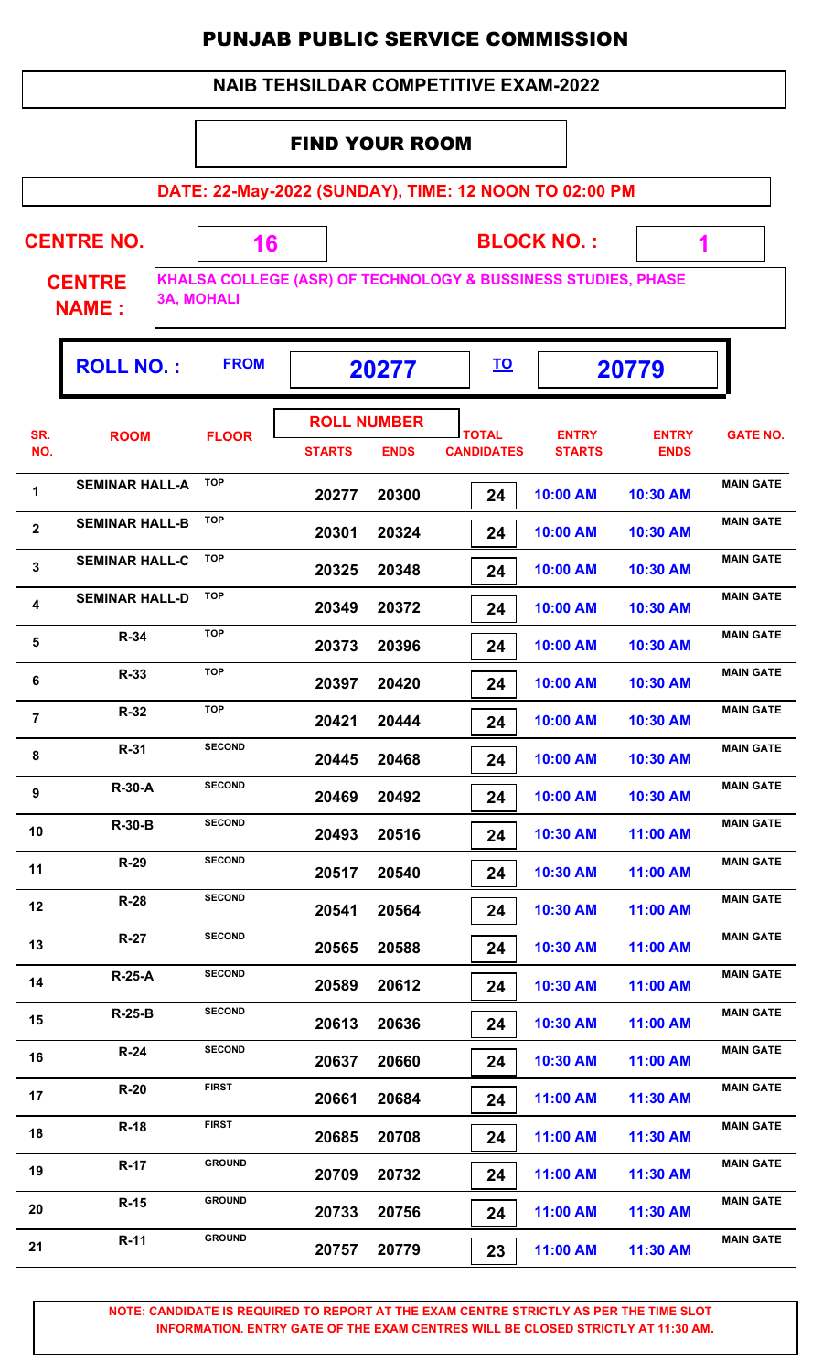# PUNJAB PUBLIC SERVICE COMMISSION

## NAIB TEHSILDAR COMPETITIVE EXAM-2022

### FIND YOUR ROOM

**DATE: 22-May-2022 (SUNDAY), TIME: 12 NOON TO 02:00 PM**

**CENTRE NO.** 16 **BLOCK NO. :** 1

**CENTRE NAME :** KHALSA COLLEGE (ASR) OF TECHNOLOGY & BUSSINESS STUDIES, PHASE 3A, MOHALI

**ROLL NO. :** FROM 20277 TO 20779

| SR. NO. | ROOM | FLOOR | ROLL NUMBER STARTS | ROLL NUMBER ENDS | TOTAL CANDIDATES | ENTRY STARTS | ENTRY ENDS | GATE NO. |
|---|---|---|---|---|---|---|---|---|
| 1 | SEMINAR HALL-A | TOP | 20277 | 20300 | 24 | 10:00 AM | 10:30 AM | MAIN GATE |
| 2 | SEMINAR HALL-B | TOP | 20301 | 20324 | 24 | 10:00 AM | 10:30 AM | MAIN GATE |
| 3 | SEMINAR HALL-C | TOP | 20325 | 20348 | 24 | 10:00 AM | 10:30 AM | MAIN GATE |
| 4 | SEMINAR HALL-D | TOP | 20349 | 20372 | 24 | 10:00 AM | 10:30 AM | MAIN GATE |
| 5 | R-34 | TOP | 20373 | 20396 | 24 | 10:00 AM | 10:30 AM | MAIN GATE |
| 6 | R-33 | TOP | 20397 | 20420 | 24 | 10:00 AM | 10:30 AM | MAIN GATE |
| 7 | R-32 | TOP | 20421 | 20444 | 24 | 10:00 AM | 10:30 AM | MAIN GATE |
| 8 | R-31 | SECOND | 20445 | 20468 | 24 | 10:00 AM | 10:30 AM | MAIN GATE |
| 9 | R-30-A | SECOND | 20469 | 20492 | 24 | 10:00 AM | 10:30 AM | MAIN GATE |
| 10 | R-30-B | SECOND | 20493 | 20516 | 24 | 10:30 AM | 11:00 AM | MAIN GATE |
| 11 | R-29 | SECOND | 20517 | 20540 | 24 | 10:30 AM | 11:00 AM | MAIN GATE |
| 12 | R-28 | SECOND | 20541 | 20564 | 24 | 10:30 AM | 11:00 AM | MAIN GATE |
| 13 | R-27 | SECOND | 20565 | 20588 | 24 | 10:30 AM | 11:00 AM | MAIN GATE |
| 14 | R-25-A | SECOND | 20589 | 20612 | 24 | 10:30 AM | 11:00 AM | MAIN GATE |
| 15 | R-25-B | SECOND | 20613 | 20636 | 24 | 10:30 AM | 11:00 AM | MAIN GATE |
| 16 | R-24 | SECOND | 20637 | 20660 | 24 | 10:30 AM | 11:00 AM | MAIN GATE |
| 17 | R-20 | FIRST | 20661 | 20684 | 24 | 11:00 AM | 11:30 AM | MAIN GATE |
| 18 | R-18 | FIRST | 20685 | 20708 | 24 | 11:00 AM | 11:30 AM | MAIN GATE |
| 19 | R-17 | GROUND | 20709 | 20732 | 24 | 11:00 AM | 11:30 AM | MAIN GATE |
| 20 | R-15 | GROUND | 20733 | 20756 | 24 | 11:00 AM | 11:30 AM | MAIN GATE |
| 21 | R-11 | GROUND | 20757 | 20779 | 23 | 11:00 AM | 11:30 AM | MAIN GATE |

**NOTE: CANDIDATE IS REQUIRED TO REPORT AT THE EXAM CENTRE STRICTLY AS PER THE TIME SLOT INFORMATION. ENTRY GATE OF THE EXAM CENTRES WILL BE CLOSED STRICTLY AT 11:30 AM.**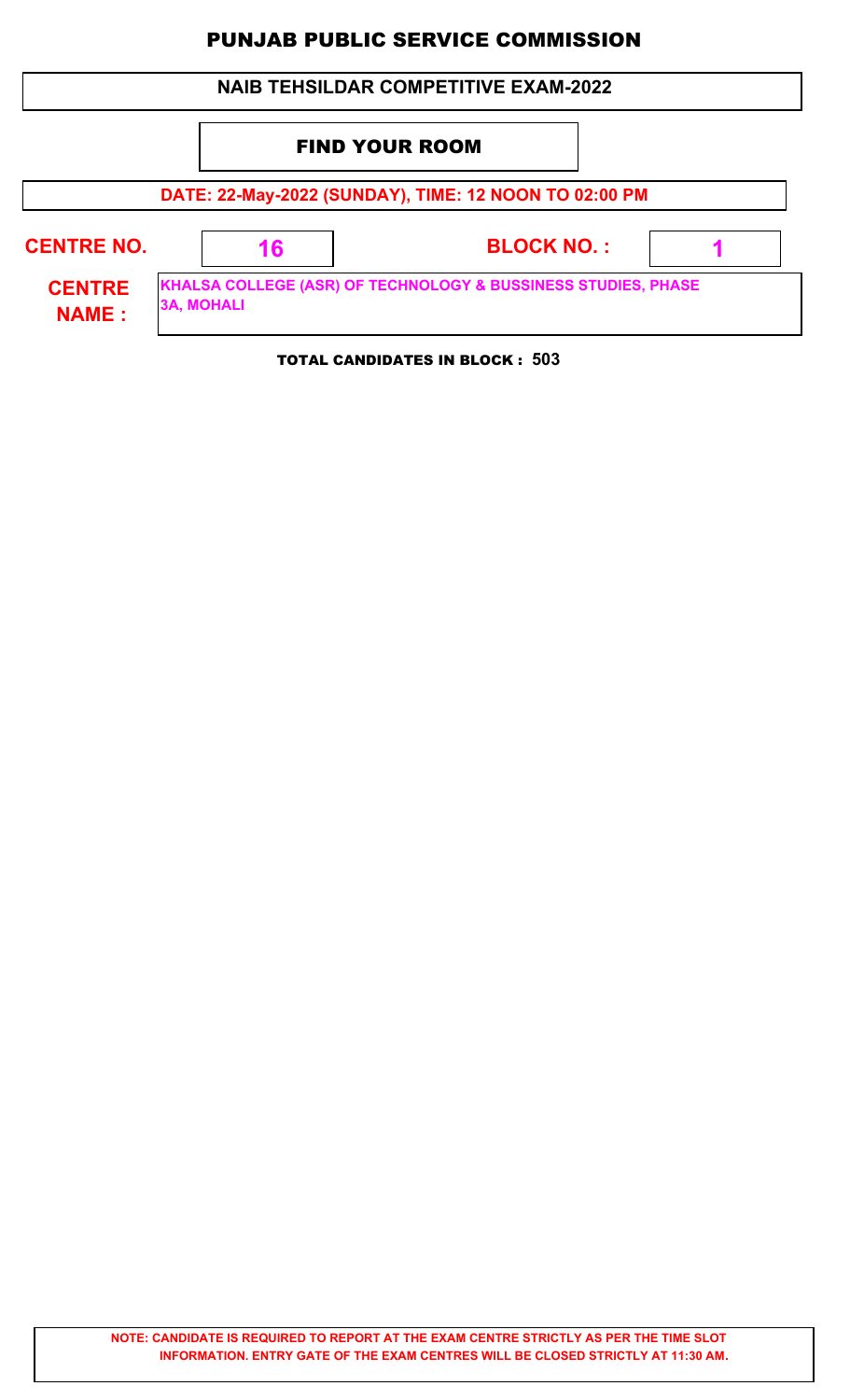# PUNJAB PUBLIC SERVICE COMMISSION

## NAIB TEHSILDAR COMPETITIVE EXAM-2022

### FIND YOUR ROOM

**DATE: 22-May-2022 (SUNDAY), TIME: 12 NOON TO 02:00 PM**

| | | | |
|---|---|---|---|
| **CENTRE NO.** | **16** | **BLOCK NO. :** | **1** |
| **CENTRE NAME :** | **KHALSA COLLEGE (ASR) OF TECHNOLOGY & BUSSINESS STUDIES, PHASE 3A, MOHALI** | | |

**TOTAL CANDIDATES IN BLOCK : 503**

**NOTE: CANDIDATE IS REQUIRED TO REPORT AT THE EXAM CENTRE STRICTLY AS PER THE TIME SLOT INFORMATION. ENTRY GATE OF THE EXAM CENTRES WILL BE CLOSED STRICTLY AT 11:30 AM.**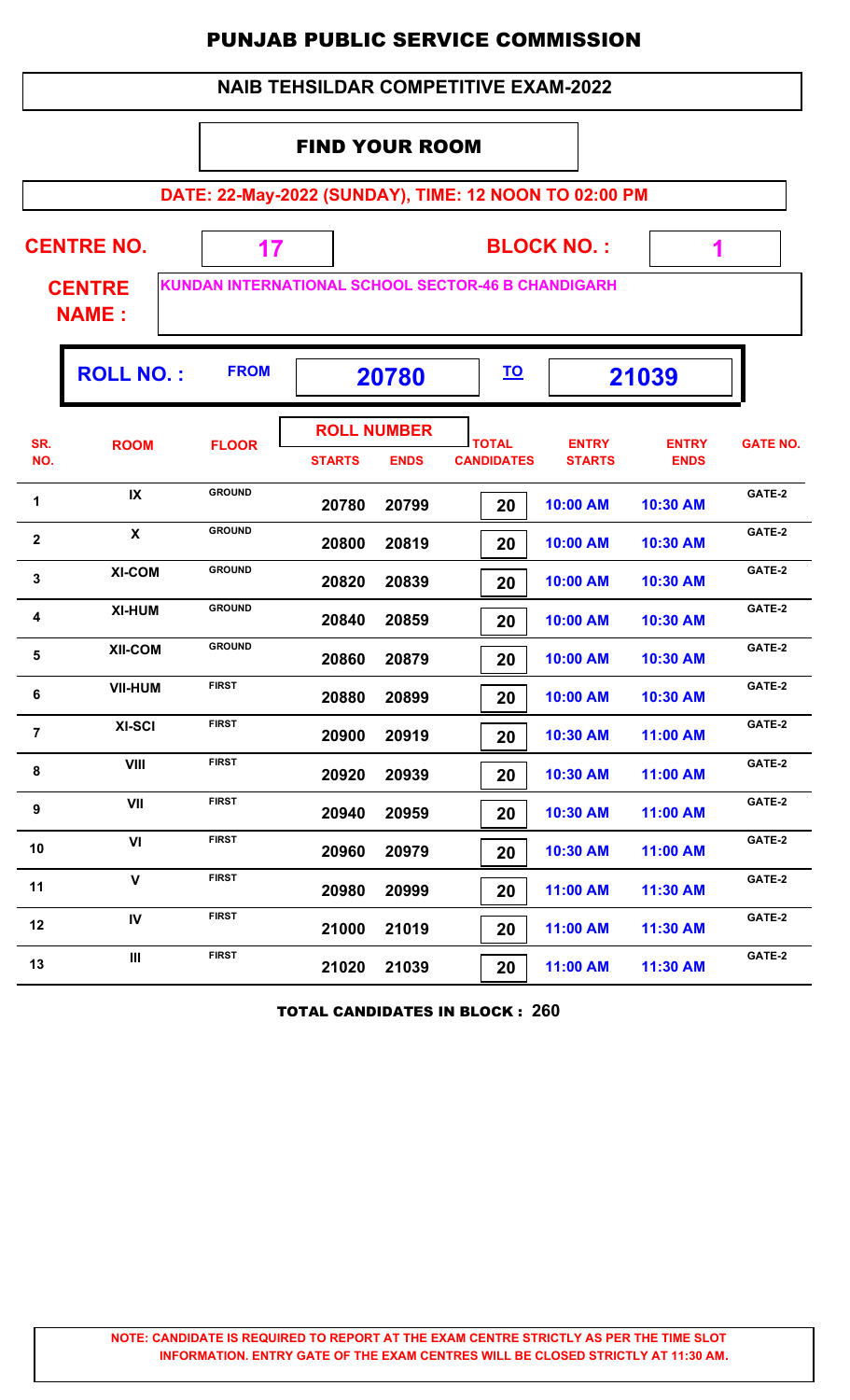# PUNJAB PUBLIC SERVICE COMMISSION

## NAIB TEHSILDAR COMPETITIVE EXAM-2022

### FIND YOUR ROOM

**DATE: 22-May-2022 (SUNDAY), TIME: 12 NOON TO 02:00 PM**

**CENTRE NO.** 17 **BLOCK NO. :** 1

**CENTRE NAME :** KUNDAN INTERNATIONAL SCHOOL SECTOR-46 B CHANDIGARH

**ROLL NO. :** FROM 20780 TO 21039

| SR. NO. | ROOM | FLOOR | ROLL NUMBER STARTS | ROLL NUMBER ENDS | TOTAL CANDIDATES | ENTRY STARTS | ENTRY ENDS | GATE NO. |
|---|---|---|---|---|---|---|---|---|
| 1 | IX | GROUND | 20780 | 20799 | 20 | 10:00 AM | 10:30 AM | GATE-2 |
| 2 | X | GROUND | 20800 | 20819 | 20 | 10:00 AM | 10:30 AM | GATE-2 |
| 3 | XI-COM | GROUND | 20820 | 20839 | 20 | 10:00 AM | 10:30 AM | GATE-2 |
| 4 | XI-HUM | GROUND | 20840 | 20859 | 20 | 10:00 AM | 10:30 AM | GATE-2 |
| 5 | XII-COM | GROUND | 20860 | 20879 | 20 | 10:00 AM | 10:30 AM | GATE-2 |
| 6 | VII-HUM | FIRST | 20880 | 20899 | 20 | 10:00 AM | 10:30 AM | GATE-2 |
| 7 | XI-SCI | FIRST | 20900 | 20919 | 20 | 10:30 AM | 11:00 AM | GATE-2 |
| 8 | VIII | FIRST | 20920 | 20939 | 20 | 10:30 AM | 11:00 AM | GATE-2 |
| 9 | VII | FIRST | 20940 | 20959 | 20 | 10:30 AM | 11:00 AM | GATE-2 |
| 10 | VI | FIRST | 20960 | 20979 | 20 | 10:30 AM | 11:00 AM | GATE-2 |
| 11 | V | FIRST | 20980 | 20999 | 20 | 11:00 AM | 11:30 AM | GATE-2 |
| 12 | IV | FIRST | 21000 | 21019 | 20 | 11:00 AM | 11:30 AM | GATE-2 |
| 13 | III | FIRST | 21020 | 21039 | 20 | 11:00 AM | 11:30 AM | GATE-2 |

**TOTAL CANDIDATES IN BLOCK : 260**

**NOTE: CANDIDATE IS REQUIRED TO REPORT AT THE EXAM CENTRE STRICTLY AS PER THE TIME SLOT INFORMATION. ENTRY GATE OF THE EXAM CENTRES WILL BE CLOSED STRICTLY AT 11:30 AM.**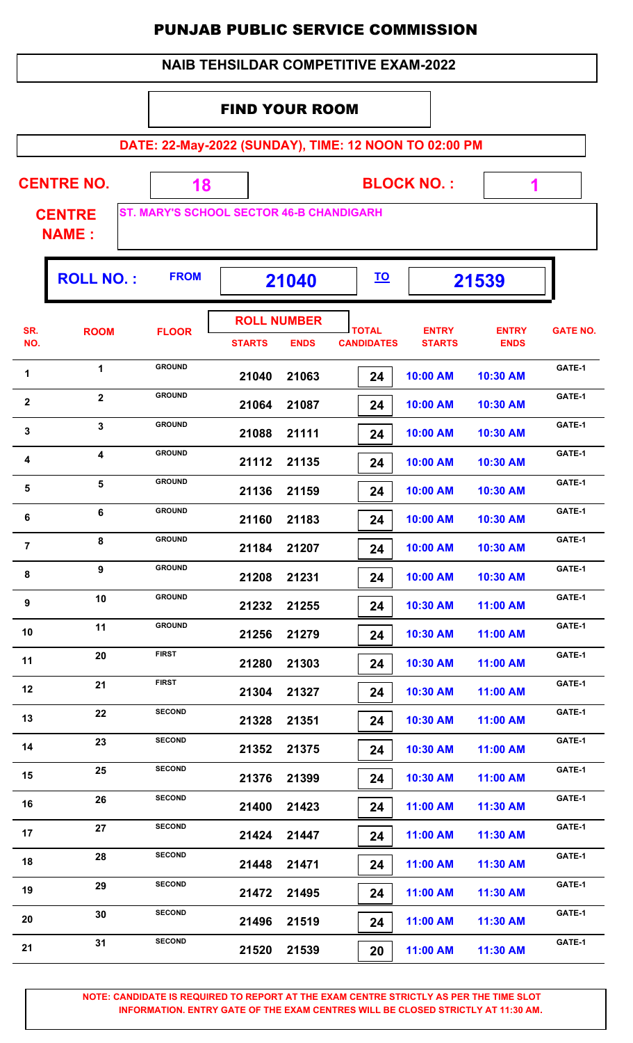# PUNJAB PUBLIC SERVICE COMMISSION

## NAIB TEHSILDAR COMPETITIVE EXAM-2022

### FIND YOUR ROOM

**DATE: 22-May-2022 (SUNDAY), TIME: 12 NOON TO 02:00 PM**

**CENTRE NO.** 18 **BLOCK NO. :** 1

**CENTRE NAME :** ST. MARY'S SCHOOL SECTOR 46-B CHANDIGARH

**ROLL NO. :** FROM 21040 TO 21539

| SR. NO. | ROOM | FLOOR | ROLL NUMBER STARTS | ROLL NUMBER ENDS | TOTAL CANDIDATES | ENTRY STARTS | ENTRY ENDS | GATE NO. |
|---|---|---|---|---|---|---|---|---|
| 1 | 1 | GROUND | 21040 | 21063 | 24 | 10:00 AM | 10:30 AM | GATE-1 |
| 2 | 2 | GROUND | 21064 | 21087 | 24 | 10:00 AM | 10:30 AM | GATE-1 |
| 3 | 3 | GROUND | 21088 | 21111 | 24 | 10:00 AM | 10:30 AM | GATE-1 |
| 4 | 4 | GROUND | 21112 | 21135 | 24 | 10:00 AM | 10:30 AM | GATE-1 |
| 5 | 5 | GROUND | 21136 | 21159 | 24 | 10:00 AM | 10:30 AM | GATE-1 |
| 6 | 6 | GROUND | 21160 | 21183 | 24 | 10:00 AM | 10:30 AM | GATE-1 |
| 7 | 8 | GROUND | 21184 | 21207 | 24 | 10:00 AM | 10:30 AM | GATE-1 |
| 8 | 9 | GROUND | 21208 | 21231 | 24 | 10:00 AM | 10:30 AM | GATE-1 |
| 9 | 10 | GROUND | 21232 | 21255 | 24 | 10:30 AM | 11:00 AM | GATE-1 |
| 10 | 11 | GROUND | 21256 | 21279 | 24 | 10:30 AM | 11:00 AM | GATE-1 |
| 11 | 20 | FIRST | 21280 | 21303 | 24 | 10:30 AM | 11:00 AM | GATE-1 |
| 12 | 21 | FIRST | 21304 | 21327 | 24 | 10:30 AM | 11:00 AM | GATE-1 |
| 13 | 22 | SECOND | 21328 | 21351 | 24 | 10:30 AM | 11:00 AM | GATE-1 |
| 14 | 23 | SECOND | 21352 | 21375 | 24 | 10:30 AM | 11:00 AM | GATE-1 |
| 15 | 25 | SECOND | 21376 | 21399 | 24 | 10:30 AM | 11:00 AM | GATE-1 |
| 16 | 26 | SECOND | 21400 | 21423 | 24 | 11:00 AM | 11:30 AM | GATE-1 |
| 17 | 27 | SECOND | 21424 | 21447 | 24 | 11:00 AM | 11:30 AM | GATE-1 |
| 18 | 28 | SECOND | 21448 | 21471 | 24 | 11:00 AM | 11:30 AM | GATE-1 |
| 19 | 29 | SECOND | 21472 | 21495 | 24 | 11:00 AM | 11:30 AM | GATE-1 |
| 20 | 30 | SECOND | 21496 | 21519 | 24 | 11:00 AM | 11:30 AM | GATE-1 |
| 21 | 31 | SECOND | 21520 | 21539 | 20 | 11:00 AM | 11:30 AM | GATE-1 |

**NOTE: CANDIDATE IS REQUIRED TO REPORT AT THE EXAM CENTRE STRICTLY AS PER THE TIME SLOT INFORMATION. ENTRY GATE OF THE EXAM CENTRES WILL BE CLOSED STRICTLY AT 11:30 AM.**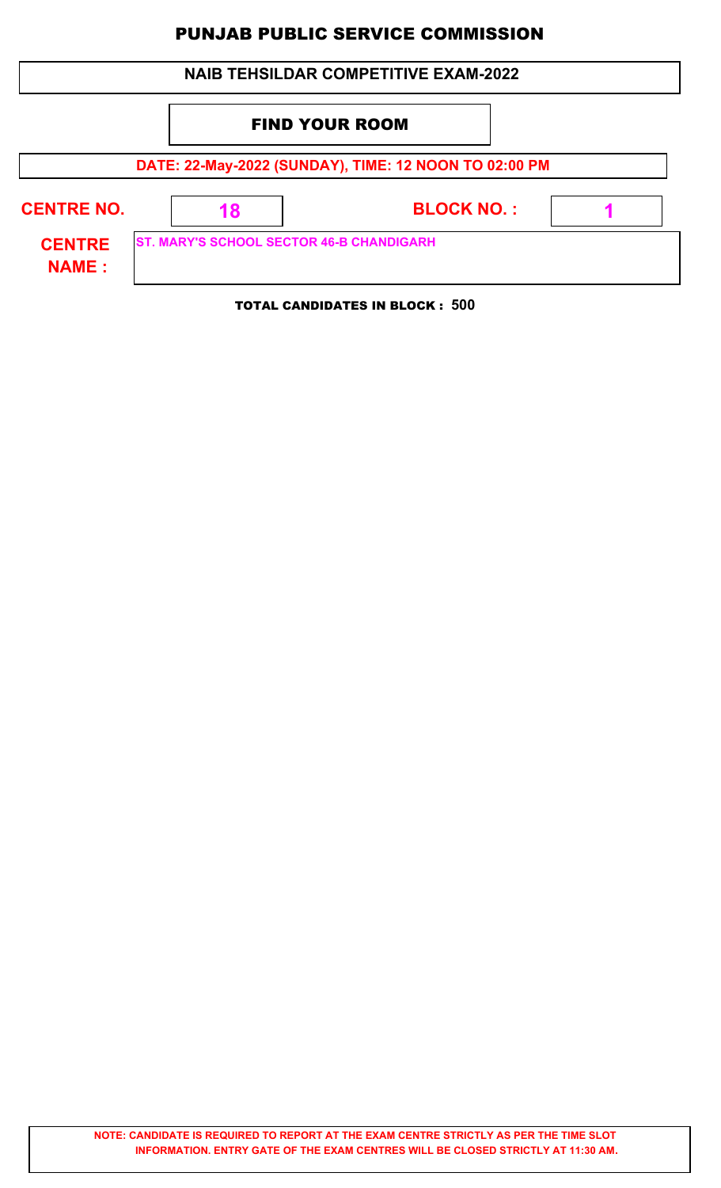# PUNJAB PUBLIC SERVICE COMMISSION

## NAIB TEHSILDAR COMPETITIVE EXAM-2022

### FIND YOUR ROOM

**DATE: 22-May-2022 (SUNDAY), TIME: 12 NOON TO 02:00 PM**

| CENTRE NO. | 18 | BLOCK NO. : | 1 |
|---|---|---|---|
| CENTRE NAME : | ST. MARY'S SCHOOL SECTOR 46-B CHANDIGARH | | |

**TOTAL CANDIDATES IN BLOCK : 500**

**NOTE: CANDIDATE IS REQUIRED TO REPORT AT THE EXAM CENTRE STRICTLY AS PER THE TIME SLOT INFORMATION. ENTRY GATE OF THE EXAM CENTRES WILL BE CLOSED STRICTLY AT 11:30 AM.**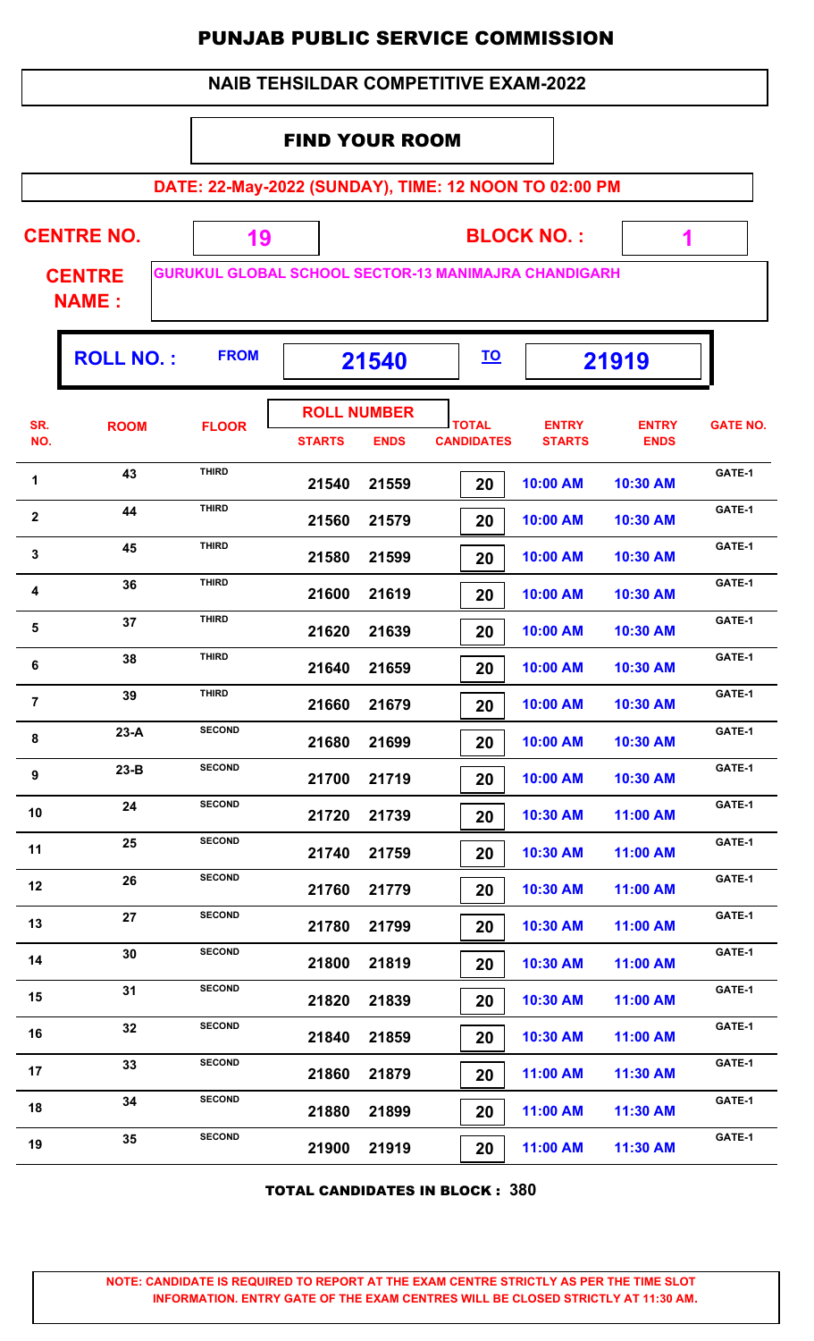# PUNJAB PUBLIC SERVICE COMMISSION

## NAIB TEHSILDAR COMPETITIVE EXAM-2022

### FIND YOUR ROOM

**DATE: 22-May-2022 (SUNDAY), TIME: 12 NOON TO 02:00 PM**

**CENTRE NO.** 19 **BLOCK NO. :** 1

**CENTRE NAME :** GURUKUL GLOBAL SCHOOL SECTOR-13 MANIMAJRA CHANDIGARH

**ROLL NO. :** FROM 21540 TO 21919

| SR. NO. | ROOM | FLOOR | ROLL NUMBER STARTS | ROLL NUMBER ENDS | TOTAL CANDIDATES | ENTRY STARTS | ENTRY ENDS | GATE NO. |
|---|---|---|---|---|---|---|---|---|
| 1 | 43 | THIRD | 21540 | 21559 | 20 | 10:00 AM | 10:30 AM | GATE-1 |
| 2 | 44 | THIRD | 21560 | 21579 | 20 | 10:00 AM | 10:30 AM | GATE-1 |
| 3 | 45 | THIRD | 21580 | 21599 | 20 | 10:00 AM | 10:30 AM | GATE-1 |
| 4 | 36 | THIRD | 21600 | 21619 | 20 | 10:00 AM | 10:30 AM | GATE-1 |
| 5 | 37 | THIRD | 21620 | 21639 | 20 | 10:00 AM | 10:30 AM | GATE-1 |
| 6 | 38 | THIRD | 21640 | 21659 | 20 | 10:00 AM | 10:30 AM | GATE-1 |
| 7 | 39 | THIRD | 21660 | 21679 | 20 | 10:00 AM | 10:30 AM | GATE-1 |
| 8 | 23-A | SECOND | 21680 | 21699 | 20 | 10:00 AM | 10:30 AM | GATE-1 |
| 9 | 23-B | SECOND | 21700 | 21719 | 20 | 10:00 AM | 10:30 AM | GATE-1 |
| 10 | 24 | SECOND | 21720 | 21739 | 20 | 10:30 AM | 11:00 AM | GATE-1 |
| 11 | 25 | SECOND | 21740 | 21759 | 20 | 10:30 AM | 11:00 AM | GATE-1 |
| 12 | 26 | SECOND | 21760 | 21779 | 20 | 10:30 AM | 11:00 AM | GATE-1 |
| 13 | 27 | SECOND | 21780 | 21799 | 20 | 10:30 AM | 11:00 AM | GATE-1 |
| 14 | 30 | SECOND | 21800 | 21819 | 20 | 10:30 AM | 11:00 AM | GATE-1 |
| 15 | 31 | SECOND | 21820 | 21839 | 20 | 10:30 AM | 11:00 AM | GATE-1 |
| 16 | 32 | SECOND | 21840 | 21859 | 20 | 10:30 AM | 11:00 AM | GATE-1 |
| 17 | 33 | SECOND | 21860 | 21879 | 20 | 11:00 AM | 11:30 AM | GATE-1 |
| 18 | 34 | SECOND | 21880 | 21899 | 20 | 11:00 AM | 11:30 AM | GATE-1 |
| 19 | 35 | SECOND | 21900 | 21919 | 20 | 11:00 AM | 11:30 AM | GATE-1 |

**TOTAL CANDIDATES IN BLOCK : 380**

**NOTE: CANDIDATE IS REQUIRED TO REPORT AT THE EXAM CENTRE STRICTLY AS PER THE TIME SLOT INFORMATION. ENTRY GATE OF THE EXAM CENTRES WILL BE CLOSED STRICTLY AT 11:30 AM.**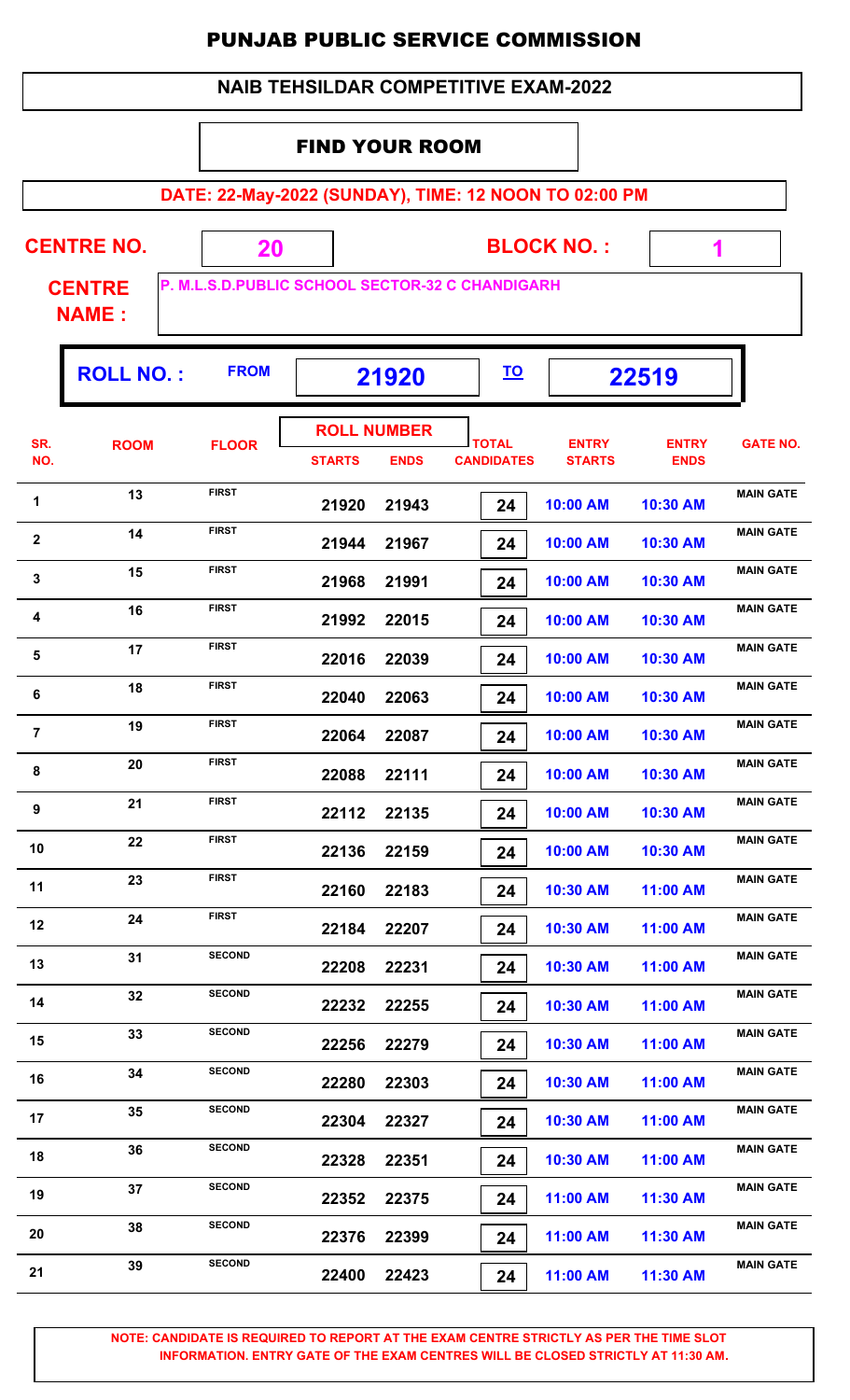# PUNJAB PUBLIC SERVICE COMMISSION

## NAIB TEHSILDAR COMPETITIVE EXAM-2022

### FIND YOUR ROOM

**DATE: 22-May-2022 (SUNDAY), TIME: 12 NOON TO 02:00 PM**

**CENTRE NO.** 20 **BLOCK NO. :** 1

**CENTRE NAME :** P. M.L.S.D.PUBLIC SCHOOL SECTOR-32 C CHANDIGARH

**ROLL NO. :** FROM 21920 TO 22519

| SR. NO. | ROOM | FLOOR | ROLL NUMBER STARTS | ROLL NUMBER ENDS | TOTAL CANDIDATES | ENTRY STARTS | ENTRY ENDS | GATE NO. |
|---|---|---|---|---|---|---|---|---|
| 1 | 13 | FIRST | 21920 | 21943 | 24 | 10:00 AM | 10:30 AM | MAIN GATE |
| 2 | 14 | FIRST | 21944 | 21967 | 24 | 10:00 AM | 10:30 AM | MAIN GATE |
| 3 | 15 | FIRST | 21968 | 21991 | 24 | 10:00 AM | 10:30 AM | MAIN GATE |
| 4 | 16 | FIRST | 21992 | 22015 | 24 | 10:00 AM | 10:30 AM | MAIN GATE |
| 5 | 17 | FIRST | 22016 | 22039 | 24 | 10:00 AM | 10:30 AM | MAIN GATE |
| 6 | 18 | FIRST | 22040 | 22063 | 24 | 10:00 AM | 10:30 AM | MAIN GATE |
| 7 | 19 | FIRST | 22064 | 22087 | 24 | 10:00 AM | 10:30 AM | MAIN GATE |
| 8 | 20 | FIRST | 22088 | 22111 | 24 | 10:00 AM | 10:30 AM | MAIN GATE |
| 9 | 21 | FIRST | 22112 | 22135 | 24 | 10:00 AM | 10:30 AM | MAIN GATE |
| 10 | 22 | FIRST | 22136 | 22159 | 24 | 10:00 AM | 10:30 AM | MAIN GATE |
| 11 | 23 | FIRST | 22160 | 22183 | 24 | 10:30 AM | 11:00 AM | MAIN GATE |
| 12 | 24 | FIRST | 22184 | 22207 | 24 | 10:30 AM | 11:00 AM | MAIN GATE |
| 13 | 31 | SECOND | 22208 | 22231 | 24 | 10:30 AM | 11:00 AM | MAIN GATE |
| 14 | 32 | SECOND | 22232 | 22255 | 24 | 10:30 AM | 11:00 AM | MAIN GATE |
| 15 | 33 | SECOND | 22256 | 22279 | 24 | 10:30 AM | 11:00 AM | MAIN GATE |
| 16 | 34 | SECOND | 22280 | 22303 | 24 | 10:30 AM | 11:00 AM | MAIN GATE |
| 17 | 35 | SECOND | 22304 | 22327 | 24 | 10:30 AM | 11:00 AM | MAIN GATE |
| 18 | 36 | SECOND | 22328 | 22351 | 24 | 10:30 AM | 11:00 AM | MAIN GATE |
| 19 | 37 | SECOND | 22352 | 22375 | 24 | 11:00 AM | 11:30 AM | MAIN GATE |
| 20 | 38 | SECOND | 22376 | 22399 | 24 | 11:00 AM | 11:30 AM | MAIN GATE |
| 21 | 39 | SECOND | 22400 | 22423 | 24 | 11:00 AM | 11:30 AM | MAIN GATE |

**NOTE: CANDIDATE IS REQUIRED TO REPORT AT THE EXAM CENTRE STRICTLY AS PER THE TIME SLOT INFORMATION. ENTRY GATE OF THE EXAM CENTRES WILL BE CLOSED STRICTLY AT 11:30 AM.**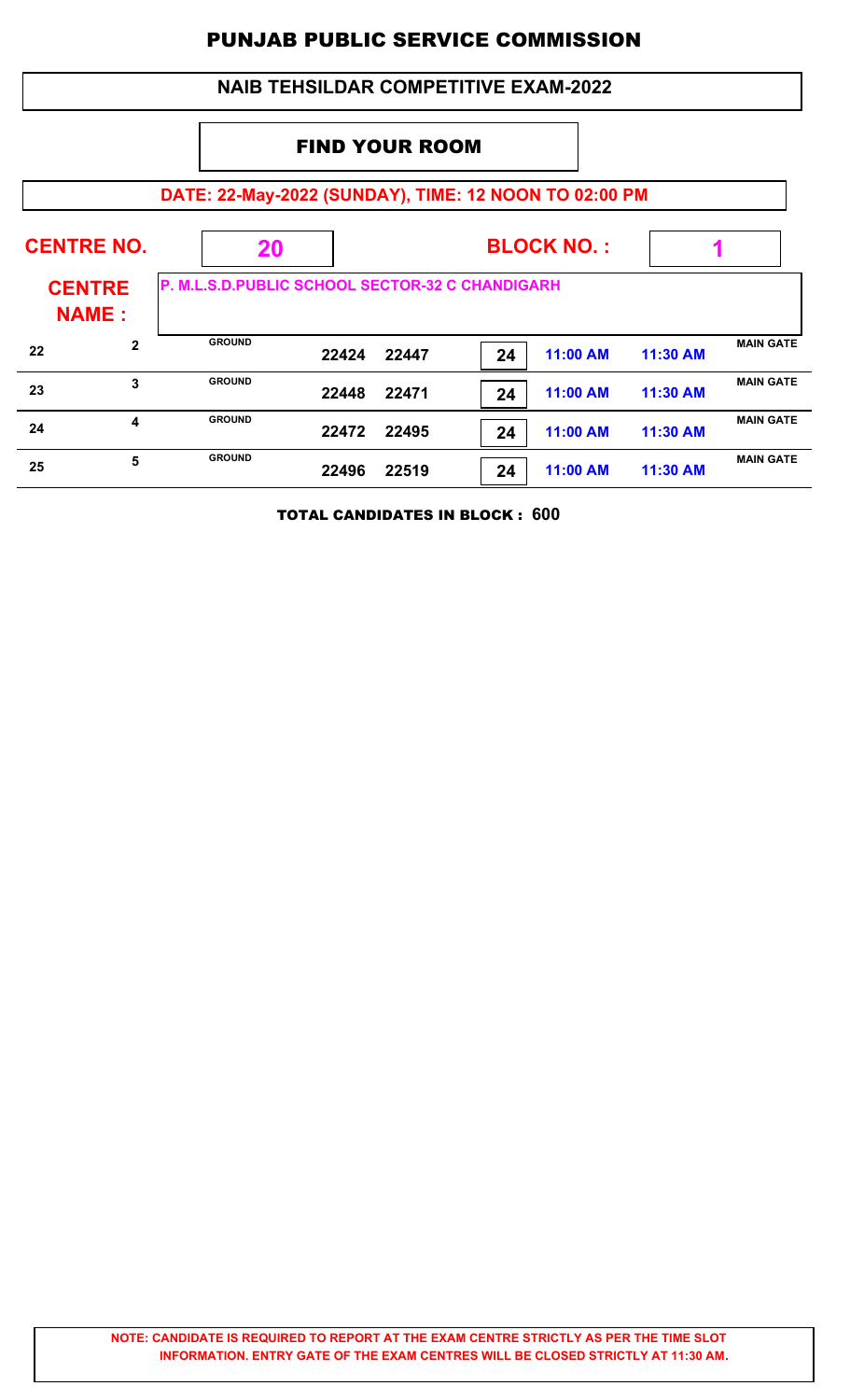# PUNJAB PUBLIC SERVICE COMMISSION

## NAIB TEHSILDAR COMPETITIVE EXAM-2022

### FIND YOUR ROOM

**DATE: 22-May-2022 (SUNDAY), TIME: 12 NOON TO 02:00 PM**

**CENTRE NO.** 20 **BLOCK NO. :** 1

**CENTRE NAME :** P. M.L.S.D.PUBLIC SCHOOL SECTOR-32 C CHANDIGARH

| | | | | | | | | |
|---|---|---|---|---|---|---|---|---|
| 22 | 2 | GROUND | 22424 | 22447 | 24 | 11:00 AM | 11:30 AM | MAIN GATE |
| 23 | 3 | GROUND | 22448 | 22471 | 24 | 11:00 AM | 11:30 AM | MAIN GATE |
| 24 | 4 | GROUND | 22472 | 22495 | 24 | 11:00 AM | 11:30 AM | MAIN GATE |
| 25 | 5 | GROUND | 22496 | 22519 | 24 | 11:00 AM | 11:30 AM | MAIN GATE |

**TOTAL CANDIDATES IN BLOCK : 600**

**NOTE: CANDIDATE IS REQUIRED TO REPORT AT THE EXAM CENTRE STRICTLY AS PER THE TIME SLOT INFORMATION. ENTRY GATE OF THE EXAM CENTRES WILL BE CLOSED STRICTLY AT 11:30 AM.**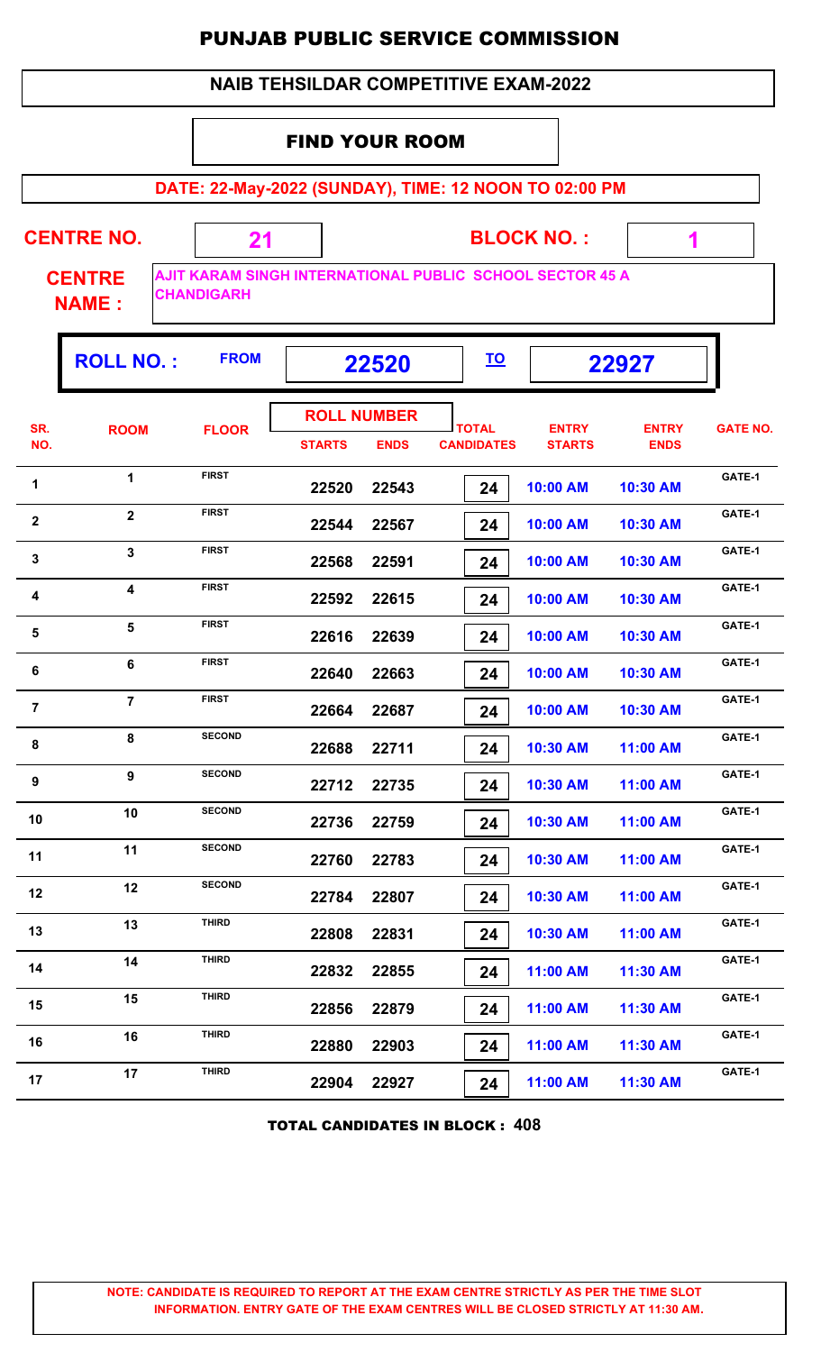# PUNJAB PUBLIC SERVICE COMMISSION

## NAIB TEHSILDAR COMPETITIVE EXAM-2022

### FIND YOUR ROOM

**DATE: 22-May-2022 (SUNDAY), TIME: 12 NOON TO 02:00 PM**

**CENTRE NO.** 21 **BLOCK NO. :** 1

**CENTRE NAME :** AJIT KARAM SINGH INTERNATIONAL PUBLIC SCHOOL SECTOR 45 A CHANDIGARH

**ROLL NO. :** FROM 22520 TO 22927

| SR. NO. | ROOM | FLOOR | ROLL NUMBER STARTS | ROLL NUMBER ENDS | TOTAL CANDIDATES | ENTRY STARTS | ENTRY ENDS | GATE NO. |
|---|---|---|---|---|---|---|---|---|
| 1 | 1 | FIRST | 22520 | 22543 | 24 | 10:00 AM | 10:30 AM | GATE-1 |
| 2 | 2 | FIRST | 22544 | 22567 | 24 | 10:00 AM | 10:30 AM | GATE-1 |
| 3 | 3 | FIRST | 22568 | 22591 | 24 | 10:00 AM | 10:30 AM | GATE-1 |
| 4 | 4 | FIRST | 22592 | 22615 | 24 | 10:00 AM | 10:30 AM | GATE-1 |
| 5 | 5 | FIRST | 22616 | 22639 | 24 | 10:00 AM | 10:30 AM | GATE-1 |
| 6 | 6 | FIRST | 22640 | 22663 | 24 | 10:00 AM | 10:30 AM | GATE-1 |
| 7 | 7 | FIRST | 22664 | 22687 | 24 | 10:00 AM | 10:30 AM | GATE-1 |
| 8 | 8 | SECOND | 22688 | 22711 | 24 | 10:30 AM | 11:00 AM | GATE-1 |
| 9 | 9 | SECOND | 22712 | 22735 | 24 | 10:30 AM | 11:00 AM | GATE-1 |
| 10 | 10 | SECOND | 22736 | 22759 | 24 | 10:30 AM | 11:00 AM | GATE-1 |
| 11 | 11 | SECOND | 22760 | 22783 | 24 | 10:30 AM | 11:00 AM | GATE-1 |
| 12 | 12 | SECOND | 22784 | 22807 | 24 | 10:30 AM | 11:00 AM | GATE-1 |
| 13 | 13 | THIRD | 22808 | 22831 | 24 | 10:30 AM | 11:00 AM | GATE-1 |
| 14 | 14 | THIRD | 22832 | 22855 | 24 | 11:00 AM | 11:30 AM | GATE-1 |
| 15 | 15 | THIRD | 22856 | 22879 | 24 | 11:00 AM | 11:30 AM | GATE-1 |
| 16 | 16 | THIRD | 22880 | 22903 | 24 | 11:00 AM | 11:30 AM | GATE-1 |
| 17 | 17 | THIRD | 22904 | 22927 | 24 | 11:00 AM | 11:30 AM | GATE-1 |

**TOTAL CANDIDATES IN BLOCK : 408**

**NOTE: CANDIDATE IS REQUIRED TO REPORT AT THE EXAM CENTRE STRICTLY AS PER THE TIME SLOT INFORMATION. ENTRY GATE OF THE EXAM CENTRES WILL BE CLOSED STRICTLY AT 11:30 AM.**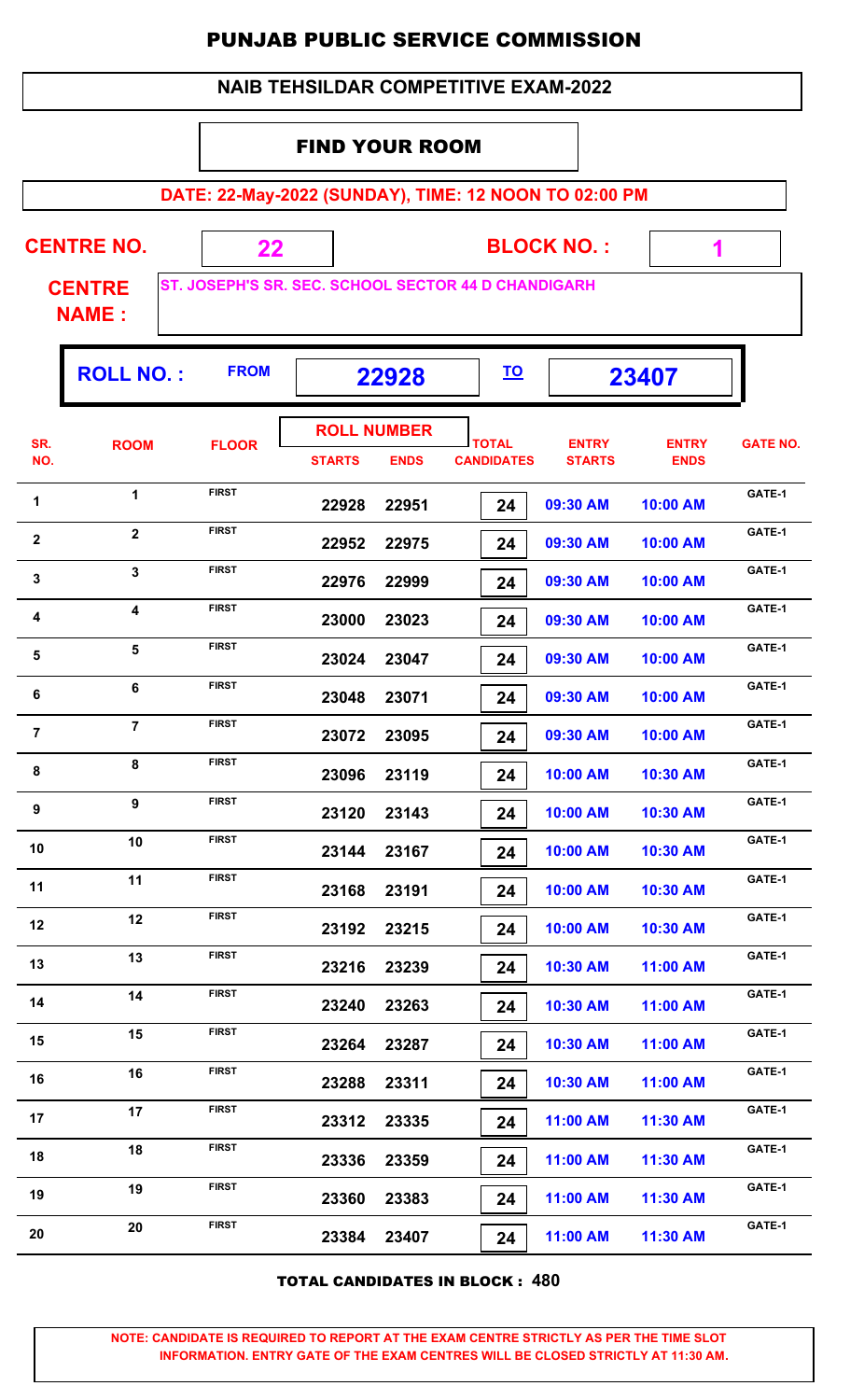# PUNJAB PUBLIC SERVICE COMMISSION

## NAIB TEHSILDAR COMPETITIVE EXAM-2022

### FIND YOUR ROOM

**DATE: 22-May-2022 (SUNDAY), TIME: 12 NOON TO 02:00 PM**

**CENTRE NO.** 22 **BLOCK NO. :** 1

**CENTRE NAME :** ST. JOSEPH'S SR. SEC. SCHOOL SECTOR 44 D CHANDIGARH

**ROLL NO. :** FROM **22928** TO **23407**

| SR. NO. | ROOM | FLOOR | ROLL NUMBER STARTS | ROLL NUMBER ENDS | TOTAL CANDIDATES | ENTRY STARTS | ENTRY ENDS | GATE NO. |
|---|---|---|---|---|---|---|---|---|
| 1 | 1 | FIRST | 22928 | 22951 | 24 | 09:30 AM | 10:00 AM | GATE-1 |
| 2 | 2 | FIRST | 22952 | 22975 | 24 | 09:30 AM | 10:00 AM | GATE-1 |
| 3 | 3 | FIRST | 22976 | 22999 | 24 | 09:30 AM | 10:00 AM | GATE-1 |
| 4 | 4 | FIRST | 23000 | 23023 | 24 | 09:30 AM | 10:00 AM | GATE-1 |
| 5 | 5 | FIRST | 23024 | 23047 | 24 | 09:30 AM | 10:00 AM | GATE-1 |
| 6 | 6 | FIRST | 23048 | 23071 | 24 | 09:30 AM | 10:00 AM | GATE-1 |
| 7 | 7 | FIRST | 23072 | 23095 | 24 | 09:30 AM | 10:00 AM | GATE-1 |
| 8 | 8 | FIRST | 23096 | 23119 | 24 | 10:00 AM | 10:30 AM | GATE-1 |
| 9 | 9 | FIRST | 23120 | 23143 | 24 | 10:00 AM | 10:30 AM | GATE-1 |
| 10 | 10 | FIRST | 23144 | 23167 | 24 | 10:00 AM | 10:30 AM | GATE-1 |
| 11 | 11 | FIRST | 23168 | 23191 | 24 | 10:00 AM | 10:30 AM | GATE-1 |
| 12 | 12 | FIRST | 23192 | 23215 | 24 | 10:00 AM | 10:30 AM | GATE-1 |
| 13 | 13 | FIRST | 23216 | 23239 | 24 | 10:30 AM | 11:00 AM | GATE-1 |
| 14 | 14 | FIRST | 23240 | 23263 | 24 | 10:30 AM | 11:00 AM | GATE-1 |
| 15 | 15 | FIRST | 23264 | 23287 | 24 | 10:30 AM | 11:00 AM | GATE-1 |
| 16 | 16 | FIRST | 23288 | 23311 | 24 | 10:30 AM | 11:00 AM | GATE-1 |
| 17 | 17 | FIRST | 23312 | 23335 | 24 | 11:00 AM | 11:30 AM | GATE-1 |
| 18 | 18 | FIRST | 23336 | 23359 | 24 | 11:00 AM | 11:30 AM | GATE-1 |
| 19 | 19 | FIRST | 23360 | 23383 | 24 | 11:00 AM | 11:30 AM | GATE-1 |
| 20 | 20 | FIRST | 23384 | 23407 | 24 | 11:00 AM | 11:30 AM | GATE-1 |

**TOTAL CANDIDATES IN BLOCK : 480**

**NOTE: CANDIDATE IS REQUIRED TO REPORT AT THE EXAM CENTRE STRICTLY AS PER THE TIME SLOT INFORMATION. ENTRY GATE OF THE EXAM CENTRES WILL BE CLOSED STRICTLY AT 11:30 AM.**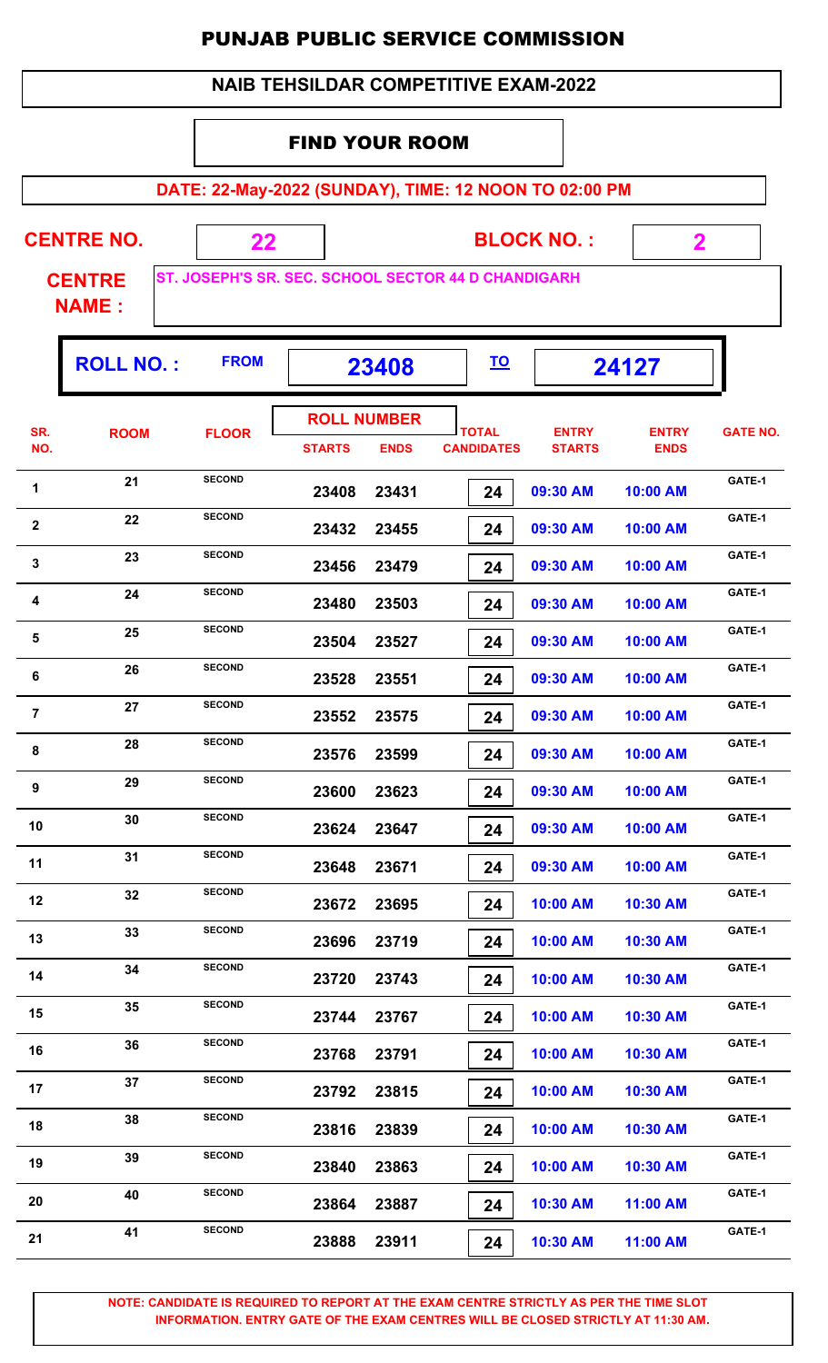# PUNJAB PUBLIC SERVICE COMMISSION

## NAIB TEHSILDAR COMPETITIVE EXAM-2022

### FIND YOUR ROOM

**DATE: 22-May-2022 (SUNDAY), TIME: 12 NOON TO 02:00 PM**

**CENTRE NO.** 22 **BLOCK NO. :** 2

**CENTRE NAME :** ST. JOSEPH'S SR. SEC. SCHOOL SECTOR 44 D CHANDIGARH

**ROLL NO. :** FROM 23408 TO 24127

| SR. NO. | ROOM | FLOOR | ROLL NUMBER STARTS | ROLL NUMBER ENDS | TOTAL CANDIDATES | ENTRY STARTS | ENTRY ENDS | GATE NO. |
|---|---|---|---|---|---|---|---|---|
| 1 | 21 | SECOND | 23408 | 23431 | 24 | 09:30 AM | 10:00 AM | GATE-1 |
| 2 | 22 | SECOND | 23432 | 23455 | 24 | 09:30 AM | 10:00 AM | GATE-1 |
| 3 | 23 | SECOND | 23456 | 23479 | 24 | 09:30 AM | 10:00 AM | GATE-1 |
| 4 | 24 | SECOND | 23480 | 23503 | 24 | 09:30 AM | 10:00 AM | GATE-1 |
| 5 | 25 | SECOND | 23504 | 23527 | 24 | 09:30 AM | 10:00 AM | GATE-1 |
| 6 | 26 | SECOND | 23528 | 23551 | 24 | 09:30 AM | 10:00 AM | GATE-1 |
| 7 | 27 | SECOND | 23552 | 23575 | 24 | 09:30 AM | 10:00 AM | GATE-1 |
| 8 | 28 | SECOND | 23576 | 23599 | 24 | 09:30 AM | 10:00 AM | GATE-1 |
| 9 | 29 | SECOND | 23600 | 23623 | 24 | 09:30 AM | 10:00 AM | GATE-1 |
| 10 | 30 | SECOND | 23624 | 23647 | 24 | 09:30 AM | 10:00 AM | GATE-1 |
| 11 | 31 | SECOND | 23648 | 23671 | 24 | 09:30 AM | 10:00 AM | GATE-1 |
| 12 | 32 | SECOND | 23672 | 23695 | 24 | 10:00 AM | 10:30 AM | GATE-1 |
| 13 | 33 | SECOND | 23696 | 23719 | 24 | 10:00 AM | 10:30 AM | GATE-1 |
| 14 | 34 | SECOND | 23720 | 23743 | 24 | 10:00 AM | 10:30 AM | GATE-1 |
| 15 | 35 | SECOND | 23744 | 23767 | 24 | 10:00 AM | 10:30 AM | GATE-1 |
| 16 | 36 | SECOND | 23768 | 23791 | 24 | 10:00 AM | 10:30 AM | GATE-1 |
| 17 | 37 | SECOND | 23792 | 23815 | 24 | 10:00 AM | 10:30 AM | GATE-1 |
| 18 | 38 | SECOND | 23816 | 23839 | 24 | 10:00 AM | 10:30 AM | GATE-1 |
| 19 | 39 | SECOND | 23840 | 23863 | 24 | 10:00 AM | 10:30 AM | GATE-1 |
| 20 | 40 | SECOND | 23864 | 23887 | 24 | 10:30 AM | 11:00 AM | GATE-1 |
| 21 | 41 | SECOND | 23888 | 23911 | 24 | 10:30 AM | 11:00 AM | GATE-1 |

**NOTE: CANDIDATE IS REQUIRED TO REPORT AT THE EXAM CENTRE STRICTLY AS PER THE TIME SLOT INFORMATION. ENTRY GATE OF THE EXAM CENTRES WILL BE CLOSED STRICTLY AT 11:30 AM.**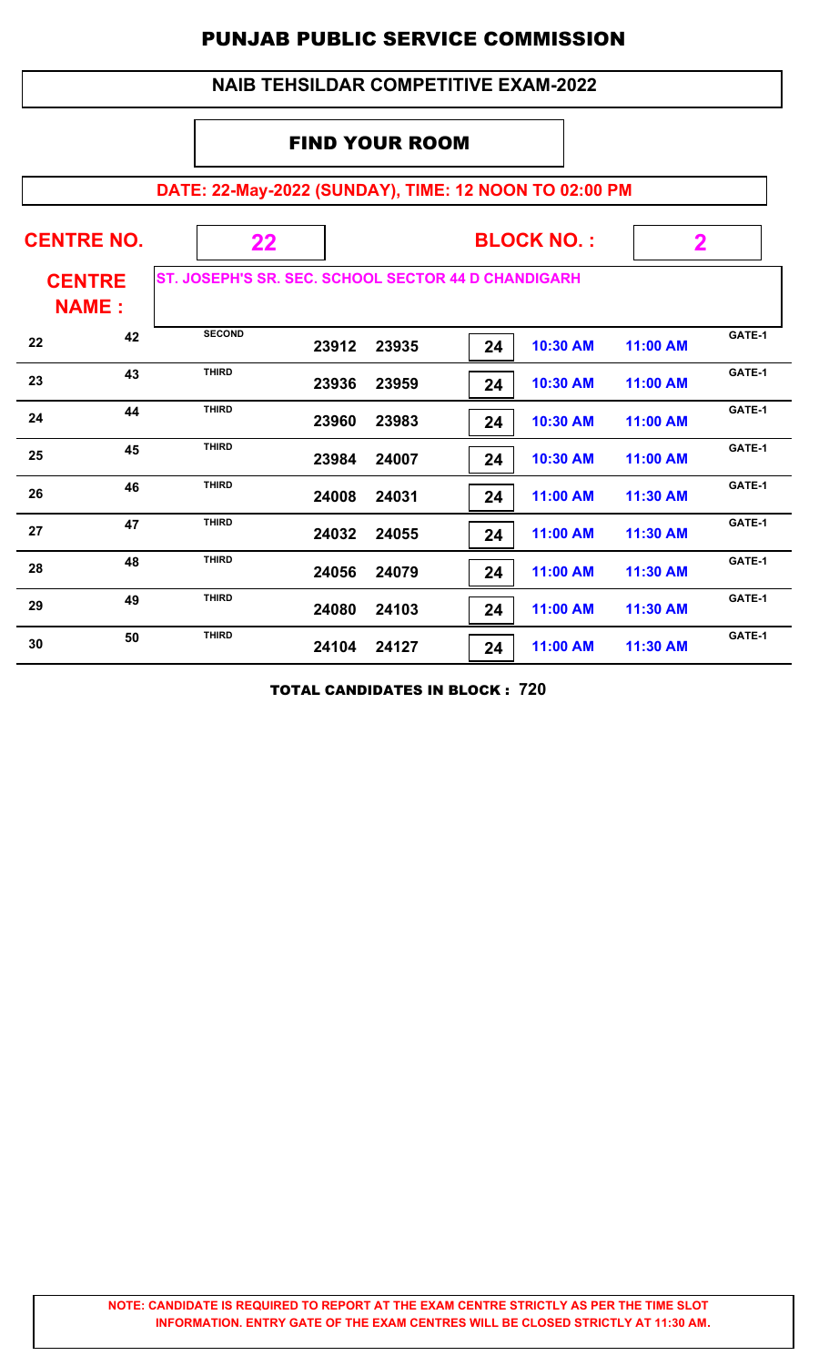# PUNJAB PUBLIC SERVICE COMMISSION

## NAIB TEHSILDAR COMPETITIVE EXAM-2022

### FIND YOUR ROOM

**DATE: 22-May-2022 (SUNDAY), TIME: 12 NOON TO 02:00 PM**

**CENTRE NO.** 22 **BLOCK NO. :** 2

**CENTRE NAME :** ST. JOSEPH'S SR. SEC. SCHOOL SECTOR 44 D CHANDIGARH

| | | | | | | | | |
|---|---|---|---|---|---|---|---|---|
| 22 | 42 | SECOND | 23912 | 23935 | 24 | 10:30 AM | 11:00 AM | GATE-1 |
| 23 | 43 | THIRD | 23936 | 23959 | 24 | 10:30 AM | 11:00 AM | GATE-1 |
| 24 | 44 | THIRD | 23960 | 23983 | 24 | 10:30 AM | 11:00 AM | GATE-1 |
| 25 | 45 | THIRD | 23984 | 24007 | 24 | 10:30 AM | 11:00 AM | GATE-1 |
| 26 | 46 | THIRD | 24008 | 24031 | 24 | 11:00 AM | 11:30 AM | GATE-1 |
| 27 | 47 | THIRD | 24032 | 24055 | 24 | 11:00 AM | 11:30 AM | GATE-1 |
| 28 | 48 | THIRD | 24056 | 24079 | 24 | 11:00 AM | 11:30 AM | GATE-1 |
| 29 | 49 | THIRD | 24080 | 24103 | 24 | 11:00 AM | 11:30 AM | GATE-1 |
| 30 | 50 | THIRD | 24104 | 24127 | 24 | 11:00 AM | 11:30 AM | GATE-1 |

**TOTAL CANDIDATES IN BLOCK : 720**

**NOTE: CANDIDATE IS REQUIRED TO REPORT AT THE EXAM CENTRE STRICTLY AS PER THE TIME SLOT INFORMATION. ENTRY GATE OF THE EXAM CENTRES WILL BE CLOSED STRICTLY AT 11:30 AM.**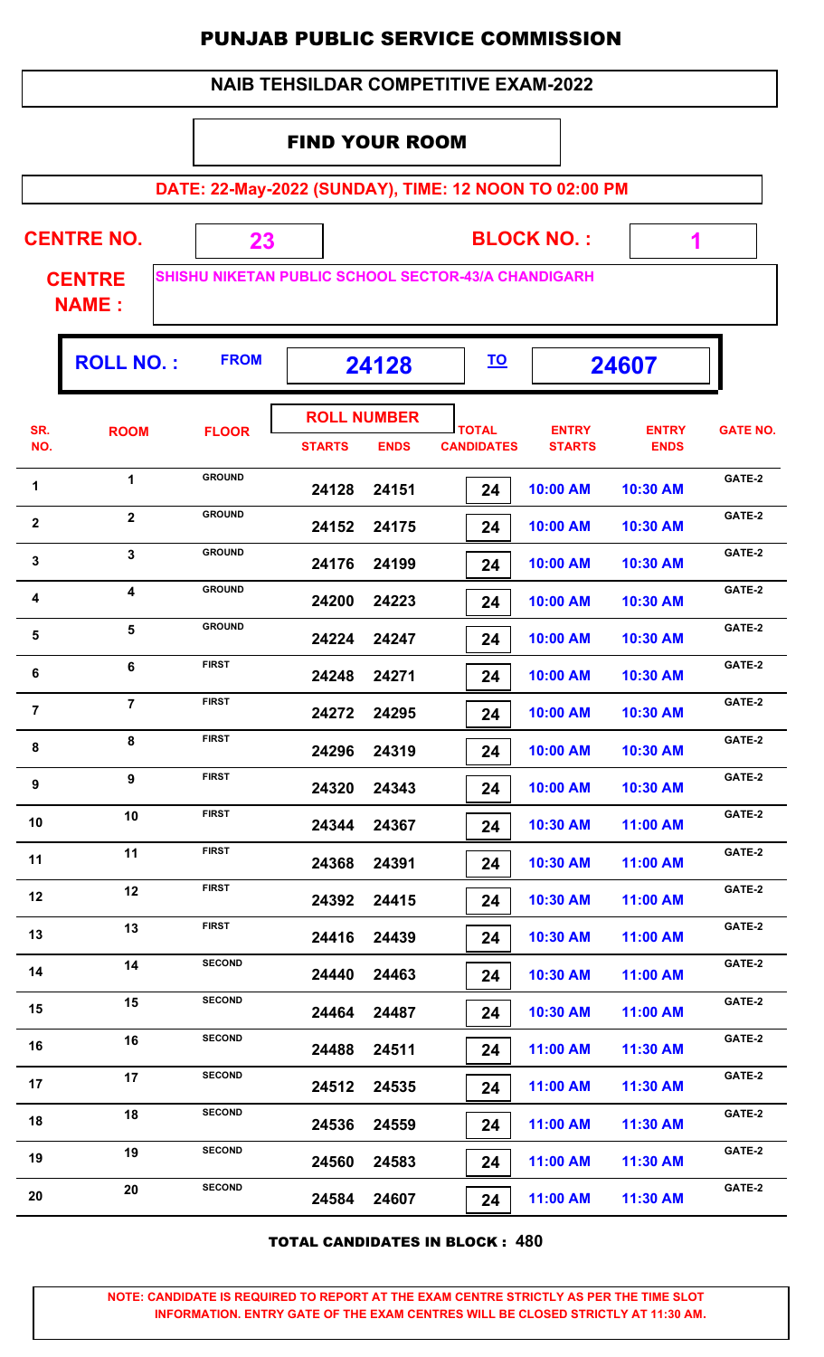# PUNJAB PUBLIC SERVICE COMMISSION

## NAIB TEHSILDAR COMPETITIVE EXAM-2022

### FIND YOUR ROOM

**DATE: 22-May-2022 (SUNDAY), TIME: 12 NOON TO 02:00 PM**

**CENTRE NO.** 23 **BLOCK NO. :** 1

**CENTRE NAME :** SHISHU NIKETAN PUBLIC SCHOOL SECTOR-43/A CHANDIGARH

**ROLL NO. :** FROM 24128 TO 24607

| SR. NO. | ROOM | FLOOR | ROLL NUMBER STARTS | ROLL NUMBER ENDS | TOTAL CANDIDATES | ENTRY STARTS | ENTRY ENDS | GATE NO. |
|---|---|---|---|---|---|---|---|---|
| 1 | 1 | GROUND | 24128 | 24151 | 24 | 10:00 AM | 10:30 AM | GATE-2 |
| 2 | 2 | GROUND | 24152 | 24175 | 24 | 10:00 AM | 10:30 AM | GATE-2 |
| 3 | 3 | GROUND | 24176 | 24199 | 24 | 10:00 AM | 10:30 AM | GATE-2 |
| 4 | 4 | GROUND | 24200 | 24223 | 24 | 10:00 AM | 10:30 AM | GATE-2 |
| 5 | 5 | GROUND | 24224 | 24247 | 24 | 10:00 AM | 10:30 AM | GATE-2 |
| 6 | 6 | FIRST | 24248 | 24271 | 24 | 10:00 AM | 10:30 AM | GATE-2 |
| 7 | 7 | FIRST | 24272 | 24295 | 24 | 10:00 AM | 10:30 AM | GATE-2 |
| 8 | 8 | FIRST | 24296 | 24319 | 24 | 10:00 AM | 10:30 AM | GATE-2 |
| 9 | 9 | FIRST | 24320 | 24343 | 24 | 10:00 AM | 10:30 AM | GATE-2 |
| 10 | 10 | FIRST | 24344 | 24367 | 24 | 10:30 AM | 11:00 AM | GATE-2 |
| 11 | 11 | FIRST | 24368 | 24391 | 24 | 10:30 AM | 11:00 AM | GATE-2 |
| 12 | 12 | FIRST | 24392 | 24415 | 24 | 10:30 AM | 11:00 AM | GATE-2 |
| 13 | 13 | FIRST | 24416 | 24439 | 24 | 10:30 AM | 11:00 AM | GATE-2 |
| 14 | 14 | SECOND | 24440 | 24463 | 24 | 10:30 AM | 11:00 AM | GATE-2 |
| 15 | 15 | SECOND | 24464 | 24487 | 24 | 10:30 AM | 11:00 AM | GATE-2 |
| 16 | 16 | SECOND | 24488 | 24511 | 24 | 11:00 AM | 11:30 AM | GATE-2 |
| 17 | 17 | SECOND | 24512 | 24535 | 24 | 11:00 AM | 11:30 AM | GATE-2 |
| 18 | 18 | SECOND | 24536 | 24559 | 24 | 11:00 AM | 11:30 AM | GATE-2 |
| 19 | 19 | SECOND | 24560 | 24583 | 24 | 11:00 AM | 11:30 AM | GATE-2 |
| 20 | 20 | SECOND | 24584 | 24607 | 24 | 11:00 AM | 11:30 AM | GATE-2 |

**TOTAL CANDIDATES IN BLOCK : 480**

**NOTE: CANDIDATE IS REQUIRED TO REPORT AT THE EXAM CENTRE STRICTLY AS PER THE TIME SLOT INFORMATION. ENTRY GATE OF THE EXAM CENTRES WILL BE CLOSED STRICTLY AT 11:30 AM.**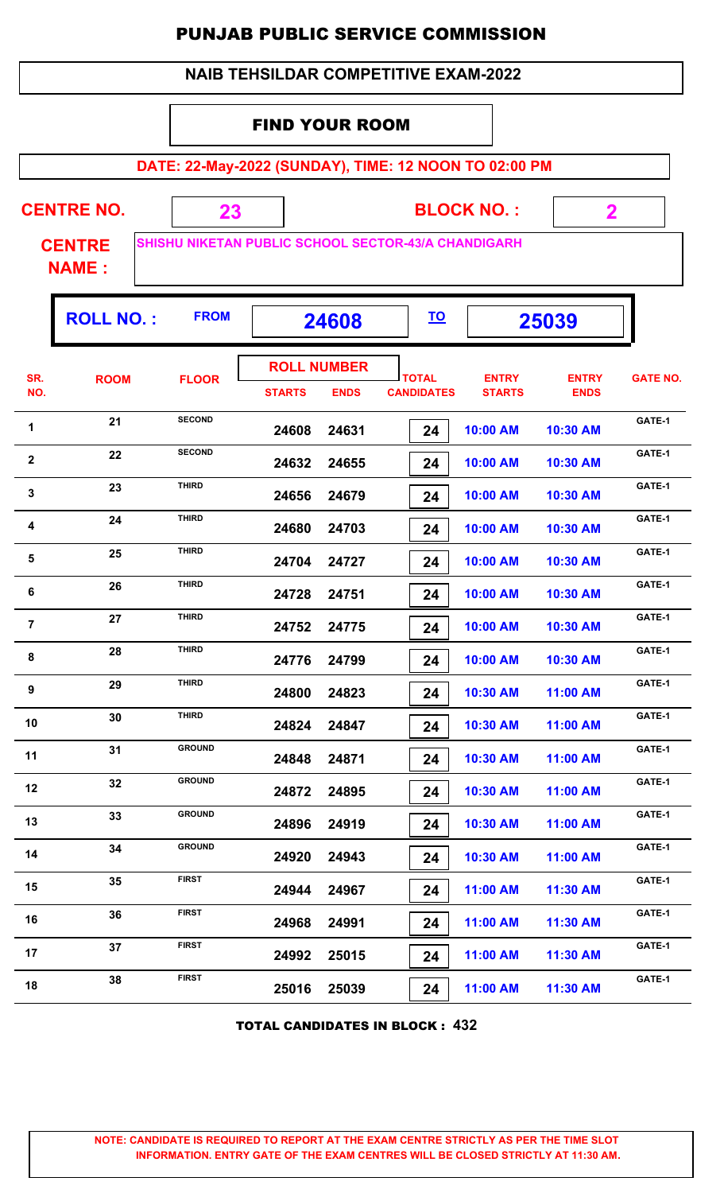# PUNJAB PUBLIC SERVICE COMMISSION

## NAIB TEHSILDAR COMPETITIVE EXAM-2022

### FIND YOUR ROOM

**DATE: 22-May-2022 (SUNDAY), TIME: 12 NOON TO 02:00 PM**

**CENTRE NO.** 23 **BLOCK NO. :** 2

**CENTRE NAME :** SHISHU NIKETAN PUBLIC SCHOOL SECTOR-43/A CHANDIGARH

**ROLL NO. :** FROM **24608** TO **25039**

| SR. NO. | ROOM | FLOOR | ROLL NUMBER STARTS | ROLL NUMBER ENDS | TOTAL CANDIDATES | ENTRY STARTS | ENTRY ENDS | GATE NO. |
|---|---|---|---|---|---|---|---|---|
| 1 | 21 | SECOND | 24608 | 24631 | 24 | 10:00 AM | 10:30 AM | GATE-1 |
| 2 | 22 | SECOND | 24632 | 24655 | 24 | 10:00 AM | 10:30 AM | GATE-1 |
| 3 | 23 | THIRD | 24656 | 24679 | 24 | 10:00 AM | 10:30 AM | GATE-1 |
| 4 | 24 | THIRD | 24680 | 24703 | 24 | 10:00 AM | 10:30 AM | GATE-1 |
| 5 | 25 | THIRD | 24704 | 24727 | 24 | 10:00 AM | 10:30 AM | GATE-1 |
| 6 | 26 | THIRD | 24728 | 24751 | 24 | 10:00 AM | 10:30 AM | GATE-1 |
| 7 | 27 | THIRD | 24752 | 24775 | 24 | 10:00 AM | 10:30 AM | GATE-1 |
| 8 | 28 | THIRD | 24776 | 24799 | 24 | 10:00 AM | 10:30 AM | GATE-1 |
| 9 | 29 | THIRD | 24800 | 24823 | 24 | 10:30 AM | 11:00 AM | GATE-1 |
| 10 | 30 | THIRD | 24824 | 24847 | 24 | 10:30 AM | 11:00 AM | GATE-1 |
| 11 | 31 | GROUND | 24848 | 24871 | 24 | 10:30 AM | 11:00 AM | GATE-1 |
| 12 | 32 | GROUND | 24872 | 24895 | 24 | 10:30 AM | 11:00 AM | GATE-1 |
| 13 | 33 | GROUND | 24896 | 24919 | 24 | 10:30 AM | 11:00 AM | GATE-1 |
| 14 | 34 | GROUND | 24920 | 24943 | 24 | 10:30 AM | 11:00 AM | GATE-1 |
| 15 | 35 | FIRST | 24944 | 24967 | 24 | 11:00 AM | 11:30 AM | GATE-1 |
| 16 | 36 | FIRST | 24968 | 24991 | 24 | 11:00 AM | 11:30 AM | GATE-1 |
| 17 | 37 | FIRST | 24992 | 25015 | 24 | 11:00 AM | 11:30 AM | GATE-1 |
| 18 | 38 | FIRST | 25016 | 25039 | 24 | 11:00 AM | 11:30 AM | GATE-1 |

**TOTAL CANDIDATES IN BLOCK : 432**

**NOTE: CANDIDATE IS REQUIRED TO REPORT AT THE EXAM CENTRE STRICTLY AS PER THE TIME SLOT INFORMATION. ENTRY GATE OF THE EXAM CENTRES WILL BE CLOSED STRICTLY AT 11:30 AM.**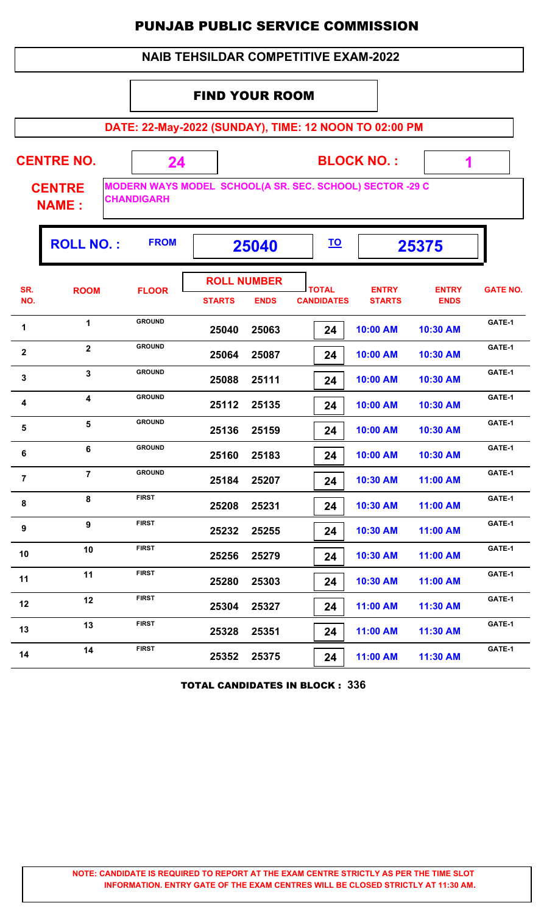# PUNJAB PUBLIC SERVICE COMMISSION

## NAIB TEHSILDAR COMPETITIVE EXAM-2022

### FIND YOUR ROOM

**DATE: 22-May-2022 (SUNDAY), TIME: 12 NOON TO 02:00 PM**

**CENTRE NO.** 24 **BLOCK NO. :** 1

**CENTRE NAME :** MODERN WAYS MODEL SCHOOL(A SR. SEC. SCHOOL) SECTOR -29 C CHANDIGARH

**ROLL NO. :** FROM 25040 TO 25375

| SR. NO. | ROOM | FLOOR | ROLL NUMBER STARTS | ROLL NUMBER ENDS | TOTAL CANDIDATES | ENTRY STARTS | ENTRY ENDS | GATE NO. |
|---|---|---|---|---|---|---|---|---|
| 1 | 1 | GROUND | 25040 | 25063 | 24 | 10:00 AM | 10:30 AM | GATE-1 |
| 2 | 2 | GROUND | 25064 | 25087 | 24 | 10:00 AM | 10:30 AM | GATE-1 |
| 3 | 3 | GROUND | 25088 | 25111 | 24 | 10:00 AM | 10:30 AM | GATE-1 |
| 4 | 4 | GROUND | 25112 | 25135 | 24 | 10:00 AM | 10:30 AM | GATE-1 |
| 5 | 5 | GROUND | 25136 | 25159 | 24 | 10:00 AM | 10:30 AM | GATE-1 |
| 6 | 6 | GROUND | 25160 | 25183 | 24 | 10:00 AM | 10:30 AM | GATE-1 |
| 7 | 7 | GROUND | 25184 | 25207 | 24 | 10:30 AM | 11:00 AM | GATE-1 |
| 8 | 8 | FIRST | 25208 | 25231 | 24 | 10:30 AM | 11:00 AM | GATE-1 |
| 9 | 9 | FIRST | 25232 | 25255 | 24 | 10:30 AM | 11:00 AM | GATE-1 |
| 10 | 10 | FIRST | 25256 | 25279 | 24 | 10:30 AM | 11:00 AM | GATE-1 |
| 11 | 11 | FIRST | 25280 | 25303 | 24 | 10:30 AM | 11:00 AM | GATE-1 |
| 12 | 12 | FIRST | 25304 | 25327 | 24 | 11:00 AM | 11:30 AM | GATE-1 |
| 13 | 13 | FIRST | 25328 | 25351 | 24 | 11:00 AM | 11:30 AM | GATE-1 |
| 14 | 14 | FIRST | 25352 | 25375 | 24 | 11:00 AM | 11:30 AM | GATE-1 |

**TOTAL CANDIDATES IN BLOCK : 336**

**NOTE: CANDIDATE IS REQUIRED TO REPORT AT THE EXAM CENTRE STRICTLY AS PER THE TIME SLOT INFORMATION. ENTRY GATE OF THE EXAM CENTRES WILL BE CLOSED STRICTLY AT 11:30 AM.**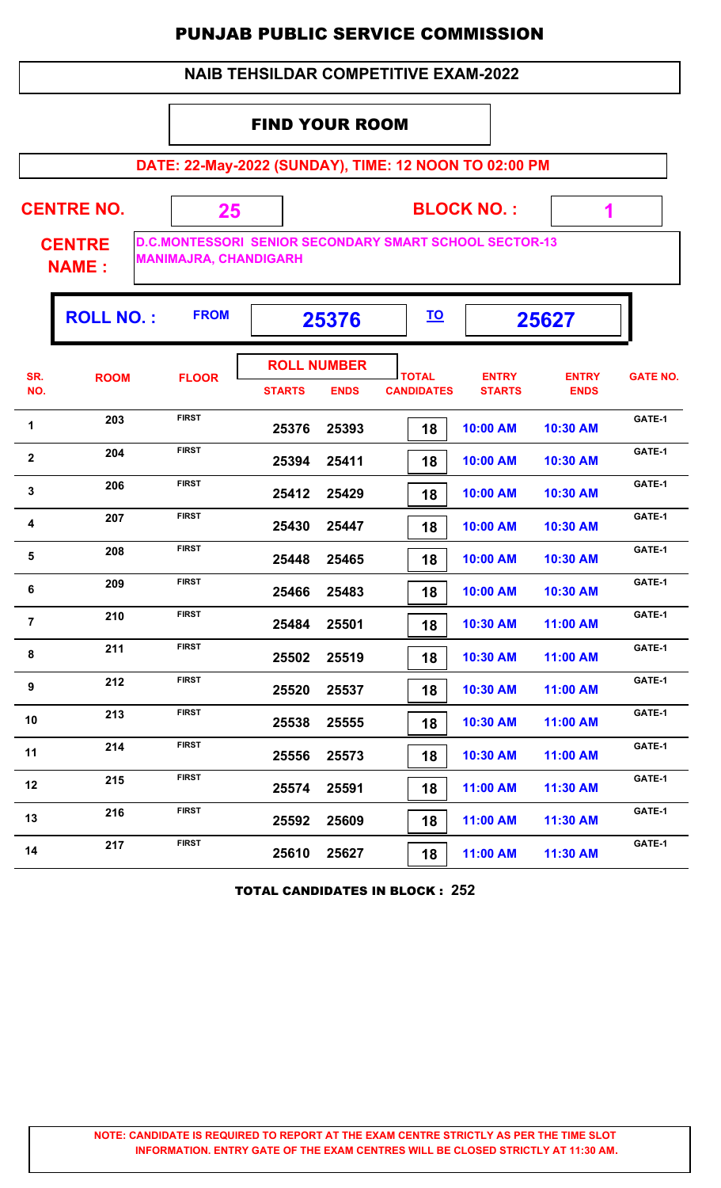# PUNJAB PUBLIC SERVICE COMMISSION

## NAIB TEHSILDAR COMPETITIVE EXAM-2022

### FIND YOUR ROOM

**DATE: 22-May-2022 (SUNDAY), TIME: 12 NOON TO 02:00 PM**

**CENTRE NO.** 25 **BLOCK NO. :** 1

**CENTRE NAME :** D.C.MONTESSORI SENIOR SECONDARY SMART SCHOOL SECTOR-13 MANIMAJRA, CHANDIGARH

**ROLL NO. :** FROM 25376 TO 25627

| SR. NO. | ROOM | FLOOR | ROLL NUMBER STARTS | ROLL NUMBER ENDS | TOTAL CANDIDATES | ENTRY STARTS | ENTRY ENDS | GATE NO. |
|---|---|---|---|---|---|---|---|---|
| 1 | 203 | FIRST | 25376 | 25393 | 18 | 10:00 AM | 10:30 AM | GATE-1 |
| 2 | 204 | FIRST | 25394 | 25411 | 18 | 10:00 AM | 10:30 AM | GATE-1 |
| 3 | 206 | FIRST | 25412 | 25429 | 18 | 10:00 AM | 10:30 AM | GATE-1 |
| 4 | 207 | FIRST | 25430 | 25447 | 18 | 10:00 AM | 10:30 AM | GATE-1 |
| 5 | 208 | FIRST | 25448 | 25465 | 18 | 10:00 AM | 10:30 AM | GATE-1 |
| 6 | 209 | FIRST | 25466 | 25483 | 18 | 10:00 AM | 10:30 AM | GATE-1 |
| 7 | 210 | FIRST | 25484 | 25501 | 18 | 10:30 AM | 11:00 AM | GATE-1 |
| 8 | 211 | FIRST | 25502 | 25519 | 18 | 10:30 AM | 11:00 AM | GATE-1 |
| 9 | 212 | FIRST | 25520 | 25537 | 18 | 10:30 AM | 11:00 AM | GATE-1 |
| 10 | 213 | FIRST | 25538 | 25555 | 18 | 10:30 AM | 11:00 AM | GATE-1 |
| 11 | 214 | FIRST | 25556 | 25573 | 18 | 10:30 AM | 11:00 AM | GATE-1 |
| 12 | 215 | FIRST | 25574 | 25591 | 18 | 11:00 AM | 11:30 AM | GATE-1 |
| 13 | 216 | FIRST | 25592 | 25609 | 18 | 11:00 AM | 11:30 AM | GATE-1 |
| 14 | 217 | FIRST | 25610 | 25627 | 18 | 11:00 AM | 11:30 AM | GATE-1 |

**TOTAL CANDIDATES IN BLOCK : 252**

**NOTE: CANDIDATE IS REQUIRED TO REPORT AT THE EXAM CENTRE STRICTLY AS PER THE TIME SLOT INFORMATION. ENTRY GATE OF THE EXAM CENTRES WILL BE CLOSED STRICTLY AT 11:30 AM.**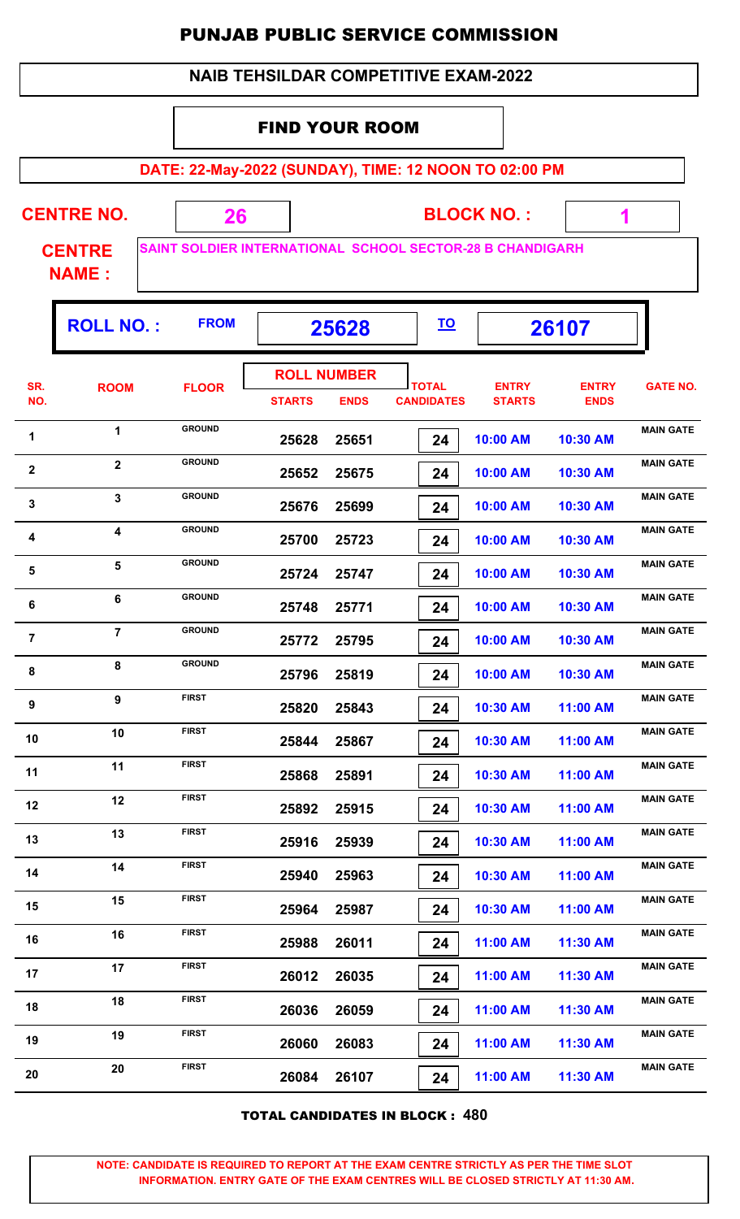# PUNJAB PUBLIC SERVICE COMMISSION

## NAIB TEHSILDAR COMPETITIVE EXAM-2022

### FIND YOUR ROOM

**DATE: 22-May-2022 (SUNDAY), TIME: 12 NOON TO 02:00 PM**

**CENTRE NO.** 26 **BLOCK NO. :** 1

**CENTRE NAME :** SAINT SOLDIER INTERNATIONAL SCHOOL SECTOR-28 B CHANDIGARH

**ROLL NO. :** FROM 25628 TO 26107

| SR. NO. | ROOM | FLOOR | ROLL NUMBER STARTS | ROLL NUMBER ENDS | TOTAL CANDIDATES | ENTRY STARTS | ENTRY ENDS | GATE NO. |
|---|---|---|---|---|---|---|---|---|
| 1 | 1 | GROUND | 25628 | 25651 | 24 | 10:00 AM | 10:30 AM | MAIN GATE |
| 2 | 2 | GROUND | 25652 | 25675 | 24 | 10:00 AM | 10:30 AM | MAIN GATE |
| 3 | 3 | GROUND | 25676 | 25699 | 24 | 10:00 AM | 10:30 AM | MAIN GATE |
| 4 | 4 | GROUND | 25700 | 25723 | 24 | 10:00 AM | 10:30 AM | MAIN GATE |
| 5 | 5 | GROUND | 25724 | 25747 | 24 | 10:00 AM | 10:30 AM | MAIN GATE |
| 6 | 6 | GROUND | 25748 | 25771 | 24 | 10:00 AM | 10:30 AM | MAIN GATE |
| 7 | 7 | GROUND | 25772 | 25795 | 24 | 10:00 AM | 10:30 AM | MAIN GATE |
| 8 | 8 | GROUND | 25796 | 25819 | 24 | 10:00 AM | 10:30 AM | MAIN GATE |
| 9 | 9 | FIRST | 25820 | 25843 | 24 | 10:30 AM | 11:00 AM | MAIN GATE |
| 10 | 10 | FIRST | 25844 | 25867 | 24 | 10:30 AM | 11:00 AM | MAIN GATE |
| 11 | 11 | FIRST | 25868 | 25891 | 24 | 10:30 AM | 11:00 AM | MAIN GATE |
| 12 | 12 | FIRST | 25892 | 25915 | 24 | 10:30 AM | 11:00 AM | MAIN GATE |
| 13 | 13 | FIRST | 25916 | 25939 | 24 | 10:30 AM | 11:00 AM | MAIN GATE |
| 14 | 14 | FIRST | 25940 | 25963 | 24 | 10:30 AM | 11:00 AM | MAIN GATE |
| 15 | 15 | FIRST | 25964 | 25987 | 24 | 10:30 AM | 11:00 AM | MAIN GATE |
| 16 | 16 | FIRST | 25988 | 26011 | 24 | 11:00 AM | 11:30 AM | MAIN GATE |
| 17 | 17 | FIRST | 26012 | 26035 | 24 | 11:00 AM | 11:30 AM | MAIN GATE |
| 18 | 18 | FIRST | 26036 | 26059 | 24 | 11:00 AM | 11:30 AM | MAIN GATE |
| 19 | 19 | FIRST | 26060 | 26083 | 24 | 11:00 AM | 11:30 AM | MAIN GATE |
| 20 | 20 | FIRST | 26084 | 26107 | 24 | 11:00 AM | 11:30 AM | MAIN GATE |

**TOTAL CANDIDATES IN BLOCK : 480**

**NOTE: CANDIDATE IS REQUIRED TO REPORT AT THE EXAM CENTRE STRICTLY AS PER THE TIME SLOT INFORMATION. ENTRY GATE OF THE EXAM CENTRES WILL BE CLOSED STRICTLY AT 11:30 AM.**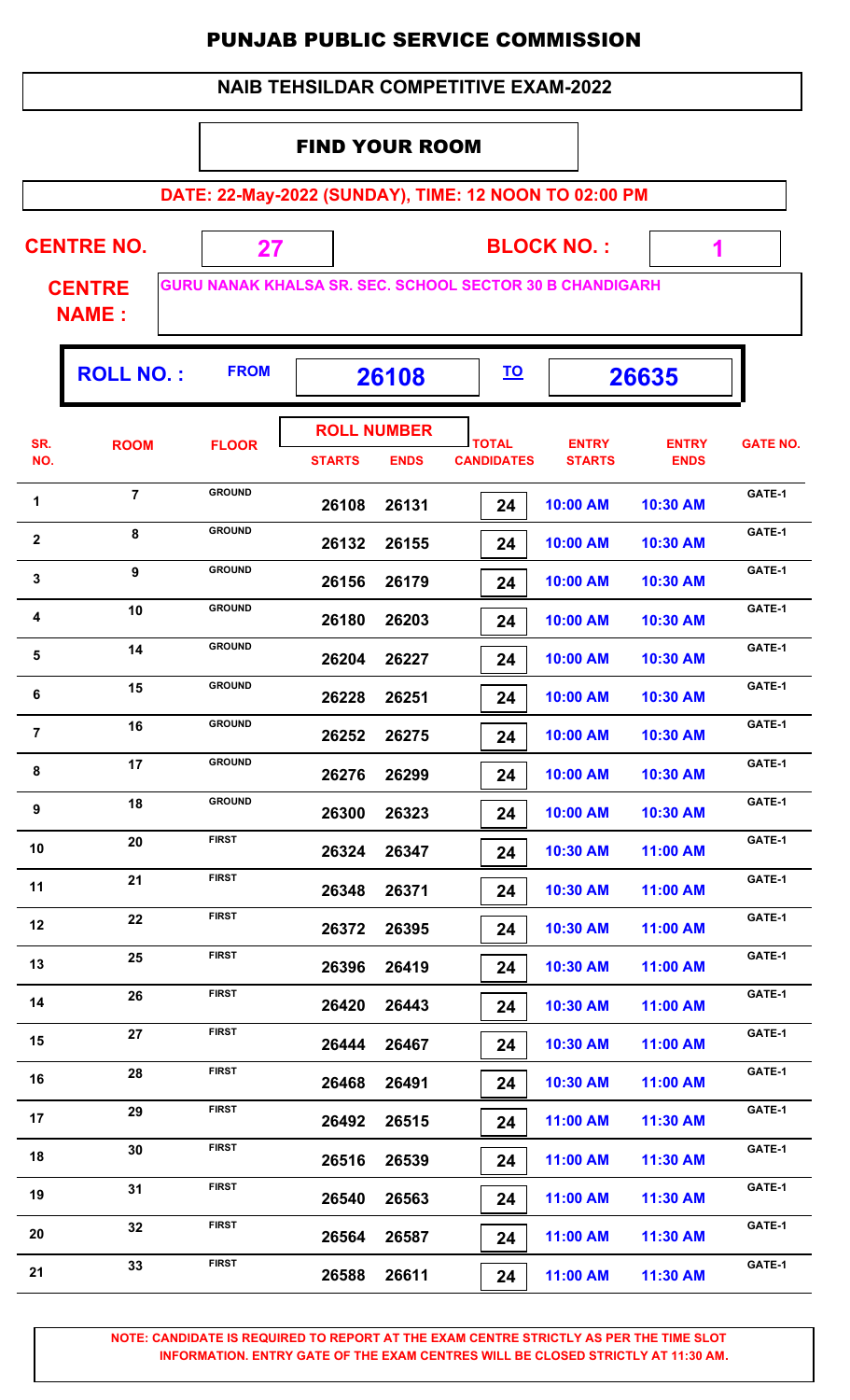# PUNJAB PUBLIC SERVICE COMMISSION

## NAIB TEHSILDAR COMPETITIVE EXAM-2022

### FIND YOUR ROOM

**DATE: 22-May-2022 (SUNDAY), TIME: 12 NOON TO 02:00 PM**

**CENTRE NO.** 27 **BLOCK NO. :** 1

**CENTRE NAME :** GURU NANAK KHALSA SR. SEC. SCHOOL SECTOR 30 B CHANDIGARH

**ROLL NO. :** FROM **26108** TO **26635**

| SR. NO. | ROOM | FLOOR | ROLL NUMBER STARTS | ROLL NUMBER ENDS | TOTAL CANDIDATES | ENTRY STARTS | ENTRY ENDS | GATE NO. |
|---|---|---|---|---|---|---|---|---|
| 1 | 7 | GROUND | 26108 | 26131 | 24 | 10:00 AM | 10:30 AM | GATE-1 |
| 2 | 8 | GROUND | 26132 | 26155 | 24 | 10:00 AM | 10:30 AM | GATE-1 |
| 3 | 9 | GROUND | 26156 | 26179 | 24 | 10:00 AM | 10:30 AM | GATE-1 |
| 4 | 10 | GROUND | 26180 | 26203 | 24 | 10:00 AM | 10:30 AM | GATE-1 |
| 5 | 14 | GROUND | 26204 | 26227 | 24 | 10:00 AM | 10:30 AM | GATE-1 |
| 6 | 15 | GROUND | 26228 | 26251 | 24 | 10:00 AM | 10:30 AM | GATE-1 |
| 7 | 16 | GROUND | 26252 | 26275 | 24 | 10:00 AM | 10:30 AM | GATE-1 |
| 8 | 17 | GROUND | 26276 | 26299 | 24 | 10:00 AM | 10:30 AM | GATE-1 |
| 9 | 18 | GROUND | 26300 | 26323 | 24 | 10:00 AM | 10:30 AM | GATE-1 |
| 10 | 20 | FIRST | 26324 | 26347 | 24 | 10:30 AM | 11:00 AM | GATE-1 |
| 11 | 21 | FIRST | 26348 | 26371 | 24 | 10:30 AM | 11:00 AM | GATE-1 |
| 12 | 22 | FIRST | 26372 | 26395 | 24 | 10:30 AM | 11:00 AM | GATE-1 |
| 13 | 25 | FIRST | 26396 | 26419 | 24 | 10:30 AM | 11:00 AM | GATE-1 |
| 14 | 26 | FIRST | 26420 | 26443 | 24 | 10:30 AM | 11:00 AM | GATE-1 |
| 15 | 27 | FIRST | 26444 | 26467 | 24 | 10:30 AM | 11:00 AM | GATE-1 |
| 16 | 28 | FIRST | 26468 | 26491 | 24 | 10:30 AM | 11:00 AM | GATE-1 |
| 17 | 29 | FIRST | 26492 | 26515 | 24 | 11:00 AM | 11:30 AM | GATE-1 |
| 18 | 30 | FIRST | 26516 | 26539 | 24 | 11:00 AM | 11:30 AM | GATE-1 |
| 19 | 31 | FIRST | 26540 | 26563 | 24 | 11:00 AM | 11:30 AM | GATE-1 |
| 20 | 32 | FIRST | 26564 | 26587 | 24 | 11:00 AM | 11:30 AM | GATE-1 |
| 21 | 33 | FIRST | 26588 | 26611 | 24 | 11:00 AM | 11:30 AM | GATE-1 |

**NOTE: CANDIDATE IS REQUIRED TO REPORT AT THE EXAM CENTRE STRICTLY AS PER THE TIME SLOT INFORMATION. ENTRY GATE OF THE EXAM CENTRES WILL BE CLOSED STRICTLY AT 11:30 AM.**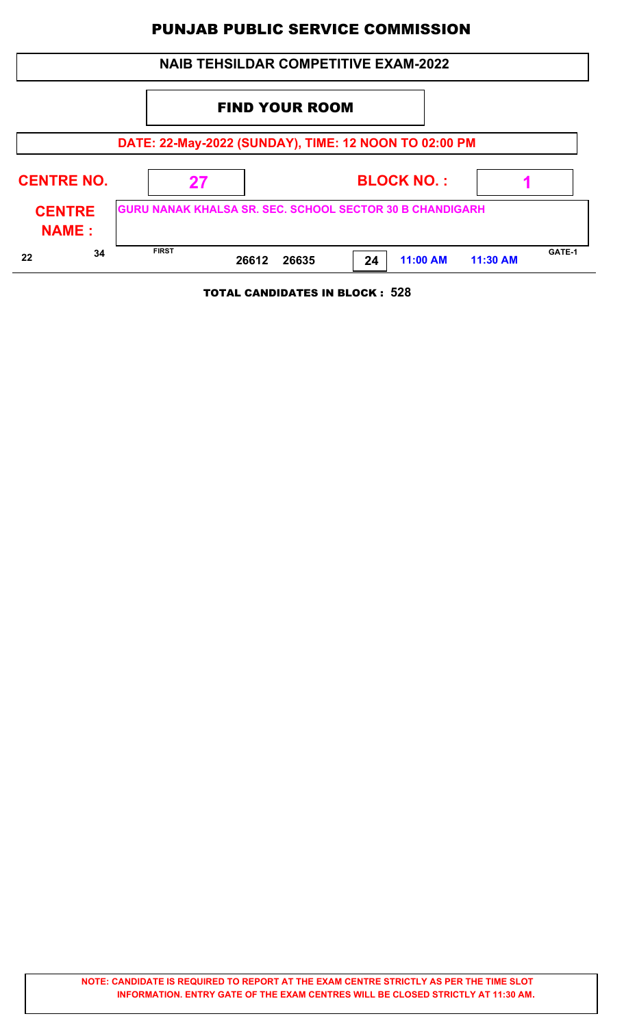# PUNJAB PUBLIC SERVICE COMMISSION

## NAIB TEHSILDAR COMPETITIVE EXAM-2022

### FIND YOUR ROOM

**DATE: 22-May-2022 (SUNDAY), TIME: 12 NOON TO 02:00 PM**

**CENTRE NO.** 27 **BLOCK NO. :** 1

**CENTRE NAME :** GURU NANAK KHALSA SR. SEC. SCHOOL SECTOR 30 B CHANDIGARH

| | | | | | | | | |
|---|---|---|---|---|---|---|---|---|
| 22 | 34 | FIRST | 26612 | 26635 | 24 | 11:00 AM | 11:30 AM | GATE-1 |

**TOTAL CANDIDATES IN BLOCK : 528**

**NOTE: CANDIDATE IS REQUIRED TO REPORT AT THE EXAM CENTRE STRICTLY AS PER THE TIME SLOT INFORMATION. ENTRY GATE OF THE EXAM CENTRES WILL BE CLOSED STRICTLY AT 11:30 AM.**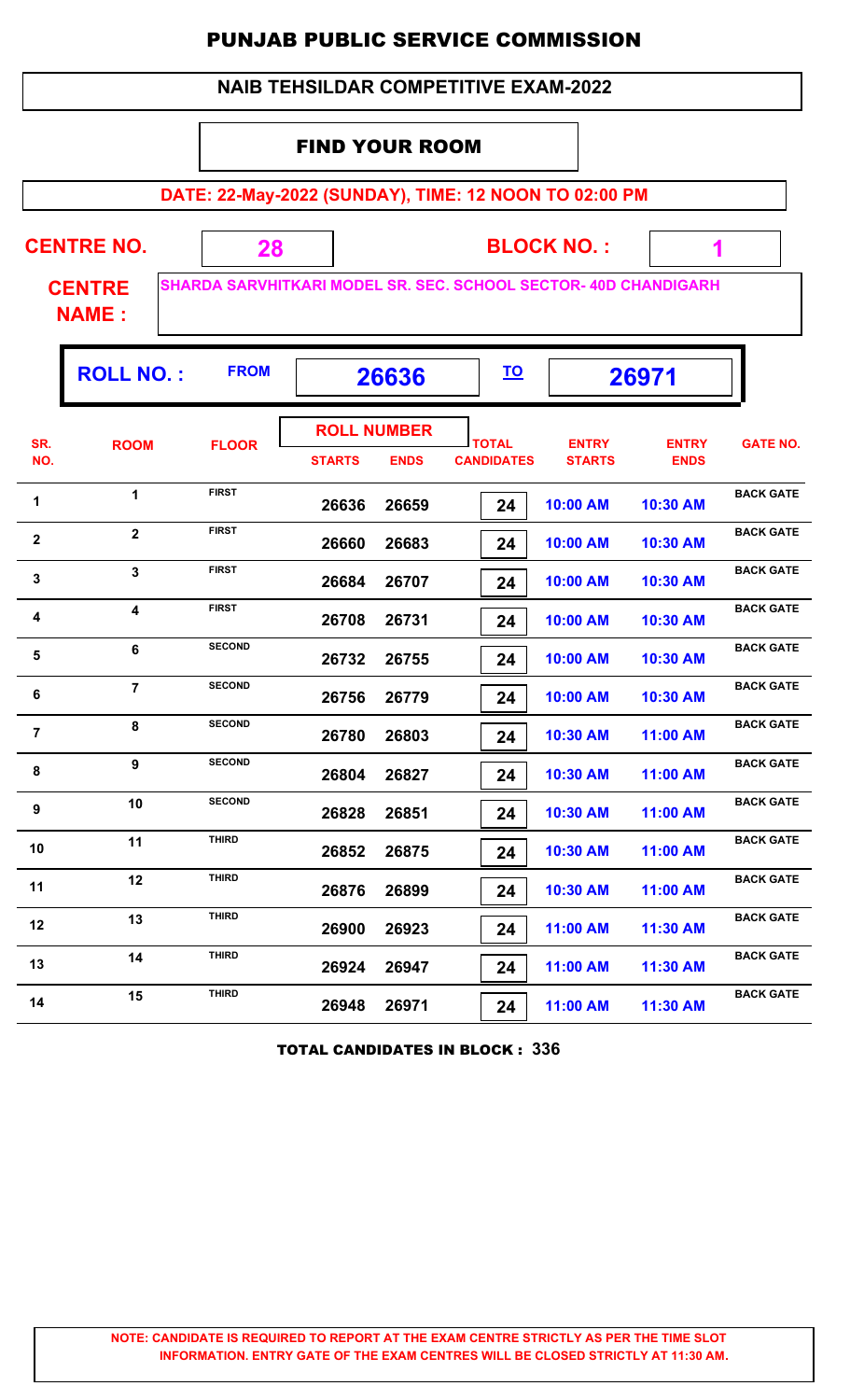# PUNJAB PUBLIC SERVICE COMMISSION

## NAIB TEHSILDAR COMPETITIVE EXAM-2022

### FIND YOUR ROOM

**DATE: 22-May-2022 (SUNDAY), TIME: 12 NOON TO 02:00 PM**

**CENTRE NO.** 28 **BLOCK NO. :** 1

**CENTRE NAME :** SHARDA SARVHITKARI MODEL SR. SEC. SCHOOL SECTOR- 40D CHANDIGARH

**ROLL NO. :** FROM **26636** TO **26971**

| SR. NO. | ROOM | FLOOR | ROLL NUMBER STARTS | ROLL NUMBER ENDS | TOTAL CANDIDATES | ENTRY STARTS | ENTRY ENDS | GATE NO. |
|---|---|---|---|---|---|---|---|---|
| 1 | 1 | FIRST | 26636 | 26659 | 24 | 10:00 AM | 10:30 AM | BACK GATE |
| 2 | 2 | FIRST | 26660 | 26683 | 24 | 10:00 AM | 10:30 AM | BACK GATE |
| 3 | 3 | FIRST | 26684 | 26707 | 24 | 10:00 AM | 10:30 AM | BACK GATE |
| 4 | 4 | FIRST | 26708 | 26731 | 24 | 10:00 AM | 10:30 AM | BACK GATE |
| 5 | 6 | SECOND | 26732 | 26755 | 24 | 10:00 AM | 10:30 AM | BACK GATE |
| 6 | 7 | SECOND | 26756 | 26779 | 24 | 10:00 AM | 10:30 AM | BACK GATE |
| 7 | 8 | SECOND | 26780 | 26803 | 24 | 10:30 AM | 11:00 AM | BACK GATE |
| 8 | 9 | SECOND | 26804 | 26827 | 24 | 10:30 AM | 11:00 AM | BACK GATE |
| 9 | 10 | SECOND | 26828 | 26851 | 24 | 10:30 AM | 11:00 AM | BACK GATE |
| 10 | 11 | THIRD | 26852 | 26875 | 24 | 10:30 AM | 11:00 AM | BACK GATE |
| 11 | 12 | THIRD | 26876 | 26899 | 24 | 10:30 AM | 11:00 AM | BACK GATE |
| 12 | 13 | THIRD | 26900 | 26923 | 24 | 11:00 AM | 11:30 AM | BACK GATE |
| 13 | 14 | THIRD | 26924 | 26947 | 24 | 11:00 AM | 11:30 AM | BACK GATE |
| 14 | 15 | THIRD | 26948 | 26971 | 24 | 11:00 AM | 11:30 AM | BACK GATE |

**TOTAL CANDIDATES IN BLOCK : 336**

**NOTE: CANDIDATE IS REQUIRED TO REPORT AT THE EXAM CENTRE STRICTLY AS PER THE TIME SLOT INFORMATION. ENTRY GATE OF THE EXAM CENTRES WILL BE CLOSED STRICTLY AT 11:30 AM.**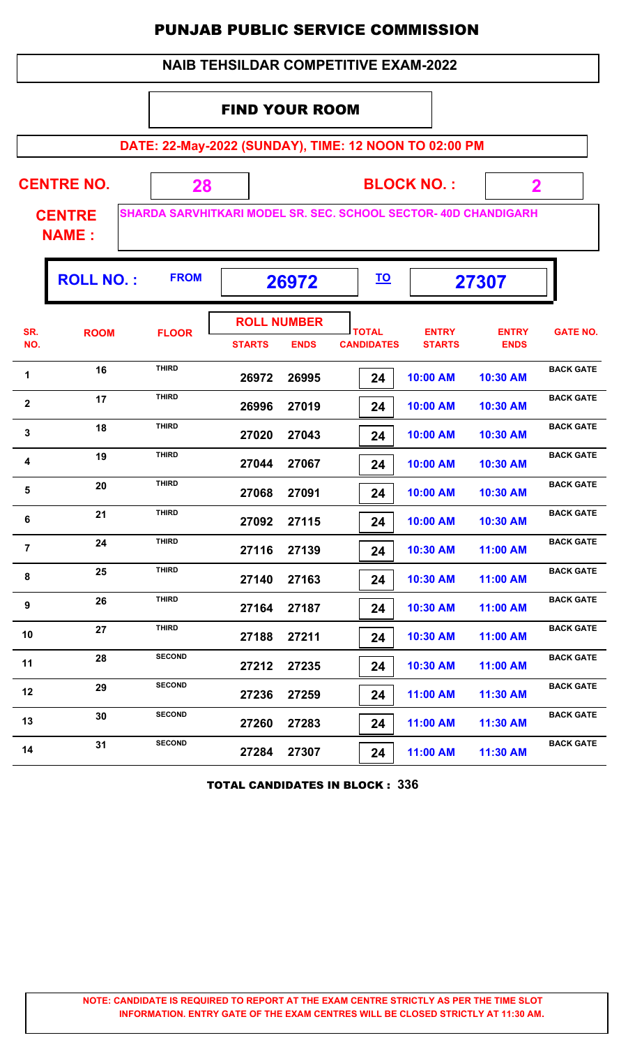# PUNJAB PUBLIC SERVICE COMMISSION

## NAIB TEHSILDAR COMPETITIVE EXAM-2022

### FIND YOUR ROOM

**DATE: 22-May-2022 (SUNDAY), TIME: 12 NOON TO 02:00 PM**

**CENTRE NO.** 28 **BLOCK NO. :** 2

**CENTRE NAME :** SHARDA SARVHITKARI MODEL SR. SEC. SCHOOL SECTOR- 40D CHANDIGARH

**ROLL NO. :** FROM 26972 TO 27307

| SR. NO. | ROOM | FLOOR | ROLL NUMBER STARTS | ROLL NUMBER ENDS | TOTAL CANDIDATES | ENTRY STARTS | ENTRY ENDS | GATE NO. |
|---|---|---|---|---|---|---|---|---|
| 1 | 16 | THIRD | 26972 | 26995 | 24 | 10:00 AM | 10:30 AM | BACK GATE |
| 2 | 17 | THIRD | 26996 | 27019 | 24 | 10:00 AM | 10:30 AM | BACK GATE |
| 3 | 18 | THIRD | 27020 | 27043 | 24 | 10:00 AM | 10:30 AM | BACK GATE |
| 4 | 19 | THIRD | 27044 | 27067 | 24 | 10:00 AM | 10:30 AM | BACK GATE |
| 5 | 20 | THIRD | 27068 | 27091 | 24 | 10:00 AM | 10:30 AM | BACK GATE |
| 6 | 21 | THIRD | 27092 | 27115 | 24 | 10:00 AM | 10:30 AM | BACK GATE |
| 7 | 24 | THIRD | 27116 | 27139 | 24 | 10:30 AM | 11:00 AM | BACK GATE |
| 8 | 25 | THIRD | 27140 | 27163 | 24 | 10:30 AM | 11:00 AM | BACK GATE |
| 9 | 26 | THIRD | 27164 | 27187 | 24 | 10:30 AM | 11:00 AM | BACK GATE |
| 10 | 27 | THIRD | 27188 | 27211 | 24 | 10:30 AM | 11:00 AM | BACK GATE |
| 11 | 28 | SECOND | 27212 | 27235 | 24 | 10:30 AM | 11:00 AM | BACK GATE |
| 12 | 29 | SECOND | 27236 | 27259 | 24 | 11:00 AM | 11:30 AM | BACK GATE |
| 13 | 30 | SECOND | 27260 | 27283 | 24 | 11:00 AM | 11:30 AM | BACK GATE |
| 14 | 31 | SECOND | 27284 | 27307 | 24 | 11:00 AM | 11:30 AM | BACK GATE |

**TOTAL CANDIDATES IN BLOCK : 336**

**NOTE: CANDIDATE IS REQUIRED TO REPORT AT THE EXAM CENTRE STRICTLY AS PER THE TIME SLOT INFORMATION. ENTRY GATE OF THE EXAM CENTRES WILL BE CLOSED STRICTLY AT 11:30 AM.**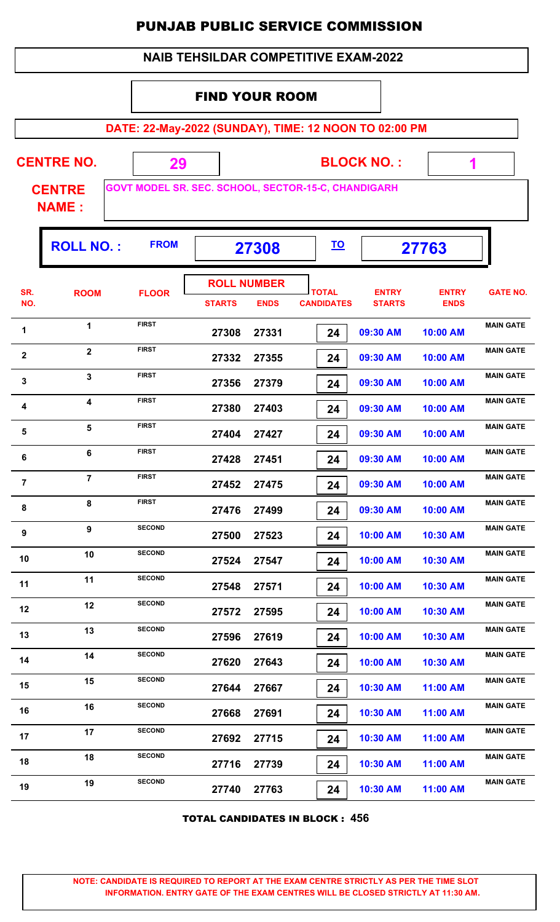# PUNJAB PUBLIC SERVICE COMMISSION

## NAIB TEHSILDAR COMPETITIVE EXAM-2022

### FIND YOUR ROOM

**DATE: 22-May-2022 (SUNDAY), TIME: 12 NOON TO 02:00 PM**

**CENTRE NO.** 29 **BLOCK NO. :** 1

**CENTRE NAME :** GOVT MODEL SR. SEC. SCHOOL, SECTOR-15-C, CHANDIGARH

**ROLL NO. :** FROM 27308 TO 27763

| SR. NO. | ROOM | FLOOR | ROLL NUMBER STARTS | ROLL NUMBER ENDS | TOTAL CANDIDATES | ENTRY STARTS | ENTRY ENDS | GATE NO. |
|---|---|---|---|---|---|---|---|---|
| 1 | 1 | FIRST | 27308 | 27331 | 24 | 09:30 AM | 10:00 AM | MAIN GATE |
| 2 | 2 | FIRST | 27332 | 27355 | 24 | 09:30 AM | 10:00 AM | MAIN GATE |
| 3 | 3 | FIRST | 27356 | 27379 | 24 | 09:30 AM | 10:00 AM | MAIN GATE |
| 4 | 4 | FIRST | 27380 | 27403 | 24 | 09:30 AM | 10:00 AM | MAIN GATE |
| 5 | 5 | FIRST | 27404 | 27427 | 24 | 09:30 AM | 10:00 AM | MAIN GATE |
| 6 | 6 | FIRST | 27428 | 27451 | 24 | 09:30 AM | 10:00 AM | MAIN GATE |
| 7 | 7 | FIRST | 27452 | 27475 | 24 | 09:30 AM | 10:00 AM | MAIN GATE |
| 8 | 8 | FIRST | 27476 | 27499 | 24 | 09:30 AM | 10:00 AM | MAIN GATE |
| 9 | 9 | SECOND | 27500 | 27523 | 24 | 10:00 AM | 10:30 AM | MAIN GATE |
| 10 | 10 | SECOND | 27524 | 27547 | 24 | 10:00 AM | 10:30 AM | MAIN GATE |
| 11 | 11 | SECOND | 27548 | 27571 | 24 | 10:00 AM | 10:30 AM | MAIN GATE |
| 12 | 12 | SECOND | 27572 | 27595 | 24 | 10:00 AM | 10:30 AM | MAIN GATE |
| 13 | 13 | SECOND | 27596 | 27619 | 24 | 10:00 AM | 10:30 AM | MAIN GATE |
| 14 | 14 | SECOND | 27620 | 27643 | 24 | 10:00 AM | 10:30 AM | MAIN GATE |
| 15 | 15 | SECOND | 27644 | 27667 | 24 | 10:30 AM | 11:00 AM | MAIN GATE |
| 16 | 16 | SECOND | 27668 | 27691 | 24 | 10:30 AM | 11:00 AM | MAIN GATE |
| 17 | 17 | SECOND | 27692 | 27715 | 24 | 10:30 AM | 11:00 AM | MAIN GATE |
| 18 | 18 | SECOND | 27716 | 27739 | 24 | 10:30 AM | 11:00 AM | MAIN GATE |
| 19 | 19 | SECOND | 27740 | 27763 | 24 | 10:30 AM | 11:00 AM | MAIN GATE |

**TOTAL CANDIDATES IN BLOCK : 456**

**NOTE: CANDIDATE IS REQUIRED TO REPORT AT THE EXAM CENTRE STRICTLY AS PER THE TIME SLOT INFORMATION. ENTRY GATE OF THE EXAM CENTRES WILL BE CLOSED STRICTLY AT 11:30 AM.**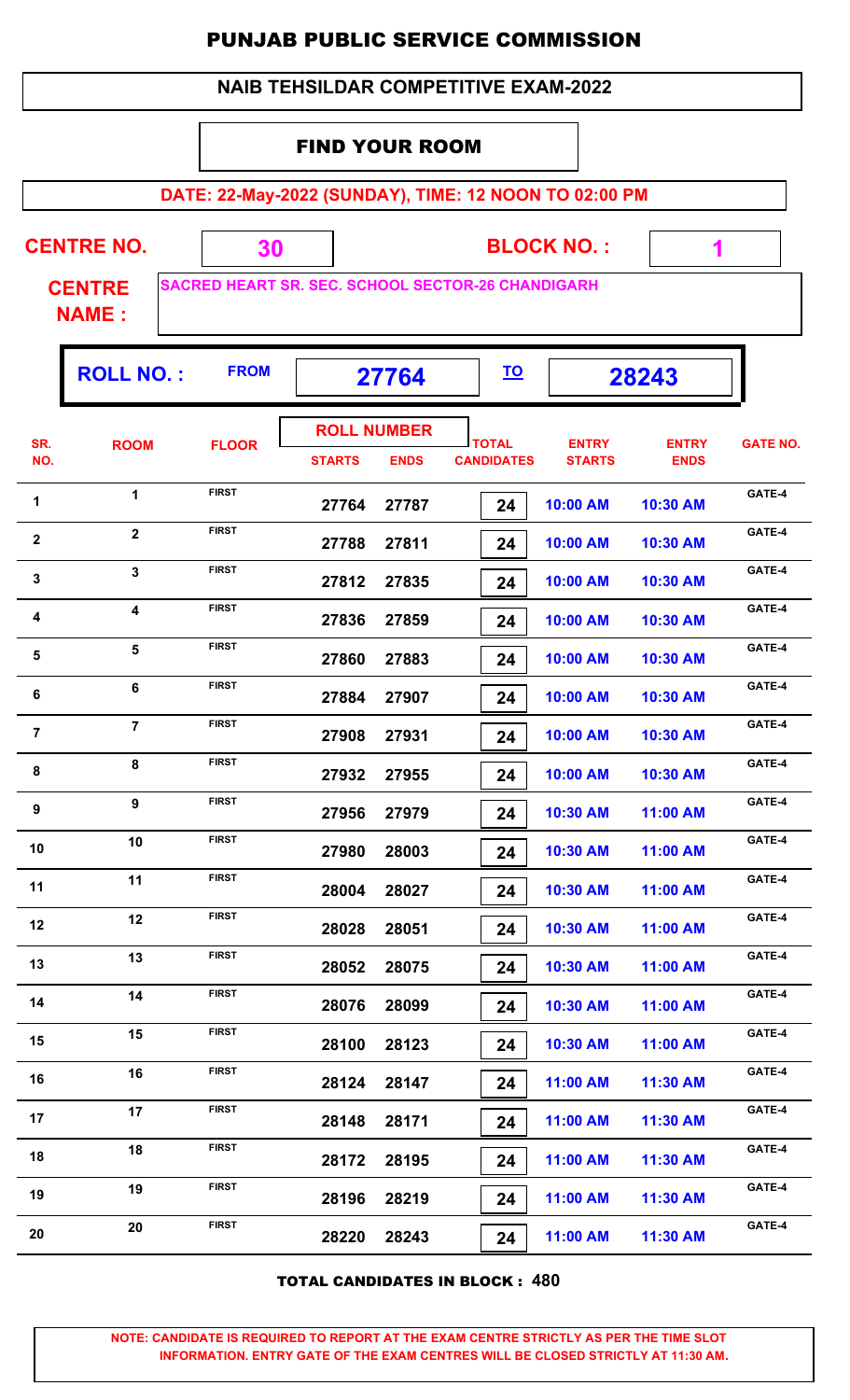# PUNJAB PUBLIC SERVICE COMMISSION

## NAIB TEHSILDAR COMPETITIVE EXAM-2022

### FIND YOUR ROOM

**DATE: 22-May-2022 (SUNDAY), TIME: 12 NOON TO 02:00 PM**

**CENTRE NO.** 30 **BLOCK NO. :** 1

**CENTRE NAME :** SACRED HEART SR. SEC. SCHOOL SECTOR-26 CHANDIGARH

**ROLL NO. :** FROM 27764 TO 28243

| SR. NO. | ROOM | FLOOR | ROLL NUMBER STARTS | ROLL NUMBER ENDS | TOTAL CANDIDATES | ENTRY STARTS | ENTRY ENDS | GATE NO. |
|---|---|---|---|---|---|---|---|---|
| 1 | 1 | FIRST | 27764 | 27787 | 24 | 10:00 AM | 10:30 AM | GATE-4 |
| 2 | 2 | FIRST | 27788 | 27811 | 24 | 10:00 AM | 10:30 AM | GATE-4 |
| 3 | 3 | FIRST | 27812 | 27835 | 24 | 10:00 AM | 10:30 AM | GATE-4 |
| 4 | 4 | FIRST | 27836 | 27859 | 24 | 10:00 AM | 10:30 AM | GATE-4 |
| 5 | 5 | FIRST | 27860 | 27883 | 24 | 10:00 AM | 10:30 AM | GATE-4 |
| 6 | 6 | FIRST | 27884 | 27907 | 24 | 10:00 AM | 10:30 AM | GATE-4 |
| 7 | 7 | FIRST | 27908 | 27931 | 24 | 10:00 AM | 10:30 AM | GATE-4 |
| 8 | 8 | FIRST | 27932 | 27955 | 24 | 10:00 AM | 10:30 AM | GATE-4 |
| 9 | 9 | FIRST | 27956 | 27979 | 24 | 10:30 AM | 11:00 AM | GATE-4 |
| 10 | 10 | FIRST | 27980 | 28003 | 24 | 10:30 AM | 11:00 AM | GATE-4 |
| 11 | 11 | FIRST | 28004 | 28027 | 24 | 10:30 AM | 11:00 AM | GATE-4 |
| 12 | 12 | FIRST | 28028 | 28051 | 24 | 10:30 AM | 11:00 AM | GATE-4 |
| 13 | 13 | FIRST | 28052 | 28075 | 24 | 10:30 AM | 11:00 AM | GATE-4 |
| 14 | 14 | FIRST | 28076 | 28099 | 24 | 10:30 AM | 11:00 AM | GATE-4 |
| 15 | 15 | FIRST | 28100 | 28123 | 24 | 10:30 AM | 11:00 AM | GATE-4 |
| 16 | 16 | FIRST | 28124 | 28147 | 24 | 11:00 AM | 11:30 AM | GATE-4 |
| 17 | 17 | FIRST | 28148 | 28171 | 24 | 11:00 AM | 11:30 AM | GATE-4 |
| 18 | 18 | FIRST | 28172 | 28195 | 24 | 11:00 AM | 11:30 AM | GATE-4 |
| 19 | 19 | FIRST | 28196 | 28219 | 24 | 11:00 AM | 11:30 AM | GATE-4 |
| 20 | 20 | FIRST | 28220 | 28243 | 24 | 11:00 AM | 11:30 AM | GATE-4 |

**TOTAL CANDIDATES IN BLOCK : 480**

**NOTE: CANDIDATE IS REQUIRED TO REPORT AT THE EXAM CENTRE STRICTLY AS PER THE TIME SLOT INFORMATION. ENTRY GATE OF THE EXAM CENTRES WILL BE CLOSED STRICTLY AT 11:30 AM.**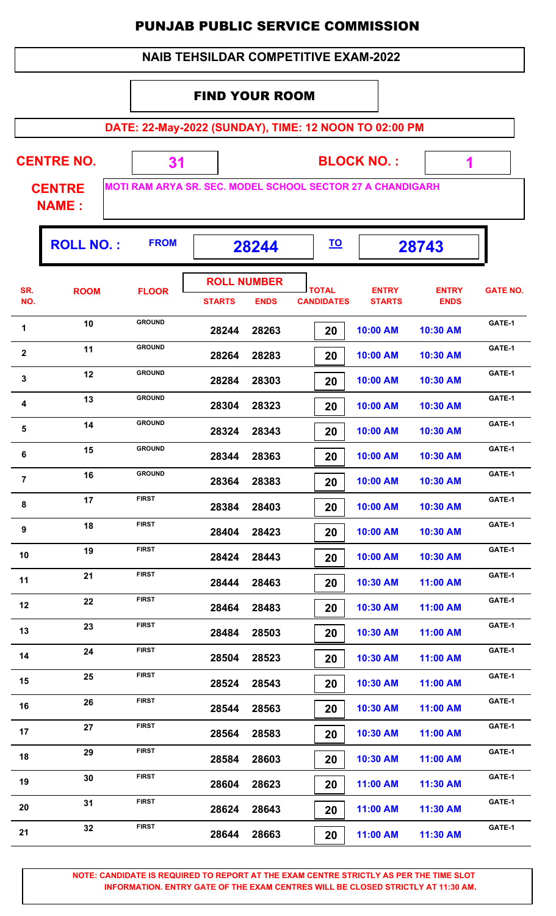# PUNJAB PUBLIC SERVICE COMMISSION

## NAIB TEHSILDAR COMPETITIVE EXAM-2022

### FIND YOUR ROOM

**DATE: 22-May-2022 (SUNDAY), TIME: 12 NOON TO 02:00 PM**

**CENTRE NO.** 31 **BLOCK NO. :** 1

**CENTRE NAME :** MOTI RAM ARYA SR. SEC. MODEL SCHOOL SECTOR 27 A CHANDIGARH

**ROLL NO. :** FROM 28244 TO 28743

| SR. NO. | ROOM | FLOOR | ROLL NUMBER STARTS | ROLL NUMBER ENDS | TOTAL CANDIDATES | ENTRY STARTS | ENTRY ENDS | GATE NO. |
|---|---|---|---|---|---|---|---|---|
| 1 | 10 | GROUND | 28244 | 28263 | 20 | 10:00 AM | 10:30 AM | GATE-1 |
| 2 | 11 | GROUND | 28264 | 28283 | 20 | 10:00 AM | 10:30 AM | GATE-1 |
| 3 | 12 | GROUND | 28284 | 28303 | 20 | 10:00 AM | 10:30 AM | GATE-1 |
| 4 | 13 | GROUND | 28304 | 28323 | 20 | 10:00 AM | 10:30 AM | GATE-1 |
| 5 | 14 | GROUND | 28324 | 28343 | 20 | 10:00 AM | 10:30 AM | GATE-1 |
| 6 | 15 | GROUND | 28344 | 28363 | 20 | 10:00 AM | 10:30 AM | GATE-1 |
| 7 | 16 | GROUND | 28364 | 28383 | 20 | 10:00 AM | 10:30 AM | GATE-1 |
| 8 | 17 | FIRST | 28384 | 28403 | 20 | 10:00 AM | 10:30 AM | GATE-1 |
| 9 | 18 | FIRST | 28404 | 28423 | 20 | 10:00 AM | 10:30 AM | GATE-1 |
| 10 | 19 | FIRST | 28424 | 28443 | 20 | 10:00 AM | 10:30 AM | GATE-1 |
| 11 | 21 | FIRST | 28444 | 28463 | 20 | 10:30 AM | 11:00 AM | GATE-1 |
| 12 | 22 | FIRST | 28464 | 28483 | 20 | 10:30 AM | 11:00 AM | GATE-1 |
| 13 | 23 | FIRST | 28484 | 28503 | 20 | 10:30 AM | 11:00 AM | GATE-1 |
| 14 | 24 | FIRST | 28504 | 28523 | 20 | 10:30 AM | 11:00 AM | GATE-1 |
| 15 | 25 | FIRST | 28524 | 28543 | 20 | 10:30 AM | 11:00 AM | GATE-1 |
| 16 | 26 | FIRST | 28544 | 28563 | 20 | 10:30 AM | 11:00 AM | GATE-1 |
| 17 | 27 | FIRST | 28564 | 28583 | 20 | 10:30 AM | 11:00 AM | GATE-1 |
| 18 | 29 | FIRST | 28584 | 28603 | 20 | 10:30 AM | 11:00 AM | GATE-1 |
| 19 | 30 | FIRST | 28604 | 28623 | 20 | 11:00 AM | 11:30 AM | GATE-1 |
| 20 | 31 | FIRST | 28624 | 28643 | 20 | 11:00 AM | 11:30 AM | GATE-1 |
| 21 | 32 | FIRST | 28644 | 28663 | 20 | 11:00 AM | 11:30 AM | GATE-1 |

**NOTE: CANDIDATE IS REQUIRED TO REPORT AT THE EXAM CENTRE STRICTLY AS PER THE TIME SLOT INFORMATION. ENTRY GATE OF THE EXAM CENTRES WILL BE CLOSED STRICTLY AT 11:30 AM.**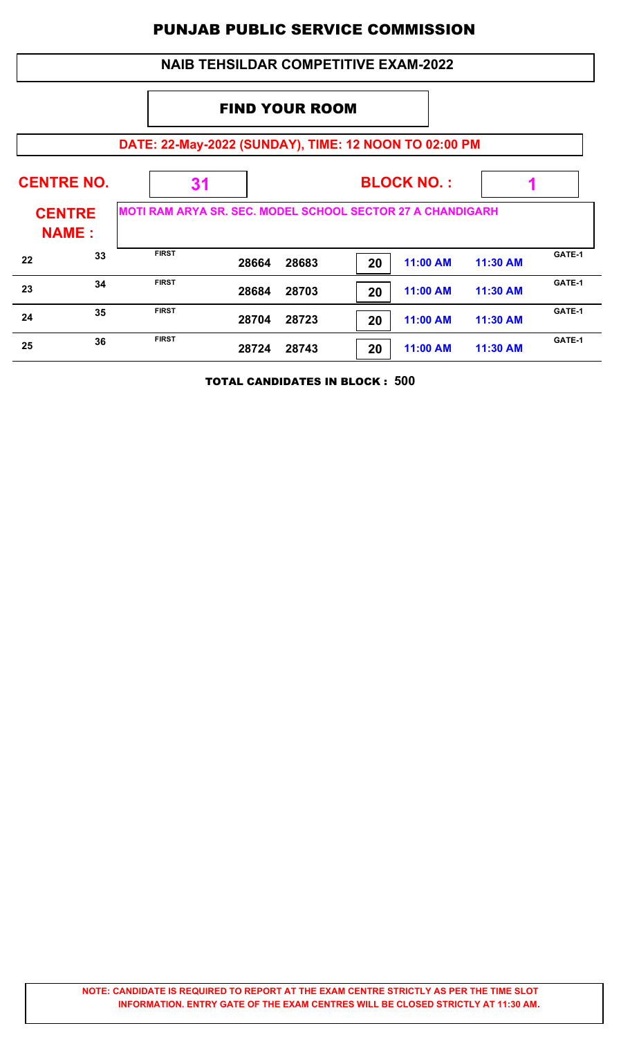# PUNJAB PUBLIC SERVICE COMMISSION

## NAIB TEHSILDAR COMPETITIVE EXAM-2022

### FIND YOUR ROOM

**DATE: 22-May-2022 (SUNDAY), TIME: 12 NOON TO 02:00 PM**

**CENTRE NO.** 31 **BLOCK NO. :** 1

**CENTRE NAME :** MOTI RAM ARYA SR. SEC. MODEL SCHOOL SECTOR 27 A CHANDIGARH

| | | | | | | | | |
|---|---|---|---|---|---|---|---|---|
| 22 | 33 | FIRST | 28664 | 28683 | 20 | 11:00 AM | 11:30 AM | GATE-1 |
| 23 | 34 | FIRST | 28684 | 28703 | 20 | 11:00 AM | 11:30 AM | GATE-1 |
| 24 | 35 | FIRST | 28704 | 28723 | 20 | 11:00 AM | 11:30 AM | GATE-1 |
| 25 | 36 | FIRST | 28724 | 28743 | 20 | 11:00 AM | 11:30 AM | GATE-1 |

**TOTAL CANDIDATES IN BLOCK : 500**

**NOTE: CANDIDATE IS REQUIRED TO REPORT AT THE EXAM CENTRE STRICTLY AS PER THE TIME SLOT INFORMATION. ENTRY GATE OF THE EXAM CENTRES WILL BE CLOSED STRICTLY AT 11:30 AM.**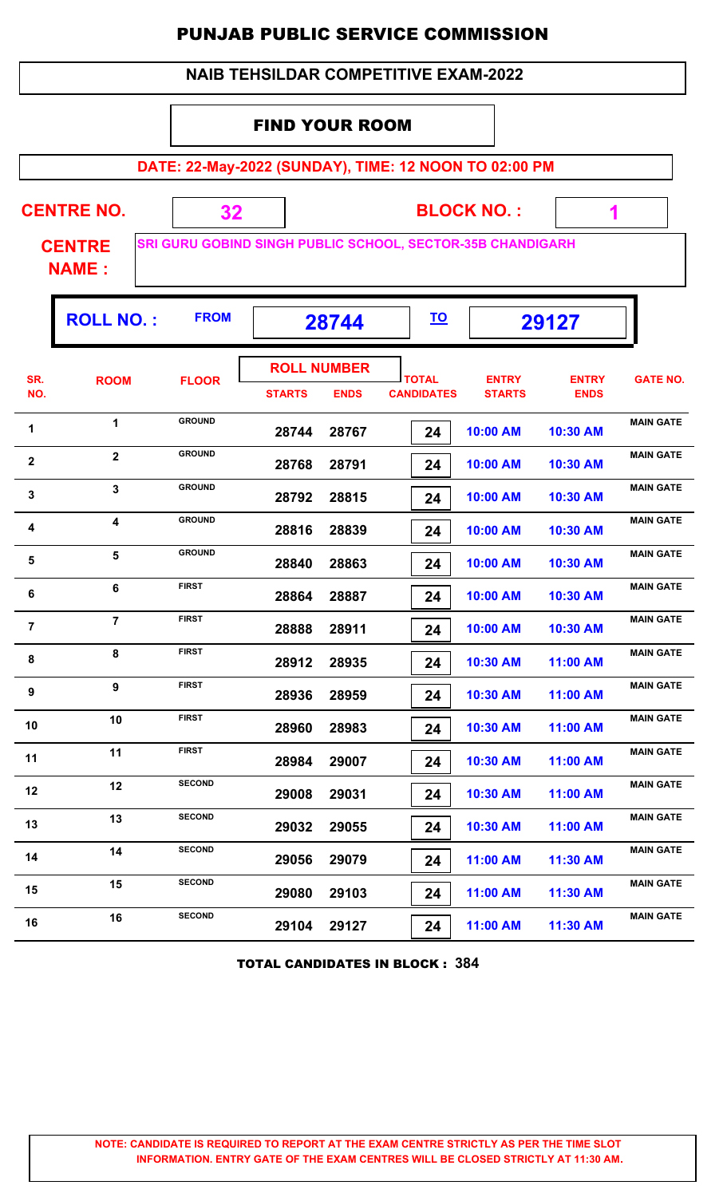# PUNJAB PUBLIC SERVICE COMMISSION

## NAIB TEHSILDAR COMPETITIVE EXAM-2022

### FIND YOUR ROOM

**DATE: 22-May-2022 (SUNDAY), TIME: 12 NOON TO 02:00 PM**

**CENTRE NO.** 32 **BLOCK NO. :** 1

**CENTRE NAME :** SRI GURU GOBIND SINGH PUBLIC SCHOOL, SECTOR-35B CHANDIGARH

**ROLL NO. :** FROM 28744 TO 29127

| SR. NO. | ROOM | FLOOR | ROLL NUMBER STARTS | ROLL NUMBER ENDS | TOTAL CANDIDATES | ENTRY STARTS | ENTRY ENDS | GATE NO. |
|---|---|---|---|---|---|---|---|---|
| 1 | 1 | GROUND | 28744 | 28767 | 24 | 10:00 AM | 10:30 AM | MAIN GATE |
| 2 | 2 | GROUND | 28768 | 28791 | 24 | 10:00 AM | 10:30 AM | MAIN GATE |
| 3 | 3 | GROUND | 28792 | 28815 | 24 | 10:00 AM | 10:30 AM | MAIN GATE |
| 4 | 4 | GROUND | 28816 | 28839 | 24 | 10:00 AM | 10:30 AM | MAIN GATE |
| 5 | 5 | GROUND | 28840 | 28863 | 24 | 10:00 AM | 10:30 AM | MAIN GATE |
| 6 | 6 | FIRST | 28864 | 28887 | 24 | 10:00 AM | 10:30 AM | MAIN GATE |
| 7 | 7 | FIRST | 28888 | 28911 | 24 | 10:00 AM | 10:30 AM | MAIN GATE |
| 8 | 8 | FIRST | 28912 | 28935 | 24 | 10:30 AM | 11:00 AM | MAIN GATE |
| 9 | 9 | FIRST | 28936 | 28959 | 24 | 10:30 AM | 11:00 AM | MAIN GATE |
| 10 | 10 | FIRST | 28960 | 28983 | 24 | 10:30 AM | 11:00 AM | MAIN GATE |
| 11 | 11 | FIRST | 28984 | 29007 | 24 | 10:30 AM | 11:00 AM | MAIN GATE |
| 12 | 12 | SECOND | 29008 | 29031 | 24 | 10:30 AM | 11:00 AM | MAIN GATE |
| 13 | 13 | SECOND | 29032 | 29055 | 24 | 10:30 AM | 11:00 AM | MAIN GATE |
| 14 | 14 | SECOND | 29056 | 29079 | 24 | 11:00 AM | 11:30 AM | MAIN GATE |
| 15 | 15 | SECOND | 29080 | 29103 | 24 | 11:00 AM | 11:30 AM | MAIN GATE |
| 16 | 16 | SECOND | 29104 | 29127 | 24 | 11:00 AM | 11:30 AM | MAIN GATE |

**TOTAL CANDIDATES IN BLOCK : 384**

**NOTE: CANDIDATE IS REQUIRED TO REPORT AT THE EXAM CENTRE STRICTLY AS PER THE TIME SLOT INFORMATION. ENTRY GATE OF THE EXAM CENTRES WILL BE CLOSED STRICTLY AT 11:30 AM.**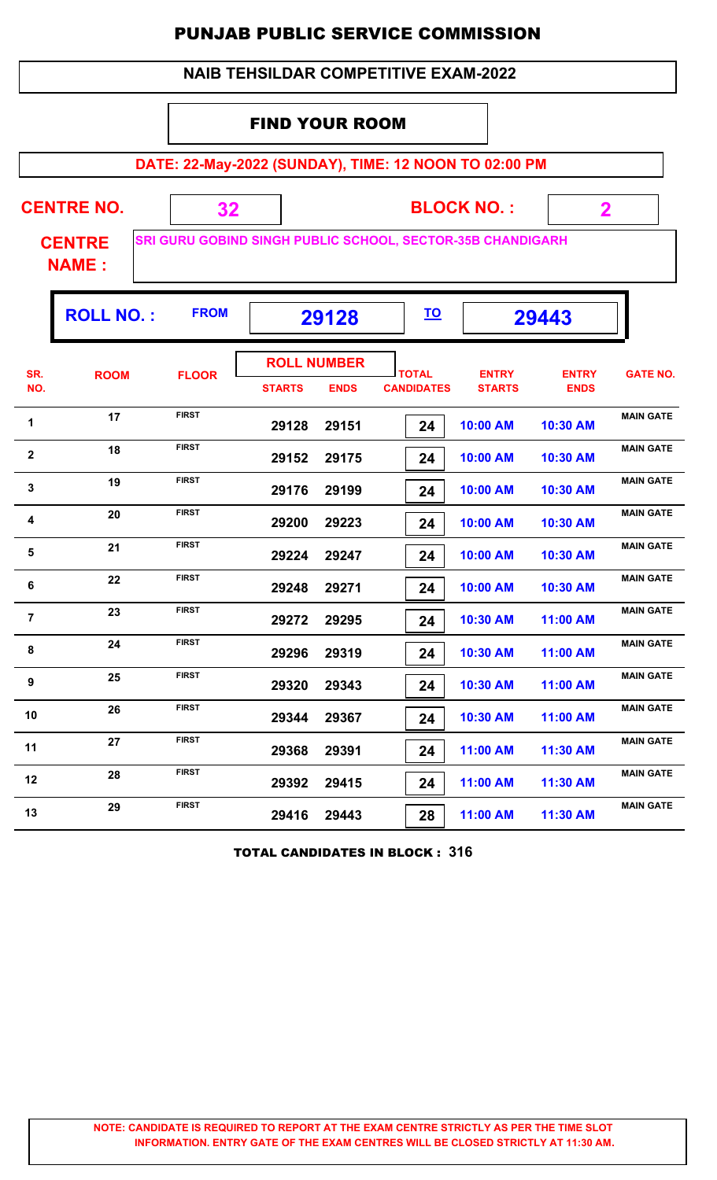# PUNJAB PUBLIC SERVICE COMMISSION

## NAIB TEHSILDAR COMPETITIVE EXAM-2022

### FIND YOUR ROOM

**DATE: 22-May-2022 (SUNDAY), TIME: 12 NOON TO 02:00 PM**

**CENTRE NO.** 32 **BLOCK NO. :** 2

**CENTRE NAME :** SRI GURU GOBIND SINGH PUBLIC SCHOOL, SECTOR-35B CHANDIGARH

**ROLL NO. :** FROM 29128 TO 29443

| SR. NO. | ROOM | FLOOR | ROLL NUMBER STARTS | ROLL NUMBER ENDS | TOTAL CANDIDATES | ENTRY STARTS | ENTRY ENDS | GATE NO. |
|---|---|---|---|---|---|---|---|---|
| 1 | 17 | FIRST | 29128 | 29151 | 24 | 10:00 AM | 10:30 AM | MAIN GATE |
| 2 | 18 | FIRST | 29152 | 29175 | 24 | 10:00 AM | 10:30 AM | MAIN GATE |
| 3 | 19 | FIRST | 29176 | 29199 | 24 | 10:00 AM | 10:30 AM | MAIN GATE |
| 4 | 20 | FIRST | 29200 | 29223 | 24 | 10:00 AM | 10:30 AM | MAIN GATE |
| 5 | 21 | FIRST | 29224 | 29247 | 24 | 10:00 AM | 10:30 AM | MAIN GATE |
| 6 | 22 | FIRST | 29248 | 29271 | 24 | 10:00 AM | 10:30 AM | MAIN GATE |
| 7 | 23 | FIRST | 29272 | 29295 | 24 | 10:30 AM | 11:00 AM | MAIN GATE |
| 8 | 24 | FIRST | 29296 | 29319 | 24 | 10:30 AM | 11:00 AM | MAIN GATE |
| 9 | 25 | FIRST | 29320 | 29343 | 24 | 10:30 AM | 11:00 AM | MAIN GATE |
| 10 | 26 | FIRST | 29344 | 29367 | 24 | 10:30 AM | 11:00 AM | MAIN GATE |
| 11 | 27 | FIRST | 29368 | 29391 | 24 | 11:00 AM | 11:30 AM | MAIN GATE |
| 12 | 28 | FIRST | 29392 | 29415 | 24 | 11:00 AM | 11:30 AM | MAIN GATE |
| 13 | 29 | FIRST | 29416 | 29443 | 28 | 11:00 AM | 11:30 AM | MAIN GATE |

**TOTAL CANDIDATES IN BLOCK : 316**

**NOTE: CANDIDATE IS REQUIRED TO REPORT AT THE EXAM CENTRE STRICTLY AS PER THE TIME SLOT INFORMATION. ENTRY GATE OF THE EXAM CENTRES WILL BE CLOSED STRICTLY AT 11:30 AM.**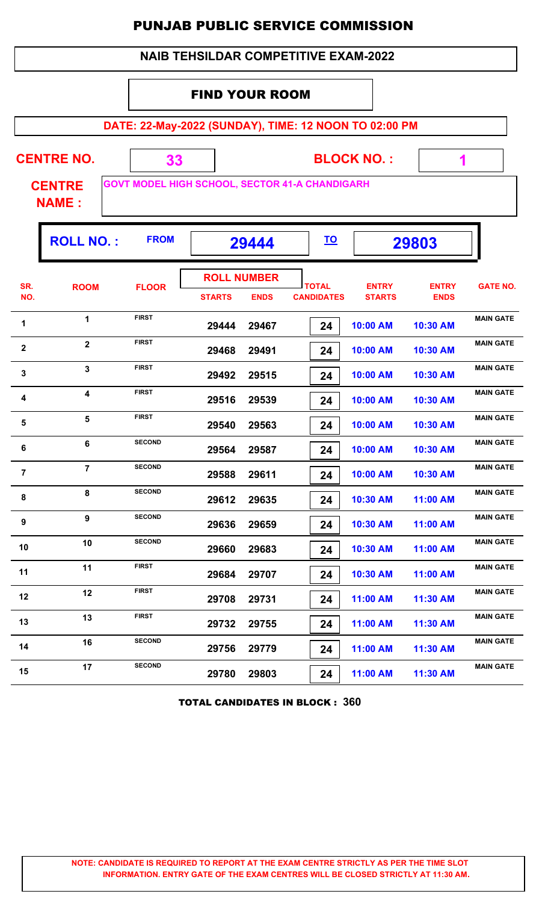# PUNJAB PUBLIC SERVICE COMMISSION

## NAIB TEHSILDAR COMPETITIVE EXAM-2022

### FIND YOUR ROOM

**DATE: 22-May-2022 (SUNDAY), TIME: 12 NOON TO 02:00 PM**

**CENTRE NO.** 33 **BLOCK NO. :** 1

**CENTRE NAME :** GOVT MODEL HIGH SCHOOL, SECTOR 41-A CHANDIGARH

**ROLL NO. :** FROM **29444** TO **29803**

| SR. NO. | ROOM | FLOOR | ROLL NUMBER STARTS | ROLL NUMBER ENDS | TOTAL CANDIDATES | ENTRY STARTS | ENTRY ENDS | GATE NO. |
|---|---|---|---|---|---|---|---|---|
| 1 | 1 | FIRST | 29444 | 29467 | 24 | 10:00 AM | 10:30 AM | MAIN GATE |
| 2 | 2 | FIRST | 29468 | 29491 | 24 | 10:00 AM | 10:30 AM | MAIN GATE |
| 3 | 3 | FIRST | 29492 | 29515 | 24 | 10:00 AM | 10:30 AM | MAIN GATE |
| 4 | 4 | FIRST | 29516 | 29539 | 24 | 10:00 AM | 10:30 AM | MAIN GATE |
| 5 | 5 | FIRST | 29540 | 29563 | 24 | 10:00 AM | 10:30 AM | MAIN GATE |
| 6 | 6 | SECOND | 29564 | 29587 | 24 | 10:00 AM | 10:30 AM | MAIN GATE |
| 7 | 7 | SECOND | 29588 | 29611 | 24 | 10:00 AM | 10:30 AM | MAIN GATE |
| 8 | 8 | SECOND | 29612 | 29635 | 24 | 10:30 AM | 11:00 AM | MAIN GATE |
| 9 | 9 | SECOND | 29636 | 29659 | 24 | 10:30 AM | 11:00 AM | MAIN GATE |
| 10 | 10 | SECOND | 29660 | 29683 | 24 | 10:30 AM | 11:00 AM | MAIN GATE |
| 11 | 11 | FIRST | 29684 | 29707 | 24 | 10:30 AM | 11:00 AM | MAIN GATE |
| 12 | 12 | FIRST | 29708 | 29731 | 24 | 11:00 AM | 11:30 AM | MAIN GATE |
| 13 | 13 | FIRST | 29732 | 29755 | 24 | 11:00 AM | 11:30 AM | MAIN GATE |
| 14 | 16 | SECOND | 29756 | 29779 | 24 | 11:00 AM | 11:30 AM | MAIN GATE |
| 15 | 17 | SECOND | 29780 | 29803 | 24 | 11:00 AM | 11:30 AM | MAIN GATE |

**TOTAL CANDIDATES IN BLOCK : 360**

**NOTE: CANDIDATE IS REQUIRED TO REPORT AT THE EXAM CENTRE STRICTLY AS PER THE TIME SLOT INFORMATION. ENTRY GATE OF THE EXAM CENTRES WILL BE CLOSED STRICTLY AT 11:30 AM.**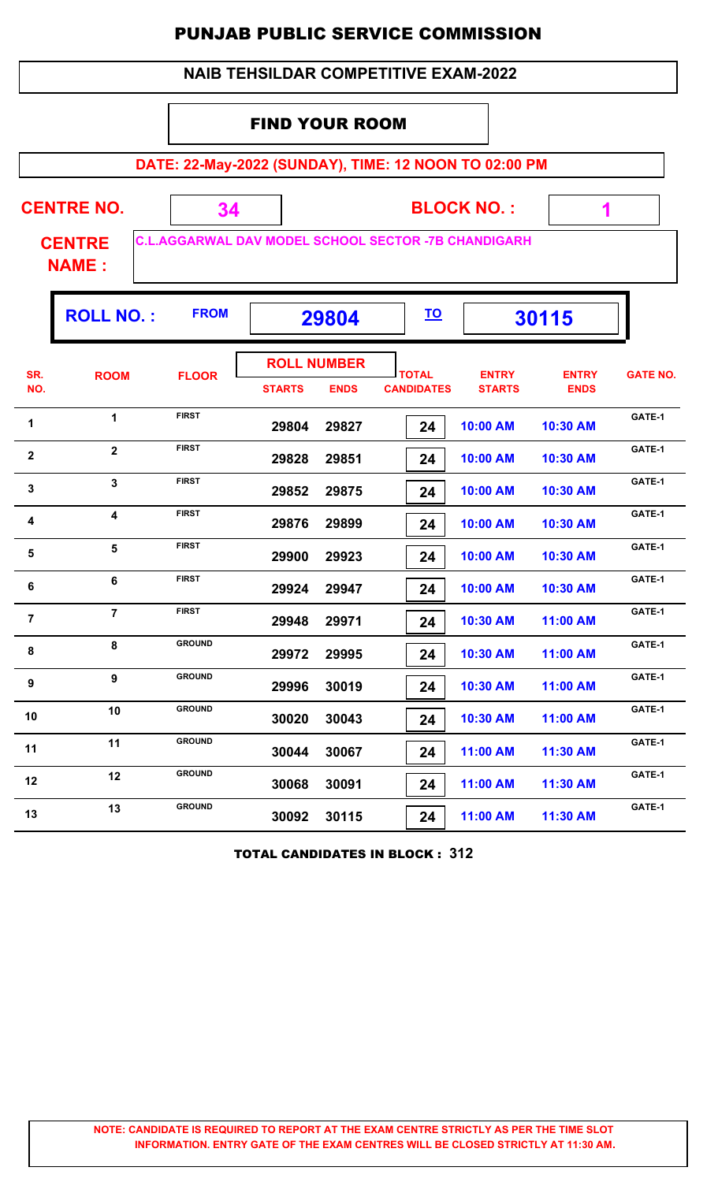# PUNJAB PUBLIC SERVICE COMMISSION

## NAIB TEHSILDAR COMPETITIVE EXAM-2022

### FIND YOUR ROOM

**DATE: 22-May-2022 (SUNDAY), TIME: 12 NOON TO 02:00 PM**

**CENTRE NO.** 34 **BLOCK NO. :** 1

**CENTRE NAME :** C.L.AGGARWAL DAV MODEL SCHOOL SECTOR -7B CHANDIGARH

**ROLL NO. :** FROM 29804 TO 30115

| SR. NO. | ROOM | FLOOR | ROLL NUMBER STARTS | ROLL NUMBER ENDS | TOTAL CANDIDATES | ENTRY STARTS | ENTRY ENDS | GATE NO. |
|---|---|---|---|---|---|---|---|---|
| 1 | 1 | FIRST | 29804 | 29827 | 24 | 10:00 AM | 10:30 AM | GATE-1 |
| 2 | 2 | FIRST | 29828 | 29851 | 24 | 10:00 AM | 10:30 AM | GATE-1 |
| 3 | 3 | FIRST | 29852 | 29875 | 24 | 10:00 AM | 10:30 AM | GATE-1 |
| 4 | 4 | FIRST | 29876 | 29899 | 24 | 10:00 AM | 10:30 AM | GATE-1 |
| 5 | 5 | FIRST | 29900 | 29923 | 24 | 10:00 AM | 10:30 AM | GATE-1 |
| 6 | 6 | FIRST | 29924 | 29947 | 24 | 10:00 AM | 10:30 AM | GATE-1 |
| 7 | 7 | FIRST | 29948 | 29971 | 24 | 10:30 AM | 11:00 AM | GATE-1 |
| 8 | 8 | GROUND | 29972 | 29995 | 24 | 10:30 AM | 11:00 AM | GATE-1 |
| 9 | 9 | GROUND | 29996 | 30019 | 24 | 10:30 AM | 11:00 AM | GATE-1 |
| 10 | 10 | GROUND | 30020 | 30043 | 24 | 10:30 AM | 11:00 AM | GATE-1 |
| 11 | 11 | GROUND | 30044 | 30067 | 24 | 11:00 AM | 11:30 AM | GATE-1 |
| 12 | 12 | GROUND | 30068 | 30091 | 24 | 11:00 AM | 11:30 AM | GATE-1 |
| 13 | 13 | GROUND | 30092 | 30115 | 24 | 11:00 AM | 11:30 AM | GATE-1 |

**TOTAL CANDIDATES IN BLOCK : 312**

**NOTE: CANDIDATE IS REQUIRED TO REPORT AT THE EXAM CENTRE STRICTLY AS PER THE TIME SLOT INFORMATION. ENTRY GATE OF THE EXAM CENTRES WILL BE CLOSED STRICTLY AT 11:30 AM.**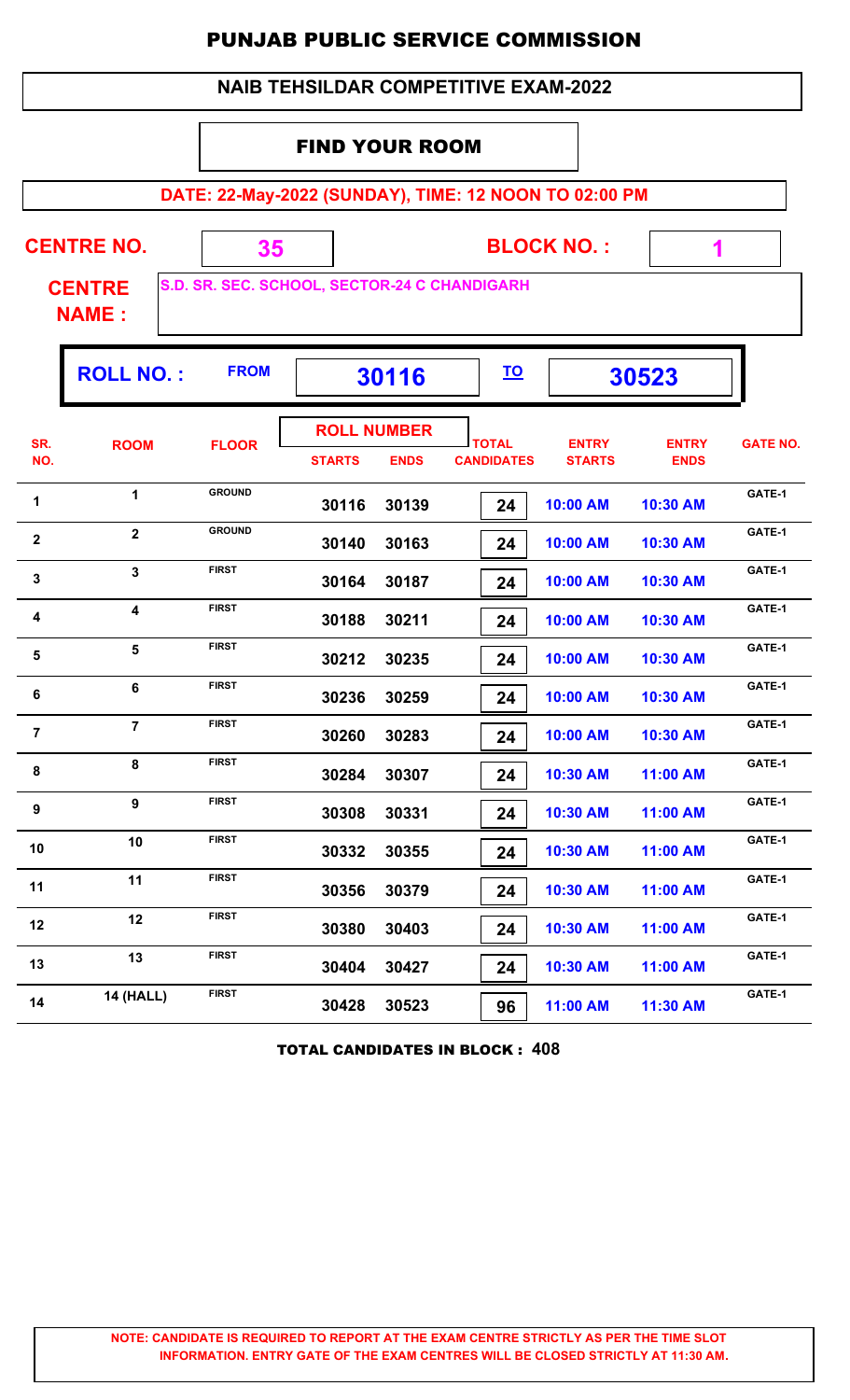# PUNJAB PUBLIC SERVICE COMMISSION

## NAIB TEHSILDAR COMPETITIVE EXAM-2022

### FIND YOUR ROOM

**DATE: 22-May-2022 (SUNDAY), TIME: 12 NOON TO 02:00 PM**

**CENTRE NO.** 35 **BLOCK NO. :** 1

**CENTRE NAME :** S.D. SR. SEC. SCHOOL, SECTOR-24 C CHANDIGARH

**ROLL NO. :** FROM **30116** TO **30523**

| SR. NO. | ROOM | FLOOR | ROLL NUMBER STARTS | ROLL NUMBER ENDS | TOTAL CANDIDATES | ENTRY STARTS | ENTRY ENDS | GATE NO. |
|---|---|---|---|---|---|---|---|---|
| 1 | 1 | GROUND | 30116 | 30139 | 24 | 10:00 AM | 10:30 AM | GATE-1 |
| 2 | 2 | GROUND | 30140 | 30163 | 24 | 10:00 AM | 10:30 AM | GATE-1 |
| 3 | 3 | FIRST | 30164 | 30187 | 24 | 10:00 AM | 10:30 AM | GATE-1 |
| 4 | 4 | FIRST | 30188 | 30211 | 24 | 10:00 AM | 10:30 AM | GATE-1 |
| 5 | 5 | FIRST | 30212 | 30235 | 24 | 10:00 AM | 10:30 AM | GATE-1 |
| 6 | 6 | FIRST | 30236 | 30259 | 24 | 10:00 AM | 10:30 AM | GATE-1 |
| 7 | 7 | FIRST | 30260 | 30283 | 24 | 10:00 AM | 10:30 AM | GATE-1 |
| 8 | 8 | FIRST | 30284 | 30307 | 24 | 10:30 AM | 11:00 AM | GATE-1 |
| 9 | 9 | FIRST | 30308 | 30331 | 24 | 10:30 AM | 11:00 AM | GATE-1 |
| 10 | 10 | FIRST | 30332 | 30355 | 24 | 10:30 AM | 11:00 AM | GATE-1 |
| 11 | 11 | FIRST | 30356 | 30379 | 24 | 10:30 AM | 11:00 AM | GATE-1 |
| 12 | 12 | FIRST | 30380 | 30403 | 24 | 10:30 AM | 11:00 AM | GATE-1 |
| 13 | 13 | FIRST | 30404 | 30427 | 24 | 10:30 AM | 11:00 AM | GATE-1 |
| 14 | 14 (HALL) | FIRST | 30428 | 30523 | 96 | 11:00 AM | 11:30 AM | GATE-1 |

**TOTAL CANDIDATES IN BLOCK : 408**

**NOTE: CANDIDATE IS REQUIRED TO REPORT AT THE EXAM CENTRE STRICTLY AS PER THE TIME SLOT INFORMATION. ENTRY GATE OF THE EXAM CENTRES WILL BE CLOSED STRICTLY AT 11:30 AM.**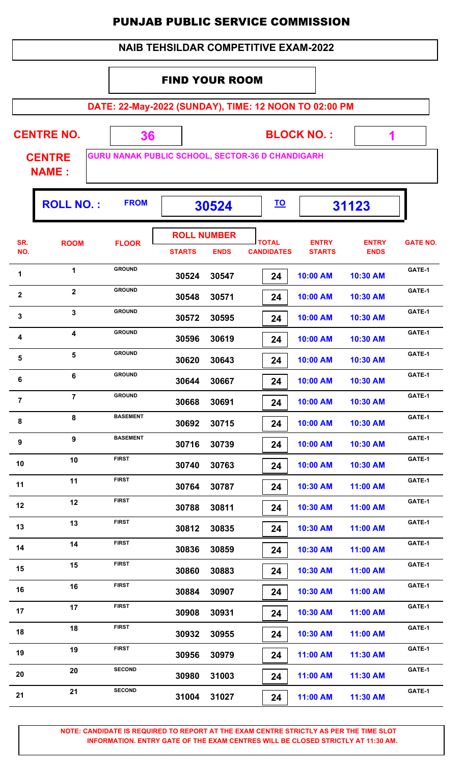# PUNJAB PUBLIC SERVICE COMMISSION

## NAIB TEHSILDAR COMPETITIVE EXAM-2022

### FIND YOUR ROOM

**DATE: 22-May-2022 (SUNDAY), TIME: 12 NOON TO 02:00 PM**

**CENTRE NO.** 36 **BLOCK NO. :** 1

**CENTRE NAME :** GURU NANAK PUBLIC SCHOOL, SECTOR-36 D CHANDIGARH

**ROLL NO. :** FROM 30524 TO 31123

| SR. NO. | ROOM | FLOOR | ROLL NUMBER STARTS | ROLL NUMBER ENDS | TOTAL CANDIDATES | ENTRY STARTS | ENTRY ENDS | GATE NO. |
|---|---|---|---|---|---|---|---|---|
| 1 | 1 | GROUND | 30524 | 30547 | 24 | 10:00 AM | 10:30 AM | GATE-1 |
| 2 | 2 | GROUND | 30548 | 30571 | 24 | 10:00 AM | 10:30 AM | GATE-1 |
| 3 | 3 | GROUND | 30572 | 30595 | 24 | 10:00 AM | 10:30 AM | GATE-1 |
| 4 | 4 | GROUND | 30596 | 30619 | 24 | 10:00 AM | 10:30 AM | GATE-1 |
| 5 | 5 | GROUND | 30620 | 30643 | 24 | 10:00 AM | 10:30 AM | GATE-1 |
| 6 | 6 | GROUND | 30644 | 30667 | 24 | 10:00 AM | 10:30 AM | GATE-1 |
| 7 | 7 | GROUND | 30668 | 30691 | 24 | 10:00 AM | 10:30 AM | GATE-1 |
| 8 | 8 | BASEMENT | 30692 | 30715 | 24 | 10:00 AM | 10:30 AM | GATE-1 |
| 9 | 9 | BASEMENT | 30716 | 30739 | 24 | 10:00 AM | 10:30 AM | GATE-1 |
| 10 | 10 | FIRST | 30740 | 30763 | 24 | 10:00 AM | 10:30 AM | GATE-1 |
| 11 | 11 | FIRST | 30764 | 30787 | 24 | 10:30 AM | 11:00 AM | GATE-1 |
| 12 | 12 | FIRST | 30788 | 30811 | 24 | 10:30 AM | 11:00 AM | GATE-1 |
| 13 | 13 | FIRST | 30812 | 30835 | 24 | 10:30 AM | 11:00 AM | GATE-1 |
| 14 | 14 | FIRST | 30836 | 30859 | 24 | 10:30 AM | 11:00 AM | GATE-1 |
| 15 | 15 | FIRST | 30860 | 30883 | 24 | 10:30 AM | 11:00 AM | GATE-1 |
| 16 | 16 | FIRST | 30884 | 30907 | 24 | 10:30 AM | 11:00 AM | GATE-1 |
| 17 | 17 | FIRST | 30908 | 30931 | 24 | 10:30 AM | 11:00 AM | GATE-1 |
| 18 | 18 | FIRST | 30932 | 30955 | 24 | 10:30 AM | 11:00 AM | GATE-1 |
| 19 | 19 | FIRST | 30956 | 30979 | 24 | 11:00 AM | 11:30 AM | GATE-1 |
| 20 | 20 | SECOND | 30980 | 31003 | 24 | 11:00 AM | 11:30 AM | GATE-1 |
| 21 | 21 | SECOND | 31004 | 31027 | 24 | 11:00 AM | 11:30 AM | GATE-1 |

**NOTE: CANDIDATE IS REQUIRED TO REPORT AT THE EXAM CENTRE STRICTLY AS PER THE TIME SLOT INFORMATION. ENTRY GATE OF THE EXAM CENTRES WILL BE CLOSED STRICTLY AT 11:30 AM.**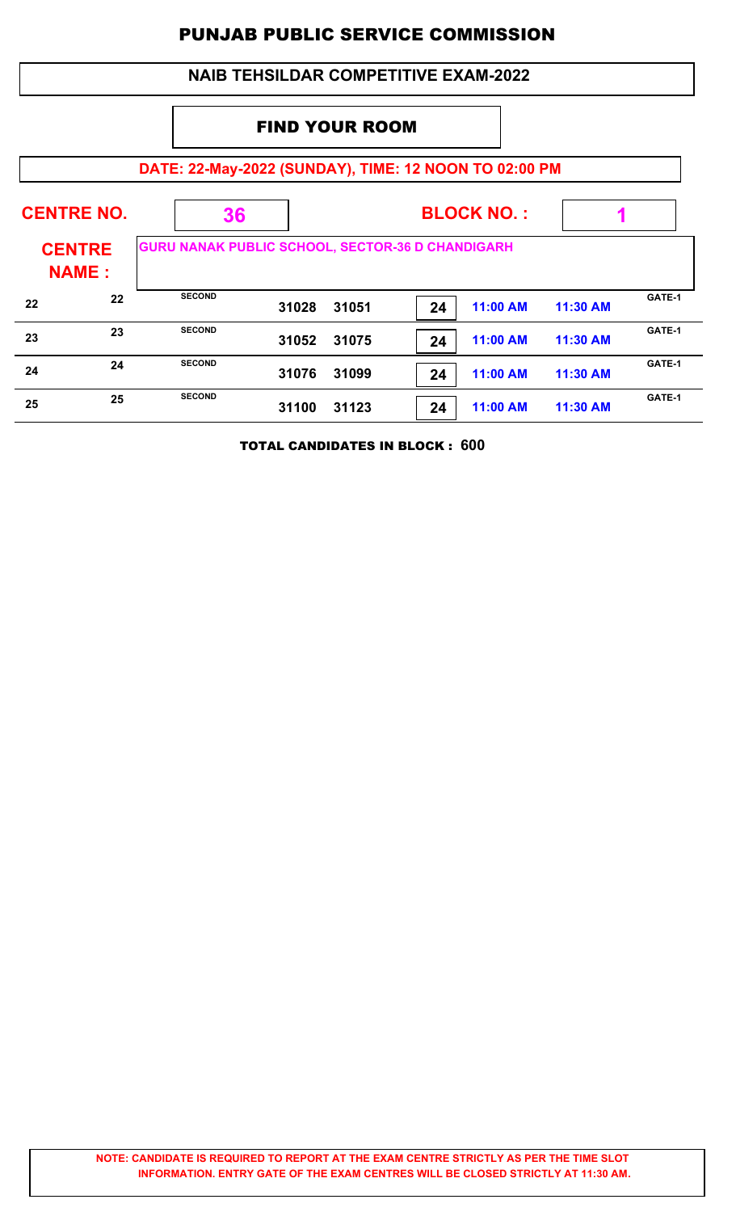# PUNJAB PUBLIC SERVICE COMMISSION

## NAIB TEHSILDAR COMPETITIVE EXAM-2022

### FIND YOUR ROOM

**DATE: 22-May-2022 (SUNDAY), TIME: 12 NOON TO 02:00 PM**

**CENTRE NO.** 36 **BLOCK NO. :** 1

**CENTRE NAME :** GURU NANAK PUBLIC SCHOOL, SECTOR-36 D CHANDIGARH

| | | | | | | | | |
|---|---|---|---|---|---|---|---|---|
| 22 | 22 | SECOND | 31028 | 31051 | 24 | 11:00 AM | 11:30 AM | GATE-1 |
| 23 | 23 | SECOND | 31052 | 31075 | 24 | 11:00 AM | 11:30 AM | GATE-1 |
| 24 | 24 | SECOND | 31076 | 31099 | 24 | 11:00 AM | 11:30 AM | GATE-1 |
| 25 | 25 | SECOND | 31100 | 31123 | 24 | 11:00 AM | 11:30 AM | GATE-1 |

**TOTAL CANDIDATES IN BLOCK : 600**

**NOTE: CANDIDATE IS REQUIRED TO REPORT AT THE EXAM CENTRE STRICTLY AS PER THE TIME SLOT INFORMATION. ENTRY GATE OF THE EXAM CENTRES WILL BE CLOSED STRICTLY AT 11:30 AM.**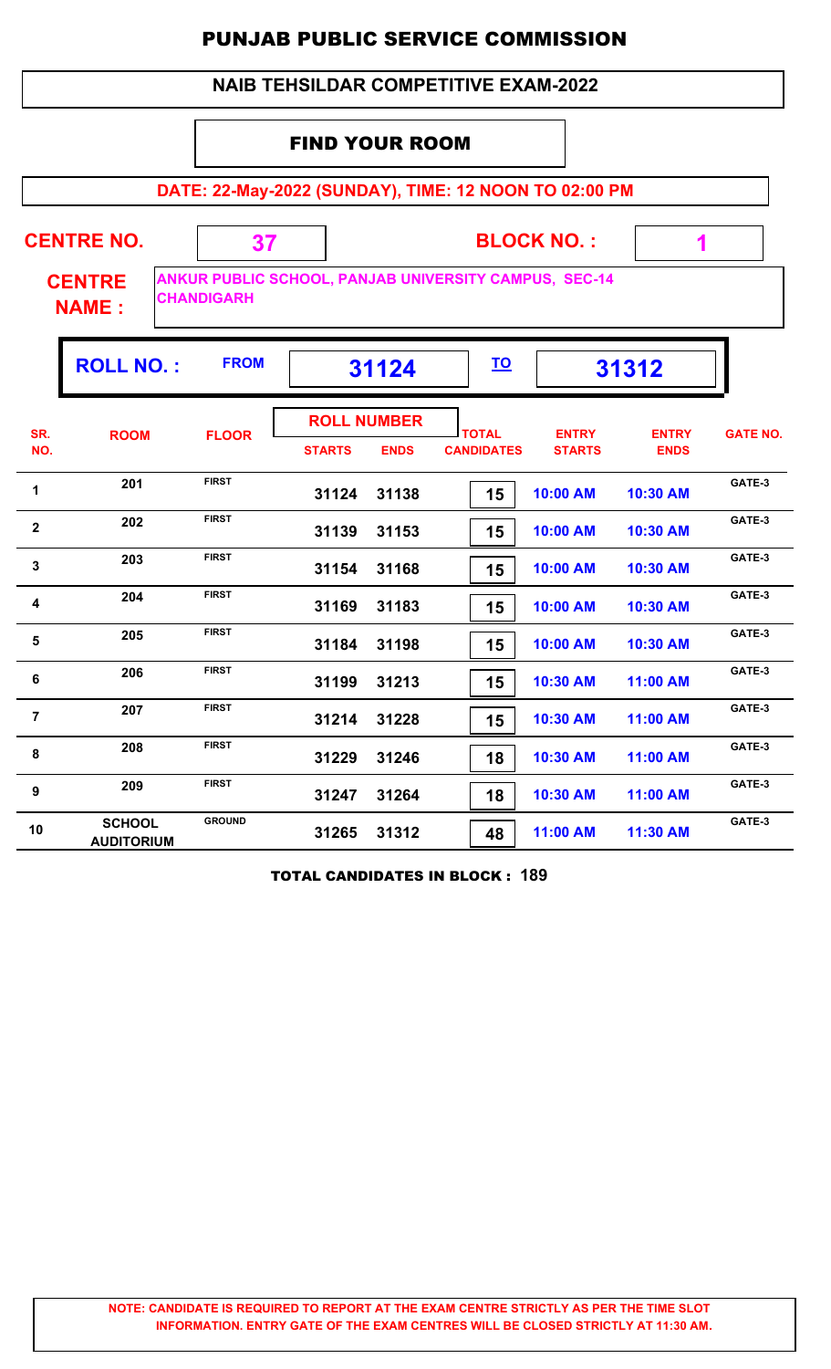# PUNJAB PUBLIC SERVICE COMMISSION

## NAIB TEHSILDAR COMPETITIVE EXAM-2022

### FIND YOUR ROOM

**DATE: 22-May-2022 (SUNDAY), TIME: 12 NOON TO 02:00 PM**

**CENTRE NO.** 37 **BLOCK NO. :** 1

**CENTRE NAME :** ANKUR PUBLIC SCHOOL, PANJAB UNIVERSITY CAMPUS, SEC-14 CHANDIGARH

**ROLL NO. :** FROM 31124 TO 31312

| SR. NO. | ROOM | FLOOR | ROLL NUMBER STARTS | ROLL NUMBER ENDS | TOTAL CANDIDATES | ENTRY STARTS | ENTRY ENDS | GATE NO. |
|---|---|---|---|---|---|---|---|---|
| 1 | 201 | FIRST | 31124 | 31138 | 15 | 10:00 AM | 10:30 AM | GATE-3 |
| 2 | 202 | FIRST | 31139 | 31153 | 15 | 10:00 AM | 10:30 AM | GATE-3 |
| 3 | 203 | FIRST | 31154 | 31168 | 15 | 10:00 AM | 10:30 AM | GATE-3 |
| 4 | 204 | FIRST | 31169 | 31183 | 15 | 10:00 AM | 10:30 AM | GATE-3 |
| 5 | 205 | FIRST | 31184 | 31198 | 15 | 10:00 AM | 10:30 AM | GATE-3 |
| 6 | 206 | FIRST | 31199 | 31213 | 15 | 10:30 AM | 11:00 AM | GATE-3 |
| 7 | 207 | FIRST | 31214 | 31228 | 15 | 10:30 AM | 11:00 AM | GATE-3 |
| 8 | 208 | FIRST | 31229 | 31246 | 18 | 10:30 AM | 11:00 AM | GATE-3 |
| 9 | 209 | FIRST | 31247 | 31264 | 18 | 10:30 AM | 11:00 AM | GATE-3 |
| 10 | SCHOOL AUDITORIUM | GROUND | 31265 | 31312 | 48 | 11:00 AM | 11:30 AM | GATE-3 |

**TOTAL CANDIDATES IN BLOCK : 189**

**NOTE: CANDIDATE IS REQUIRED TO REPORT AT THE EXAM CENTRE STRICTLY AS PER THE TIME SLOT INFORMATION. ENTRY GATE OF THE EXAM CENTRES WILL BE CLOSED STRICTLY AT 11:30 AM.**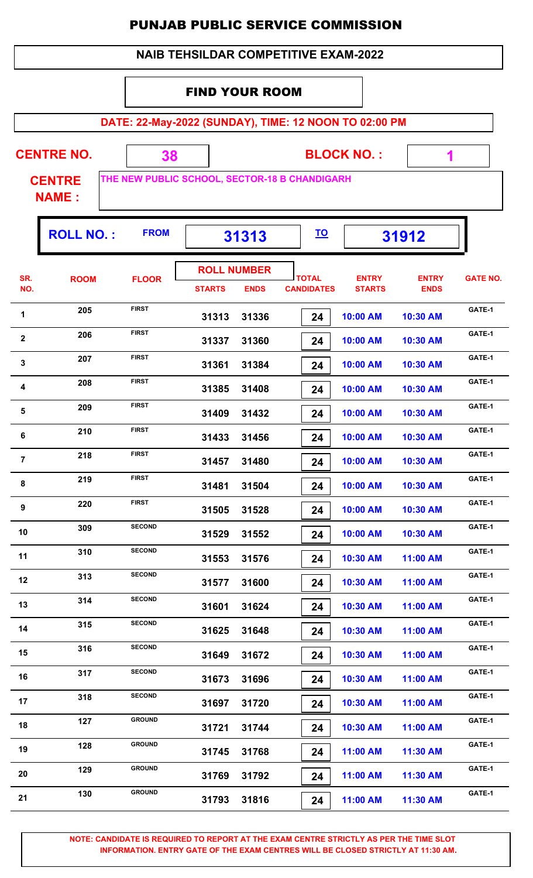# PUNJAB PUBLIC SERVICE COMMISSION

## NAIB TEHSILDAR COMPETITIVE EXAM-2022

### FIND YOUR ROOM

**DATE: 22-May-2022 (SUNDAY), TIME: 12 NOON TO 02:00 PM**

**CENTRE NO.** 38 **BLOCK NO. :** 1

**CENTRE NAME :** THE NEW PUBLIC SCHOOL, SECTOR-18 B CHANDIGARH

**ROLL NO. :** FROM 31313 TO 31912

| SR. NO. | ROOM | FLOOR | ROLL NUMBER STARTS | ROLL NUMBER ENDS | TOTAL CANDIDATES | ENTRY STARTS | ENTRY ENDS | GATE NO. |
|---|---|---|---|---|---|---|---|---|
| 1 | 205 | FIRST | 31313 | 31336 | 24 | 10:00 AM | 10:30 AM | GATE-1 |
| 2 | 206 | FIRST | 31337 | 31360 | 24 | 10:00 AM | 10:30 AM | GATE-1 |
| 3 | 207 | FIRST | 31361 | 31384 | 24 | 10:00 AM | 10:30 AM | GATE-1 |
| 4 | 208 | FIRST | 31385 | 31408 | 24 | 10:00 AM | 10:30 AM | GATE-1 |
| 5 | 209 | FIRST | 31409 | 31432 | 24 | 10:00 AM | 10:30 AM | GATE-1 |
| 6 | 210 | FIRST | 31433 | 31456 | 24 | 10:00 AM | 10:30 AM | GATE-1 |
| 7 | 218 | FIRST | 31457 | 31480 | 24 | 10:00 AM | 10:30 AM | GATE-1 |
| 8 | 219 | FIRST | 31481 | 31504 | 24 | 10:00 AM | 10:30 AM | GATE-1 |
| 9 | 220 | FIRST | 31505 | 31528 | 24 | 10:00 AM | 10:30 AM | GATE-1 |
| 10 | 309 | SECOND | 31529 | 31552 | 24 | 10:00 AM | 10:30 AM | GATE-1 |
| 11 | 310 | SECOND | 31553 | 31576 | 24 | 10:30 AM | 11:00 AM | GATE-1 |
| 12 | 313 | SECOND | 31577 | 31600 | 24 | 10:30 AM | 11:00 AM | GATE-1 |
| 13 | 314 | SECOND | 31601 | 31624 | 24 | 10:30 AM | 11:00 AM | GATE-1 |
| 14 | 315 | SECOND | 31625 | 31648 | 24 | 10:30 AM | 11:00 AM | GATE-1 |
| 15 | 316 | SECOND | 31649 | 31672 | 24 | 10:30 AM | 11:00 AM | GATE-1 |
| 16 | 317 | SECOND | 31673 | 31696 | 24 | 10:30 AM | 11:00 AM | GATE-1 |
| 17 | 318 | SECOND | 31697 | 31720 | 24 | 10:30 AM | 11:00 AM | GATE-1 |
| 18 | 127 | GROUND | 31721 | 31744 | 24 | 10:30 AM | 11:00 AM | GATE-1 |
| 19 | 128 | GROUND | 31745 | 31768 | 24 | 11:00 AM | 11:30 AM | GATE-1 |
| 20 | 129 | GROUND | 31769 | 31792 | 24 | 11:00 AM | 11:30 AM | GATE-1 |
| 21 | 130 | GROUND | 31793 | 31816 | 24 | 11:00 AM | 11:30 AM | GATE-1 |

**NOTE: CANDIDATE IS REQUIRED TO REPORT AT THE EXAM CENTRE STRICTLY AS PER THE TIME SLOT INFORMATION. ENTRY GATE OF THE EXAM CENTRES WILL BE CLOSED STRICTLY AT 11:30 AM.**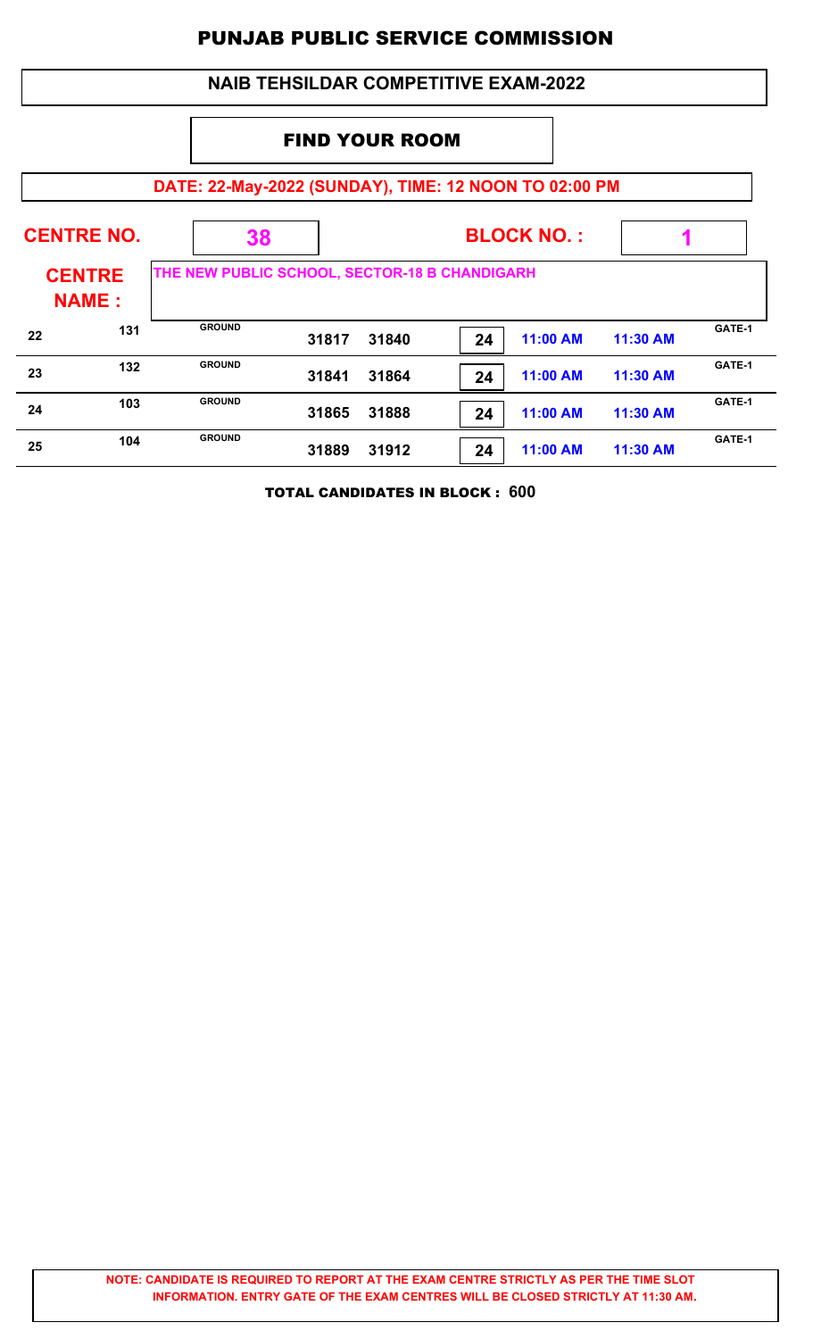# PUNJAB PUBLIC SERVICE COMMISSION

## NAIB TEHSILDAR COMPETITIVE EXAM-2022

### FIND YOUR ROOM

**DATE: 22-May-2022 (SUNDAY), TIME: 12 NOON TO 02:00 PM**

**CENTRE NO.** 38 **BLOCK NO. :** 1

**CENTRE NAME :** THE NEW PUBLIC SCHOOL, SECTOR-18 B CHANDIGARH

| | | | | | | | | |
|---|---|---|---|---|---|---|---|---|
| 22 | 131 | GROUND | 31817 | 31840 | 24 | 11:00 AM | 11:30 AM | GATE-1 |
| 23 | 132 | GROUND | 31841 | 31864 | 24 | 11:00 AM | 11:30 AM | GATE-1 |
| 24 | 103 | GROUND | 31865 | 31888 | 24 | 11:00 AM | 11:30 AM | GATE-1 |
| 25 | 104 | GROUND | 31889 | 31912 | 24 | 11:00 AM | 11:30 AM | GATE-1 |

**TOTAL CANDIDATES IN BLOCK : 600**

**NOTE: CANDIDATE IS REQUIRED TO REPORT AT THE EXAM CENTRE STRICTLY AS PER THE TIME SLOT INFORMATION. ENTRY GATE OF THE EXAM CENTRES WILL BE CLOSED STRICTLY AT 11:30 AM.**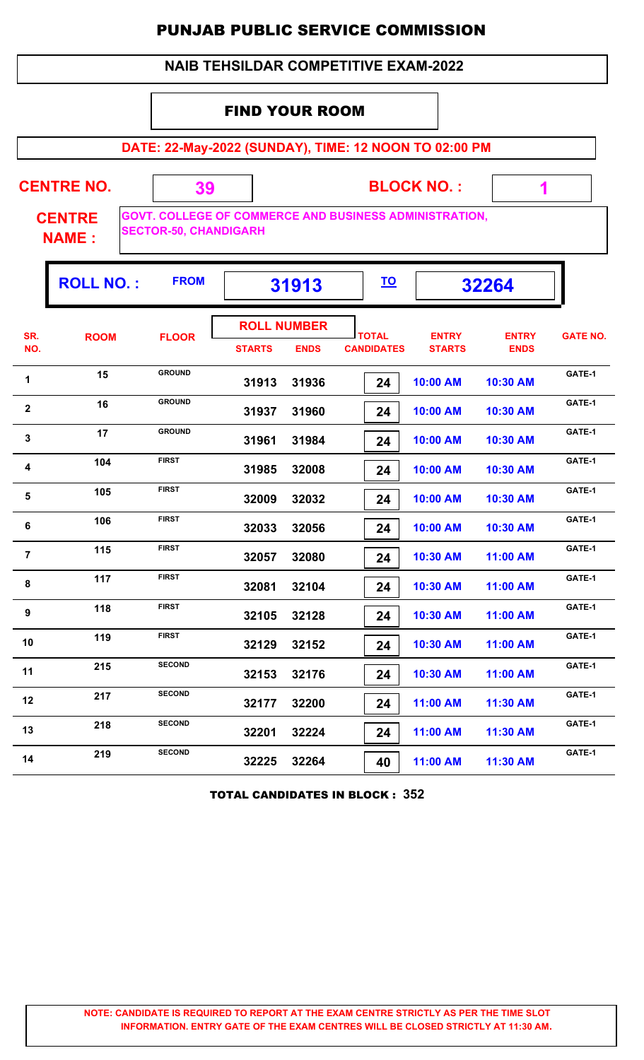# PUNJAB PUBLIC SERVICE COMMISSION

## NAIB TEHSILDAR COMPETITIVE EXAM-2022

### FIND YOUR ROOM

**DATE: 22-May-2022 (SUNDAY), TIME: 12 NOON TO 02:00 PM**

**CENTRE NO.** 39 **BLOCK NO. :** 1

**CENTRE NAME :** GOVT. COLLEGE OF COMMERCE AND BUSINESS ADMINISTRATION, SECTOR-50, CHANDIGARH

**ROLL NO. :** FROM 31913 TO 32264

| SR. NO. | ROOM | FLOOR | ROLL NUMBER STARTS | ROLL NUMBER ENDS | TOTAL CANDIDATES | ENTRY STARTS | ENTRY ENDS | GATE NO. |
|---|---|---|---|---|---|---|---|---|
| 1 | 15 | GROUND | 31913 | 31936 | 24 | 10:00 AM | 10:30 AM | GATE-1 |
| 2 | 16 | GROUND | 31937 | 31960 | 24 | 10:00 AM | 10:30 AM | GATE-1 |
| 3 | 17 | GROUND | 31961 | 31984 | 24 | 10:00 AM | 10:30 AM | GATE-1 |
| 4 | 104 | FIRST | 31985 | 32008 | 24 | 10:00 AM | 10:30 AM | GATE-1 |
| 5 | 105 | FIRST | 32009 | 32032 | 24 | 10:00 AM | 10:30 AM | GATE-1 |
| 6 | 106 | FIRST | 32033 | 32056 | 24 | 10:00 AM | 10:30 AM | GATE-1 |
| 7 | 115 | FIRST | 32057 | 32080 | 24 | 10:30 AM | 11:00 AM | GATE-1 |
| 8 | 117 | FIRST | 32081 | 32104 | 24 | 10:30 AM | 11:00 AM | GATE-1 |
| 9 | 118 | FIRST | 32105 | 32128 | 24 | 10:30 AM | 11:00 AM | GATE-1 |
| 10 | 119 | FIRST | 32129 | 32152 | 24 | 10:30 AM | 11:00 AM | GATE-1 |
| 11 | 215 | SECOND | 32153 | 32176 | 24 | 10:30 AM | 11:00 AM | GATE-1 |
| 12 | 217 | SECOND | 32177 | 32200 | 24 | 11:00 AM | 11:30 AM | GATE-1 |
| 13 | 218 | SECOND | 32201 | 32224 | 24 | 11:00 AM | 11:30 AM | GATE-1 |
| 14 | 219 | SECOND | 32225 | 32264 | 40 | 11:00 AM | 11:30 AM | GATE-1 |

**TOTAL CANDIDATES IN BLOCK : 352**

**NOTE: CANDIDATE IS REQUIRED TO REPORT AT THE EXAM CENTRE STRICTLY AS PER THE TIME SLOT INFORMATION. ENTRY GATE OF THE EXAM CENTRES WILL BE CLOSED STRICTLY AT 11:30 AM.**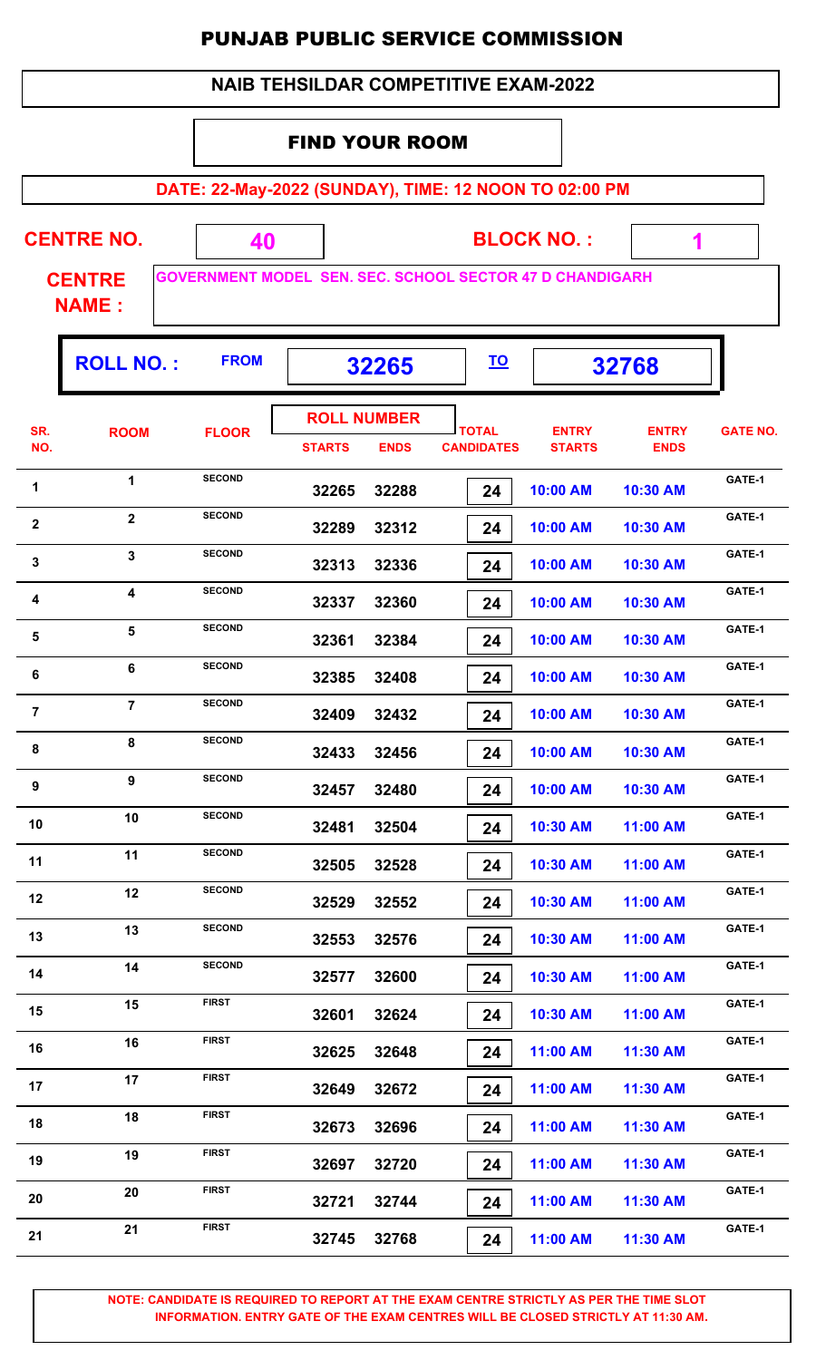# PUNJAB PUBLIC SERVICE COMMISSION

## NAIB TEHSILDAR COMPETITIVE EXAM-2022

### FIND YOUR ROOM

**DATE: 22-May-2022 (SUNDAY), TIME: 12 NOON TO 02:00 PM**

**CENTRE NO.** 40 **BLOCK NO. :** 1

**CENTRE NAME :** GOVERNMENT MODEL SEN. SEC. SCHOOL SECTOR 47 D CHANDIGARH

**ROLL NO. :** FROM 32265 TO 32768

| SR. NO. | ROOM | FLOOR | ROLL NUMBER STARTS | ROLL NUMBER ENDS | TOTAL CANDIDATES | ENTRY STARTS | ENTRY ENDS | GATE NO. |
|---|---|---|---|---|---|---|---|---|
| 1 | 1 | SECOND | 32265 | 32288 | 24 | 10:00 AM | 10:30 AM | GATE-1 |
| 2 | 2 | SECOND | 32289 | 32312 | 24 | 10:00 AM | 10:30 AM | GATE-1 |
| 3 | 3 | SECOND | 32313 | 32336 | 24 | 10:00 AM | 10:30 AM | GATE-1 |
| 4 | 4 | SECOND | 32337 | 32360 | 24 | 10:00 AM | 10:30 AM | GATE-1 |
| 5 | 5 | SECOND | 32361 | 32384 | 24 | 10:00 AM | 10:30 AM | GATE-1 |
| 6 | 6 | SECOND | 32385 | 32408 | 24 | 10:00 AM | 10:30 AM | GATE-1 |
| 7 | 7 | SECOND | 32409 | 32432 | 24 | 10:00 AM | 10:30 AM | GATE-1 |
| 8 | 8 | SECOND | 32433 | 32456 | 24 | 10:00 AM | 10:30 AM | GATE-1 |
| 9 | 9 | SECOND | 32457 | 32480 | 24 | 10:00 AM | 10:30 AM | GATE-1 |
| 10 | 10 | SECOND | 32481 | 32504 | 24 | 10:30 AM | 11:00 AM | GATE-1 |
| 11 | 11 | SECOND | 32505 | 32528 | 24 | 10:30 AM | 11:00 AM | GATE-1 |
| 12 | 12 | SECOND | 32529 | 32552 | 24 | 10:30 AM | 11:00 AM | GATE-1 |
| 13 | 13 | SECOND | 32553 | 32576 | 24 | 10:30 AM | 11:00 AM | GATE-1 |
| 14 | 14 | SECOND | 32577 | 32600 | 24 | 10:30 AM | 11:00 AM | GATE-1 |
| 15 | 15 | FIRST | 32601 | 32624 | 24 | 10:30 AM | 11:00 AM | GATE-1 |
| 16 | 16 | FIRST | 32625 | 32648 | 24 | 11:00 AM | 11:30 AM | GATE-1 |
| 17 | 17 | FIRST | 32649 | 32672 | 24 | 11:00 AM | 11:30 AM | GATE-1 |
| 18 | 18 | FIRST | 32673 | 32696 | 24 | 11:00 AM | 11:30 AM | GATE-1 |
| 19 | 19 | FIRST | 32697 | 32720 | 24 | 11:00 AM | 11:30 AM | GATE-1 |
| 20 | 20 | FIRST | 32721 | 32744 | 24 | 11:00 AM | 11:30 AM | GATE-1 |
| 21 | 21 | FIRST | 32745 | 32768 | 24 | 11:00 AM | 11:30 AM | GATE-1 |

**NOTE: CANDIDATE IS REQUIRED TO REPORT AT THE EXAM CENTRE STRICTLY AS PER THE TIME SLOT INFORMATION. ENTRY GATE OF THE EXAM CENTRES WILL BE CLOSED STRICTLY AT 11:30 AM.**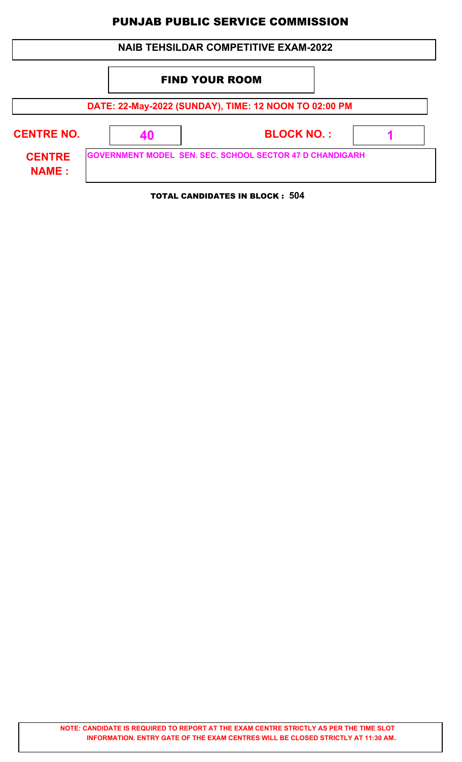# PUNJAB PUBLIC SERVICE COMMISSION

## NAIB TEHSILDAR COMPETITIVE EXAM-2022

### FIND YOUR ROOM

**DATE: 22-May-2022 (SUNDAY), TIME: 12 NOON TO 02:00 PM**

| | | | |
|---|---|---|---|
| **CENTRE NO.** | **40** | **BLOCK NO. :** | **1** |
| **CENTRE NAME :** | **GOVERNMENT MODEL SEN. SEC. SCHOOL SECTOR 47 D CHANDIGARH** | | |

**TOTAL CANDIDATES IN BLOCK : 504**

**NOTE: CANDIDATE IS REQUIRED TO REPORT AT THE EXAM CENTRE STRICTLY AS PER THE TIME SLOT INFORMATION. ENTRY GATE OF THE EXAM CENTRES WILL BE CLOSED STRICTLY AT 11:30 AM.**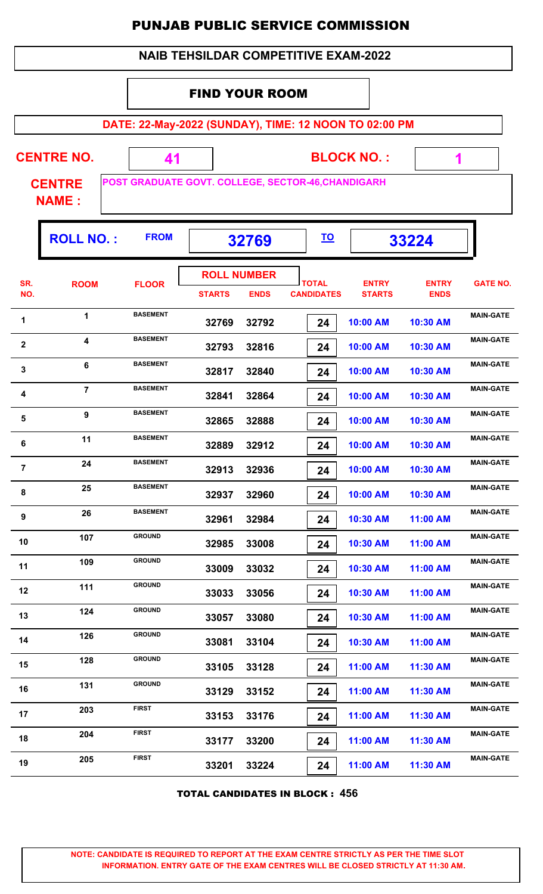# PUNJAB PUBLIC SERVICE COMMISSION

## NAIB TEHSILDAR COMPETITIVE EXAM-2022

### FIND YOUR ROOM

**DATE: 22-May-2022 (SUNDAY), TIME: 12 NOON TO 02:00 PM**

**CENTRE NO.** 41 **BLOCK NO. :** 1

**CENTRE NAME :** POST GRADUATE GOVT. COLLEGE, SECTOR-46,CHANDIGARH

**ROLL NO. :** FROM 32769 TO 33224

| SR. NO. | ROOM | FLOOR | ROLL NUMBER STARTS | ROLL NUMBER ENDS | TOTAL CANDIDATES | ENTRY STARTS | ENTRY ENDS | GATE NO. |
|---|---|---|---|---|---|---|---|---|
| 1 | 1 | BASEMENT | 32769 | 32792 | 24 | 10:00 AM | 10:30 AM | MAIN-GATE |
| 2 | 4 | BASEMENT | 32793 | 32816 | 24 | 10:00 AM | 10:30 AM | MAIN-GATE |
| 3 | 6 | BASEMENT | 32817 | 32840 | 24 | 10:00 AM | 10:30 AM | MAIN-GATE |
| 4 | 7 | BASEMENT | 32841 | 32864 | 24 | 10:00 AM | 10:30 AM | MAIN-GATE |
| 5 | 9 | BASEMENT | 32865 | 32888 | 24 | 10:00 AM | 10:30 AM | MAIN-GATE |
| 6 | 11 | BASEMENT | 32889 | 32912 | 24 | 10:00 AM | 10:30 AM | MAIN-GATE |
| 7 | 24 | BASEMENT | 32913 | 32936 | 24 | 10:00 AM | 10:30 AM | MAIN-GATE |
| 8 | 25 | BASEMENT | 32937 | 32960 | 24 | 10:00 AM | 10:30 AM | MAIN-GATE |
| 9 | 26 | BASEMENT | 32961 | 32984 | 24 | 10:30 AM | 11:00 AM | MAIN-GATE |
| 10 | 107 | GROUND | 32985 | 33008 | 24 | 10:30 AM | 11:00 AM | MAIN-GATE |
| 11 | 109 | GROUND | 33009 | 33032 | 24 | 10:30 AM | 11:00 AM | MAIN-GATE |
| 12 | 111 | GROUND | 33033 | 33056 | 24 | 10:30 AM | 11:00 AM | MAIN-GATE |
| 13 | 124 | GROUND | 33057 | 33080 | 24 | 10:30 AM | 11:00 AM | MAIN-GATE |
| 14 | 126 | GROUND | 33081 | 33104 | 24 | 10:30 AM | 11:00 AM | MAIN-GATE |
| 15 | 128 | GROUND | 33105 | 33128 | 24 | 11:00 AM | 11:30 AM | MAIN-GATE |
| 16 | 131 | GROUND | 33129 | 33152 | 24 | 11:00 AM | 11:30 AM | MAIN-GATE |
| 17 | 203 | FIRST | 33153 | 33176 | 24 | 11:00 AM | 11:30 AM | MAIN-GATE |
| 18 | 204 | FIRST | 33177 | 33200 | 24 | 11:00 AM | 11:30 AM | MAIN-GATE |
| 19 | 205 | FIRST | 33201 | 33224 | 24 | 11:00 AM | 11:30 AM | MAIN-GATE |

**TOTAL CANDIDATES IN BLOCK : 456**

**NOTE: CANDIDATE IS REQUIRED TO REPORT AT THE EXAM CENTRE STRICTLY AS PER THE TIME SLOT INFORMATION. ENTRY GATE OF THE EXAM CENTRES WILL BE CLOSED STRICTLY AT 11:30 AM.**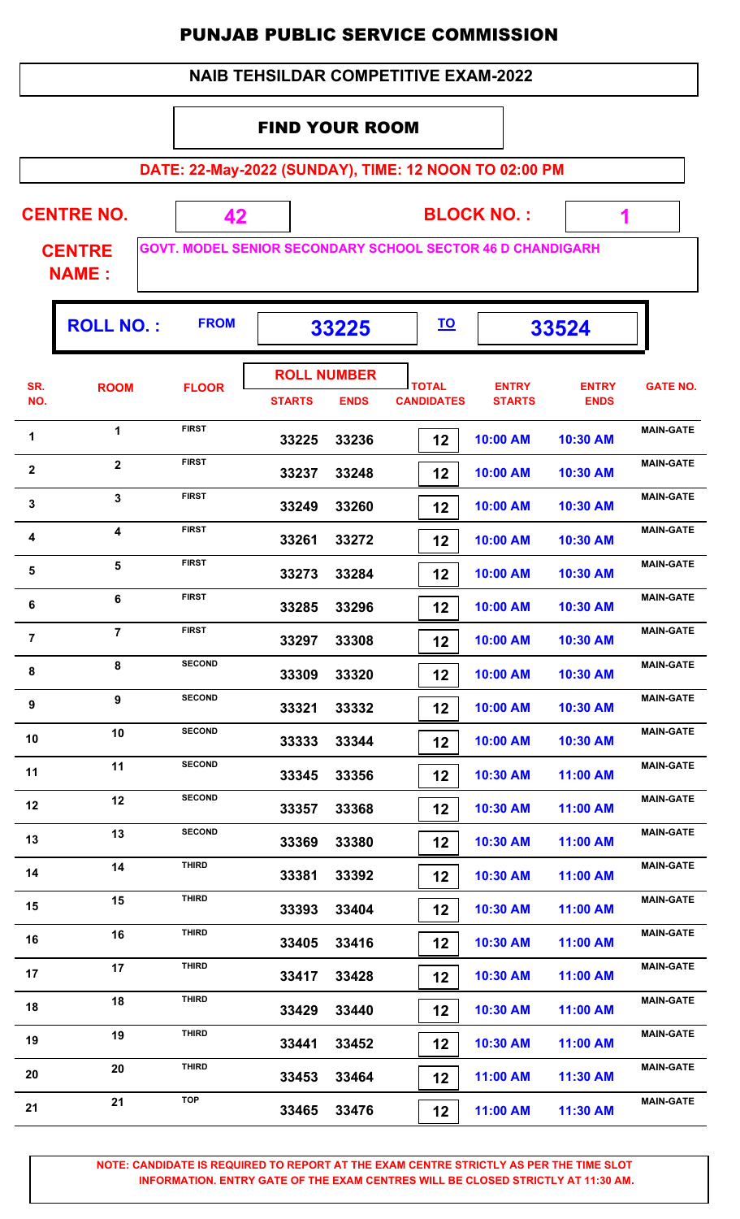# PUNJAB PUBLIC SERVICE COMMISSION

## NAIB TEHSILDAR COMPETITIVE EXAM-2022

### FIND YOUR ROOM

**DATE: 22-May-2022 (SUNDAY), TIME: 12 NOON TO 02:00 PM**

**CENTRE NO.** 42 **BLOCK NO. :** 1

**CENTRE NAME :** GOVT. MODEL SENIOR SECONDARY SCHOOL SECTOR 46 D CHANDIGARH

**ROLL NO. :** FROM 33225 TO 33524

| SR. NO. | ROOM | FLOOR | ROLL NUMBER STARTS | ROLL NUMBER ENDS | TOTAL CANDIDATES | ENTRY STARTS | ENTRY ENDS | GATE NO. |
|---|---|---|---|---|---|---|---|---|
| 1 | 1 | FIRST | 33225 | 33236 | 12 | 10:00 AM | 10:30 AM | MAIN-GATE |
| 2 | 2 | FIRST | 33237 | 33248 | 12 | 10:00 AM | 10:30 AM | MAIN-GATE |
| 3 | 3 | FIRST | 33249 | 33260 | 12 | 10:00 AM | 10:30 AM | MAIN-GATE |
| 4 | 4 | FIRST | 33261 | 33272 | 12 | 10:00 AM | 10:30 AM | MAIN-GATE |
| 5 | 5 | FIRST | 33273 | 33284 | 12 | 10:00 AM | 10:30 AM | MAIN-GATE |
| 6 | 6 | FIRST | 33285 | 33296 | 12 | 10:00 AM | 10:30 AM | MAIN-GATE |
| 7 | 7 | FIRST | 33297 | 33308 | 12 | 10:00 AM | 10:30 AM | MAIN-GATE |
| 8 | 8 | SECOND | 33309 | 33320 | 12 | 10:00 AM | 10:30 AM | MAIN-GATE |
| 9 | 9 | SECOND | 33321 | 33332 | 12 | 10:00 AM | 10:30 AM | MAIN-GATE |
| 10 | 10 | SECOND | 33333 | 33344 | 12 | 10:00 AM | 10:30 AM | MAIN-GATE |
| 11 | 11 | SECOND | 33345 | 33356 | 12 | 10:30 AM | 11:00 AM | MAIN-GATE |
| 12 | 12 | SECOND | 33357 | 33368 | 12 | 10:30 AM | 11:00 AM | MAIN-GATE |
| 13 | 13 | SECOND | 33369 | 33380 | 12 | 10:30 AM | 11:00 AM | MAIN-GATE |
| 14 | 14 | THIRD | 33381 | 33392 | 12 | 10:30 AM | 11:00 AM | MAIN-GATE |
| 15 | 15 | THIRD | 33393 | 33404 | 12 | 10:30 AM | 11:00 AM | MAIN-GATE |
| 16 | 16 | THIRD | 33405 | 33416 | 12 | 10:30 AM | 11:00 AM | MAIN-GATE |
| 17 | 17 | THIRD | 33417 | 33428 | 12 | 10:30 AM | 11:00 AM | MAIN-GATE |
| 18 | 18 | THIRD | 33429 | 33440 | 12 | 10:30 AM | 11:00 AM | MAIN-GATE |
| 19 | 19 | THIRD | 33441 | 33452 | 12 | 10:30 AM | 11:00 AM | MAIN-GATE |
| 20 | 20 | THIRD | 33453 | 33464 | 12 | 11:00 AM | 11:30 AM | MAIN-GATE |
| 21 | 21 | TOP | 33465 | 33476 | 12 | 11:00 AM | 11:30 AM | MAIN-GATE |

**NOTE: CANDIDATE IS REQUIRED TO REPORT AT THE EXAM CENTRE STRICTLY AS PER THE TIME SLOT INFORMATION. ENTRY GATE OF THE EXAM CENTRES WILL BE CLOSED STRICTLY AT 11:30 AM.**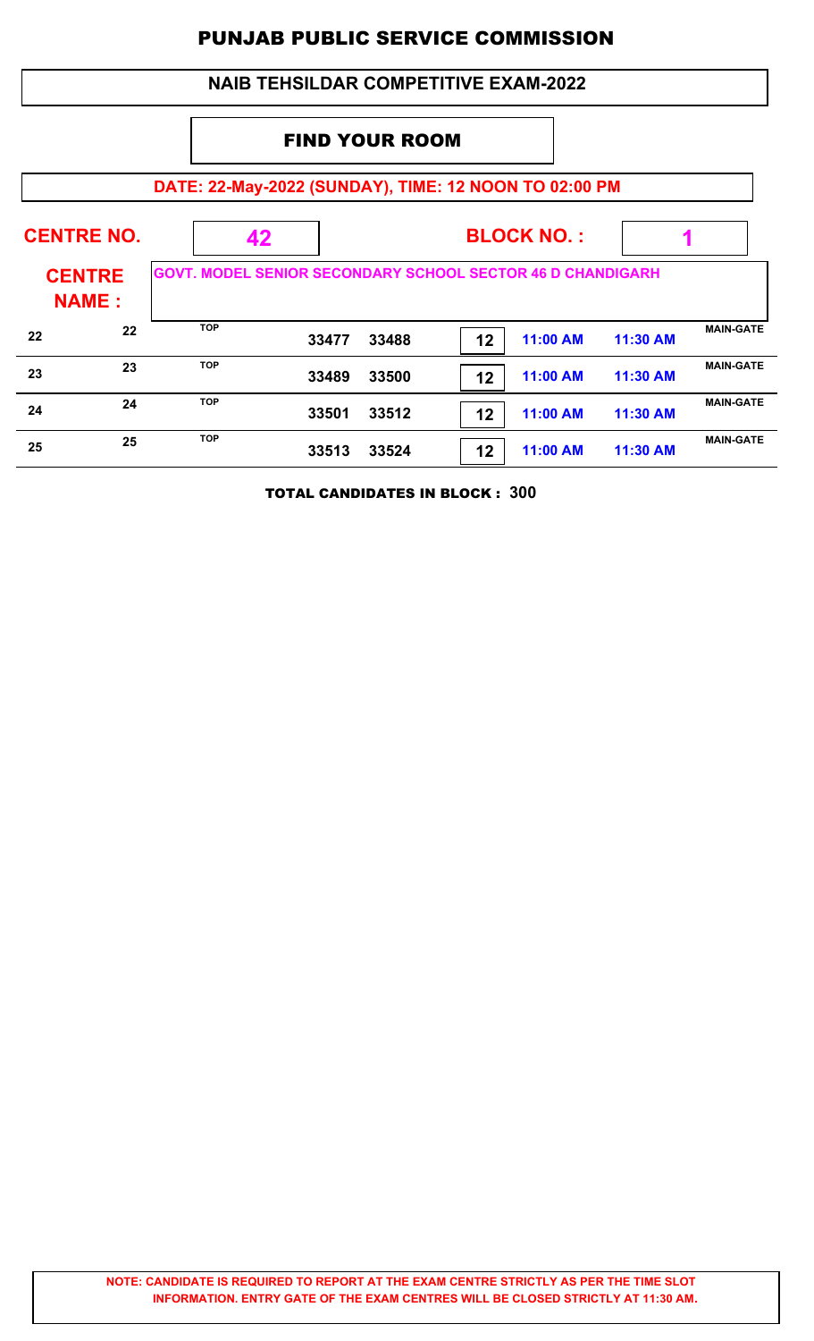# PUNJAB PUBLIC SERVICE COMMISSION

## NAIB TEHSILDAR COMPETITIVE EXAM-2022

### FIND YOUR ROOM

**DATE: 22-May-2022 (SUNDAY), TIME: 12 NOON TO 02:00 PM**

**CENTRE NO.** 42 **BLOCK NO. :** 1

**CENTRE NAME :** GOVT. MODEL SENIOR SECONDARY SCHOOL SECTOR 46 D CHANDIGARH

| | | | | | | | | |
|---|---|---|---|---|---|---|---|---|
| 22 | 22 | TOP | 33477 | 33488 | 12 | 11:00 AM | 11:30 AM | MAIN-GATE |
| 23 | 23 | TOP | 33489 | 33500 | 12 | 11:00 AM | 11:30 AM | MAIN-GATE |
| 24 | 24 | TOP | 33501 | 33512 | 12 | 11:00 AM | 11:30 AM | MAIN-GATE |
| 25 | 25 | TOP | 33513 | 33524 | 12 | 11:00 AM | 11:30 AM | MAIN-GATE |

**TOTAL CANDIDATES IN BLOCK : 300**

**NOTE: CANDIDATE IS REQUIRED TO REPORT AT THE EXAM CENTRE STRICTLY AS PER THE TIME SLOT INFORMATION. ENTRY GATE OF THE EXAM CENTRES WILL BE CLOSED STRICTLY AT 11:30 AM.**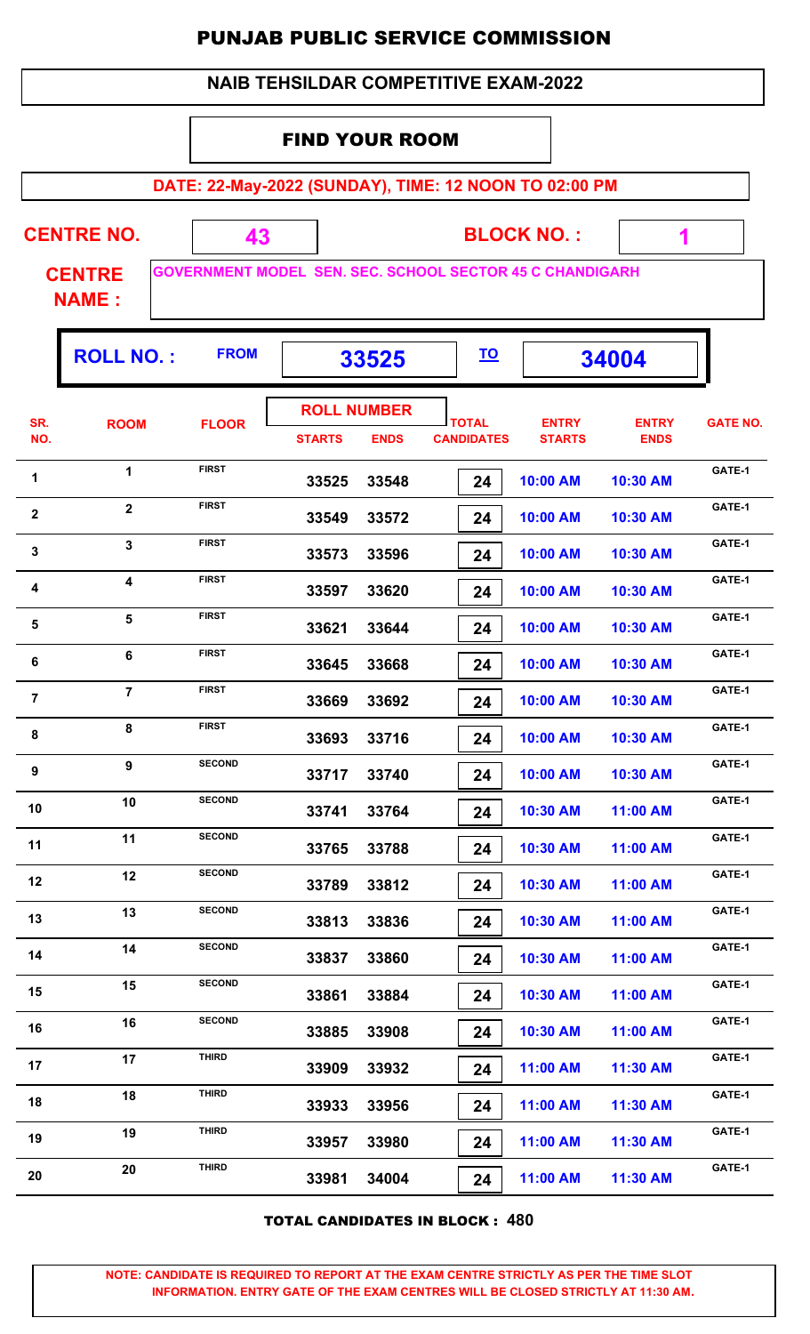# PUNJAB PUBLIC SERVICE COMMISSION

## NAIB TEHSILDAR COMPETITIVE EXAM-2022

### FIND YOUR ROOM

**DATE: 22-May-2022 (SUNDAY), TIME: 12 NOON TO 02:00 PM**

**CENTRE NO.** 43 **BLOCK NO. :** 1

**CENTRE NAME :** GOVERNMENT MODEL SEN. SEC. SCHOOL SECTOR 45 C CHANDIGARH

**ROLL NO. :** FROM 33525 TO 34004

| SR. NO. | ROOM | FLOOR | ROLL NUMBER STARTS | ROLL NUMBER ENDS | TOTAL CANDIDATES | ENTRY STARTS | ENTRY ENDS | GATE NO. |
|---|---|---|---|---|---|---|---|---|
| 1 | 1 | FIRST | 33525 | 33548 | 24 | 10:00 AM | 10:30 AM | GATE-1 |
| 2 | 2 | FIRST | 33549 | 33572 | 24 | 10:00 AM | 10:30 AM | GATE-1 |
| 3 | 3 | FIRST | 33573 | 33596 | 24 | 10:00 AM | 10:30 AM | GATE-1 |
| 4 | 4 | FIRST | 33597 | 33620 | 24 | 10:00 AM | 10:30 AM | GATE-1 |
| 5 | 5 | FIRST | 33621 | 33644 | 24 | 10:00 AM | 10:30 AM | GATE-1 |
| 6 | 6 | FIRST | 33645 | 33668 | 24 | 10:00 AM | 10:30 AM | GATE-1 |
| 7 | 7 | FIRST | 33669 | 33692 | 24 | 10:00 AM | 10:30 AM | GATE-1 |
| 8 | 8 | FIRST | 33693 | 33716 | 24 | 10:00 AM | 10:30 AM | GATE-1 |
| 9 | 9 | SECOND | 33717 | 33740 | 24 | 10:00 AM | 10:30 AM | GATE-1 |
| 10 | 10 | SECOND | 33741 | 33764 | 24 | 10:30 AM | 11:00 AM | GATE-1 |
| 11 | 11 | SECOND | 33765 | 33788 | 24 | 10:30 AM | 11:00 AM | GATE-1 |
| 12 | 12 | SECOND | 33789 | 33812 | 24 | 10:30 AM | 11:00 AM | GATE-1 |
| 13 | 13 | SECOND | 33813 | 33836 | 24 | 10:30 AM | 11:00 AM | GATE-1 |
| 14 | 14 | SECOND | 33837 | 33860 | 24 | 10:30 AM | 11:00 AM | GATE-1 |
| 15 | 15 | SECOND | 33861 | 33884 | 24 | 10:30 AM | 11:00 AM | GATE-1 |
| 16 | 16 | SECOND | 33885 | 33908 | 24 | 10:30 AM | 11:00 AM | GATE-1 |
| 17 | 17 | THIRD | 33909 | 33932 | 24 | 11:00 AM | 11:30 AM | GATE-1 |
| 18 | 18 | THIRD | 33933 | 33956 | 24 | 11:00 AM | 11:30 AM | GATE-1 |
| 19 | 19 | THIRD | 33957 | 33980 | 24 | 11:00 AM | 11:30 AM | GATE-1 |
| 20 | 20 | THIRD | 33981 | 34004 | 24 | 11:00 AM | 11:30 AM | GATE-1 |

**TOTAL CANDIDATES IN BLOCK : 480**

**NOTE: CANDIDATE IS REQUIRED TO REPORT AT THE EXAM CENTRE STRICTLY AS PER THE TIME SLOT INFORMATION. ENTRY GATE OF THE EXAM CENTRES WILL BE CLOSED STRICTLY AT 11:30 AM.**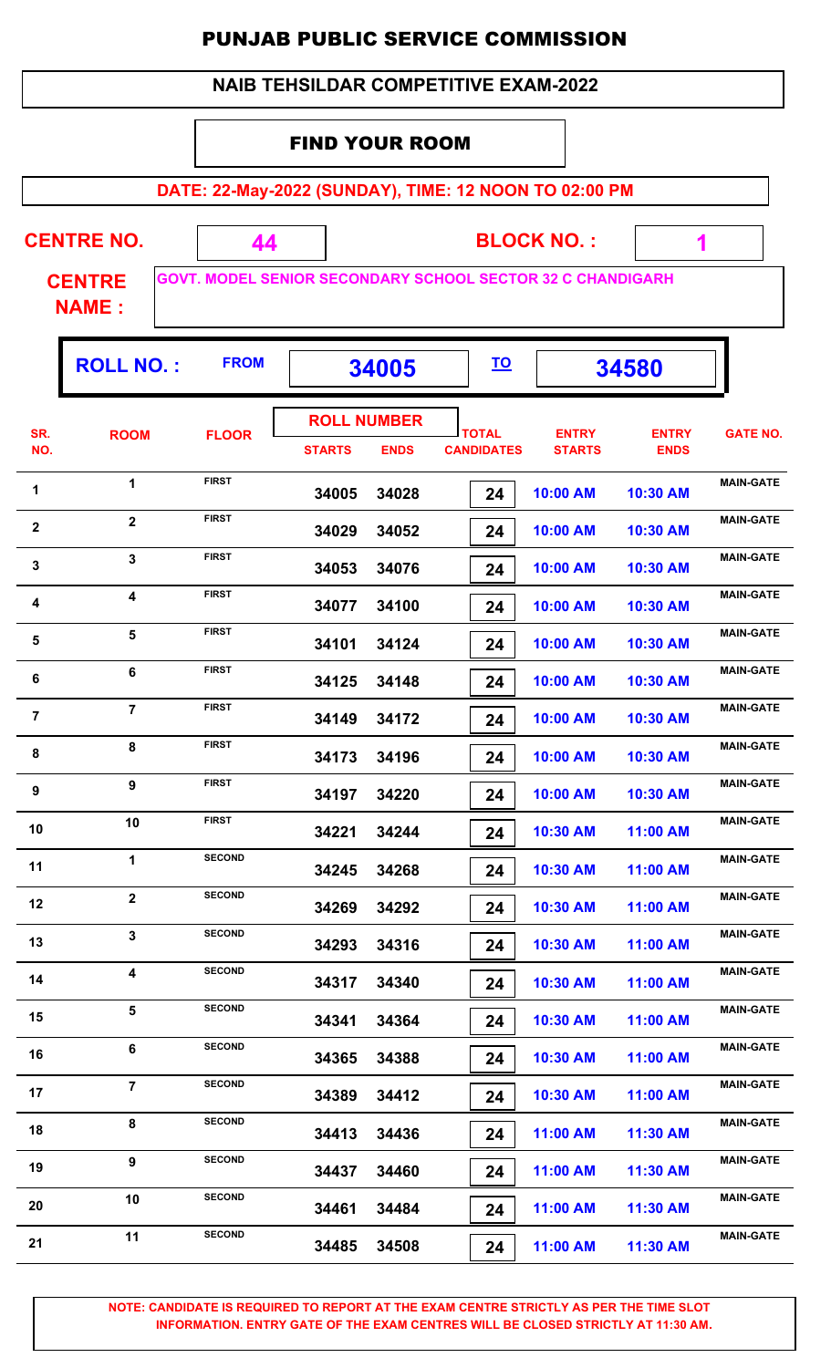# PUNJAB PUBLIC SERVICE COMMISSION

## NAIB TEHSILDAR COMPETITIVE EXAM-2022

### FIND YOUR ROOM

**DATE: 22-May-2022 (SUNDAY), TIME: 12 NOON TO 02:00 PM**

**CENTRE NO.** 44 **BLOCK NO. :** 1

**CENTRE NAME :** GOVT. MODEL SENIOR SECONDARY SCHOOL SECTOR 32 C CHANDIGARH

**ROLL NO. :** FROM 34005 TO 34580

| SR. NO. | ROOM | FLOOR | ROLL NUMBER STARTS | ROLL NUMBER ENDS | TOTAL CANDIDATES | ENTRY STARTS | ENTRY ENDS | GATE NO. |
|---|---|---|---|---|---|---|---|---|
| 1 | 1 | FIRST | 34005 | 34028 | 24 | 10:00 AM | 10:30 AM | MAIN-GATE |
| 2 | 2 | FIRST | 34029 | 34052 | 24 | 10:00 AM | 10:30 AM | MAIN-GATE |
| 3 | 3 | FIRST | 34053 | 34076 | 24 | 10:00 AM | 10:30 AM | MAIN-GATE |
| 4 | 4 | FIRST | 34077 | 34100 | 24 | 10:00 AM | 10:30 AM | MAIN-GATE |
| 5 | 5 | FIRST | 34101 | 34124 | 24 | 10:00 AM | 10:30 AM | MAIN-GATE |
| 6 | 6 | FIRST | 34125 | 34148 | 24 | 10:00 AM | 10:30 AM | MAIN-GATE |
| 7 | 7 | FIRST | 34149 | 34172 | 24 | 10:00 AM | 10:30 AM | MAIN-GATE |
| 8 | 8 | FIRST | 34173 | 34196 | 24 | 10:00 AM | 10:30 AM | MAIN-GATE |
| 9 | 9 | FIRST | 34197 | 34220 | 24 | 10:00 AM | 10:30 AM | MAIN-GATE |
| 10 | 10 | FIRST | 34221 | 34244 | 24 | 10:30 AM | 11:00 AM | MAIN-GATE |
| 11 | 1 | SECOND | 34245 | 34268 | 24 | 10:30 AM | 11:00 AM | MAIN-GATE |
| 12 | 2 | SECOND | 34269 | 34292 | 24 | 10:30 AM | 11:00 AM | MAIN-GATE |
| 13 | 3 | SECOND | 34293 | 34316 | 24 | 10:30 AM | 11:00 AM | MAIN-GATE |
| 14 | 4 | SECOND | 34317 | 34340 | 24 | 10:30 AM | 11:00 AM | MAIN-GATE |
| 15 | 5 | SECOND | 34341 | 34364 | 24 | 10:30 AM | 11:00 AM | MAIN-GATE |
| 16 | 6 | SECOND | 34365 | 34388 | 24 | 10:30 AM | 11:00 AM | MAIN-GATE |
| 17 | 7 | SECOND | 34389 | 34412 | 24 | 10:30 AM | 11:00 AM | MAIN-GATE |
| 18 | 8 | SECOND | 34413 | 34436 | 24 | 11:00 AM | 11:30 AM | MAIN-GATE |
| 19 | 9 | SECOND | 34437 | 34460 | 24 | 11:00 AM | 11:30 AM | MAIN-GATE |
| 20 | 10 | SECOND | 34461 | 34484 | 24 | 11:00 AM | 11:30 AM | MAIN-GATE |
| 21 | 11 | SECOND | 34485 | 34508 | 24 | 11:00 AM | 11:30 AM | MAIN-GATE |

**NOTE: CANDIDATE IS REQUIRED TO REPORT AT THE EXAM CENTRE STRICTLY AS PER THE TIME SLOT INFORMATION. ENTRY GATE OF THE EXAM CENTRES WILL BE CLOSED STRICTLY AT 11:30 AM.**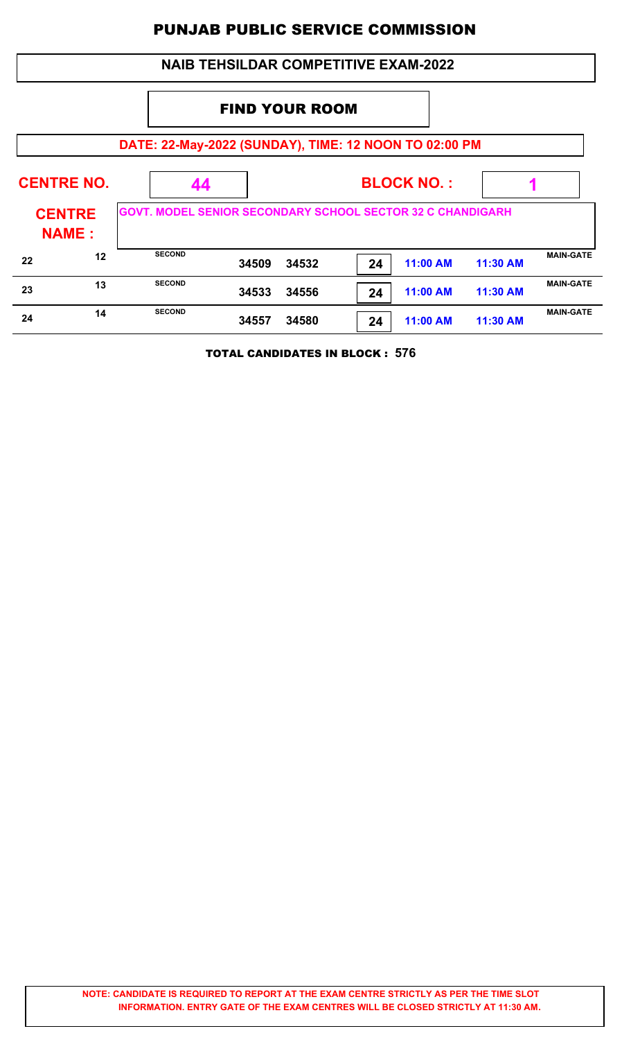# PUNJAB PUBLIC SERVICE COMMISSION

## NAIB TEHSILDAR COMPETITIVE EXAM-2022

### FIND YOUR ROOM

**DATE: 22-May-2022 (SUNDAY), TIME: 12 NOON TO 02:00 PM**

**CENTRE NO.** 44 **BLOCK NO. :** 1

**CENTRE NAME :** GOVT. MODEL SENIOR SECONDARY SCHOOL SECTOR 32 C CHANDIGARH

| | | | | | | | | |
|---|---|---|---|---|---|---|---|---|
| 22 | 12 | SECOND | 34509 | 34532 | 24 | 11:00 AM | 11:30 AM | MAIN-GATE |
| 23 | 13 | SECOND | 34533 | 34556 | 24 | 11:00 AM | 11:30 AM | MAIN-GATE |
| 24 | 14 | SECOND | 34557 | 34580 | 24 | 11:00 AM | 11:30 AM | MAIN-GATE |

**TOTAL CANDIDATES IN BLOCK : 576**

**NOTE: CANDIDATE IS REQUIRED TO REPORT AT THE EXAM CENTRE STRICTLY AS PER THE TIME SLOT INFORMATION. ENTRY GATE OF THE EXAM CENTRES WILL BE CLOSED STRICTLY AT 11:30 AM.**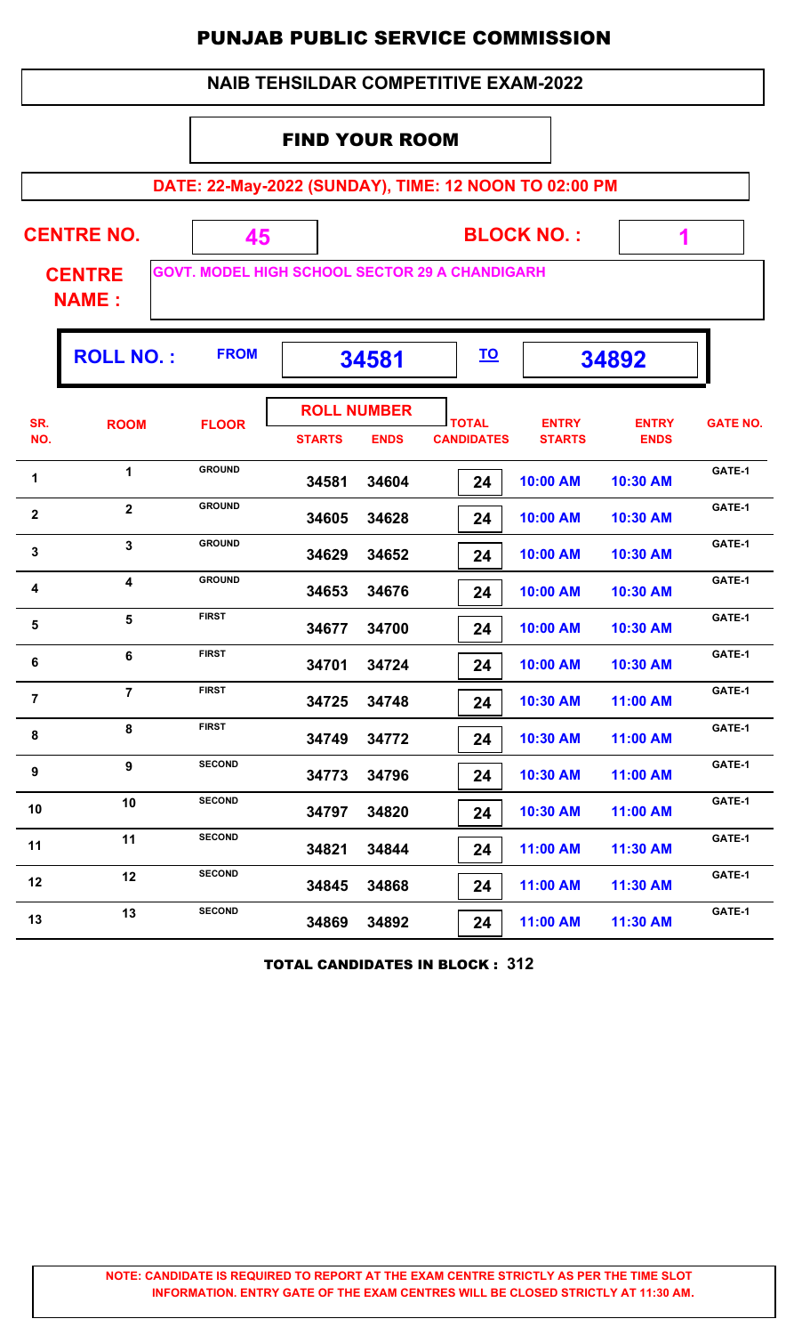# PUNJAB PUBLIC SERVICE COMMISSION

## NAIB TEHSILDAR COMPETITIVE EXAM-2022

### FIND YOUR ROOM

**DATE: 22-May-2022 (SUNDAY), TIME: 12 NOON TO 02:00 PM**

**CENTRE NO.** 45 **BLOCK NO. :** 1

**CENTRE NAME :** GOVT. MODEL HIGH SCHOOL SECTOR 29 A CHANDIGARH

**ROLL NO. :** FROM **34581** TO **34892**

| SR. NO. | ROOM | FLOOR | ROLL NUMBER STARTS | ROLL NUMBER ENDS | TOTAL CANDIDATES | ENTRY STARTS | ENTRY ENDS | GATE NO. |
|---|---|---|---|---|---|---|---|---|
| 1 | 1 | GROUND | 34581 | 34604 | 24 | 10:00 AM | 10:30 AM | GATE-1 |
| 2 | 2 | GROUND | 34605 | 34628 | 24 | 10:00 AM | 10:30 AM | GATE-1 |
| 3 | 3 | GROUND | 34629 | 34652 | 24 | 10:00 AM | 10:30 AM | GATE-1 |
| 4 | 4 | GROUND | 34653 | 34676 | 24 | 10:00 AM | 10:30 AM | GATE-1 |
| 5 | 5 | FIRST | 34677 | 34700 | 24 | 10:00 AM | 10:30 AM | GATE-1 |
| 6 | 6 | FIRST | 34701 | 34724 | 24 | 10:00 AM | 10:30 AM | GATE-1 |
| 7 | 7 | FIRST | 34725 | 34748 | 24 | 10:30 AM | 11:00 AM | GATE-1 |
| 8 | 8 | FIRST | 34749 | 34772 | 24 | 10:30 AM | 11:00 AM | GATE-1 |
| 9 | 9 | SECOND | 34773 | 34796 | 24 | 10:30 AM | 11:00 AM | GATE-1 |
| 10 | 10 | SECOND | 34797 | 34820 | 24 | 10:30 AM | 11:00 AM | GATE-1 |
| 11 | 11 | SECOND | 34821 | 34844 | 24 | 11:00 AM | 11:30 AM | GATE-1 |
| 12 | 12 | SECOND | 34845 | 34868 | 24 | 11:00 AM | 11:30 AM | GATE-1 |
| 13 | 13 | SECOND | 34869 | 34892 | 24 | 11:00 AM | 11:30 AM | GATE-1 |

**TOTAL CANDIDATES IN BLOCK : 312**

**NOTE: CANDIDATE IS REQUIRED TO REPORT AT THE EXAM CENTRE STRICTLY AS PER THE TIME SLOT INFORMATION. ENTRY GATE OF THE EXAM CENTRES WILL BE CLOSED STRICTLY AT 11:30 AM.**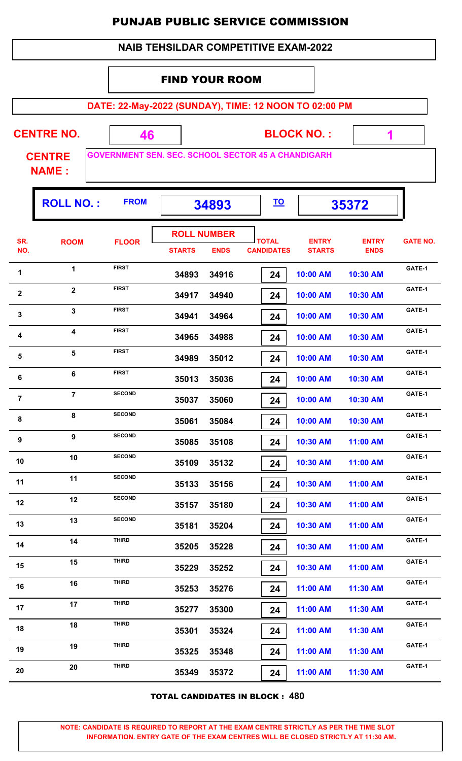# PUNJAB PUBLIC SERVICE COMMISSION

## NAIB TEHSILDAR COMPETITIVE EXAM-2022

### FIND YOUR ROOM

**DATE: 22-May-2022 (SUNDAY), TIME: 12 NOON TO 02:00 PM**

**CENTRE NO.** 46 **BLOCK NO. :** 1

**CENTRE NAME :** GOVERNMENT SEN. SEC. SCHOOL SECTOR 45 A CHANDIGARH

**ROLL NO. :** FROM 34893 TO 35372

| SR. NO. | ROOM | FLOOR | ROLL NUMBER STARTS | ROLL NUMBER ENDS | TOTAL CANDIDATES | ENTRY STARTS | ENTRY ENDS | GATE NO. |
|---|---|---|---|---|---|---|---|---|
| 1 | 1 | FIRST | 34893 | 34916 | 24 | 10:00 AM | 10:30 AM | GATE-1 |
| 2 | 2 | FIRST | 34917 | 34940 | 24 | 10:00 AM | 10:30 AM | GATE-1 |
| 3 | 3 | FIRST | 34941 | 34964 | 24 | 10:00 AM | 10:30 AM | GATE-1 |
| 4 | 4 | FIRST | 34965 | 34988 | 24 | 10:00 AM | 10:30 AM | GATE-1 |
| 5 | 5 | FIRST | 34989 | 35012 | 24 | 10:00 AM | 10:30 AM | GATE-1 |
| 6 | 6 | FIRST | 35013 | 35036 | 24 | 10:00 AM | 10:30 AM | GATE-1 |
| 7 | 7 | SECOND | 35037 | 35060 | 24 | 10:00 AM | 10:30 AM | GATE-1 |
| 8 | 8 | SECOND | 35061 | 35084 | 24 | 10:00 AM | 10:30 AM | GATE-1 |
| 9 | 9 | SECOND | 35085 | 35108 | 24 | 10:30 AM | 11:00 AM | GATE-1 |
| 10 | 10 | SECOND | 35109 | 35132 | 24 | 10:30 AM | 11:00 AM | GATE-1 |
| 11 | 11 | SECOND | 35133 | 35156 | 24 | 10:30 AM | 11:00 AM | GATE-1 |
| 12 | 12 | SECOND | 35157 | 35180 | 24 | 10:30 AM | 11:00 AM | GATE-1 |
| 13 | 13 | SECOND | 35181 | 35204 | 24 | 10:30 AM | 11:00 AM | GATE-1 |
| 14 | 14 | THIRD | 35205 | 35228 | 24 | 10:30 AM | 11:00 AM | GATE-1 |
| 15 | 15 | THIRD | 35229 | 35252 | 24 | 10:30 AM | 11:00 AM | GATE-1 |
| 16 | 16 | THIRD | 35253 | 35276 | 24 | 11:00 AM | 11:30 AM | GATE-1 |
| 17 | 17 | THIRD | 35277 | 35300 | 24 | 11:00 AM | 11:30 AM | GATE-1 |
| 18 | 18 | THIRD | 35301 | 35324 | 24 | 11:00 AM | 11:30 AM | GATE-1 |
| 19 | 19 | THIRD | 35325 | 35348 | 24 | 11:00 AM | 11:30 AM | GATE-1 |
| 20 | 20 | THIRD | 35349 | 35372 | 24 | 11:00 AM | 11:30 AM | GATE-1 |

**TOTAL CANDIDATES IN BLOCK : 480**

**NOTE: CANDIDATE IS REQUIRED TO REPORT AT THE EXAM CENTRE STRICTLY AS PER THE TIME SLOT INFORMATION. ENTRY GATE OF THE EXAM CENTRES WILL BE CLOSED STRICTLY AT 11:30 AM.**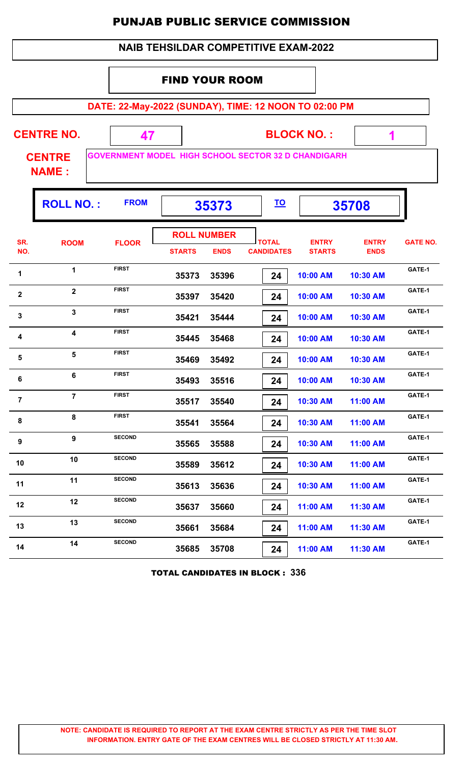# PUNJAB PUBLIC SERVICE COMMISSION

## NAIB TEHSILDAR COMPETITIVE EXAM-2022

### FIND YOUR ROOM

**DATE: 22-May-2022 (SUNDAY), TIME: 12 NOON TO 02:00 PM**

**CENTRE NO.** 47 **BLOCK NO. :** 1

**CENTRE NAME :** GOVERNMENT MODEL HIGH SCHOOL SECTOR 32 D CHANDIGARH

**ROLL NO. :** FROM 35373 TO 35708

| SR. NO. | ROOM | FLOOR | ROLL NUMBER STARTS | ROLL NUMBER ENDS | TOTAL CANDIDATES | ENTRY STARTS | ENTRY ENDS | GATE NO. |
|---|---|---|---|---|---|---|---|---|
| 1 | 1 | FIRST | 35373 | 35396 | 24 | 10:00 AM | 10:30 AM | GATE-1 |
| 2 | 2 | FIRST | 35397 | 35420 | 24 | 10:00 AM | 10:30 AM | GATE-1 |
| 3 | 3 | FIRST | 35421 | 35444 | 24 | 10:00 AM | 10:30 AM | GATE-1 |
| 4 | 4 | FIRST | 35445 | 35468 | 24 | 10:00 AM | 10:30 AM | GATE-1 |
| 5 | 5 | FIRST | 35469 | 35492 | 24 | 10:00 AM | 10:30 AM | GATE-1 |
| 6 | 6 | FIRST | 35493 | 35516 | 24 | 10:00 AM | 10:30 AM | GATE-1 |
| 7 | 7 | FIRST | 35517 | 35540 | 24 | 10:30 AM | 11:00 AM | GATE-1 |
| 8 | 8 | FIRST | 35541 | 35564 | 24 | 10:30 AM | 11:00 AM | GATE-1 |
| 9 | 9 | SECOND | 35565 | 35588 | 24 | 10:30 AM | 11:00 AM | GATE-1 |
| 10 | 10 | SECOND | 35589 | 35612 | 24 | 10:30 AM | 11:00 AM | GATE-1 |
| 11 | 11 | SECOND | 35613 | 35636 | 24 | 10:30 AM | 11:00 AM | GATE-1 |
| 12 | 12 | SECOND | 35637 | 35660 | 24 | 11:00 AM | 11:30 AM | GATE-1 |
| 13 | 13 | SECOND | 35661 | 35684 | 24 | 11:00 AM | 11:30 AM | GATE-1 |
| 14 | 14 | SECOND | 35685 | 35708 | 24 | 11:00 AM | 11:30 AM | GATE-1 |

**TOTAL CANDIDATES IN BLOCK : 336**

**NOTE: CANDIDATE IS REQUIRED TO REPORT AT THE EXAM CENTRE STRICTLY AS PER THE TIME SLOT INFORMATION. ENTRY GATE OF THE EXAM CENTRES WILL BE CLOSED STRICTLY AT 11:30 AM.**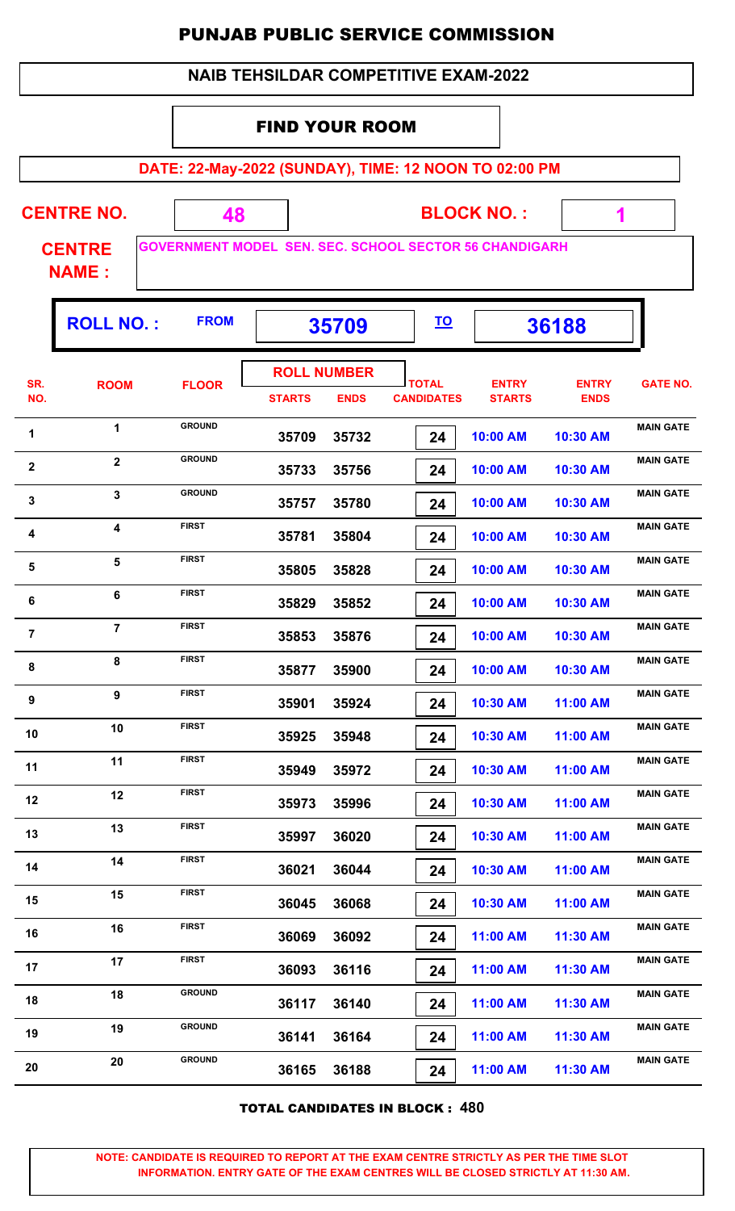# PUNJAB PUBLIC SERVICE COMMISSION

## NAIB TEHSILDAR COMPETITIVE EXAM-2022

### FIND YOUR ROOM

**DATE: 22-May-2022 (SUNDAY), TIME: 12 NOON TO 02:00 PM**

**CENTRE NO.:** 48 **BLOCK NO. :** 1

**CENTRE NAME :** GOVERNMENT MODEL SEN. SEC. SCHOOL SECTOR 56 CHANDIGARH

**ROLL NO. :** FROM **35709** TO **36188**

| SR. NO. | ROOM | FLOOR | ROLL NUMBER STARTS | ROLL NUMBER ENDS | TOTAL CANDIDATES | ENTRY STARTS | ENTRY ENDS | GATE NO. |
|---|---|---|---|---|---|---|---|---|
| 1 | 1 | GROUND | 35709 | 35732 | 24 | 10:00 AM | 10:30 AM | MAIN GATE |
| 2 | 2 | GROUND | 35733 | 35756 | 24 | 10:00 AM | 10:30 AM | MAIN GATE |
| 3 | 3 | GROUND | 35757 | 35780 | 24 | 10:00 AM | 10:30 AM | MAIN GATE |
| 4 | 4 | FIRST | 35781 | 35804 | 24 | 10:00 AM | 10:30 AM | MAIN GATE |
| 5 | 5 | FIRST | 35805 | 35828 | 24 | 10:00 AM | 10:30 AM | MAIN GATE |
| 6 | 6 | FIRST | 35829 | 35852 | 24 | 10:00 AM | 10:30 AM | MAIN GATE |
| 7 | 7 | FIRST | 35853 | 35876 | 24 | 10:00 AM | 10:30 AM | MAIN GATE |
| 8 | 8 | FIRST | 35877 | 35900 | 24 | 10:00 AM | 10:30 AM | MAIN GATE |
| 9 | 9 | FIRST | 35901 | 35924 | 24 | 10:30 AM | 11:00 AM | MAIN GATE |
| 10 | 10 | FIRST | 35925 | 35948 | 24 | 10:30 AM | 11:00 AM | MAIN GATE |
| 11 | 11 | FIRST | 35949 | 35972 | 24 | 10:30 AM | 11:00 AM | MAIN GATE |
| 12 | 12 | FIRST | 35973 | 35996 | 24 | 10:30 AM | 11:00 AM | MAIN GATE |
| 13 | 13 | FIRST | 35997 | 36020 | 24 | 10:30 AM | 11:00 AM | MAIN GATE |
| 14 | 14 | FIRST | 36021 | 36044 | 24 | 10:30 AM | 11:00 AM | MAIN GATE |
| 15 | 15 | FIRST | 36045 | 36068 | 24 | 10:30 AM | 11:00 AM | MAIN GATE |
| 16 | 16 | FIRST | 36069 | 36092 | 24 | 11:00 AM | 11:30 AM | MAIN GATE |
| 17 | 17 | FIRST | 36093 | 36116 | 24 | 11:00 AM | 11:30 AM | MAIN GATE |
| 18 | 18 | GROUND | 36117 | 36140 | 24 | 11:00 AM | 11:30 AM | MAIN GATE |
| 19 | 19 | GROUND | 36141 | 36164 | 24 | 11:00 AM | 11:30 AM | MAIN GATE |
| 20 | 20 | GROUND | 36165 | 36188 | 24 | 11:00 AM | 11:30 AM | MAIN GATE |

**TOTAL CANDIDATES IN BLOCK : 480**

**NOTE: CANDIDATE IS REQUIRED TO REPORT AT THE EXAM CENTRE STRICTLY AS PER THE TIME SLOT INFORMATION. ENTRY GATE OF THE EXAM CENTRES WILL BE CLOSED STRICTLY AT 11:30 AM.**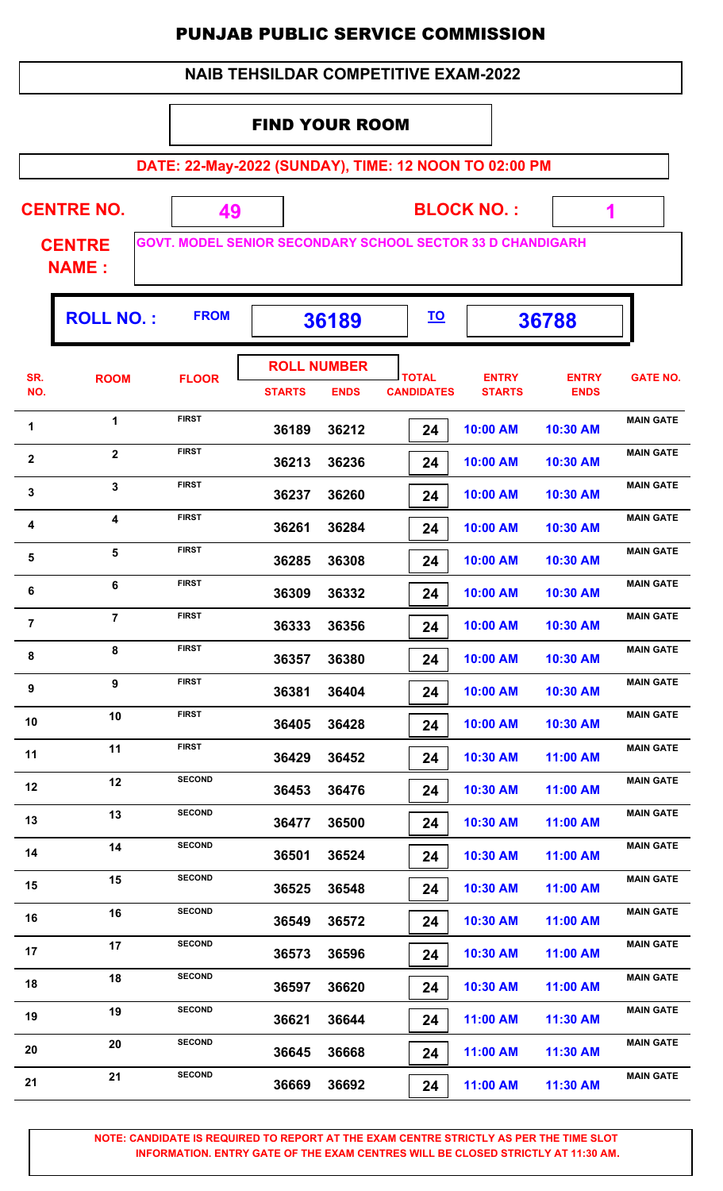# PUNJAB PUBLIC SERVICE COMMISSION

## NAIB TEHSILDAR COMPETITIVE EXAM-2022

### FIND YOUR ROOM

**DATE: 22-May-2022 (SUNDAY), TIME: 12 NOON TO 02:00 PM**

**CENTRE NO.** 49 **BLOCK NO. :** 1

**CENTRE NAME :** GOVT. MODEL SENIOR SECONDARY SCHOOL SECTOR 33 D CHANDIGARH

**ROLL NO. :** FROM 36189 TO 36788

| SR. NO. | ROOM | FLOOR | ROLL NUMBER STARTS | ROLL NUMBER ENDS | TOTAL CANDIDATES | ENTRY STARTS | ENTRY ENDS | GATE NO. |
|---|---|---|---|---|---|---|---|---|
| 1 | 1 | FIRST | 36189 | 36212 | 24 | 10:00 AM | 10:30 AM | MAIN GATE |
| 2 | 2 | FIRST | 36213 | 36236 | 24 | 10:00 AM | 10:30 AM | MAIN GATE |
| 3 | 3 | FIRST | 36237 | 36260 | 24 | 10:00 AM | 10:30 AM | MAIN GATE |
| 4 | 4 | FIRST | 36261 | 36284 | 24 | 10:00 AM | 10:30 AM | MAIN GATE |
| 5 | 5 | FIRST | 36285 | 36308 | 24 | 10:00 AM | 10:30 AM | MAIN GATE |
| 6 | 6 | FIRST | 36309 | 36332 | 24 | 10:00 AM | 10:30 AM | MAIN GATE |
| 7 | 7 | FIRST | 36333 | 36356 | 24 | 10:00 AM | 10:30 AM | MAIN GATE |
| 8 | 8 | FIRST | 36357 | 36380 | 24 | 10:00 AM | 10:30 AM | MAIN GATE |
| 9 | 9 | FIRST | 36381 | 36404 | 24 | 10:00 AM | 10:30 AM | MAIN GATE |
| 10 | 10 | FIRST | 36405 | 36428 | 24 | 10:00 AM | 10:30 AM | MAIN GATE |
| 11 | 11 | FIRST | 36429 | 36452 | 24 | 10:30 AM | 11:00 AM | MAIN GATE |
| 12 | 12 | SECOND | 36453 | 36476 | 24 | 10:30 AM | 11:00 AM | MAIN GATE |
| 13 | 13 | SECOND | 36477 | 36500 | 24 | 10:30 AM | 11:00 AM | MAIN GATE |
| 14 | 14 | SECOND | 36501 | 36524 | 24 | 10:30 AM | 11:00 AM | MAIN GATE |
| 15 | 15 | SECOND | 36525 | 36548 | 24 | 10:30 AM | 11:00 AM | MAIN GATE |
| 16 | 16 | SECOND | 36549 | 36572 | 24 | 10:30 AM | 11:00 AM | MAIN GATE |
| 17 | 17 | SECOND | 36573 | 36596 | 24 | 10:30 AM | 11:00 AM | MAIN GATE |
| 18 | 18 | SECOND | 36597 | 36620 | 24 | 10:30 AM | 11:00 AM | MAIN GATE |
| 19 | 19 | SECOND | 36621 | 36644 | 24 | 11:00 AM | 11:30 AM | MAIN GATE |
| 20 | 20 | SECOND | 36645 | 36668 | 24 | 11:00 AM | 11:30 AM | MAIN GATE |
| 21 | 21 | SECOND | 36669 | 36692 | 24 | 11:00 AM | 11:30 AM | MAIN GATE |

**NOTE: CANDIDATE IS REQUIRED TO REPORT AT THE EXAM CENTRE STRICTLY AS PER THE TIME SLOT INFORMATION. ENTRY GATE OF THE EXAM CENTRES WILL BE CLOSED STRICTLY AT 11:30 AM.**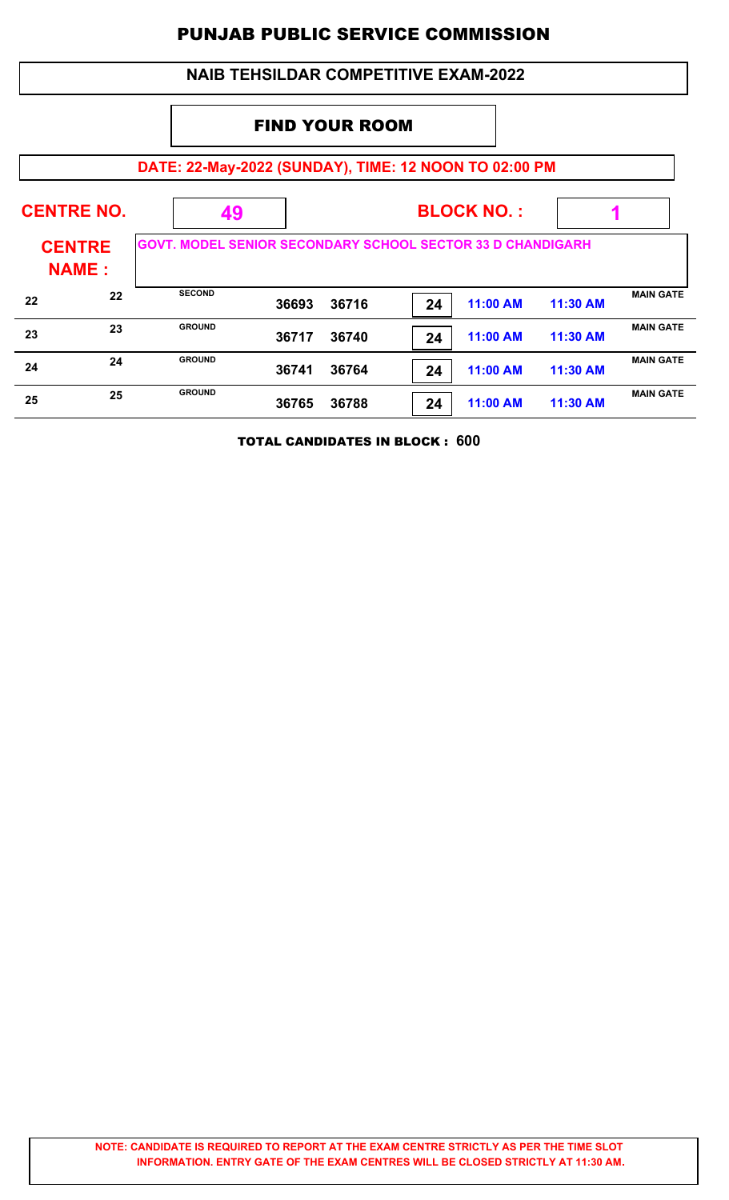# PUNJAB PUBLIC SERVICE COMMISSION

## NAIB TEHSILDAR COMPETITIVE EXAM-2022

### FIND YOUR ROOM

**DATE: 22-May-2022 (SUNDAY), TIME: 12 NOON TO 02:00 PM**

**CENTRE NO.** 49 **BLOCK NO. :** 1

**CENTRE NAME :** GOVT. MODEL SENIOR SECONDARY SCHOOL SECTOR 33 D CHANDIGARH

| | | | | | | | | |
|---|---|---|---|---|---|---|---|---|
| 22 | 22 | SECOND | 36693 | 36716 | 24 | 11:00 AM | 11:30 AM | MAIN GATE |
| 23 | 23 | GROUND | 36717 | 36740 | 24 | 11:00 AM | 11:30 AM | MAIN GATE |
| 24 | 24 | GROUND | 36741 | 36764 | 24 | 11:00 AM | 11:30 AM | MAIN GATE |
| 25 | 25 | GROUND | 36765 | 36788 | 24 | 11:00 AM | 11:30 AM | MAIN GATE |

**TOTAL CANDIDATES IN BLOCK : 600**

**NOTE: CANDIDATE IS REQUIRED TO REPORT AT THE EXAM CENTRE STRICTLY AS PER THE TIME SLOT INFORMATION. ENTRY GATE OF THE EXAM CENTRES WILL BE CLOSED STRICTLY AT 11:30 AM.**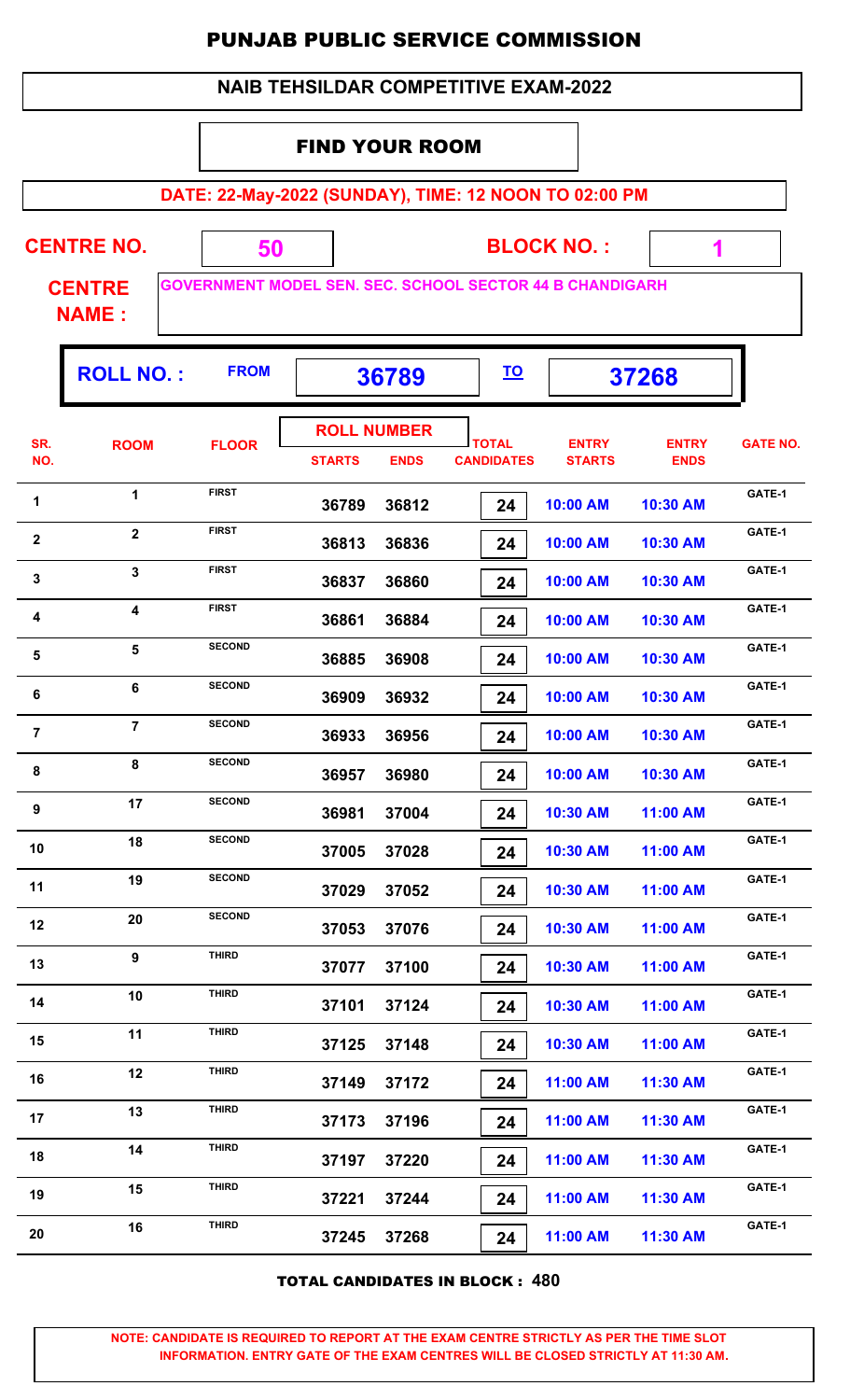# PUNJAB PUBLIC SERVICE COMMISSION

## NAIB TEHSILDAR COMPETITIVE EXAM-2022

### FIND YOUR ROOM

**DATE: 22-May-2022 (SUNDAY), TIME: 12 NOON TO 02:00 PM**

**CENTRE NO.** 50 **BLOCK NO. :** 1

**CENTRE NAME :** GOVERNMENT MODEL SEN. SEC. SCHOOL SECTOR 44 B CHANDIGARH

**ROLL NO. :** FROM 36789 TO 37268

| SR. NO. | ROOM | FLOOR | ROLL NUMBER STARTS | ROLL NUMBER ENDS | TOTAL CANDIDATES | ENTRY STARTS | ENTRY ENDS | GATE NO. |
|---|---|---|---|---|---|---|---|---|
| 1 | 1 | FIRST | 36789 | 36812 | 24 | 10:00 AM | 10:30 AM | GATE-1 |
| 2 | 2 | FIRST | 36813 | 36836 | 24 | 10:00 AM | 10:30 AM | GATE-1 |
| 3 | 3 | FIRST | 36837 | 36860 | 24 | 10:00 AM | 10:30 AM | GATE-1 |
| 4 | 4 | FIRST | 36861 | 36884 | 24 | 10:00 AM | 10:30 AM | GATE-1 |
| 5 | 5 | SECOND | 36885 | 36908 | 24 | 10:00 AM | 10:30 AM | GATE-1 |
| 6 | 6 | SECOND | 36909 | 36932 | 24 | 10:00 AM | 10:30 AM | GATE-1 |
| 7 | 7 | SECOND | 36933 | 36956 | 24 | 10:00 AM | 10:30 AM | GATE-1 |
| 8 | 8 | SECOND | 36957 | 36980 | 24 | 10:00 AM | 10:30 AM | GATE-1 |
| 9 | 17 | SECOND | 36981 | 37004 | 24 | 10:30 AM | 11:00 AM | GATE-1 |
| 10 | 18 | SECOND | 37005 | 37028 | 24 | 10:30 AM | 11:00 AM | GATE-1 |
| 11 | 19 | SECOND | 37029 | 37052 | 24 | 10:30 AM | 11:00 AM | GATE-1 |
| 12 | 20 | SECOND | 37053 | 37076 | 24 | 10:30 AM | 11:00 AM | GATE-1 |
| 13 | 9 | THIRD | 37077 | 37100 | 24 | 10:30 AM | 11:00 AM | GATE-1 |
| 14 | 10 | THIRD | 37101 | 37124 | 24 | 10:30 AM | 11:00 AM | GATE-1 |
| 15 | 11 | THIRD | 37125 | 37148 | 24 | 10:30 AM | 11:00 AM | GATE-1 |
| 16 | 12 | THIRD | 37149 | 37172 | 24 | 11:00 AM | 11:30 AM | GATE-1 |
| 17 | 13 | THIRD | 37173 | 37196 | 24 | 11:00 AM | 11:30 AM | GATE-1 |
| 18 | 14 | THIRD | 37197 | 37220 | 24 | 11:00 AM | 11:30 AM | GATE-1 |
| 19 | 15 | THIRD | 37221 | 37244 | 24 | 11:00 AM | 11:30 AM | GATE-1 |
| 20 | 16 | THIRD | 37245 | 37268 | 24 | 11:00 AM | 11:30 AM | GATE-1 |

**TOTAL CANDIDATES IN BLOCK : 480**

**NOTE: CANDIDATE IS REQUIRED TO REPORT AT THE EXAM CENTRE STRICTLY AS PER THE TIME SLOT INFORMATION. ENTRY GATE OF THE EXAM CENTRES WILL BE CLOSED STRICTLY AT 11:30 AM.**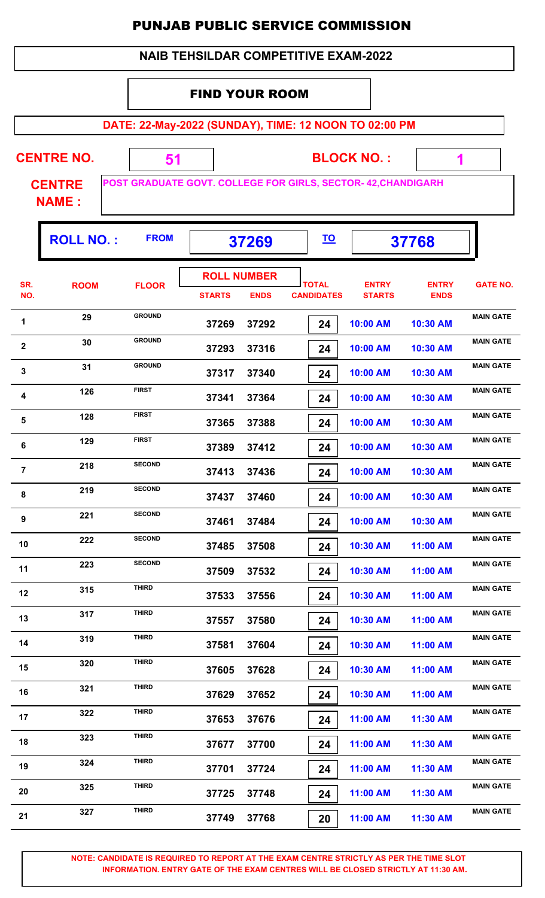# PUNJAB PUBLIC SERVICE COMMISSION

## NAIB TEHSILDAR COMPETITIVE EXAM-2022

### FIND YOUR ROOM

**DATE: 22-May-2022 (SUNDAY), TIME: 12 NOON TO 02:00 PM**

**CENTRE NO.** 51 **BLOCK NO. :** 1

**CENTRE NAME :** POST GRADUATE GOVT. COLLEGE FOR GIRLS, SECTOR- 42,CHANDIGARH

**ROLL NO. :** FROM 37269 TO 37768

| SR. NO. | ROOM | FLOOR | ROLL NUMBER STARTS | ROLL NUMBER ENDS | TOTAL CANDIDATES | ENTRY STARTS | ENTRY ENDS | GATE NO. |
|---|---|---|---|---|---|---|---|---|
| 1 | 29 | GROUND | 37269 | 37292 | 24 | 10:00 AM | 10:30 AM | MAIN GATE |
| 2 | 30 | GROUND | 37293 | 37316 | 24 | 10:00 AM | 10:30 AM | MAIN GATE |
| 3 | 31 | GROUND | 37317 | 37340 | 24 | 10:00 AM | 10:30 AM | MAIN GATE |
| 4 | 126 | FIRST | 37341 | 37364 | 24 | 10:00 AM | 10:30 AM | MAIN GATE |
| 5 | 128 | FIRST | 37365 | 37388 | 24 | 10:00 AM | 10:30 AM | MAIN GATE |
| 6 | 129 | FIRST | 37389 | 37412 | 24 | 10:00 AM | 10:30 AM | MAIN GATE |
| 7 | 218 | SECOND | 37413 | 37436 | 24 | 10:00 AM | 10:30 AM | MAIN GATE |
| 8 | 219 | SECOND | 37437 | 37460 | 24 | 10:00 AM | 10:30 AM | MAIN GATE |
| 9 | 221 | SECOND | 37461 | 37484 | 24 | 10:00 AM | 10:30 AM | MAIN GATE |
| 10 | 222 | SECOND | 37485 | 37508 | 24 | 10:30 AM | 11:00 AM | MAIN GATE |
| 11 | 223 | SECOND | 37509 | 37532 | 24 | 10:30 AM | 11:00 AM | MAIN GATE |
| 12 | 315 | THIRD | 37533 | 37556 | 24 | 10:30 AM | 11:00 AM | MAIN GATE |
| 13 | 317 | THIRD | 37557 | 37580 | 24 | 10:30 AM | 11:00 AM | MAIN GATE |
| 14 | 319 | THIRD | 37581 | 37604 | 24 | 10:30 AM | 11:00 AM | MAIN GATE |
| 15 | 320 | THIRD | 37605 | 37628 | 24 | 10:30 AM | 11:00 AM | MAIN GATE |
| 16 | 321 | THIRD | 37629 | 37652 | 24 | 10:30 AM | 11:00 AM | MAIN GATE |
| 17 | 322 | THIRD | 37653 | 37676 | 24 | 11:00 AM | 11:30 AM | MAIN GATE |
| 18 | 323 | THIRD | 37677 | 37700 | 24 | 11:00 AM | 11:30 AM | MAIN GATE |
| 19 | 324 | THIRD | 37701 | 37724 | 24 | 11:00 AM | 11:30 AM | MAIN GATE |
| 20 | 325 | THIRD | 37725 | 37748 | 24 | 11:00 AM | 11:30 AM | MAIN GATE |
| 21 | 327 | THIRD | 37749 | 37768 | 20 | 11:00 AM | 11:30 AM | MAIN GATE |

**NOTE: CANDIDATE IS REQUIRED TO REPORT AT THE EXAM CENTRE STRICTLY AS PER THE TIME SLOT INFORMATION. ENTRY GATE OF THE EXAM CENTRES WILL BE CLOSED STRICTLY AT 11:30 AM.**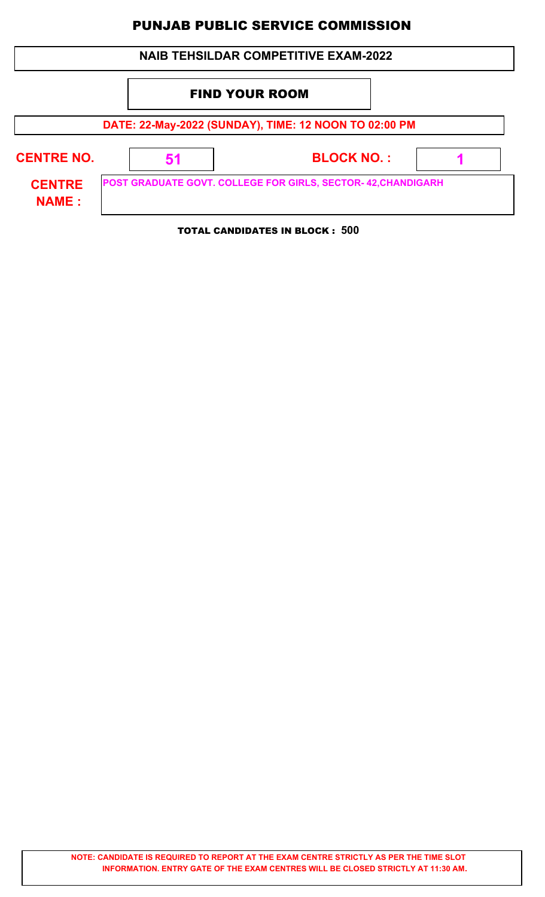# PUNJAB PUBLIC SERVICE COMMISSION

## NAIB TEHSILDAR COMPETITIVE EXAM-2022

### FIND YOUR ROOM

**DATE: 22-May-2022 (SUNDAY), TIME: 12 NOON TO 02:00 PM**

| | | | |
|---|---|---|---|
| **CENTRE NO.** | **51** | **BLOCK NO. :** | **1** |
| **CENTRE NAME :** | **POST GRADUATE GOVT. COLLEGE FOR GIRLS, SECTOR- 42,CHANDIGARH** | | |

**TOTAL CANDIDATES IN BLOCK : 500**

**NOTE: CANDIDATE IS REQUIRED TO REPORT AT THE EXAM CENTRE STRICTLY AS PER THE TIME SLOT INFORMATION. ENTRY GATE OF THE EXAM CENTRES WILL BE CLOSED STRICTLY AT 11:30 AM.**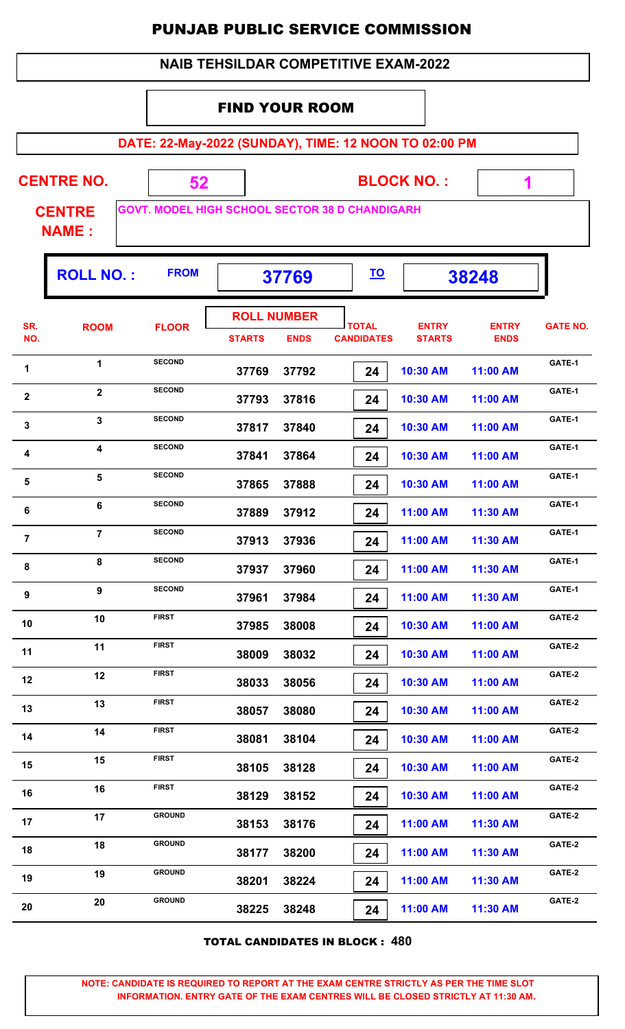# PUNJAB PUBLIC SERVICE COMMISSION

## NAIB TEHSILDAR COMPETITIVE EXAM-2022

### FIND YOUR ROOM

**DATE: 22-May-2022 (SUNDAY), TIME: 12 NOON TO 02:00 PM**

**CENTRE NO.** 52 **BLOCK NO. :** 1

**CENTRE NAME :** GOVT. MODEL HIGH SCHOOL SECTOR 38 D CHANDIGARH

**ROLL NO. :** FROM 37769 TO 38248

| SR. NO. | ROOM | FLOOR | ROLL NUMBER STARTS | ROLL NUMBER ENDS | TOTAL CANDIDATES | ENTRY STARTS | ENTRY ENDS | GATE NO. |
|---|---|---|---|---|---|---|---|---|
| 1 | 1 | SECOND | 37769 | 37792 | 24 | 10:30 AM | 11:00 AM | GATE-1 |
| 2 | 2 | SECOND | 37793 | 37816 | 24 | 10:30 AM | 11:00 AM | GATE-1 |
| 3 | 3 | SECOND | 37817 | 37840 | 24 | 10:30 AM | 11:00 AM | GATE-1 |
| 4 | 4 | SECOND | 37841 | 37864 | 24 | 10:30 AM | 11:00 AM | GATE-1 |
| 5 | 5 | SECOND | 37865 | 37888 | 24 | 10:30 AM | 11:00 AM | GATE-1 |
| 6 | 6 | SECOND | 37889 | 37912 | 24 | 11:00 AM | 11:30 AM | GATE-1 |
| 7 | 7 | SECOND | 37913 | 37936 | 24 | 11:00 AM | 11:30 AM | GATE-1 |
| 8 | 8 | SECOND | 37937 | 37960 | 24 | 11:00 AM | 11:30 AM | GATE-1 |
| 9 | 9 | SECOND | 37961 | 37984 | 24 | 11:00 AM | 11:30 AM | GATE-1 |
| 10 | 10 | FIRST | 37985 | 38008 | 24 | 10:30 AM | 11:00 AM | GATE-2 |
| 11 | 11 | FIRST | 38009 | 38032 | 24 | 10:30 AM | 11:00 AM | GATE-2 |
| 12 | 12 | FIRST | 38033 | 38056 | 24 | 10:30 AM | 11:00 AM | GATE-2 |
| 13 | 13 | FIRST | 38057 | 38080 | 24 | 10:30 AM | 11:00 AM | GATE-2 |
| 14 | 14 | FIRST | 38081 | 38104 | 24 | 10:30 AM | 11:00 AM | GATE-2 |
| 15 | 15 | FIRST | 38105 | 38128 | 24 | 10:30 AM | 11:00 AM | GATE-2 |
| 16 | 16 | FIRST | 38129 | 38152 | 24 | 10:30 AM | 11:00 AM | GATE-2 |
| 17 | 17 | GROUND | 38153 | 38176 | 24 | 11:00 AM | 11:30 AM | GATE-2 |
| 18 | 18 | GROUND | 38177 | 38200 | 24 | 11:00 AM | 11:30 AM | GATE-2 |
| 19 | 19 | GROUND | 38201 | 38224 | 24 | 11:00 AM | 11:30 AM | GATE-2 |
| 20 | 20 | GROUND | 38225 | 38248 | 24 | 11:00 AM | 11:30 AM | GATE-2 |

**TOTAL CANDIDATES IN BLOCK : 480**

**NOTE: CANDIDATE IS REQUIRED TO REPORT AT THE EXAM CENTRE STRICTLY AS PER THE TIME SLOT INFORMATION. ENTRY GATE OF THE EXAM CENTRES WILL BE CLOSED STRICTLY AT 11:30 AM.**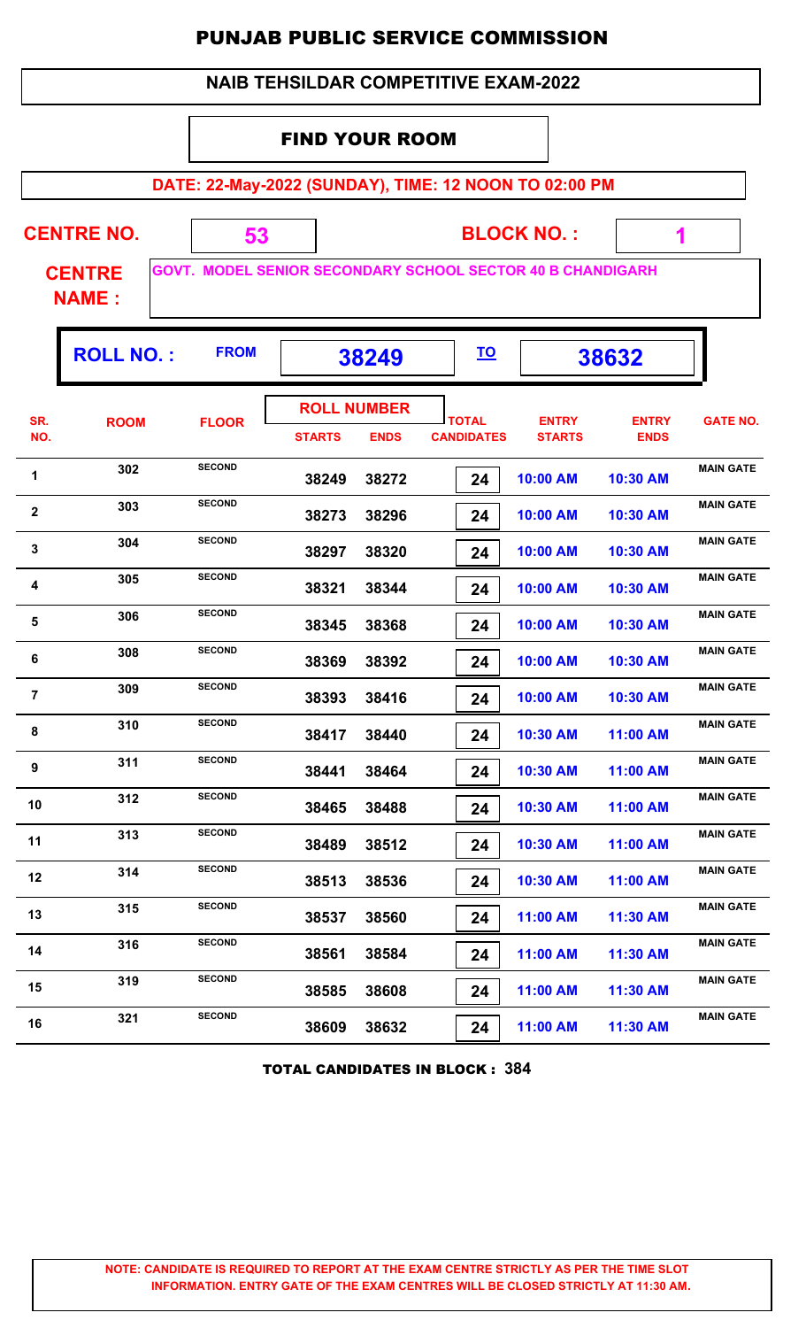# PUNJAB PUBLIC SERVICE COMMISSION

## NAIB TEHSILDAR COMPETITIVE EXAM-2022

### FIND YOUR ROOM

**DATE: 22-May-2022 (SUNDAY), TIME: 12 NOON TO 02:00 PM**

**CENTRE NO.** 53 **BLOCK NO. :** 1

**CENTRE NAME :** GOVT. MODEL SENIOR SECONDARY SCHOOL SECTOR 40 B CHANDIGARH

**ROLL NO. :** FROM **38249** TO **38632**

| SR. NO. | ROOM | FLOOR | ROLL NUMBER STARTS | ROLL NUMBER ENDS | TOTAL CANDIDATES | ENTRY STARTS | ENTRY ENDS | GATE NO. |
|---|---|---|---|---|---|---|---|---|
| 1 | 302 | SECOND | 38249 | 38272 | 24 | 10:00 AM | 10:30 AM | MAIN GATE |
| 2 | 303 | SECOND | 38273 | 38296 | 24 | 10:00 AM | 10:30 AM | MAIN GATE |
| 3 | 304 | SECOND | 38297 | 38320 | 24 | 10:00 AM | 10:30 AM | MAIN GATE |
| 4 | 305 | SECOND | 38321 | 38344 | 24 | 10:00 AM | 10:30 AM | MAIN GATE |
| 5 | 306 | SECOND | 38345 | 38368 | 24 | 10:00 AM | 10:30 AM | MAIN GATE |
| 6 | 308 | SECOND | 38369 | 38392 | 24 | 10:00 AM | 10:30 AM | MAIN GATE |
| 7 | 309 | SECOND | 38393 | 38416 | 24 | 10:00 AM | 10:30 AM | MAIN GATE |
| 8 | 310 | SECOND | 38417 | 38440 | 24 | 10:30 AM | 11:00 AM | MAIN GATE |
| 9 | 311 | SECOND | 38441 | 38464 | 24 | 10:30 AM | 11:00 AM | MAIN GATE |
| 10 | 312 | SECOND | 38465 | 38488 | 24 | 10:30 AM | 11:00 AM | MAIN GATE |
| 11 | 313 | SECOND | 38489 | 38512 | 24 | 10:30 AM | 11:00 AM | MAIN GATE |
| 12 | 314 | SECOND | 38513 | 38536 | 24 | 10:30 AM | 11:00 AM | MAIN GATE |
| 13 | 315 | SECOND | 38537 | 38560 | 24 | 11:00 AM | 11:30 AM | MAIN GATE |
| 14 | 316 | SECOND | 38561 | 38584 | 24 | 11:00 AM | 11:30 AM | MAIN GATE |
| 15 | 319 | SECOND | 38585 | 38608 | 24 | 11:00 AM | 11:30 AM | MAIN GATE |
| 16 | 321 | SECOND | 38609 | 38632 | 24 | 11:00 AM | 11:30 AM | MAIN GATE |

**TOTAL CANDIDATES IN BLOCK : 384**

**NOTE: CANDIDATE IS REQUIRED TO REPORT AT THE EXAM CENTRE STRICTLY AS PER THE TIME SLOT INFORMATION. ENTRY GATE OF THE EXAM CENTRES WILL BE CLOSED STRICTLY AT 11:30 AM.**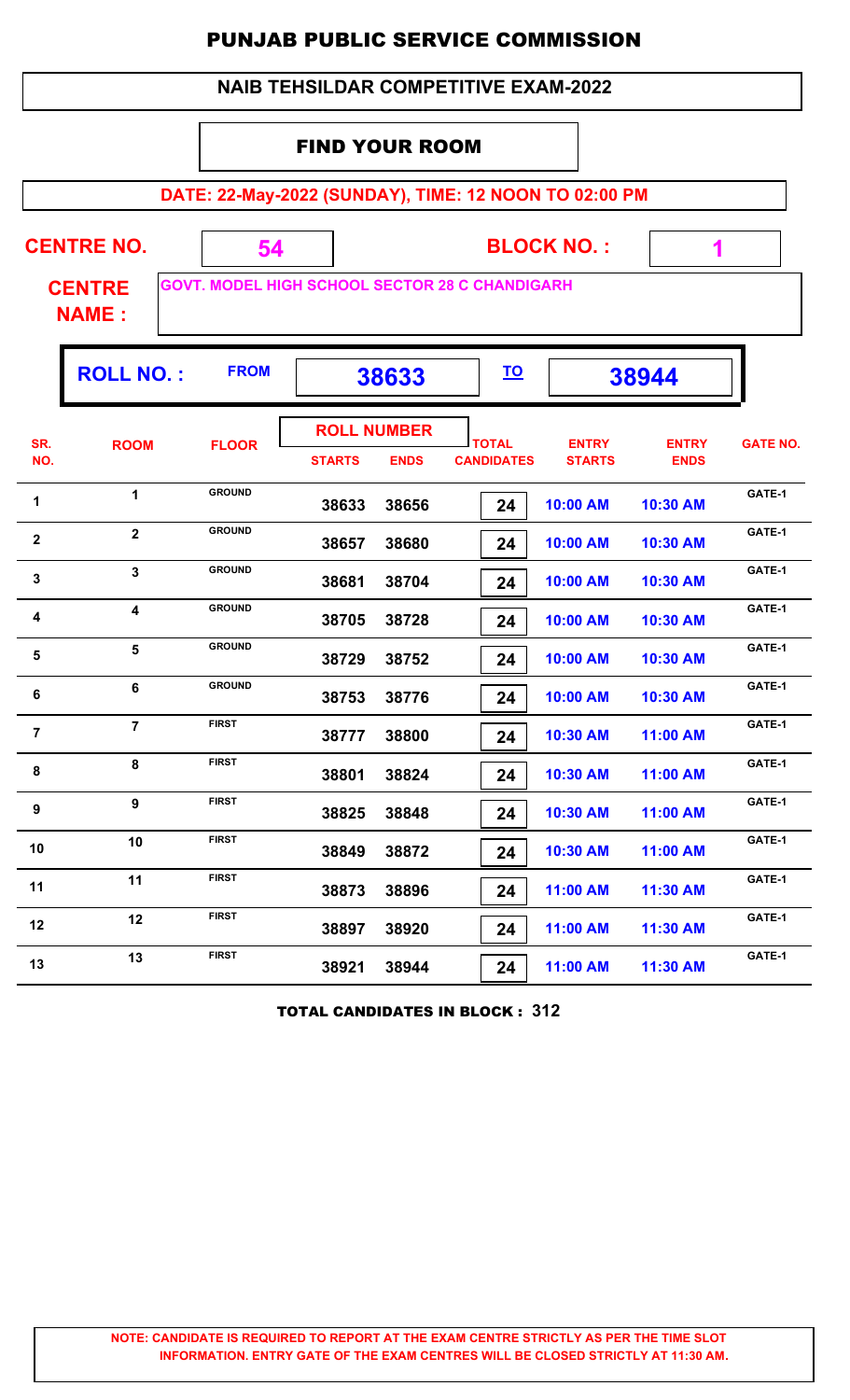# PUNJAB PUBLIC SERVICE COMMISSION

## NAIB TEHSILDAR COMPETITIVE EXAM-2022

### FIND YOUR ROOM

**DATE: 22-May-2022 (SUNDAY), TIME: 12 NOON TO 02:00 PM**

**CENTRE NO.** 54 **BLOCK NO. :** 1

**CENTRE NAME :** GOVT. MODEL HIGH SCHOOL SECTOR 28 C CHANDIGARH

**ROLL NO. :** FROM 38633 TO 38944

| SR. NO. | ROOM | FLOOR | ROLL NUMBER STARTS | ROLL NUMBER ENDS | TOTAL CANDIDATES | ENTRY STARTS | ENTRY ENDS | GATE NO. |
|---|---|---|---|---|---|---|---|---|
| 1 | 1 | GROUND | 38633 | 38656 | 24 | 10:00 AM | 10:30 AM | GATE-1 |
| 2 | 2 | GROUND | 38657 | 38680 | 24 | 10:00 AM | 10:30 AM | GATE-1 |
| 3 | 3 | GROUND | 38681 | 38704 | 24 | 10:00 AM | 10:30 AM | GATE-1 |
| 4 | 4 | GROUND | 38705 | 38728 | 24 | 10:00 AM | 10:30 AM | GATE-1 |
| 5 | 5 | GROUND | 38729 | 38752 | 24 | 10:00 AM | 10:30 AM | GATE-1 |
| 6 | 6 | GROUND | 38753 | 38776 | 24 | 10:00 AM | 10:30 AM | GATE-1 |
| 7 | 7 | FIRST | 38777 | 38800 | 24 | 10:30 AM | 11:00 AM | GATE-1 |
| 8 | 8 | FIRST | 38801 | 38824 | 24 | 10:30 AM | 11:00 AM | GATE-1 |
| 9 | 9 | FIRST | 38825 | 38848 | 24 | 10:30 AM | 11:00 AM | GATE-1 |
| 10 | 10 | FIRST | 38849 | 38872 | 24 | 10:30 AM | 11:00 AM | GATE-1 |
| 11 | 11 | FIRST | 38873 | 38896 | 24 | 11:00 AM | 11:30 AM | GATE-1 |
| 12 | 12 | FIRST | 38897 | 38920 | 24 | 11:00 AM | 11:30 AM | GATE-1 |
| 13 | 13 | FIRST | 38921 | 38944 | 24 | 11:00 AM | 11:30 AM | GATE-1 |

**TOTAL CANDIDATES IN BLOCK : 312**

**NOTE: CANDIDATE IS REQUIRED TO REPORT AT THE EXAM CENTRE STRICTLY AS PER THE TIME SLOT INFORMATION. ENTRY GATE OF THE EXAM CENTRES WILL BE CLOSED STRICTLY AT 11:30 AM.**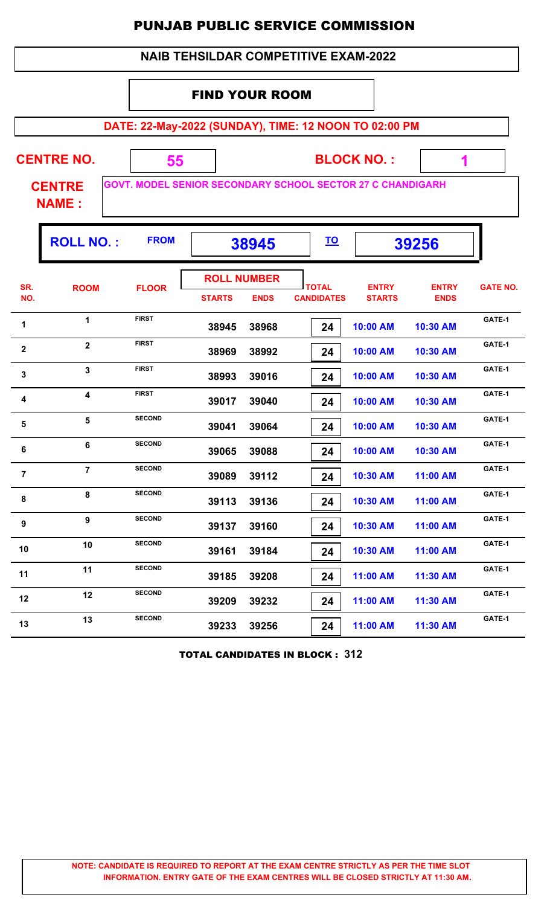# PUNJAB PUBLIC SERVICE COMMISSION

## NAIB TEHSILDAR COMPETITIVE EXAM-2022

### FIND YOUR ROOM

**DATE: 22-May-2022 (SUNDAY), TIME: 12 NOON TO 02:00 PM**

**CENTRE NO.** 55 **BLOCK NO. :** 1

**CENTRE NAME :** GOVT. MODEL SENIOR SECONDARY SCHOOL SECTOR 27 C CHANDIGARH

**ROLL NO. :** FROM 38945 TO 39256

| SR. NO. | ROOM | FLOOR | ROLL NUMBER STARTS | ROLL NUMBER ENDS | TOTAL CANDIDATES | ENTRY STARTS | ENTRY ENDS | GATE NO. |
|---|---|---|---|---|---|---|---|---|
| 1 | 1 | FIRST | 38945 | 38968 | 24 | 10:00 AM | 10:30 AM | GATE-1 |
| 2 | 2 | FIRST | 38969 | 38992 | 24 | 10:00 AM | 10:30 AM | GATE-1 |
| 3 | 3 | FIRST | 38993 | 39016 | 24 | 10:00 AM | 10:30 AM | GATE-1 |
| 4 | 4 | FIRST | 39017 | 39040 | 24 | 10:00 AM | 10:30 AM | GATE-1 |
| 5 | 5 | SECOND | 39041 | 39064 | 24 | 10:00 AM | 10:30 AM | GATE-1 |
| 6 | 6 | SECOND | 39065 | 39088 | 24 | 10:00 AM | 10:30 AM | GATE-1 |
| 7 | 7 | SECOND | 39089 | 39112 | 24 | 10:30 AM | 11:00 AM | GATE-1 |
| 8 | 8 | SECOND | 39113 | 39136 | 24 | 10:30 AM | 11:00 AM | GATE-1 |
| 9 | 9 | SECOND | 39137 | 39160 | 24 | 10:30 AM | 11:00 AM | GATE-1 |
| 10 | 10 | SECOND | 39161 | 39184 | 24 | 10:30 AM | 11:00 AM | GATE-1 |
| 11 | 11 | SECOND | 39185 | 39208 | 24 | 11:00 AM | 11:30 AM | GATE-1 |
| 12 | 12 | SECOND | 39209 | 39232 | 24 | 11:00 AM | 11:30 AM | GATE-1 |
| 13 | 13 | SECOND | 39233 | 39256 | 24 | 11:00 AM | 11:30 AM | GATE-1 |

**TOTAL CANDIDATES IN BLOCK : 312**

**NOTE: CANDIDATE IS REQUIRED TO REPORT AT THE EXAM CENTRE STRICTLY AS PER THE TIME SLOT INFORMATION. ENTRY GATE OF THE EXAM CENTRES WILL BE CLOSED STRICTLY AT 11:30 AM.**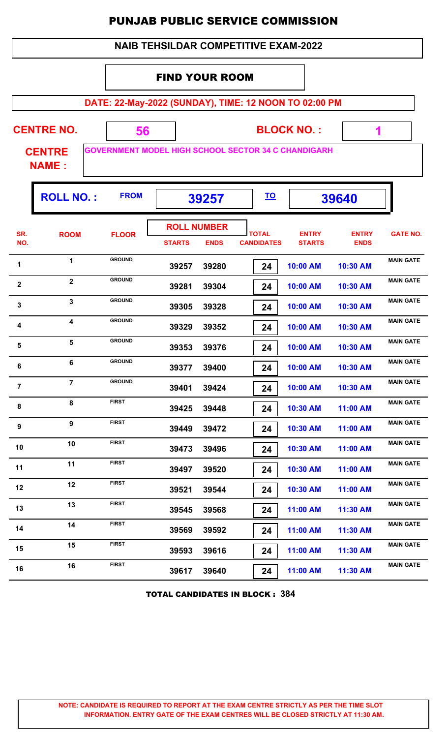# PUNJAB PUBLIC SERVICE COMMISSION

## NAIB TEHSILDAR COMPETITIVE EXAM-2022

### FIND YOUR ROOM

**DATE: 22-May-2022 (SUNDAY), TIME: 12 NOON TO 02:00 PM**

**CENTRE NO.** 56 **BLOCK NO. :** 1

**CENTRE NAME :** GOVERNMENT MODEL HIGH SCHOOL SECTOR 34 C CHANDIGARH

**ROLL NO. :** FROM 39257 TO 39640

| SR. NO. | ROOM | FLOOR | ROLL NUMBER STARTS | ROLL NUMBER ENDS | TOTAL CANDIDATES | ENTRY STARTS | ENTRY ENDS | GATE NO. |
|---|---|---|---|---|---|---|---|---|
| 1 | 1 | GROUND | 39257 | 39280 | 24 | 10:00 AM | 10:30 AM | MAIN GATE |
| 2 | 2 | GROUND | 39281 | 39304 | 24 | 10:00 AM | 10:30 AM | MAIN GATE |
| 3 | 3 | GROUND | 39305 | 39328 | 24 | 10:00 AM | 10:30 AM | MAIN GATE |
| 4 | 4 | GROUND | 39329 | 39352 | 24 | 10:00 AM | 10:30 AM | MAIN GATE |
| 5 | 5 | GROUND | 39353 | 39376 | 24 | 10:00 AM | 10:30 AM | MAIN GATE |
| 6 | 6 | GROUND | 39377 | 39400 | 24 | 10:00 AM | 10:30 AM | MAIN GATE |
| 7 | 7 | GROUND | 39401 | 39424 | 24 | 10:00 AM | 10:30 AM | MAIN GATE |
| 8 | 8 | FIRST | 39425 | 39448 | 24 | 10:30 AM | 11:00 AM | MAIN GATE |
| 9 | 9 | FIRST | 39449 | 39472 | 24 | 10:30 AM | 11:00 AM | MAIN GATE |
| 10 | 10 | FIRST | 39473 | 39496 | 24 | 10:30 AM | 11:00 AM | MAIN GATE |
| 11 | 11 | FIRST | 39497 | 39520 | 24 | 10:30 AM | 11:00 AM | MAIN GATE |
| 12 | 12 | FIRST | 39521 | 39544 | 24 | 10:30 AM | 11:00 AM | MAIN GATE |
| 13 | 13 | FIRST | 39545 | 39568 | 24 | 11:00 AM | 11:30 AM | MAIN GATE |
| 14 | 14 | FIRST | 39569 | 39592 | 24 | 11:00 AM | 11:30 AM | MAIN GATE |
| 15 | 15 | FIRST | 39593 | 39616 | 24 | 11:00 AM | 11:30 AM | MAIN GATE |
| 16 | 16 | FIRST | 39617 | 39640 | 24 | 11:00 AM | 11:30 AM | MAIN GATE |

**TOTAL CANDIDATES IN BLOCK : 384**

**NOTE: CANDIDATE IS REQUIRED TO REPORT AT THE EXAM CENTRE STRICTLY AS PER THE TIME SLOT INFORMATION. ENTRY GATE OF THE EXAM CENTRES WILL BE CLOSED STRICTLY AT 11:30 AM.**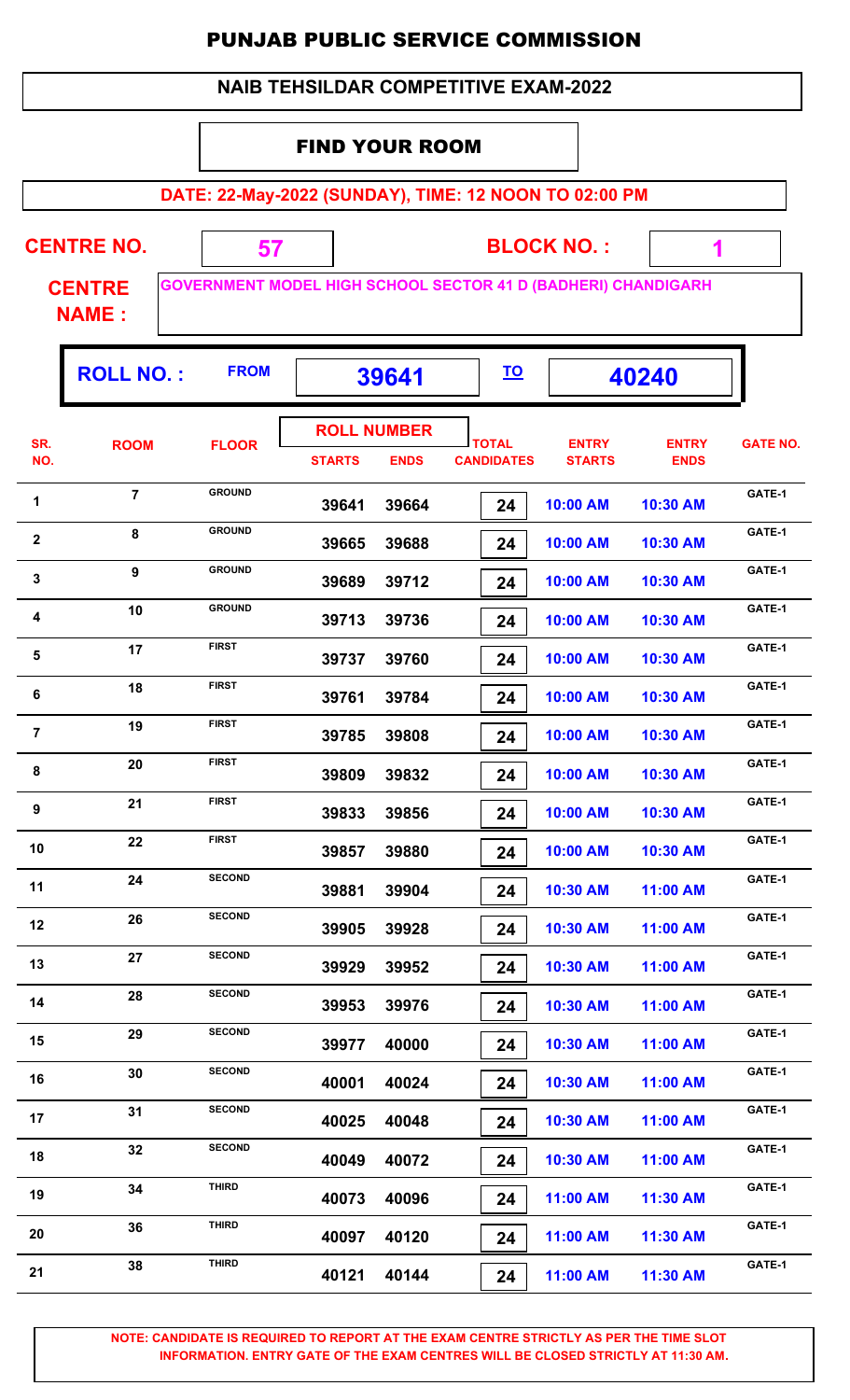# PUNJAB PUBLIC SERVICE COMMISSION

## NAIB TEHSILDAR COMPETITIVE EXAM-2022

### FIND YOUR ROOM

**DATE: 22-May-2022 (SUNDAY), TIME: 12 NOON TO 02:00 PM**

**CENTRE NO.** 57 **BLOCK NO. :** 1

**CENTRE NAME :** GOVERNMENT MODEL HIGH SCHOOL SECTOR 41 D (BADHERI) CHANDIGARH

**ROLL NO. :** FROM 39641 TO 40240

| SR. NO. | ROOM | FLOOR | ROLL NUMBER STARTS | ROLL NUMBER ENDS | TOTAL CANDIDATES | ENTRY STARTS | ENTRY ENDS | GATE NO. |
|---|---|---|---|---|---|---|---|---|
| 1 | 7 | GROUND | 39641 | 39664 | 24 | 10:00 AM | 10:30 AM | GATE-1 |
| 2 | 8 | GROUND | 39665 | 39688 | 24 | 10:00 AM | 10:30 AM | GATE-1 |
| 3 | 9 | GROUND | 39689 | 39712 | 24 | 10:00 AM | 10:30 AM | GATE-1 |
| 4 | 10 | GROUND | 39713 | 39736 | 24 | 10:00 AM | 10:30 AM | GATE-1 |
| 5 | 17 | FIRST | 39737 | 39760 | 24 | 10:00 AM | 10:30 AM | GATE-1 |
| 6 | 18 | FIRST | 39761 | 39784 | 24 | 10:00 AM | 10:30 AM | GATE-1 |
| 7 | 19 | FIRST | 39785 | 39808 | 24 | 10:00 AM | 10:30 AM | GATE-1 |
| 8 | 20 | FIRST | 39809 | 39832 | 24 | 10:00 AM | 10:30 AM | GATE-1 |
| 9 | 21 | FIRST | 39833 | 39856 | 24 | 10:00 AM | 10:30 AM | GATE-1 |
| 10 | 22 | FIRST | 39857 | 39880 | 24 | 10:00 AM | 10:30 AM | GATE-1 |
| 11 | 24 | SECOND | 39881 | 39904 | 24 | 10:30 AM | 11:00 AM | GATE-1 |
| 12 | 26 | SECOND | 39905 | 39928 | 24 | 10:30 AM | 11:00 AM | GATE-1 |
| 13 | 27 | SECOND | 39929 | 39952 | 24 | 10:30 AM | 11:00 AM | GATE-1 |
| 14 | 28 | SECOND | 39953 | 39976 | 24 | 10:30 AM | 11:00 AM | GATE-1 |
| 15 | 29 | SECOND | 39977 | 40000 | 24 | 10:30 AM | 11:00 AM | GATE-1 |
| 16 | 30 | SECOND | 40001 | 40024 | 24 | 10:30 AM | 11:00 AM | GATE-1 |
| 17 | 31 | SECOND | 40025 | 40048 | 24 | 10:30 AM | 11:00 AM | GATE-1 |
| 18 | 32 | SECOND | 40049 | 40072 | 24 | 10:30 AM | 11:00 AM | GATE-1 |
| 19 | 34 | THIRD | 40073 | 40096 | 24 | 11:00 AM | 11:30 AM | GATE-1 |
| 20 | 36 | THIRD | 40097 | 40120 | 24 | 11:00 AM | 11:30 AM | GATE-1 |
| 21 | 38 | THIRD | 40121 | 40144 | 24 | 11:00 AM | 11:30 AM | GATE-1 |

**NOTE: CANDIDATE IS REQUIRED TO REPORT AT THE EXAM CENTRE STRICTLY AS PER THE TIME SLOT INFORMATION. ENTRY GATE OF THE EXAM CENTRES WILL BE CLOSED STRICTLY AT 11:30 AM.**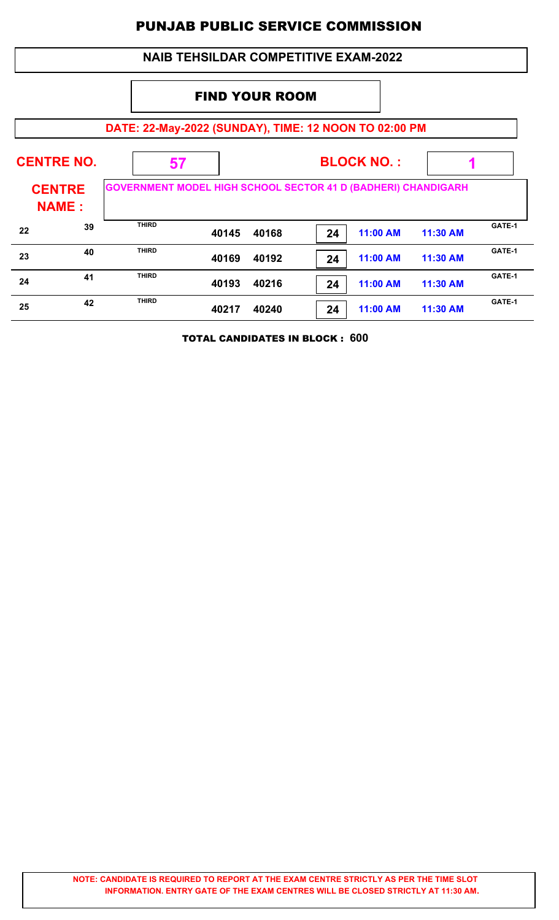# PUNJAB PUBLIC SERVICE COMMISSION

## NAIB TEHSILDAR COMPETITIVE EXAM-2022

### FIND YOUR ROOM

**DATE: 22-May-2022 (SUNDAY), TIME: 12 NOON TO 02:00 PM**

**CENTRE NO.** 57 **BLOCK NO. :** 1

**CENTRE NAME :** GOVERNMENT MODEL HIGH SCHOOL SECTOR 41 D (BADHERI) CHANDIGARH

| | | | | | | | | |
|---|---|---|---|---|---|---|---|---|
| 22 | 39 | THIRD | 40145 | 40168 | 24 | 11:00 AM | 11:30 AM | GATE-1 |
| 23 | 40 | THIRD | 40169 | 40192 | 24 | 11:00 AM | 11:30 AM | GATE-1 |
| 24 | 41 | THIRD | 40193 | 40216 | 24 | 11:00 AM | 11:30 AM | GATE-1 |
| 25 | 42 | THIRD | 40217 | 40240 | 24 | 11:00 AM | 11:30 AM | GATE-1 |

**TOTAL CANDIDATES IN BLOCK : 600**

**NOTE: CANDIDATE IS REQUIRED TO REPORT AT THE EXAM CENTRE STRICTLY AS PER THE TIME SLOT INFORMATION. ENTRY GATE OF THE EXAM CENTRES WILL BE CLOSED STRICTLY AT 11:30 AM.**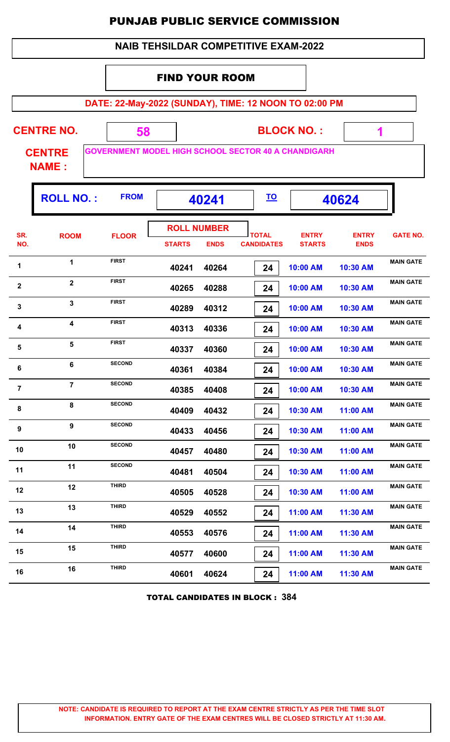# PUNJAB PUBLIC SERVICE COMMISSION

## NAIB TEHSILDAR COMPETITIVE EXAM-2022

### FIND YOUR ROOM

**DATE: 22-May-2022 (SUNDAY), TIME: 12 NOON TO 02:00 PM**

**CENTRE NO.** 58 **BLOCK NO. :** 1

**CENTRE NAME :** GOVERNMENT MODEL HIGH SCHOOL SECTOR 40 A CHANDIGARH

**ROLL NO. :** FROM **40241** TO **40624**

| SR. NO. | ROOM | FLOOR | ROLL NUMBER STARTS | ROLL NUMBER ENDS | TOTAL CANDIDATES | ENTRY STARTS | ENTRY ENDS | GATE NO. |
|---|---|---|---|---|---|---|---|---|
| 1 | 1 | FIRST | 40241 | 40264 | 24 | 10:00 AM | 10:30 AM | MAIN GATE |
| 2 | 2 | FIRST | 40265 | 40288 | 24 | 10:00 AM | 10:30 AM | MAIN GATE |
| 3 | 3 | FIRST | 40289 | 40312 | 24 | 10:00 AM | 10:30 AM | MAIN GATE |
| 4 | 4 | FIRST | 40313 | 40336 | 24 | 10:00 AM | 10:30 AM | MAIN GATE |
| 5 | 5 | FIRST | 40337 | 40360 | 24 | 10:00 AM | 10:30 AM | MAIN GATE |
| 6 | 6 | SECOND | 40361 | 40384 | 24 | 10:00 AM | 10:30 AM | MAIN GATE |
| 7 | 7 | SECOND | 40385 | 40408 | 24 | 10:00 AM | 10:30 AM | MAIN GATE |
| 8 | 8 | SECOND | 40409 | 40432 | 24 | 10:30 AM | 11:00 AM | MAIN GATE |
| 9 | 9 | SECOND | 40433 | 40456 | 24 | 10:30 AM | 11:00 AM | MAIN GATE |
| 10 | 10 | SECOND | 40457 | 40480 | 24 | 10:30 AM | 11:00 AM | MAIN GATE |
| 11 | 11 | SECOND | 40481 | 40504 | 24 | 10:30 AM | 11:00 AM | MAIN GATE |
| 12 | 12 | THIRD | 40505 | 40528 | 24 | 10:30 AM | 11:00 AM | MAIN GATE |
| 13 | 13 | THIRD | 40529 | 40552 | 24 | 11:00 AM | 11:30 AM | MAIN GATE |
| 14 | 14 | THIRD | 40553 | 40576 | 24 | 11:00 AM | 11:30 AM | MAIN GATE |
| 15 | 15 | THIRD | 40577 | 40600 | 24 | 11:00 AM | 11:30 AM | MAIN GATE |
| 16 | 16 | THIRD | 40601 | 40624 | 24 | 11:00 AM | 11:30 AM | MAIN GATE |

**TOTAL CANDIDATES IN BLOCK : 384**

**NOTE: CANDIDATE IS REQUIRED TO REPORT AT THE EXAM CENTRE STRICTLY AS PER THE TIME SLOT INFORMATION. ENTRY GATE OF THE EXAM CENTRES WILL BE CLOSED STRICTLY AT 11:30 AM.**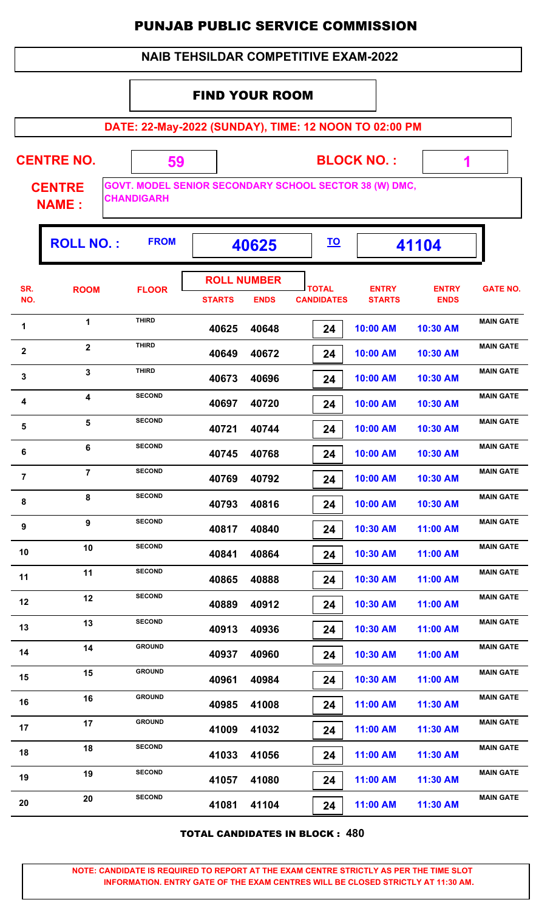# PUNJAB PUBLIC SERVICE COMMISSION

## NAIB TEHSILDAR COMPETITIVE EXAM-2022

### FIND YOUR ROOM

**DATE: 22-May-2022 (SUNDAY), TIME: 12 NOON TO 02:00 PM**

**CENTRE NO.** 59 **BLOCK NO. :** 1

**CENTRE NAME :** GOVT. MODEL SENIOR SECONDARY SCHOOL SECTOR 38 (W) DMC, CHANDIGARH

**ROLL NO. :** FROM **40625** TO **41104**

| SR. NO. | ROOM | FLOOR | ROLL NUMBER STARTS | ROLL NUMBER ENDS | TOTAL CANDIDATES | ENTRY STARTS | ENTRY ENDS | GATE NO. |
|---|---|---|---|---|---|---|---|---|
| 1 | 1 | THIRD | 40625 | 40648 | 24 | 10:00 AM | 10:30 AM | MAIN GATE |
| 2 | 2 | THIRD | 40649 | 40672 | 24 | 10:00 AM | 10:30 AM | MAIN GATE |
| 3 | 3 | THIRD | 40673 | 40696 | 24 | 10:00 AM | 10:30 AM | MAIN GATE |
| 4 | 4 | SECOND | 40697 | 40720 | 24 | 10:00 AM | 10:30 AM | MAIN GATE |
| 5 | 5 | SECOND | 40721 | 40744 | 24 | 10:00 AM | 10:30 AM | MAIN GATE |
| 6 | 6 | SECOND | 40745 | 40768 | 24 | 10:00 AM | 10:30 AM | MAIN GATE |
| 7 | 7 | SECOND | 40769 | 40792 | 24 | 10:00 AM | 10:30 AM | MAIN GATE |
| 8 | 8 | SECOND | 40793 | 40816 | 24 | 10:00 AM | 10:30 AM | MAIN GATE |
| 9 | 9 | SECOND | 40817 | 40840 | 24 | 10:30 AM | 11:00 AM | MAIN GATE |
| 10 | 10 | SECOND | 40841 | 40864 | 24 | 10:30 AM | 11:00 AM | MAIN GATE |
| 11 | 11 | SECOND | 40865 | 40888 | 24 | 10:30 AM | 11:00 AM | MAIN GATE |
| 12 | 12 | SECOND | 40889 | 40912 | 24 | 10:30 AM | 11:00 AM | MAIN GATE |
| 13 | 13 | SECOND | 40913 | 40936 | 24 | 10:30 AM | 11:00 AM | MAIN GATE |
| 14 | 14 | GROUND | 40937 | 40960 | 24 | 10:30 AM | 11:00 AM | MAIN GATE |
| 15 | 15 | GROUND | 40961 | 40984 | 24 | 10:30 AM | 11:00 AM | MAIN GATE |
| 16 | 16 | GROUND | 40985 | 41008 | 24 | 11:00 AM | 11:30 AM | MAIN GATE |
| 17 | 17 | GROUND | 41009 | 41032 | 24 | 11:00 AM | 11:30 AM | MAIN GATE |
| 18 | 18 | SECOND | 41033 | 41056 | 24 | 11:00 AM | 11:30 AM | MAIN GATE |
| 19 | 19 | SECOND | 41057 | 41080 | 24 | 11:00 AM | 11:30 AM | MAIN GATE |
| 20 | 20 | SECOND | 41081 | 41104 | 24 | 11:00 AM | 11:30 AM | MAIN GATE |

**TOTAL CANDIDATES IN BLOCK : 480**

**NOTE: CANDIDATE IS REQUIRED TO REPORT AT THE EXAM CENTRE STRICTLY AS PER THE TIME SLOT INFORMATION. ENTRY GATE OF THE EXAM CENTRES WILL BE CLOSED STRICTLY AT 11:30 AM.**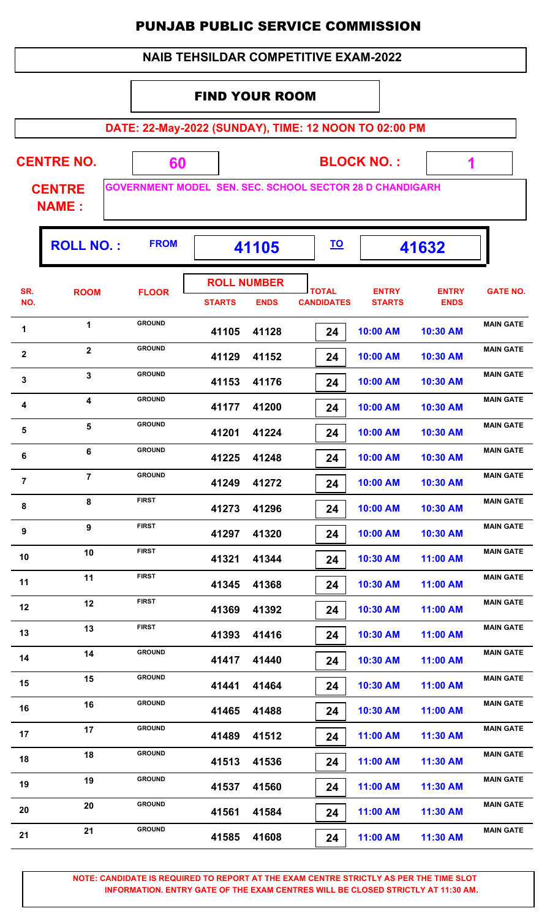# PUNJAB PUBLIC SERVICE COMMISSION

## NAIB TEHSILDAR COMPETITIVE EXAM-2022

### FIND YOUR ROOM

**DATE: 22-May-2022 (SUNDAY), TIME: 12 NOON TO 02:00 PM**

**CENTRE NO.** 60 **BLOCK NO. :** 1

**CENTRE NAME :** GOVERNMENT MODEL SEN. SEC. SCHOOL SECTOR 28 D CHANDIGARH

**ROLL NO. :** FROM 41105 TO 41632

| SR. NO. | ROOM | FLOOR | ROLL NUMBER STARTS | ROLL NUMBER ENDS | TOTAL CANDIDATES | ENTRY STARTS | ENTRY ENDS | GATE NO. |
|---|---|---|---|---|---|---|---|---|
| 1 | 1 | GROUND | 41105 | 41128 | 24 | 10:00 AM | 10:30 AM | MAIN GATE |
| 2 | 2 | GROUND | 41129 | 41152 | 24 | 10:00 AM | 10:30 AM | MAIN GATE |
| 3 | 3 | GROUND | 41153 | 41176 | 24 | 10:00 AM | 10:30 AM | MAIN GATE |
| 4 | 4 | GROUND | 41177 | 41200 | 24 | 10:00 AM | 10:30 AM | MAIN GATE |
| 5 | 5 | GROUND | 41201 | 41224 | 24 | 10:00 AM | 10:30 AM | MAIN GATE |
| 6 | 6 | GROUND | 41225 | 41248 | 24 | 10:00 AM | 10:30 AM | MAIN GATE |
| 7 | 7 | GROUND | 41249 | 41272 | 24 | 10:00 AM | 10:30 AM | MAIN GATE |
| 8 | 8 | FIRST | 41273 | 41296 | 24 | 10:00 AM | 10:30 AM | MAIN GATE |
| 9 | 9 | FIRST | 41297 | 41320 | 24 | 10:00 AM | 10:30 AM | MAIN GATE |
| 10 | 10 | FIRST | 41321 | 41344 | 24 | 10:30 AM | 11:00 AM | MAIN GATE |
| 11 | 11 | FIRST | 41345 | 41368 | 24 | 10:30 AM | 11:00 AM | MAIN GATE |
| 12 | 12 | FIRST | 41369 | 41392 | 24 | 10:30 AM | 11:00 AM | MAIN GATE |
| 13 | 13 | FIRST | 41393 | 41416 | 24 | 10:30 AM | 11:00 AM | MAIN GATE |
| 14 | 14 | GROUND | 41417 | 41440 | 24 | 10:30 AM | 11:00 AM | MAIN GATE |
| 15 | 15 | GROUND | 41441 | 41464 | 24 | 10:30 AM | 11:00 AM | MAIN GATE |
| 16 | 16 | GROUND | 41465 | 41488 | 24 | 10:30 AM | 11:00 AM | MAIN GATE |
| 17 | 17 | GROUND | 41489 | 41512 | 24 | 11:00 AM | 11:30 AM | MAIN GATE |
| 18 | 18 | GROUND | 41513 | 41536 | 24 | 11:00 AM | 11:30 AM | MAIN GATE |
| 19 | 19 | GROUND | 41537 | 41560 | 24 | 11:00 AM | 11:30 AM | MAIN GATE |
| 20 | 20 | GROUND | 41561 | 41584 | 24 | 11:00 AM | 11:30 AM | MAIN GATE |
| 21 | 21 | GROUND | 41585 | 41608 | 24 | 11:00 AM | 11:30 AM | MAIN GATE |

**NOTE: CANDIDATE IS REQUIRED TO REPORT AT THE EXAM CENTRE STRICTLY AS PER THE TIME SLOT INFORMATION. ENTRY GATE OF THE EXAM CENTRES WILL BE CLOSED STRICTLY AT 11:30 AM.**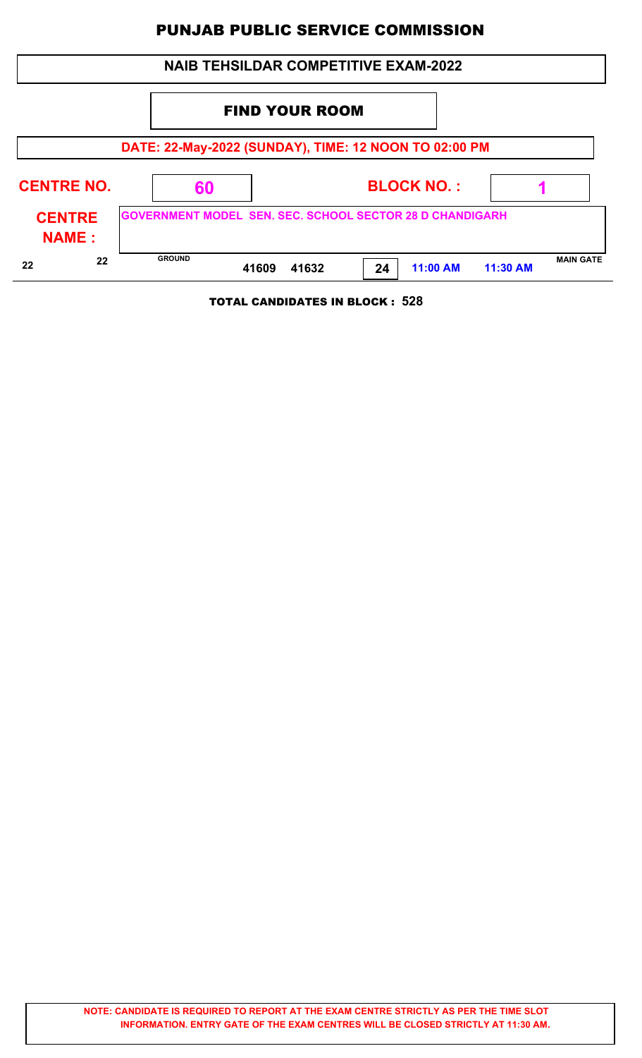# PUNJAB PUBLIC SERVICE COMMISSION

## NAIB TEHSILDAR COMPETITIVE EXAM-2022

### FIND YOUR ROOM

**DATE: 22-May-2022 (SUNDAY), TIME: 12 NOON TO 02:00 PM**

**CENTRE NO.** 60 **BLOCK NO. :** 1

**CENTRE NAME :** GOVERNMENT MODEL SEN. SEC. SCHOOL SECTOR 28 D CHANDIGARH

| | | | | | | | | |
|---|---|---|---|---|---|---|---|---|
| 22 | 22 | GROUND | 41609 | 41632 | 24 | 11:00 AM | 11:30 AM | MAIN GATE |

**TOTAL CANDIDATES IN BLOCK : 528**

**NOTE: CANDIDATE IS REQUIRED TO REPORT AT THE EXAM CENTRE STRICTLY AS PER THE TIME SLOT INFORMATION. ENTRY GATE OF THE EXAM CENTRES WILL BE CLOSED STRICTLY AT 11:30 AM.**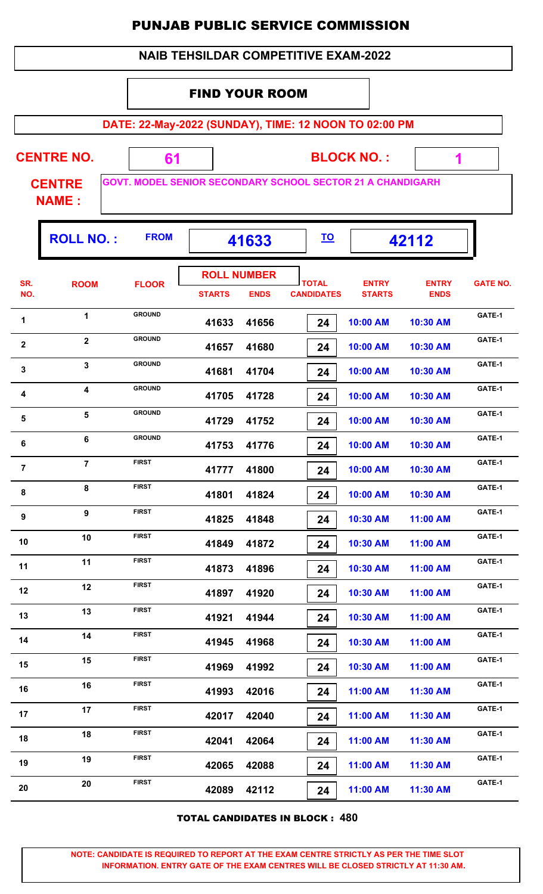# PUNJAB PUBLIC SERVICE COMMISSION

## NAIB TEHSILDAR COMPETITIVE EXAM-2022

### FIND YOUR ROOM

**DATE: 22-May-2022 (SUNDAY), TIME: 12 NOON TO 02:00 PM**

**CENTRE NO.** 61 **BLOCK NO. :** 1

**CENTRE NAME :** GOVT. MODEL SENIOR SECONDARY SCHOOL SECTOR 21 A CHANDIGARH

**ROLL NO. :** FROM 41633 TO 42112

| SR. NO. | ROOM | FLOOR | ROLL NUMBER STARTS | ROLL NUMBER ENDS | TOTAL CANDIDATES | ENTRY STARTS | ENTRY ENDS | GATE NO. |
|---|---|---|---|---|---|---|---|---|
| 1 | 1 | GROUND | 41633 | 41656 | 24 | 10:00 AM | 10:30 AM | GATE-1 |
| 2 | 2 | GROUND | 41657 | 41680 | 24 | 10:00 AM | 10:30 AM | GATE-1 |
| 3 | 3 | GROUND | 41681 | 41704 | 24 | 10:00 AM | 10:30 AM | GATE-1 |
| 4 | 4 | GROUND | 41705 | 41728 | 24 | 10:00 AM | 10:30 AM | GATE-1 |
| 5 | 5 | GROUND | 41729 | 41752 | 24 | 10:00 AM | 10:30 AM | GATE-1 |
| 6 | 6 | GROUND | 41753 | 41776 | 24 | 10:00 AM | 10:30 AM | GATE-1 |
| 7 | 7 | FIRST | 41777 | 41800 | 24 | 10:00 AM | 10:30 AM | GATE-1 |
| 8 | 8 | FIRST | 41801 | 41824 | 24 | 10:00 AM | 10:30 AM | GATE-1 |
| 9 | 9 | FIRST | 41825 | 41848 | 24 | 10:30 AM | 11:00 AM | GATE-1 |
| 10 | 10 | FIRST | 41849 | 41872 | 24 | 10:30 AM | 11:00 AM | GATE-1 |
| 11 | 11 | FIRST | 41873 | 41896 | 24 | 10:30 AM | 11:00 AM | GATE-1 |
| 12 | 12 | FIRST | 41897 | 41920 | 24 | 10:30 AM | 11:00 AM | GATE-1 |
| 13 | 13 | FIRST | 41921 | 41944 | 24 | 10:30 AM | 11:00 AM | GATE-1 |
| 14 | 14 | FIRST | 41945 | 41968 | 24 | 10:30 AM | 11:00 AM | GATE-1 |
| 15 | 15 | FIRST | 41969 | 41992 | 24 | 10:30 AM | 11:00 AM | GATE-1 |
| 16 | 16 | FIRST | 41993 | 42016 | 24 | 11:00 AM | 11:30 AM | GATE-1 |
| 17 | 17 | FIRST | 42017 | 42040 | 24 | 11:00 AM | 11:30 AM | GATE-1 |
| 18 | 18 | FIRST | 42041 | 42064 | 24 | 11:00 AM | 11:30 AM | GATE-1 |
| 19 | 19 | FIRST | 42065 | 42088 | 24 | 11:00 AM | 11:30 AM | GATE-1 |
| 20 | 20 | FIRST | 42089 | 42112 | 24 | 11:00 AM | 11:30 AM | GATE-1 |

**TOTAL CANDIDATES IN BLOCK : 480**

**NOTE: CANDIDATE IS REQUIRED TO REPORT AT THE EXAM CENTRE STRICTLY AS PER THE TIME SLOT INFORMATION. ENTRY GATE OF THE EXAM CENTRES WILL BE CLOSED STRICTLY AT 11:30 AM.**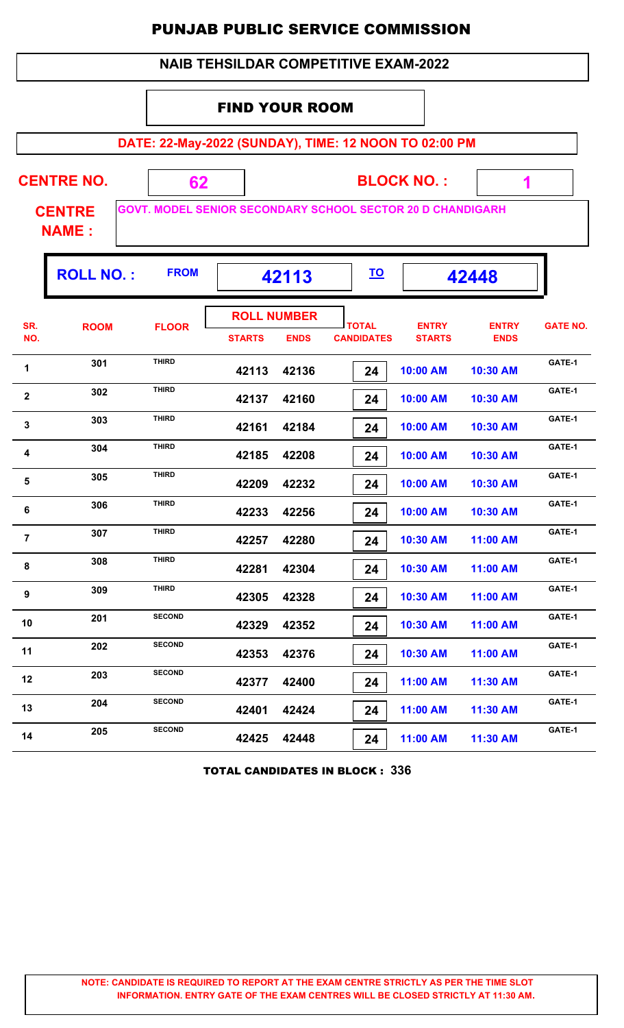# PUNJAB PUBLIC SERVICE COMMISSION

## NAIB TEHSILDAR COMPETITIVE EXAM-2022

### FIND YOUR ROOM

**DATE: 22-May-2022 (SUNDAY), TIME: 12 NOON TO 02:00 PM**

**CENTRE NO.** 62 **BLOCK NO. :** 1

**CENTRE NAME :** GOVT. MODEL SENIOR SECONDARY SCHOOL SECTOR 20 D CHANDIGARH

**ROLL NO. :** FROM **42113** TO **42448**

| SR. NO. | ROOM | FLOOR | ROLL NUMBER STARTS | ROLL NUMBER ENDS | TOTAL CANDIDATES | ENTRY STARTS | ENTRY ENDS | GATE NO. |
|---|---|---|---|---|---|---|---|---|
| 1 | 301 | THIRD | 42113 | 42136 | 24 | 10:00 AM | 10:30 AM | GATE-1 |
| 2 | 302 | THIRD | 42137 | 42160 | 24 | 10:00 AM | 10:30 AM | GATE-1 |
| 3 | 303 | THIRD | 42161 | 42184 | 24 | 10:00 AM | 10:30 AM | GATE-1 |
| 4 | 304 | THIRD | 42185 | 42208 | 24 | 10:00 AM | 10:30 AM | GATE-1 |
| 5 | 305 | THIRD | 42209 | 42232 | 24 | 10:00 AM | 10:30 AM | GATE-1 |
| 6 | 306 | THIRD | 42233 | 42256 | 24 | 10:00 AM | 10:30 AM | GATE-1 |
| 7 | 307 | THIRD | 42257 | 42280 | 24 | 10:30 AM | 11:00 AM | GATE-1 |
| 8 | 308 | THIRD | 42281 | 42304 | 24 | 10:30 AM | 11:00 AM | GATE-1 |
| 9 | 309 | THIRD | 42305 | 42328 | 24 | 10:30 AM | 11:00 AM | GATE-1 |
| 10 | 201 | SECOND | 42329 | 42352 | 24 | 10:30 AM | 11:00 AM | GATE-1 |
| 11 | 202 | SECOND | 42353 | 42376 | 24 | 10:30 AM | 11:00 AM | GATE-1 |
| 12 | 203 | SECOND | 42377 | 42400 | 24 | 11:00 AM | 11:30 AM | GATE-1 |
| 13 | 204 | SECOND | 42401 | 42424 | 24 | 11:00 AM | 11:30 AM | GATE-1 |
| 14 | 205 | SECOND | 42425 | 42448 | 24 | 11:00 AM | 11:30 AM | GATE-1 |

**TOTAL CANDIDATES IN BLOCK : 336**

**NOTE: CANDIDATE IS REQUIRED TO REPORT AT THE EXAM CENTRE STRICTLY AS PER THE TIME SLOT INFORMATION. ENTRY GATE OF THE EXAM CENTRES WILL BE CLOSED STRICTLY AT 11:30 AM.**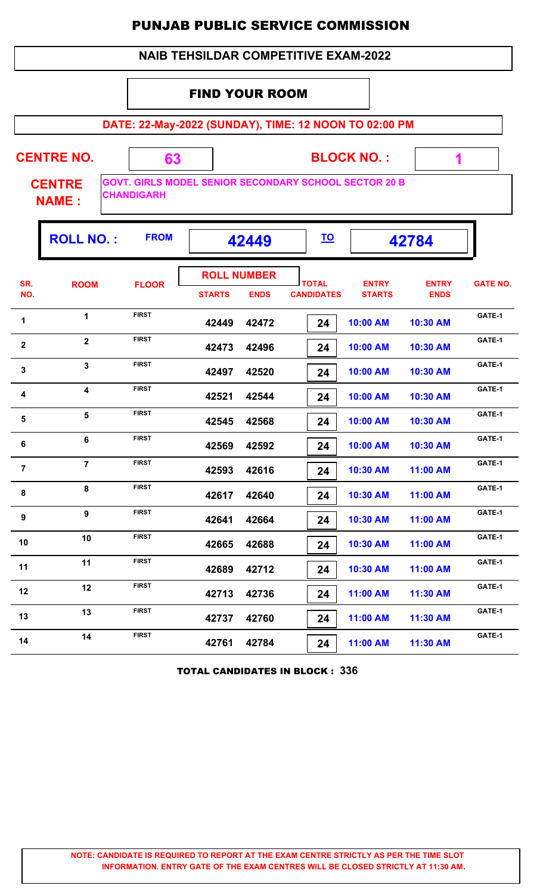# PUNJAB PUBLIC SERVICE COMMISSION

## NAIB TEHSILDAR COMPETITIVE EXAM-2022

### FIND YOUR ROOM

**DATE: 22-May-2022 (SUNDAY), TIME: 12 NOON TO 02:00 PM**

**CENTRE NO.** 63 **BLOCK NO. :** 1

**CENTRE NAME :** GOVT. GIRLS MODEL SENIOR SECONDARY SCHOOL SECTOR 20 B CHANDIGARH

**ROLL NO. :** FROM 42449 TO 42784

| SR. NO. | ROOM | FLOOR | ROLL NUMBER STARTS | ROLL NUMBER ENDS | TOTAL CANDIDATES | ENTRY STARTS | ENTRY ENDS | GATE NO. |
|---|---|---|---|---|---|---|---|---|
| 1 | 1 | FIRST | 42449 | 42472 | 24 | 10:00 AM | 10:30 AM | GATE-1 |
| 2 | 2 | FIRST | 42473 | 42496 | 24 | 10:00 AM | 10:30 AM | GATE-1 |
| 3 | 3 | FIRST | 42497 | 42520 | 24 | 10:00 AM | 10:30 AM | GATE-1 |
| 4 | 4 | FIRST | 42521 | 42544 | 24 | 10:00 AM | 10:30 AM | GATE-1 |
| 5 | 5 | FIRST | 42545 | 42568 | 24 | 10:00 AM | 10:30 AM | GATE-1 |
| 6 | 6 | FIRST | 42569 | 42592 | 24 | 10:00 AM | 10:30 AM | GATE-1 |
| 7 | 7 | FIRST | 42593 | 42616 | 24 | 10:30 AM | 11:00 AM | GATE-1 |
| 8 | 8 | FIRST | 42617 | 42640 | 24 | 10:30 AM | 11:00 AM | GATE-1 |
| 9 | 9 | FIRST | 42641 | 42664 | 24 | 10:30 AM | 11:00 AM | GATE-1 |
| 10 | 10 | FIRST | 42665 | 42688 | 24 | 10:30 AM | 11:00 AM | GATE-1 |
| 11 | 11 | FIRST | 42689 | 42712 | 24 | 10:30 AM | 11:00 AM | GATE-1 |
| 12 | 12 | FIRST | 42713 | 42736 | 24 | 11:00 AM | 11:30 AM | GATE-1 |
| 13 | 13 | FIRST | 42737 | 42760 | 24 | 11:00 AM | 11:30 AM | GATE-1 |
| 14 | 14 | FIRST | 42761 | 42784 | 24 | 11:00 AM | 11:30 AM | GATE-1 |

**TOTAL CANDIDATES IN BLOCK : 336**

**NOTE: CANDIDATE IS REQUIRED TO REPORT AT THE EXAM CENTRE STRICTLY AS PER THE TIME SLOT INFORMATION. ENTRY GATE OF THE EXAM CENTRES WILL BE CLOSED STRICTLY AT 11:30 AM.**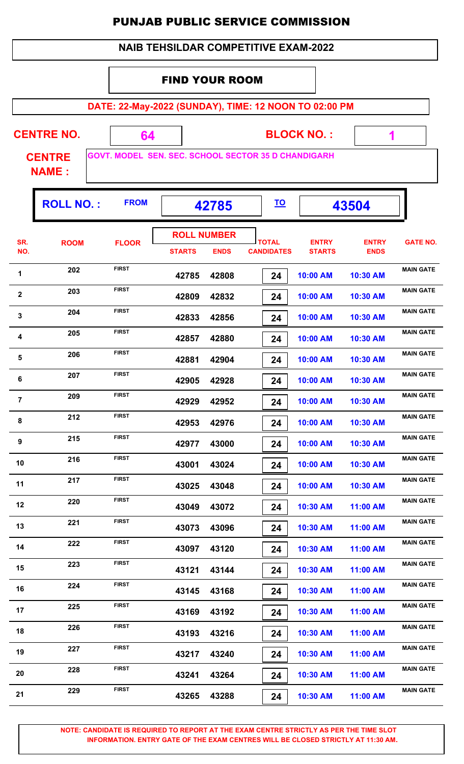# PUNJAB PUBLIC SERVICE COMMISSION

## NAIB TEHSILDAR COMPETITIVE EXAM-2022

### FIND YOUR ROOM

**DATE: 22-May-2022 (SUNDAY), TIME: 12 NOON TO 02:00 PM**

**CENTRE NO.** 64 **BLOCK NO. :** 1

**CENTRE NAME :** GOVT. MODEL SEN. SEC. SCHOOL SECTOR 35 D CHANDIGARH

**ROLL NO. :** FROM 42785 TO 43504

| SR. NO. | ROOM | FLOOR | ROLL NUMBER STARTS | ROLL NUMBER ENDS | TOTAL CANDIDATES | ENTRY STARTS | ENTRY ENDS | GATE NO. |
|---|---|---|---|---|---|---|---|---|
| 1 | 202 | FIRST | 42785 | 42808 | 24 | 10:00 AM | 10:30 AM | MAIN GATE |
| 2 | 203 | FIRST | 42809 | 42832 | 24 | 10:00 AM | 10:30 AM | MAIN GATE |
| 3 | 204 | FIRST | 42833 | 42856 | 24 | 10:00 AM | 10:30 AM | MAIN GATE |
| 4 | 205 | FIRST | 42857 | 42880 | 24 | 10:00 AM | 10:30 AM | MAIN GATE |
| 5 | 206 | FIRST | 42881 | 42904 | 24 | 10:00 AM | 10:30 AM | MAIN GATE |
| 6 | 207 | FIRST | 42905 | 42928 | 24 | 10:00 AM | 10:30 AM | MAIN GATE |
| 7 | 209 | FIRST | 42929 | 42952 | 24 | 10:00 AM | 10:30 AM | MAIN GATE |
| 8 | 212 | FIRST | 42953 | 42976 | 24 | 10:00 AM | 10:30 AM | MAIN GATE |
| 9 | 215 | FIRST | 42977 | 43000 | 24 | 10:00 AM | 10:30 AM | MAIN GATE |
| 10 | 216 | FIRST | 43001 | 43024 | 24 | 10:00 AM | 10:30 AM | MAIN GATE |
| 11 | 217 | FIRST | 43025 | 43048 | 24 | 10:00 AM | 10:30 AM | MAIN GATE |
| 12 | 220 | FIRST | 43049 | 43072 | 24 | 10:30 AM | 11:00 AM | MAIN GATE |
| 13 | 221 | FIRST | 43073 | 43096 | 24 | 10:30 AM | 11:00 AM | MAIN GATE |
| 14 | 222 | FIRST | 43097 | 43120 | 24 | 10:30 AM | 11:00 AM | MAIN GATE |
| 15 | 223 | FIRST | 43121 | 43144 | 24 | 10:30 AM | 11:00 AM | MAIN GATE |
| 16 | 224 | FIRST | 43145 | 43168 | 24 | 10:30 AM | 11:00 AM | MAIN GATE |
| 17 | 225 | FIRST | 43169 | 43192 | 24 | 10:30 AM | 11:00 AM | MAIN GATE |
| 18 | 226 | FIRST | 43193 | 43216 | 24 | 10:30 AM | 11:00 AM | MAIN GATE |
| 19 | 227 | FIRST | 43217 | 43240 | 24 | 10:30 AM | 11:00 AM | MAIN GATE |
| 20 | 228 | FIRST | 43241 | 43264 | 24 | 10:30 AM | 11:00 AM | MAIN GATE |
| 21 | 229 | FIRST | 43265 | 43288 | 24 | 10:30 AM | 11:00 AM | MAIN GATE |

**NOTE: CANDIDATE IS REQUIRED TO REPORT AT THE EXAM CENTRE STRICTLY AS PER THE TIME SLOT INFORMATION. ENTRY GATE OF THE EXAM CENTRES WILL BE CLOSED STRICTLY AT 11:30 AM.**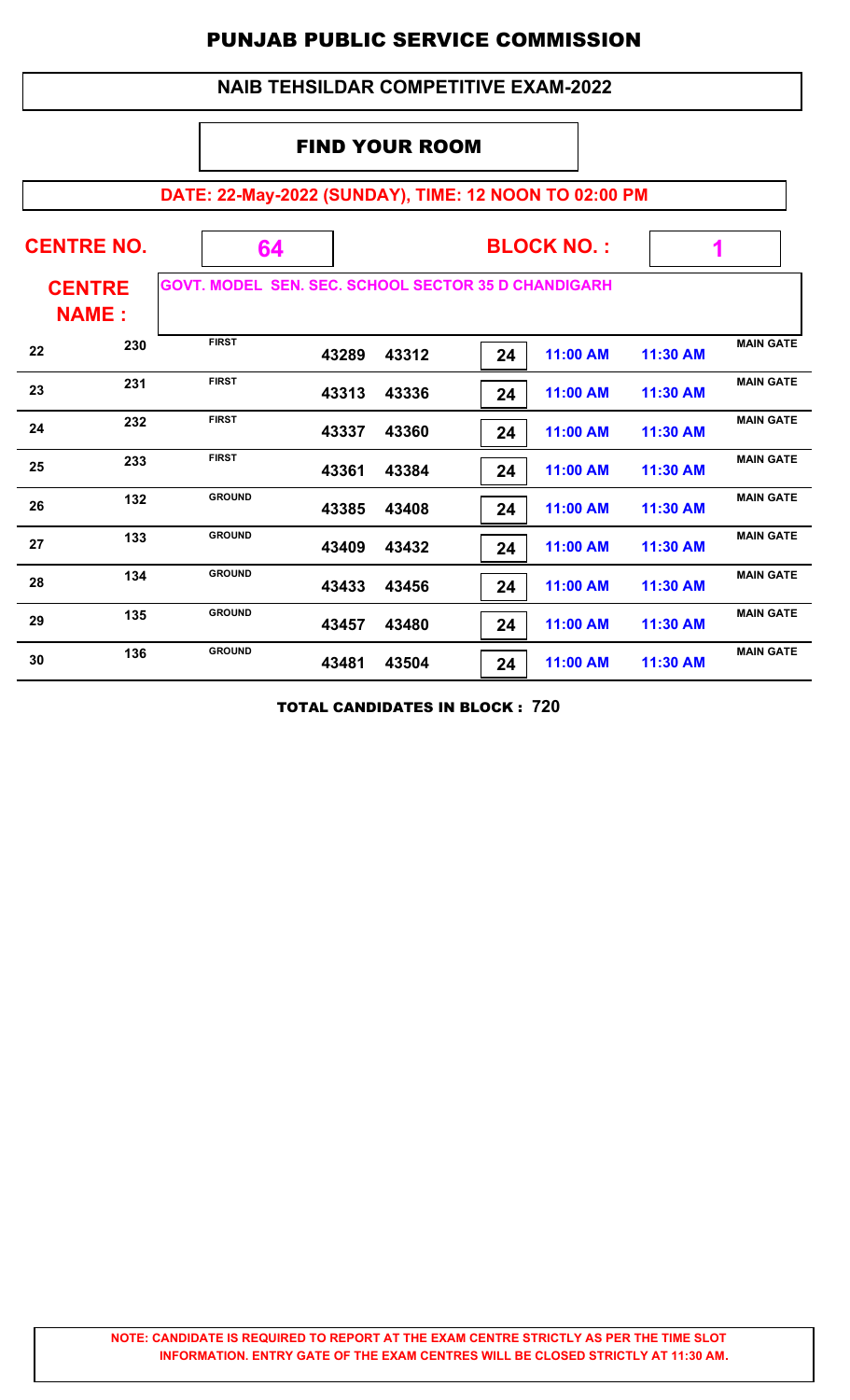# PUNJAB PUBLIC SERVICE COMMISSION

## NAIB TEHSILDAR COMPETITIVE EXAM-2022

### FIND YOUR ROOM

**DATE: 22-May-2022 (SUNDAY), TIME: 12 NOON TO 02:00 PM**

**CENTRE NO.** 64 **BLOCK NO. :** 1

**CENTRE NAME :** GOVT. MODEL SEN. SEC. SCHOOL SECTOR 35 D CHANDIGARH

| | | | | | | | | |
|---|---|---|---|---|---|---|---|---|
| 22 | 230 | FIRST | 43289 | 43312 | 24 | 11:00 AM | 11:30 AM | MAIN GATE |
| 23 | 231 | FIRST | 43313 | 43336 | 24 | 11:00 AM | 11:30 AM | MAIN GATE |
| 24 | 232 | FIRST | 43337 | 43360 | 24 | 11:00 AM | 11:30 AM | MAIN GATE |
| 25 | 233 | FIRST | 43361 | 43384 | 24 | 11:00 AM | 11:30 AM | MAIN GATE |
| 26 | 132 | GROUND | 43385 | 43408 | 24 | 11:00 AM | 11:30 AM | MAIN GATE |
| 27 | 133 | GROUND | 43409 | 43432 | 24 | 11:00 AM | 11:30 AM | MAIN GATE |
| 28 | 134 | GROUND | 43433 | 43456 | 24 | 11:00 AM | 11:30 AM | MAIN GATE |
| 29 | 135 | GROUND | 43457 | 43480 | 24 | 11:00 AM | 11:30 AM | MAIN GATE |
| 30 | 136 | GROUND | 43481 | 43504 | 24 | 11:00 AM | 11:30 AM | MAIN GATE |

**TOTAL CANDIDATES IN BLOCK : 720**

**NOTE: CANDIDATE IS REQUIRED TO REPORT AT THE EXAM CENTRE STRICTLY AS PER THE TIME SLOT INFORMATION. ENTRY GATE OF THE EXAM CENTRES WILL BE CLOSED STRICTLY AT 11:30 AM.**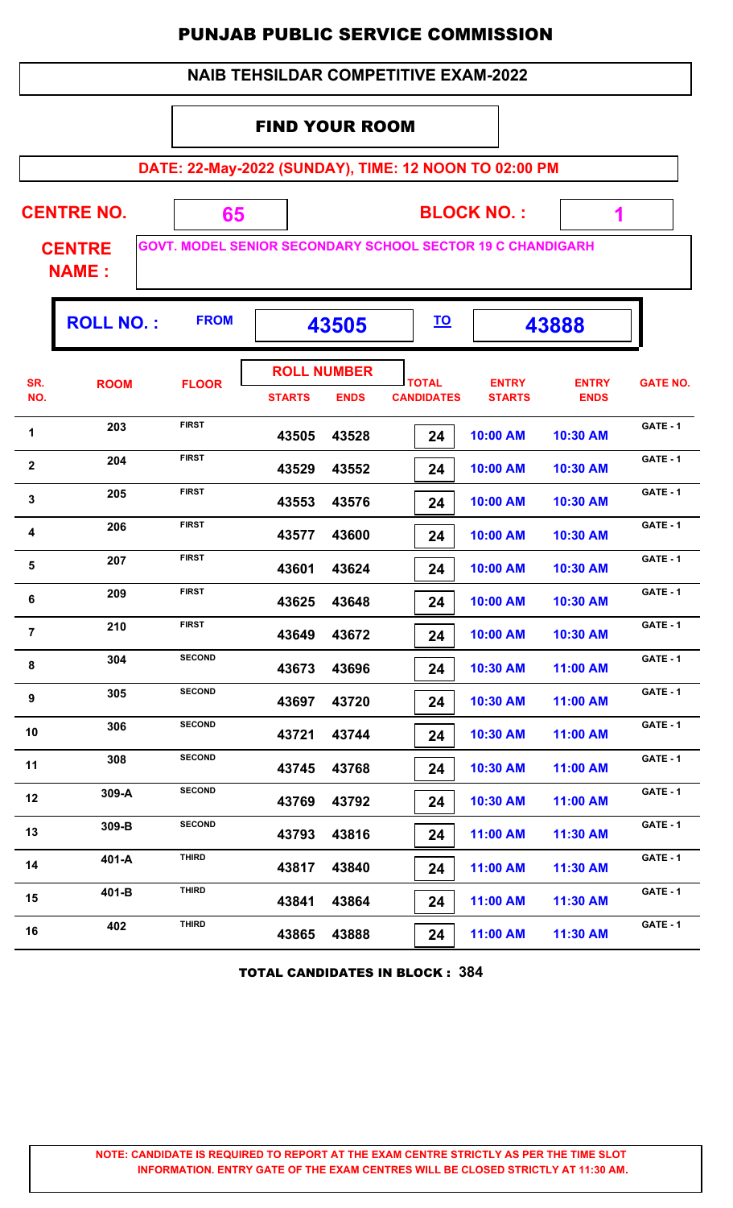# PUNJAB PUBLIC SERVICE COMMISSION

## NAIB TEHSILDAR COMPETITIVE EXAM-2022

### FIND YOUR ROOM

**DATE: 22-May-2022 (SUNDAY), TIME: 12 NOON TO 02:00 PM**

**CENTRE NO.** 65 **BLOCK NO. :** 1

**CENTRE NAME :** GOVT. MODEL SENIOR SECONDARY SCHOOL SECTOR 19 C CHANDIGARH

**ROLL NO. :** FROM 43505 TO 43888

| SR. NO. | ROOM | FLOOR | ROLL NUMBER STARTS | ROLL NUMBER ENDS | TOTAL CANDIDATES | ENTRY STARTS | ENTRY ENDS | GATE NO. |
|---|---|---|---|---|---|---|---|---|
| 1 | 203 | FIRST | 43505 | 43528 | 24 | 10:00 AM | 10:30 AM | GATE - 1 |
| 2 | 204 | FIRST | 43529 | 43552 | 24 | 10:00 AM | 10:30 AM | GATE - 1 |
| 3 | 205 | FIRST | 43553 | 43576 | 24 | 10:00 AM | 10:30 AM | GATE - 1 |
| 4 | 206 | FIRST | 43577 | 43600 | 24 | 10:00 AM | 10:30 AM | GATE - 1 |
| 5 | 207 | FIRST | 43601 | 43624 | 24 | 10:00 AM | 10:30 AM | GATE - 1 |
| 6 | 209 | FIRST | 43625 | 43648 | 24 | 10:00 AM | 10:30 AM | GATE - 1 |
| 7 | 210 | FIRST | 43649 | 43672 | 24 | 10:00 AM | 10:30 AM | GATE - 1 |
| 8 | 304 | SECOND | 43673 | 43696 | 24 | 10:30 AM | 11:00 AM | GATE - 1 |
| 9 | 305 | SECOND | 43697 | 43720 | 24 | 10:30 AM | 11:00 AM | GATE - 1 |
| 10 | 306 | SECOND | 43721 | 43744 | 24 | 10:30 AM | 11:00 AM | GATE - 1 |
| 11 | 308 | SECOND | 43745 | 43768 | 24 | 10:30 AM | 11:00 AM | GATE - 1 |
| 12 | 309-A | SECOND | 43769 | 43792 | 24 | 10:30 AM | 11:00 AM | GATE - 1 |
| 13 | 309-B | SECOND | 43793 | 43816 | 24 | 11:00 AM | 11:30 AM | GATE - 1 |
| 14 | 401-A | THIRD | 43817 | 43840 | 24 | 11:00 AM | 11:30 AM | GATE - 1 |
| 15 | 401-B | THIRD | 43841 | 43864 | 24 | 11:00 AM | 11:30 AM | GATE - 1 |
| 16 | 402 | THIRD | 43865 | 43888 | 24 | 11:00 AM | 11:30 AM | GATE - 1 |

**TOTAL CANDIDATES IN BLOCK : 384**

**NOTE: CANDIDATE IS REQUIRED TO REPORT AT THE EXAM CENTRE STRICTLY AS PER THE TIME SLOT INFORMATION. ENTRY GATE OF THE EXAM CENTRES WILL BE CLOSED STRICTLY AT 11:30 AM.**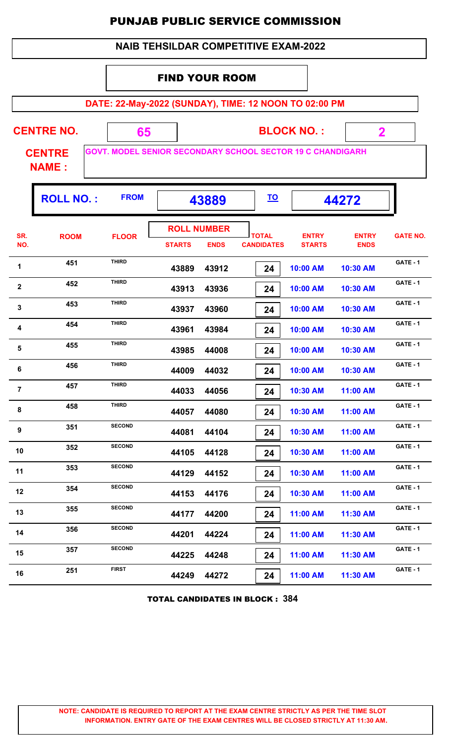# PUNJAB PUBLIC SERVICE COMMISSION

## NAIB TEHSILDAR COMPETITIVE EXAM-2022

### FIND YOUR ROOM

**DATE: 22-May-2022 (SUNDAY), TIME: 12 NOON TO 02:00 PM**

**CENTRE NO.** 65 **BLOCK NO. :** 2

**CENTRE NAME :** GOVT. MODEL SENIOR SECONDARY SCHOOL SECTOR 19 C CHANDIGARH

**ROLL NO. :** FROM **43889** TO **44272**

| SR. NO. | ROOM | FLOOR | ROLL NUMBER STARTS | ROLL NUMBER ENDS | TOTAL CANDIDATES | ENTRY STARTS | ENTRY ENDS | GATE NO. |
|---|---|---|---|---|---|---|---|---|
| 1 | 451 | THIRD | 43889 | 43912 | 24 | 10:00 AM | 10:30 AM | GATE - 1 |
| 2 | 452 | THIRD | 43913 | 43936 | 24 | 10:00 AM | 10:30 AM | GATE - 1 |
| 3 | 453 | THIRD | 43937 | 43960 | 24 | 10:00 AM | 10:30 AM | GATE - 1 |
| 4 | 454 | THIRD | 43961 | 43984 | 24 | 10:00 AM | 10:30 AM | GATE - 1 |
| 5 | 455 | THIRD | 43985 | 44008 | 24 | 10:00 AM | 10:30 AM | GATE - 1 |
| 6 | 456 | THIRD | 44009 | 44032 | 24 | 10:00 AM | 10:30 AM | GATE - 1 |
| 7 | 457 | THIRD | 44033 | 44056 | 24 | 10:30 AM | 11:00 AM | GATE - 1 |
| 8 | 458 | THIRD | 44057 | 44080 | 24 | 10:30 AM | 11:00 AM | GATE - 1 |
| 9 | 351 | SECOND | 44081 | 44104 | 24 | 10:30 AM | 11:00 AM | GATE - 1 |
| 10 | 352 | SECOND | 44105 | 44128 | 24 | 10:30 AM | 11:00 AM | GATE - 1 |
| 11 | 353 | SECOND | 44129 | 44152 | 24 | 10:30 AM | 11:00 AM | GATE - 1 |
| 12 | 354 | SECOND | 44153 | 44176 | 24 | 10:30 AM | 11:00 AM | GATE - 1 |
| 13 | 355 | SECOND | 44177 | 44200 | 24 | 11:00 AM | 11:30 AM | GATE - 1 |
| 14 | 356 | SECOND | 44201 | 44224 | 24 | 11:00 AM | 11:30 AM | GATE - 1 |
| 15 | 357 | SECOND | 44225 | 44248 | 24 | 11:00 AM | 11:30 AM | GATE - 1 |
| 16 | 251 | FIRST | 44249 | 44272 | 24 | 11:00 AM | 11:30 AM | GATE - 1 |

**TOTAL CANDIDATES IN BLOCK : 384**

**NOTE: CANDIDATE IS REQUIRED TO REPORT AT THE EXAM CENTRE STRICTLY AS PER THE TIME SLOT INFORMATION. ENTRY GATE OF THE EXAM CENTRES WILL BE CLOSED STRICTLY AT 11:30 AM.**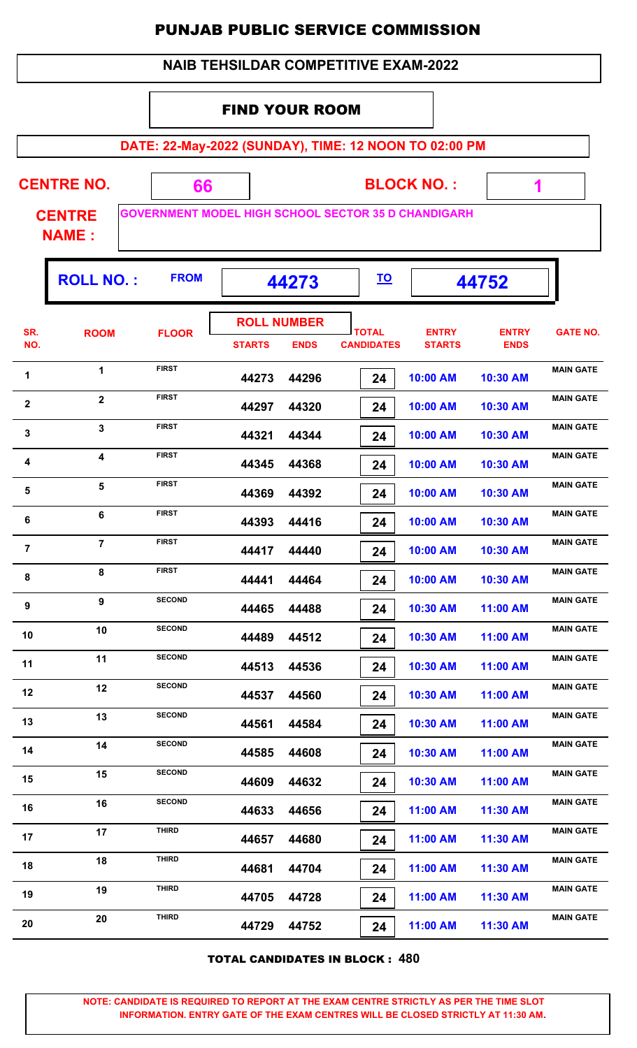# PUNJAB PUBLIC SERVICE COMMISSION

## NAIB TEHSILDAR COMPETITIVE EXAM-2022

### FIND YOUR ROOM

**DATE: 22-May-2022 (SUNDAY), TIME: 12 NOON TO 02:00 PM**

**CENTRE NO.** 66 **BLOCK NO. :** 1

**CENTRE NAME :** GOVERNMENT MODEL HIGH SCHOOL SECTOR 35 D CHANDIGARH

**ROLL NO. :** FROM 44273 TO 44752

| SR. NO. | ROOM | FLOOR | ROLL NUMBER STARTS | ROLL NUMBER ENDS | TOTAL CANDIDATES | ENTRY STARTS | ENTRY ENDS | GATE NO. |
|---|---|---|---|---|---|---|---|---|
| 1 | 1 | FIRST | 44273 | 44296 | 24 | 10:00 AM | 10:30 AM | MAIN GATE |
| 2 | 2 | FIRST | 44297 | 44320 | 24 | 10:00 AM | 10:30 AM | MAIN GATE |
| 3 | 3 | FIRST | 44321 | 44344 | 24 | 10:00 AM | 10:30 AM | MAIN GATE |
| 4 | 4 | FIRST | 44345 | 44368 | 24 | 10:00 AM | 10:30 AM | MAIN GATE |
| 5 | 5 | FIRST | 44369 | 44392 | 24 | 10:00 AM | 10:30 AM | MAIN GATE |
| 6 | 6 | FIRST | 44393 | 44416 | 24 | 10:00 AM | 10:30 AM | MAIN GATE |
| 7 | 7 | FIRST | 44417 | 44440 | 24 | 10:00 AM | 10:30 AM | MAIN GATE |
| 8 | 8 | FIRST | 44441 | 44464 | 24 | 10:00 AM | 10:30 AM | MAIN GATE |
| 9 | 9 | SECOND | 44465 | 44488 | 24 | 10:30 AM | 11:00 AM | MAIN GATE |
| 10 | 10 | SECOND | 44489 | 44512 | 24 | 10:30 AM | 11:00 AM | MAIN GATE |
| 11 | 11 | SECOND | 44513 | 44536 | 24 | 10:30 AM | 11:00 AM | MAIN GATE |
| 12 | 12 | SECOND | 44537 | 44560 | 24 | 10:30 AM | 11:00 AM | MAIN GATE |
| 13 | 13 | SECOND | 44561 | 44584 | 24 | 10:30 AM | 11:00 AM | MAIN GATE |
| 14 | 14 | SECOND | 44585 | 44608 | 24 | 10:30 AM | 11:00 AM | MAIN GATE |
| 15 | 15 | SECOND | 44609 | 44632 | 24 | 10:30 AM | 11:00 AM | MAIN GATE |
| 16 | 16 | SECOND | 44633 | 44656 | 24 | 11:00 AM | 11:30 AM | MAIN GATE |
| 17 | 17 | THIRD | 44657 | 44680 | 24 | 11:00 AM | 11:30 AM | MAIN GATE |
| 18 | 18 | THIRD | 44681 | 44704 | 24 | 11:00 AM | 11:30 AM | MAIN GATE |
| 19 | 19 | THIRD | 44705 | 44728 | 24 | 11:00 AM | 11:30 AM | MAIN GATE |
| 20 | 20 | THIRD | 44729 | 44752 | 24 | 11:00 AM | 11:30 AM | MAIN GATE |

**TOTAL CANDIDATES IN BLOCK : 480**

**NOTE: CANDIDATE IS REQUIRED TO REPORT AT THE EXAM CENTRE STRICTLY AS PER THE TIME SLOT INFORMATION. ENTRY GATE OF THE EXAM CENTRES WILL BE CLOSED STRICTLY AT 11:30 AM.**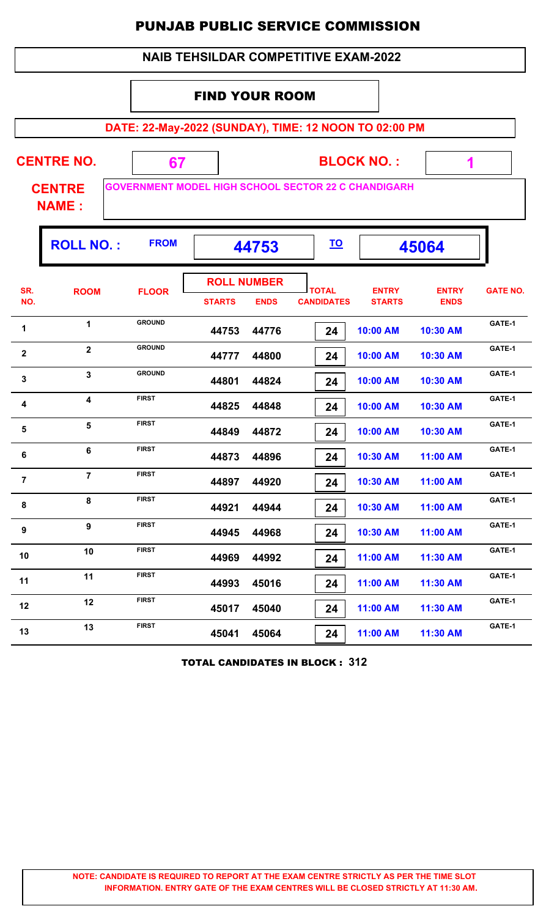# PUNJAB PUBLIC SERVICE COMMISSION

## NAIB TEHSILDAR COMPETITIVE EXAM-2022

### FIND YOUR ROOM

**DATE: 22-May-2022 (SUNDAY), TIME: 12 NOON TO 02:00 PM**

**CENTRE NO.** 67 **BLOCK NO. :** 1

**CENTRE NAME :** GOVERNMENT MODEL HIGH SCHOOL SECTOR 22 C CHANDIGARH

**ROLL NO. :** FROM **44753** TO **45064**

| SR. NO. | ROOM | FLOOR | ROLL NUMBER STARTS | ROLL NUMBER ENDS | TOTAL CANDIDATES | ENTRY STARTS | ENTRY ENDS | GATE NO. |
|---|---|---|---|---|---|---|---|---|
| 1 | 1 | GROUND | 44753 | 44776 | 24 | 10:00 AM | 10:30 AM | GATE-1 |
| 2 | 2 | GROUND | 44777 | 44800 | 24 | 10:00 AM | 10:30 AM | GATE-1 |
| 3 | 3 | GROUND | 44801 | 44824 | 24 | 10:00 AM | 10:30 AM | GATE-1 |
| 4 | 4 | FIRST | 44825 | 44848 | 24 | 10:00 AM | 10:30 AM | GATE-1 |
| 5 | 5 | FIRST | 44849 | 44872 | 24 | 10:00 AM | 10:30 AM | GATE-1 |
| 6 | 6 | FIRST | 44873 | 44896 | 24 | 10:30 AM | 11:00 AM | GATE-1 |
| 7 | 7 | FIRST | 44897 | 44920 | 24 | 10:30 AM | 11:00 AM | GATE-1 |
| 8 | 8 | FIRST | 44921 | 44944 | 24 | 10:30 AM | 11:00 AM | GATE-1 |
| 9 | 9 | FIRST | 44945 | 44968 | 24 | 10:30 AM | 11:00 AM | GATE-1 |
| 10 | 10 | FIRST | 44969 | 44992 | 24 | 11:00 AM | 11:30 AM | GATE-1 |
| 11 | 11 | FIRST | 44993 | 45016 | 24 | 11:00 AM | 11:30 AM | GATE-1 |
| 12 | 12 | FIRST | 45017 | 45040 | 24 | 11:00 AM | 11:30 AM | GATE-1 |
| 13 | 13 | FIRST | 45041 | 45064 | 24 | 11:00 AM | 11:30 AM | GATE-1 |

**TOTAL CANDIDATES IN BLOCK : 312**

**NOTE: CANDIDATE IS REQUIRED TO REPORT AT THE EXAM CENTRE STRICTLY AS PER THE TIME SLOT INFORMATION. ENTRY GATE OF THE EXAM CENTRES WILL BE CLOSED STRICTLY AT 11:30 AM.**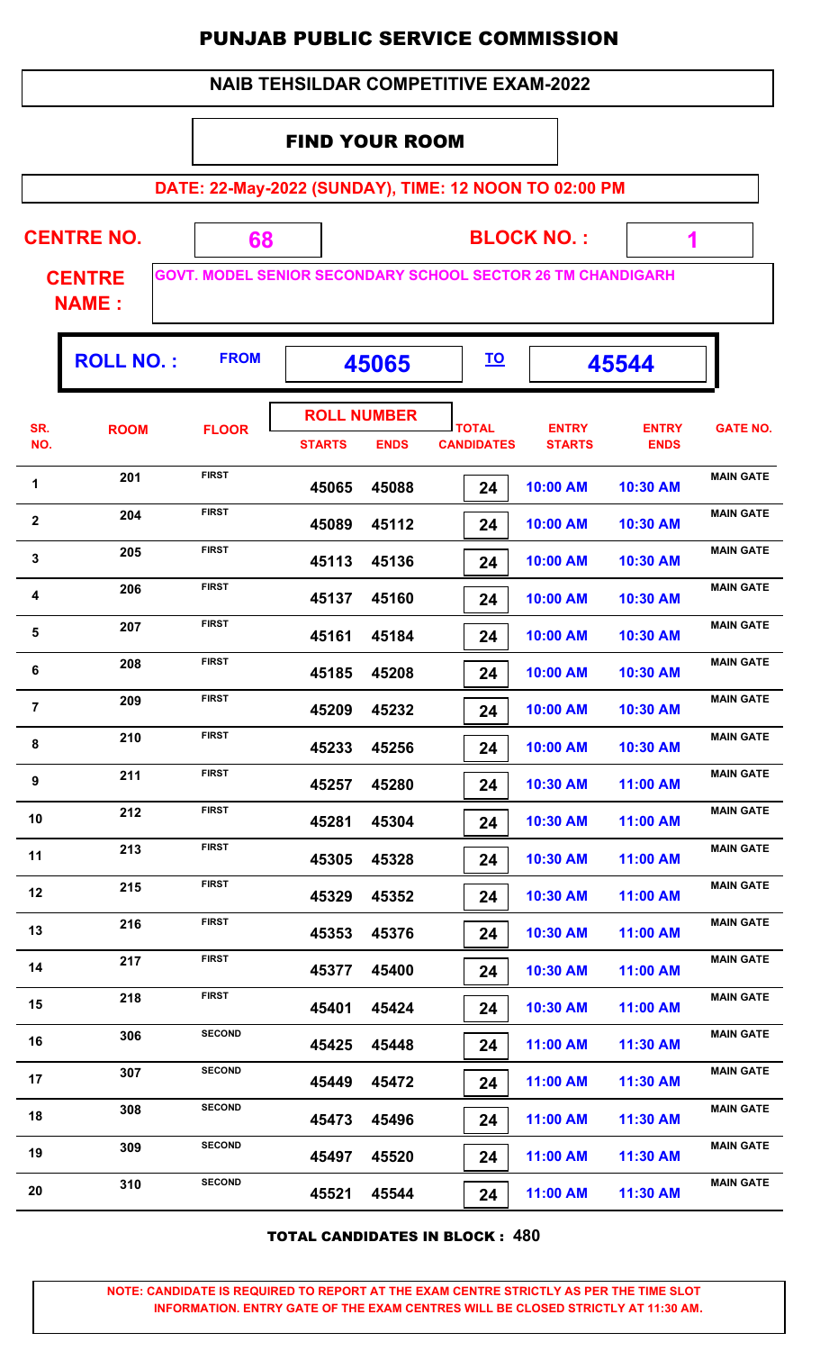# PUNJAB PUBLIC SERVICE COMMISSION

## NAIB TEHSILDAR COMPETITIVE EXAM-2022

### FIND YOUR ROOM

**DATE: 22-May-2022 (SUNDAY), TIME: 12 NOON TO 02:00 PM**

**CENTRE NO.** 68 **BLOCK NO. :** 1

**CENTRE NAME :** GOVT. MODEL SENIOR SECONDARY SCHOOL SECTOR 26 TM CHANDIGARH

**ROLL NO. :** FROM **45065** TO **45544**

| SR. NO. | ROOM | FLOOR | ROLL NUMBER STARTS | ROLL NUMBER ENDS | TOTAL CANDIDATES | ENTRY STARTS | ENTRY ENDS | GATE NO. |
|---|---|---|---|---|---|---|---|---|
| 1 | 201 | FIRST | 45065 | 45088 | 24 | 10:00 AM | 10:30 AM | MAIN GATE |
| 2 | 204 | FIRST | 45089 | 45112 | 24 | 10:00 AM | 10:30 AM | MAIN GATE |
| 3 | 205 | FIRST | 45113 | 45136 | 24 | 10:00 AM | 10:30 AM | MAIN GATE |
| 4 | 206 | FIRST | 45137 | 45160 | 24 | 10:00 AM | 10:30 AM | MAIN GATE |
| 5 | 207 | FIRST | 45161 | 45184 | 24 | 10:00 AM | 10:30 AM | MAIN GATE |
| 6 | 208 | FIRST | 45185 | 45208 | 24 | 10:00 AM | 10:30 AM | MAIN GATE |
| 7 | 209 | FIRST | 45209 | 45232 | 24 | 10:00 AM | 10:30 AM | MAIN GATE |
| 8 | 210 | FIRST | 45233 | 45256 | 24 | 10:00 AM | 10:30 AM | MAIN GATE |
| 9 | 211 | FIRST | 45257 | 45280 | 24 | 10:30 AM | 11:00 AM | MAIN GATE |
| 10 | 212 | FIRST | 45281 | 45304 | 24 | 10:30 AM | 11:00 AM | MAIN GATE |
| 11 | 213 | FIRST | 45305 | 45328 | 24 | 10:30 AM | 11:00 AM | MAIN GATE |
| 12 | 215 | FIRST | 45329 | 45352 | 24 | 10:30 AM | 11:00 AM | MAIN GATE |
| 13 | 216 | FIRST | 45353 | 45376 | 24 | 10:30 AM | 11:00 AM | MAIN GATE |
| 14 | 217 | FIRST | 45377 | 45400 | 24 | 10:30 AM | 11:00 AM | MAIN GATE |
| 15 | 218 | FIRST | 45401 | 45424 | 24 | 10:30 AM | 11:00 AM | MAIN GATE |
| 16 | 306 | SECOND | 45425 | 45448 | 24 | 11:00 AM | 11:30 AM | MAIN GATE |
| 17 | 307 | SECOND | 45449 | 45472 | 24 | 11:00 AM | 11:30 AM | MAIN GATE |
| 18 | 308 | SECOND | 45473 | 45496 | 24 | 11:00 AM | 11:30 AM | MAIN GATE |
| 19 | 309 | SECOND | 45497 | 45520 | 24 | 11:00 AM | 11:30 AM | MAIN GATE |
| 20 | 310 | SECOND | 45521 | 45544 | 24 | 11:00 AM | 11:30 AM | MAIN GATE |

**TOTAL CANDIDATES IN BLOCK : 480**

**NOTE: CANDIDATE IS REQUIRED TO REPORT AT THE EXAM CENTRE STRICTLY AS PER THE TIME SLOT INFORMATION. ENTRY GATE OF THE EXAM CENTRES WILL BE CLOSED STRICTLY AT 11:30 AM.**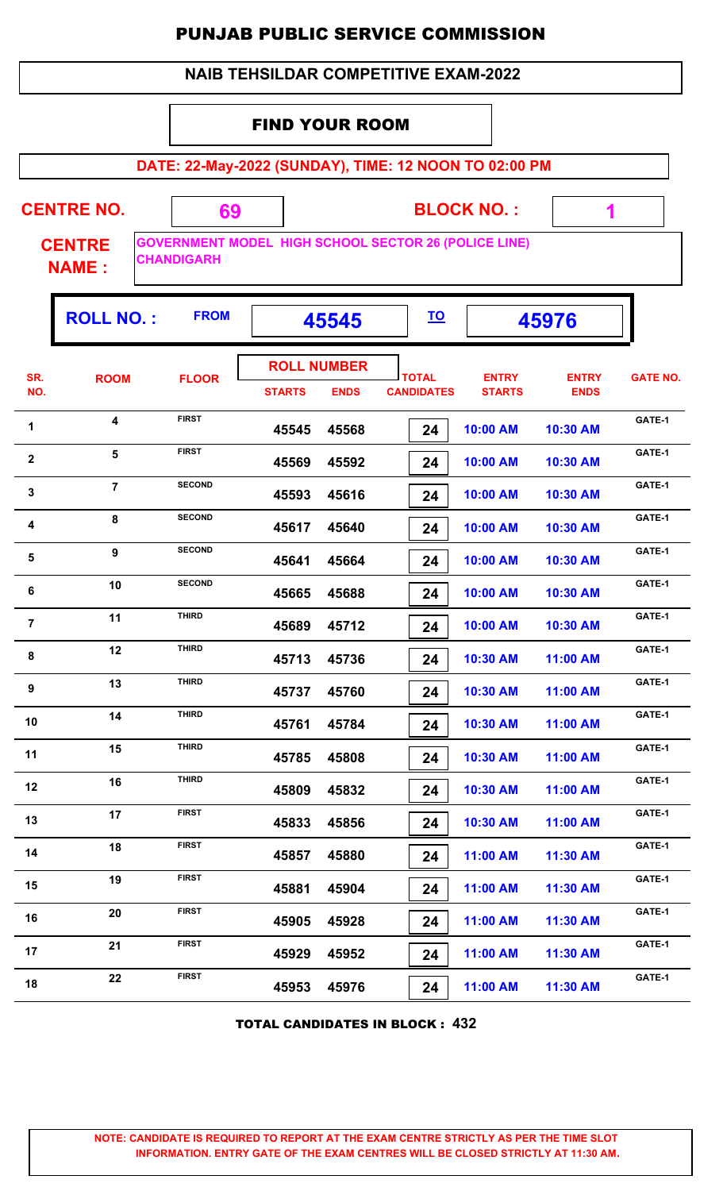# PUNJAB PUBLIC SERVICE COMMISSION

## NAIB TEHSILDAR COMPETITIVE EXAM-2022

### FIND YOUR ROOM

**DATE: 22-May-2022 (SUNDAY), TIME: 12 NOON TO 02:00 PM**

**CENTRE NO.** 69 **BLOCK NO. :** 1

**CENTRE NAME :** GOVERNMENT MODEL HIGH SCHOOL SECTOR 26 (POLICE LINE) CHANDIGARH

**ROLL NO. :** FROM **45545** TO **45976**

| SR. NO. | ROOM | FLOOR | ROLL NUMBER STARTS | ROLL NUMBER ENDS | TOTAL CANDIDATES | ENTRY STARTS | ENTRY ENDS | GATE NO. |
|---|---|---|---|---|---|---|---|---|
| 1 | 4 | FIRST | 45545 | 45568 | 24 | 10:00 AM | 10:30 AM | GATE-1 |
| 2 | 5 | FIRST | 45569 | 45592 | 24 | 10:00 AM | 10:30 AM | GATE-1 |
| 3 | 7 | SECOND | 45593 | 45616 | 24 | 10:00 AM | 10:30 AM | GATE-1 |
| 4 | 8 | SECOND | 45617 | 45640 | 24 | 10:00 AM | 10:30 AM | GATE-1 |
| 5 | 9 | SECOND | 45641 | 45664 | 24 | 10:00 AM | 10:30 AM | GATE-1 |
| 6 | 10 | SECOND | 45665 | 45688 | 24 | 10:00 AM | 10:30 AM | GATE-1 |
| 7 | 11 | THIRD | 45689 | 45712 | 24 | 10:00 AM | 10:30 AM | GATE-1 |
| 8 | 12 | THIRD | 45713 | 45736 | 24 | 10:30 AM | 11:00 AM | GATE-1 |
| 9 | 13 | THIRD | 45737 | 45760 | 24 | 10:30 AM | 11:00 AM | GATE-1 |
| 10 | 14 | THIRD | 45761 | 45784 | 24 | 10:30 AM | 11:00 AM | GATE-1 |
| 11 | 15 | THIRD | 45785 | 45808 | 24 | 10:30 AM | 11:00 AM | GATE-1 |
| 12 | 16 | THIRD | 45809 | 45832 | 24 | 10:30 AM | 11:00 AM | GATE-1 |
| 13 | 17 | FIRST | 45833 | 45856 | 24 | 10:30 AM | 11:00 AM | GATE-1 |
| 14 | 18 | FIRST | 45857 | 45880 | 24 | 11:00 AM | 11:30 AM | GATE-1 |
| 15 | 19 | FIRST | 45881 | 45904 | 24 | 11:00 AM | 11:30 AM | GATE-1 |
| 16 | 20 | FIRST | 45905 | 45928 | 24 | 11:00 AM | 11:30 AM | GATE-1 |
| 17 | 21 | FIRST | 45929 | 45952 | 24 | 11:00 AM | 11:30 AM | GATE-1 |
| 18 | 22 | FIRST | 45953 | 45976 | 24 | 11:00 AM | 11:30 AM | GATE-1 |

**TOTAL CANDIDATES IN BLOCK : 432**

**NOTE: CANDIDATE IS REQUIRED TO REPORT AT THE EXAM CENTRE STRICTLY AS PER THE TIME SLOT INFORMATION. ENTRY GATE OF THE EXAM CENTRES WILL BE CLOSED STRICTLY AT 11:30 AM.**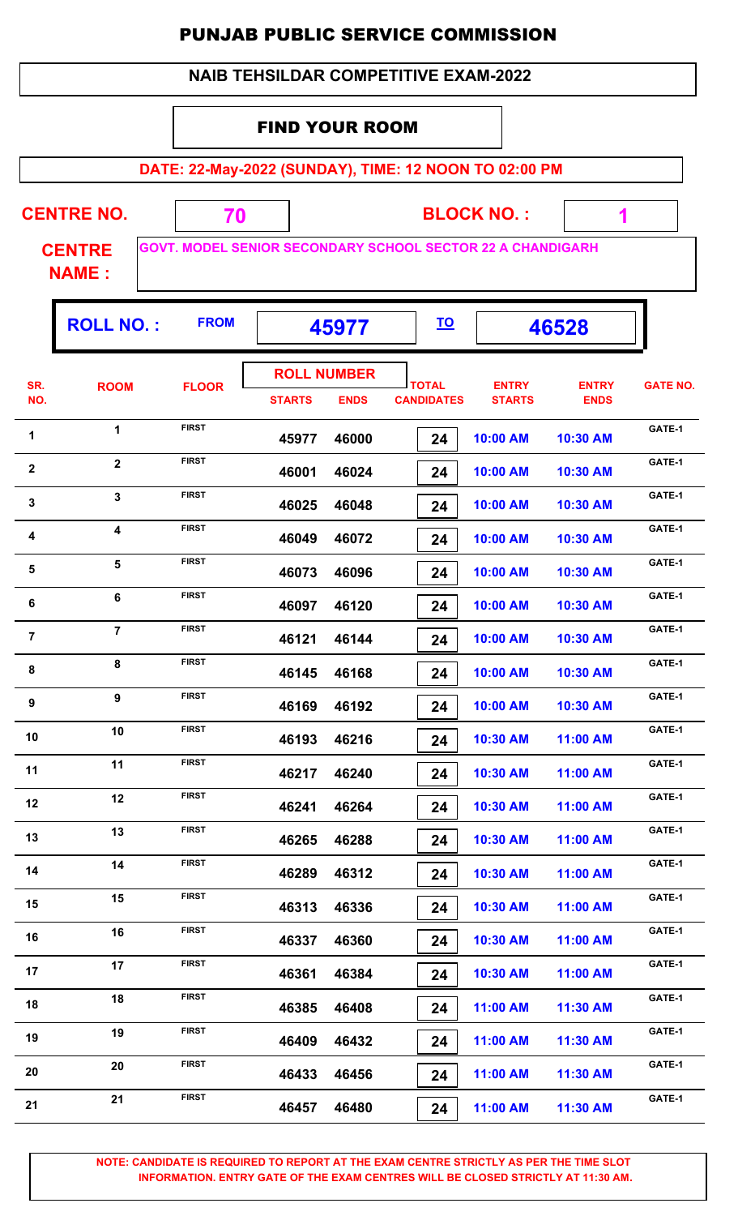# PUNJAB PUBLIC SERVICE COMMISSION

## NAIB TEHSILDAR COMPETITIVE EXAM-2022

### FIND YOUR ROOM

**DATE: 22-May-2022 (SUNDAY), TIME: 12 NOON TO 02:00 PM**

**CENTRE NO.** 70 **BLOCK NO. :** 1

**CENTRE NAME :** GOVT. MODEL SENIOR SECONDARY SCHOOL SECTOR 22 A CHANDIGARH

**ROLL NO. :** FROM 45977 TO 46528

| SR. NO. | ROOM | FLOOR | ROLL NUMBER STARTS | ROLL NUMBER ENDS | TOTAL CANDIDATES | ENTRY STARTS | ENTRY ENDS | GATE NO. |
|---|---|---|---|---|---|---|---|---|
| 1 | 1 | FIRST | 45977 | 46000 | 24 | 10:00 AM | 10:30 AM | GATE-1 |
| 2 | 2 | FIRST | 46001 | 46024 | 24 | 10:00 AM | 10:30 AM | GATE-1 |
| 3 | 3 | FIRST | 46025 | 46048 | 24 | 10:00 AM | 10:30 AM | GATE-1 |
| 4 | 4 | FIRST | 46049 | 46072 | 24 | 10:00 AM | 10:30 AM | GATE-1 |
| 5 | 5 | FIRST | 46073 | 46096 | 24 | 10:00 AM | 10:30 AM | GATE-1 |
| 6 | 6 | FIRST | 46097 | 46120 | 24 | 10:00 AM | 10:30 AM | GATE-1 |
| 7 | 7 | FIRST | 46121 | 46144 | 24 | 10:00 AM | 10:30 AM | GATE-1 |
| 8 | 8 | FIRST | 46145 | 46168 | 24 | 10:00 AM | 10:30 AM | GATE-1 |
| 9 | 9 | FIRST | 46169 | 46192 | 24 | 10:00 AM | 10:30 AM | GATE-1 |
| 10 | 10 | FIRST | 46193 | 46216 | 24 | 10:30 AM | 11:00 AM | GATE-1 |
| 11 | 11 | FIRST | 46217 | 46240 | 24 | 10:30 AM | 11:00 AM | GATE-1 |
| 12 | 12 | FIRST | 46241 | 46264 | 24 | 10:30 AM | 11:00 AM | GATE-1 |
| 13 | 13 | FIRST | 46265 | 46288 | 24 | 10:30 AM | 11:00 AM | GATE-1 |
| 14 | 14 | FIRST | 46289 | 46312 | 24 | 10:30 AM | 11:00 AM | GATE-1 |
| 15 | 15 | FIRST | 46313 | 46336 | 24 | 10:30 AM | 11:00 AM | GATE-1 |
| 16 | 16 | FIRST | 46337 | 46360 | 24 | 10:30 AM | 11:00 AM | GATE-1 |
| 17 | 17 | FIRST | 46361 | 46384 | 24 | 10:30 AM | 11:00 AM | GATE-1 |
| 18 | 18 | FIRST | 46385 | 46408 | 24 | 11:00 AM | 11:30 AM | GATE-1 |
| 19 | 19 | FIRST | 46409 | 46432 | 24 | 11:00 AM | 11:30 AM | GATE-1 |
| 20 | 20 | FIRST | 46433 | 46456 | 24 | 11:00 AM | 11:30 AM | GATE-1 |
| 21 | 21 | FIRST | 46457 | 46480 | 24 | 11:00 AM | 11:30 AM | GATE-1 |

**NOTE: CANDIDATE IS REQUIRED TO REPORT AT THE EXAM CENTRE STRICTLY AS PER THE TIME SLOT INFORMATION. ENTRY GATE OF THE EXAM CENTRES WILL BE CLOSED STRICTLY AT 11:30 AM.**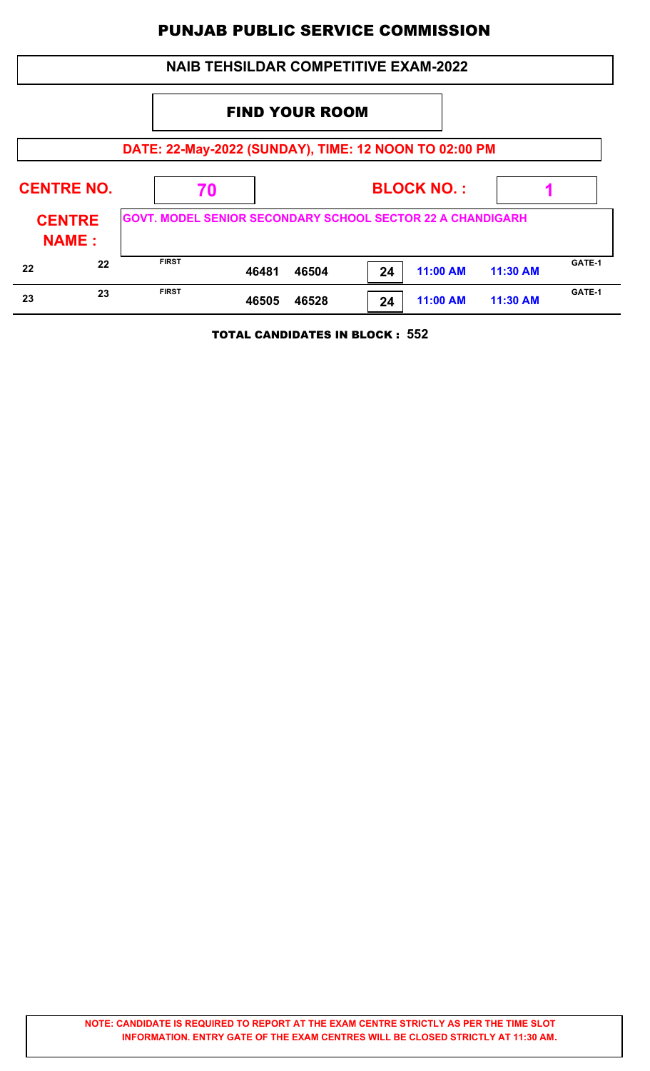# PUNJAB PUBLIC SERVICE COMMISSION

## NAIB TEHSILDAR COMPETITIVE EXAM-2022

### FIND YOUR ROOM

**DATE: 22-May-2022 (SUNDAY), TIME: 12 NOON TO 02:00 PM**

**CENTRE NO.** 70 **BLOCK NO. :** 1

**CENTRE NAME :** GOVT. MODEL SENIOR SECONDARY SCHOOL SECTOR 22 A CHANDIGARH

| | | | | | | | | |
|---|---|---|---|---|---|---|---|---|
| 22 | 22 | FIRST | 46481 | 46504 | 24 | 11:00 AM | 11:30 AM | GATE-1 |
| 23 | 23 | FIRST | 46505 | 46528 | 24 | 11:00 AM | 11:30 AM | GATE-1 |

**TOTAL CANDIDATES IN BLOCK : 552**

**NOTE: CANDIDATE IS REQUIRED TO REPORT AT THE EXAM CENTRE STRICTLY AS PER THE TIME SLOT INFORMATION. ENTRY GATE OF THE EXAM CENTRES WILL BE CLOSED STRICTLY AT 11:30 AM.**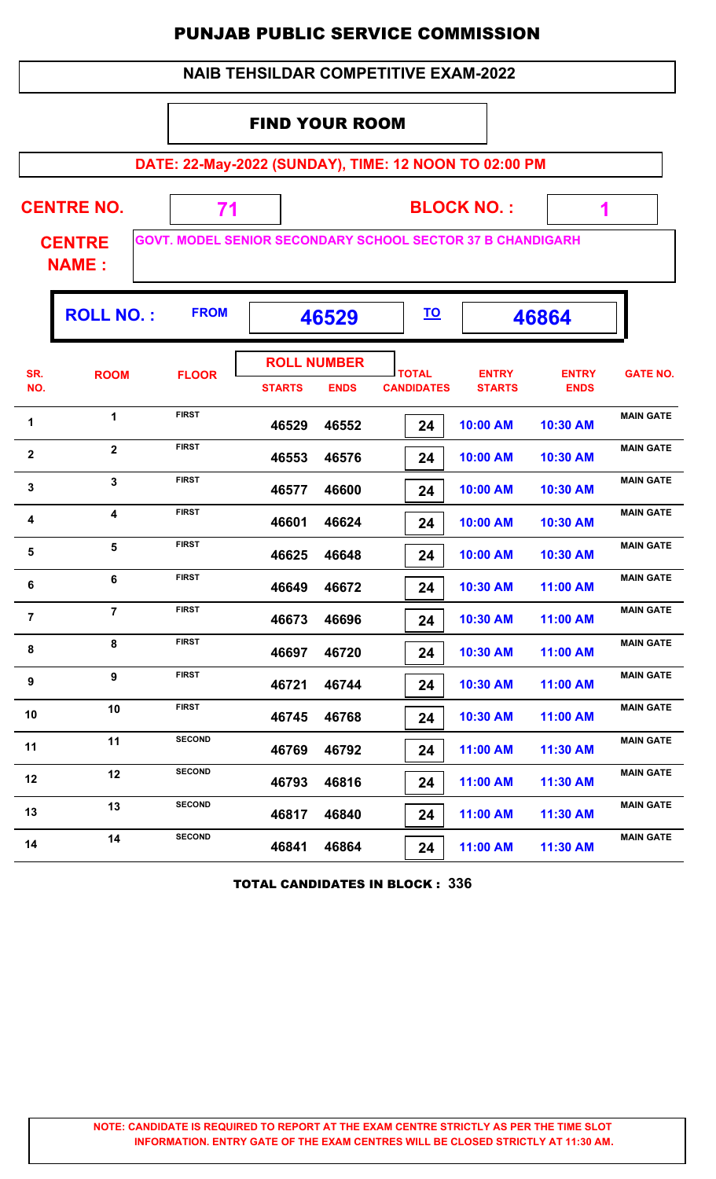# PUNJAB PUBLIC SERVICE COMMISSION

## NAIB TEHSILDAR COMPETITIVE EXAM-2022

### FIND YOUR ROOM

**DATE: 22-May-2022 (SUNDAY), TIME: 12 NOON TO 02:00 PM**

**CENTRE NO.** 71 **BLOCK NO. :** 1

**CENTRE NAME :** GOVT. MODEL SENIOR SECONDARY SCHOOL SECTOR 37 B CHANDIGARH

**ROLL NO. :** FROM **46529** TO **46864**

| SR. NO. | ROOM | FLOOR | ROLL NUMBER STARTS | ROLL NUMBER ENDS | TOTAL CANDIDATES | ENTRY STARTS | ENTRY ENDS | GATE NO. |
|---|---|---|---|---|---|---|---|---|
| 1 | 1 | FIRST | 46529 | 46552 | 24 | 10:00 AM | 10:30 AM | MAIN GATE |
| 2 | 2 | FIRST | 46553 | 46576 | 24 | 10:00 AM | 10:30 AM | MAIN GATE |
| 3 | 3 | FIRST | 46577 | 46600 | 24 | 10:00 AM | 10:30 AM | MAIN GATE |
| 4 | 4 | FIRST | 46601 | 46624 | 24 | 10:00 AM | 10:30 AM | MAIN GATE |
| 5 | 5 | FIRST | 46625 | 46648 | 24 | 10:00 AM | 10:30 AM | MAIN GATE |
| 6 | 6 | FIRST | 46649 | 46672 | 24 | 10:30 AM | 11:00 AM | MAIN GATE |
| 7 | 7 | FIRST | 46673 | 46696 | 24 | 10:30 AM | 11:00 AM | MAIN GATE |
| 8 | 8 | FIRST | 46697 | 46720 | 24 | 10:30 AM | 11:00 AM | MAIN GATE |
| 9 | 9 | FIRST | 46721 | 46744 | 24 | 10:30 AM | 11:00 AM | MAIN GATE |
| 10 | 10 | FIRST | 46745 | 46768 | 24 | 10:30 AM | 11:00 AM | MAIN GATE |
| 11 | 11 | SECOND | 46769 | 46792 | 24 | 11:00 AM | 11:30 AM | MAIN GATE |
| 12 | 12 | SECOND | 46793 | 46816 | 24 | 11:00 AM | 11:30 AM | MAIN GATE |
| 13 | 13 | SECOND | 46817 | 46840 | 24 | 11:00 AM | 11:30 AM | MAIN GATE |
| 14 | 14 | SECOND | 46841 | 46864 | 24 | 11:00 AM | 11:30 AM | MAIN GATE |

**TOTAL CANDIDATES IN BLOCK : 336**

**NOTE: CANDIDATE IS REQUIRED TO REPORT AT THE EXAM CENTRE STRICTLY AS PER THE TIME SLOT INFORMATION. ENTRY GATE OF THE EXAM CENTRES WILL BE CLOSED STRICTLY AT 11:30 AM.**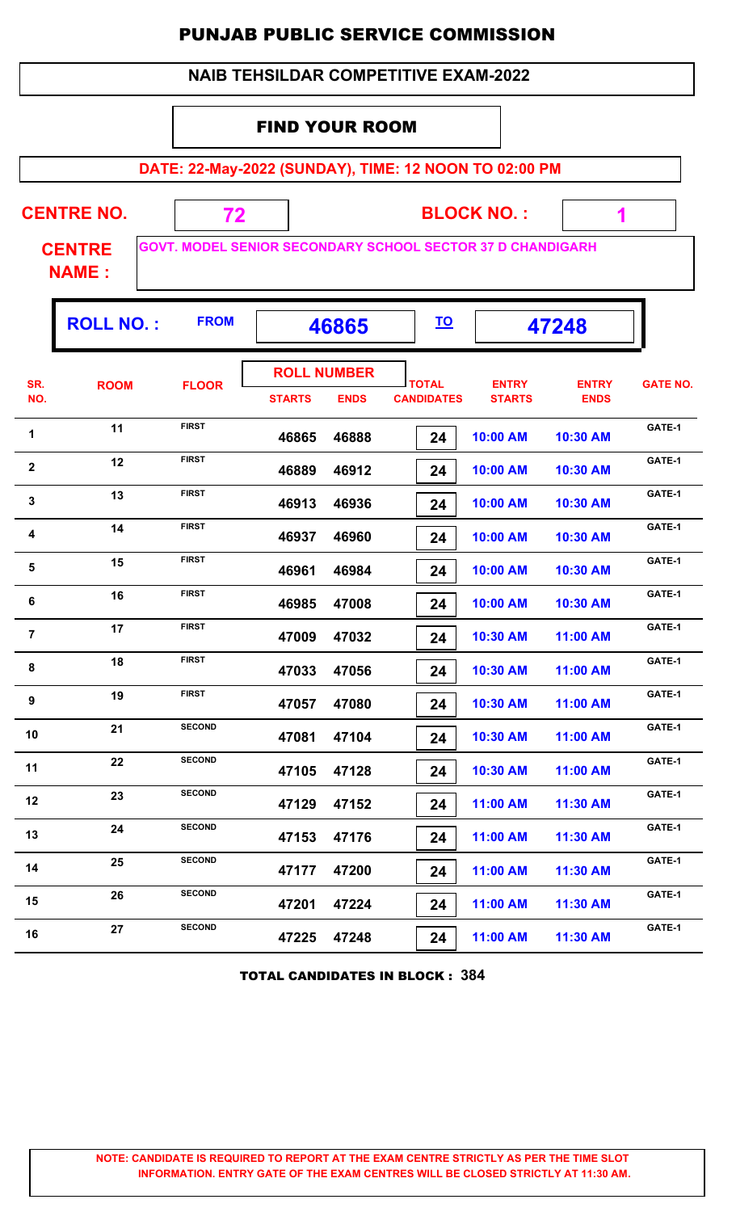# PUNJAB PUBLIC SERVICE COMMISSION

## NAIB TEHSILDAR COMPETITIVE EXAM-2022

### FIND YOUR ROOM

**DATE: 22-May-2022 (SUNDAY), TIME: 12 NOON TO 02:00 PM**

**CENTRE NO.** 72 **BLOCK NO. :** 1

**CENTRE NAME :** GOVT. MODEL SENIOR SECONDARY SCHOOL SECTOR 37 D CHANDIGARH

**ROLL NO. :** FROM 46865 TO 47248

| SR. NO. | ROOM | FLOOR | ROLL NUMBER STARTS | ROLL NUMBER ENDS | TOTAL CANDIDATES | ENTRY STARTS | ENTRY ENDS | GATE NO. |
|---|---|---|---|---|---|---|---|---|
| 1 | 11 | FIRST | 46865 | 46888 | 24 | 10:00 AM | 10:30 AM | GATE-1 |
| 2 | 12 | FIRST | 46889 | 46912 | 24 | 10:00 AM | 10:30 AM | GATE-1 |
| 3 | 13 | FIRST | 46913 | 46936 | 24 | 10:00 AM | 10:30 AM | GATE-1 |
| 4 | 14 | FIRST | 46937 | 46960 | 24 | 10:00 AM | 10:30 AM | GATE-1 |
| 5 | 15 | FIRST | 46961 | 46984 | 24 | 10:00 AM | 10:30 AM | GATE-1 |
| 6 | 16 | FIRST | 46985 | 47008 | 24 | 10:00 AM | 10:30 AM | GATE-1 |
| 7 | 17 | FIRST | 47009 | 47032 | 24 | 10:30 AM | 11:00 AM | GATE-1 |
| 8 | 18 | FIRST | 47033 | 47056 | 24 | 10:30 AM | 11:00 AM | GATE-1 |
| 9 | 19 | FIRST | 47057 | 47080 | 24 | 10:30 AM | 11:00 AM | GATE-1 |
| 10 | 21 | SECOND | 47081 | 47104 | 24 | 10:30 AM | 11:00 AM | GATE-1 |
| 11 | 22 | SECOND | 47105 | 47128 | 24 | 10:30 AM | 11:00 AM | GATE-1 |
| 12 | 23 | SECOND | 47129 | 47152 | 24 | 11:00 AM | 11:30 AM | GATE-1 |
| 13 | 24 | SECOND | 47153 | 47176 | 24 | 11:00 AM | 11:30 AM | GATE-1 |
| 14 | 25 | SECOND | 47177 | 47200 | 24 | 11:00 AM | 11:30 AM | GATE-1 |
| 15 | 26 | SECOND | 47201 | 47224 | 24 | 11:00 AM | 11:30 AM | GATE-1 |
| 16 | 27 | SECOND | 47225 | 47248 | 24 | 11:00 AM | 11:30 AM | GATE-1 |

**TOTAL CANDIDATES IN BLOCK : 384**

**NOTE: CANDIDATE IS REQUIRED TO REPORT AT THE EXAM CENTRE STRICTLY AS PER THE TIME SLOT INFORMATION. ENTRY GATE OF THE EXAM CENTRES WILL BE CLOSED STRICTLY AT 11:30 AM.**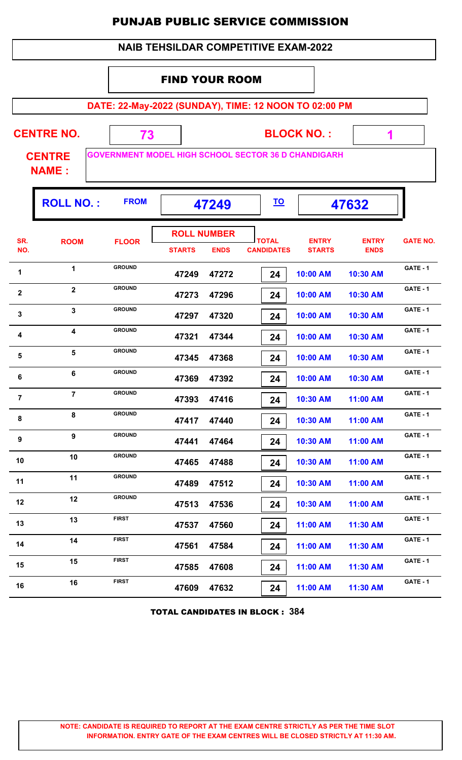# PUNJAB PUBLIC SERVICE COMMISSION

## NAIB TEHSILDAR COMPETITIVE EXAM-2022

### FIND YOUR ROOM

**DATE: 22-May-2022 (SUNDAY), TIME: 12 NOON TO 02:00 PM**

**CENTRE NO.** 73 **BLOCK NO. :** 1

**CENTRE NAME :** GOVERNMENT MODEL HIGH SCHOOL SECTOR 36 D CHANDIGARH

**ROLL NO. :** FROM 47249 TO 47632

| SR. NO. | ROOM | FLOOR | ROLL NUMBER STARTS | ROLL NUMBER ENDS | TOTAL CANDIDATES | ENTRY STARTS | ENTRY ENDS | GATE NO. |
|---|---|---|---|---|---|---|---|---|
| 1 | 1 | GROUND | 47249 | 47272 | 24 | 10:00 AM | 10:30 AM | GATE - 1 |
| 2 | 2 | GROUND | 47273 | 47296 | 24 | 10:00 AM | 10:30 AM | GATE - 1 |
| 3 | 3 | GROUND | 47297 | 47320 | 24 | 10:00 AM | 10:30 AM | GATE - 1 |
| 4 | 4 | GROUND | 47321 | 47344 | 24 | 10:00 AM | 10:30 AM | GATE - 1 |
| 5 | 5 | GROUND | 47345 | 47368 | 24 | 10:00 AM | 10:30 AM | GATE - 1 |
| 6 | 6 | GROUND | 47369 | 47392 | 24 | 10:00 AM | 10:30 AM | GATE - 1 |
| 7 | 7 | GROUND | 47393 | 47416 | 24 | 10:30 AM | 11:00 AM | GATE - 1 |
| 8 | 8 | GROUND | 47417 | 47440 | 24 | 10:30 AM | 11:00 AM | GATE - 1 |
| 9 | 9 | GROUND | 47441 | 47464 | 24 | 10:30 AM | 11:00 AM | GATE - 1 |
| 10 | 10 | GROUND | 47465 | 47488 | 24 | 10:30 AM | 11:00 AM | GATE - 1 |
| 11 | 11 | GROUND | 47489 | 47512 | 24 | 10:30 AM | 11:00 AM | GATE - 1 |
| 12 | 12 | GROUND | 47513 | 47536 | 24 | 10:30 AM | 11:00 AM | GATE - 1 |
| 13 | 13 | FIRST | 47537 | 47560 | 24 | 11:00 AM | 11:30 AM | GATE - 1 |
| 14 | 14 | FIRST | 47561 | 47584 | 24 | 11:00 AM | 11:30 AM | GATE - 1 |
| 15 | 15 | FIRST | 47585 | 47608 | 24 | 11:00 AM | 11:30 AM | GATE - 1 |
| 16 | 16 | FIRST | 47609 | 47632 | 24 | 11:00 AM | 11:30 AM | GATE - 1 |

**TOTAL CANDIDATES IN BLOCK : 384**

**NOTE: CANDIDATE IS REQUIRED TO REPORT AT THE EXAM CENTRE STRICTLY AS PER THE TIME SLOT INFORMATION. ENTRY GATE OF THE EXAM CENTRES WILL BE CLOSED STRICTLY AT 11:30 AM.**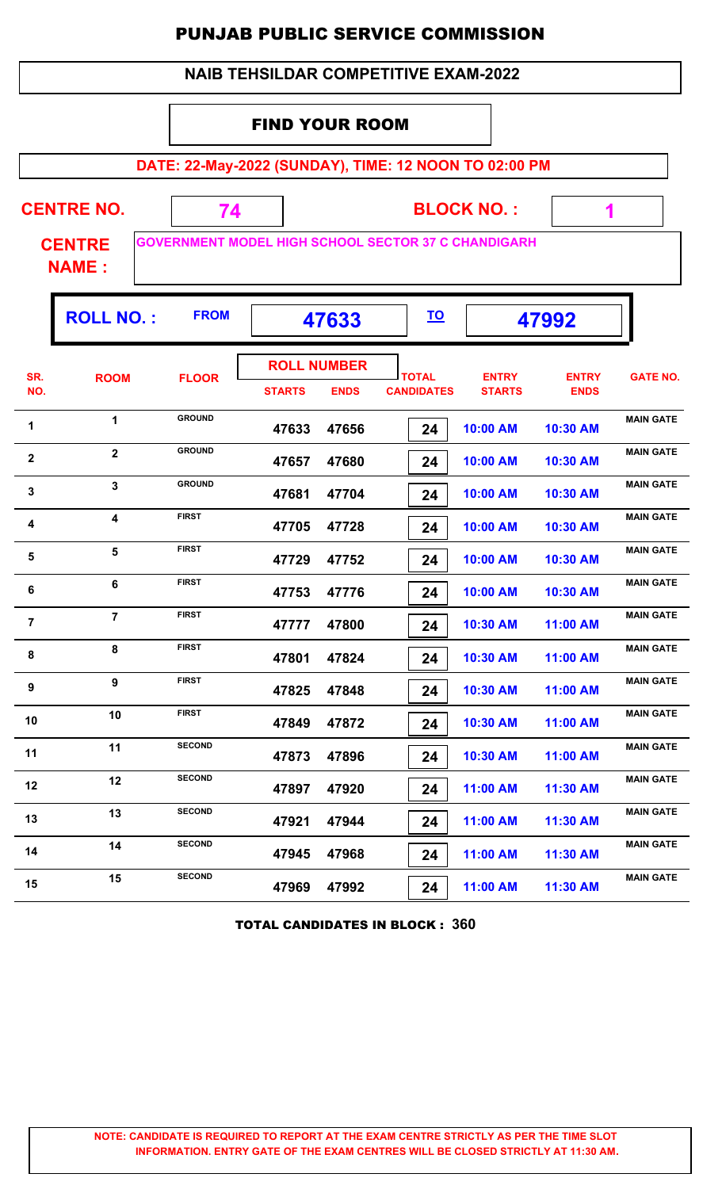# PUNJAB PUBLIC SERVICE COMMISSION

## NAIB TEHSILDAR COMPETITIVE EXAM-2022

### FIND YOUR ROOM

**DATE: 22-May-2022 (SUNDAY), TIME: 12 NOON TO 02:00 PM**

**CENTRE NO.** 74 **BLOCK NO. :** 1

**CENTRE NAME :** GOVERNMENT MODEL HIGH SCHOOL SECTOR 37 C CHANDIGARH

**ROLL NO. :** FROM 47633 TO 47992

| SR. NO. | ROOM | FLOOR | ROLL NUMBER STARTS | ROLL NUMBER ENDS | TOTAL CANDIDATES | ENTRY STARTS | ENTRY ENDS | GATE NO. |
|---|---|---|---|---|---|---|---|---|
| 1 | 1 | GROUND | 47633 | 47656 | 24 | 10:00 AM | 10:30 AM | MAIN GATE |
| 2 | 2 | GROUND | 47657 | 47680 | 24 | 10:00 AM | 10:30 AM | MAIN GATE |
| 3 | 3 | GROUND | 47681 | 47704 | 24 | 10:00 AM | 10:30 AM | MAIN GATE |
| 4 | 4 | FIRST | 47705 | 47728 | 24 | 10:00 AM | 10:30 AM | MAIN GATE |
| 5 | 5 | FIRST | 47729 | 47752 | 24 | 10:00 AM | 10:30 AM | MAIN GATE |
| 6 | 6 | FIRST | 47753 | 47776 | 24 | 10:00 AM | 10:30 AM | MAIN GATE |
| 7 | 7 | FIRST | 47777 | 47800 | 24 | 10:30 AM | 11:00 AM | MAIN GATE |
| 8 | 8 | FIRST | 47801 | 47824 | 24 | 10:30 AM | 11:00 AM | MAIN GATE |
| 9 | 9 | FIRST | 47825 | 47848 | 24 | 10:30 AM | 11:00 AM | MAIN GATE |
| 10 | 10 | FIRST | 47849 | 47872 | 24 | 10:30 AM | 11:00 AM | MAIN GATE |
| 11 | 11 | SECOND | 47873 | 47896 | 24 | 10:30 AM | 11:00 AM | MAIN GATE |
| 12 | 12 | SECOND | 47897 | 47920 | 24 | 11:00 AM | 11:30 AM | MAIN GATE |
| 13 | 13 | SECOND | 47921 | 47944 | 24 | 11:00 AM | 11:30 AM | MAIN GATE |
| 14 | 14 | SECOND | 47945 | 47968 | 24 | 11:00 AM | 11:30 AM | MAIN GATE |
| 15 | 15 | SECOND | 47969 | 47992 | 24 | 11:00 AM | 11:30 AM | MAIN GATE |

**TOTAL CANDIDATES IN BLOCK : 360**

**NOTE: CANDIDATE IS REQUIRED TO REPORT AT THE EXAM CENTRE STRICTLY AS PER THE TIME SLOT INFORMATION. ENTRY GATE OF THE EXAM CENTRES WILL BE CLOSED STRICTLY AT 11:30 AM.**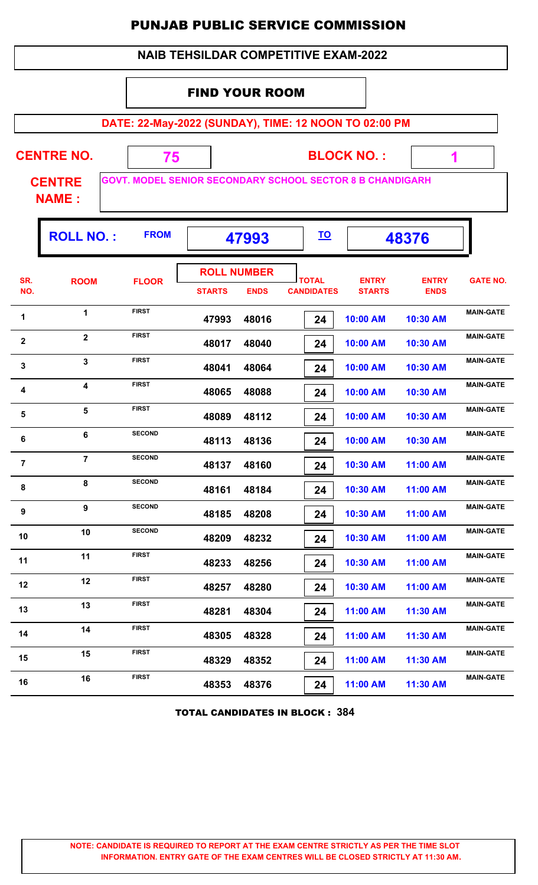# PUNJAB PUBLIC SERVICE COMMISSION

## NAIB TEHSILDAR COMPETITIVE EXAM-2022

### FIND YOUR ROOM

**DATE: 22-May-2022 (SUNDAY), TIME: 12 NOON TO 02:00 PM**

**CENTRE NO.** 75 **BLOCK NO. :** 1

**CENTRE NAME :** GOVT. MODEL SENIOR SECONDARY SCHOOL SECTOR 8 B CHANDIGARH

**ROLL NO. :** FROM 47993 TO 48376

| SR. NO. | ROOM | FLOOR | ROLL NUMBER STARTS | ROLL NUMBER ENDS | TOTAL CANDIDATES | ENTRY STARTS | ENTRY ENDS | GATE NO. |
|---|---|---|---|---|---|---|---|---|
| 1 | 1 | FIRST | 47993 | 48016 | 24 | 10:00 AM | 10:30 AM | MAIN-GATE |
| 2 | 2 | FIRST | 48017 | 48040 | 24 | 10:00 AM | 10:30 AM | MAIN-GATE |
| 3 | 3 | FIRST | 48041 | 48064 | 24 | 10:00 AM | 10:30 AM | MAIN-GATE |
| 4 | 4 | FIRST | 48065 | 48088 | 24 | 10:00 AM | 10:30 AM | MAIN-GATE |
| 5 | 5 | FIRST | 48089 | 48112 | 24 | 10:00 AM | 10:30 AM | MAIN-GATE |
| 6 | 6 | SECOND | 48113 | 48136 | 24 | 10:00 AM | 10:30 AM | MAIN-GATE |
| 7 | 7 | SECOND | 48137 | 48160 | 24 | 10:30 AM | 11:00 AM | MAIN-GATE |
| 8 | 8 | SECOND | 48161 | 48184 | 24 | 10:30 AM | 11:00 AM | MAIN-GATE |
| 9 | 9 | SECOND | 48185 | 48208 | 24 | 10:30 AM | 11:00 AM | MAIN-GATE |
| 10 | 10 | SECOND | 48209 | 48232 | 24 | 10:30 AM | 11:00 AM | MAIN-GATE |
| 11 | 11 | FIRST | 48233 | 48256 | 24 | 10:30 AM | 11:00 AM | MAIN-GATE |
| 12 | 12 | FIRST | 48257 | 48280 | 24 | 10:30 AM | 11:00 AM | MAIN-GATE |
| 13 | 13 | FIRST | 48281 | 48304 | 24 | 11:00 AM | 11:30 AM | MAIN-GATE |
| 14 | 14 | FIRST | 48305 | 48328 | 24 | 11:00 AM | 11:30 AM | MAIN-GATE |
| 15 | 15 | FIRST | 48329 | 48352 | 24 | 11:00 AM | 11:30 AM | MAIN-GATE |
| 16 | 16 | FIRST | 48353 | 48376 | 24 | 11:00 AM | 11:30 AM | MAIN-GATE |

**TOTAL CANDIDATES IN BLOCK : 384**

**NOTE: CANDIDATE IS REQUIRED TO REPORT AT THE EXAM CENTRE STRICTLY AS PER THE TIME SLOT INFORMATION. ENTRY GATE OF THE EXAM CENTRES WILL BE CLOSED STRICTLY AT 11:30 AM.**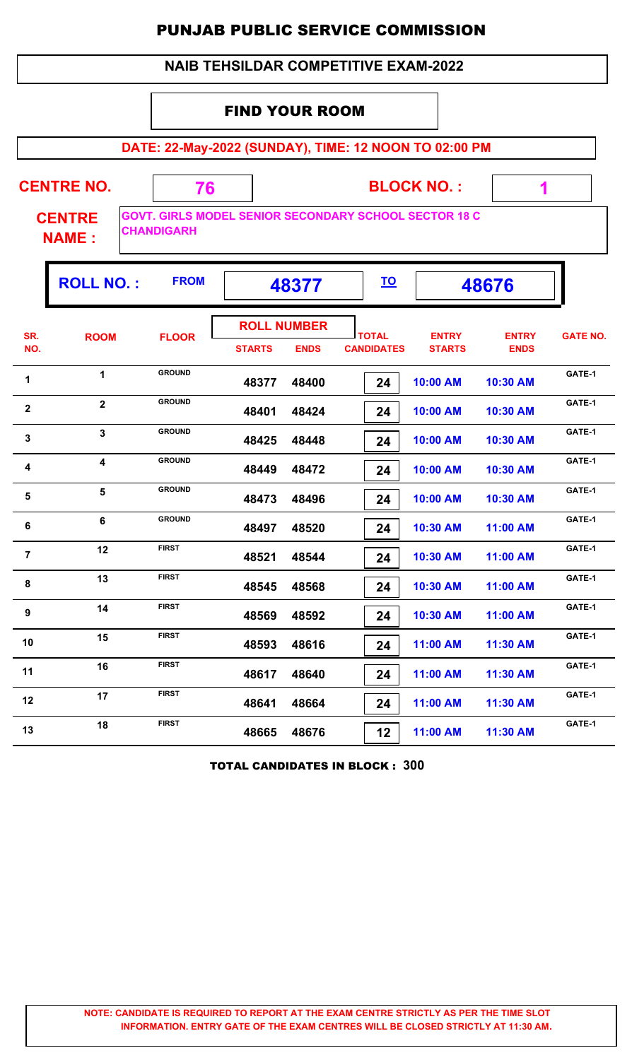# PUNJAB PUBLIC SERVICE COMMISSION

## NAIB TEHSILDAR COMPETITIVE EXAM-2022

### FIND YOUR ROOM

**DATE: 22-May-2022 (SUNDAY), TIME: 12 NOON TO 02:00 PM**

**CENTRE NO.** 76 **BLOCK NO. :** 1

**CENTRE NAME :** GOVT. GIRLS MODEL SENIOR SECONDARY SCHOOL SECTOR 18 C CHANDIGARH

**ROLL NO. :** FROM **48377** TO **48676**

| SR. NO. | ROOM | FLOOR | ROLL NUMBER STARTS | ROLL NUMBER ENDS | TOTAL CANDIDATES | ENTRY STARTS | ENTRY ENDS | GATE NO. |
|---|---|---|---|---|---|---|---|---|
| 1 | 1 | GROUND | 48377 | 48400 | 24 | 10:00 AM | 10:30 AM | GATE-1 |
| 2 | 2 | GROUND | 48401 | 48424 | 24 | 10:00 AM | 10:30 AM | GATE-1 |
| 3 | 3 | GROUND | 48425 | 48448 | 24 | 10:00 AM | 10:30 AM | GATE-1 |
| 4 | 4 | GROUND | 48449 | 48472 | 24 | 10:00 AM | 10:30 AM | GATE-1 |
| 5 | 5 | GROUND | 48473 | 48496 | 24 | 10:00 AM | 10:30 AM | GATE-1 |
| 6 | 6 | GROUND | 48497 | 48520 | 24 | 10:30 AM | 11:00 AM | GATE-1 |
| 7 | 12 | FIRST | 48521 | 48544 | 24 | 10:30 AM | 11:00 AM | GATE-1 |
| 8 | 13 | FIRST | 48545 | 48568 | 24 | 10:30 AM | 11:00 AM | GATE-1 |
| 9 | 14 | FIRST | 48569 | 48592 | 24 | 10:30 AM | 11:00 AM | GATE-1 |
| 10 | 15 | FIRST | 48593 | 48616 | 24 | 11:00 AM | 11:30 AM | GATE-1 |
| 11 | 16 | FIRST | 48617 | 48640 | 24 | 11:00 AM | 11:30 AM | GATE-1 |
| 12 | 17 | FIRST | 48641 | 48664 | 24 | 11:00 AM | 11:30 AM | GATE-1 |
| 13 | 18 | FIRST | 48665 | 48676 | 12 | 11:00 AM | 11:30 AM | GATE-1 |

**TOTAL CANDIDATES IN BLOCK : 300**

**NOTE: CANDIDATE IS REQUIRED TO REPORT AT THE EXAM CENTRE STRICTLY AS PER THE TIME SLOT INFORMATION. ENTRY GATE OF THE EXAM CENTRES WILL BE CLOSED STRICTLY AT 11:30 AM.**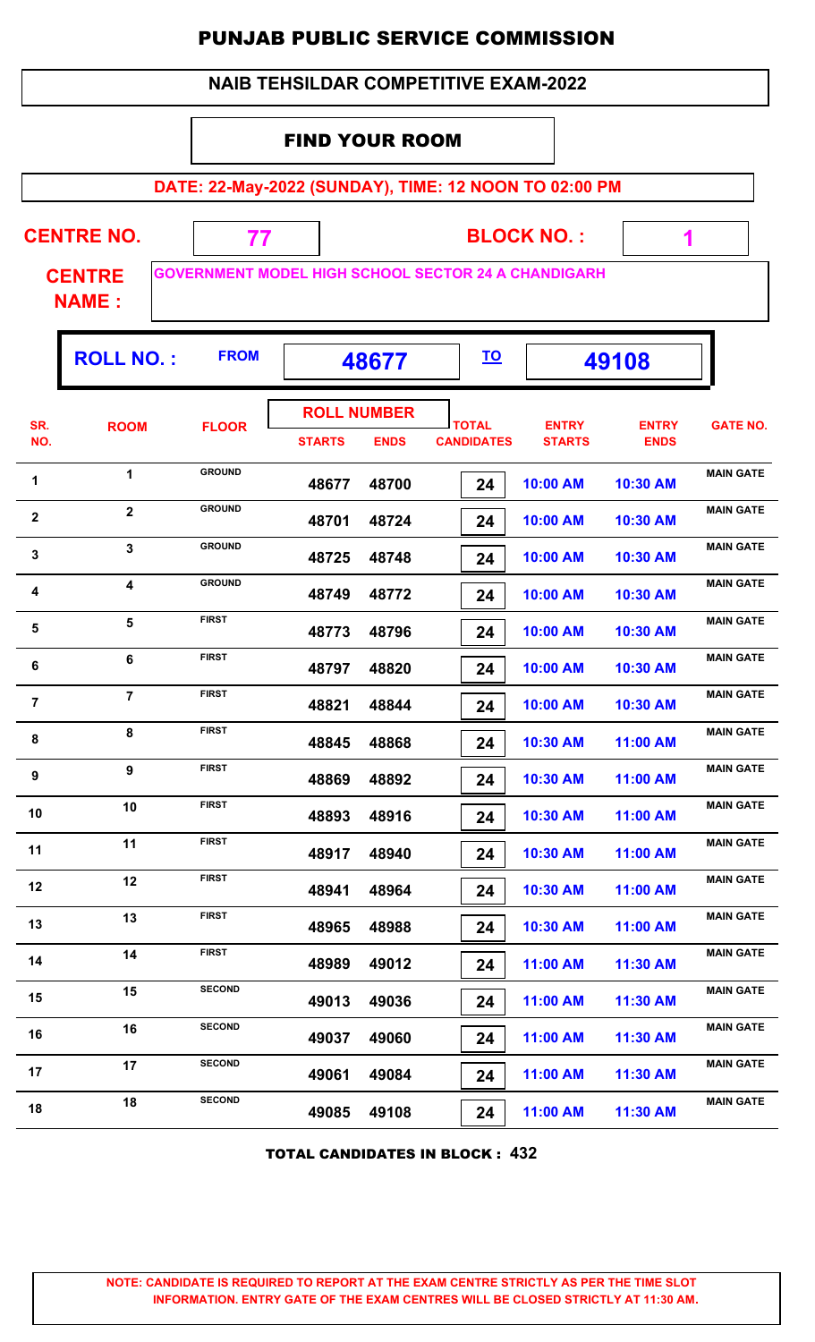# PUNJAB PUBLIC SERVICE COMMISSION

## NAIB TEHSILDAR COMPETITIVE EXAM-2022

### FIND YOUR ROOM

**DATE: 22-May-2022 (SUNDAY), TIME: 12 NOON TO 02:00 PM**

**CENTRE NO.** 77 **BLOCK NO. :** 1

**CENTRE NAME :** GOVERNMENT MODEL HIGH SCHOOL SECTOR 24 A CHANDIGARH

**ROLL NO. :** FROM 48677 TO 49108

| SR. NO. | ROOM | FLOOR | ROLL NUMBER STARTS | ROLL NUMBER ENDS | TOTAL CANDIDATES | ENTRY STARTS | ENTRY ENDS | GATE NO. |
|---|---|---|---|---|---|---|---|---|
| 1 | 1 | GROUND | 48677 | 48700 | 24 | 10:00 AM | 10:30 AM | MAIN GATE |
| 2 | 2 | GROUND | 48701 | 48724 | 24 | 10:00 AM | 10:30 AM | MAIN GATE |
| 3 | 3 | GROUND | 48725 | 48748 | 24 | 10:00 AM | 10:30 AM | MAIN GATE |
| 4 | 4 | GROUND | 48749 | 48772 | 24 | 10:00 AM | 10:30 AM | MAIN GATE |
| 5 | 5 | FIRST | 48773 | 48796 | 24 | 10:00 AM | 10:30 AM | MAIN GATE |
| 6 | 6 | FIRST | 48797 | 48820 | 24 | 10:00 AM | 10:30 AM | MAIN GATE |
| 7 | 7 | FIRST | 48821 | 48844 | 24 | 10:00 AM | 10:30 AM | MAIN GATE |
| 8 | 8 | FIRST | 48845 | 48868 | 24 | 10:30 AM | 11:00 AM | MAIN GATE |
| 9 | 9 | FIRST | 48869 | 48892 | 24 | 10:30 AM | 11:00 AM | MAIN GATE |
| 10 | 10 | FIRST | 48893 | 48916 | 24 | 10:30 AM | 11:00 AM | MAIN GATE |
| 11 | 11 | FIRST | 48917 | 48940 | 24 | 10:30 AM | 11:00 AM | MAIN GATE |
| 12 | 12 | FIRST | 48941 | 48964 | 24 | 10:30 AM | 11:00 AM | MAIN GATE |
| 13 | 13 | FIRST | 48965 | 48988 | 24 | 10:30 AM | 11:00 AM | MAIN GATE |
| 14 | 14 | FIRST | 48989 | 49012 | 24 | 11:00 AM | 11:30 AM | MAIN GATE |
| 15 | 15 | SECOND | 49013 | 49036 | 24 | 11:00 AM | 11:30 AM | MAIN GATE |
| 16 | 16 | SECOND | 49037 | 49060 | 24 | 11:00 AM | 11:30 AM | MAIN GATE |
| 17 | 17 | SECOND | 49061 | 49084 | 24 | 11:00 AM | 11:30 AM | MAIN GATE |
| 18 | 18 | SECOND | 49085 | 49108 | 24 | 11:00 AM | 11:30 AM | MAIN GATE |

**TOTAL CANDIDATES IN BLOCK : 432**

**NOTE: CANDIDATE IS REQUIRED TO REPORT AT THE EXAM CENTRE STRICTLY AS PER THE TIME SLOT INFORMATION. ENTRY GATE OF THE EXAM CENTRES WILL BE CLOSED STRICTLY AT 11:30 AM.**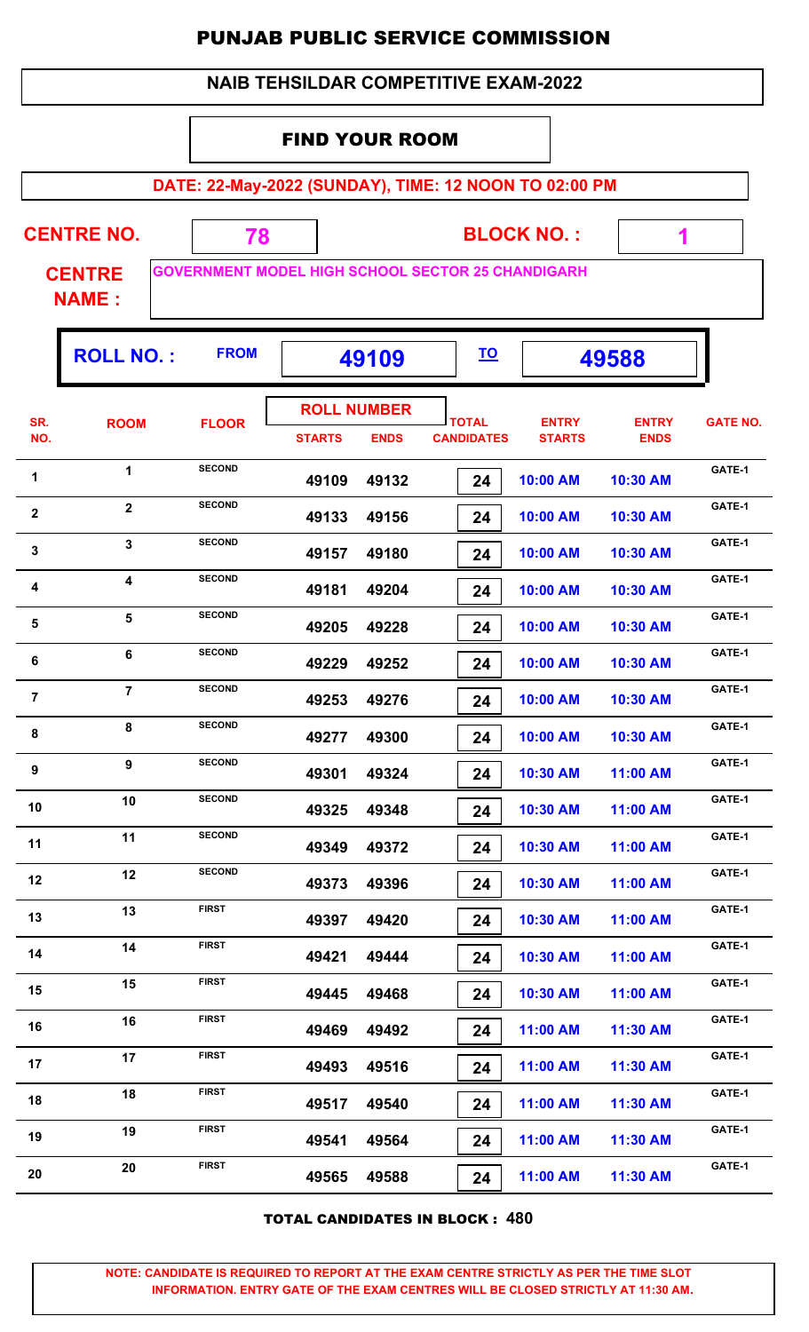# PUNJAB PUBLIC SERVICE COMMISSION

## NAIB TEHSILDAR COMPETITIVE EXAM-2022

### FIND YOUR ROOM

**DATE: 22-May-2022 (SUNDAY), TIME: 12 NOON TO 02:00 PM**

**CENTRE NO.** 78 **BLOCK NO. :** 1

**CENTRE NAME :** GOVERNMENT MODEL HIGH SCHOOL SECTOR 25 CHANDIGARH

**ROLL NO. :** FROM 49109 TO 49588

| SR. NO. | ROOM | FLOOR | ROLL NUMBER STARTS | ROLL NUMBER ENDS | TOTAL CANDIDATES | ENTRY STARTS | ENTRY ENDS | GATE NO. |
|---|---|---|---|---|---|---|---|---|
| 1 | 1 | SECOND | 49109 | 49132 | 24 | 10:00 AM | 10:30 AM | GATE-1 |
| 2 | 2 | SECOND | 49133 | 49156 | 24 | 10:00 AM | 10:30 AM | GATE-1 |
| 3 | 3 | SECOND | 49157 | 49180 | 24 | 10:00 AM | 10:30 AM | GATE-1 |
| 4 | 4 | SECOND | 49181 | 49204 | 24 | 10:00 AM | 10:30 AM | GATE-1 |
| 5 | 5 | SECOND | 49205 | 49228 | 24 | 10:00 AM | 10:30 AM | GATE-1 |
| 6 | 6 | SECOND | 49229 | 49252 | 24 | 10:00 AM | 10:30 AM | GATE-1 |
| 7 | 7 | SECOND | 49253 | 49276 | 24 | 10:00 AM | 10:30 AM | GATE-1 |
| 8 | 8 | SECOND | 49277 | 49300 | 24 | 10:00 AM | 10:30 AM | GATE-1 |
| 9 | 9 | SECOND | 49301 | 49324 | 24 | 10:30 AM | 11:00 AM | GATE-1 |
| 10 | 10 | SECOND | 49325 | 49348 | 24 | 10:30 AM | 11:00 AM | GATE-1 |
| 11 | 11 | SECOND | 49349 | 49372 | 24 | 10:30 AM | 11:00 AM | GATE-1 |
| 12 | 12 | SECOND | 49373 | 49396 | 24 | 10:30 AM | 11:00 AM | GATE-1 |
| 13 | 13 | FIRST | 49397 | 49420 | 24 | 10:30 AM | 11:00 AM | GATE-1 |
| 14 | 14 | FIRST | 49421 | 49444 | 24 | 10:30 AM | 11:00 AM | GATE-1 |
| 15 | 15 | FIRST | 49445 | 49468 | 24 | 10:30 AM | 11:00 AM | GATE-1 |
| 16 | 16 | FIRST | 49469 | 49492 | 24 | 11:00 AM | 11:30 AM | GATE-1 |
| 17 | 17 | FIRST | 49493 | 49516 | 24 | 11:00 AM | 11:30 AM | GATE-1 |
| 18 | 18 | FIRST | 49517 | 49540 | 24 | 11:00 AM | 11:30 AM | GATE-1 |
| 19 | 19 | FIRST | 49541 | 49564 | 24 | 11:00 AM | 11:30 AM | GATE-1 |
| 20 | 20 | FIRST | 49565 | 49588 | 24 | 11:00 AM | 11:30 AM | GATE-1 |

**TOTAL CANDIDATES IN BLOCK : 480**

**NOTE: CANDIDATE IS REQUIRED TO REPORT AT THE EXAM CENTRE STRICTLY AS PER THE TIME SLOT INFORMATION. ENTRY GATE OF THE EXAM CENTRES WILL BE CLOSED STRICTLY AT 11:30 AM.**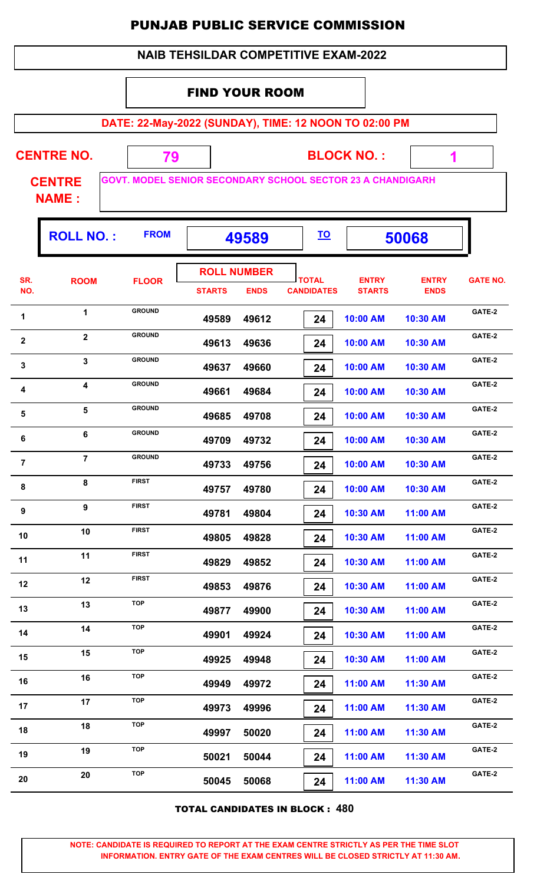# PUNJAB PUBLIC SERVICE COMMISSION

## NAIB TEHSILDAR COMPETITIVE EXAM-2022

### FIND YOUR ROOM

**DATE: 22-May-2022 (SUNDAY), TIME: 12 NOON TO 02:00 PM**

**CENTRE NO.** 79 **BLOCK NO. :** 1

**CENTRE NAME :** GOVT. MODEL SENIOR SECONDARY SCHOOL SECTOR 23 A CHANDIGARH

**ROLL NO. :** FROM 49589 TO 50068

| SR. NO. | ROOM | FLOOR | ROLL NUMBER STARTS | ROLL NUMBER ENDS | TOTAL CANDIDATES | ENTRY STARTS | ENTRY ENDS | GATE NO. |
|---|---|---|---|---|---|---|---|---|
| 1 | 1 | GROUND | 49589 | 49612 | 24 | 10:00 AM | 10:30 AM | GATE-2 |
| 2 | 2 | GROUND | 49613 | 49636 | 24 | 10:00 AM | 10:30 AM | GATE-2 |
| 3 | 3 | GROUND | 49637 | 49660 | 24 | 10:00 AM | 10:30 AM | GATE-2 |
| 4 | 4 | GROUND | 49661 | 49684 | 24 | 10:00 AM | 10:30 AM | GATE-2 |
| 5 | 5 | GROUND | 49685 | 49708 | 24 | 10:00 AM | 10:30 AM | GATE-2 |
| 6 | 6 | GROUND | 49709 | 49732 | 24 | 10:00 AM | 10:30 AM | GATE-2 |
| 7 | 7 | GROUND | 49733 | 49756 | 24 | 10:00 AM | 10:30 AM | GATE-2 |
| 8 | 8 | FIRST | 49757 | 49780 | 24 | 10:00 AM | 10:30 AM | GATE-2 |
| 9 | 9 | FIRST | 49781 | 49804 | 24 | 10:30 AM | 11:00 AM | GATE-2 |
| 10 | 10 | FIRST | 49805 | 49828 | 24 | 10:30 AM | 11:00 AM | GATE-2 |
| 11 | 11 | FIRST | 49829 | 49852 | 24 | 10:30 AM | 11:00 AM | GATE-2 |
| 12 | 12 | FIRST | 49853 | 49876 | 24 | 10:30 AM | 11:00 AM | GATE-2 |
| 13 | 13 | TOP | 49877 | 49900 | 24 | 10:30 AM | 11:00 AM | GATE-2 |
| 14 | 14 | TOP | 49901 | 49924 | 24 | 10:30 AM | 11:00 AM | GATE-2 |
| 15 | 15 | TOP | 49925 | 49948 | 24 | 10:30 AM | 11:00 AM | GATE-2 |
| 16 | 16 | TOP | 49949 | 49972 | 24 | 11:00 AM | 11:30 AM | GATE-2 |
| 17 | 17 | TOP | 49973 | 49996 | 24 | 11:00 AM | 11:30 AM | GATE-2 |
| 18 | 18 | TOP | 49997 | 50020 | 24 | 11:00 AM | 11:30 AM | GATE-2 |
| 19 | 19 | TOP | 50021 | 50044 | 24 | 11:00 AM | 11:30 AM | GATE-2 |
| 20 | 20 | TOP | 50045 | 50068 | 24 | 11:00 AM | 11:30 AM | GATE-2 |

**TOTAL CANDIDATES IN BLOCK : 480**

**NOTE: CANDIDATE IS REQUIRED TO REPORT AT THE EXAM CENTRE STRICTLY AS PER THE TIME SLOT INFORMATION. ENTRY GATE OF THE EXAM CENTRES WILL BE CLOSED STRICTLY AT 11:30 AM.**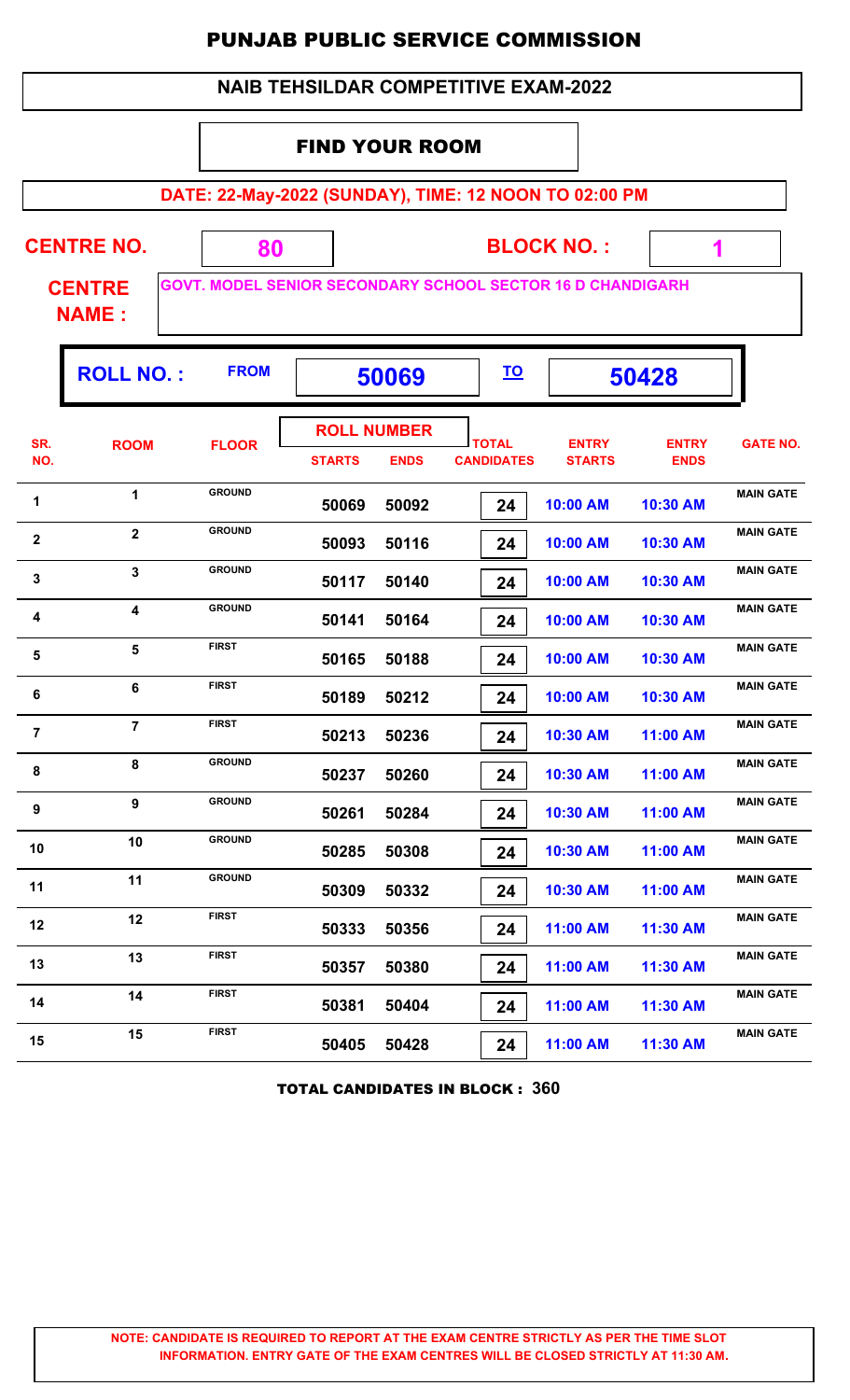# PUNJAB PUBLIC SERVICE COMMISSION

## NAIB TEHSILDAR COMPETITIVE EXAM-2022

### FIND YOUR ROOM

**DATE: 22-May-2022 (SUNDAY), TIME: 12 NOON TO 02:00 PM**

**CENTRE NO.** 80 **BLOCK NO. :** 1

**CENTRE NAME :** GOVT. MODEL SENIOR SECONDARY SCHOOL SECTOR 16 D CHANDIGARH

**ROLL NO. :** FROM 50069 TO 50428

| SR. NO. | ROOM | FLOOR | ROLL NUMBER STARTS | ROLL NUMBER ENDS | TOTAL CANDIDATES | ENTRY STARTS | ENTRY ENDS | GATE NO. |
|---|---|---|---|---|---|---|---|---|
| 1 | 1 | GROUND | 50069 | 50092 | 24 | 10:00 AM | 10:30 AM | MAIN GATE |
| 2 | 2 | GROUND | 50093 | 50116 | 24 | 10:00 AM | 10:30 AM | MAIN GATE |
| 3 | 3 | GROUND | 50117 | 50140 | 24 | 10:00 AM | 10:30 AM | MAIN GATE |
| 4 | 4 | GROUND | 50141 | 50164 | 24 | 10:00 AM | 10:30 AM | MAIN GATE |
| 5 | 5 | FIRST | 50165 | 50188 | 24 | 10:00 AM | 10:30 AM | MAIN GATE |
| 6 | 6 | FIRST | 50189 | 50212 | 24 | 10:00 AM | 10:30 AM | MAIN GATE |
| 7 | 7 | FIRST | 50213 | 50236 | 24 | 10:30 AM | 11:00 AM | MAIN GATE |
| 8 | 8 | GROUND | 50237 | 50260 | 24 | 10:30 AM | 11:00 AM | MAIN GATE |
| 9 | 9 | GROUND | 50261 | 50284 | 24 | 10:30 AM | 11:00 AM | MAIN GATE |
| 10 | 10 | GROUND | 50285 | 50308 | 24 | 10:30 AM | 11:00 AM | MAIN GATE |
| 11 | 11 | GROUND | 50309 | 50332 | 24 | 10:30 AM | 11:00 AM | MAIN GATE |
| 12 | 12 | FIRST | 50333 | 50356 | 24 | 11:00 AM | 11:30 AM | MAIN GATE |
| 13 | 13 | FIRST | 50357 | 50380 | 24 | 11:00 AM | 11:30 AM | MAIN GATE |
| 14 | 14 | FIRST | 50381 | 50404 | 24 | 11:00 AM | 11:30 AM | MAIN GATE |
| 15 | 15 | FIRST | 50405 | 50428 | 24 | 11:00 AM | 11:30 AM | MAIN GATE |

**TOTAL CANDIDATES IN BLOCK : 360**

**NOTE: CANDIDATE IS REQUIRED TO REPORT AT THE EXAM CENTRE STRICTLY AS PER THE TIME SLOT INFORMATION. ENTRY GATE OF THE EXAM CENTRES WILL BE CLOSED STRICTLY AT 11:30 AM.**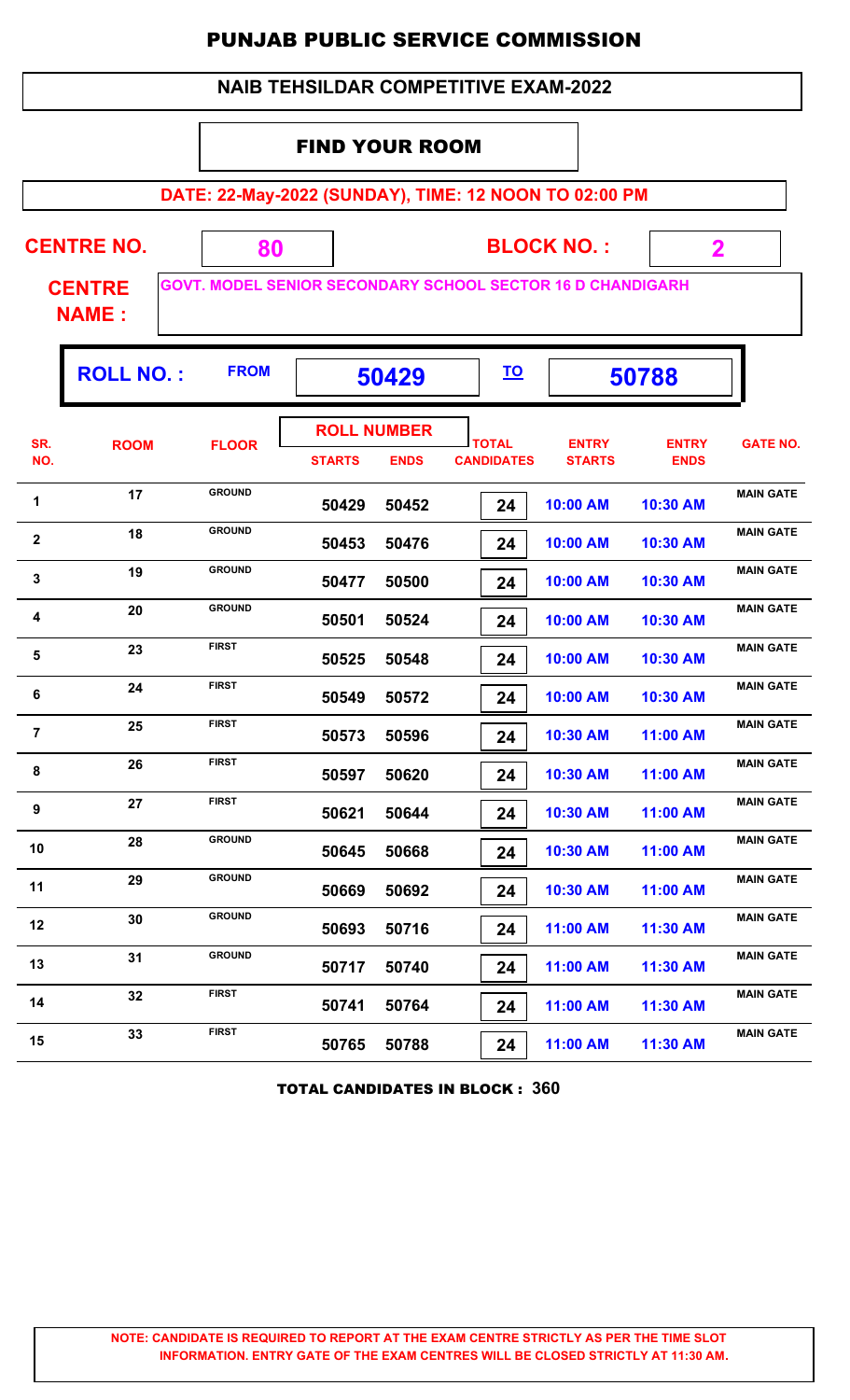# PUNJAB PUBLIC SERVICE COMMISSION

## NAIB TEHSILDAR COMPETITIVE EXAM-2022

### FIND YOUR ROOM

**DATE: 22-May-2022 (SUNDAY), TIME: 12 NOON TO 02:00 PM**

**CENTRE NO.** 80 **BLOCK NO. :** 2

**CENTRE NAME :** GOVT. MODEL SENIOR SECONDARY SCHOOL SECTOR 16 D CHANDIGARH

**ROLL NO. :** FROM **50429** TO **50788**

| SR. NO. | ROOM | FLOOR | ROLL NUMBER STARTS | ROLL NUMBER ENDS | TOTAL CANDIDATES | ENTRY STARTS | ENTRY ENDS | GATE NO. |
|---|---|---|---|---|---|---|---|---|
| 1 | 17 | GROUND | 50429 | 50452 | 24 | 10:00 AM | 10:30 AM | MAIN GATE |
| 2 | 18 | GROUND | 50453 | 50476 | 24 | 10:00 AM | 10:30 AM | MAIN GATE |
| 3 | 19 | GROUND | 50477 | 50500 | 24 | 10:00 AM | 10:30 AM | MAIN GATE |
| 4 | 20 | GROUND | 50501 | 50524 | 24 | 10:00 AM | 10:30 AM | MAIN GATE |
| 5 | 23 | FIRST | 50525 | 50548 | 24 | 10:00 AM | 10:30 AM | MAIN GATE |
| 6 | 24 | FIRST | 50549 | 50572 | 24 | 10:00 AM | 10:30 AM | MAIN GATE |
| 7 | 25 | FIRST | 50573 | 50596 | 24 | 10:30 AM | 11:00 AM | MAIN GATE |
| 8 | 26 | FIRST | 50597 | 50620 | 24 | 10:30 AM | 11:00 AM | MAIN GATE |
| 9 | 27 | FIRST | 50621 | 50644 | 24 | 10:30 AM | 11:00 AM | MAIN GATE |
| 10 | 28 | GROUND | 50645 | 50668 | 24 | 10:30 AM | 11:00 AM | MAIN GATE |
| 11 | 29 | GROUND | 50669 | 50692 | 24 | 10:30 AM | 11:00 AM | MAIN GATE |
| 12 | 30 | GROUND | 50693 | 50716 | 24 | 11:00 AM | 11:30 AM | MAIN GATE |
| 13 | 31 | GROUND | 50717 | 50740 | 24 | 11:00 AM | 11:30 AM | MAIN GATE |
| 14 | 32 | FIRST | 50741 | 50764 | 24 | 11:00 AM | 11:30 AM | MAIN GATE |
| 15 | 33 | FIRST | 50765 | 50788 | 24 | 11:00 AM | 11:30 AM | MAIN GATE |

**TOTAL CANDIDATES IN BLOCK : 360**

**NOTE: CANDIDATE IS REQUIRED TO REPORT AT THE EXAM CENTRE STRICTLY AS PER THE TIME SLOT INFORMATION. ENTRY GATE OF THE EXAM CENTRES WILL BE CLOSED STRICTLY AT 11:30 AM.**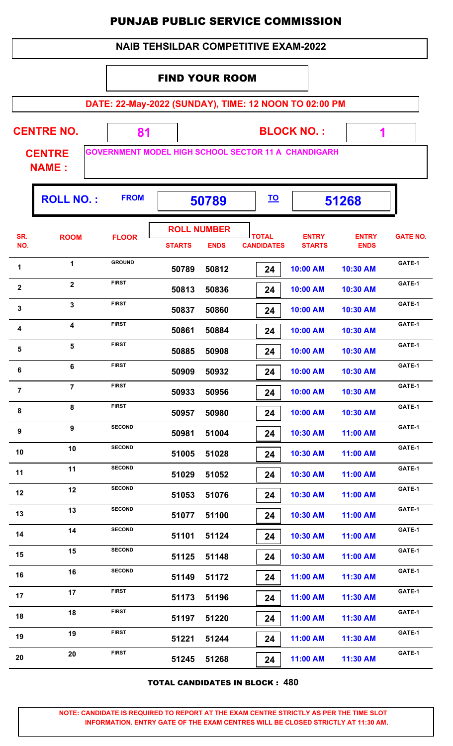# PUNJAB PUBLIC SERVICE COMMISSION

## NAIB TEHSILDAR COMPETITIVE EXAM-2022

### FIND YOUR ROOM

**DATE: 22-May-2022 (SUNDAY), TIME: 12 NOON TO 02:00 PM**

**CENTRE NO.** 81 **BLOCK NO. :** 1

**CENTRE NAME :** GOVERNMENT MODEL HIGH SCHOOL SECTOR 11 A CHANDIGARH

**ROLL NO. :** FROM 50789 TO 51268

| SR. NO. | ROOM | FLOOR | ROLL NUMBER STARTS | ROLL NUMBER ENDS | TOTAL CANDIDATES | ENTRY STARTS | ENTRY ENDS | GATE NO. |
|---|---|---|---|---|---|---|---|---|
| 1 | 1 | GROUND | 50789 | 50812 | 24 | 10:00 AM | 10:30 AM | GATE-1 |
| 2 | 2 | FIRST | 50813 | 50836 | 24 | 10:00 AM | 10:30 AM | GATE-1 |
| 3 | 3 | FIRST | 50837 | 50860 | 24 | 10:00 AM | 10:30 AM | GATE-1 |
| 4 | 4 | FIRST | 50861 | 50884 | 24 | 10:00 AM | 10:30 AM | GATE-1 |
| 5 | 5 | FIRST | 50885 | 50908 | 24 | 10:00 AM | 10:30 AM | GATE-1 |
| 6 | 6 | FIRST | 50909 | 50932 | 24 | 10:00 AM | 10:30 AM | GATE-1 |
| 7 | 7 | FIRST | 50933 | 50956 | 24 | 10:00 AM | 10:30 AM | GATE-1 |
| 8 | 8 | FIRST | 50957 | 50980 | 24 | 10:00 AM | 10:30 AM | GATE-1 |
| 9 | 9 | SECOND | 50981 | 51004 | 24 | 10:30 AM | 11:00 AM | GATE-1 |
| 10 | 10 | SECOND | 51005 | 51028 | 24 | 10:30 AM | 11:00 AM | GATE-1 |
| 11 | 11 | SECOND | 51029 | 51052 | 24 | 10:30 AM | 11:00 AM | GATE-1 |
| 12 | 12 | SECOND | 51053 | 51076 | 24 | 10:30 AM | 11:00 AM | GATE-1 |
| 13 | 13 | SECOND | 51077 | 51100 | 24 | 10:30 AM | 11:00 AM | GATE-1 |
| 14 | 14 | SECOND | 51101 | 51124 | 24 | 10:30 AM | 11:00 AM | GATE-1 |
| 15 | 15 | SECOND | 51125 | 51148 | 24 | 10:30 AM | 11:00 AM | GATE-1 |
| 16 | 16 | SECOND | 51149 | 51172 | 24 | 11:00 AM | 11:30 AM | GATE-1 |
| 17 | 17 | FIRST | 51173 | 51196 | 24 | 11:00 AM | 11:30 AM | GATE-1 |
| 18 | 18 | FIRST | 51197 | 51220 | 24 | 11:00 AM | 11:30 AM | GATE-1 |
| 19 | 19 | FIRST | 51221 | 51244 | 24 | 11:00 AM | 11:30 AM | GATE-1 |
| 20 | 20 | FIRST | 51245 | 51268 | 24 | 11:00 AM | 11:30 AM | GATE-1 |

**TOTAL CANDIDATES IN BLOCK : 480**

**NOTE: CANDIDATE IS REQUIRED TO REPORT AT THE EXAM CENTRE STRICTLY AS PER THE TIME SLOT INFORMATION. ENTRY GATE OF THE EXAM CENTRES WILL BE CLOSED STRICTLY AT 11:30 AM.**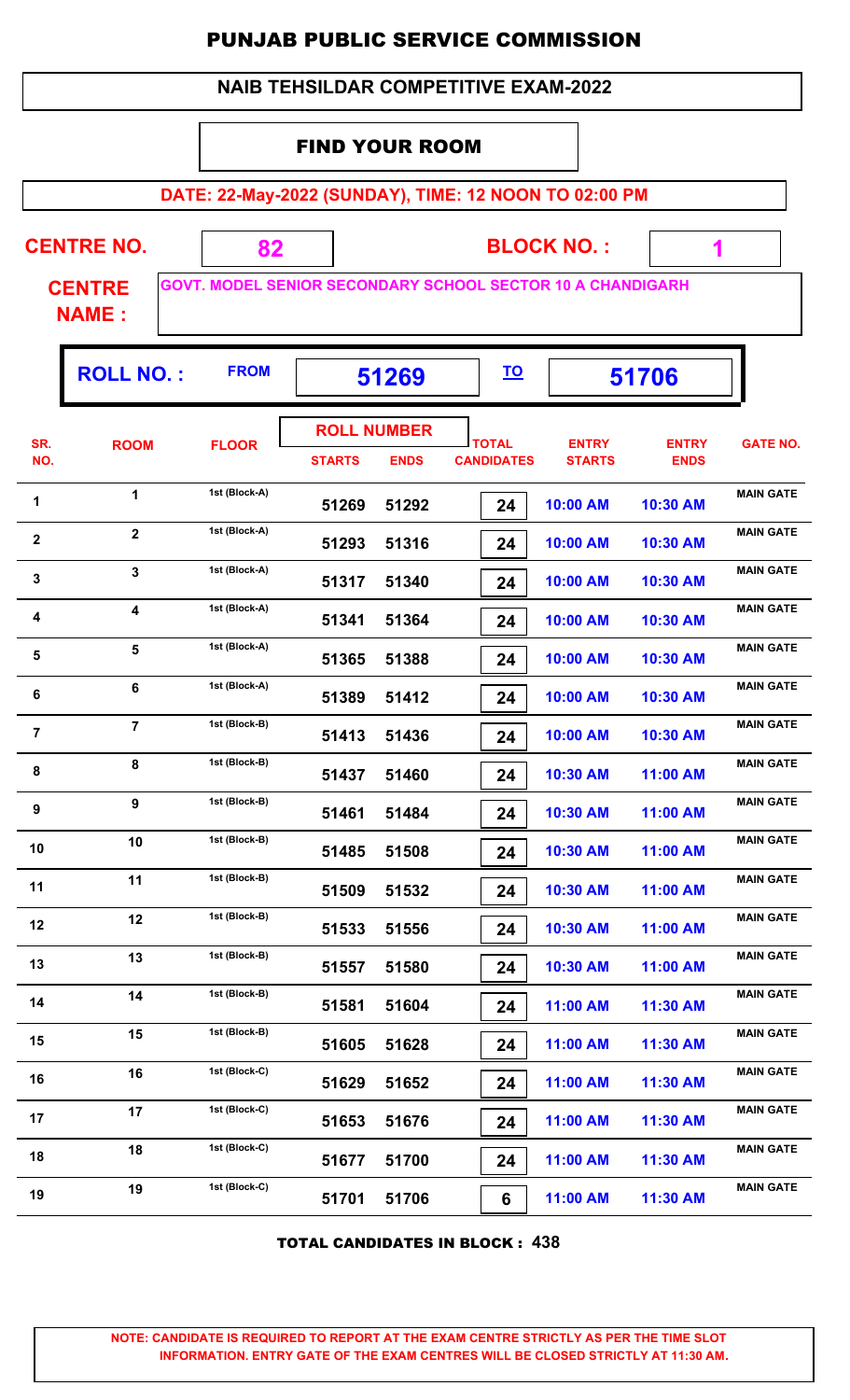# PUNJAB PUBLIC SERVICE COMMISSION

## NAIB TEHSILDAR COMPETITIVE EXAM-2022

### FIND YOUR ROOM

**DATE: 22-May-2022 (SUNDAY), TIME: 12 NOON TO 02:00 PM**

**CENTRE NO.** 82 **BLOCK NO. :** 1

**CENTRE NAME :** GOVT. MODEL SENIOR SECONDARY SCHOOL SECTOR 10 A CHANDIGARH

**ROLL NO. :** FROM 51269 TO 51706

| SR. NO. | ROOM | FLOOR | ROLL NUMBER STARTS | ROLL NUMBER ENDS | TOTAL CANDIDATES | ENTRY STARTS | ENTRY ENDS | GATE NO. |
|---|---|---|---|---|---|---|---|---|
| 1 | 1 | 1st (Block-A) | 51269 | 51292 | 24 | 10:00 AM | 10:30 AM | MAIN GATE |
| 2 | 2 | 1st (Block-A) | 51293 | 51316 | 24 | 10:00 AM | 10:30 AM | MAIN GATE |
| 3 | 3 | 1st (Block-A) | 51317 | 51340 | 24 | 10:00 AM | 10:30 AM | MAIN GATE |
| 4 | 4 | 1st (Block-A) | 51341 | 51364 | 24 | 10:00 AM | 10:30 AM | MAIN GATE |
| 5 | 5 | 1st (Block-A) | 51365 | 51388 | 24 | 10:00 AM | 10:30 AM | MAIN GATE |
| 6 | 6 | 1st (Block-A) | 51389 | 51412 | 24 | 10:00 AM | 10:30 AM | MAIN GATE |
| 7 | 7 | 1st (Block-B) | 51413 | 51436 | 24 | 10:00 AM | 10:30 AM | MAIN GATE |
| 8 | 8 | 1st (Block-B) | 51437 | 51460 | 24 | 10:30 AM | 11:00 AM | MAIN GATE |
| 9 | 9 | 1st (Block-B) | 51461 | 51484 | 24 | 10:30 AM | 11:00 AM | MAIN GATE |
| 10 | 10 | 1st (Block-B) | 51485 | 51508 | 24 | 10:30 AM | 11:00 AM | MAIN GATE |
| 11 | 11 | 1st (Block-B) | 51509 | 51532 | 24 | 10:30 AM | 11:00 AM | MAIN GATE |
| 12 | 12 | 1st (Block-B) | 51533 | 51556 | 24 | 10:30 AM | 11:00 AM | MAIN GATE |
| 13 | 13 | 1st (Block-B) | 51557 | 51580 | 24 | 10:30 AM | 11:00 AM | MAIN GATE |
| 14 | 14 | 1st (Block-B) | 51581 | 51604 | 24 | 11:00 AM | 11:30 AM | MAIN GATE |
| 15 | 15 | 1st (Block-B) | 51605 | 51628 | 24 | 11:00 AM | 11:30 AM | MAIN GATE |
| 16 | 16 | 1st (Block-C) | 51629 | 51652 | 24 | 11:00 AM | 11:30 AM | MAIN GATE |
| 17 | 17 | 1st (Block-C) | 51653 | 51676 | 24 | 11:00 AM | 11:30 AM | MAIN GATE |
| 18 | 18 | 1st (Block-C) | 51677 | 51700 | 24 | 11:00 AM | 11:30 AM | MAIN GATE |
| 19 | 19 | 1st (Block-C) | 51701 | 51706 | 6 | 11:00 AM | 11:30 AM | MAIN GATE |

**TOTAL CANDIDATES IN BLOCK : 438**

**NOTE: CANDIDATE IS REQUIRED TO REPORT AT THE EXAM CENTRE STRICTLY AS PER THE TIME SLOT INFORMATION. ENTRY GATE OF THE EXAM CENTRES WILL BE CLOSED STRICTLY AT 11:30 AM.**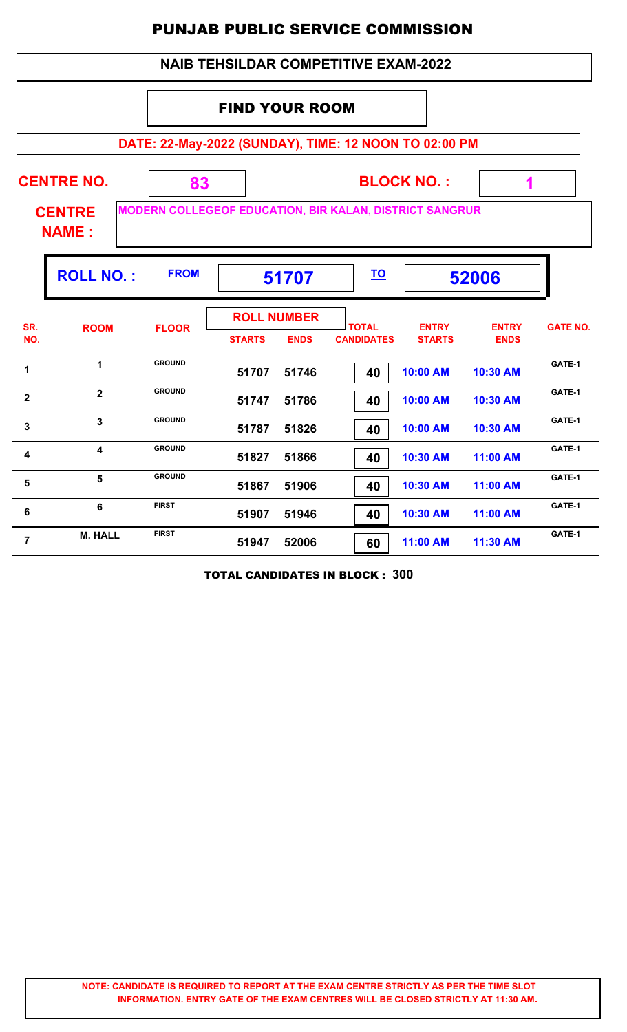# PUNJAB PUBLIC SERVICE COMMISSION

## NAIB TEHSILDAR COMPETITIVE EXAM-2022

### FIND YOUR ROOM

**DATE: 22-May-2022 (SUNDAY), TIME: 12 NOON TO 02:00 PM**

**CENTRE NO.** 83 **BLOCK NO. :** 1

**CENTRE NAME :** MODERN COLLEGEOF EDUCATION, BIR KALAN, DISTRICT SANGRUR

**ROLL NO. :** FROM 51707 TO 52006

| SR. NO. | ROOM | FLOOR | ROLL NUMBER STARTS | ROLL NUMBER ENDS | TOTAL CANDIDATES | ENTRY STARTS | ENTRY ENDS | GATE NO. |
|---|---|---|---|---|---|---|---|---|
| 1 | 1 | GROUND | 51707 | 51746 | 40 | 10:00 AM | 10:30 AM | GATE-1 |
| 2 | 2 | GROUND | 51747 | 51786 | 40 | 10:00 AM | 10:30 AM | GATE-1 |
| 3 | 3 | GROUND | 51787 | 51826 | 40 | 10:00 AM | 10:30 AM | GATE-1 |
| 4 | 4 | GROUND | 51827 | 51866 | 40 | 10:30 AM | 11:00 AM | GATE-1 |
| 5 | 5 | GROUND | 51867 | 51906 | 40 | 10:30 AM | 11:00 AM | GATE-1 |
| 6 | 6 | FIRST | 51907 | 51946 | 40 | 10:30 AM | 11:00 AM | GATE-1 |
| 7 | M. HALL | FIRST | 51947 | 52006 | 60 | 11:00 AM | 11:30 AM | GATE-1 |

**TOTAL CANDIDATES IN BLOCK : 300**

**NOTE: CANDIDATE IS REQUIRED TO REPORT AT THE EXAM CENTRE STRICTLY AS PER THE TIME SLOT INFORMATION. ENTRY GATE OF THE EXAM CENTRES WILL BE CLOSED STRICTLY AT 11:30 AM.**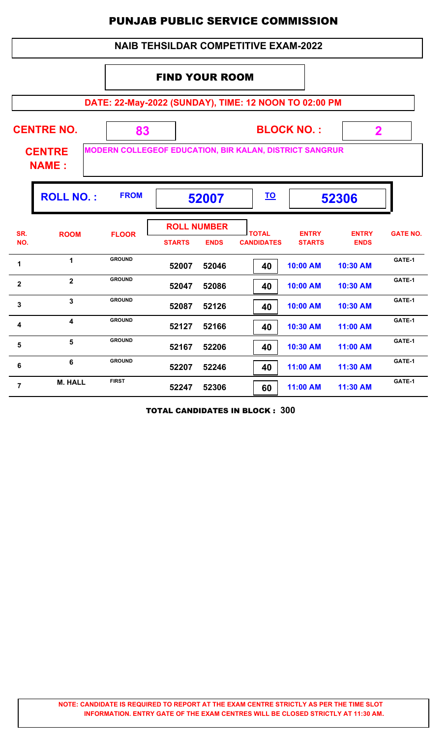# PUNJAB PUBLIC SERVICE COMMISSION

## NAIB TEHSILDAR COMPETITIVE EXAM-2022

### FIND YOUR ROOM

**DATE: 22-May-2022 (SUNDAY), TIME: 12 NOON TO 02:00 PM**

**CENTRE NO.** 83 **BLOCK NO. :** 2

**CENTRE NAME :** MODERN COLLEGEOF EDUCATION, BIR KALAN, DISTRICT SANGRUR

**ROLL NO. :** FROM 52007 TO 52306

| SR. NO. | ROOM | FLOOR | ROLL NUMBER STARTS | ROLL NUMBER ENDS | TOTAL CANDIDATES | ENTRY STARTS | ENTRY ENDS | GATE NO. |
|---|---|---|---|---|---|---|---|---|
| 1 | 1 | GROUND | 52007 | 52046 | 40 | 10:00 AM | 10:30 AM | GATE-1 |
| 2 | 2 | GROUND | 52047 | 52086 | 40 | 10:00 AM | 10:30 AM | GATE-1 |
| 3 | 3 | GROUND | 52087 | 52126 | 40 | 10:00 AM | 10:30 AM | GATE-1 |
| 4 | 4 | GROUND | 52127 | 52166 | 40 | 10:30 AM | 11:00 AM | GATE-1 |
| 5 | 5 | GROUND | 52167 | 52206 | 40 | 10:30 AM | 11:00 AM | GATE-1 |
| 6 | 6 | GROUND | 52207 | 52246 | 40 | 11:00 AM | 11:30 AM | GATE-1 |
| 7 | M. HALL | FIRST | 52247 | 52306 | 60 | 11:00 AM | 11:30 AM | GATE-1 |

**TOTAL CANDIDATES IN BLOCK : 300**

**NOTE: CANDIDATE IS REQUIRED TO REPORT AT THE EXAM CENTRE STRICTLY AS PER THE TIME SLOT INFORMATION. ENTRY GATE OF THE EXAM CENTRES WILL BE CLOSED STRICTLY AT 11:30 AM.**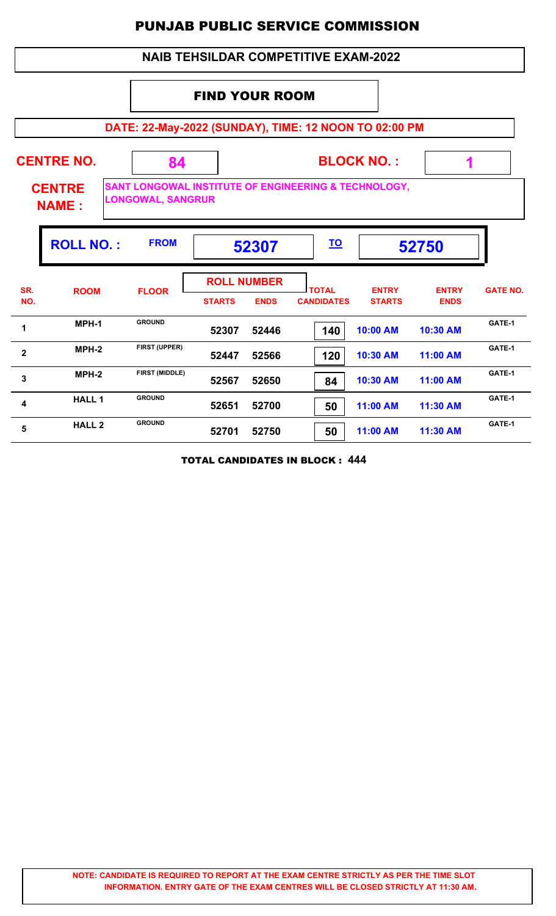# PUNJAB PUBLIC SERVICE COMMISSION

## NAIB TEHSILDAR COMPETITIVE EXAM-2022

### FIND YOUR ROOM

**DATE: 22-May-2022 (SUNDAY), TIME: 12 NOON TO 02:00 PM**

**CENTRE NO.** 84 **BLOCK NO. :** 1

**CENTRE NAME :** SANT LONGOWAL INSTITUTE OF ENGINEERING & TECHNOLOGY, LONGOWAL, SANGRUR

**ROLL NO. :** FROM **52307** TO **52750**

| SR. NO. | ROOM | FLOOR | ROLL NUMBER STARTS | ROLL NUMBER ENDS | TOTAL CANDIDATES | ENTRY STARTS | ENTRY ENDS | GATE NO. |
|---|---|---|---|---|---|---|---|---|
| 1 | MPH-1 | GROUND | 52307 | 52446 | 140 | 10:00 AM | 10:30 AM | GATE-1 |
| 2 | MPH-2 | FIRST (UPPER) | 52447 | 52566 | 120 | 10:30 AM | 11:00 AM | GATE-1 |
| 3 | MPH-2 | FIRST (MIDDLE) | 52567 | 52650 | 84 | 10:30 AM | 11:00 AM | GATE-1 |
| 4 | HALL 1 | GROUND | 52651 | 52700 | 50 | 11:00 AM | 11:30 AM | GATE-1 |
| 5 | HALL 2 | GROUND | 52701 | 52750 | 50 | 11:00 AM | 11:30 AM | GATE-1 |

**TOTAL CANDIDATES IN BLOCK : 444**

**NOTE: CANDIDATE IS REQUIRED TO REPORT AT THE EXAM CENTRE STRICTLY AS PER THE TIME SLOT INFORMATION. ENTRY GATE OF THE EXAM CENTRES WILL BE CLOSED STRICTLY AT 11:30 AM.**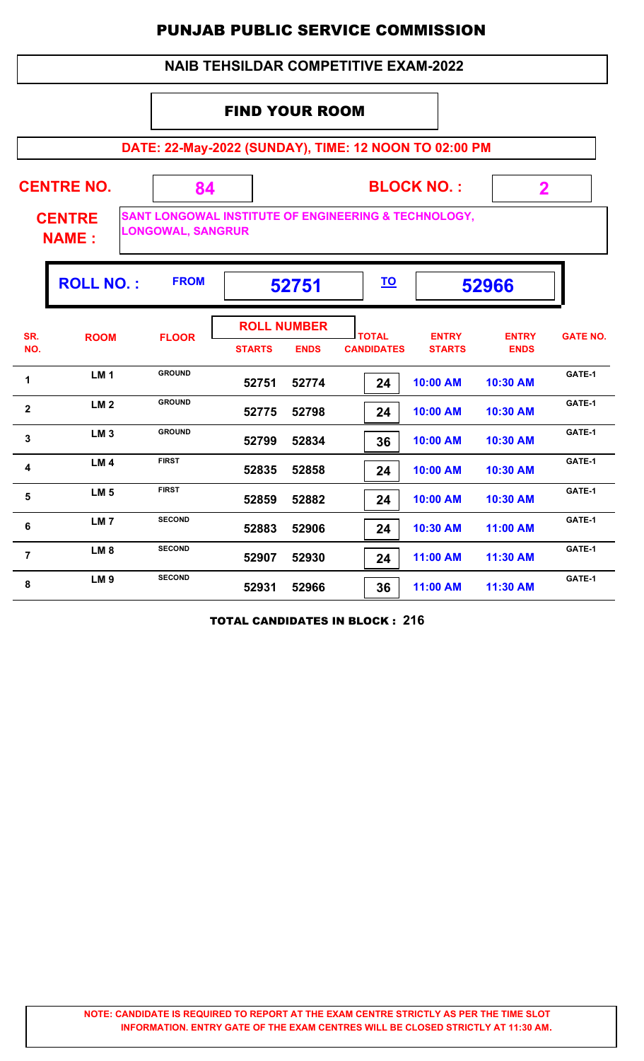# PUNJAB PUBLIC SERVICE COMMISSION

## NAIB TEHSILDAR COMPETITIVE EXAM-2022

### FIND YOUR ROOM

**DATE: 22-May-2022 (SUNDAY), TIME: 12 NOON TO 02:00 PM**

**CENTRE NO.** 84 **BLOCK NO. :** 2

**CENTRE NAME :** SANT LONGOWAL INSTITUTE OF ENGINEERING & TECHNOLOGY, LONGOWAL, SANGRUR

**ROLL NO. :** FROM **52751** TO **52966**

| SR. NO. | ROOM | FLOOR | ROLL NUMBER STARTS | ROLL NUMBER ENDS | TOTAL CANDIDATES | ENTRY STARTS | ENTRY ENDS | GATE NO. |
|---|---|---|---|---|---|---|---|---|
| 1 | LM 1 | GROUND | 52751 | 52774 | 24 | 10:00 AM | 10:30 AM | GATE-1 |
| 2 | LM 2 | GROUND | 52775 | 52798 | 24 | 10:00 AM | 10:30 AM | GATE-1 |
| 3 | LM 3 | GROUND | 52799 | 52834 | 36 | 10:00 AM | 10:30 AM | GATE-1 |
| 4 | LM 4 | FIRST | 52835 | 52858 | 24 | 10:00 AM | 10:30 AM | GATE-1 |
| 5 | LM 5 | FIRST | 52859 | 52882 | 24 | 10:00 AM | 10:30 AM | GATE-1 |
| 6 | LM 7 | SECOND | 52883 | 52906 | 24 | 10:30 AM | 11:00 AM | GATE-1 |
| 7 | LM 8 | SECOND | 52907 | 52930 | 24 | 11:00 AM | 11:30 AM | GATE-1 |
| 8 | LM 9 | SECOND | 52931 | 52966 | 36 | 11:00 AM | 11:30 AM | GATE-1 |

**TOTAL CANDIDATES IN BLOCK : 216**

**NOTE: CANDIDATE IS REQUIRED TO REPORT AT THE EXAM CENTRE STRICTLY AS PER THE TIME SLOT INFORMATION. ENTRY GATE OF THE EXAM CENTRES WILL BE CLOSED STRICTLY AT 11:30 AM.**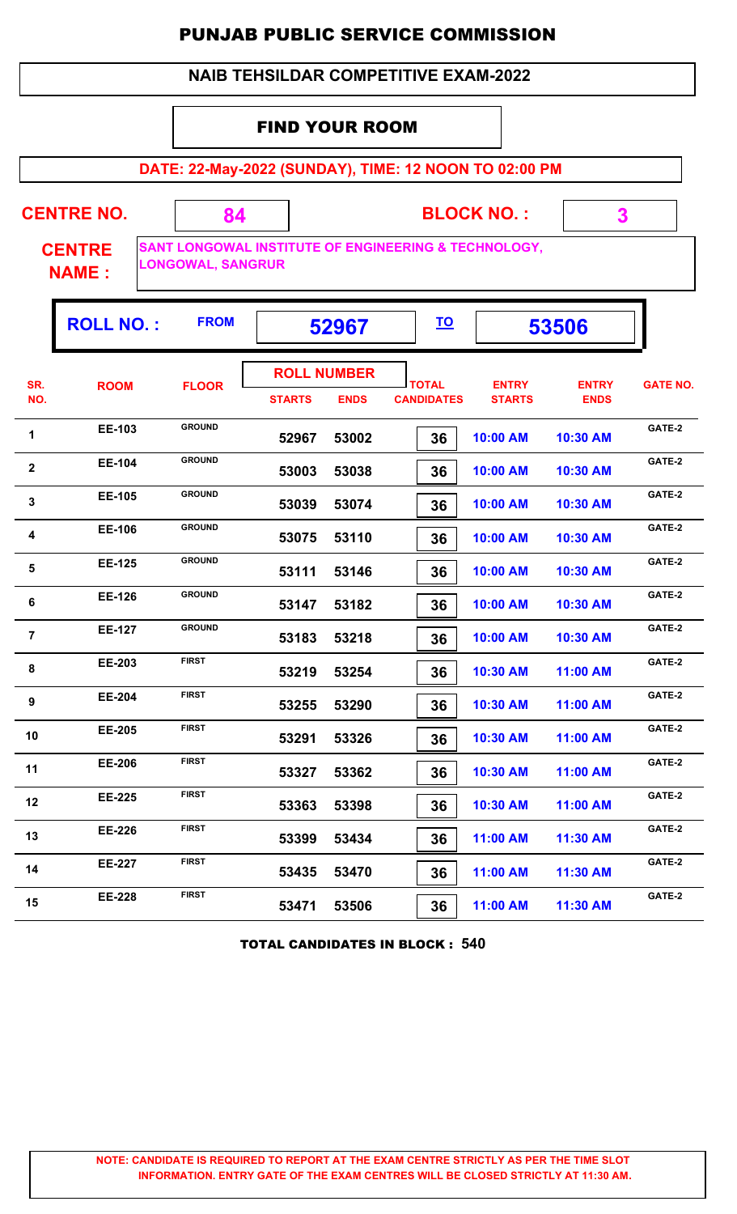# PUNJAB PUBLIC SERVICE COMMISSION

## NAIB TEHSILDAR COMPETITIVE EXAM-2022

### FIND YOUR ROOM

**DATE: 22-May-2022 (SUNDAY), TIME: 12 NOON TO 02:00 PM**

**CENTRE NO.** 84 **BLOCK NO. :** 3

**CENTRE NAME :** SANT LONGOWAL INSTITUTE OF ENGINEERING & TECHNOLOGY, LONGOWAL, SANGRUR

**ROLL NO. :** FROM **52967** TO **53506**

| SR. NO. | ROOM | FLOOR | ROLL NUMBER STARTS | ROLL NUMBER ENDS | TOTAL CANDIDATES | ENTRY STARTS | ENTRY ENDS | GATE NO. |
|---|---|---|---|---|---|---|---|---|
| 1 | EE-103 | GROUND | 52967 | 53002 | 36 | 10:00 AM | 10:30 AM | GATE-2 |
| 2 | EE-104 | GROUND | 53003 | 53038 | 36 | 10:00 AM | 10:30 AM | GATE-2 |
| 3 | EE-105 | GROUND | 53039 | 53074 | 36 | 10:00 AM | 10:30 AM | GATE-2 |
| 4 | EE-106 | GROUND | 53075 | 53110 | 36 | 10:00 AM | 10:30 AM | GATE-2 |
| 5 | EE-125 | GROUND | 53111 | 53146 | 36 | 10:00 AM | 10:30 AM | GATE-2 |
| 6 | EE-126 | GROUND | 53147 | 53182 | 36 | 10:00 AM | 10:30 AM | GATE-2 |
| 7 | EE-127 | GROUND | 53183 | 53218 | 36 | 10:00 AM | 10:30 AM | GATE-2 |
| 8 | EE-203 | FIRST | 53219 | 53254 | 36 | 10:30 AM | 11:00 AM | GATE-2 |
| 9 | EE-204 | FIRST | 53255 | 53290 | 36 | 10:30 AM | 11:00 AM | GATE-2 |
| 10 | EE-205 | FIRST | 53291 | 53326 | 36 | 10:30 AM | 11:00 AM | GATE-2 |
| 11 | EE-206 | FIRST | 53327 | 53362 | 36 | 10:30 AM | 11:00 AM | GATE-2 |
| 12 | EE-225 | FIRST | 53363 | 53398 | 36 | 10:30 AM | 11:00 AM | GATE-2 |
| 13 | EE-226 | FIRST | 53399 | 53434 | 36 | 11:00 AM | 11:30 AM | GATE-2 |
| 14 | EE-227 | FIRST | 53435 | 53470 | 36 | 11:00 AM | 11:30 AM | GATE-2 |
| 15 | EE-228 | FIRST | 53471 | 53506 | 36 | 11:00 AM | 11:30 AM | GATE-2 |

**TOTAL CANDIDATES IN BLOCK : 540**

**NOTE: CANDIDATE IS REQUIRED TO REPORT AT THE EXAM CENTRE STRICTLY AS PER THE TIME SLOT INFORMATION. ENTRY GATE OF THE EXAM CENTRES WILL BE CLOSED STRICTLY AT 11:30 AM.**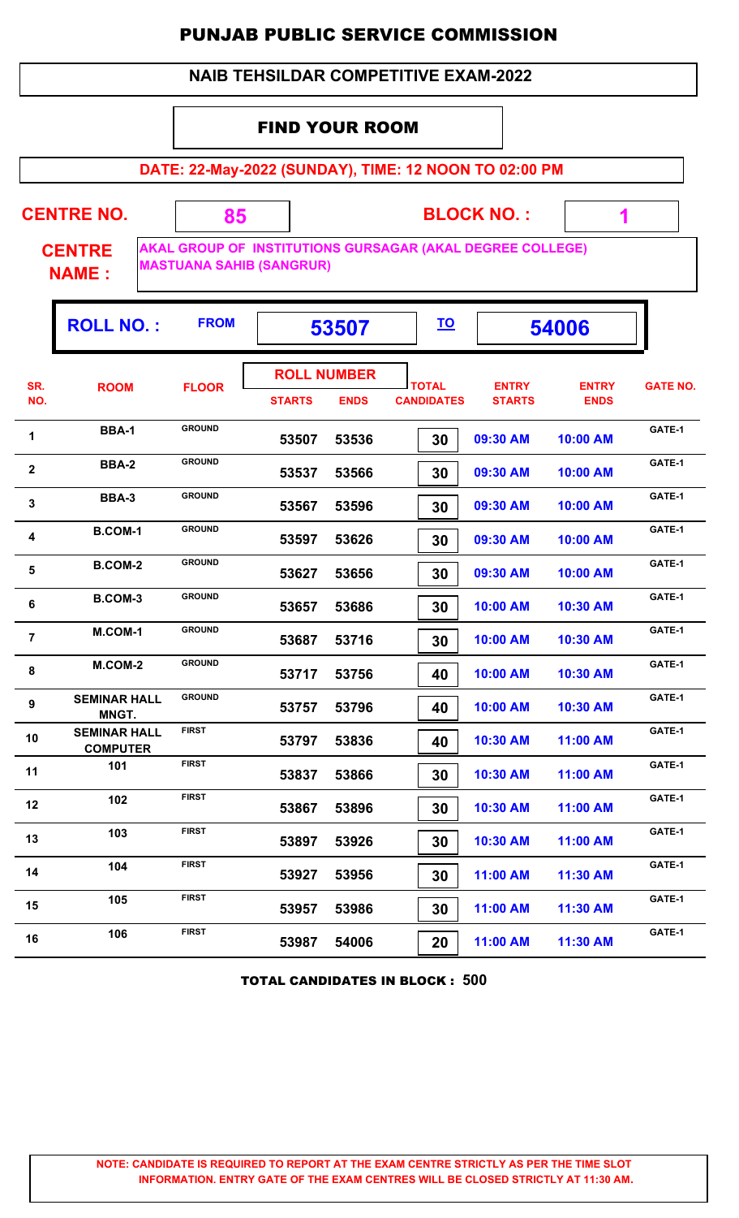# PUNJAB PUBLIC SERVICE COMMISSION

## NAIB TEHSILDAR COMPETITIVE EXAM-2022

### FIND YOUR ROOM

**DATE: 22-May-2022 (SUNDAY), TIME: 12 NOON TO 02:00 PM**

**CENTRE NO.** 85 **BLOCK NO. :** 1

**CENTRE NAME :** AKAL GROUP OF INSTITUTIONS GURSAGAR (AKAL DEGREE COLLEGE) MASTUANA SAHIB (SANGRUR)

**ROLL NO. :** FROM 53507 TO 54006

| SR. NO. | ROOM | FLOOR | ROLL NUMBER STARTS | ROLL NUMBER ENDS | TOTAL CANDIDATES | ENTRY STARTS | ENTRY ENDS | GATE NO. |
|---|---|---|---|---|---|---|---|---|
| 1 | BBA-1 | GROUND | 53507 | 53536 | 30 | 09:30 AM | 10:00 AM | GATE-1 |
| 2 | BBA-2 | GROUND | 53537 | 53566 | 30 | 09:30 AM | 10:00 AM | GATE-1 |
| 3 | BBA-3 | GROUND | 53567 | 53596 | 30 | 09:30 AM | 10:00 AM | GATE-1 |
| 4 | B.COM-1 | GROUND | 53597 | 53626 | 30 | 09:30 AM | 10:00 AM | GATE-1 |
| 5 | B.COM-2 | GROUND | 53627 | 53656 | 30 | 09:30 AM | 10:00 AM | GATE-1 |
| 6 | B.COM-3 | GROUND | 53657 | 53686 | 30 | 10:00 AM | 10:30 AM | GATE-1 |
| 7 | M.COM-1 | GROUND | 53687 | 53716 | 30 | 10:00 AM | 10:30 AM | GATE-1 |
| 8 | M.COM-2 | GROUND | 53717 | 53756 | 40 | 10:00 AM | 10:30 AM | GATE-1 |
| 9 | SEMINAR HALL MNGT. | GROUND | 53757 | 53796 | 40 | 10:00 AM | 10:30 AM | GATE-1 |
| 10 | SEMINAR HALL COMPUTER | FIRST | 53797 | 53836 | 40 | 10:30 AM | 11:00 AM | GATE-1 |
| 11 | 101 | FIRST | 53837 | 53866 | 30 | 10:30 AM | 11:00 AM | GATE-1 |
| 12 | 102 | FIRST | 53867 | 53896 | 30 | 10:30 AM | 11:00 AM | GATE-1 |
| 13 | 103 | FIRST | 53897 | 53926 | 30 | 10:30 AM | 11:00 AM | GATE-1 |
| 14 | 104 | FIRST | 53927 | 53956 | 30 | 11:00 AM | 11:30 AM | GATE-1 |
| 15 | 105 | FIRST | 53957 | 53986 | 30 | 11:00 AM | 11:30 AM | GATE-1 |
| 16 | 106 | FIRST | 53987 | 54006 | 20 | 11:00 AM | 11:30 AM | GATE-1 |

**TOTAL CANDIDATES IN BLOCK : 500**

**NOTE: CANDIDATE IS REQUIRED TO REPORT AT THE EXAM CENTRE STRICTLY AS PER THE TIME SLOT INFORMATION. ENTRY GATE OF THE EXAM CENTRES WILL BE CLOSED STRICTLY AT 11:30 AM.**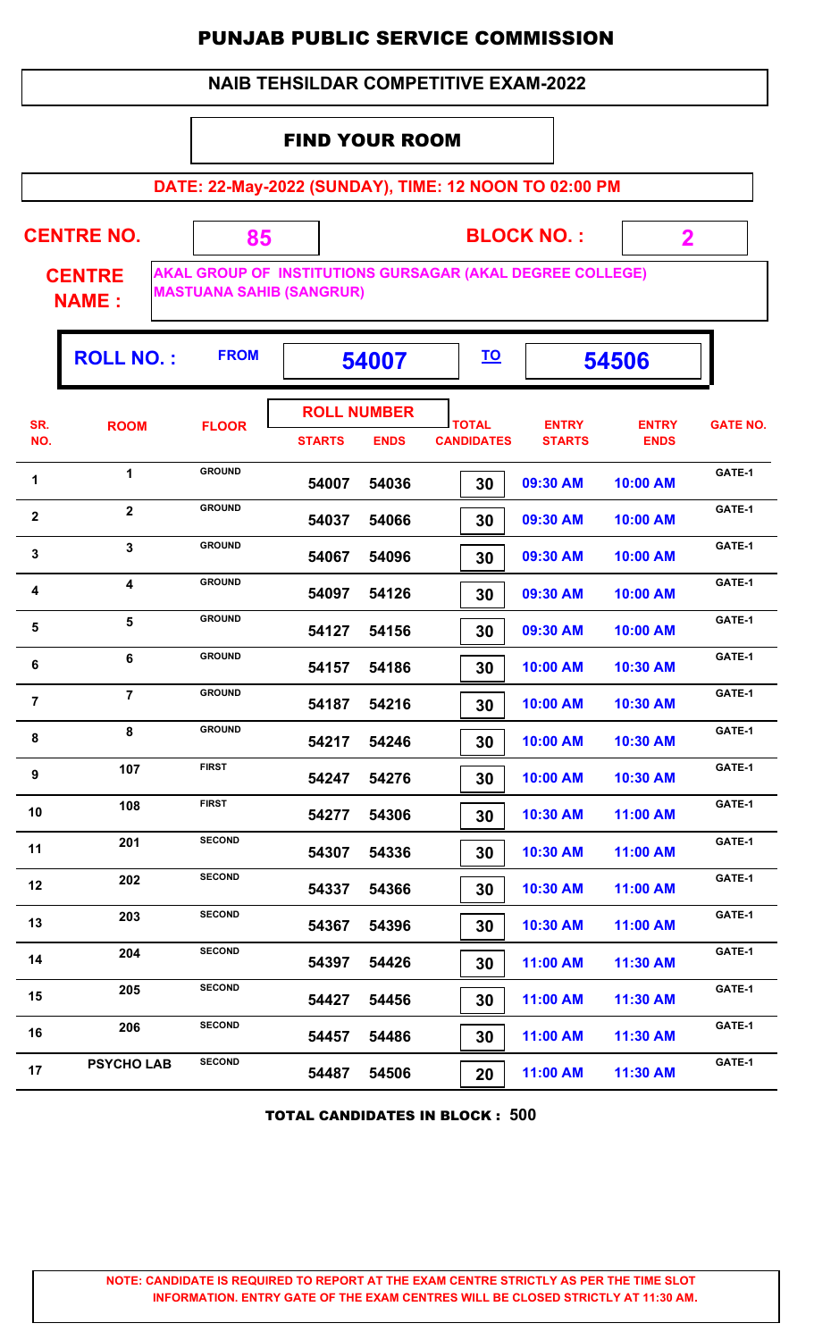# PUNJAB PUBLIC SERVICE COMMISSION

## NAIB TEHSILDAR COMPETITIVE EXAM-2022

### FIND YOUR ROOM

**DATE: 22-May-2022 (SUNDAY), TIME: 12 NOON TO 02:00 PM**

**CENTRE NO.** 85 **BLOCK NO. :** 2

**CENTRE NAME :** AKAL GROUP OF INSTITUTIONS GURSAGAR (AKAL DEGREE COLLEGE) MASTUANA SAHIB (SANGRUR)

**ROLL NO. :** FROM **54007** TO **54506**

| SR. NO. | ROOM | FLOOR | ROLL NUMBER STARTS | ROLL NUMBER ENDS | TOTAL CANDIDATES | ENTRY STARTS | ENTRY ENDS | GATE NO. |
|---|---|---|---|---|---|---|---|---|
| 1 | 1 | GROUND | 54007 | 54036 | 30 | 09:30 AM | 10:00 AM | GATE-1 |
| 2 | 2 | GROUND | 54037 | 54066 | 30 | 09:30 AM | 10:00 AM | GATE-1 |
| 3 | 3 | GROUND | 54067 | 54096 | 30 | 09:30 AM | 10:00 AM | GATE-1 |
| 4 | 4 | GROUND | 54097 | 54126 | 30 | 09:30 AM | 10:00 AM | GATE-1 |
| 5 | 5 | GROUND | 54127 | 54156 | 30 | 09:30 AM | 10:00 AM | GATE-1 |
| 6 | 6 | GROUND | 54157 | 54186 | 30 | 10:00 AM | 10:30 AM | GATE-1 |
| 7 | 7 | GROUND | 54187 | 54216 | 30 | 10:00 AM | 10:30 AM | GATE-1 |
| 8 | 8 | GROUND | 54217 | 54246 | 30 | 10:00 AM | 10:30 AM | GATE-1 |
| 9 | 107 | FIRST | 54247 | 54276 | 30 | 10:00 AM | 10:30 AM | GATE-1 |
| 10 | 108 | FIRST | 54277 | 54306 | 30 | 10:30 AM | 11:00 AM | GATE-1 |
| 11 | 201 | SECOND | 54307 | 54336 | 30 | 10:30 AM | 11:00 AM | GATE-1 |
| 12 | 202 | SECOND | 54337 | 54366 | 30 | 10:30 AM | 11:00 AM | GATE-1 |
| 13 | 203 | SECOND | 54367 | 54396 | 30 | 10:30 AM | 11:00 AM | GATE-1 |
| 14 | 204 | SECOND | 54397 | 54426 | 30 | 11:00 AM | 11:30 AM | GATE-1 |
| 15 | 205 | SECOND | 54427 | 54456 | 30 | 11:00 AM | 11:30 AM | GATE-1 |
| 16 | 206 | SECOND | 54457 | 54486 | 30 | 11:00 AM | 11:30 AM | GATE-1 |
| 17 | PSYCHO LAB | SECOND | 54487 | 54506 | 20 | 11:00 AM | 11:30 AM | GATE-1 |

**TOTAL CANDIDATES IN BLOCK : 500**

**NOTE: CANDIDATE IS REQUIRED TO REPORT AT THE EXAM CENTRE STRICTLY AS PER THE TIME SLOT INFORMATION. ENTRY GATE OF THE EXAM CENTRES WILL BE CLOSED STRICTLY AT 11:30 AM.**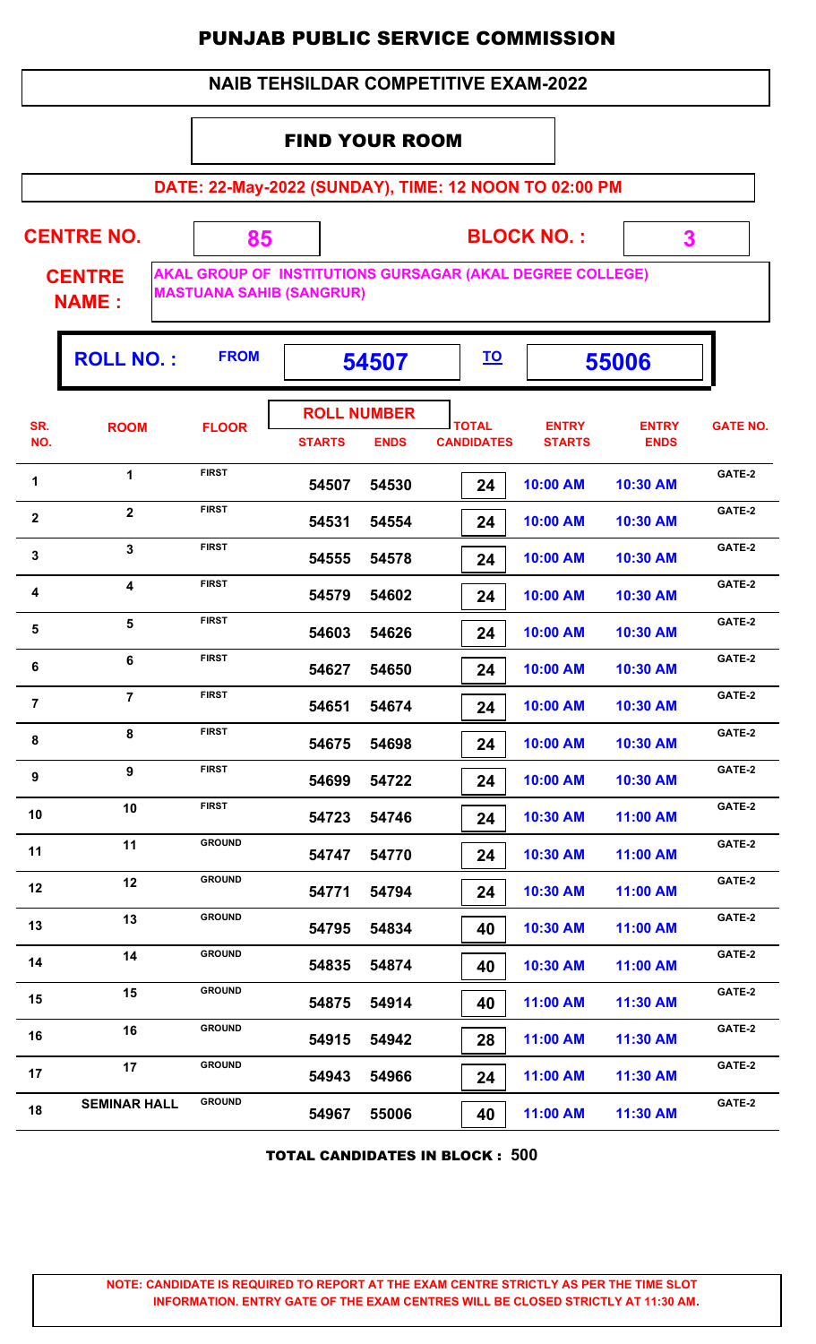# PUNJAB PUBLIC SERVICE COMMISSION

## NAIB TEHSILDAR COMPETITIVE EXAM-2022

### FIND YOUR ROOM

**DATE: 22-May-2022 (SUNDAY), TIME: 12 NOON TO 02:00 PM**

**CENTRE NO.** 85 **BLOCK NO. :** 3

**CENTRE NAME :** AKAL GROUP OF INSTITUTIONS GURSAGAR (AKAL DEGREE COLLEGE) MASTUANA SAHIB (SANGRUR)

**ROLL NO. :** FROM **54507** TO **55006**

| SR. NO. | ROOM | FLOOR | ROLL NUMBER STARTS | ROLL NUMBER ENDS | TOTAL CANDIDATES | ENTRY STARTS | ENTRY ENDS | GATE NO. |
|---|---|---|---|---|---|---|---|---|
| 1 | 1 | FIRST | 54507 | 54530 | 24 | 10:00 AM | 10:30 AM | GATE-2 |
| 2 | 2 | FIRST | 54531 | 54554 | 24 | 10:00 AM | 10:30 AM | GATE-2 |
| 3 | 3 | FIRST | 54555 | 54578 | 24 | 10:00 AM | 10:30 AM | GATE-2 |
| 4 | 4 | FIRST | 54579 | 54602 | 24 | 10:00 AM | 10:30 AM | GATE-2 |
| 5 | 5 | FIRST | 54603 | 54626 | 24 | 10:00 AM | 10:30 AM | GATE-2 |
| 6 | 6 | FIRST | 54627 | 54650 | 24 | 10:00 AM | 10:30 AM | GATE-2 |
| 7 | 7 | FIRST | 54651 | 54674 | 24 | 10:00 AM | 10:30 AM | GATE-2 |
| 8 | 8 | FIRST | 54675 | 54698 | 24 | 10:00 AM | 10:30 AM | GATE-2 |
| 9 | 9 | FIRST | 54699 | 54722 | 24 | 10:00 AM | 10:30 AM | GATE-2 |
| 10 | 10 | FIRST | 54723 | 54746 | 24 | 10:30 AM | 11:00 AM | GATE-2 |
| 11 | 11 | GROUND | 54747 | 54770 | 24 | 10:30 AM | 11:00 AM | GATE-2 |
| 12 | 12 | GROUND | 54771 | 54794 | 24 | 10:30 AM | 11:00 AM | GATE-2 |
| 13 | 13 | GROUND | 54795 | 54834 | 40 | 10:30 AM | 11:00 AM | GATE-2 |
| 14 | 14 | GROUND | 54835 | 54874 | 40 | 10:30 AM | 11:00 AM | GATE-2 |
| 15 | 15 | GROUND | 54875 | 54914 | 40 | 11:00 AM | 11:30 AM | GATE-2 |
| 16 | 16 | GROUND | 54915 | 54942 | 28 | 11:00 AM | 11:30 AM | GATE-2 |
| 17 | 17 | GROUND | 54943 | 54966 | 24 | 11:00 AM | 11:30 AM | GATE-2 |
| 18 | SEMINAR HALL | GROUND | 54967 | 55006 | 40 | 11:00 AM | 11:30 AM | GATE-2 |

**TOTAL CANDIDATES IN BLOCK : 500**

**NOTE: CANDIDATE IS REQUIRED TO REPORT AT THE EXAM CENTRE STRICTLY AS PER THE TIME SLOT INFORMATION. ENTRY GATE OF THE EXAM CENTRES WILL BE CLOSED STRICTLY AT 11:30 AM.**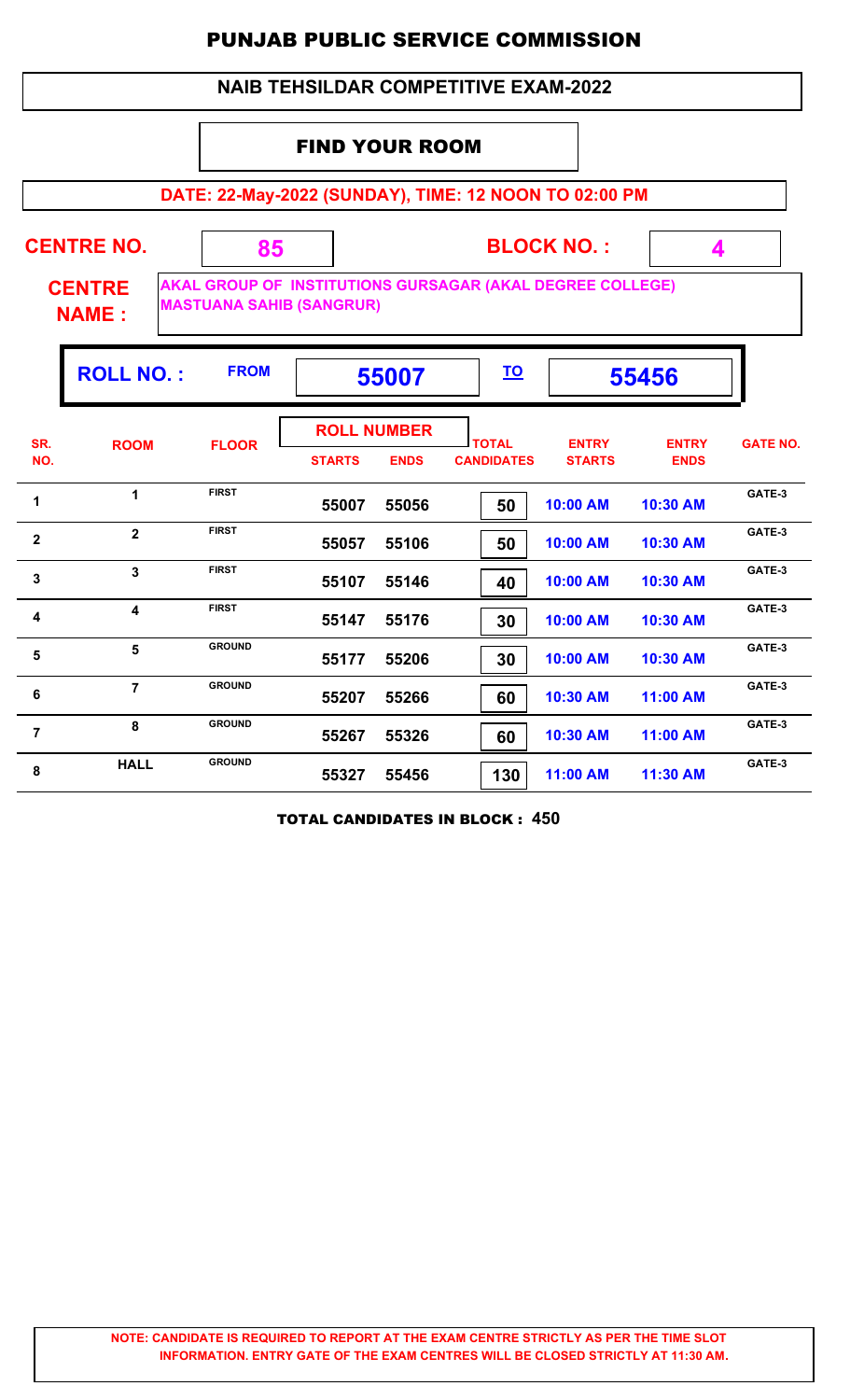# PUNJAB PUBLIC SERVICE COMMISSION

## NAIB TEHSILDAR COMPETITIVE EXAM-2022

### FIND YOUR ROOM

**DATE: 22-May-2022 (SUNDAY), TIME: 12 NOON TO 02:00 PM**

**CENTRE NO.** 85 **BLOCK NO. :** 4

**CENTRE NAME :** AKAL GROUP OF INSTITUTIONS GURSAGAR (AKAL DEGREE COLLEGE) MASTUANA SAHIB (SANGRUR)

**ROLL NO. :** FROM **55007** TO **55456**

| SR. NO. | ROOM | FLOOR | ROLL NUMBER STARTS | ROLL NUMBER ENDS | TOTAL CANDIDATES | ENTRY STARTS | ENTRY ENDS | GATE NO. |
|---|---|---|---|---|---|---|---|---|
| 1 | 1 | FIRST | 55007 | 55056 | 50 | 10:00 AM | 10:30 AM | GATE-3 |
| 2 | 2 | FIRST | 55057 | 55106 | 50 | 10:00 AM | 10:30 AM | GATE-3 |
| 3 | 3 | FIRST | 55107 | 55146 | 40 | 10:00 AM | 10:30 AM | GATE-3 |
| 4 | 4 | FIRST | 55147 | 55176 | 30 | 10:00 AM | 10:30 AM | GATE-3 |
| 5 | 5 | GROUND | 55177 | 55206 | 30 | 10:00 AM | 10:30 AM | GATE-3 |
| 6 | 7 | GROUND | 55207 | 55266 | 60 | 10:30 AM | 11:00 AM | GATE-3 |
| 7 | 8 | GROUND | 55267 | 55326 | 60 | 10:30 AM | 11:00 AM | GATE-3 |
| 8 | HALL | GROUND | 55327 | 55456 | 130 | 11:00 AM | 11:30 AM | GATE-3 |

**TOTAL CANDIDATES IN BLOCK : 450**

**NOTE: CANDIDATE IS REQUIRED TO REPORT AT THE EXAM CENTRE STRICTLY AS PER THE TIME SLOT INFORMATION. ENTRY GATE OF THE EXAM CENTRES WILL BE CLOSED STRICTLY AT 11:30 AM.**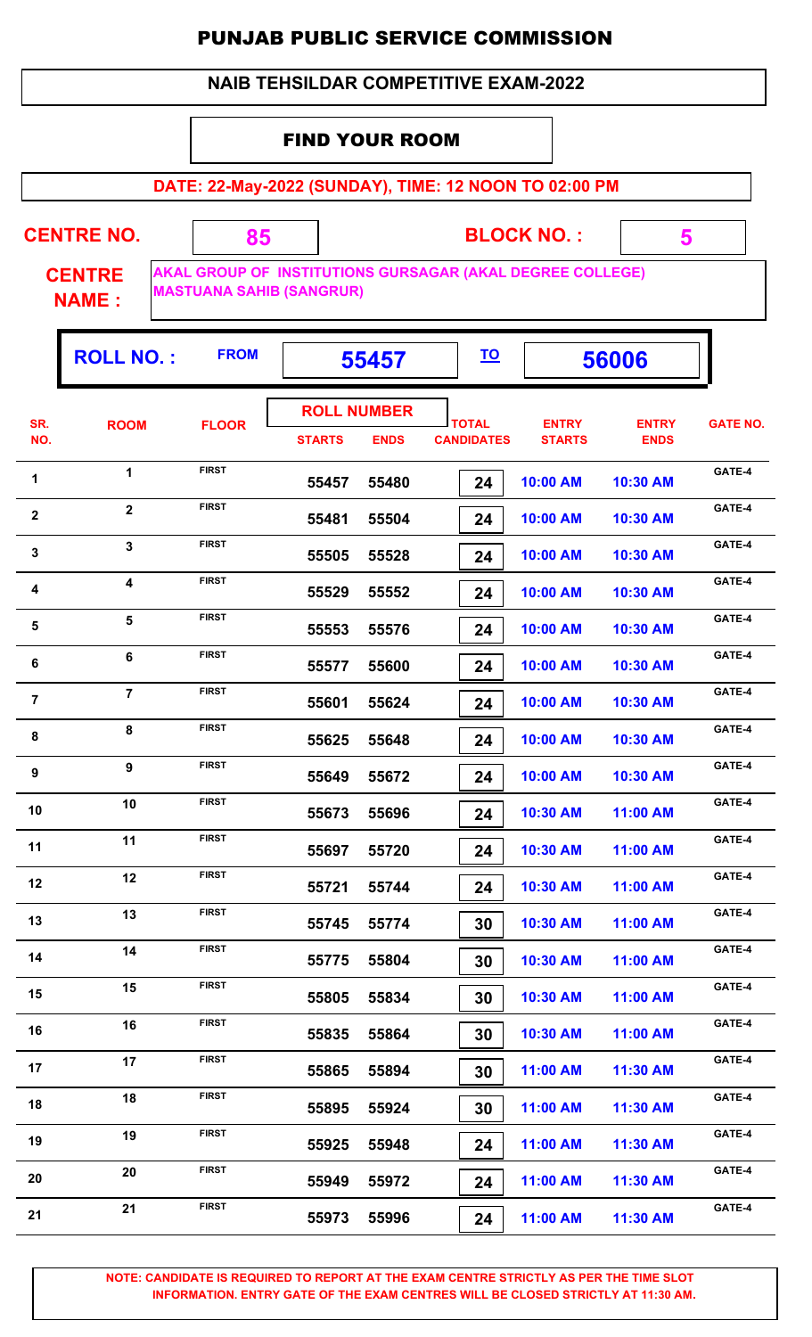# PUNJAB PUBLIC SERVICE COMMISSION

## NAIB TEHSILDAR COMPETITIVE EXAM-2022

### FIND YOUR ROOM

**DATE: 22-May-2022 (SUNDAY), TIME: 12 NOON TO 02:00 PM**

**CENTRE NO.:** 85 **BLOCK NO. :** 5

**CENTRE NAME :** AKAL GROUP OF INSTITUTIONS GURSAGAR (AKAL DEGREE COLLEGE) MASTUANA SAHIB (SANGRUR)

**ROLL NO. :** FROM **55457** TO **56006**

| SR. NO. | ROOM | FLOOR | ROLL NUMBER STARTS | ROLL NUMBER ENDS | TOTAL CANDIDATES | ENTRY STARTS | ENTRY ENDS | GATE NO. |
|---|---|---|---|---|---|---|---|---|
| 1 | 1 | FIRST | 55457 | 55480 | 24 | 10:00 AM | 10:30 AM | GATE-4 |
| 2 | 2 | FIRST | 55481 | 55504 | 24 | 10:00 AM | 10:30 AM | GATE-4 |
| 3 | 3 | FIRST | 55505 | 55528 | 24 | 10:00 AM | 10:30 AM | GATE-4 |
| 4 | 4 | FIRST | 55529 | 55552 | 24 | 10:00 AM | 10:30 AM | GATE-4 |
| 5 | 5 | FIRST | 55553 | 55576 | 24 | 10:00 AM | 10:30 AM | GATE-4 |
| 6 | 6 | FIRST | 55577 | 55600 | 24 | 10:00 AM | 10:30 AM | GATE-4 |
| 7 | 7 | FIRST | 55601 | 55624 | 24 | 10:00 AM | 10:30 AM | GATE-4 |
| 8 | 8 | FIRST | 55625 | 55648 | 24 | 10:00 AM | 10:30 AM | GATE-4 |
| 9 | 9 | FIRST | 55649 | 55672 | 24 | 10:00 AM | 10:30 AM | GATE-4 |
| 10 | 10 | FIRST | 55673 | 55696 | 24 | 10:30 AM | 11:00 AM | GATE-4 |
| 11 | 11 | FIRST | 55697 | 55720 | 24 | 10:30 AM | 11:00 AM | GATE-4 |
| 12 | 12 | FIRST | 55721 | 55744 | 24 | 10:30 AM | 11:00 AM | GATE-4 |
| 13 | 13 | FIRST | 55745 | 55774 | 30 | 10:30 AM | 11:00 AM | GATE-4 |
| 14 | 14 | FIRST | 55775 | 55804 | 30 | 10:30 AM | 11:00 AM | GATE-4 |
| 15 | 15 | FIRST | 55805 | 55834 | 30 | 10:30 AM | 11:00 AM | GATE-4 |
| 16 | 16 | FIRST | 55835 | 55864 | 30 | 10:30 AM | 11:00 AM | GATE-4 |
| 17 | 17 | FIRST | 55865 | 55894 | 30 | 11:00 AM | 11:30 AM | GATE-4 |
| 18 | 18 | FIRST | 55895 | 55924 | 30 | 11:00 AM | 11:30 AM | GATE-4 |
| 19 | 19 | FIRST | 55925 | 55948 | 24 | 11:00 AM | 11:30 AM | GATE-4 |
| 20 | 20 | FIRST | 55949 | 55972 | 24 | 11:00 AM | 11:30 AM | GATE-4 |
| 21 | 21 | FIRST | 55973 | 55996 | 24 | 11:00 AM | 11:30 AM | GATE-4 |

**NOTE: CANDIDATE IS REQUIRED TO REPORT AT THE EXAM CENTRE STRICTLY AS PER THE TIME SLOT INFORMATION. ENTRY GATE OF THE EXAM CENTRES WILL BE CLOSED STRICTLY AT 11:30 AM.**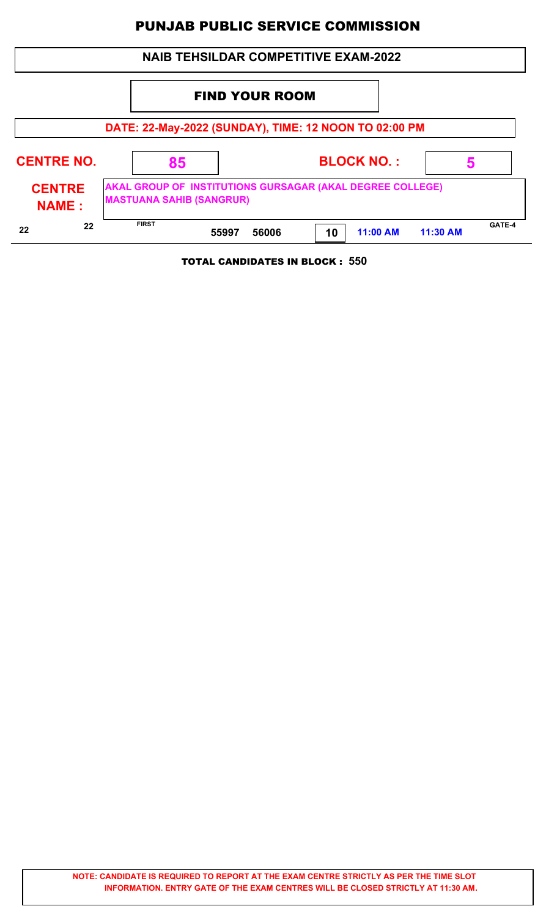# PUNJAB PUBLIC SERVICE COMMISSION

## NAIB TEHSILDAR COMPETITIVE EXAM-2022

### FIND YOUR ROOM

**DATE: 22-May-2022 (SUNDAY), TIME: 12 NOON TO 02:00 PM**

**CENTRE NO.** 85 **BLOCK NO. :** 5

**CENTRE NAME :** AKAL GROUP OF INSTITUTIONS GURSAGAR (AKAL DEGREE COLLEGE) MASTUANA SAHIB (SANGRUR)

| | | | | | | | | |
|---|---|---|---|---|---|---|---|---|
| 22 | 22 | FIRST | 55997 | 56006 | 10 | 11:00 AM | 11:30 AM | GATE-4 |

**TOTAL CANDIDATES IN BLOCK : 550**

**NOTE: CANDIDATE IS REQUIRED TO REPORT AT THE EXAM CENTRE STRICTLY AS PER THE TIME SLOT INFORMATION. ENTRY GATE OF THE EXAM CENTRES WILL BE CLOSED STRICTLY AT 11:30 AM.**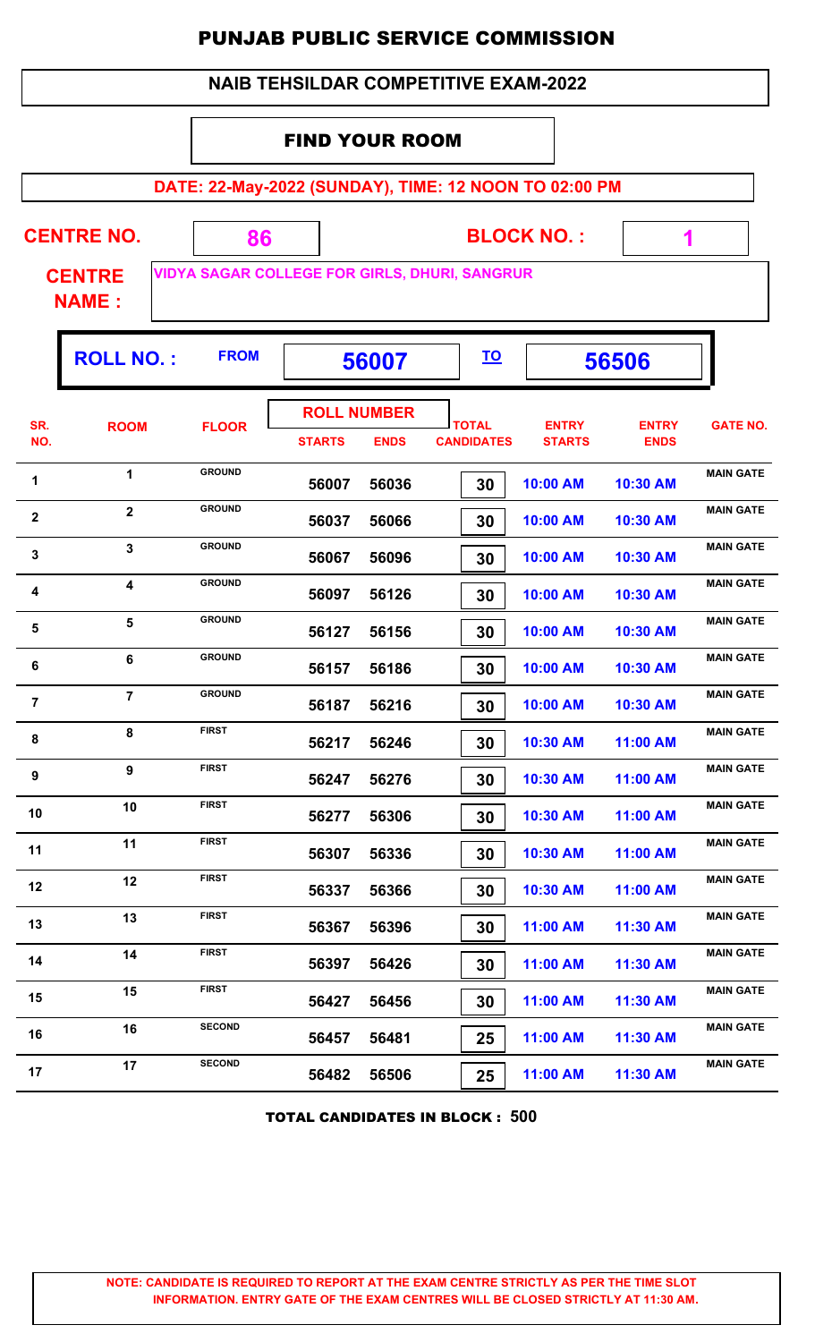# PUNJAB PUBLIC SERVICE COMMISSION

## NAIB TEHSILDAR COMPETITIVE EXAM-2022

### FIND YOUR ROOM

**DATE: 22-May-2022 (SUNDAY), TIME: 12 NOON TO 02:00 PM**

**CENTRE NO.** 86 **BLOCK NO. :** 1

**CENTRE NAME :** VIDYA SAGAR COLLEGE FOR GIRLS, DHURI, SANGRUR

**ROLL NO. :** FROM 56007 TO 56506

| SR. NO. | ROOM | FLOOR | ROLL NUMBER STARTS | ROLL NUMBER ENDS | TOTAL CANDIDATES | ENTRY STARTS | ENTRY ENDS | GATE NO. |
|---|---|---|---|---|---|---|---|---|
| 1 | 1 | GROUND | 56007 | 56036 | 30 | 10:00 AM | 10:30 AM | MAIN GATE |
| 2 | 2 | GROUND | 56037 | 56066 | 30 | 10:00 AM | 10:30 AM | MAIN GATE |
| 3 | 3 | GROUND | 56067 | 56096 | 30 | 10:00 AM | 10:30 AM | MAIN GATE |
| 4 | 4 | GROUND | 56097 | 56126 | 30 | 10:00 AM | 10:30 AM | MAIN GATE |
| 5 | 5 | GROUND | 56127 | 56156 | 30 | 10:00 AM | 10:30 AM | MAIN GATE |
| 6 | 6 | GROUND | 56157 | 56186 | 30 | 10:00 AM | 10:30 AM | MAIN GATE |
| 7 | 7 | GROUND | 56187 | 56216 | 30 | 10:00 AM | 10:30 AM | MAIN GATE |
| 8 | 8 | FIRST | 56217 | 56246 | 30 | 10:30 AM | 11:00 AM | MAIN GATE |
| 9 | 9 | FIRST | 56247 | 56276 | 30 | 10:30 AM | 11:00 AM | MAIN GATE |
| 10 | 10 | FIRST | 56277 | 56306 | 30 | 10:30 AM | 11:00 AM | MAIN GATE |
| 11 | 11 | FIRST | 56307 | 56336 | 30 | 10:30 AM | 11:00 AM | MAIN GATE |
| 12 | 12 | FIRST | 56337 | 56366 | 30 | 10:30 AM | 11:00 AM | MAIN GATE |
| 13 | 13 | FIRST | 56367 | 56396 | 30 | 11:00 AM | 11:30 AM | MAIN GATE |
| 14 | 14 | FIRST | 56397 | 56426 | 30 | 11:00 AM | 11:30 AM | MAIN GATE |
| 15 | 15 | FIRST | 56427 | 56456 | 30 | 11:00 AM | 11:30 AM | MAIN GATE |
| 16 | 16 | SECOND | 56457 | 56481 | 25 | 11:00 AM | 11:30 AM | MAIN GATE |
| 17 | 17 | SECOND | 56482 | 56506 | 25 | 11:00 AM | 11:30 AM | MAIN GATE |

**TOTAL CANDIDATES IN BLOCK : 500**

**NOTE: CANDIDATE IS REQUIRED TO REPORT AT THE EXAM CENTRE STRICTLY AS PER THE TIME SLOT INFORMATION. ENTRY GATE OF THE EXAM CENTRES WILL BE CLOSED STRICTLY AT 11:30 AM.**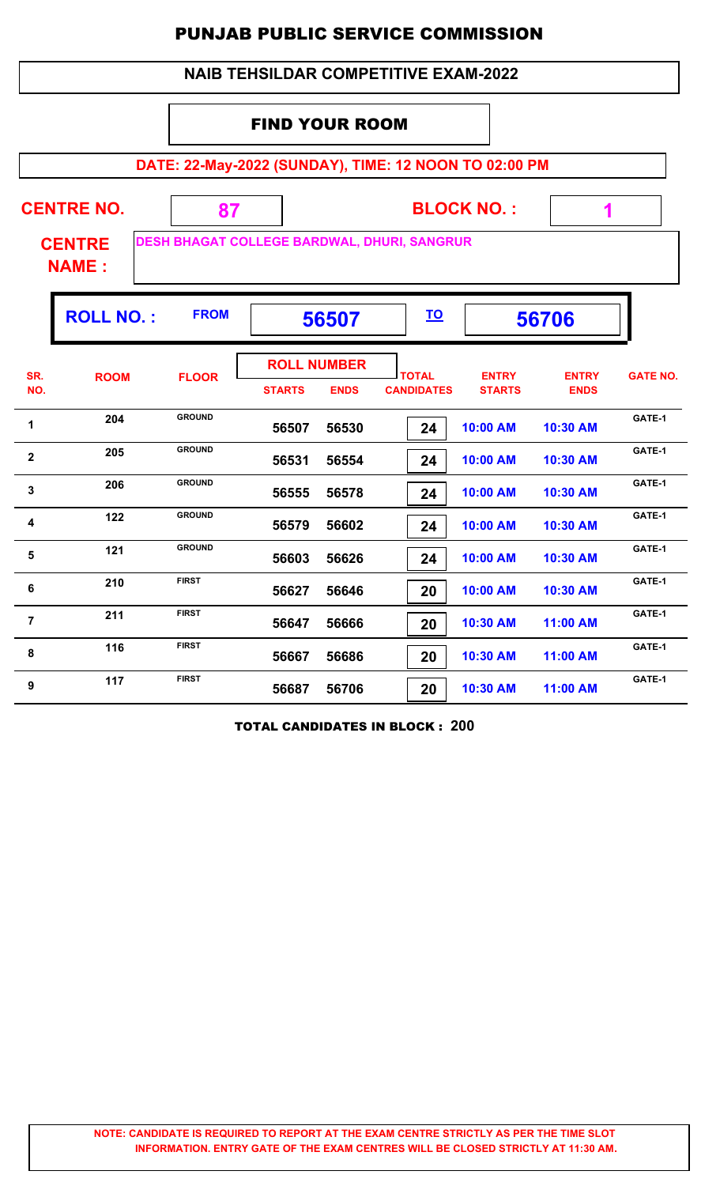# PUNJAB PUBLIC SERVICE COMMISSION

## NAIB TEHSILDAR COMPETITIVE EXAM-2022

### FIND YOUR ROOM

**DATE: 22-May-2022 (SUNDAY), TIME: 12 NOON TO 02:00 PM**

**CENTRE NO.** 87 **BLOCK NO. :** 1

**CENTRE NAME :** DESH BHAGAT COLLEGE BARDWAL, DHURI, SANGRUR

**ROLL NO. :** FROM 56507 TO 56706

| SR. NO. | ROOM | FLOOR | ROLL NUMBER STARTS | ROLL NUMBER ENDS | TOTAL CANDIDATES | ENTRY STARTS | ENTRY ENDS | GATE NO. |
|---|---|---|---|---|---|---|---|---|
| 1 | 204 | GROUND | 56507 | 56530 | 24 | 10:00 AM | 10:30 AM | GATE-1 |
| 2 | 205 | GROUND | 56531 | 56554 | 24 | 10:00 AM | 10:30 AM | GATE-1 |
| 3 | 206 | GROUND | 56555 | 56578 | 24 | 10:00 AM | 10:30 AM | GATE-1 |
| 4 | 122 | GROUND | 56579 | 56602 | 24 | 10:00 AM | 10:30 AM | GATE-1 |
| 5 | 121 | GROUND | 56603 | 56626 | 24 | 10:00 AM | 10:30 AM | GATE-1 |
| 6 | 210 | FIRST | 56627 | 56646 | 20 | 10:00 AM | 10:30 AM | GATE-1 |
| 7 | 211 | FIRST | 56647 | 56666 | 20 | 10:30 AM | 11:00 AM | GATE-1 |
| 8 | 116 | FIRST | 56667 | 56686 | 20 | 10:30 AM | 11:00 AM | GATE-1 |
| 9 | 117 | FIRST | 56687 | 56706 | 20 | 10:30 AM | 11:00 AM | GATE-1 |

**TOTAL CANDIDATES IN BLOCK : 200**

**NOTE: CANDIDATE IS REQUIRED TO REPORT AT THE EXAM CENTRE STRICTLY AS PER THE TIME SLOT INFORMATION. ENTRY GATE OF THE EXAM CENTRES WILL BE CLOSED STRICTLY AT 11:30 AM.**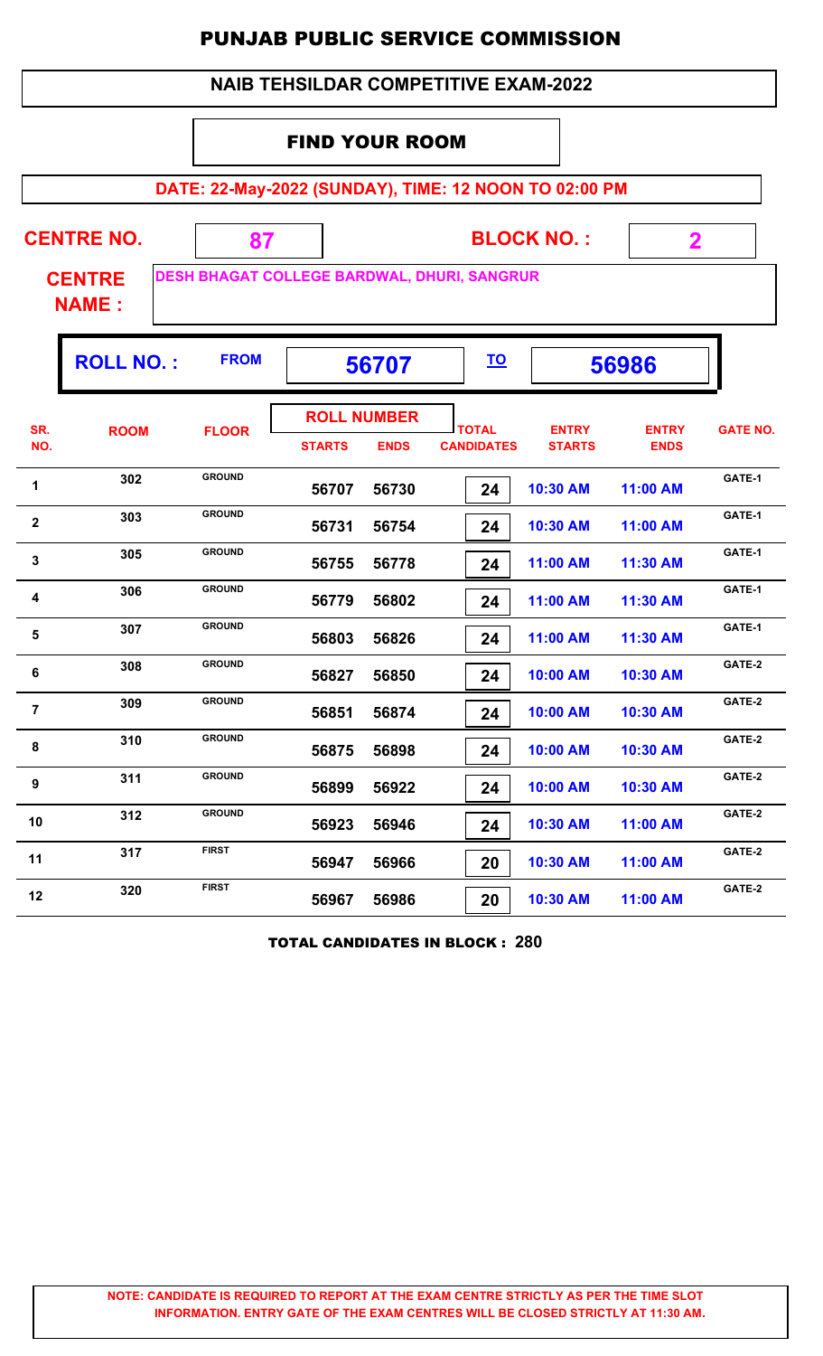# PUNJAB PUBLIC SERVICE COMMISSION

## NAIB TEHSILDAR COMPETITIVE EXAM-2022

### FIND YOUR ROOM

**DATE: 22-May-2022 (SUNDAY), TIME: 12 NOON TO 02:00 PM**

**CENTRE NO.** 87 **BLOCK NO. :** 2

**CENTRE NAME :** DESH BHAGAT COLLEGE BARDWAL, DHURI, SANGRUR

**ROLL NO. :** FROM 56707 TO 56986

| SR. NO. | ROOM | FLOOR | ROLL NUMBER STARTS | ROLL NUMBER ENDS | TOTAL CANDIDATES | ENTRY STARTS | ENTRY ENDS | GATE NO. |
|---|---|---|---|---|---|---|---|---|
| 1 | 302 | GROUND | 56707 | 56730 | 24 | 10:30 AM | 11:00 AM | GATE-1 |
| 2 | 303 | GROUND | 56731 | 56754 | 24 | 10:30 AM | 11:00 AM | GATE-1 |
| 3 | 305 | GROUND | 56755 | 56778 | 24 | 11:00 AM | 11:30 AM | GATE-1 |
| 4 | 306 | GROUND | 56779 | 56802 | 24 | 11:00 AM | 11:30 AM | GATE-1 |
| 5 | 307 | GROUND | 56803 | 56826 | 24 | 11:00 AM | 11:30 AM | GATE-1 |
| 6 | 308 | GROUND | 56827 | 56850 | 24 | 10:00 AM | 10:30 AM | GATE-2 |
| 7 | 309 | GROUND | 56851 | 56874 | 24 | 10:00 AM | 10:30 AM | GATE-2 |
| 8 | 310 | GROUND | 56875 | 56898 | 24 | 10:00 AM | 10:30 AM | GATE-2 |
| 9 | 311 | GROUND | 56899 | 56922 | 24 | 10:00 AM | 10:30 AM | GATE-2 |
| 10 | 312 | GROUND | 56923 | 56946 | 24 | 10:30 AM | 11:00 AM | GATE-2 |
| 11 | 317 | FIRST | 56947 | 56966 | 20 | 10:30 AM | 11:00 AM | GATE-2 |
| 12 | 320 | FIRST | 56967 | 56986 | 20 | 10:30 AM | 11:00 AM | GATE-2 |

**TOTAL CANDIDATES IN BLOCK : 280**

**NOTE: CANDIDATE IS REQUIRED TO REPORT AT THE EXAM CENTRE STRICTLY AS PER THE TIME SLOT INFORMATION. ENTRY GATE OF THE EXAM CENTRES WILL BE CLOSED STRICTLY AT 11:30 AM.**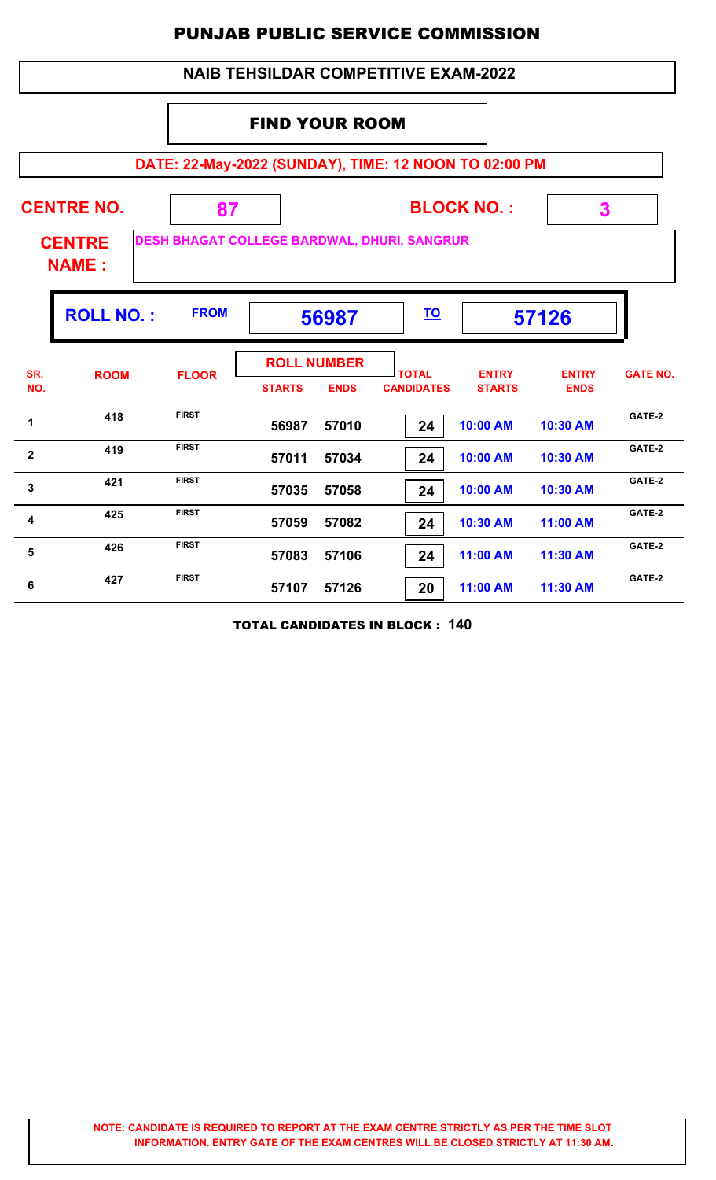# PUNJAB PUBLIC SERVICE COMMISSION

## NAIB TEHSILDAR COMPETITIVE EXAM-2022

### FIND YOUR ROOM

**DATE: 22-May-2022 (SUNDAY), TIME: 12 NOON TO 02:00 PM**

**CENTRE NO.** 87 **BLOCK NO. :** 3

**CENTRE NAME :** DESH BHAGAT COLLEGE BARDWAL, DHURI, SANGRUR

**ROLL NO. :** FROM 56987 TO 57126

| SR. NO. | ROOM | FLOOR | ROLL NUMBER STARTS | ROLL NUMBER ENDS | TOTAL CANDIDATES | ENTRY STARTS | ENTRY ENDS | GATE NO. |
|---|---|---|---|---|---|---|---|---|
| 1 | 418 | FIRST | 56987 | 57010 | 24 | 10:00 AM | 10:30 AM | GATE-2 |
| 2 | 419 | FIRST | 57011 | 57034 | 24 | 10:00 AM | 10:30 AM | GATE-2 |
| 3 | 421 | FIRST | 57035 | 57058 | 24 | 10:00 AM | 10:30 AM | GATE-2 |
| 4 | 425 | FIRST | 57059 | 57082 | 24 | 10:30 AM | 11:00 AM | GATE-2 |
| 5 | 426 | FIRST | 57083 | 57106 | 24 | 11:00 AM | 11:30 AM | GATE-2 |
| 6 | 427 | FIRST | 57107 | 57126 | 20 | 11:00 AM | 11:30 AM | GATE-2 |

**TOTAL CANDIDATES IN BLOCK : 140**

**NOTE: CANDIDATE IS REQUIRED TO REPORT AT THE EXAM CENTRE STRICTLY AS PER THE TIME SLOT INFORMATION. ENTRY GATE OF THE EXAM CENTRES WILL BE CLOSED STRICTLY AT 11:30 AM.**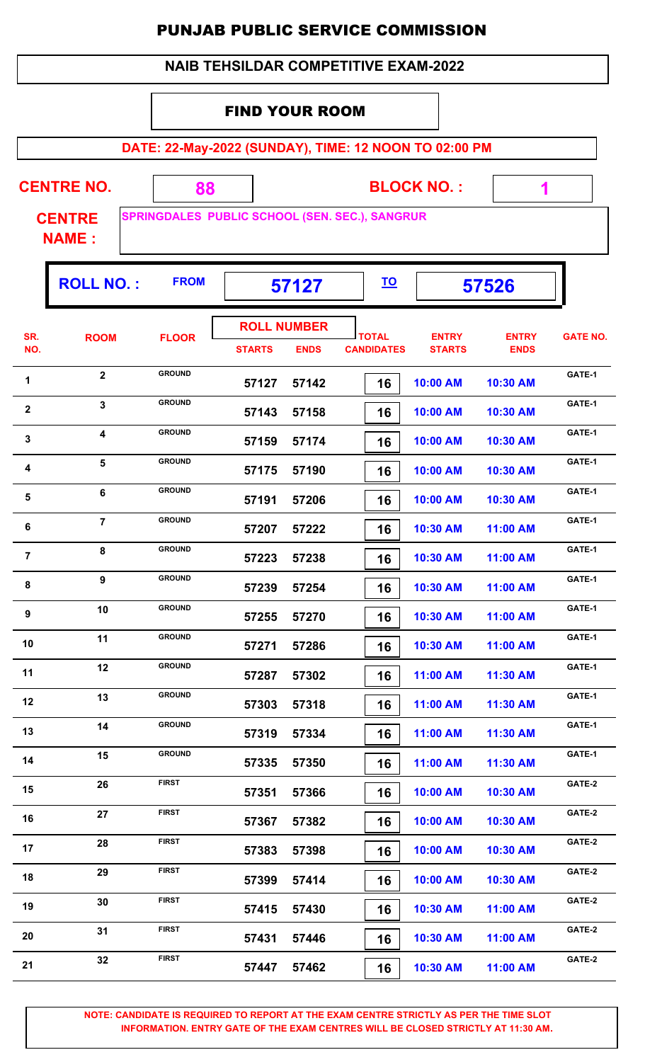# PUNJAB PUBLIC SERVICE COMMISSION

## NAIB TEHSILDAR COMPETITIVE EXAM-2022

### FIND YOUR ROOM

**DATE: 22-May-2022 (SUNDAY), TIME: 12 NOON TO 02:00 PM**

**CENTRE NO.** 88 **BLOCK NO. :** 1

**CENTRE NAME :** SPRINGDALES PUBLIC SCHOOL (SEN. SEC.), SANGRUR

**ROLL NO. :** FROM 57127 TO 57526

| SR. NO. | ROOM | FLOOR | ROLL NUMBER STARTS | ROLL NUMBER ENDS | TOTAL CANDIDATES | ENTRY STARTS | ENTRY ENDS | GATE NO. |
|---|---|---|---|---|---|---|---|---|
| 1 | 2 | GROUND | 57127 | 57142 | 16 | 10:00 AM | 10:30 AM | GATE-1 |
| 2 | 3 | GROUND | 57143 | 57158 | 16 | 10:00 AM | 10:30 AM | GATE-1 |
| 3 | 4 | GROUND | 57159 | 57174 | 16 | 10:00 AM | 10:30 AM | GATE-1 |
| 4 | 5 | GROUND | 57175 | 57190 | 16 | 10:00 AM | 10:30 AM | GATE-1 |
| 5 | 6 | GROUND | 57191 | 57206 | 16 | 10:00 AM | 10:30 AM | GATE-1 |
| 6 | 7 | GROUND | 57207 | 57222 | 16 | 10:30 AM | 11:00 AM | GATE-1 |
| 7 | 8 | GROUND | 57223 | 57238 | 16 | 10:30 AM | 11:00 AM | GATE-1 |
| 8 | 9 | GROUND | 57239 | 57254 | 16 | 10:30 AM | 11:00 AM | GATE-1 |
| 9 | 10 | GROUND | 57255 | 57270 | 16 | 10:30 AM | 11:00 AM | GATE-1 |
| 10 | 11 | GROUND | 57271 | 57286 | 16 | 10:30 AM | 11:00 AM | GATE-1 |
| 11 | 12 | GROUND | 57287 | 57302 | 16 | 11:00 AM | 11:30 AM | GATE-1 |
| 12 | 13 | GROUND | 57303 | 57318 | 16 | 11:00 AM | 11:30 AM | GATE-1 |
| 13 | 14 | GROUND | 57319 | 57334 | 16 | 11:00 AM | 11:30 AM | GATE-1 |
| 14 | 15 | GROUND | 57335 | 57350 | 16 | 11:00 AM | 11:30 AM | GATE-1 |
| 15 | 26 | FIRST | 57351 | 57366 | 16 | 10:00 AM | 10:30 AM | GATE-2 |
| 16 | 27 | FIRST | 57367 | 57382 | 16 | 10:00 AM | 10:30 AM | GATE-2 |
| 17 | 28 | FIRST | 57383 | 57398 | 16 | 10:00 AM | 10:30 AM | GATE-2 |
| 18 | 29 | FIRST | 57399 | 57414 | 16 | 10:00 AM | 10:30 AM | GATE-2 |
| 19 | 30 | FIRST | 57415 | 57430 | 16 | 10:30 AM | 11:00 AM | GATE-2 |
| 20 | 31 | FIRST | 57431 | 57446 | 16 | 10:30 AM | 11:00 AM | GATE-2 |
| 21 | 32 | FIRST | 57447 | 57462 | 16 | 10:30 AM | 11:00 AM | GATE-2 |

**NOTE: CANDIDATE IS REQUIRED TO REPORT AT THE EXAM CENTRE STRICTLY AS PER THE TIME SLOT INFORMATION. ENTRY GATE OF THE EXAM CENTRES WILL BE CLOSED STRICTLY AT 11:30 AM.**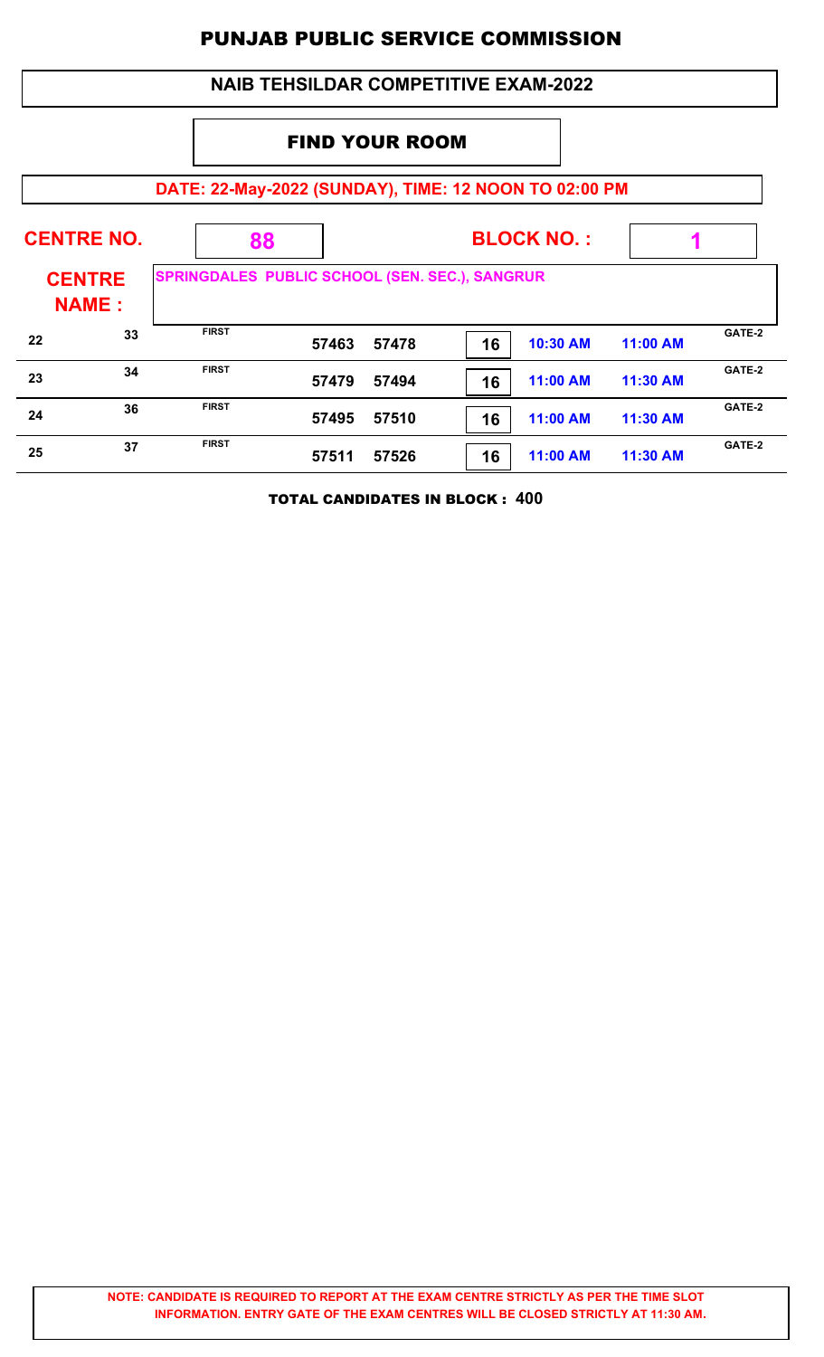# PUNJAB PUBLIC SERVICE COMMISSION

## NAIB TEHSILDAR COMPETITIVE EXAM-2022

### FIND YOUR ROOM

**DATE: 22-May-2022 (SUNDAY), TIME: 12 NOON TO 02:00 PM**

**CENTRE NO.** 88 **BLOCK NO. :** 1

**CENTRE NAME :** SPRINGDALES PUBLIC SCHOOL (SEN. SEC.), SANGRUR

| | | | | | | | | |
|---|---|---|---|---|---|---|---|---|
| 22 | 33 | FIRST | 57463 | 57478 | 16 | 10:30 AM | 11:00 AM | GATE-2 |
| 23 | 34 | FIRST | 57479 | 57494 | 16 | 11:00 AM | 11:30 AM | GATE-2 |
| 24 | 36 | FIRST | 57495 | 57510 | 16 | 11:00 AM | 11:30 AM | GATE-2 |
| 25 | 37 | FIRST | 57511 | 57526 | 16 | 11:00 AM | 11:30 AM | GATE-2 |

**TOTAL CANDIDATES IN BLOCK : 400**

**NOTE: CANDIDATE IS REQUIRED TO REPORT AT THE EXAM CENTRE STRICTLY AS PER THE TIME SLOT INFORMATION. ENTRY GATE OF THE EXAM CENTRES WILL BE CLOSED STRICTLY AT 11:30 AM.**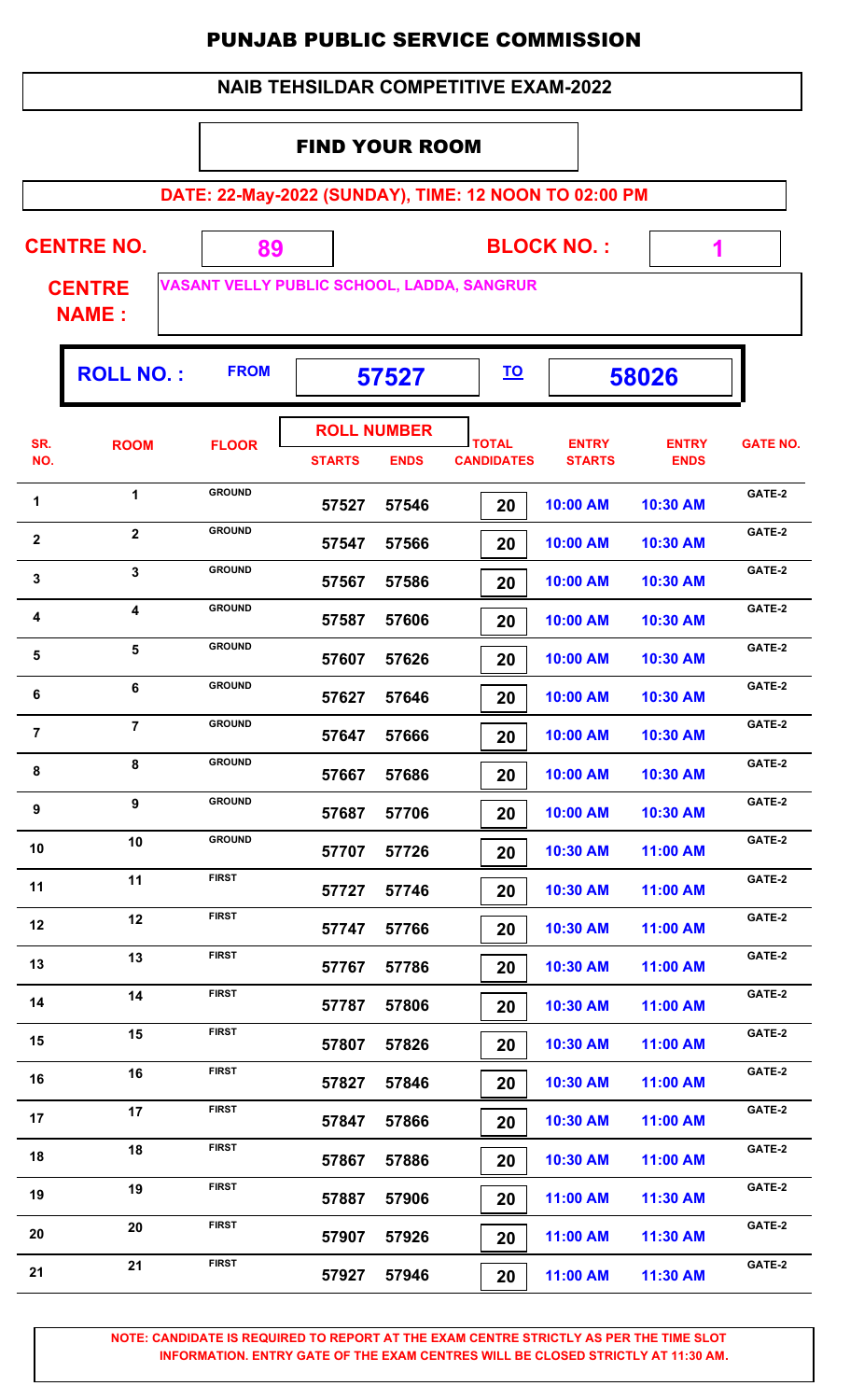# PUNJAB PUBLIC SERVICE COMMISSION

## NAIB TEHSILDAR COMPETITIVE EXAM-2022

### FIND YOUR ROOM

**DATE: 22-May-2022 (SUNDAY), TIME: 12 NOON TO 02:00 PM**

**CENTRE NO.** 89 **BLOCK NO. :** 1

**CENTRE NAME :** VASANT VELLY PUBLIC SCHOOL, LADDA, SANGRUR

**ROLL NO. :** FROM 57527 TO 58026

| SR. NO. | ROOM | FLOOR | ROLL NUMBER STARTS | ROLL NUMBER ENDS | TOTAL CANDIDATES | ENTRY STARTS | ENTRY ENDS | GATE NO. |
|---|---|---|---|---|---|---|---|---|
| 1 | 1 | GROUND | 57527 | 57546 | 20 | 10:00 AM | 10:30 AM | GATE-2 |
| 2 | 2 | GROUND | 57547 | 57566 | 20 | 10:00 AM | 10:30 AM | GATE-2 |
| 3 | 3 | GROUND | 57567 | 57586 | 20 | 10:00 AM | 10:30 AM | GATE-2 |
| 4 | 4 | GROUND | 57587 | 57606 | 20 | 10:00 AM | 10:30 AM | GATE-2 |
| 5 | 5 | GROUND | 57607 | 57626 | 20 | 10:00 AM | 10:30 AM | GATE-2 |
| 6 | 6 | GROUND | 57627 | 57646 | 20 | 10:00 AM | 10:30 AM | GATE-2 |
| 7 | 7 | GROUND | 57647 | 57666 | 20 | 10:00 AM | 10:30 AM | GATE-2 |
| 8 | 8 | GROUND | 57667 | 57686 | 20 | 10:00 AM | 10:30 AM | GATE-2 |
| 9 | 9 | GROUND | 57687 | 57706 | 20 | 10:00 AM | 10:30 AM | GATE-2 |
| 10 | 10 | GROUND | 57707 | 57726 | 20 | 10:30 AM | 11:00 AM | GATE-2 |
| 11 | 11 | FIRST | 57727 | 57746 | 20 | 10:30 AM | 11:00 AM | GATE-2 |
| 12 | 12 | FIRST | 57747 | 57766 | 20 | 10:30 AM | 11:00 AM | GATE-2 |
| 13 | 13 | FIRST | 57767 | 57786 | 20 | 10:30 AM | 11:00 AM | GATE-2 |
| 14 | 14 | FIRST | 57787 | 57806 | 20 | 10:30 AM | 11:00 AM | GATE-2 |
| 15 | 15 | FIRST | 57807 | 57826 | 20 | 10:30 AM | 11:00 AM | GATE-2 |
| 16 | 16 | FIRST | 57827 | 57846 | 20 | 10:30 AM | 11:00 AM | GATE-2 |
| 17 | 17 | FIRST | 57847 | 57866 | 20 | 10:30 AM | 11:00 AM | GATE-2 |
| 18 | 18 | FIRST | 57867 | 57886 | 20 | 10:30 AM | 11:00 AM | GATE-2 |
| 19 | 19 | FIRST | 57887 | 57906 | 20 | 11:00 AM | 11:30 AM | GATE-2 |
| 20 | 20 | FIRST | 57907 | 57926 | 20 | 11:00 AM | 11:30 AM | GATE-2 |
| 21 | 21 | FIRST | 57927 | 57946 | 20 | 11:00 AM | 11:30 AM | GATE-2 |

**NOTE: CANDIDATE IS REQUIRED TO REPORT AT THE EXAM CENTRE STRICTLY AS PER THE TIME SLOT INFORMATION. ENTRY GATE OF THE EXAM CENTRES WILL BE CLOSED STRICTLY AT 11:30 AM.**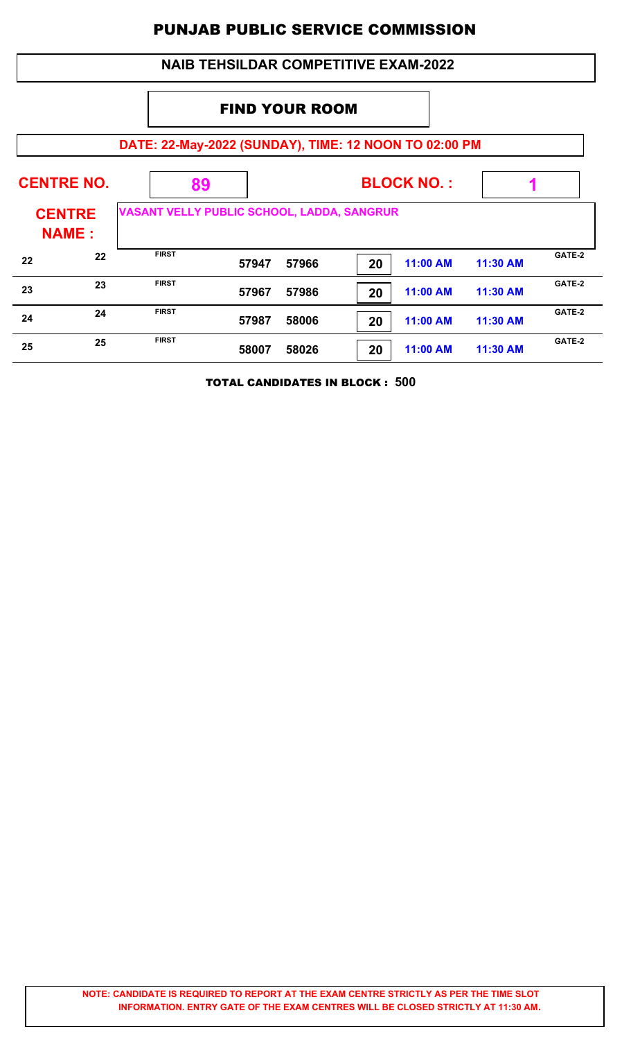# PUNJAB PUBLIC SERVICE COMMISSION

## NAIB TEHSILDAR COMPETITIVE EXAM-2022

### FIND YOUR ROOM

**DATE: 22-May-2022 (SUNDAY), TIME: 12 NOON TO 02:00 PM**

**CENTRE NO.** 89 **BLOCK NO. :** 1

**CENTRE NAME :** VASANT VELLY PUBLIC SCHOOL, LADDA, SANGRUR

| | | | | | | | | |
|---|---|---|---|---|---|---|---|---|
| 22 | 22 | FIRST | 57947 | 57966 | 20 | 11:00 AM | 11:30 AM | GATE-2 |
| 23 | 23 | FIRST | 57967 | 57986 | 20 | 11:00 AM | 11:30 AM | GATE-2 |
| 24 | 24 | FIRST | 57987 | 58006 | 20 | 11:00 AM | 11:30 AM | GATE-2 |
| 25 | 25 | FIRST | 58007 | 58026 | 20 | 11:00 AM | 11:30 AM | GATE-2 |

**TOTAL CANDIDATES IN BLOCK : 500**

**NOTE: CANDIDATE IS REQUIRED TO REPORT AT THE EXAM CENTRE STRICTLY AS PER THE TIME SLOT INFORMATION. ENTRY GATE OF THE EXAM CENTRES WILL BE CLOSED STRICTLY AT 11:30 AM.**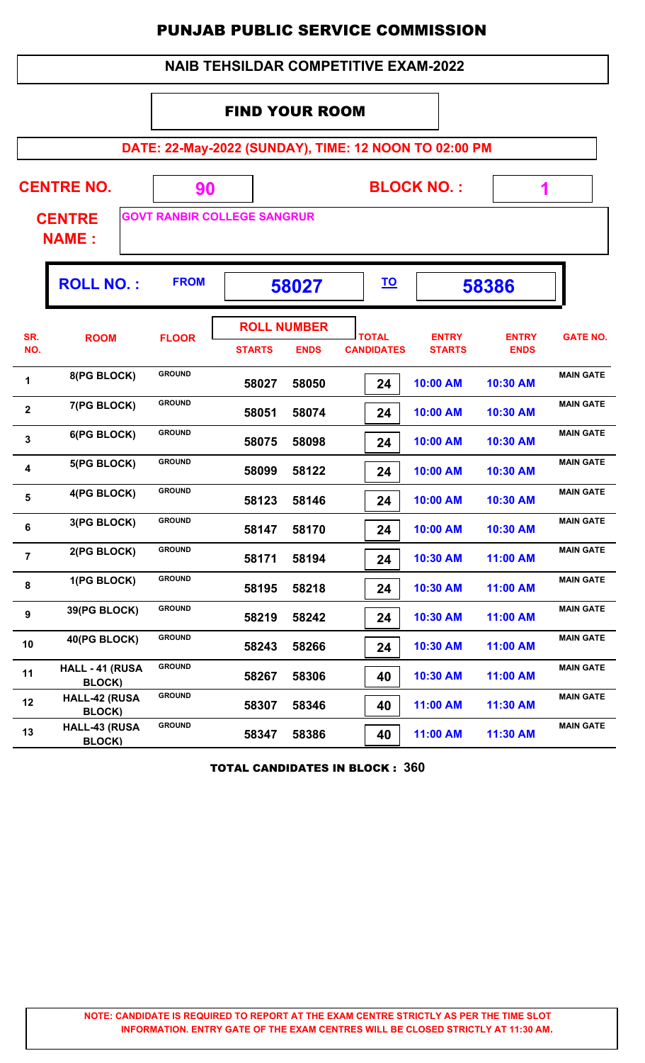# PUNJAB PUBLIC SERVICE COMMISSION

## NAIB TEHSILDAR COMPETITIVE EXAM-2022

### FIND YOUR ROOM

**DATE: 22-May-2022 (SUNDAY), TIME: 12 NOON TO 02:00 PM**

**CENTRE NO.** 90 **BLOCK NO. :** 1

**CENTRE NAME :** GOVT RANBIR COLLEGE SANGRUR

**ROLL NO. :** FROM 58027 TO 58386

| SR. NO. | ROOM | FLOOR | ROLL NUMBER STARTS | ROLL NUMBER ENDS | TOTAL CANDIDATES | ENTRY STARTS | ENTRY ENDS | GATE NO. |
|---|---|---|---|---|---|---|---|---|
| 1 | 8(PG BLOCK) | GROUND | 58027 | 58050 | 24 | 10:00 AM | 10:30 AM | MAIN GATE |
| 2 | 7(PG BLOCK) | GROUND | 58051 | 58074 | 24 | 10:00 AM | 10:30 AM | MAIN GATE |
| 3 | 6(PG BLOCK) | GROUND | 58075 | 58098 | 24 | 10:00 AM | 10:30 AM | MAIN GATE |
| 4 | 5(PG BLOCK) | GROUND | 58099 | 58122 | 24 | 10:00 AM | 10:30 AM | MAIN GATE |
| 5 | 4(PG BLOCK) | GROUND | 58123 | 58146 | 24 | 10:00 AM | 10:30 AM | MAIN GATE |
| 6 | 3(PG BLOCK) | GROUND | 58147 | 58170 | 24 | 10:00 AM | 10:30 AM | MAIN GATE |
| 7 | 2(PG BLOCK) | GROUND | 58171 | 58194 | 24 | 10:30 AM | 11:00 AM | MAIN GATE |
| 8 | 1(PG BLOCK) | GROUND | 58195 | 58218 | 24 | 10:30 AM | 11:00 AM | MAIN GATE |
| 9 | 39(PG BLOCK) | GROUND | 58219 | 58242 | 24 | 10:30 AM | 11:00 AM | MAIN GATE |
| 10 | 40(PG BLOCK) | GROUND | 58243 | 58266 | 24 | 10:30 AM | 11:00 AM | MAIN GATE |
| 11 | HALL - 41 (RUSA BLOCK) | GROUND | 58267 | 58306 | 40 | 10:30 AM | 11:00 AM | MAIN GATE |
| 12 | HALL-42 (RUSA BLOCK) | GROUND | 58307 | 58346 | 40 | 11:00 AM | 11:30 AM | MAIN GATE |
| 13 | HALL-43 (RUSA BLOCK) | GROUND | 58347 | 58386 | 40 | 11:00 AM | 11:30 AM | MAIN GATE |

**TOTAL CANDIDATES IN BLOCK : 360**

**NOTE: CANDIDATE IS REQUIRED TO REPORT AT THE EXAM CENTRE STRICTLY AS PER THE TIME SLOT INFORMATION. ENTRY GATE OF THE EXAM CENTRES WILL BE CLOSED STRICTLY AT 11:30 AM.**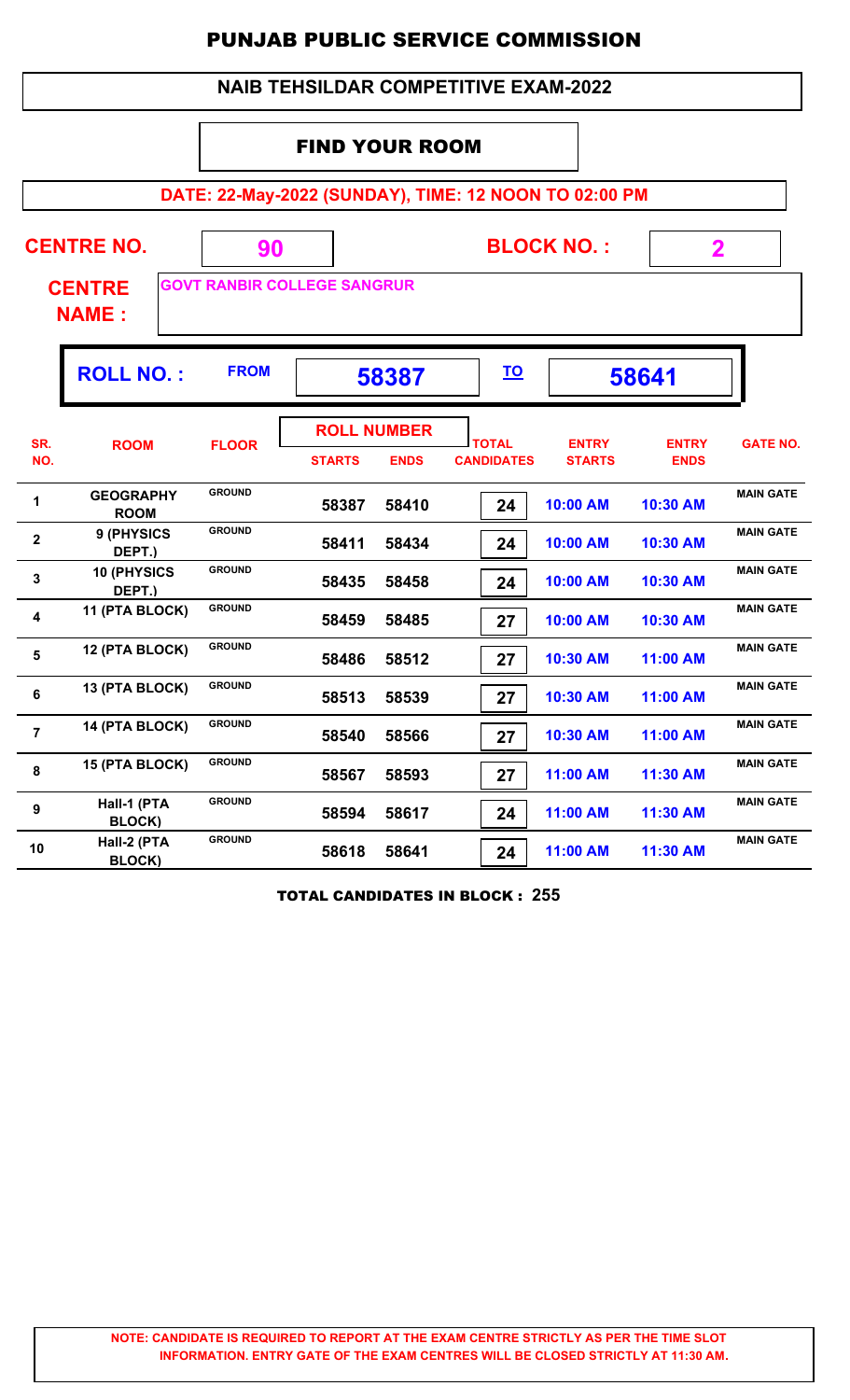# PUNJAB PUBLIC SERVICE COMMISSION

## NAIB TEHSILDAR COMPETITIVE EXAM-2022

### FIND YOUR ROOM

**DATE: 22-May-2022 (SUNDAY), TIME: 12 NOON TO 02:00 PM**

**CENTRE NO.** 90 **BLOCK NO. :** 2

**CENTRE NAME :** GOVT RANBIR COLLEGE SANGRUR

**ROLL NO. :** FROM **58387** TO **58641**

| SR. NO. | ROOM | FLOOR | ROLL NUMBER STARTS | ROLL NUMBER ENDS | TOTAL CANDIDATES | ENTRY STARTS | ENTRY ENDS | GATE NO. |
|---|---|---|---|---|---|---|---|---|
| 1 | GEOGRAPHY ROOM | GROUND | 58387 | 58410 | 24 | 10:00 AM | 10:30 AM | MAIN GATE |
| 2 | 9 (PHYSICS DEPT.) | GROUND | 58411 | 58434 | 24 | 10:00 AM | 10:30 AM | MAIN GATE |
| 3 | 10 (PHYSICS DEPT.) | GROUND | 58435 | 58458 | 24 | 10:00 AM | 10:30 AM | MAIN GATE |
| 4 | 11 (PTA BLOCK) | GROUND | 58459 | 58485 | 27 | 10:00 AM | 10:30 AM | MAIN GATE |
| 5 | 12 (PTA BLOCK) | GROUND | 58486 | 58512 | 27 | 10:30 AM | 11:00 AM | MAIN GATE |
| 6 | 13 (PTA BLOCK) | GROUND | 58513 | 58539 | 27 | 10:30 AM | 11:00 AM | MAIN GATE |
| 7 | 14 (PTA BLOCK) | GROUND | 58540 | 58566 | 27 | 10:30 AM | 11:00 AM | MAIN GATE |
| 8 | 15 (PTA BLOCK) | GROUND | 58567 | 58593 | 27 | 11:00 AM | 11:30 AM | MAIN GATE |
| 9 | Hall-1 (PTA BLOCK) | GROUND | 58594 | 58617 | 24 | 11:00 AM | 11:30 AM | MAIN GATE |
| 10 | Hall-2 (PTA BLOCK) | GROUND | 58618 | 58641 | 24 | 11:00 AM | 11:30 AM | MAIN GATE |

**TOTAL CANDIDATES IN BLOCK : 255**

**NOTE: CANDIDATE IS REQUIRED TO REPORT AT THE EXAM CENTRE STRICTLY AS PER THE TIME SLOT INFORMATION. ENTRY GATE OF THE EXAM CENTRES WILL BE CLOSED STRICTLY AT 11:30 AM.**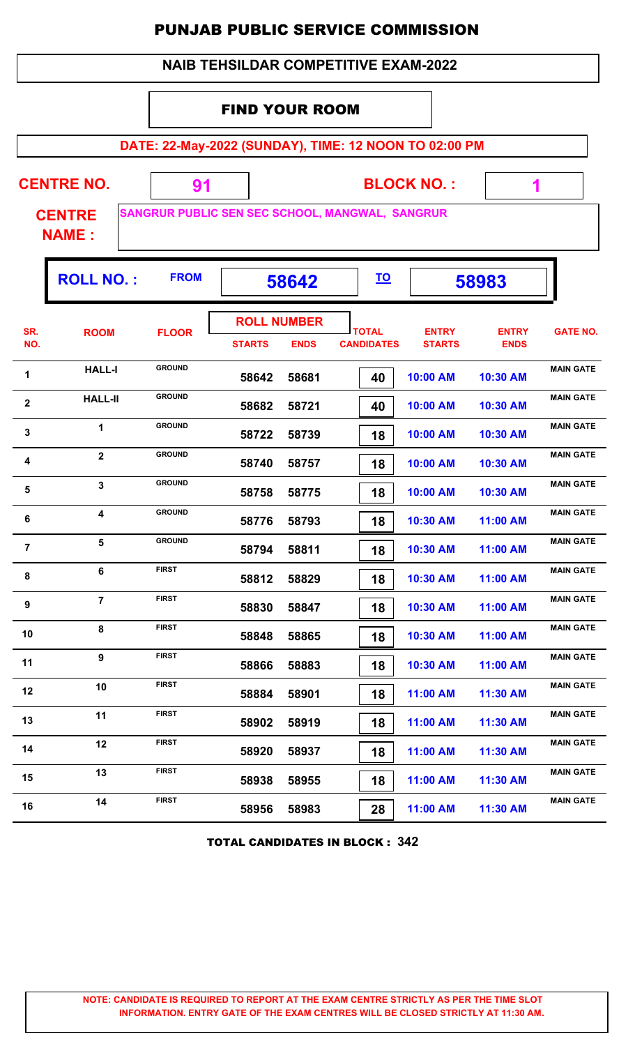# PUNJAB PUBLIC SERVICE COMMISSION

## NAIB TEHSILDAR COMPETITIVE EXAM-2022

### FIND YOUR ROOM

**DATE: 22-May-2022 (SUNDAY), TIME: 12 NOON TO 02:00 PM**

**CENTRE NO.** 91 **BLOCK NO. :** 1

**CENTRE NAME :** SANGRUR PUBLIC SEN SEC SCHOOL, MANGWAL, SANGRUR

**ROLL NO. :** FROM 58642 TO 58983

| SR. NO. | ROOM | FLOOR | ROLL NUMBER STARTS | ROLL NUMBER ENDS | TOTAL CANDIDATES | ENTRY STARTS | ENTRY ENDS | GATE NO. |
|---|---|---|---|---|---|---|---|---|
| 1 | HALL-I | GROUND | 58642 | 58681 | 40 | 10:00 AM | 10:30 AM | MAIN GATE |
| 2 | HALL-II | GROUND | 58682 | 58721 | 40 | 10:00 AM | 10:30 AM | MAIN GATE |
| 3 | 1 | GROUND | 58722 | 58739 | 18 | 10:00 AM | 10:30 AM | MAIN GATE |
| 4 | 2 | GROUND | 58740 | 58757 | 18 | 10:00 AM | 10:30 AM | MAIN GATE |
| 5 | 3 | GROUND | 58758 | 58775 | 18 | 10:00 AM | 10:30 AM | MAIN GATE |
| 6 | 4 | GROUND | 58776 | 58793 | 18 | 10:30 AM | 11:00 AM | MAIN GATE |
| 7 | 5 | GROUND | 58794 | 58811 | 18 | 10:30 AM | 11:00 AM | MAIN GATE |
| 8 | 6 | FIRST | 58812 | 58829 | 18 | 10:30 AM | 11:00 AM | MAIN GATE |
| 9 | 7 | FIRST | 58830 | 58847 | 18 | 10:30 AM | 11:00 AM | MAIN GATE |
| 10 | 8 | FIRST | 58848 | 58865 | 18 | 10:30 AM | 11:00 AM | MAIN GATE |
| 11 | 9 | FIRST | 58866 | 58883 | 18 | 10:30 AM | 11:00 AM | MAIN GATE |
| 12 | 10 | FIRST | 58884 | 58901 | 18 | 11:00 AM | 11:30 AM | MAIN GATE |
| 13 | 11 | FIRST | 58902 | 58919 | 18 | 11:00 AM | 11:30 AM | MAIN GATE |
| 14 | 12 | FIRST | 58920 | 58937 | 18 | 11:00 AM | 11:30 AM | MAIN GATE |
| 15 | 13 | FIRST | 58938 | 58955 | 18 | 11:00 AM | 11:30 AM | MAIN GATE |
| 16 | 14 | FIRST | 58956 | 58983 | 28 | 11:00 AM | 11:30 AM | MAIN GATE |

**TOTAL CANDIDATES IN BLOCK : 342**

**NOTE: CANDIDATE IS REQUIRED TO REPORT AT THE EXAM CENTRE STRICTLY AS PER THE TIME SLOT INFORMATION. ENTRY GATE OF THE EXAM CENTRES WILL BE CLOSED STRICTLY AT 11:30 AM.**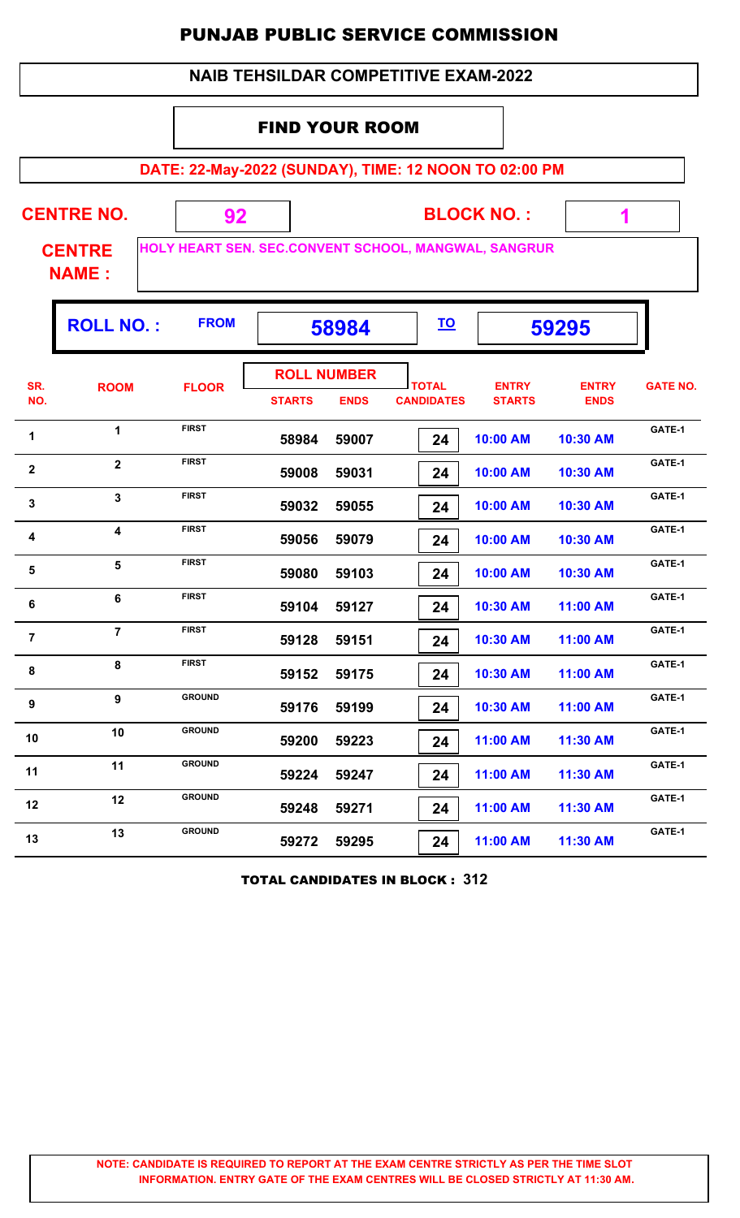# PUNJAB PUBLIC SERVICE COMMISSION

## NAIB TEHSILDAR COMPETITIVE EXAM-2022

### FIND YOUR ROOM

**DATE: 22-May-2022 (SUNDAY), TIME: 12 NOON TO 02:00 PM**

**CENTRE NO.** 92 **BLOCK NO. :** 1

**CENTRE NAME :** HOLY HEART SEN. SEC.CONVENT SCHOOL, MANGWAL, SANGRUR

**ROLL NO. :** FROM 58984 TO 59295

| SR. NO. | ROOM | FLOOR | ROLL NUMBER STARTS | ROLL NUMBER ENDS | TOTAL CANDIDATES | ENTRY STARTS | ENTRY ENDS | GATE NO. |
|---|---|---|---|---|---|---|---|---|
| 1 | 1 | FIRST | 58984 | 59007 | 24 | 10:00 AM | 10:30 AM | GATE-1 |
| 2 | 2 | FIRST | 59008 | 59031 | 24 | 10:00 AM | 10:30 AM | GATE-1 |
| 3 | 3 | FIRST | 59032 | 59055 | 24 | 10:00 AM | 10:30 AM | GATE-1 |
| 4 | 4 | FIRST | 59056 | 59079 | 24 | 10:00 AM | 10:30 AM | GATE-1 |
| 5 | 5 | FIRST | 59080 | 59103 | 24 | 10:00 AM | 10:30 AM | GATE-1 |
| 6 | 6 | FIRST | 59104 | 59127 | 24 | 10:30 AM | 11:00 AM | GATE-1 |
| 7 | 7 | FIRST | 59128 | 59151 | 24 | 10:30 AM | 11:00 AM | GATE-1 |
| 8 | 8 | FIRST | 59152 | 59175 | 24 | 10:30 AM | 11:00 AM | GATE-1 |
| 9 | 9 | GROUND | 59176 | 59199 | 24 | 10:30 AM | 11:00 AM | GATE-1 |
| 10 | 10 | GROUND | 59200 | 59223 | 24 | 11:00 AM | 11:30 AM | GATE-1 |
| 11 | 11 | GROUND | 59224 | 59247 | 24 | 11:00 AM | 11:30 AM | GATE-1 |
| 12 | 12 | GROUND | 59248 | 59271 | 24 | 11:00 AM | 11:30 AM | GATE-1 |
| 13 | 13 | GROUND | 59272 | 59295 | 24 | 11:00 AM | 11:30 AM | GATE-1 |

**TOTAL CANDIDATES IN BLOCK : 312**

**NOTE: CANDIDATE IS REQUIRED TO REPORT AT THE EXAM CENTRE STRICTLY AS PER THE TIME SLOT INFORMATION. ENTRY GATE OF THE EXAM CENTRES WILL BE CLOSED STRICTLY AT 11:30 AM.**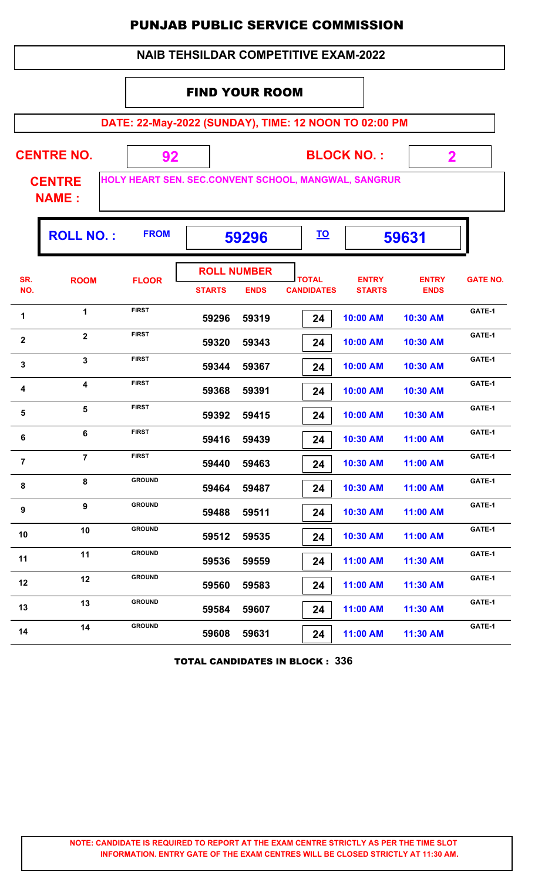# PUNJAB PUBLIC SERVICE COMMISSION

## NAIB TEHSILDAR COMPETITIVE EXAM-2022

### FIND YOUR ROOM

**DATE: 22-May-2022 (SUNDAY), TIME: 12 NOON TO 02:00 PM**

**CENTRE NO.** 92 **BLOCK NO. :** 2

**CENTRE NAME :** HOLY HEART SEN. SEC.CONVENT SCHOOL, MANGWAL, SANGRUR

**ROLL NO. :** FROM 59296 TO 59631

| SR. NO. | ROOM | FLOOR | ROLL NUMBER STARTS | ROLL NUMBER ENDS | TOTAL CANDIDATES | ENTRY STARTS | ENTRY ENDS | GATE NO. |
|---|---|---|---|---|---|---|---|---|
| 1 | 1 | FIRST | 59296 | 59319 | 24 | 10:00 AM | 10:30 AM | GATE-1 |
| 2 | 2 | FIRST | 59320 | 59343 | 24 | 10:00 AM | 10:30 AM | GATE-1 |
| 3 | 3 | FIRST | 59344 | 59367 | 24 | 10:00 AM | 10:30 AM | GATE-1 |
| 4 | 4 | FIRST | 59368 | 59391 | 24 | 10:00 AM | 10:30 AM | GATE-1 |
| 5 | 5 | FIRST | 59392 | 59415 | 24 | 10:00 AM | 10:30 AM | GATE-1 |
| 6 | 6 | FIRST | 59416 | 59439 | 24 | 10:30 AM | 11:00 AM | GATE-1 |
| 7 | 7 | FIRST | 59440 | 59463 | 24 | 10:30 AM | 11:00 AM | GATE-1 |
| 8 | 8 | GROUND | 59464 | 59487 | 24 | 10:30 AM | 11:00 AM | GATE-1 |
| 9 | 9 | GROUND | 59488 | 59511 | 24 | 10:30 AM | 11:00 AM | GATE-1 |
| 10 | 10 | GROUND | 59512 | 59535 | 24 | 10:30 AM | 11:00 AM | GATE-1 |
| 11 | 11 | GROUND | 59536 | 59559 | 24 | 11:00 AM | 11:30 AM | GATE-1 |
| 12 | 12 | GROUND | 59560 | 59583 | 24 | 11:00 AM | 11:30 AM | GATE-1 |
| 13 | 13 | GROUND | 59584 | 59607 | 24 | 11:00 AM | 11:30 AM | GATE-1 |
| 14 | 14 | GROUND | 59608 | 59631 | 24 | 11:00 AM | 11:30 AM | GATE-1 |

**TOTAL CANDIDATES IN BLOCK : 336**

**NOTE: CANDIDATE IS REQUIRED TO REPORT AT THE EXAM CENTRE STRICTLY AS PER THE TIME SLOT INFORMATION. ENTRY GATE OF THE EXAM CENTRES WILL BE CLOSED STRICTLY AT 11:30 AM.**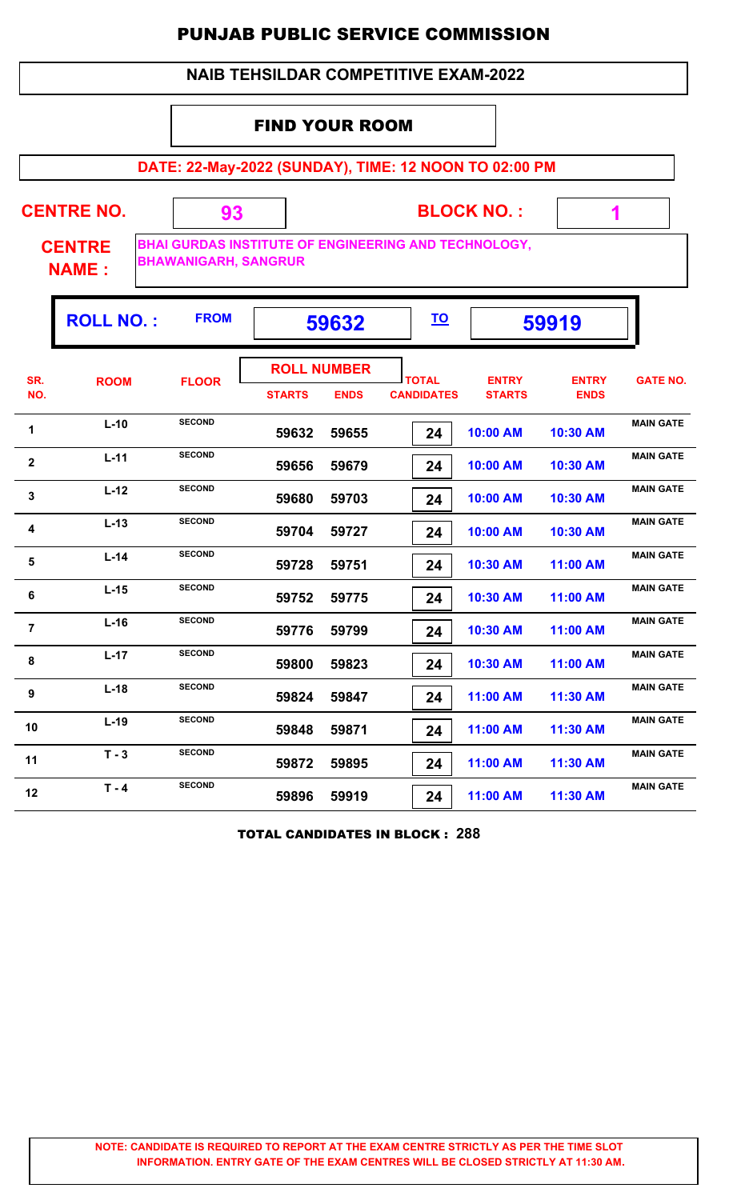# PUNJAB PUBLIC SERVICE COMMISSION

## NAIB TEHSILDAR COMPETITIVE EXAM-2022

### FIND YOUR ROOM

**DATE: 22-May-2022 (SUNDAY), TIME: 12 NOON TO 02:00 PM**

**CENTRE NO.** 93 **BLOCK NO. :** 1

**CENTRE NAME :** BHAI GURDAS INSTITUTE OF ENGINEERING AND TECHNOLOGY, BHAWANIGARH, SANGRUR

**ROLL NO. :** FROM **59632** TO **59919**

| SR. NO. | ROOM | FLOOR | ROLL NUMBER STARTS | ROLL NUMBER ENDS | TOTAL CANDIDATES | ENTRY STARTS | ENTRY ENDS | GATE NO. |
|---|---|---|---|---|---|---|---|---|
| 1 | L-10 | SECOND | 59632 | 59655 | 24 | 10:00 AM | 10:30 AM | MAIN GATE |
| 2 | L-11 | SECOND | 59656 | 59679 | 24 | 10:00 AM | 10:30 AM | MAIN GATE |
| 3 | L-12 | SECOND | 59680 | 59703 | 24 | 10:00 AM | 10:30 AM | MAIN GATE |
| 4 | L-13 | SECOND | 59704 | 59727 | 24 | 10:00 AM | 10:30 AM | MAIN GATE |
| 5 | L-14 | SECOND | 59728 | 59751 | 24 | 10:30 AM | 11:00 AM | MAIN GATE |
| 6 | L-15 | SECOND | 59752 | 59775 | 24 | 10:30 AM | 11:00 AM | MAIN GATE |
| 7 | L-16 | SECOND | 59776 | 59799 | 24 | 10:30 AM | 11:00 AM | MAIN GATE |
| 8 | L-17 | SECOND | 59800 | 59823 | 24 | 10:30 AM | 11:00 AM | MAIN GATE |
| 9 | L-18 | SECOND | 59824 | 59847 | 24 | 11:00 AM | 11:30 AM | MAIN GATE |
| 10 | L-19 | SECOND | 59848 | 59871 | 24 | 11:00 AM | 11:30 AM | MAIN GATE |
| 11 | T - 3 | SECOND | 59872 | 59895 | 24 | 11:00 AM | 11:30 AM | MAIN GATE |
| 12 | T - 4 | SECOND | 59896 | 59919 | 24 | 11:00 AM | 11:30 AM | MAIN GATE |

**TOTAL CANDIDATES IN BLOCK : 288**

**NOTE: CANDIDATE IS REQUIRED TO REPORT AT THE EXAM CENTRE STRICTLY AS PER THE TIME SLOT INFORMATION. ENTRY GATE OF THE EXAM CENTRES WILL BE CLOSED STRICTLY AT 11:30 AM.**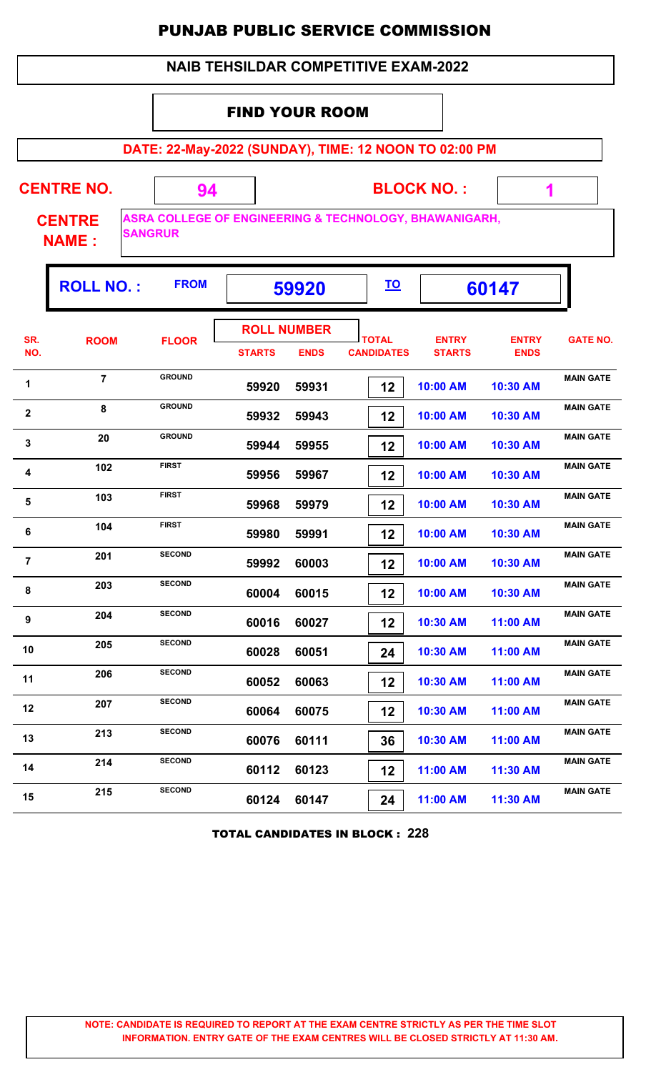# PUNJAB PUBLIC SERVICE COMMISSION

## NAIB TEHSILDAR COMPETITIVE EXAM-2022

### FIND YOUR ROOM

**DATE: 22-May-2022 (SUNDAY), TIME: 12 NOON TO 02:00 PM**

**CENTRE NO.** 94 **BLOCK NO. :** 1

**CENTRE NAME :** ASRA COLLEGE OF ENGINEERING & TECHNOLOGY, BHAWANIGARH, SANGRUR

**ROLL NO. :** FROM **59920** TO **60147**

| SR. NO. | ROOM | FLOOR | ROLL NUMBER STARTS | ROLL NUMBER ENDS | TOTAL CANDIDATES | ENTRY STARTS | ENTRY ENDS | GATE NO. |
|---|---|---|---|---|---|---|---|---|
| 1 | 7 | GROUND | 59920 | 59931 | 12 | 10:00 AM | 10:30 AM | MAIN GATE |
| 2 | 8 | GROUND | 59932 | 59943 | 12 | 10:00 AM | 10:30 AM | MAIN GATE |
| 3 | 20 | GROUND | 59944 | 59955 | 12 | 10:00 AM | 10:30 AM | MAIN GATE |
| 4 | 102 | FIRST | 59956 | 59967 | 12 | 10:00 AM | 10:30 AM | MAIN GATE |
| 5 | 103 | FIRST | 59968 | 59979 | 12 | 10:00 AM | 10:30 AM | MAIN GATE |
| 6 | 104 | FIRST | 59980 | 59991 | 12 | 10:00 AM | 10:30 AM | MAIN GATE |
| 7 | 201 | SECOND | 59992 | 60003 | 12 | 10:00 AM | 10:30 AM | MAIN GATE |
| 8 | 203 | SECOND | 60004 | 60015 | 12 | 10:00 AM | 10:30 AM | MAIN GATE |
| 9 | 204 | SECOND | 60016 | 60027 | 12 | 10:30 AM | 11:00 AM | MAIN GATE |
| 10 | 205 | SECOND | 60028 | 60051 | 24 | 10:30 AM | 11:00 AM | MAIN GATE |
| 11 | 206 | SECOND | 60052 | 60063 | 12 | 10:30 AM | 11:00 AM | MAIN GATE |
| 12 | 207 | SECOND | 60064 | 60075 | 12 | 10:30 AM | 11:00 AM | MAIN GATE |
| 13 | 213 | SECOND | 60076 | 60111 | 36 | 10:30 AM | 11:00 AM | MAIN GATE |
| 14 | 214 | SECOND | 60112 | 60123 | 12 | 11:00 AM | 11:30 AM | MAIN GATE |
| 15 | 215 | SECOND | 60124 | 60147 | 24 | 11:00 AM | 11:30 AM | MAIN GATE |

**TOTAL CANDIDATES IN BLOCK : 228**

**NOTE: CANDIDATE IS REQUIRED TO REPORT AT THE EXAM CENTRE STRICTLY AS PER THE TIME SLOT INFORMATION. ENTRY GATE OF THE EXAM CENTRES WILL BE CLOSED STRICTLY AT 11:30 AM.**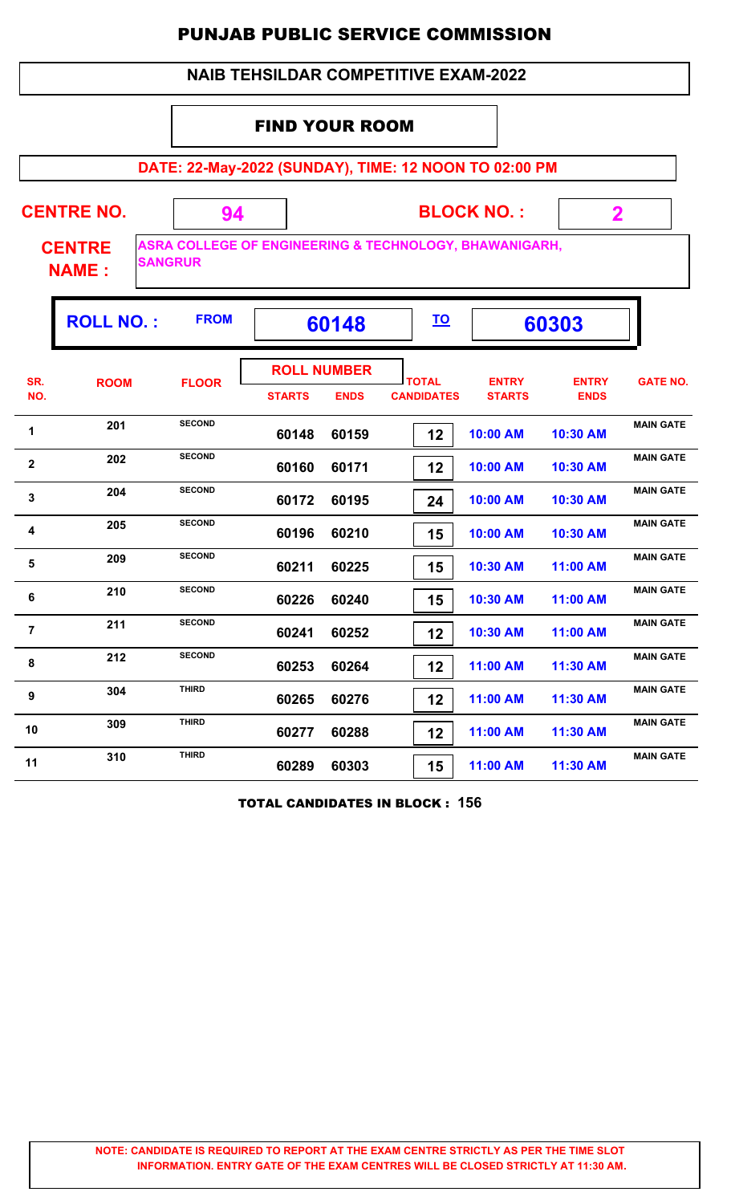# PUNJAB PUBLIC SERVICE COMMISSION

## NAIB TEHSILDAR COMPETITIVE EXAM-2022

### FIND YOUR ROOM

**DATE: 22-May-2022 (SUNDAY), TIME: 12 NOON TO 02:00 PM**

**CENTRE NO.** 94 **BLOCK NO. :** 2

**CENTRE NAME :** ASRA COLLEGE OF ENGINEERING & TECHNOLOGY, BHAWANIGARH, SANGRUR

**ROLL NO. :** FROM **60148** TO **60303**

| SR. NO. | ROOM | FLOOR | ROLL NUMBER STARTS | ROLL NUMBER ENDS | TOTAL CANDIDATES | ENTRY STARTS | ENTRY ENDS | GATE NO. |
|---|---|---|---|---|---|---|---|---|
| 1 | 201 | SECOND | 60148 | 60159 | 12 | 10:00 AM | 10:30 AM | MAIN GATE |
| 2 | 202 | SECOND | 60160 | 60171 | 12 | 10:00 AM | 10:30 AM | MAIN GATE |
| 3 | 204 | SECOND | 60172 | 60195 | 24 | 10:00 AM | 10:30 AM | MAIN GATE |
| 4 | 205 | SECOND | 60196 | 60210 | 15 | 10:00 AM | 10:30 AM | MAIN GATE |
| 5 | 209 | SECOND | 60211 | 60225 | 15 | 10:30 AM | 11:00 AM | MAIN GATE |
| 6 | 210 | SECOND | 60226 | 60240 | 15 | 10:30 AM | 11:00 AM | MAIN GATE |
| 7 | 211 | SECOND | 60241 | 60252 | 12 | 10:30 AM | 11:00 AM | MAIN GATE |
| 8 | 212 | SECOND | 60253 | 60264 | 12 | 11:00 AM | 11:30 AM | MAIN GATE |
| 9 | 304 | THIRD | 60265 | 60276 | 12 | 11:00 AM | 11:30 AM | MAIN GATE |
| 10 | 309 | THIRD | 60277 | 60288 | 12 | 11:00 AM | 11:30 AM | MAIN GATE |
| 11 | 310 | THIRD | 60289 | 60303 | 15 | 11:00 AM | 11:30 AM | MAIN GATE |

**TOTAL CANDIDATES IN BLOCK : 156**

**NOTE: CANDIDATE IS REQUIRED TO REPORT AT THE EXAM CENTRE STRICTLY AS PER THE TIME SLOT INFORMATION. ENTRY GATE OF THE EXAM CENTRES WILL BE CLOSED STRICTLY AT 11:30 AM.**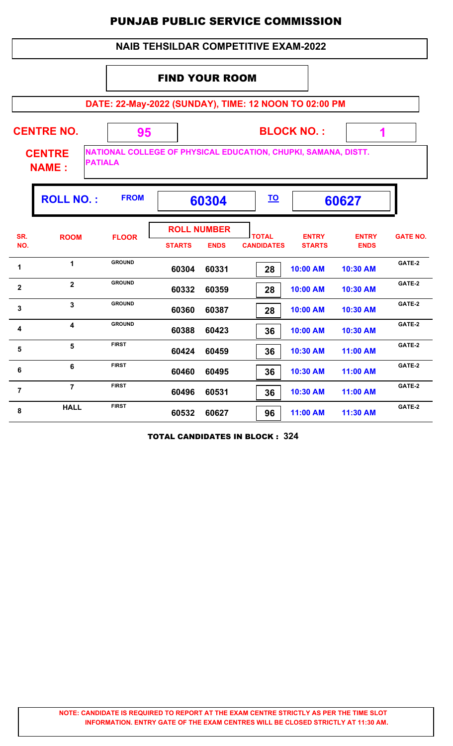# PUNJAB PUBLIC SERVICE COMMISSION

## NAIB TEHSILDAR COMPETITIVE EXAM-2022

### FIND YOUR ROOM

**DATE: 22-May-2022 (SUNDAY), TIME: 12 NOON TO 02:00 PM**

**CENTRE NO.** 95 **BLOCK NO. :** 1

**CENTRE NAME :** NATIONAL COLLEGE OF PHYSICAL EDUCATION, CHUPKI, SAMANA, DISTT. PATIALA

**ROLL NO. :** FROM 60304 TO 60627

| SR. NO. | ROOM | FLOOR | ROLL NUMBER STARTS | ROLL NUMBER ENDS | TOTAL CANDIDATES | ENTRY STARTS | ENTRY ENDS | GATE NO. |
|---|---|---|---|---|---|---|---|---|
| 1 | 1 | GROUND | 60304 | 60331 | 28 | 10:00 AM | 10:30 AM | GATE-2 |
| 2 | 2 | GROUND | 60332 | 60359 | 28 | 10:00 AM | 10:30 AM | GATE-2 |
| 3 | 3 | GROUND | 60360 | 60387 | 28 | 10:00 AM | 10:30 AM | GATE-2 |
| 4 | 4 | GROUND | 60388 | 60423 | 36 | 10:00 AM | 10:30 AM | GATE-2 |
| 5 | 5 | FIRST | 60424 | 60459 | 36 | 10:30 AM | 11:00 AM | GATE-2 |
| 6 | 6 | FIRST | 60460 | 60495 | 36 | 10:30 AM | 11:00 AM | GATE-2 |
| 7 | 7 | FIRST | 60496 | 60531 | 36 | 10:30 AM | 11:00 AM | GATE-2 |
| 8 | HALL | FIRST | 60532 | 60627 | 96 | 11:00 AM | 11:30 AM | GATE-2 |

**TOTAL CANDIDATES IN BLOCK : 324**

**NOTE: CANDIDATE IS REQUIRED TO REPORT AT THE EXAM CENTRE STRICTLY AS PER THE TIME SLOT INFORMATION. ENTRY GATE OF THE EXAM CENTRES WILL BE CLOSED STRICTLY AT 11:30 AM.**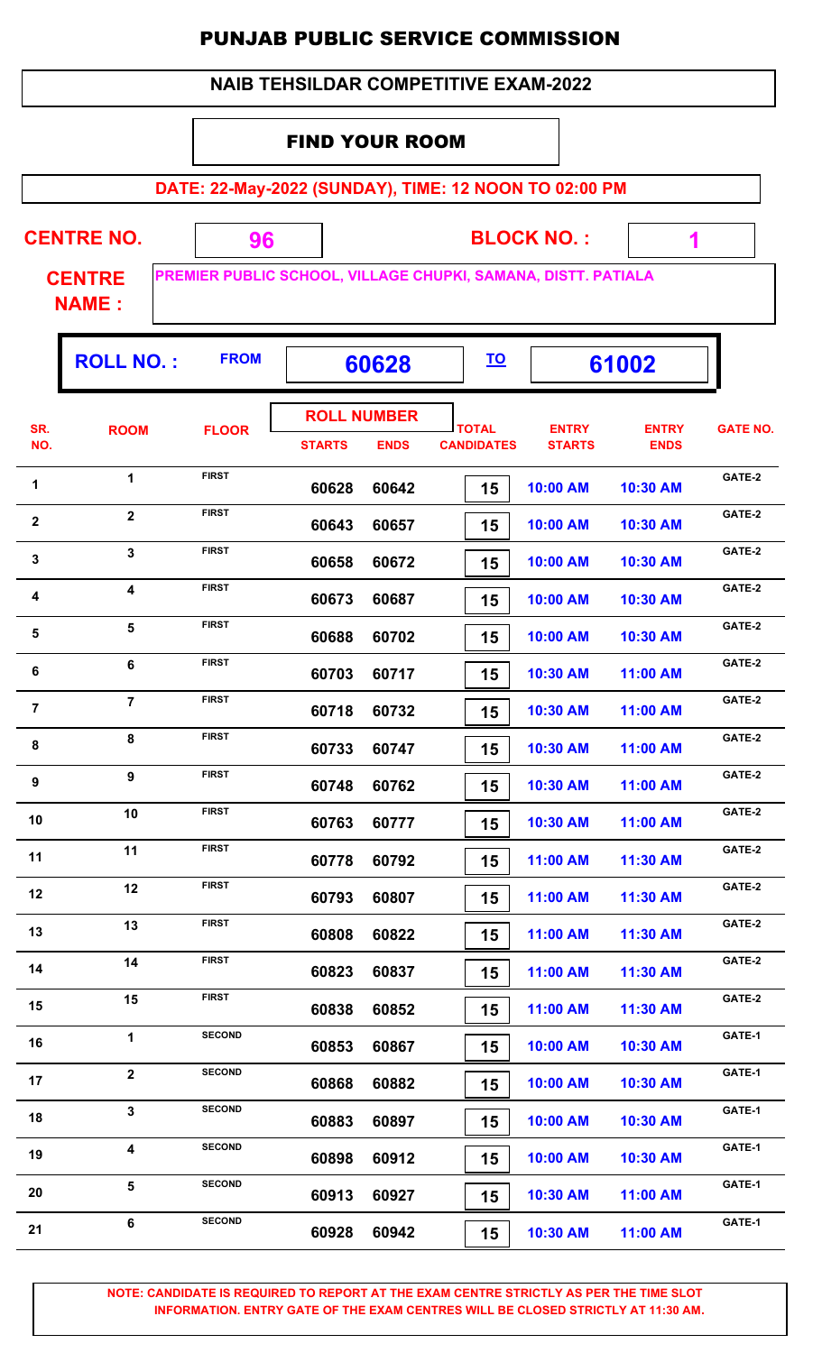# PUNJAB PUBLIC SERVICE COMMISSION

## NAIB TEHSILDAR COMPETITIVE EXAM-2022

### FIND YOUR ROOM

**DATE: 22-May-2022 (SUNDAY), TIME: 12 NOON TO 02:00 PM**

**CENTRE NO.** 96 **BLOCK NO. :** 1

**CENTRE NAME :** PREMIER PUBLIC SCHOOL, VILLAGE CHUPKI, SAMANA, DISTT. PATIALA

**ROLL NO. : FROM** 60628 **TO** 61002

| SR. NO. | ROOM | FLOOR | ROLL NUMBER STARTS | ROLL NUMBER ENDS | TOTAL CANDIDATES | ENTRY STARTS | ENTRY ENDS | GATE NO. |
|---|---|---|---|---|---|---|---|---|
| 1 | 1 | FIRST | 60628 | 60642 | 15 | 10:00 AM | 10:30 AM | GATE-2 |
| 2 | 2 | FIRST | 60643 | 60657 | 15 | 10:00 AM | 10:30 AM | GATE-2 |
| 3 | 3 | FIRST | 60658 | 60672 | 15 | 10:00 AM | 10:30 AM | GATE-2 |
| 4 | 4 | FIRST | 60673 | 60687 | 15 | 10:00 AM | 10:30 AM | GATE-2 |
| 5 | 5 | FIRST | 60688 | 60702 | 15 | 10:00 AM | 10:30 AM | GATE-2 |
| 6 | 6 | FIRST | 60703 | 60717 | 15 | 10:30 AM | 11:00 AM | GATE-2 |
| 7 | 7 | FIRST | 60718 | 60732 | 15 | 10:30 AM | 11:00 AM | GATE-2 |
| 8 | 8 | FIRST | 60733 | 60747 | 15 | 10:30 AM | 11:00 AM | GATE-2 |
| 9 | 9 | FIRST | 60748 | 60762 | 15 | 10:30 AM | 11:00 AM | GATE-2 |
| 10 | 10 | FIRST | 60763 | 60777 | 15 | 10:30 AM | 11:00 AM | GATE-2 |
| 11 | 11 | FIRST | 60778 | 60792 | 15 | 11:00 AM | 11:30 AM | GATE-2 |
| 12 | 12 | FIRST | 60793 | 60807 | 15 | 11:00 AM | 11:30 AM | GATE-2 |
| 13 | 13 | FIRST | 60808 | 60822 | 15 | 11:00 AM | 11:30 AM | GATE-2 |
| 14 | 14 | FIRST | 60823 | 60837 | 15 | 11:00 AM | 11:30 AM | GATE-2 |
| 15 | 15 | FIRST | 60838 | 60852 | 15 | 11:00 AM | 11:30 AM | GATE-2 |
| 16 | 1 | SECOND | 60853 | 60867 | 15 | 10:00 AM | 10:30 AM | GATE-1 |
| 17 | 2 | SECOND | 60868 | 60882 | 15 | 10:00 AM | 10:30 AM | GATE-1 |
| 18 | 3 | SECOND | 60883 | 60897 | 15 | 10:00 AM | 10:30 AM | GATE-1 |
| 19 | 4 | SECOND | 60898 | 60912 | 15 | 10:00 AM | 10:30 AM | GATE-1 |
| 20 | 5 | SECOND | 60913 | 60927 | 15 | 10:30 AM | 11:00 AM | GATE-1 |
| 21 | 6 | SECOND | 60928 | 60942 | 15 | 10:30 AM | 11:00 AM | GATE-1 |

**NOTE: CANDIDATE IS REQUIRED TO REPORT AT THE EXAM CENTRE STRICTLY AS PER THE TIME SLOT INFORMATION. ENTRY GATE OF THE EXAM CENTRES WILL BE CLOSED STRICTLY AT 11:30 AM.**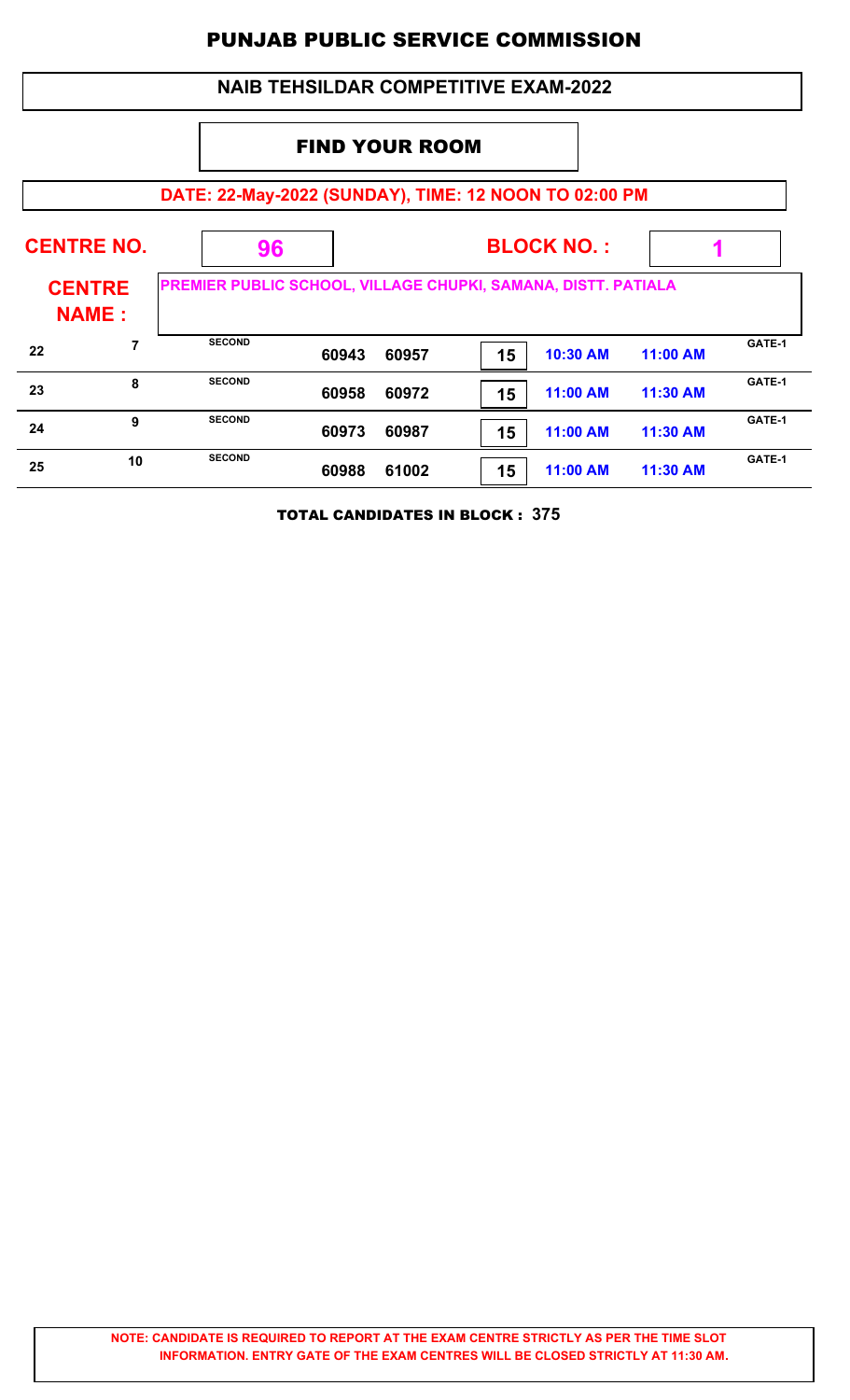# PUNJAB PUBLIC SERVICE COMMISSION

## NAIB TEHSILDAR COMPETITIVE EXAM-2022

### FIND YOUR ROOM

**DATE: 22-May-2022 (SUNDAY), TIME: 12 NOON TO 02:00 PM**

**CENTRE NO.** 96 **BLOCK NO. :** 1

**CENTRE NAME :** PREMIER PUBLIC SCHOOL, VILLAGE CHUPKI, SAMANA, DISTT. PATIALA

| | | | | | | | | |
|---|---|---|---|---|---|---|---|---|
| 22 | 7 | SECOND | 60943 | 60957 | 15 | 10:30 AM | 11:00 AM | GATE-1 |
| 23 | 8 | SECOND | 60958 | 60972 | 15 | 11:00 AM | 11:30 AM | GATE-1 |
| 24 | 9 | SECOND | 60973 | 60987 | 15 | 11:00 AM | 11:30 AM | GATE-1 |
| 25 | 10 | SECOND | 60988 | 61002 | 15 | 11:00 AM | 11:30 AM | GATE-1 |

**TOTAL CANDIDATES IN BLOCK : 375**

**NOTE: CANDIDATE IS REQUIRED TO REPORT AT THE EXAM CENTRE STRICTLY AS PER THE TIME SLOT INFORMATION. ENTRY GATE OF THE EXAM CENTRES WILL BE CLOSED STRICTLY AT 11:30 AM.**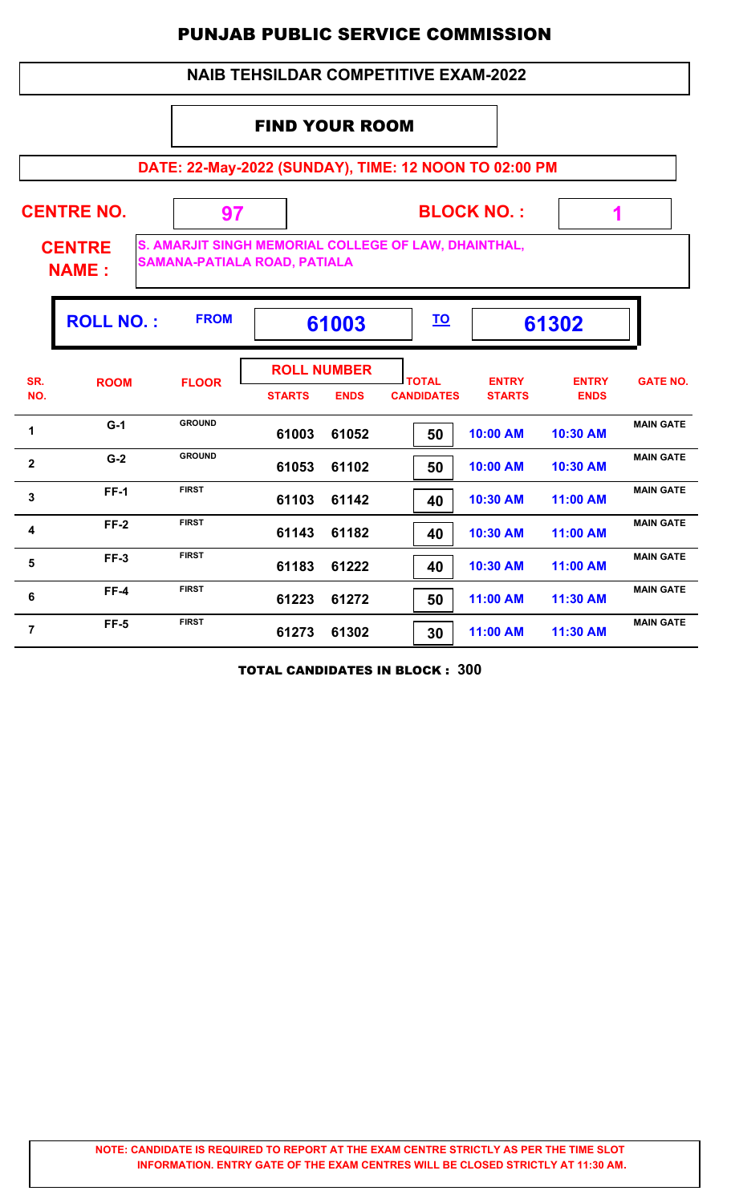# PUNJAB PUBLIC SERVICE COMMISSION

## NAIB TEHSILDAR COMPETITIVE EXAM-2022

### FIND YOUR ROOM

**DATE: 22-May-2022 (SUNDAY), TIME: 12 NOON TO 02:00 PM**

**CENTRE NO.** 97 **BLOCK NO. :** 1

**CENTRE NAME :** S. AMARJIT SINGH MEMORIAL COLLEGE OF LAW, DHAINTHAL, SAMANA-PATIALA ROAD, PATIALA

**ROLL NO. :** FROM 61003 TO 61302

| SR. NO. | ROOM | FLOOR | ROLL NUMBER STARTS | ROLL NUMBER ENDS | TOTAL CANDIDATES | ENTRY STARTS | ENTRY ENDS | GATE NO. |
|---|---|---|---|---|---|---|---|---|
| 1 | G-1 | GROUND | 61003 | 61052 | 50 | 10:00 AM | 10:30 AM | MAIN GATE |
| 2 | G-2 | GROUND | 61053 | 61102 | 50 | 10:00 AM | 10:30 AM | MAIN GATE |
| 3 | FF-1 | FIRST | 61103 | 61142 | 40 | 10:30 AM | 11:00 AM | MAIN GATE |
| 4 | FF-2 | FIRST | 61143 | 61182 | 40 | 10:30 AM | 11:00 AM | MAIN GATE |
| 5 | FF-3 | FIRST | 61183 | 61222 | 40 | 10:30 AM | 11:00 AM | MAIN GATE |
| 6 | FF-4 | FIRST | 61223 | 61272 | 50 | 11:00 AM | 11:30 AM | MAIN GATE |
| 7 | FF-5 | FIRST | 61273 | 61302 | 30 | 11:00 AM | 11:30 AM | MAIN GATE |

**TOTAL CANDIDATES IN BLOCK : 300**

**NOTE: CANDIDATE IS REQUIRED TO REPORT AT THE EXAM CENTRE STRICTLY AS PER THE TIME SLOT INFORMATION. ENTRY GATE OF THE EXAM CENTRES WILL BE CLOSED STRICTLY AT 11:30 AM.**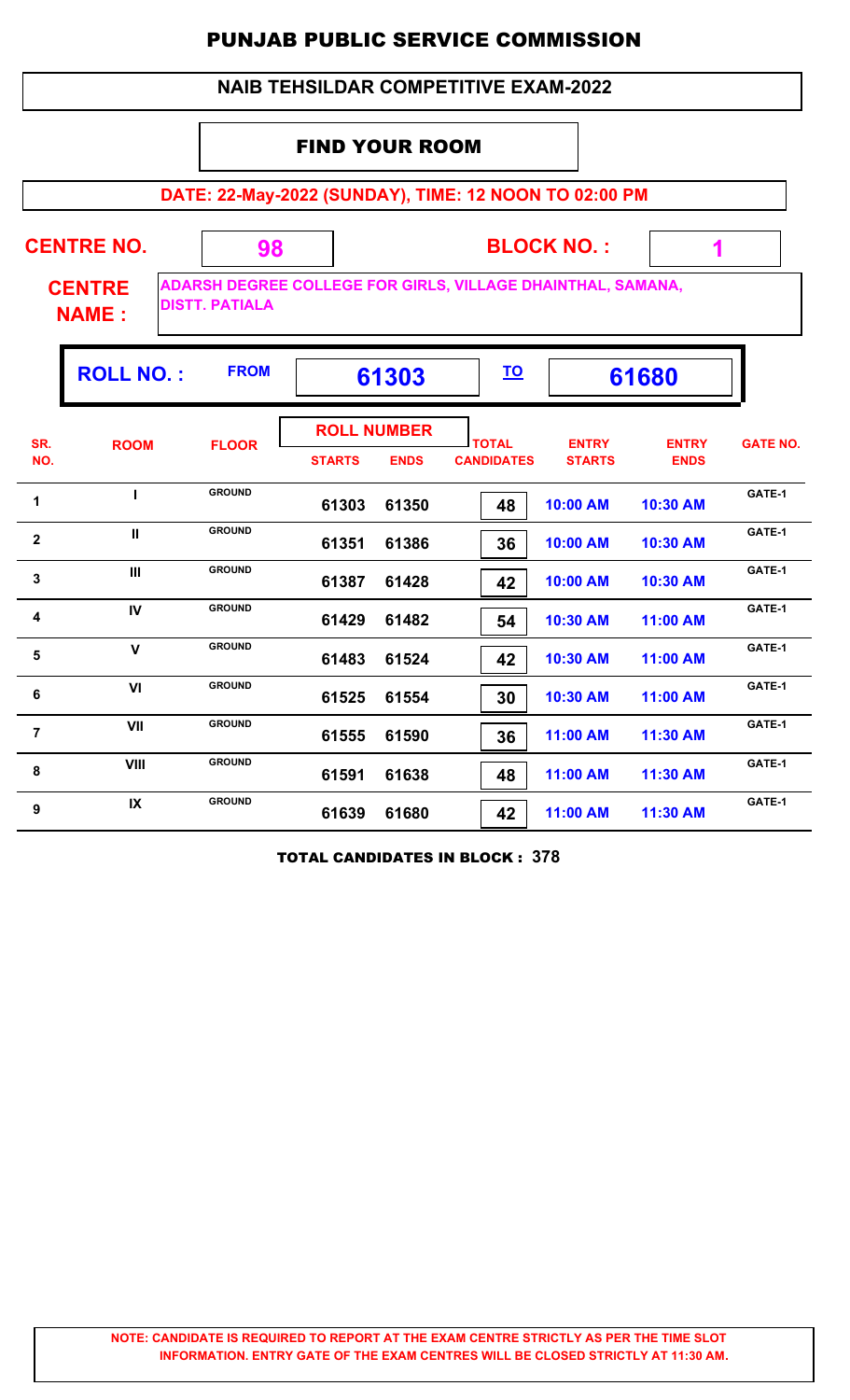# PUNJAB PUBLIC SERVICE COMMISSION

## NAIB TEHSILDAR COMPETITIVE EXAM-2022

### FIND YOUR ROOM

**DATE: 22-May-2022 (SUNDAY), TIME: 12 NOON TO 02:00 PM**

**CENTRE NO.** 98 **BLOCK NO. :** 1

**CENTRE NAME :** ADARSH DEGREE COLLEGE FOR GIRLS, VILLAGE DHAINTHAL, SAMANA, DISTT. PATIALA

**ROLL NO. :** FROM **61303** TO **61680**

| SR. NO. | ROOM | FLOOR | ROLL NUMBER STARTS | ROLL NUMBER ENDS | TOTAL CANDIDATES | ENTRY STARTS | ENTRY ENDS | GATE NO. |
|---|---|---|---|---|---|---|---|---|
| 1 | I | GROUND | 61303 | 61350 | 48 | 10:00 AM | 10:30 AM | GATE-1 |
| 2 | II | GROUND | 61351 | 61386 | 36 | 10:00 AM | 10:30 AM | GATE-1 |
| 3 | III | GROUND | 61387 | 61428 | 42 | 10:00 AM | 10:30 AM | GATE-1 |
| 4 | IV | GROUND | 61429 | 61482 | 54 | 10:30 AM | 11:00 AM | GATE-1 |
| 5 | V | GROUND | 61483 | 61524 | 42 | 10:30 AM | 11:00 AM | GATE-1 |
| 6 | VI | GROUND | 61525 | 61554 | 30 | 10:30 AM | 11:00 AM | GATE-1 |
| 7 | VII | GROUND | 61555 | 61590 | 36 | 11:00 AM | 11:30 AM | GATE-1 |
| 8 | VIII | GROUND | 61591 | 61638 | 48 | 11:00 AM | 11:30 AM | GATE-1 |
| 9 | IX | GROUND | 61639 | 61680 | 42 | 11:00 AM | 11:30 AM | GATE-1 |

**TOTAL CANDIDATES IN BLOCK : 378**

**NOTE: CANDIDATE IS REQUIRED TO REPORT AT THE EXAM CENTRE STRICTLY AS PER THE TIME SLOT INFORMATION. ENTRY GATE OF THE EXAM CENTRES WILL BE CLOSED STRICTLY AT 11:30 AM.**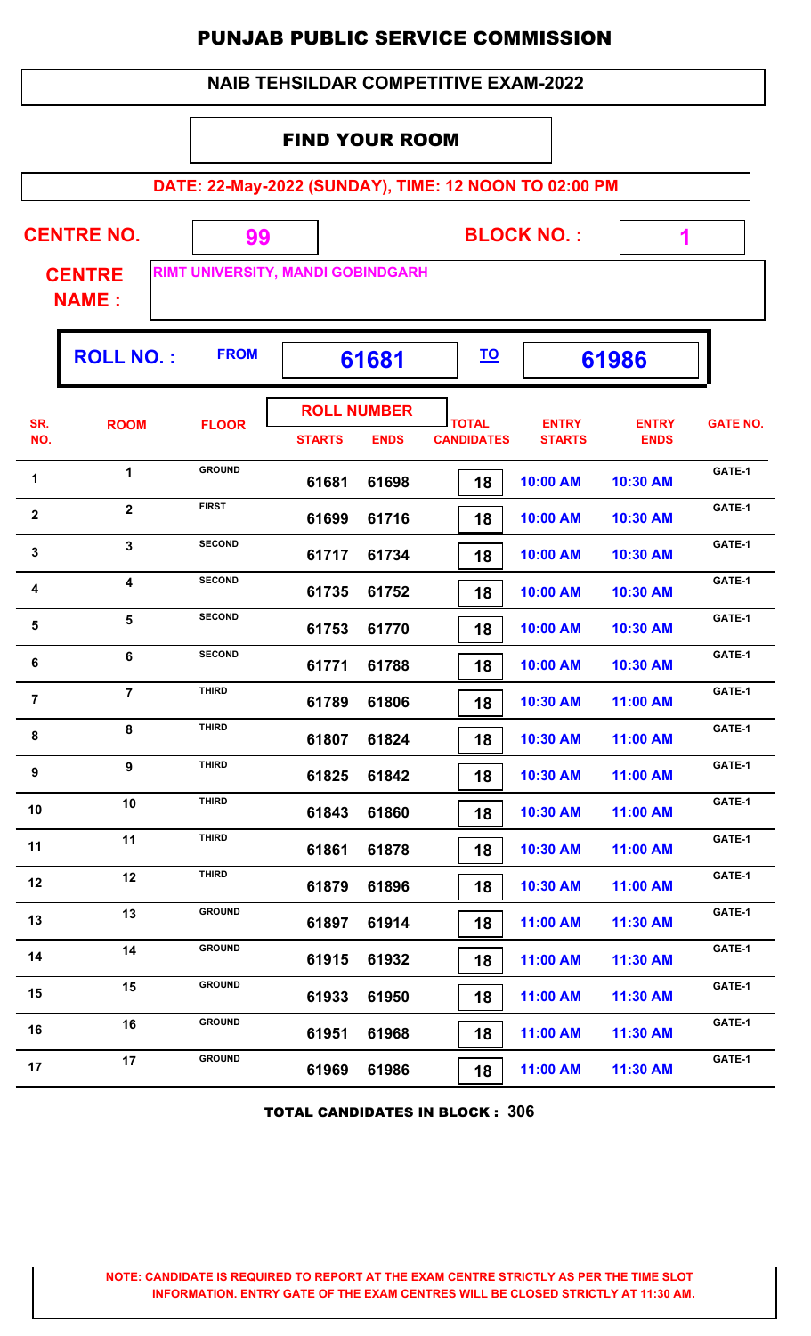# PUNJAB PUBLIC SERVICE COMMISSION

## NAIB TEHSILDAR COMPETITIVE EXAM-2022

### FIND YOUR ROOM

**DATE: 22-May-2022 (SUNDAY), TIME: 12 NOON TO 02:00 PM**

**CENTRE NO.** 99 **BLOCK NO. :** 1

**CENTRE NAME :** RIMT UNIVERSITY, MANDI GOBINDGARH

**ROLL NO. :** FROM 61681 TO 61986

| SR. NO. | ROOM | FLOOR | ROLL NUMBER STARTS | ROLL NUMBER ENDS | TOTAL CANDIDATES | ENTRY STARTS | ENTRY ENDS | GATE NO. |
|---|---|---|---|---|---|---|---|---|
| 1 | 1 | GROUND | 61681 | 61698 | 18 | 10:00 AM | 10:30 AM | GATE-1 |
| 2 | 2 | FIRST | 61699 | 61716 | 18 | 10:00 AM | 10:30 AM | GATE-1 |
| 3 | 3 | SECOND | 61717 | 61734 | 18 | 10:00 AM | 10:30 AM | GATE-1 |
| 4 | 4 | SECOND | 61735 | 61752 | 18 | 10:00 AM | 10:30 AM | GATE-1 |
| 5 | 5 | SECOND | 61753 | 61770 | 18 | 10:00 AM | 10:30 AM | GATE-1 |
| 6 | 6 | SECOND | 61771 | 61788 | 18 | 10:00 AM | 10:30 AM | GATE-1 |
| 7 | 7 | THIRD | 61789 | 61806 | 18 | 10:30 AM | 11:00 AM | GATE-1 |
| 8 | 8 | THIRD | 61807 | 61824 | 18 | 10:30 AM | 11:00 AM | GATE-1 |
| 9 | 9 | THIRD | 61825 | 61842 | 18 | 10:30 AM | 11:00 AM | GATE-1 |
| 10 | 10 | THIRD | 61843 | 61860 | 18 | 10:30 AM | 11:00 AM | GATE-1 |
| 11 | 11 | THIRD | 61861 | 61878 | 18 | 10:30 AM | 11:00 AM | GATE-1 |
| 12 | 12 | THIRD | 61879 | 61896 | 18 | 10:30 AM | 11:00 AM | GATE-1 |
| 13 | 13 | GROUND | 61897 | 61914 | 18 | 11:00 AM | 11:30 AM | GATE-1 |
| 14 | 14 | GROUND | 61915 | 61932 | 18 | 11:00 AM | 11:30 AM | GATE-1 |
| 15 | 15 | GROUND | 61933 | 61950 | 18 | 11:00 AM | 11:30 AM | GATE-1 |
| 16 | 16 | GROUND | 61951 | 61968 | 18 | 11:00 AM | 11:30 AM | GATE-1 |
| 17 | 17 | GROUND | 61969 | 61986 | 18 | 11:00 AM | 11:30 AM | GATE-1 |

**TOTAL CANDIDATES IN BLOCK : 306**

**NOTE: CANDIDATE IS REQUIRED TO REPORT AT THE EXAM CENTRE STRICTLY AS PER THE TIME SLOT INFORMATION. ENTRY GATE OF THE EXAM CENTRES WILL BE CLOSED STRICTLY AT 11:30 AM.**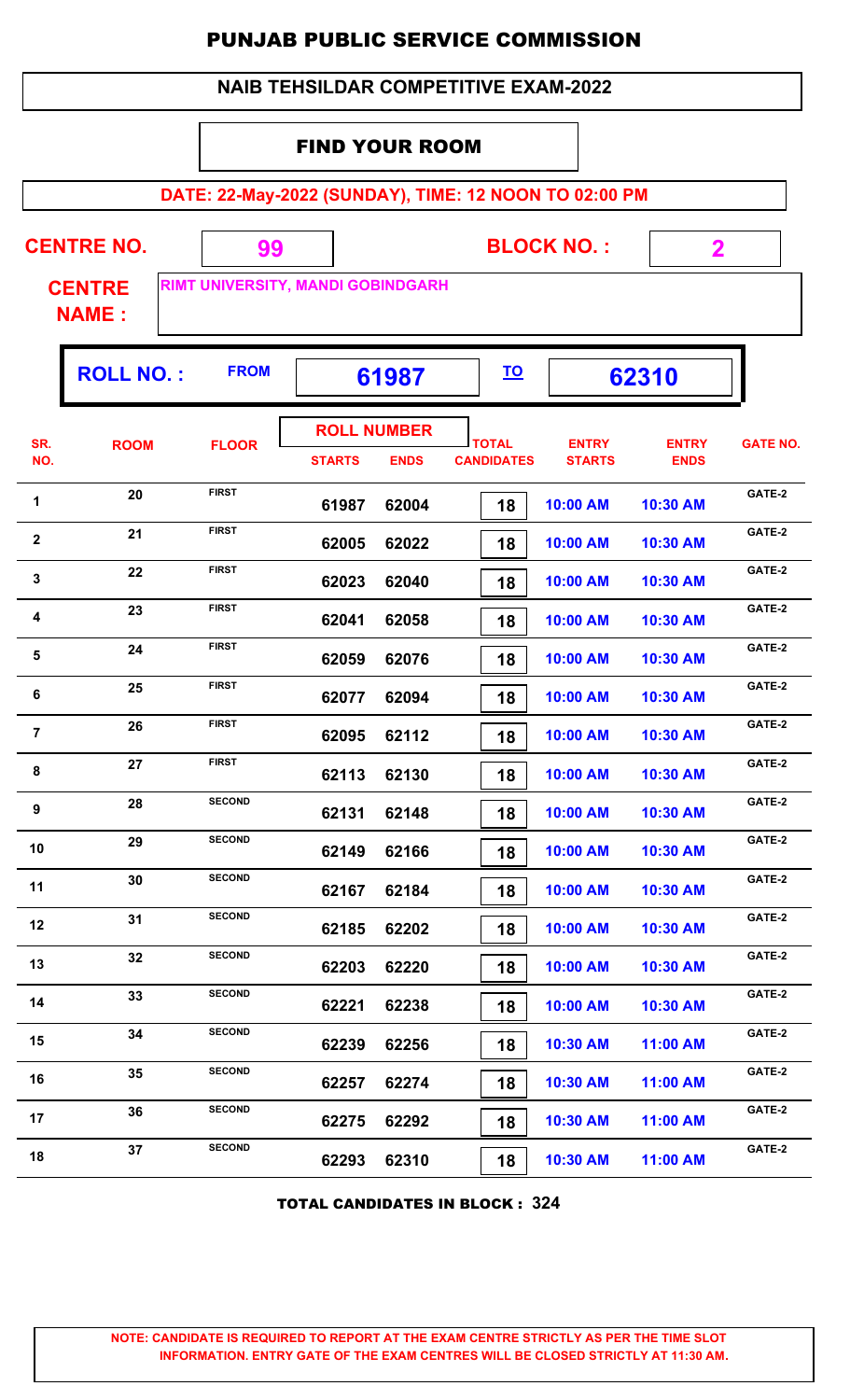# PUNJAB PUBLIC SERVICE COMMISSION

## NAIB TEHSILDAR COMPETITIVE EXAM-2022

### FIND YOUR ROOM

**DATE: 22-May-2022 (SUNDAY), TIME: 12 NOON TO 02:00 PM**

**CENTRE NO.** 99 **BLOCK NO. :** 2

**CENTRE NAME :** RIMT UNIVERSITY, MANDI GOBINDGARH

**ROLL NO. :** FROM 61987 TO 62310

| SR. NO. | ROOM | FLOOR | ROLL NUMBER STARTS | ROLL NUMBER ENDS | TOTAL CANDIDATES | ENTRY STARTS | ENTRY ENDS | GATE NO. |
|---|---|---|---|---|---|---|---|---|
| 1 | 20 | FIRST | 61987 | 62004 | 18 | 10:00 AM | 10:30 AM | GATE-2 |
| 2 | 21 | FIRST | 62005 | 62022 | 18 | 10:00 AM | 10:30 AM | GATE-2 |
| 3 | 22 | FIRST | 62023 | 62040 | 18 | 10:00 AM | 10:30 AM | GATE-2 |
| 4 | 23 | FIRST | 62041 | 62058 | 18 | 10:00 AM | 10:30 AM | GATE-2 |
| 5 | 24 | FIRST | 62059 | 62076 | 18 | 10:00 AM | 10:30 AM | GATE-2 |
| 6 | 25 | FIRST | 62077 | 62094 | 18 | 10:00 AM | 10:30 AM | GATE-2 |
| 7 | 26 | FIRST | 62095 | 62112 | 18 | 10:00 AM | 10:30 AM | GATE-2 |
| 8 | 27 | FIRST | 62113 | 62130 | 18 | 10:00 AM | 10:30 AM | GATE-2 |
| 9 | 28 | SECOND | 62131 | 62148 | 18 | 10:00 AM | 10:30 AM | GATE-2 |
| 10 | 29 | SECOND | 62149 | 62166 | 18 | 10:00 AM | 10:30 AM | GATE-2 |
| 11 | 30 | SECOND | 62167 | 62184 | 18 | 10:00 AM | 10:30 AM | GATE-2 |
| 12 | 31 | SECOND | 62185 | 62202 | 18 | 10:00 AM | 10:30 AM | GATE-2 |
| 13 | 32 | SECOND | 62203 | 62220 | 18 | 10:00 AM | 10:30 AM | GATE-2 |
| 14 | 33 | SECOND | 62221 | 62238 | 18 | 10:00 AM | 10:30 AM | GATE-2 |
| 15 | 34 | SECOND | 62239 | 62256 | 18 | 10:30 AM | 11:00 AM | GATE-2 |
| 16 | 35 | SECOND | 62257 | 62274 | 18 | 10:30 AM | 11:00 AM | GATE-2 |
| 17 | 36 | SECOND | 62275 | 62292 | 18 | 10:30 AM | 11:00 AM | GATE-2 |
| 18 | 37 | SECOND | 62293 | 62310 | 18 | 10:30 AM | 11:00 AM | GATE-2 |

**TOTAL CANDIDATES IN BLOCK : 324**

**NOTE: CANDIDATE IS REQUIRED TO REPORT AT THE EXAM CENTRE STRICTLY AS PER THE TIME SLOT INFORMATION. ENTRY GATE OF THE EXAM CENTRES WILL BE CLOSED STRICTLY AT 11:30 AM.**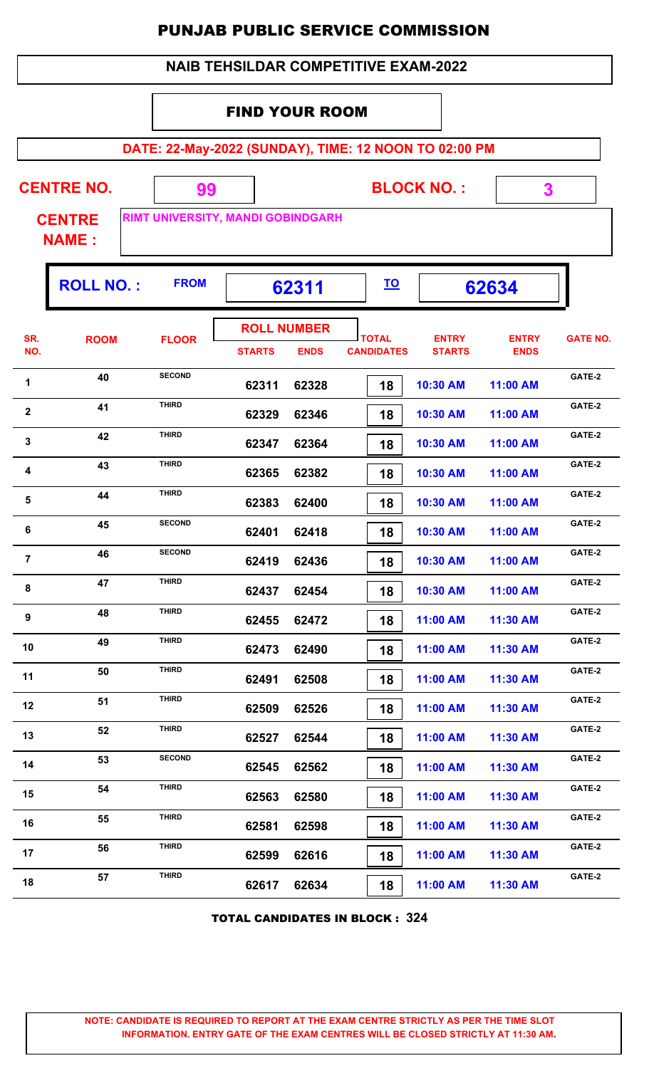# PUNJAB PUBLIC SERVICE COMMISSION

## NAIB TEHSILDAR COMPETITIVE EXAM-2022

### FIND YOUR ROOM

**DATE: 22-May-2022 (SUNDAY), TIME: 12 NOON TO 02:00 PM**

**CENTRE NO.** 99 **BLOCK NO. :** 3

**CENTRE NAME :** RIMT UNIVERSITY, MANDI GOBINDGARH

**ROLL NO. :** FROM 62311 TO 62634

| SR. NO. | ROOM | FLOOR | ROLL NUMBER STARTS | ROLL NUMBER ENDS | TOTAL CANDIDATES | ENTRY STARTS | ENTRY ENDS | GATE NO. |
|---|---|---|---|---|---|---|---|---|
| 1 | 40 | SECOND | 62311 | 62328 | 18 | 10:30 AM | 11:00 AM | GATE-2 |
| 2 | 41 | THIRD | 62329 | 62346 | 18 | 10:30 AM | 11:00 AM | GATE-2 |
| 3 | 42 | THIRD | 62347 | 62364 | 18 | 10:30 AM | 11:00 AM | GATE-2 |
| 4 | 43 | THIRD | 62365 | 62382 | 18 | 10:30 AM | 11:00 AM | GATE-2 |
| 5 | 44 | THIRD | 62383 | 62400 | 18 | 10:30 AM | 11:00 AM | GATE-2 |
| 6 | 45 | SECOND | 62401 | 62418 | 18 | 10:30 AM | 11:00 AM | GATE-2 |
| 7 | 46 | SECOND | 62419 | 62436 | 18 | 10:30 AM | 11:00 AM | GATE-2 |
| 8 | 47 | THIRD | 62437 | 62454 | 18 | 10:30 AM | 11:00 AM | GATE-2 |
| 9 | 48 | THIRD | 62455 | 62472 | 18 | 11:00 AM | 11:30 AM | GATE-2 |
| 10 | 49 | THIRD | 62473 | 62490 | 18 | 11:00 AM | 11:30 AM | GATE-2 |
| 11 | 50 | THIRD | 62491 | 62508 | 18 | 11:00 AM | 11:30 AM | GATE-2 |
| 12 | 51 | THIRD | 62509 | 62526 | 18 | 11:00 AM | 11:30 AM | GATE-2 |
| 13 | 52 | THIRD | 62527 | 62544 | 18 | 11:00 AM | 11:30 AM | GATE-2 |
| 14 | 53 | SECOND | 62545 | 62562 | 18 | 11:00 AM | 11:30 AM | GATE-2 |
| 15 | 54 | THIRD | 62563 | 62580 | 18 | 11:00 AM | 11:30 AM | GATE-2 |
| 16 | 55 | THIRD | 62581 | 62598 | 18 | 11:00 AM | 11:30 AM | GATE-2 |
| 17 | 56 | THIRD | 62599 | 62616 | 18 | 11:00 AM | 11:30 AM | GATE-2 |
| 18 | 57 | THIRD | 62617 | 62634 | 18 | 11:00 AM | 11:30 AM | GATE-2 |

**TOTAL CANDIDATES IN BLOCK : 324**

**NOTE: CANDIDATE IS REQUIRED TO REPORT AT THE EXAM CENTRE STRICTLY AS PER THE TIME SLOT INFORMATION. ENTRY GATE OF THE EXAM CENTRES WILL BE CLOSED STRICTLY AT 11:30 AM.**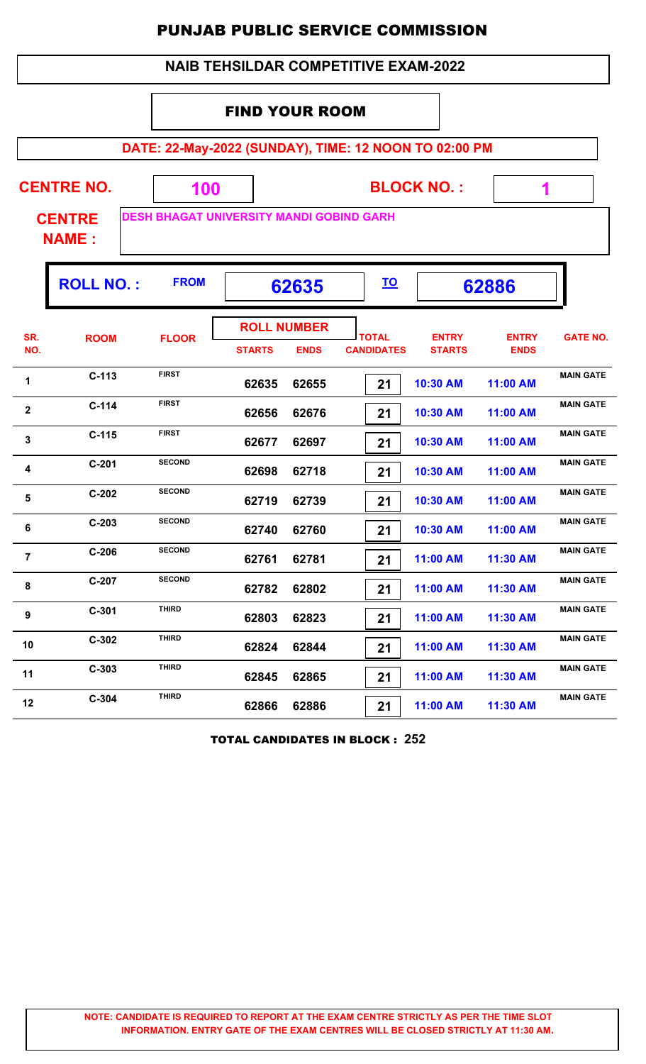# PUNJAB PUBLIC SERVICE COMMISSION

## NAIB TEHSILDAR COMPETITIVE EXAM-2022

### FIND YOUR ROOM

**DATE: 22-May-2022 (SUNDAY), TIME: 12 NOON TO 02:00 PM**

**CENTRE NO.** 100 **BLOCK NO. :** 1

**CENTRE NAME :** DESH BHAGAT UNIVERSITY MANDI GOBIND GARH

**ROLL NO. :** FROM 62635 TO 62886

| SR. NO. | ROOM | FLOOR | ROLL NUMBER STARTS | ROLL NUMBER ENDS | TOTAL CANDIDATES | ENTRY STARTS | ENTRY ENDS | GATE NO. |
|---|---|---|---|---|---|---|---|---|
| 1 | C-113 | FIRST | 62635 | 62655 | 21 | 10:30 AM | 11:00 AM | MAIN GATE |
| 2 | C-114 | FIRST | 62656 | 62676 | 21 | 10:30 AM | 11:00 AM | MAIN GATE |
| 3 | C-115 | FIRST | 62677 | 62697 | 21 | 10:30 AM | 11:00 AM | MAIN GATE |
| 4 | C-201 | SECOND | 62698 | 62718 | 21 | 10:30 AM | 11:00 AM | MAIN GATE |
| 5 | C-202 | SECOND | 62719 | 62739 | 21 | 10:30 AM | 11:00 AM | MAIN GATE |
| 6 | C-203 | SECOND | 62740 | 62760 | 21 | 10:30 AM | 11:00 AM | MAIN GATE |
| 7 | C-206 | SECOND | 62761 | 62781 | 21 | 11:00 AM | 11:30 AM | MAIN GATE |
| 8 | C-207 | SECOND | 62782 | 62802 | 21 | 11:00 AM | 11:30 AM | MAIN GATE |
| 9 | C-301 | THIRD | 62803 | 62823 | 21 | 11:00 AM | 11:30 AM | MAIN GATE |
| 10 | C-302 | THIRD | 62824 | 62844 | 21 | 11:00 AM | 11:30 AM | MAIN GATE |
| 11 | C-303 | THIRD | 62845 | 62865 | 21 | 11:00 AM | 11:30 AM | MAIN GATE |
| 12 | C-304 | THIRD | 62866 | 62886 | 21 | 11:00 AM | 11:30 AM | MAIN GATE |

**TOTAL CANDIDATES IN BLOCK : 252**

**NOTE: CANDIDATE IS REQUIRED TO REPORT AT THE EXAM CENTRE STRICTLY AS PER THE TIME SLOT INFORMATION. ENTRY GATE OF THE EXAM CENTRES WILL BE CLOSED STRICTLY AT 11:30 AM.**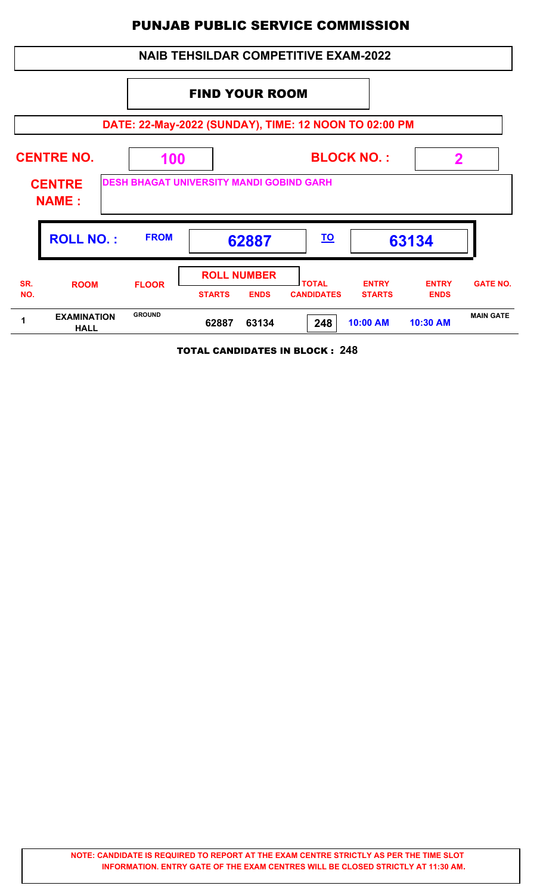# PUNJAB PUBLIC SERVICE COMMISSION

## NAIB TEHSILDAR COMPETITIVE EXAM-2022

### FIND YOUR ROOM

**DATE: 22-May-2022 (SUNDAY), TIME: 12 NOON TO 02:00 PM**

**CENTRE NO.** 100 **BLOCK NO. :** 2

**CENTRE NAME :** DESH BHAGAT UNIVERSITY MANDI GOBIND GARH

**ROLL NO. :** FROM 62887 TO 63134

| SR. NO. | ROOM | FLOOR | ROLL NUMBER STARTS | ROLL NUMBER ENDS | TOTAL CANDIDATES | ENTRY STARTS | ENTRY ENDS | GATE NO. |
|---|---|---|---|---|---|---|---|---|
| 1 | EXAMINATION HALL | GROUND | 62887 | 63134 | 248 | 10:00 AM | 10:30 AM | MAIN GATE |

**TOTAL CANDIDATES IN BLOCK : 248**

**NOTE: CANDIDATE IS REQUIRED TO REPORT AT THE EXAM CENTRE STRICTLY AS PER THE TIME SLOT INFORMATION. ENTRY GATE OF THE EXAM CENTRES WILL BE CLOSED STRICTLY AT 11:30 AM.**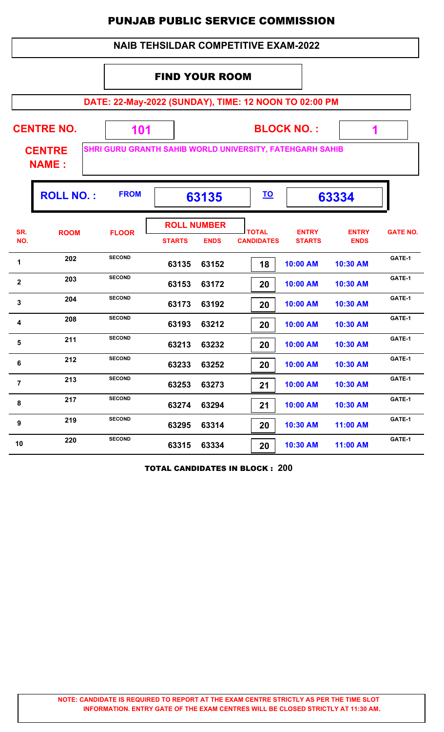# PUNJAB PUBLIC SERVICE COMMISSION

## NAIB TEHSILDAR COMPETITIVE EXAM-2022

### FIND YOUR ROOM

**DATE: 22-May-2022 (SUNDAY), TIME: 12 NOON TO 02:00 PM**

**CENTRE NO.** 101 **BLOCK NO. :** 1

**CENTRE NAME :** SHRI GURU GRANTH SAHIB WORLD UNIVERSITY, FATEHGARH SAHIB

**ROLL NO. :** FROM 63135 TO 63334

| SR. NO. | ROOM | FLOOR | ROLL NUMBER STARTS | ROLL NUMBER ENDS | TOTAL CANDIDATES | ENTRY STARTS | ENTRY ENDS | GATE NO. |
|---|---|---|---|---|---|---|---|---|
| 1 | 202 | SECOND | 63135 | 63152 | 18 | 10:00 AM | 10:30 AM | GATE-1 |
| 2 | 203 | SECOND | 63153 | 63172 | 20 | 10:00 AM | 10:30 AM | GATE-1 |
| 3 | 204 | SECOND | 63173 | 63192 | 20 | 10:00 AM | 10:30 AM | GATE-1 |
| 4 | 208 | SECOND | 63193 | 63212 | 20 | 10:00 AM | 10:30 AM | GATE-1 |
| 5 | 211 | SECOND | 63213 | 63232 | 20 | 10:00 AM | 10:30 AM | GATE-1 |
| 6 | 212 | SECOND | 63233 | 63252 | 20 | 10:00 AM | 10:30 AM | GATE-1 |
| 7 | 213 | SECOND | 63253 | 63273 | 21 | 10:00 AM | 10:30 AM | GATE-1 |
| 8 | 217 | SECOND | 63274 | 63294 | 21 | 10:00 AM | 10:30 AM | GATE-1 |
| 9 | 219 | SECOND | 63295 | 63314 | 20 | 10:30 AM | 11:00 AM | GATE-1 |
| 10 | 220 | SECOND | 63315 | 63334 | 20 | 10:30 AM | 11:00 AM | GATE-1 |

**TOTAL CANDIDATES IN BLOCK : 200**

**NOTE: CANDIDATE IS REQUIRED TO REPORT AT THE EXAM CENTRE STRICTLY AS PER THE TIME SLOT INFORMATION. ENTRY GATE OF THE EXAM CENTRES WILL BE CLOSED STRICTLY AT 11:30 AM.**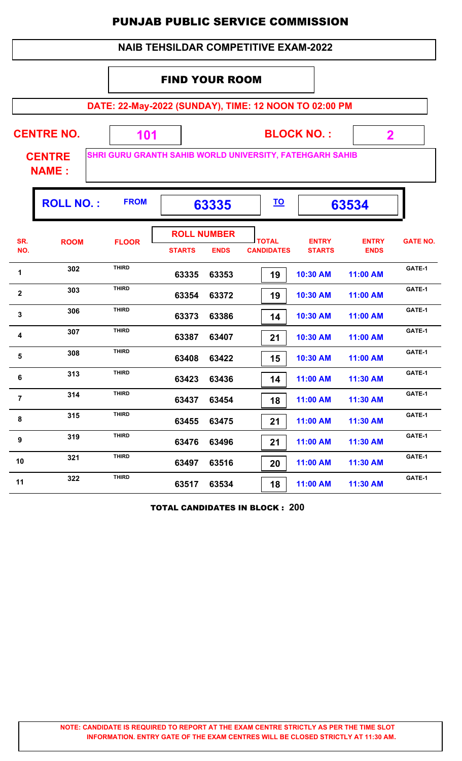# PUNJAB PUBLIC SERVICE COMMISSION

## NAIB TEHSILDAR COMPETITIVE EXAM-2022

### FIND YOUR ROOM

**DATE: 22-May-2022 (SUNDAY), TIME: 12 NOON TO 02:00 PM**

**CENTRE NO.** 101 **BLOCK NO. :** 2

**CENTRE NAME :** SHRI GURU GRANTH SAHIB WORLD UNIVERSITY, FATEHGARH SAHIB

**ROLL NO. :** FROM 63335 TO 63534

| SR. NO. | ROOM | FLOOR | ROLL NUMBER STARTS | ROLL NUMBER ENDS | TOTAL CANDIDATES | ENTRY STARTS | ENTRY ENDS | GATE NO. |
|---|---|---|---|---|---|---|---|---|
| 1 | 302 | THIRD | 63335 | 63353 | 19 | 10:30 AM | 11:00 AM | GATE-1 |
| 2 | 303 | THIRD | 63354 | 63372 | 19 | 10:30 AM | 11:00 AM | GATE-1 |
| 3 | 306 | THIRD | 63373 | 63386 | 14 | 10:30 AM | 11:00 AM | GATE-1 |
| 4 | 307 | THIRD | 63387 | 63407 | 21 | 10:30 AM | 11:00 AM | GATE-1 |
| 5 | 308 | THIRD | 63408 | 63422 | 15 | 10:30 AM | 11:00 AM | GATE-1 |
| 6 | 313 | THIRD | 63423 | 63436 | 14 | 11:00 AM | 11:30 AM | GATE-1 |
| 7 | 314 | THIRD | 63437 | 63454 | 18 | 11:00 AM | 11:30 AM | GATE-1 |
| 8 | 315 | THIRD | 63455 | 63475 | 21 | 11:00 AM | 11:30 AM | GATE-1 |
| 9 | 319 | THIRD | 63476 | 63496 | 21 | 11:00 AM | 11:30 AM | GATE-1 |
| 10 | 321 | THIRD | 63497 | 63516 | 20 | 11:00 AM | 11:30 AM | GATE-1 |
| 11 | 322 | THIRD | 63517 | 63534 | 18 | 11:00 AM | 11:30 AM | GATE-1 |

**TOTAL CANDIDATES IN BLOCK : 200**

**NOTE: CANDIDATE IS REQUIRED TO REPORT AT THE EXAM CENTRE STRICTLY AS PER THE TIME SLOT INFORMATION. ENTRY GATE OF THE EXAM CENTRES WILL BE CLOSED STRICTLY AT 11:30 AM.**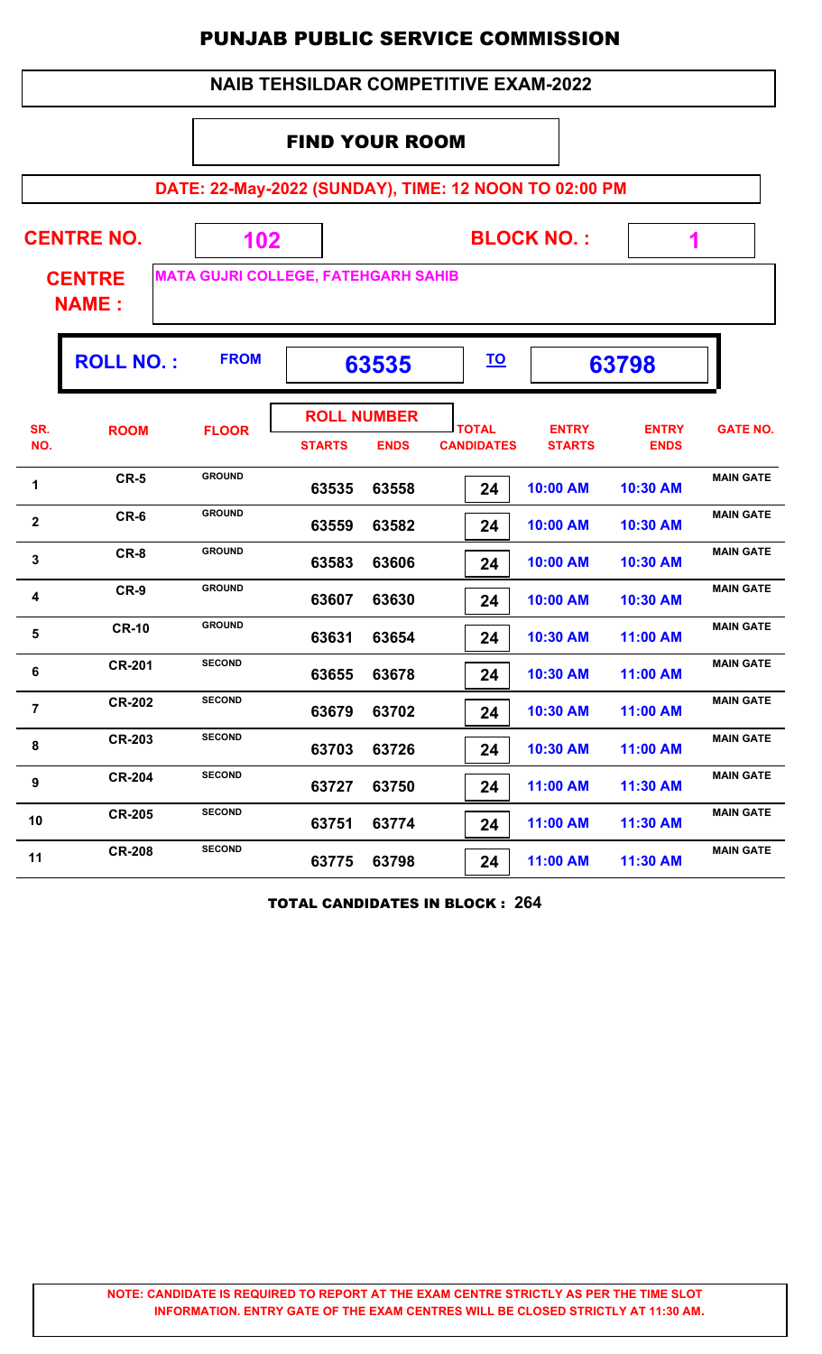# PUNJAB PUBLIC SERVICE COMMISSION

## NAIB TEHSILDAR COMPETITIVE EXAM-2022

### FIND YOUR ROOM

**DATE: 22-May-2022 (SUNDAY), TIME: 12 NOON TO 02:00 PM**

**CENTRE NO.** 102 **BLOCK NO. :** 1

**CENTRE NAME :** MATA GUJRI COLLEGE, FATEHGARH SAHIB

**ROLL NO. :** FROM 63535 TO 63798

| SR. NO. | ROOM | FLOOR | ROLL NUMBER STARTS | ROLL NUMBER ENDS | TOTAL CANDIDATES | ENTRY STARTS | ENTRY ENDS | GATE NO. |
|---|---|---|---|---|---|---|---|---|
| 1 | CR-5 | GROUND | 63535 | 63558 | 24 | 10:00 AM | 10:30 AM | MAIN GATE |
| 2 | CR-6 | GROUND | 63559 | 63582 | 24 | 10:00 AM | 10:30 AM | MAIN GATE |
| 3 | CR-8 | GROUND | 63583 | 63606 | 24 | 10:00 AM | 10:30 AM | MAIN GATE |
| 4 | CR-9 | GROUND | 63607 | 63630 | 24 | 10:00 AM | 10:30 AM | MAIN GATE |
| 5 | CR-10 | GROUND | 63631 | 63654 | 24 | 10:30 AM | 11:00 AM | MAIN GATE |
| 6 | CR-201 | SECOND | 63655 | 63678 | 24 | 10:30 AM | 11:00 AM | MAIN GATE |
| 7 | CR-202 | SECOND | 63679 | 63702 | 24 | 10:30 AM | 11:00 AM | MAIN GATE |
| 8 | CR-203 | SECOND | 63703 | 63726 | 24 | 10:30 AM | 11:00 AM | MAIN GATE |
| 9 | CR-204 | SECOND | 63727 | 63750 | 24 | 11:00 AM | 11:30 AM | MAIN GATE |
| 10 | CR-205 | SECOND | 63751 | 63774 | 24 | 11:00 AM | 11:30 AM | MAIN GATE |
| 11 | CR-208 | SECOND | 63775 | 63798 | 24 | 11:00 AM | 11:30 AM | MAIN GATE |

**TOTAL CANDIDATES IN BLOCK : 264**

**NOTE: CANDIDATE IS REQUIRED TO REPORT AT THE EXAM CENTRE STRICTLY AS PER THE TIME SLOT INFORMATION. ENTRY GATE OF THE EXAM CENTRES WILL BE CLOSED STRICTLY AT 11:30 AM.**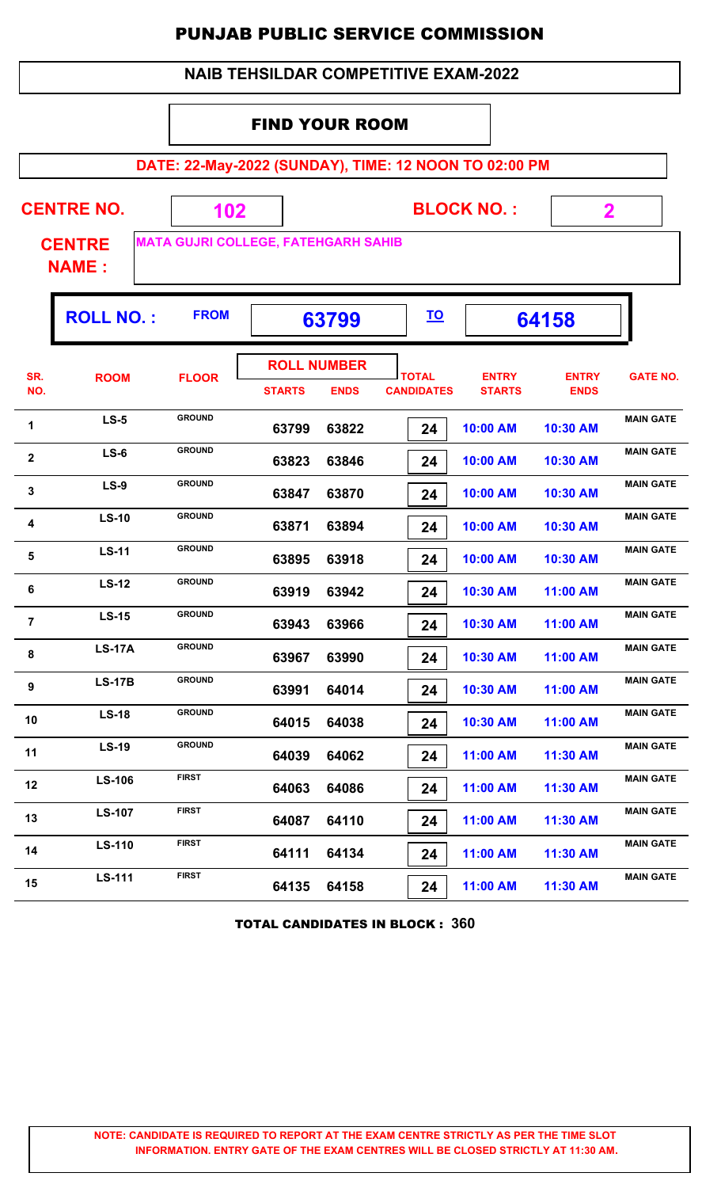# PUNJAB PUBLIC SERVICE COMMISSION

## NAIB TEHSILDAR COMPETITIVE EXAM-2022

### FIND YOUR ROOM

**DATE: 22-May-2022 (SUNDAY), TIME: 12 NOON TO 02:00 PM**

**CENTRE NO.** 102 **BLOCK NO. :** 2

**CENTRE NAME :** MATA GUJRI COLLEGE, FATEHGARH SAHIB

**ROLL NO. :** FROM **63799** TO **64158**

| SR. NO. | ROOM | FLOOR | ROLL NUMBER STARTS | ROLL NUMBER ENDS | TOTAL CANDIDATES | ENTRY STARTS | ENTRY ENDS | GATE NO. |
|---|---|---|---|---|---|---|---|---|
| 1 | LS-5 | GROUND | 63799 | 63822 | 24 | 10:00 AM | 10:30 AM | MAIN GATE |
| 2 | LS-6 | GROUND | 63823 | 63846 | 24 | 10:00 AM | 10:30 AM | MAIN GATE |
| 3 | LS-9 | GROUND | 63847 | 63870 | 24 | 10:00 AM | 10:30 AM | MAIN GATE |
| 4 | LS-10 | GROUND | 63871 | 63894 | 24 | 10:00 AM | 10:30 AM | MAIN GATE |
| 5 | LS-11 | GROUND | 63895 | 63918 | 24 | 10:00 AM | 10:30 AM | MAIN GATE |
| 6 | LS-12 | GROUND | 63919 | 63942 | 24 | 10:30 AM | 11:00 AM | MAIN GATE |
| 7 | LS-15 | GROUND | 63943 | 63966 | 24 | 10:30 AM | 11:00 AM | MAIN GATE |
| 8 | LS-17A | GROUND | 63967 | 63990 | 24 | 10:30 AM | 11:00 AM | MAIN GATE |
| 9 | LS-17B | GROUND | 63991 | 64014 | 24 | 10:30 AM | 11:00 AM | MAIN GATE |
| 10 | LS-18 | GROUND | 64015 | 64038 | 24 | 10:30 AM | 11:00 AM | MAIN GATE |
| 11 | LS-19 | GROUND | 64039 | 64062 | 24 | 11:00 AM | 11:30 AM | MAIN GATE |
| 12 | LS-106 | FIRST | 64063 | 64086 | 24 | 11:00 AM | 11:30 AM | MAIN GATE |
| 13 | LS-107 | FIRST | 64087 | 64110 | 24 | 11:00 AM | 11:30 AM | MAIN GATE |
| 14 | LS-110 | FIRST | 64111 | 64134 | 24 | 11:00 AM | 11:30 AM | MAIN GATE |
| 15 | LS-111 | FIRST | 64135 | 64158 | 24 | 11:00 AM | 11:30 AM | MAIN GATE |

**TOTAL CANDIDATES IN BLOCK : 360**

**NOTE: CANDIDATE IS REQUIRED TO REPORT AT THE EXAM CENTRE STRICTLY AS PER THE TIME SLOT INFORMATION. ENTRY GATE OF THE EXAM CENTRES WILL BE CLOSED STRICTLY AT 11:30 AM.**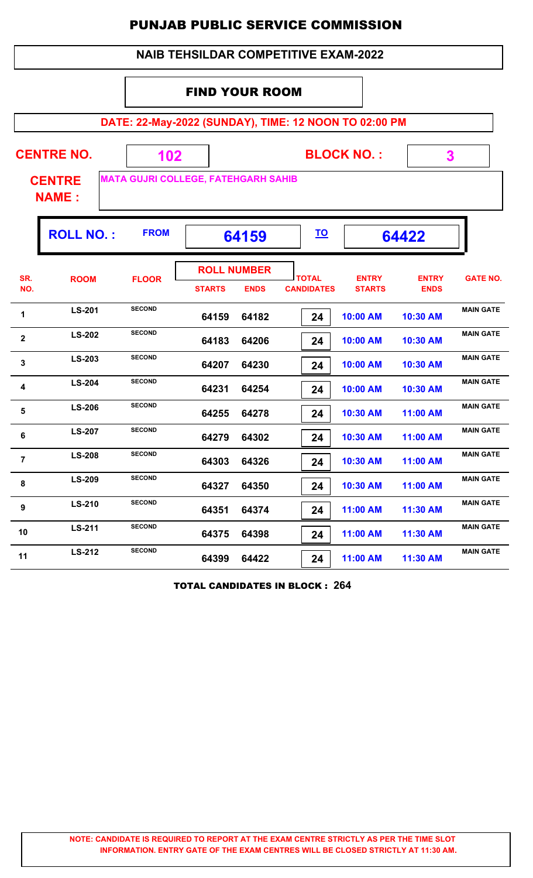# PUNJAB PUBLIC SERVICE COMMISSION

## NAIB TEHSILDAR COMPETITIVE EXAM-2022

### FIND YOUR ROOM

**DATE: 22-May-2022 (SUNDAY), TIME: 12 NOON TO 02:00 PM**

**CENTRE NO.** 102 **BLOCK NO. :** 3

**CENTRE NAME :** MATA GUJRI COLLEGE, FATEHGARH SAHIB

**ROLL NO. :** FROM 64159 TO 64422

| SR. NO. | ROOM | FLOOR | ROLL NUMBER STARTS | ROLL NUMBER ENDS | TOTAL CANDIDATES | ENTRY STARTS | ENTRY ENDS | GATE NO. |
|---|---|---|---|---|---|---|---|---|
| 1 | LS-201 | SECOND | 64159 | 64182 | 24 | 10:00 AM | 10:30 AM | MAIN GATE |
| 2 | LS-202 | SECOND | 64183 | 64206 | 24 | 10:00 AM | 10:30 AM | MAIN GATE |
| 3 | LS-203 | SECOND | 64207 | 64230 | 24 | 10:00 AM | 10:30 AM | MAIN GATE |
| 4 | LS-204 | SECOND | 64231 | 64254 | 24 | 10:00 AM | 10:30 AM | MAIN GATE |
| 5 | LS-206 | SECOND | 64255 | 64278 | 24 | 10:30 AM | 11:00 AM | MAIN GATE |
| 6 | LS-207 | SECOND | 64279 | 64302 | 24 | 10:30 AM | 11:00 AM | MAIN GATE |
| 7 | LS-208 | SECOND | 64303 | 64326 | 24 | 10:30 AM | 11:00 AM | MAIN GATE |
| 8 | LS-209 | SECOND | 64327 | 64350 | 24 | 10:30 AM | 11:00 AM | MAIN GATE |
| 9 | LS-210 | SECOND | 64351 | 64374 | 24 | 11:00 AM | 11:30 AM | MAIN GATE |
| 10 | LS-211 | SECOND | 64375 | 64398 | 24 | 11:00 AM | 11:30 AM | MAIN GATE |
| 11 | LS-212 | SECOND | 64399 | 64422 | 24 | 11:00 AM | 11:30 AM | MAIN GATE |

**TOTAL CANDIDATES IN BLOCK : 264**

**NOTE: CANDIDATE IS REQUIRED TO REPORT AT THE EXAM CENTRE STRICTLY AS PER THE TIME SLOT INFORMATION. ENTRY GATE OF THE EXAM CENTRES WILL BE CLOSED STRICTLY AT 11:30 AM.**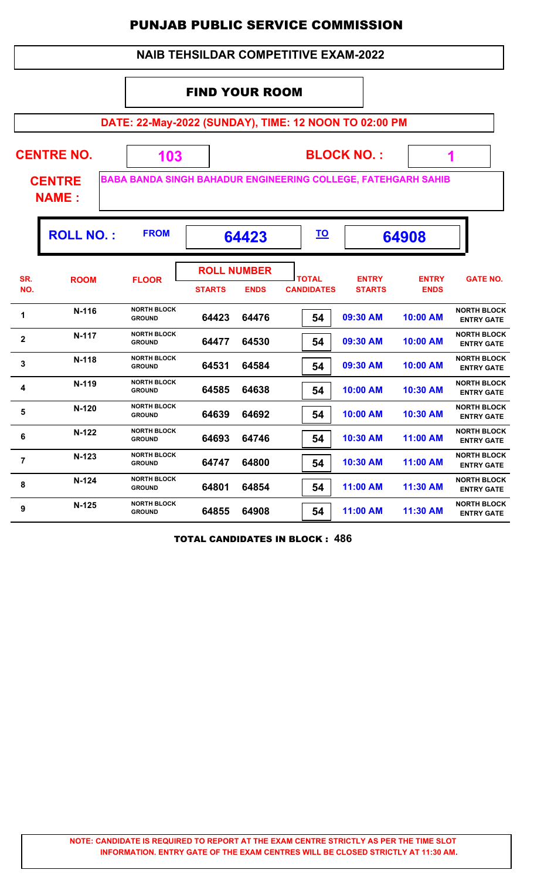# PUNJAB PUBLIC SERVICE COMMISSION

## NAIB TEHSILDAR COMPETITIVE EXAM-2022

### FIND YOUR ROOM

**DATE: 22-May-2022 (SUNDAY), TIME: 12 NOON TO 02:00 PM**

**CENTRE NO.** 103 **BLOCK NO. :** 1

**CENTRE NAME :** BABA BANDA SINGH BAHADUR ENGINEERING COLLEGE, FATEHGARH SAHIB

**ROLL NO. :** FROM 64423 TO 64908

| SR. NO. | ROOM | FLOOR | ROLL NUMBER STARTS | ROLL NUMBER ENDS | TOTAL CANDIDATES | ENTRY STARTS | ENTRY ENDS | GATE NO. |
|---|---|---|---|---|---|---|---|---|
| 1 | N-116 | NORTH BLOCK GROUND | 64423 | 64476 | 54 | 09:30 AM | 10:00 AM | NORTH BLOCK ENTRY GATE |
| 2 | N-117 | NORTH BLOCK GROUND | 64477 | 64530 | 54 | 09:30 AM | 10:00 AM | NORTH BLOCK ENTRY GATE |
| 3 | N-118 | NORTH BLOCK GROUND | 64531 | 64584 | 54 | 09:30 AM | 10:00 AM | NORTH BLOCK ENTRY GATE |
| 4 | N-119 | NORTH BLOCK GROUND | 64585 | 64638 | 54 | 10:00 AM | 10:30 AM | NORTH BLOCK ENTRY GATE |
| 5 | N-120 | NORTH BLOCK GROUND | 64639 | 64692 | 54 | 10:00 AM | 10:30 AM | NORTH BLOCK ENTRY GATE |
| 6 | N-122 | NORTH BLOCK GROUND | 64693 | 64746 | 54 | 10:30 AM | 11:00 AM | NORTH BLOCK ENTRY GATE |
| 7 | N-123 | NORTH BLOCK GROUND | 64747 | 64800 | 54 | 10:30 AM | 11:00 AM | NORTH BLOCK ENTRY GATE |
| 8 | N-124 | NORTH BLOCK GROUND | 64801 | 64854 | 54 | 11:00 AM | 11:30 AM | NORTH BLOCK ENTRY GATE |
| 9 | N-125 | NORTH BLOCK GROUND | 64855 | 64908 | 54 | 11:00 AM | 11:30 AM | NORTH BLOCK ENTRY GATE |

**TOTAL CANDIDATES IN BLOCK : 486**

**NOTE: CANDIDATE IS REQUIRED TO REPORT AT THE EXAM CENTRE STRICTLY AS PER THE TIME SLOT INFORMATION. ENTRY GATE OF THE EXAM CENTRES WILL BE CLOSED STRICTLY AT 11:30 AM.**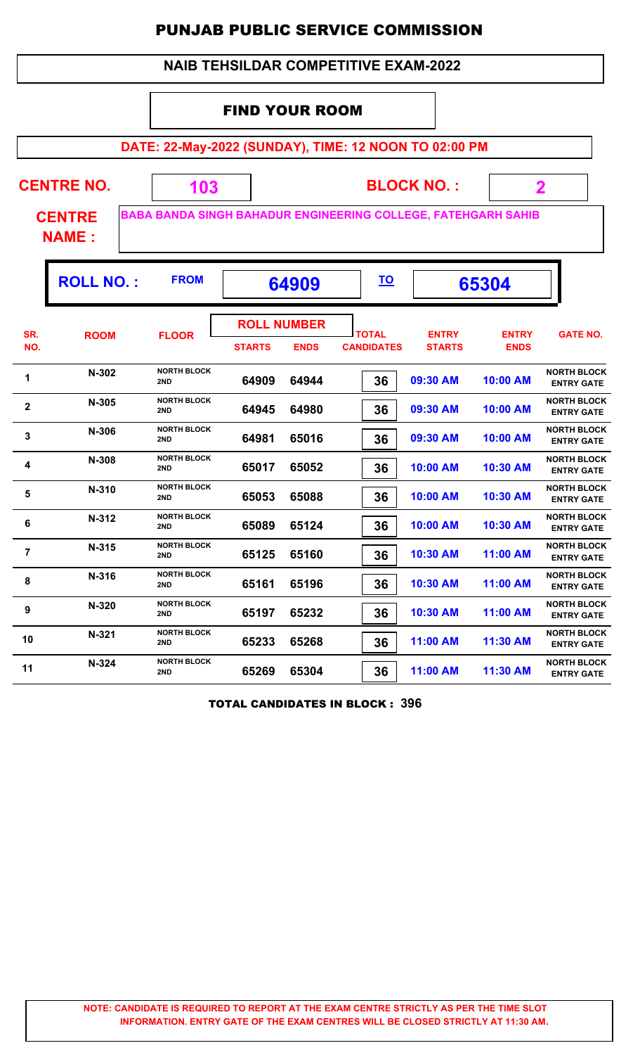# PUNJAB PUBLIC SERVICE COMMISSION

## NAIB TEHSILDAR COMPETITIVE EXAM-2022

### FIND YOUR ROOM

**DATE: 22-May-2022 (SUNDAY), TIME: 12 NOON TO 02:00 PM**

**CENTRE NO.** 103 **BLOCK NO. :** 2

**CENTRE NAME :** BABA BANDA SINGH BAHADUR ENGINEERING COLLEGE, FATEHGARH SAHIB

**ROLL NO. :** FROM 64909 TO 65304

| SR. NO. | ROOM | FLOOR | ROLL NUMBER STARTS | ROLL NUMBER ENDS | TOTAL CANDIDATES | ENTRY STARTS | ENTRY ENDS | GATE NO. |
|---|---|---|---|---|---|---|---|---|
| 1 | N-302 | NORTH BLOCK 2ND | 64909 | 64944 | 36 | 09:30 AM | 10:00 AM | NORTH BLOCK ENTRY GATE |
| 2 | N-305 | NORTH BLOCK 2ND | 64945 | 64980 | 36 | 09:30 AM | 10:00 AM | NORTH BLOCK ENTRY GATE |
| 3 | N-306 | NORTH BLOCK 2ND | 64981 | 65016 | 36 | 09:30 AM | 10:00 AM | NORTH BLOCK ENTRY GATE |
| 4 | N-308 | NORTH BLOCK 2ND | 65017 | 65052 | 36 | 10:00 AM | 10:30 AM | NORTH BLOCK ENTRY GATE |
| 5 | N-310 | NORTH BLOCK 2ND | 65053 | 65088 | 36 | 10:00 AM | 10:30 AM | NORTH BLOCK ENTRY GATE |
| 6 | N-312 | NORTH BLOCK 2ND | 65089 | 65124 | 36 | 10:00 AM | 10:30 AM | NORTH BLOCK ENTRY GATE |
| 7 | N-315 | NORTH BLOCK 2ND | 65125 | 65160 | 36 | 10:30 AM | 11:00 AM | NORTH BLOCK ENTRY GATE |
| 8 | N-316 | NORTH BLOCK 2ND | 65161 | 65196 | 36 | 10:30 AM | 11:00 AM | NORTH BLOCK ENTRY GATE |
| 9 | N-320 | NORTH BLOCK 2ND | 65197 | 65232 | 36 | 10:30 AM | 11:00 AM | NORTH BLOCK ENTRY GATE |
| 10 | N-321 | NORTH BLOCK 2ND | 65233 | 65268 | 36 | 11:00 AM | 11:30 AM | NORTH BLOCK ENTRY GATE |
| 11 | N-324 | NORTH BLOCK 2ND | 65269 | 65304 | 36 | 11:00 AM | 11:30 AM | NORTH BLOCK ENTRY GATE |

**TOTAL CANDIDATES IN BLOCK : 396**

**NOTE: CANDIDATE IS REQUIRED TO REPORT AT THE EXAM CENTRE STRICTLY AS PER THE TIME SLOT INFORMATION. ENTRY GATE OF THE EXAM CENTRES WILL BE CLOSED STRICTLY AT 11:30 AM.**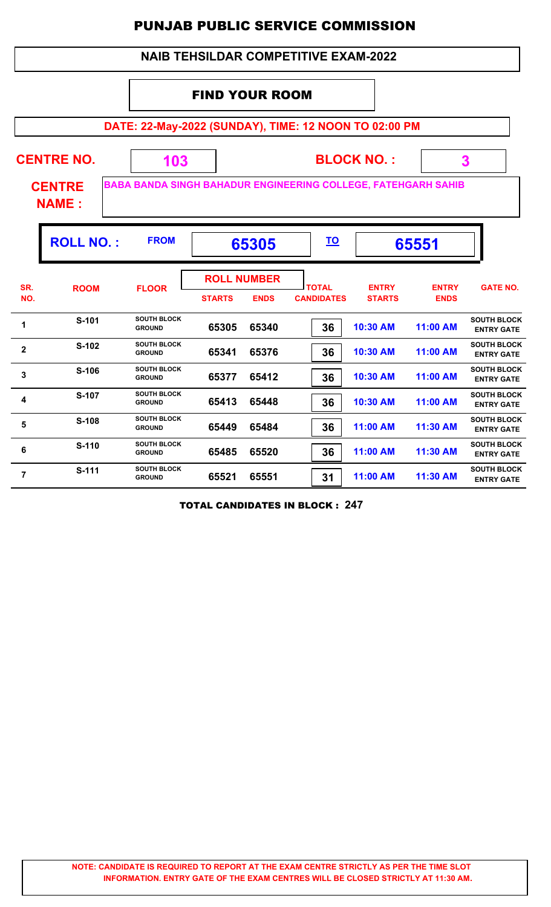# PUNJAB PUBLIC SERVICE COMMISSION

## NAIB TEHSILDAR COMPETITIVE EXAM-2022

### FIND YOUR ROOM

**DATE: 22-May-2022 (SUNDAY), TIME: 12 NOON TO 02:00 PM**

**CENTRE NO.** 103 **BLOCK NO. :** 3

**CENTRE NAME :** BABA BANDA SINGH BAHADUR ENGINEERING COLLEGE, FATEHGARH SAHIB

**ROLL NO. :** FROM 65305 TO 65551

| SR. NO. | ROOM | FLOOR | ROLL NUMBER STARTS | ROLL NUMBER ENDS | TOTAL CANDIDATES | ENTRY STARTS | ENTRY ENDS | GATE NO. |
|---|---|---|---|---|---|---|---|---|
| 1 | S-101 | SOUTH BLOCK GROUND | 65305 | 65340 | 36 | 10:30 AM | 11:00 AM | SOUTH BLOCK ENTRY GATE |
| 2 | S-102 | SOUTH BLOCK GROUND | 65341 | 65376 | 36 | 10:30 AM | 11:00 AM | SOUTH BLOCK ENTRY GATE |
| 3 | S-106 | SOUTH BLOCK GROUND | 65377 | 65412 | 36 | 10:30 AM | 11:00 AM | SOUTH BLOCK ENTRY GATE |
| 4 | S-107 | SOUTH BLOCK GROUND | 65413 | 65448 | 36 | 10:30 AM | 11:00 AM | SOUTH BLOCK ENTRY GATE |
| 5 | S-108 | SOUTH BLOCK GROUND | 65449 | 65484 | 36 | 11:00 AM | 11:30 AM | SOUTH BLOCK ENTRY GATE |
| 6 | S-110 | SOUTH BLOCK GROUND | 65485 | 65520 | 36 | 11:00 AM | 11:30 AM | SOUTH BLOCK ENTRY GATE |
| 7 | S-111 | SOUTH BLOCK GROUND | 65521 | 65551 | 31 | 11:00 AM | 11:30 AM | SOUTH BLOCK ENTRY GATE |

**TOTAL CANDIDATES IN BLOCK : 247**

**NOTE: CANDIDATE IS REQUIRED TO REPORT AT THE EXAM CENTRE STRICTLY AS PER THE TIME SLOT INFORMATION. ENTRY GATE OF THE EXAM CENTRES WILL BE CLOSED STRICTLY AT 11:30 AM.**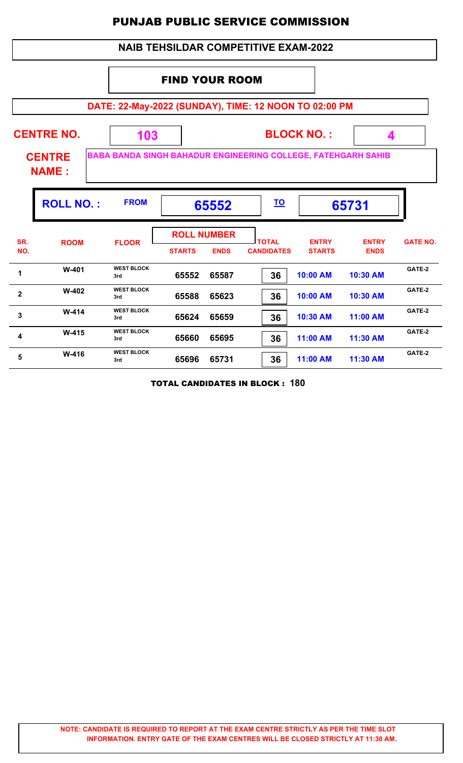# PUNJAB PUBLIC SERVICE COMMISSION

## NAIB TEHSILDAR COMPETITIVE EXAM-2022

### FIND YOUR ROOM

**DATE: 22-May-2022 (SUNDAY), TIME: 12 NOON TO 02:00 PM**

**CENTRE NO.** 103 **BLOCK NO. :** 4

**CENTRE NAME :** BABA BANDA SINGH BAHADUR ENGINEERING COLLEGE, FATEHGARH SAHIB

**ROLL NO. :** FROM **65552** TO **65731**

| SR. NO. | ROOM | FLOOR | ROLL NUMBER STARTS | ROLL NUMBER ENDS | TOTAL CANDIDATES | ENTRY STARTS | ENTRY ENDS | GATE NO. |
|---|---|---|---|---|---|---|---|---|
| 1 | W-401 | WEST BLOCK 3rd | 65552 | 65587 | 36 | 10:00 AM | 10:30 AM | GATE-2 |
| 2 | W-402 | WEST BLOCK 3rd | 65588 | 65623 | 36 | 10:00 AM | 10:30 AM | GATE-2 |
| 3 | W-414 | WEST BLOCK 3rd | 65624 | 65659 | 36 | 10:30 AM | 11:00 AM | GATE-2 |
| 4 | W-415 | WEST BLOCK 3rd | 65660 | 65695 | 36 | 11:00 AM | 11:30 AM | GATE-2 |
| 5 | W-416 | WEST BLOCK 3rd | 65696 | 65731 | 36 | 11:00 AM | 11:30 AM | GATE-2 |

**TOTAL CANDIDATES IN BLOCK : 180**

**NOTE: CANDIDATE IS REQUIRED TO REPORT AT THE EXAM CENTRE STRICTLY AS PER THE TIME SLOT INFORMATION. ENTRY GATE OF THE EXAM CENTRES WILL BE CLOSED STRICTLY AT 11:30 AM.**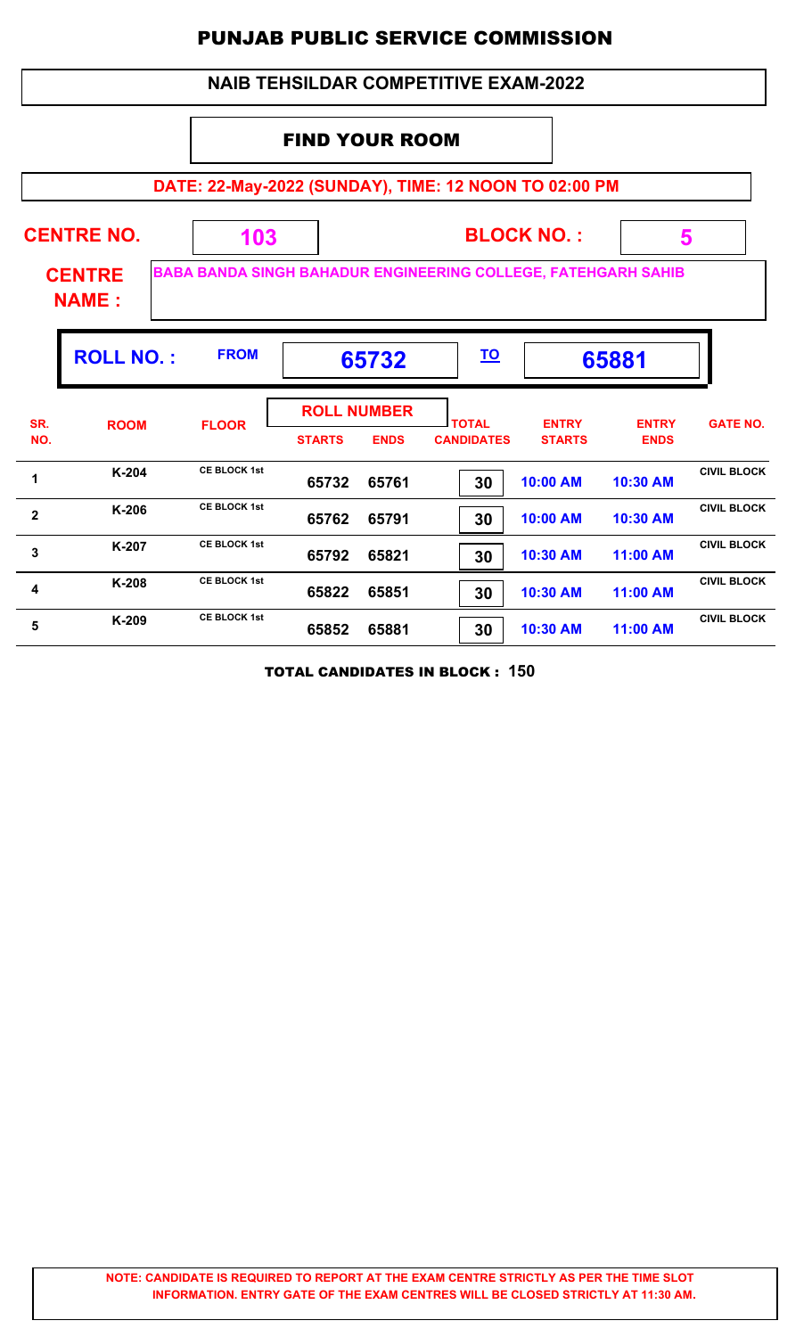# PUNJAB PUBLIC SERVICE COMMISSION

## NAIB TEHSILDAR COMPETITIVE EXAM-2022

### FIND YOUR ROOM

**DATE: 22-May-2022 (SUNDAY), TIME: 12 NOON TO 02:00 PM**

**CENTRE NO.** 103 **BLOCK NO. :** 5

**CENTRE NAME :** BABA BANDA SINGH BAHADUR ENGINEERING COLLEGE, FATEHGARH SAHIB

**ROLL NO. :** FROM 65732 TO 65881

| SR. NO. | ROOM | FLOOR | ROLL NUMBER STARTS | ROLL NUMBER ENDS | TOTAL CANDIDATES | ENTRY STARTS | ENTRY ENDS | GATE NO. |
|---|---|---|---|---|---|---|---|---|
| 1 | K-204 | CE BLOCK 1st | 65732 | 65761 | 30 | 10:00 AM | 10:30 AM | CIVIL BLOCK |
| 2 | K-206 | CE BLOCK 1st | 65762 | 65791 | 30 | 10:00 AM | 10:30 AM | CIVIL BLOCK |
| 3 | K-207 | CE BLOCK 1st | 65792 | 65821 | 30 | 10:30 AM | 11:00 AM | CIVIL BLOCK |
| 4 | K-208 | CE BLOCK 1st | 65822 | 65851 | 30 | 10:30 AM | 11:00 AM | CIVIL BLOCK |
| 5 | K-209 | CE BLOCK 1st | 65852 | 65881 | 30 | 10:30 AM | 11:00 AM | CIVIL BLOCK |

**TOTAL CANDIDATES IN BLOCK : 150**

**NOTE: CANDIDATE IS REQUIRED TO REPORT AT THE EXAM CENTRE STRICTLY AS PER THE TIME SLOT INFORMATION. ENTRY GATE OF THE EXAM CENTRES WILL BE CLOSED STRICTLY AT 11:30 AM.**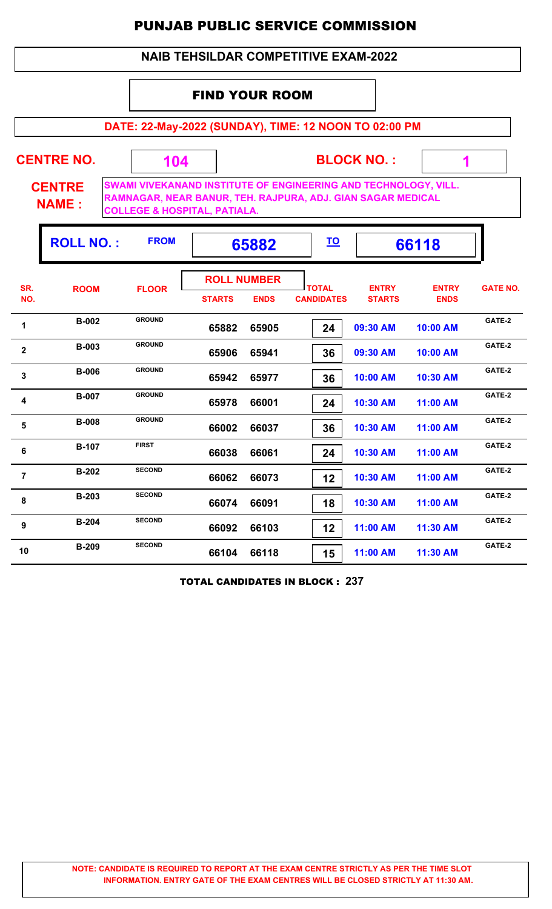# PUNJAB PUBLIC SERVICE COMMISSION

## NAIB TEHSILDAR COMPETITIVE EXAM-2022

### FIND YOUR ROOM

**DATE: 22-May-2022 (SUNDAY), TIME: 12 NOON TO 02:00 PM**

**CENTRE NO.** 104 **BLOCK NO. :** 1

**CENTRE NAME :** SWAMI VIVEKANAND INSTITUTE OF ENGINEERING AND TECHNOLOGY, VILL. RAMNAGAR, NEAR BANUR, TEH. RAJPURA, ADJ. GIAN SAGAR MEDICAL COLLEGE & HOSPITAL, PATIALA.

**ROLL NO. :** FROM 65882 TO 66118

| SR. NO. | ROOM | FLOOR | ROLL NUMBER STARTS | ROLL NUMBER ENDS | TOTAL CANDIDATES | ENTRY STARTS | ENTRY ENDS | GATE NO. |
|---|---|---|---|---|---|---|---|---|
| 1 | B-002 | GROUND | 65882 | 65905 | 24 | 09:30 AM | 10:00 AM | GATE-2 |
| 2 | B-003 | GROUND | 65906 | 65941 | 36 | 09:30 AM | 10:00 AM | GATE-2 |
| 3 | B-006 | GROUND | 65942 | 65977 | 36 | 10:00 AM | 10:30 AM | GATE-2 |
| 4 | B-007 | GROUND | 65978 | 66001 | 24 | 10:30 AM | 11:00 AM | GATE-2 |
| 5 | B-008 | GROUND | 66002 | 66037 | 36 | 10:30 AM | 11:00 AM | GATE-2 |
| 6 | B-107 | FIRST | 66038 | 66061 | 24 | 10:30 AM | 11:00 AM | GATE-2 |
| 7 | B-202 | SECOND | 66062 | 66073 | 12 | 10:30 AM | 11:00 AM | GATE-2 |
| 8 | B-203 | SECOND | 66074 | 66091 | 18 | 10:30 AM | 11:00 AM | GATE-2 |
| 9 | B-204 | SECOND | 66092 | 66103 | 12 | 11:00 AM | 11:30 AM | GATE-2 |
| 10 | B-209 | SECOND | 66104 | 66118 | 15 | 11:00 AM | 11:30 AM | GATE-2 |

**TOTAL CANDIDATES IN BLOCK : 237**

**NOTE: CANDIDATE IS REQUIRED TO REPORT AT THE EXAM CENTRE STRICTLY AS PER THE TIME SLOT INFORMATION. ENTRY GATE OF THE EXAM CENTRES WILL BE CLOSED STRICTLY AT 11:30 AM.**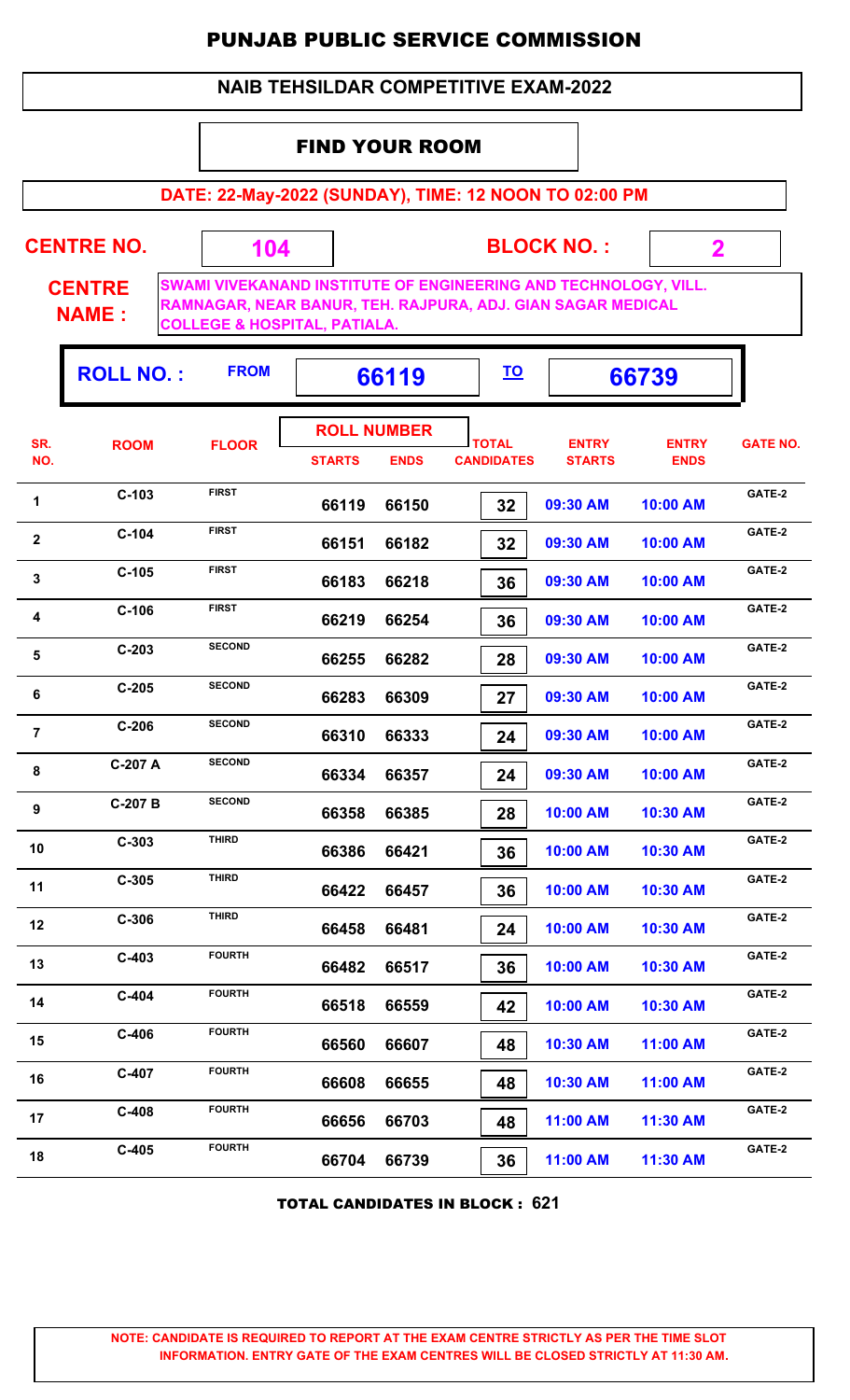# PUNJAB PUBLIC SERVICE COMMISSION

## NAIB TEHSILDAR COMPETITIVE EXAM-2022

### FIND YOUR ROOM

**DATE: 22-May-2022 (SUNDAY), TIME: 12 NOON TO 02:00 PM**

**CENTRE NO.** 104 **BLOCK NO. :** 2

**CENTRE NAME :** SWAMI VIVEKANAND INSTITUTE OF ENGINEERING AND TECHNOLOGY, VILL. RAMNAGAR, NEAR BANUR, TEH. RAJPURA, ADJ. GIAN SAGAR MEDICAL COLLEGE & HOSPITAL, PATIALA.

**ROLL NO. :** FROM **66119** TO **66739**

| SR. NO. | ROOM | FLOOR | ROLL NUMBER STARTS | ROLL NUMBER ENDS | TOTAL CANDIDATES | ENTRY STARTS | ENTRY ENDS | GATE NO. |
|---|---|---|---|---|---|---|---|---|
| 1 | C-103 | FIRST | 66119 | 66150 | 32 | 09:30 AM | 10:00 AM | GATE-2 |
| 2 | C-104 | FIRST | 66151 | 66182 | 32 | 09:30 AM | 10:00 AM | GATE-2 |
| 3 | C-105 | FIRST | 66183 | 66218 | 36 | 09:30 AM | 10:00 AM | GATE-2 |
| 4 | C-106 | FIRST | 66219 | 66254 | 36 | 09:30 AM | 10:00 AM | GATE-2 |
| 5 | C-203 | SECOND | 66255 | 66282 | 28 | 09:30 AM | 10:00 AM | GATE-2 |
| 6 | C-205 | SECOND | 66283 | 66309 | 27 | 09:30 AM | 10:00 AM | GATE-2 |
| 7 | C-206 | SECOND | 66310 | 66333 | 24 | 09:30 AM | 10:00 AM | GATE-2 |
| 8 | C-207 A | SECOND | 66334 | 66357 | 24 | 09:30 AM | 10:00 AM | GATE-2 |
| 9 | C-207 B | SECOND | 66358 | 66385 | 28 | 10:00 AM | 10:30 AM | GATE-2 |
| 10 | C-303 | THIRD | 66386 | 66421 | 36 | 10:00 AM | 10:30 AM | GATE-2 |
| 11 | C-305 | THIRD | 66422 | 66457 | 36 | 10:00 AM | 10:30 AM | GATE-2 |
| 12 | C-306 | THIRD | 66458 | 66481 | 24 | 10:00 AM | 10:30 AM | GATE-2 |
| 13 | C-403 | FOURTH | 66482 | 66517 | 36 | 10:00 AM | 10:30 AM | GATE-2 |
| 14 | C-404 | FOURTH | 66518 | 66559 | 42 | 10:00 AM | 10:30 AM | GATE-2 |
| 15 | C-406 | FOURTH | 66560 | 66607 | 48 | 10:30 AM | 11:00 AM | GATE-2 |
| 16 | C-407 | FOURTH | 66608 | 66655 | 48 | 10:30 AM | 11:00 AM | GATE-2 |
| 17 | C-408 | FOURTH | 66656 | 66703 | 48 | 11:00 AM | 11:30 AM | GATE-2 |
| 18 | C-405 | FOURTH | 66704 | 66739 | 36 | 11:00 AM | 11:30 AM | GATE-2 |

**TOTAL CANDIDATES IN BLOCK : 621**

**NOTE: CANDIDATE IS REQUIRED TO REPORT AT THE EXAM CENTRE STRICTLY AS PER THE TIME SLOT INFORMATION. ENTRY GATE OF THE EXAM CENTRES WILL BE CLOSED STRICTLY AT 11:30 AM.**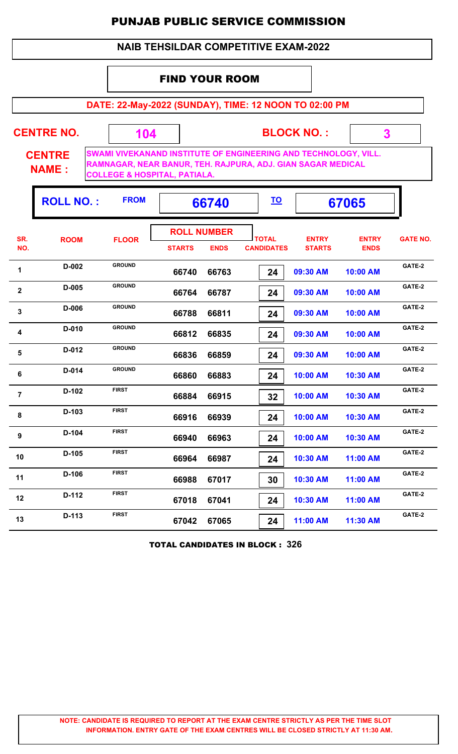# PUNJAB PUBLIC SERVICE COMMISSION

## NAIB TEHSILDAR COMPETITIVE EXAM-2022

### FIND YOUR ROOM

**DATE: 22-May-2022 (SUNDAY), TIME: 12 NOON TO 02:00 PM**

**CENTRE NO.** 104 **BLOCK NO. :** 3

**CENTRE NAME :** SWAMI VIVEKANAND INSTITUTE OF ENGINEERING AND TECHNOLOGY, VILL. RAMNAGAR, NEAR BANUR, TEH. RAJPURA, ADJ. GIAN SAGAR MEDICAL COLLEGE & HOSPITAL, PATIALA.

**ROLL NO. :** FROM 66740 TO 67065

| SR. NO. | ROOM | FLOOR | ROLL NUMBER STARTS | ROLL NUMBER ENDS | TOTAL CANDIDATES | ENTRY STARTS | ENTRY ENDS | GATE NO. |
|---|---|---|---|---|---|---|---|---|
| 1 | D-002 | GROUND | 66740 | 66763 | 24 | 09:30 AM | 10:00 AM | GATE-2 |
| 2 | D-005 | GROUND | 66764 | 66787 | 24 | 09:30 AM | 10:00 AM | GATE-2 |
| 3 | D-006 | GROUND | 66788 | 66811 | 24 | 09:30 AM | 10:00 AM | GATE-2 |
| 4 | D-010 | GROUND | 66812 | 66835 | 24 | 09:30 AM | 10:00 AM | GATE-2 |
| 5 | D-012 | GROUND | 66836 | 66859 | 24 | 09:30 AM | 10:00 AM | GATE-2 |
| 6 | D-014 | GROUND | 66860 | 66883 | 24 | 10:00 AM | 10:30 AM | GATE-2 |
| 7 | D-102 | FIRST | 66884 | 66915 | 32 | 10:00 AM | 10:30 AM | GATE-2 |
| 8 | D-103 | FIRST | 66916 | 66939 | 24 | 10:00 AM | 10:30 AM | GATE-2 |
| 9 | D-104 | FIRST | 66940 | 66963 | 24 | 10:00 AM | 10:30 AM | GATE-2 |
| 10 | D-105 | FIRST | 66964 | 66987 | 24 | 10:30 AM | 11:00 AM | GATE-2 |
| 11 | D-106 | FIRST | 66988 | 67017 | 30 | 10:30 AM | 11:00 AM | GATE-2 |
| 12 | D-112 | FIRST | 67018 | 67041 | 24 | 10:30 AM | 11:00 AM | GATE-2 |
| 13 | D-113 | FIRST | 67042 | 67065 | 24 | 11:00 AM | 11:30 AM | GATE-2 |

**TOTAL CANDIDATES IN BLOCK : 326**

**NOTE: CANDIDATE IS REQUIRED TO REPORT AT THE EXAM CENTRE STRICTLY AS PER THE TIME SLOT INFORMATION. ENTRY GATE OF THE EXAM CENTRES WILL BE CLOSED STRICTLY AT 11:30 AM.**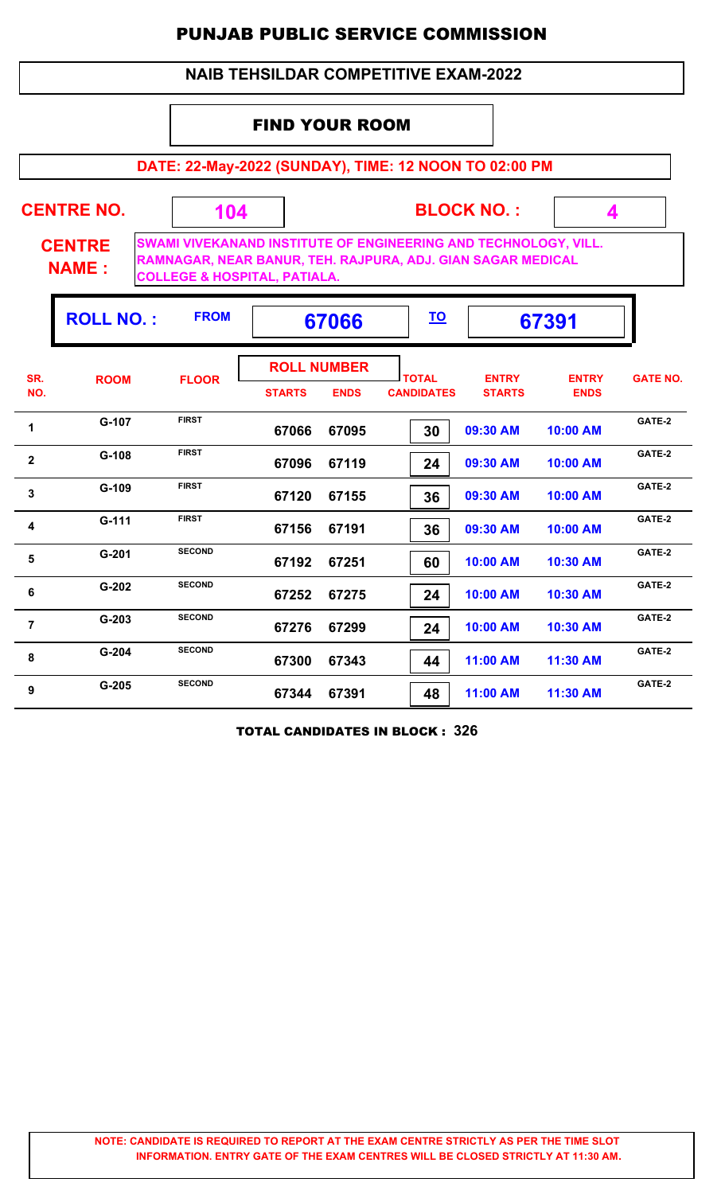# PUNJAB PUBLIC SERVICE COMMISSION

## NAIB TEHSILDAR COMPETITIVE EXAM-2022

### FIND YOUR ROOM

**DATE: 22-May-2022 (SUNDAY), TIME: 12 NOON TO 02:00 PM**

**CENTRE NO.** 104 **BLOCK NO. :** 4

**CENTRE NAME :** SWAMI VIVEKANAND INSTITUTE OF ENGINEERING AND TECHNOLOGY, VILL. RAMNAGAR, NEAR BANUR, TEH. RAJPURA, ADJ. GIAN SAGAR MEDICAL COLLEGE & HOSPITAL, PATIALA.

**ROLL NO. :** FROM 67066 TO 67391

| SR. NO. | ROOM | FLOOR | ROLL NUMBER | | TOTAL CANDIDATES | ENTRY STARTS | ENTRY ENDS | GATE NO. |
|---|---|---|---|---|---|---|---|---|
| | | | STARTS | ENDS | | | | |
| 1 | G-107 | FIRST | 67066 | 67095 | 30 | 09:30 AM | 10:00 AM | GATE-2 |
| 2 | G-108 | FIRST | 67096 | 67119 | 24 | 09:30 AM | 10:00 AM | GATE-2 |
| 3 | G-109 | FIRST | 67120 | 67155 | 36 | 09:30 AM | 10:00 AM | GATE-2 |
| 4 | G-111 | FIRST | 67156 | 67191 | 36 | 09:30 AM | 10:00 AM | GATE-2 |
| 5 | G-201 | SECOND | 67192 | 67251 | 60 | 10:00 AM | 10:30 AM | GATE-2 |
| 6 | G-202 | SECOND | 67252 | 67275 | 24 | 10:00 AM | 10:30 AM | GATE-2 |
| 7 | G-203 | SECOND | 67276 | 67299 | 24 | 10:00 AM | 10:30 AM | GATE-2 |
| 8 | G-204 | SECOND | 67300 | 67343 | 44 | 11:00 AM | 11:30 AM | GATE-2 |
| 9 | G-205 | SECOND | 67344 | 67391 | 48 | 11:00 AM | 11:30 AM | GATE-2 |

**TOTAL CANDIDATES IN BLOCK : 326**

**NOTE: CANDIDATE IS REQUIRED TO REPORT AT THE EXAM CENTRE STRICTLY AS PER THE TIME SLOT INFORMATION. ENTRY GATE OF THE EXAM CENTRES WILL BE CLOSED STRICTLY AT 11:30 AM.**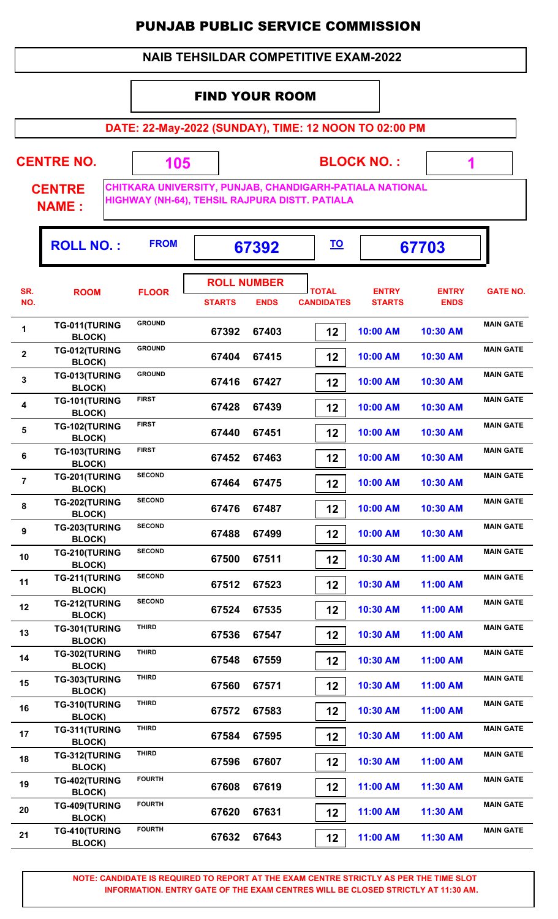# PUNJAB PUBLIC SERVICE COMMISSION

## NAIB TEHSILDAR COMPETITIVE EXAM-2022

### FIND YOUR ROOM

**DATE: 22-May-2022 (SUNDAY), TIME: 12 NOON TO 02:00 PM**

**CENTRE NO.** 105 **BLOCK NO. :** 1

**CENTRE NAME :** CHITKARA UNIVERSITY, PUNJAB, CHANDIGARH-PATIALA NATIONAL HIGHWAY (NH-64), TEHSIL RAJPURA DISTT. PATIALA

**ROLL NO. :** FROM 67392 TO 67703

| SR. NO. | ROOM | FLOOR | ROLL NUMBER STARTS | ROLL NUMBER ENDS | TOTAL CANDIDATES | ENTRY STARTS | ENTRY ENDS | GATE NO. |
|---|---|---|---|---|---|---|---|---|
| 1 | TG-011(TURING BLOCK) | GROUND | 67392 | 67403 | 12 | 10:00 AM | 10:30 AM | MAIN GATE |
| 2 | TG-012(TURING BLOCK) | GROUND | 67404 | 67415 | 12 | 10:00 AM | 10:30 AM | MAIN GATE |
| 3 | TG-013(TURING BLOCK) | GROUND | 67416 | 67427 | 12 | 10:00 AM | 10:30 AM | MAIN GATE |
| 4 | TG-101(TURING BLOCK) | FIRST | 67428 | 67439 | 12 | 10:00 AM | 10:30 AM | MAIN GATE |
| 5 | TG-102(TURING BLOCK) | FIRST | 67440 | 67451 | 12 | 10:00 AM | 10:30 AM | MAIN GATE |
| 6 | TG-103(TURING BLOCK) | FIRST | 67452 | 67463 | 12 | 10:00 AM | 10:30 AM | MAIN GATE |
| 7 | TG-201(TURING BLOCK) | SECOND | 67464 | 67475 | 12 | 10:00 AM | 10:30 AM | MAIN GATE |
| 8 | TG-202(TURING BLOCK) | SECOND | 67476 | 67487 | 12 | 10:00 AM | 10:30 AM | MAIN GATE |
| 9 | TG-203(TURING BLOCK) | SECOND | 67488 | 67499 | 12 | 10:00 AM | 10:30 AM | MAIN GATE |
| 10 | TG-210(TURING BLOCK) | SECOND | 67500 | 67511 | 12 | 10:30 AM | 11:00 AM | MAIN GATE |
| 11 | TG-211(TURING BLOCK) | SECOND | 67512 | 67523 | 12 | 10:30 AM | 11:00 AM | MAIN GATE |
| 12 | TG-212(TURING BLOCK) | SECOND | 67524 | 67535 | 12 | 10:30 AM | 11:00 AM | MAIN GATE |
| 13 | TG-301(TURING BLOCK) | THIRD | 67536 | 67547 | 12 | 10:30 AM | 11:00 AM | MAIN GATE |
| 14 | TG-302(TURING BLOCK) | THIRD | 67548 | 67559 | 12 | 10:30 AM | 11:00 AM | MAIN GATE |
| 15 | TG-303(TURING BLOCK) | THIRD | 67560 | 67571 | 12 | 10:30 AM | 11:00 AM | MAIN GATE |
| 16 | TG-310(TURING BLOCK) | THIRD | 67572 | 67583 | 12 | 10:30 AM | 11:00 AM | MAIN GATE |
| 17 | TG-311(TURING BLOCK) | THIRD | 67584 | 67595 | 12 | 10:30 AM | 11:00 AM | MAIN GATE |
| 18 | TG-312(TURING BLOCK) | THIRD | 67596 | 67607 | 12 | 10:30 AM | 11:00 AM | MAIN GATE |
| 19 | TG-402(TURING BLOCK) | FOURTH | 67608 | 67619 | 12 | 11:00 AM | 11:30 AM | MAIN GATE |
| 20 | TG-409(TURING BLOCK) | FOURTH | 67620 | 67631 | 12 | 11:00 AM | 11:30 AM | MAIN GATE |
| 21 | TG-410(TURING BLOCK) | FOURTH | 67632 | 67643 | 12 | 11:00 AM | 11:30 AM | MAIN GATE |

**NOTE: CANDIDATE IS REQUIRED TO REPORT AT THE EXAM CENTRE STRICTLY AS PER THE TIME SLOT INFORMATION. ENTRY GATE OF THE EXAM CENTRES WILL BE CLOSED STRICTLY AT 11:30 AM.**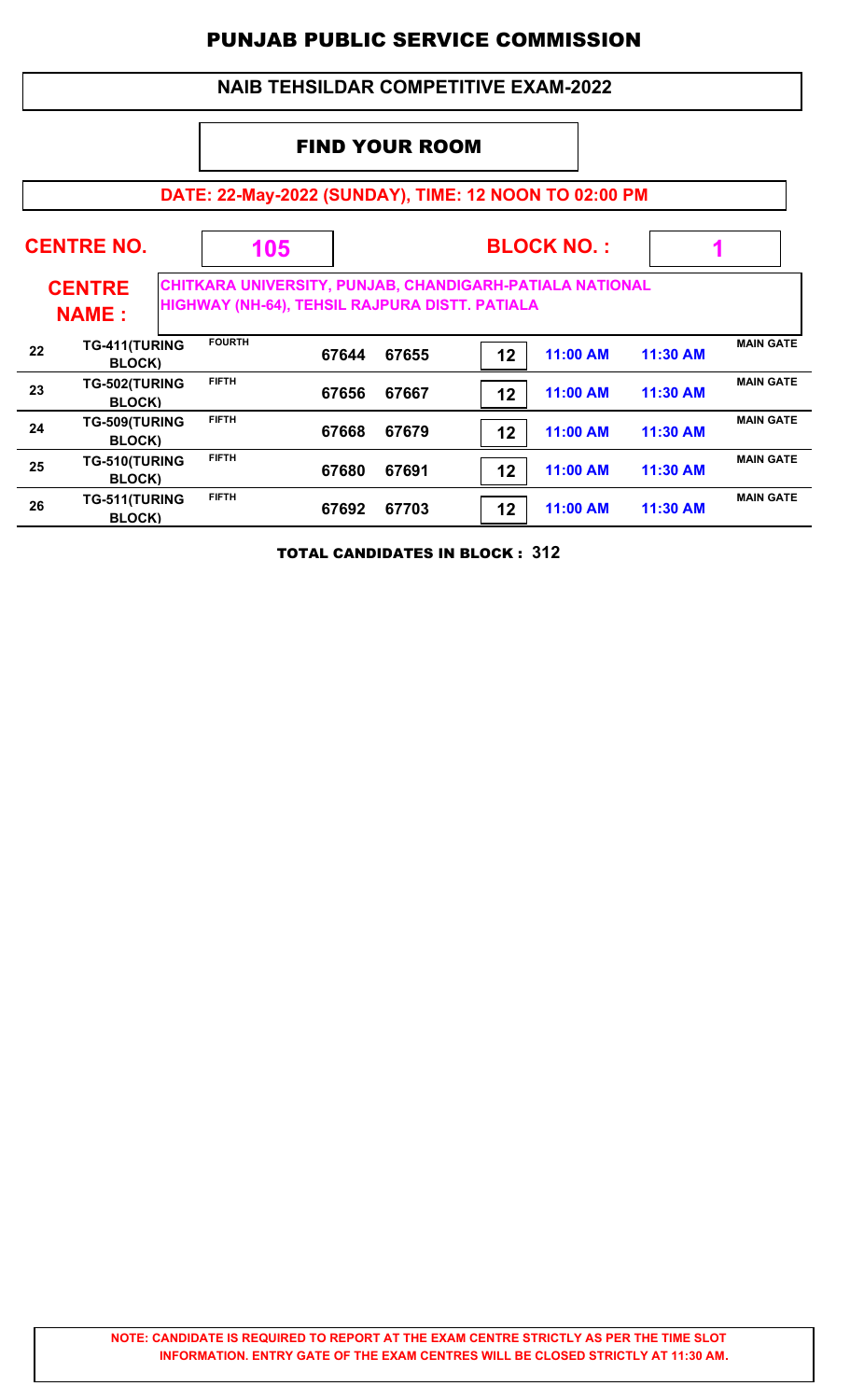# PUNJAB PUBLIC SERVICE COMMISSION

## NAIB TEHSILDAR COMPETITIVE EXAM-2022

### FIND YOUR ROOM

**DATE: 22-May-2022 (SUNDAY), TIME: 12 NOON TO 02:00 PM**

**CENTRE NO.** 105 **BLOCK NO. :** 1

**CENTRE NAME :** CHITKARA UNIVERSITY, PUNJAB, CHANDIGARH-PATIALA NATIONAL HIGHWAY (NH-64), TEHSIL RAJPURA DISTT. PATIALA

| | | | | | | | | |
|---|---|---|---|---|---|---|---|---|
| 22 | TG-411(TURING BLOCK) | FOURTH | 67644 | 67655 | 12 | 11:00 AM | 11:30 AM | MAIN GATE |
| 23 | TG-502(TURING BLOCK) | FIFTH | 67656 | 67667 | 12 | 11:00 AM | 11:30 AM | MAIN GATE |
| 24 | TG-509(TURING BLOCK) | FIFTH | 67668 | 67679 | 12 | 11:00 AM | 11:30 AM | MAIN GATE |
| 25 | TG-510(TURING BLOCK) | FIFTH | 67680 | 67691 | 12 | 11:00 AM | 11:30 AM | MAIN GATE |
| 26 | TG-511(TURING BLOCK) | FIFTH | 67692 | 67703 | 12 | 11:00 AM | 11:30 AM | MAIN GATE |

**TOTAL CANDIDATES IN BLOCK : 312**

**NOTE: CANDIDATE IS REQUIRED TO REPORT AT THE EXAM CENTRE STRICTLY AS PER THE TIME SLOT INFORMATION. ENTRY GATE OF THE EXAM CENTRES WILL BE CLOSED STRICTLY AT 11:30 AM.**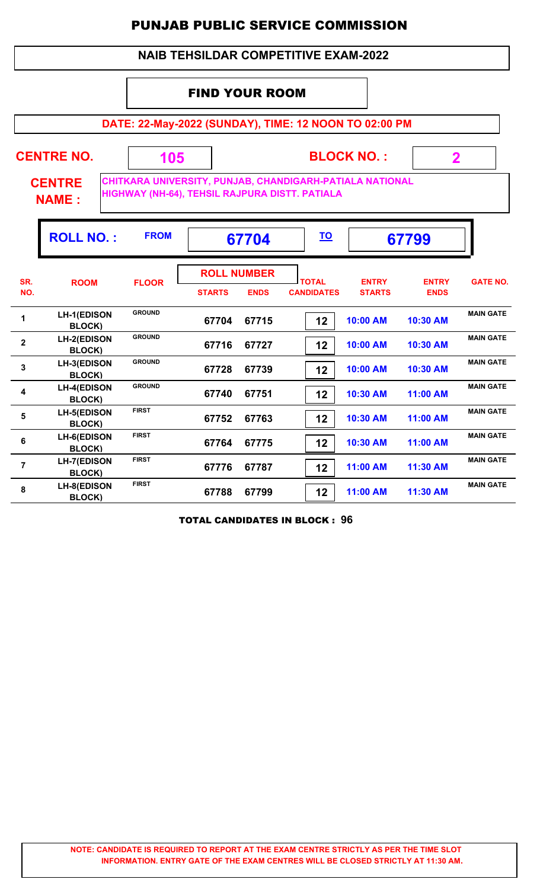# PUNJAB PUBLIC SERVICE COMMISSION

## NAIB TEHSILDAR COMPETITIVE EXAM-2022

### FIND YOUR ROOM

**DATE: 22-May-2022 (SUNDAY), TIME: 12 NOON TO 02:00 PM**

**CENTRE NO.** 105 **BLOCK NO. :** 2

**CENTRE NAME :** CHITKARA UNIVERSITY, PUNJAB, CHANDIGARH-PATIALA NATIONAL HIGHWAY (NH-64), TEHSIL RAJPURA DISTT. PATIALA

**ROLL NO. :** FROM **67704** TO **67799**

| SR. NO. | ROOM | FLOOR | ROLL NUMBER STARTS | ROLL NUMBER ENDS | TOTAL CANDIDATES | ENTRY STARTS | ENTRY ENDS | GATE NO. |
|---|---|---|---|---|---|---|---|---|
| 1 | LH-1(EDISON BLOCK) | GROUND | 67704 | 67715 | 12 | 10:00 AM | 10:30 AM | MAIN GATE |
| 2 | LH-2(EDISON BLOCK) | GROUND | 67716 | 67727 | 12 | 10:00 AM | 10:30 AM | MAIN GATE |
| 3 | LH-3(EDISON BLOCK) | GROUND | 67728 | 67739 | 12 | 10:00 AM | 10:30 AM | MAIN GATE |
| 4 | LH-4(EDISON BLOCK) | GROUND | 67740 | 67751 | 12 | 10:30 AM | 11:00 AM | MAIN GATE |
| 5 | LH-5(EDISON BLOCK) | FIRST | 67752 | 67763 | 12 | 10:30 AM | 11:00 AM | MAIN GATE |
| 6 | LH-6(EDISON BLOCK) | FIRST | 67764 | 67775 | 12 | 10:30 AM | 11:00 AM | MAIN GATE |
| 7 | LH-7(EDISON BLOCK) | FIRST | 67776 | 67787 | 12 | 11:00 AM | 11:30 AM | MAIN GATE |
| 8 | LH-8(EDISON BLOCK) | FIRST | 67788 | 67799 | 12 | 11:00 AM | 11:30 AM | MAIN GATE |

**TOTAL CANDIDATES IN BLOCK : 96**

**NOTE: CANDIDATE IS REQUIRED TO REPORT AT THE EXAM CENTRE STRICTLY AS PER THE TIME SLOT INFORMATION. ENTRY GATE OF THE EXAM CENTRES WILL BE CLOSED STRICTLY AT 11:30 AM.**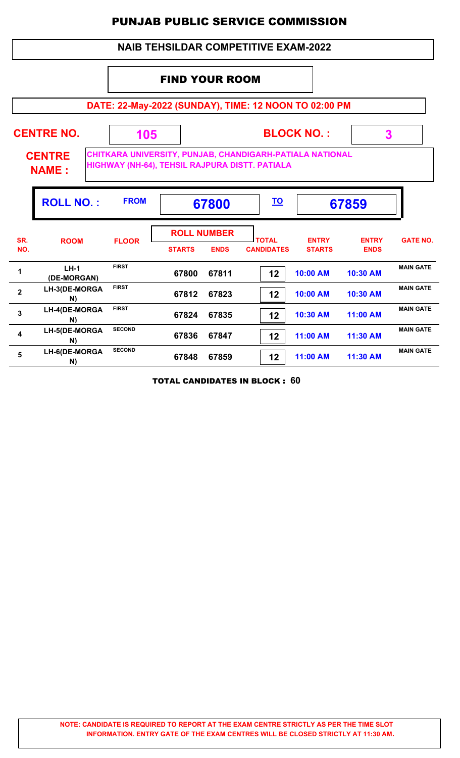# PUNJAB PUBLIC SERVICE COMMISSION

## NAIB TEHSILDAR COMPETITIVE EXAM-2022

### FIND YOUR ROOM

**DATE: 22-May-2022 (SUNDAY), TIME: 12 NOON TO 02:00 PM**

**CENTRE NO.** 105 **BLOCK NO. :** 3

**CENTRE NAME :** CHITKARA UNIVERSITY, PUNJAB, CHANDIGARH-PATIALA NATIONAL HIGHWAY (NH-64), TEHSIL RAJPURA DISTT. PATIALA

**ROLL NO. :** FROM **67800** TO **67859**

| SR. NO. | ROOM | FLOOR | ROLL NUMBER STARTS | ROLL NUMBER ENDS | TOTAL CANDIDATES | ENTRY STARTS | ENTRY ENDS | GATE NO. |
|---|---|---|---|---|---|---|---|---|
| 1 | LH-1 (DE-MORGAN) | FIRST | 67800 | 67811 | 12 | 10:00 AM | 10:30 AM | MAIN GATE |
| 2 | LH-3(DE-MORGAN) | FIRST | 67812 | 67823 | 12 | 10:00 AM | 10:30 AM | MAIN GATE |
| 3 | LH-4(DE-MORGAN) | FIRST | 67824 | 67835 | 12 | 10:30 AM | 11:00 AM | MAIN GATE |
| 4 | LH-5(DE-MORGAN) | SECOND | 67836 | 67847 | 12 | 11:00 AM | 11:30 AM | MAIN GATE |
| 5 | LH-6(DE-MORGAN) | SECOND | 67848 | 67859 | 12 | 11:00 AM | 11:30 AM | MAIN GATE |

**TOTAL CANDIDATES IN BLOCK : 60**

**NOTE: CANDIDATE IS REQUIRED TO REPORT AT THE EXAM CENTRE STRICTLY AS PER THE TIME SLOT INFORMATION. ENTRY GATE OF THE EXAM CENTRES WILL BE CLOSED STRICTLY AT 11:30 AM.**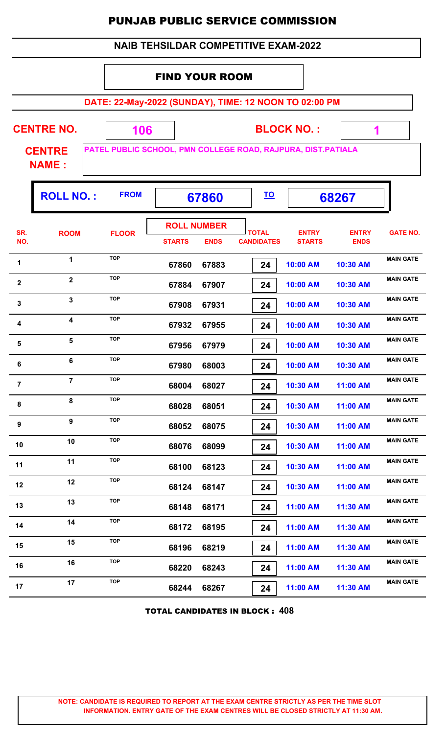# PUNJAB PUBLIC SERVICE COMMISSION

## NAIB TEHSILDAR COMPETITIVE EXAM-2022

### FIND YOUR ROOM

**DATE: 22-May-2022 (SUNDAY), TIME: 12 NOON TO 02:00 PM**

**CENTRE NO.** 106 **BLOCK NO. :** 1

**CENTRE NAME :** PATEL PUBLIC SCHOOL, PMN COLLEGE ROAD, RAJPURA, DIST.PATIALA

**ROLL NO. :** FROM **67860** TO **68267**

| SR. NO. | ROOM | FLOOR | ROLL NUMBER STARTS | ROLL NUMBER ENDS | TOTAL CANDIDATES | ENTRY STARTS | ENTRY ENDS | GATE NO. |
|---|---|---|---|---|---|---|---|---|
| 1 | 1 | TOP | 67860 | 67883 | 24 | 10:00 AM | 10:30 AM | MAIN GATE |
| 2 | 2 | TOP | 67884 | 67907 | 24 | 10:00 AM | 10:30 AM | MAIN GATE |
| 3 | 3 | TOP | 67908 | 67931 | 24 | 10:00 AM | 10:30 AM | MAIN GATE |
| 4 | 4 | TOP | 67932 | 67955 | 24 | 10:00 AM | 10:30 AM | MAIN GATE |
| 5 | 5 | TOP | 67956 | 67979 | 24 | 10:00 AM | 10:30 AM | MAIN GATE |
| 6 | 6 | TOP | 67980 | 68003 | 24 | 10:00 AM | 10:30 AM | MAIN GATE |
| 7 | 7 | TOP | 68004 | 68027 | 24 | 10:30 AM | 11:00 AM | MAIN GATE |
| 8 | 8 | TOP | 68028 | 68051 | 24 | 10:30 AM | 11:00 AM | MAIN GATE |
| 9 | 9 | TOP | 68052 | 68075 | 24 | 10:30 AM | 11:00 AM | MAIN GATE |
| 10 | 10 | TOP | 68076 | 68099 | 24 | 10:30 AM | 11:00 AM | MAIN GATE |
| 11 | 11 | TOP | 68100 | 68123 | 24 | 10:30 AM | 11:00 AM | MAIN GATE |
| 12 | 12 | TOP | 68124 | 68147 | 24 | 10:30 AM | 11:00 AM | MAIN GATE |
| 13 | 13 | TOP | 68148 | 68171 | 24 | 11:00 AM | 11:30 AM | MAIN GATE |
| 14 | 14 | TOP | 68172 | 68195 | 24 | 11:00 AM | 11:30 AM | MAIN GATE |
| 15 | 15 | TOP | 68196 | 68219 | 24 | 11:00 AM | 11:30 AM | MAIN GATE |
| 16 | 16 | TOP | 68220 | 68243 | 24 | 11:00 AM | 11:30 AM | MAIN GATE |
| 17 | 17 | TOP | 68244 | 68267 | 24 | 11:00 AM | 11:30 AM | MAIN GATE |

**TOTAL CANDIDATES IN BLOCK : 408**

**NOTE: CANDIDATE IS REQUIRED TO REPORT AT THE EXAM CENTRE STRICTLY AS PER THE TIME SLOT INFORMATION. ENTRY GATE OF THE EXAM CENTRES WILL BE CLOSED STRICTLY AT 11:30 AM.**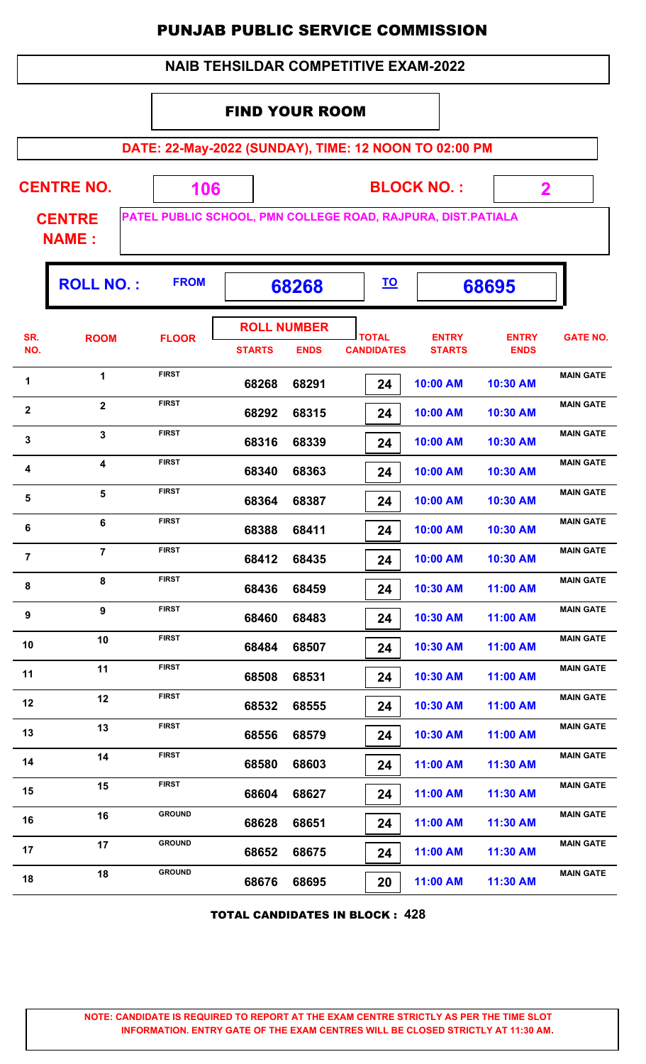# PUNJAB PUBLIC SERVICE COMMISSION

## NAIB TEHSILDAR COMPETITIVE EXAM-2022

### FIND YOUR ROOM

**DATE: 22-May-2022 (SUNDAY), TIME: 12 NOON TO 02:00 PM**

**CENTRE NO.** 106 **BLOCK NO. :** 2

**CENTRE NAME :** PATEL PUBLIC SCHOOL, PMN COLLEGE ROAD, RAJPURA, DIST.PATIALA

**ROLL NO. :** FROM 68268 TO 68695

| SR. NO. | ROOM | FLOOR | ROLL NUMBER STARTS | ROLL NUMBER ENDS | TOTAL CANDIDATES | ENTRY STARTS | ENTRY ENDS | GATE NO. |
|---|---|---|---|---|---|---|---|---|
| 1 | 1 | FIRST | 68268 | 68291 | 24 | 10:00 AM | 10:30 AM | MAIN GATE |
| 2 | 2 | FIRST | 68292 | 68315 | 24 | 10:00 AM | 10:30 AM | MAIN GATE |
| 3 | 3 | FIRST | 68316 | 68339 | 24 | 10:00 AM | 10:30 AM | MAIN GATE |
| 4 | 4 | FIRST | 68340 | 68363 | 24 | 10:00 AM | 10:30 AM | MAIN GATE |
| 5 | 5 | FIRST | 68364 | 68387 | 24 | 10:00 AM | 10:30 AM | MAIN GATE |
| 6 | 6 | FIRST | 68388 | 68411 | 24 | 10:00 AM | 10:30 AM | MAIN GATE |
| 7 | 7 | FIRST | 68412 | 68435 | 24 | 10:00 AM | 10:30 AM | MAIN GATE |
| 8 | 8 | FIRST | 68436 | 68459 | 24 | 10:30 AM | 11:00 AM | MAIN GATE |
| 9 | 9 | FIRST | 68460 | 68483 | 24 | 10:30 AM | 11:00 AM | MAIN GATE |
| 10 | 10 | FIRST | 68484 | 68507 | 24 | 10:30 AM | 11:00 AM | MAIN GATE |
| 11 | 11 | FIRST | 68508 | 68531 | 24 | 10:30 AM | 11:00 AM | MAIN GATE |
| 12 | 12 | FIRST | 68532 | 68555 | 24 | 10:30 AM | 11:00 AM | MAIN GATE |
| 13 | 13 | FIRST | 68556 | 68579 | 24 | 10:30 AM | 11:00 AM | MAIN GATE |
| 14 | 14 | FIRST | 68580 | 68603 | 24 | 11:00 AM | 11:30 AM | MAIN GATE |
| 15 | 15 | FIRST | 68604 | 68627 | 24 | 11:00 AM | 11:30 AM | MAIN GATE |
| 16 | 16 | GROUND | 68628 | 68651 | 24 | 11:00 AM | 11:30 AM | MAIN GATE |
| 17 | 17 | GROUND | 68652 | 68675 | 24 | 11:00 AM | 11:30 AM | MAIN GATE |
| 18 | 18 | GROUND | 68676 | 68695 | 20 | 11:00 AM | 11:30 AM | MAIN GATE |

**TOTAL CANDIDATES IN BLOCK : 428**

**NOTE: CANDIDATE IS REQUIRED TO REPORT AT THE EXAM CENTRE STRICTLY AS PER THE TIME SLOT INFORMATION. ENTRY GATE OF THE EXAM CENTRES WILL BE CLOSED STRICTLY AT 11:30 AM.**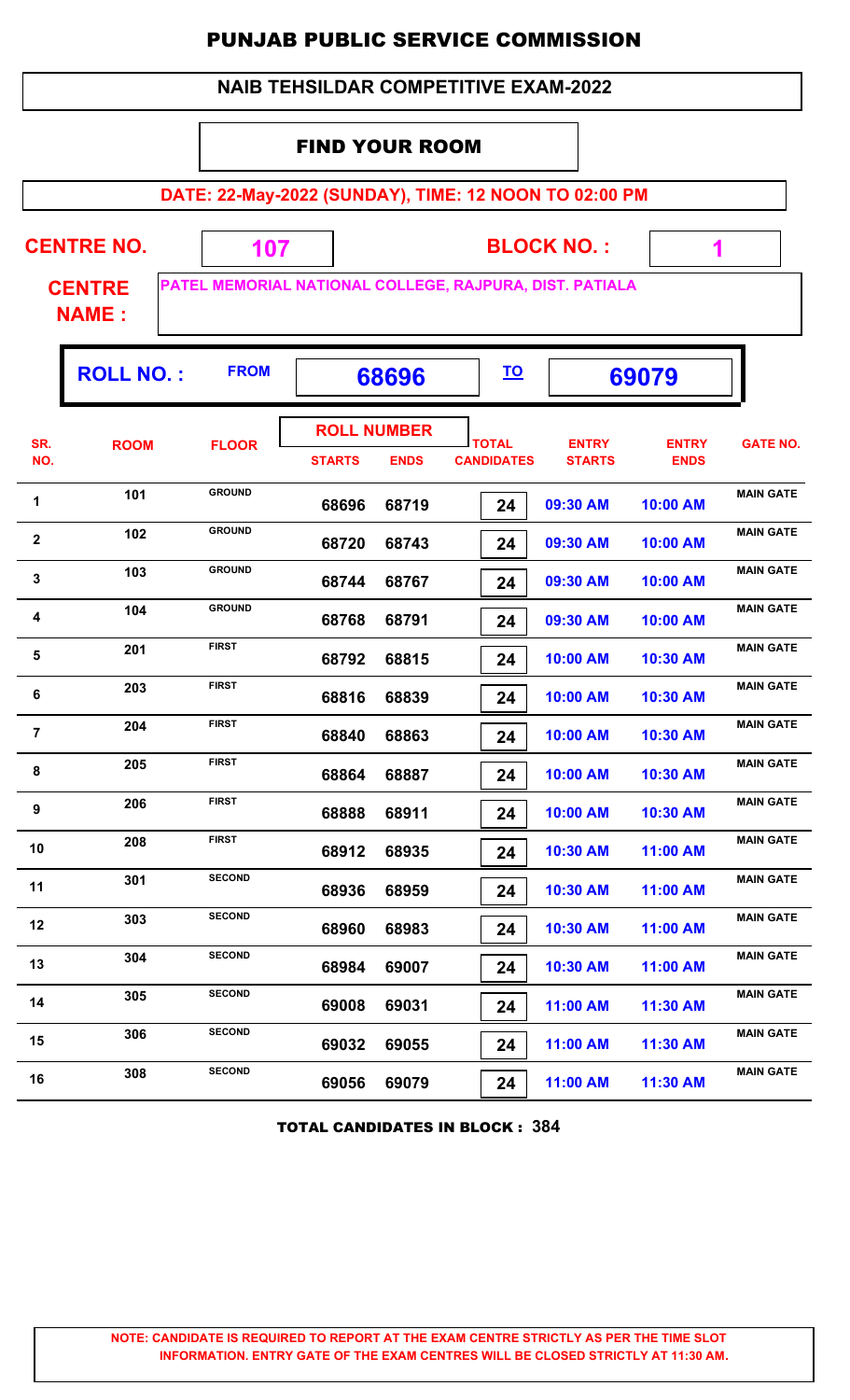# PUNJAB PUBLIC SERVICE COMMISSION

## NAIB TEHSILDAR COMPETITIVE EXAM-2022

### FIND YOUR ROOM

**DATE: 22-May-2022 (SUNDAY), TIME: 12 NOON TO 02:00 PM**

**CENTRE NO.** 107 **BLOCK NO. :** 1

**CENTRE NAME :** PATEL MEMORIAL NATIONAL COLLEGE, RAJPURA, DIST. PATIALA

**ROLL NO. :** FROM **68696** TO **69079**

| SR. NO. | ROOM | FLOOR | ROLL NUMBER STARTS | ROLL NUMBER ENDS | TOTAL CANDIDATES | ENTRY STARTS | ENTRY ENDS | GATE NO. |
|---|---|---|---|---|---|---|---|---|
| 1 | 101 | GROUND | 68696 | 68719 | 24 | 09:30 AM | 10:00 AM | MAIN GATE |
| 2 | 102 | GROUND | 68720 | 68743 | 24 | 09:30 AM | 10:00 AM | MAIN GATE |
| 3 | 103 | GROUND | 68744 | 68767 | 24 | 09:30 AM | 10:00 AM | MAIN GATE |
| 4 | 104 | GROUND | 68768 | 68791 | 24 | 09:30 AM | 10:00 AM | MAIN GATE |
| 5 | 201 | FIRST | 68792 | 68815 | 24 | 10:00 AM | 10:30 AM | MAIN GATE |
| 6 | 203 | FIRST | 68816 | 68839 | 24 | 10:00 AM | 10:30 AM | MAIN GATE |
| 7 | 204 | FIRST | 68840 | 68863 | 24 | 10:00 AM | 10:30 AM | MAIN GATE |
| 8 | 205 | FIRST | 68864 | 68887 | 24 | 10:00 AM | 10:30 AM | MAIN GATE |
| 9 | 206 | FIRST | 68888 | 68911 | 24 | 10:00 AM | 10:30 AM | MAIN GATE |
| 10 | 208 | FIRST | 68912 | 68935 | 24 | 10:30 AM | 11:00 AM | MAIN GATE |
| 11 | 301 | SECOND | 68936 | 68959 | 24 | 10:30 AM | 11:00 AM | MAIN GATE |
| 12 | 303 | SECOND | 68960 | 68983 | 24 | 10:30 AM | 11:00 AM | MAIN GATE |
| 13 | 304 | SECOND | 68984 | 69007 | 24 | 10:30 AM | 11:00 AM | MAIN GATE |
| 14 | 305 | SECOND | 69008 | 69031 | 24 | 11:00 AM | 11:30 AM | MAIN GATE |
| 15 | 306 | SECOND | 69032 | 69055 | 24 | 11:00 AM | 11:30 AM | MAIN GATE |
| 16 | 308 | SECOND | 69056 | 69079 | 24 | 11:00 AM | 11:30 AM | MAIN GATE |

**TOTAL CANDIDATES IN BLOCK : 384**

**NOTE: CANDIDATE IS REQUIRED TO REPORT AT THE EXAM CENTRE STRICTLY AS PER THE TIME SLOT INFORMATION. ENTRY GATE OF THE EXAM CENTRES WILL BE CLOSED STRICTLY AT 11:30 AM.**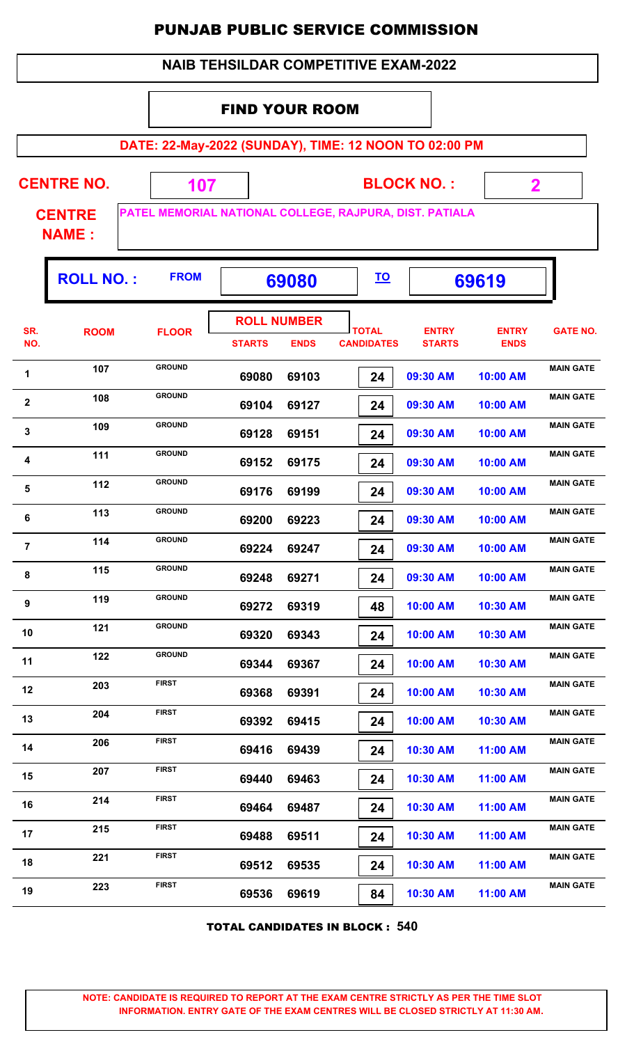# PUNJAB PUBLIC SERVICE COMMISSION

## NAIB TEHSILDAR COMPETITIVE EXAM-2022

### FIND YOUR ROOM

**DATE: 22-May-2022 (SUNDAY), TIME: 12 NOON TO 02:00 PM**

**CENTRE NO.** 107 **BLOCK NO. :** 2

**CENTRE NAME :** PATEL MEMORIAL NATIONAL COLLEGE, RAJPURA, DIST. PATIALA

**ROLL NO. :** FROM 69080 TO 69619

| SR. NO. | ROOM | FLOOR | ROLL NUMBER STARTS | ROLL NUMBER ENDS | TOTAL CANDIDATES | ENTRY STARTS | ENTRY ENDS | GATE NO. |
|---|---|---|---|---|---|---|---|---|
| 1 | 107 | GROUND | 69080 | 69103 | 24 | 09:30 AM | 10:00 AM | MAIN GATE |
| 2 | 108 | GROUND | 69104 | 69127 | 24 | 09:30 AM | 10:00 AM | MAIN GATE |
| 3 | 109 | GROUND | 69128 | 69151 | 24 | 09:30 AM | 10:00 AM | MAIN GATE |
| 4 | 111 | GROUND | 69152 | 69175 | 24 | 09:30 AM | 10:00 AM | MAIN GATE |
| 5 | 112 | GROUND | 69176 | 69199 | 24 | 09:30 AM | 10:00 AM | MAIN GATE |
| 6 | 113 | GROUND | 69200 | 69223 | 24 | 09:30 AM | 10:00 AM | MAIN GATE |
| 7 | 114 | GROUND | 69224 | 69247 | 24 | 09:30 AM | 10:00 AM | MAIN GATE |
| 8 | 115 | GROUND | 69248 | 69271 | 24 | 09:30 AM | 10:00 AM | MAIN GATE |
| 9 | 119 | GROUND | 69272 | 69319 | 48 | 10:00 AM | 10:30 AM | MAIN GATE |
| 10 | 121 | GROUND | 69320 | 69343 | 24 | 10:00 AM | 10:30 AM | MAIN GATE |
| 11 | 122 | GROUND | 69344 | 69367 | 24 | 10:00 AM | 10:30 AM | MAIN GATE |
| 12 | 203 | FIRST | 69368 | 69391 | 24 | 10:00 AM | 10:30 AM | MAIN GATE |
| 13 | 204 | FIRST | 69392 | 69415 | 24 | 10:00 AM | 10:30 AM | MAIN GATE |
| 14 | 206 | FIRST | 69416 | 69439 | 24 | 10:30 AM | 11:00 AM | MAIN GATE |
| 15 | 207 | FIRST | 69440 | 69463 | 24 | 10:30 AM | 11:00 AM | MAIN GATE |
| 16 | 214 | FIRST | 69464 | 69487 | 24 | 10:30 AM | 11:00 AM | MAIN GATE |
| 17 | 215 | FIRST | 69488 | 69511 | 24 | 10:30 AM | 11:00 AM | MAIN GATE |
| 18 | 221 | FIRST | 69512 | 69535 | 24 | 10:30 AM | 11:00 AM | MAIN GATE |
| 19 | 223 | FIRST | 69536 | 69619 | 84 | 10:30 AM | 11:00 AM | MAIN GATE |

**TOTAL CANDIDATES IN BLOCK : 540**

**NOTE: CANDIDATE IS REQUIRED TO REPORT AT THE EXAM CENTRE STRICTLY AS PER THE TIME SLOT INFORMATION. ENTRY GATE OF THE EXAM CENTRES WILL BE CLOSED STRICTLY AT 11:30 AM.**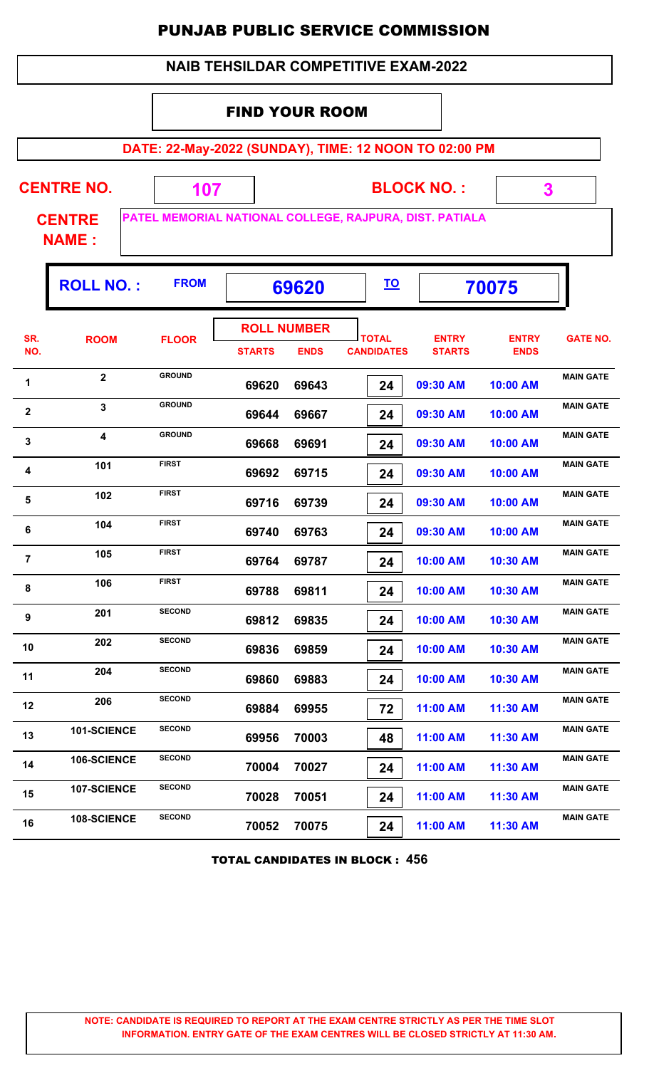# PUNJAB PUBLIC SERVICE COMMISSION

## NAIB TEHSILDAR COMPETITIVE EXAM-2022

### FIND YOUR ROOM

**DATE: 22-May-2022 (SUNDAY), TIME: 12 NOON TO 02:00 PM**

**CENTRE NO.** 107 **BLOCK NO. :** 3

**CENTRE NAME :** PATEL MEMORIAL NATIONAL COLLEGE, RAJPURA, DIST. PATIALA

**ROLL NO. :** FROM **69620** TO **70075**

| SR. NO. | ROOM | FLOOR | ROLL NUMBER STARTS | ROLL NUMBER ENDS | TOTAL CANDIDATES | ENTRY STARTS | ENTRY ENDS | GATE NO. |
|---|---|---|---|---|---|---|---|---|
| 1 | 2 | GROUND | 69620 | 69643 | 24 | 09:30 AM | 10:00 AM | MAIN GATE |
| 2 | 3 | GROUND | 69644 | 69667 | 24 | 09:30 AM | 10:00 AM | MAIN GATE |
| 3 | 4 | GROUND | 69668 | 69691 | 24 | 09:30 AM | 10:00 AM | MAIN GATE |
| 4 | 101 | FIRST | 69692 | 69715 | 24 | 09:30 AM | 10:00 AM | MAIN GATE |
| 5 | 102 | FIRST | 69716 | 69739 | 24 | 09:30 AM | 10:00 AM | MAIN GATE |
| 6 | 104 | FIRST | 69740 | 69763 | 24 | 09:30 AM | 10:00 AM | MAIN GATE |
| 7 | 105 | FIRST | 69764 | 69787 | 24 | 10:00 AM | 10:30 AM | MAIN GATE |
| 8 | 106 | FIRST | 69788 | 69811 | 24 | 10:00 AM | 10:30 AM | MAIN GATE |
| 9 | 201 | SECOND | 69812 | 69835 | 24 | 10:00 AM | 10:30 AM | MAIN GATE |
| 10 | 202 | SECOND | 69836 | 69859 | 24 | 10:00 AM | 10:30 AM | MAIN GATE |
| 11 | 204 | SECOND | 69860 | 69883 | 24 | 10:00 AM | 10:30 AM | MAIN GATE |
| 12 | 206 | SECOND | 69884 | 69955 | 72 | 11:00 AM | 11:30 AM | MAIN GATE |
| 13 | 101-SCIENCE | SECOND | 69956 | 70003 | 48 | 11:00 AM | 11:30 AM | MAIN GATE |
| 14 | 106-SCIENCE | SECOND | 70004 | 70027 | 24 | 11:00 AM | 11:30 AM | MAIN GATE |
| 15 | 107-SCIENCE | SECOND | 70028 | 70051 | 24 | 11:00 AM | 11:30 AM | MAIN GATE |
| 16 | 108-SCIENCE | SECOND | 70052 | 70075 | 24 | 11:00 AM | 11:30 AM | MAIN GATE |

**TOTAL CANDIDATES IN BLOCK : 456**

**NOTE: CANDIDATE IS REQUIRED TO REPORT AT THE EXAM CENTRE STRICTLY AS PER THE TIME SLOT INFORMATION. ENTRY GATE OF THE EXAM CENTRES WILL BE CLOSED STRICTLY AT 11:30 AM.**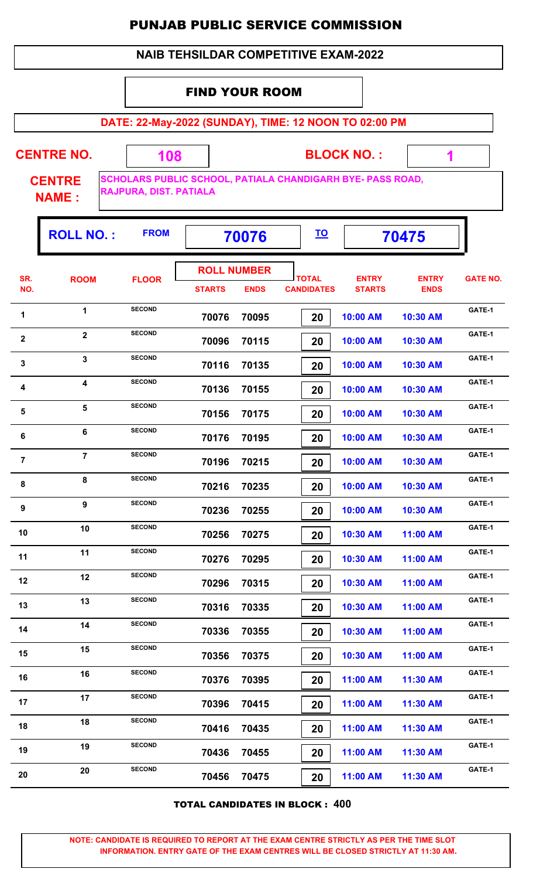# PUNJAB PUBLIC SERVICE COMMISSION

## NAIB TEHSILDAR COMPETITIVE EXAM-2022

### FIND YOUR ROOM

**DATE: 22-May-2022 (SUNDAY), TIME: 12 NOON TO 02:00 PM**

**CENTRE NO.** 108 **BLOCK NO. :** 1

**CENTRE NAME :** SCHOLARS PUBLIC SCHOOL, PATIALA CHANDIGARH BYE- PASS ROAD, RAJPURA, DIST. PATIALA

**ROLL NO. :** FROM **70076** TO **70475**

| SR. NO. | ROOM | FLOOR | ROLL NUMBER STARTS | ROLL NUMBER ENDS | TOTAL CANDIDATES | ENTRY STARTS | ENTRY ENDS | GATE NO. |
|---|---|---|---|---|---|---|---|---|
| 1 | 1 | SECOND | 70076 | 70095 | 20 | 10:00 AM | 10:30 AM | GATE-1 |
| 2 | 2 | SECOND | 70096 | 70115 | 20 | 10:00 AM | 10:30 AM | GATE-1 |
| 3 | 3 | SECOND | 70116 | 70135 | 20 | 10:00 AM | 10:30 AM | GATE-1 |
| 4 | 4 | SECOND | 70136 | 70155 | 20 | 10:00 AM | 10:30 AM | GATE-1 |
| 5 | 5 | SECOND | 70156 | 70175 | 20 | 10:00 AM | 10:30 AM | GATE-1 |
| 6 | 6 | SECOND | 70176 | 70195 | 20 | 10:00 AM | 10:30 AM | GATE-1 |
| 7 | 7 | SECOND | 70196 | 70215 | 20 | 10:00 AM | 10:30 AM | GATE-1 |
| 8 | 8 | SECOND | 70216 | 70235 | 20 | 10:00 AM | 10:30 AM | GATE-1 |
| 9 | 9 | SECOND | 70236 | 70255 | 20 | 10:00 AM | 10:30 AM | GATE-1 |
| 10 | 10 | SECOND | 70256 | 70275 | 20 | 10:30 AM | 11:00 AM | GATE-1 |
| 11 | 11 | SECOND | 70276 | 70295 | 20 | 10:30 AM | 11:00 AM | GATE-1 |
| 12 | 12 | SECOND | 70296 | 70315 | 20 | 10:30 AM | 11:00 AM | GATE-1 |
| 13 | 13 | SECOND | 70316 | 70335 | 20 | 10:30 AM | 11:00 AM | GATE-1 |
| 14 | 14 | SECOND | 70336 | 70355 | 20 | 10:30 AM | 11:00 AM | GATE-1 |
| 15 | 15 | SECOND | 70356 | 70375 | 20 | 10:30 AM | 11:00 AM | GATE-1 |
| 16 | 16 | SECOND | 70376 | 70395 | 20 | 11:00 AM | 11:30 AM | GATE-1 |
| 17 | 17 | SECOND | 70396 | 70415 | 20 | 11:00 AM | 11:30 AM | GATE-1 |
| 18 | 18 | SECOND | 70416 | 70435 | 20 | 11:00 AM | 11:30 AM | GATE-1 |
| 19 | 19 | SECOND | 70436 | 70455 | 20 | 11:00 AM | 11:30 AM | GATE-1 |
| 20 | 20 | SECOND | 70456 | 70475 | 20 | 11:00 AM | 11:30 AM | GATE-1 |

**TOTAL CANDIDATES IN BLOCK : 400**

**NOTE: CANDIDATE IS REQUIRED TO REPORT AT THE EXAM CENTRE STRICTLY AS PER THE TIME SLOT INFORMATION. ENTRY GATE OF THE EXAM CENTRES WILL BE CLOSED STRICTLY AT 11:30 AM.**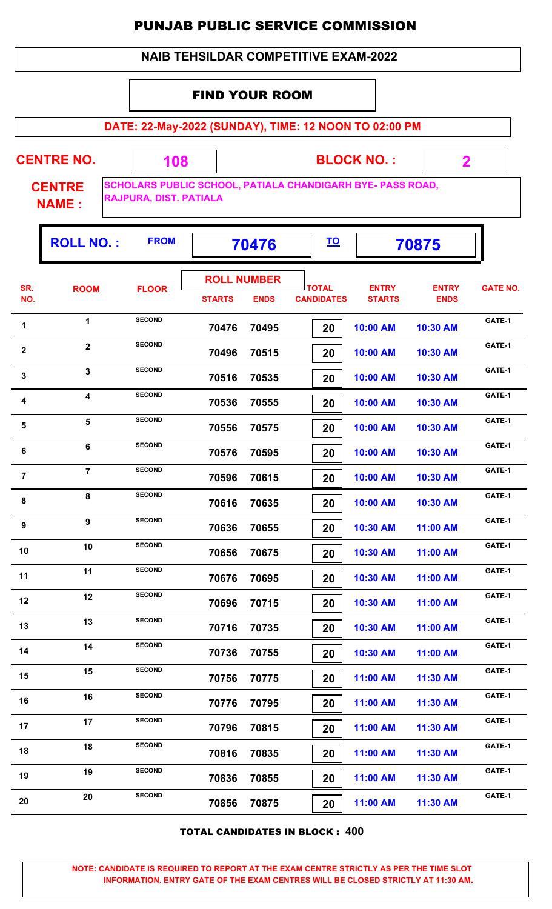# PUNJAB PUBLIC SERVICE COMMISSION

## NAIB TEHSILDAR COMPETITIVE EXAM-2022

### FIND YOUR ROOM

**DATE: 22-May-2022 (SUNDAY), TIME: 12 NOON TO 02:00 PM**

**CENTRE NO.** 108 **BLOCK NO. :** 2

**CENTRE NAME :** SCHOLARS PUBLIC SCHOOL, PATIALA CHANDIGARH BYE- PASS ROAD, RAJPURA, DIST. PATIALA

**ROLL NO. :** FROM 70476 TO 70875

| SR. NO. | ROOM | FLOOR | ROLL NUMBER STARTS | ROLL NUMBER ENDS | TOTAL CANDIDATES | ENTRY STARTS | ENTRY ENDS | GATE NO. |
|---|---|---|---|---|---|---|---|---|
| 1 | 1 | SECOND | 70476 | 70495 | 20 | 10:00 AM | 10:30 AM | GATE-1 |
| 2 | 2 | SECOND | 70496 | 70515 | 20 | 10:00 AM | 10:30 AM | GATE-1 |
| 3 | 3 | SECOND | 70516 | 70535 | 20 | 10:00 AM | 10:30 AM | GATE-1 |
| 4 | 4 | SECOND | 70536 | 70555 | 20 | 10:00 AM | 10:30 AM | GATE-1 |
| 5 | 5 | SECOND | 70556 | 70575 | 20 | 10:00 AM | 10:30 AM | GATE-1 |
| 6 | 6 | SECOND | 70576 | 70595 | 20 | 10:00 AM | 10:30 AM | GATE-1 |
| 7 | 7 | SECOND | 70596 | 70615 | 20 | 10:00 AM | 10:30 AM | GATE-1 |
| 8 | 8 | SECOND | 70616 | 70635 | 20 | 10:00 AM | 10:30 AM | GATE-1 |
| 9 | 9 | SECOND | 70636 | 70655 | 20 | 10:30 AM | 11:00 AM | GATE-1 |
| 10 | 10 | SECOND | 70656 | 70675 | 20 | 10:30 AM | 11:00 AM | GATE-1 |
| 11 | 11 | SECOND | 70676 | 70695 | 20 | 10:30 AM | 11:00 AM | GATE-1 |
| 12 | 12 | SECOND | 70696 | 70715 | 20 | 10:30 AM | 11:00 AM | GATE-1 |
| 13 | 13 | SECOND | 70716 | 70735 | 20 | 10:30 AM | 11:00 AM | GATE-1 |
| 14 | 14 | SECOND | 70736 | 70755 | 20 | 10:30 AM | 11:00 AM | GATE-1 |
| 15 | 15 | SECOND | 70756 | 70775 | 20 | 11:00 AM | 11:30 AM | GATE-1 |
| 16 | 16 | SECOND | 70776 | 70795 | 20 | 11:00 AM | 11:30 AM | GATE-1 |
| 17 | 17 | SECOND | 70796 | 70815 | 20 | 11:00 AM | 11:30 AM | GATE-1 |
| 18 | 18 | SECOND | 70816 | 70835 | 20 | 11:00 AM | 11:30 AM | GATE-1 |
| 19 | 19 | SECOND | 70836 | 70855 | 20 | 11:00 AM | 11:30 AM | GATE-1 |
| 20 | 20 | SECOND | 70856 | 70875 | 20 | 11:00 AM | 11:30 AM | GATE-1 |

**TOTAL CANDIDATES IN BLOCK : 400**

**NOTE: CANDIDATE IS REQUIRED TO REPORT AT THE EXAM CENTRE STRICTLY AS PER THE TIME SLOT INFORMATION. ENTRY GATE OF THE EXAM CENTRES WILL BE CLOSED STRICTLY AT 11:30 AM.**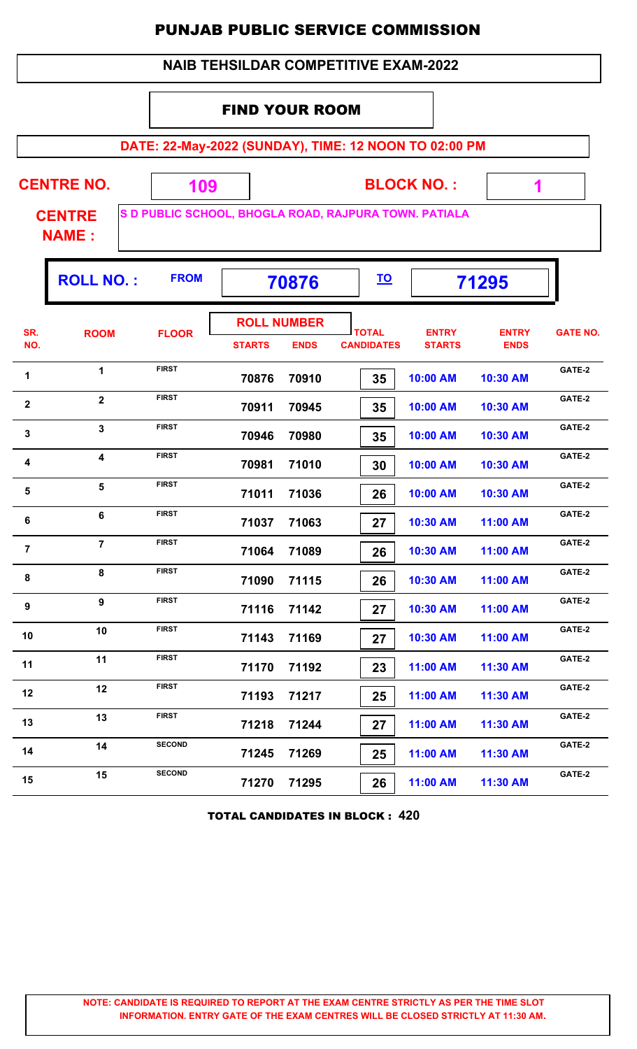# PUNJAB PUBLIC SERVICE COMMISSION

## NAIB TEHSILDAR COMPETITIVE EXAM-2022

### FIND YOUR ROOM

**DATE: 22-May-2022 (SUNDAY), TIME: 12 NOON TO 02:00 PM**

**CENTRE NO.** 109 **BLOCK NO. :** 1

**CENTRE NAME :** S D PUBLIC SCHOOL, BHOGLA ROAD, RAJPURA TOWN. PATIALA

**ROLL NO. :** FROM 70876 TO 71295

| SR. NO. | ROOM | FLOOR | ROLL NUMBER STARTS | ROLL NUMBER ENDS | TOTAL CANDIDATES | ENTRY STARTS | ENTRY ENDS | GATE NO. |
|---|---|---|---|---|---|---|---|---|
| 1 | 1 | FIRST | 70876 | 70910 | 35 | 10:00 AM | 10:30 AM | GATE-2 |
| 2 | 2 | FIRST | 70911 | 70945 | 35 | 10:00 AM | 10:30 AM | GATE-2 |
| 3 | 3 | FIRST | 70946 | 70980 | 35 | 10:00 AM | 10:30 AM | GATE-2 |
| 4 | 4 | FIRST | 70981 | 71010 | 30 | 10:00 AM | 10:30 AM | GATE-2 |
| 5 | 5 | FIRST | 71011 | 71036 | 26 | 10:00 AM | 10:30 AM | GATE-2 |
| 6 | 6 | FIRST | 71037 | 71063 | 27 | 10:30 AM | 11:00 AM | GATE-2 |
| 7 | 7 | FIRST | 71064 | 71089 | 26 | 10:30 AM | 11:00 AM | GATE-2 |
| 8 | 8 | FIRST | 71090 | 71115 | 26 | 10:30 AM | 11:00 AM | GATE-2 |
| 9 | 9 | FIRST | 71116 | 71142 | 27 | 10:30 AM | 11:00 AM | GATE-2 |
| 10 | 10 | FIRST | 71143 | 71169 | 27 | 10:30 AM | 11:00 AM | GATE-2 |
| 11 | 11 | FIRST | 71170 | 71192 | 23 | 11:00 AM | 11:30 AM | GATE-2 |
| 12 | 12 | FIRST | 71193 | 71217 | 25 | 11:00 AM | 11:30 AM | GATE-2 |
| 13 | 13 | FIRST | 71218 | 71244 | 27 | 11:00 AM | 11:30 AM | GATE-2 |
| 14 | 14 | SECOND | 71245 | 71269 | 25 | 11:00 AM | 11:30 AM | GATE-2 |
| 15 | 15 | SECOND | 71270 | 71295 | 26 | 11:00 AM | 11:30 AM | GATE-2 |

**TOTAL CANDIDATES IN BLOCK : 420**

**NOTE: CANDIDATE IS REQUIRED TO REPORT AT THE EXAM CENTRE STRICTLY AS PER THE TIME SLOT INFORMATION. ENTRY GATE OF THE EXAM CENTRES WILL BE CLOSED STRICTLY AT 11:30 AM.**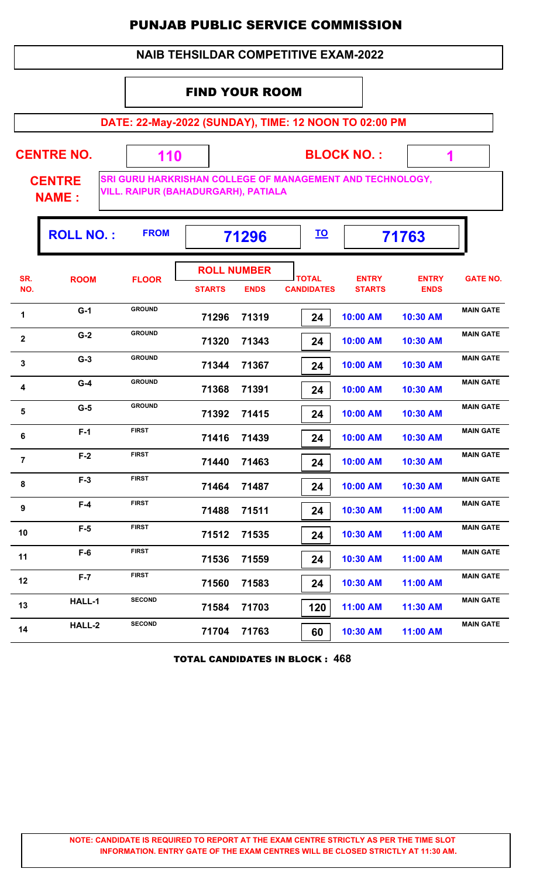# PUNJAB PUBLIC SERVICE COMMISSION

## NAIB TEHSILDAR COMPETITIVE EXAM-2022

### FIND YOUR ROOM

**DATE: 22-May-2022 (SUNDAY), TIME: 12 NOON TO 02:00 PM**

**CENTRE NO.** 110 **BLOCK NO. :** 1

**CENTRE NAME :** SRI GURU HARKRISHAN COLLEGE OF MANAGEMENT AND TECHNOLOGY, VILL. RAIPUR (BAHADURGARH), PATIALA

**ROLL NO. :** FROM 71296 TO 71763

| SR. NO. | ROOM | FLOOR | ROLL NUMBER STARTS | ROLL NUMBER ENDS | TOTAL CANDIDATES | ENTRY STARTS | ENTRY ENDS | GATE NO. |
|---|---|---|---|---|---|---|---|---|
| 1 | G-1 | GROUND | 71296 | 71319 | 24 | 10:00 AM | 10:30 AM | MAIN GATE |
| 2 | G-2 | GROUND | 71320 | 71343 | 24 | 10:00 AM | 10:30 AM | MAIN GATE |
| 3 | G-3 | GROUND | 71344 | 71367 | 24 | 10:00 AM | 10:30 AM | MAIN GATE |
| 4 | G-4 | GROUND | 71368 | 71391 | 24 | 10:00 AM | 10:30 AM | MAIN GATE |
| 5 | G-5 | GROUND | 71392 | 71415 | 24 | 10:00 AM | 10:30 AM | MAIN GATE |
| 6 | F-1 | FIRST | 71416 | 71439 | 24 | 10:00 AM | 10:30 AM | MAIN GATE |
| 7 | F-2 | FIRST | 71440 | 71463 | 24 | 10:00 AM | 10:30 AM | MAIN GATE |
| 8 | F-3 | FIRST | 71464 | 71487 | 24 | 10:00 AM | 10:30 AM | MAIN GATE |
| 9 | F-4 | FIRST | 71488 | 71511 | 24 | 10:30 AM | 11:00 AM | MAIN GATE |
| 10 | F-5 | FIRST | 71512 | 71535 | 24 | 10:30 AM | 11:00 AM | MAIN GATE |
| 11 | F-6 | FIRST | 71536 | 71559 | 24 | 10:30 AM | 11:00 AM | MAIN GATE |
| 12 | F-7 | FIRST | 71560 | 71583 | 24 | 10:30 AM | 11:00 AM | MAIN GATE |
| 13 | HALL-1 | SECOND | 71584 | 71703 | 120 | 11:00 AM | 11:30 AM | MAIN GATE |
| 14 | HALL-2 | SECOND | 71704 | 71763 | 60 | 10:30 AM | 11:00 AM | MAIN GATE |

**TOTAL CANDIDATES IN BLOCK : 468**

**NOTE: CANDIDATE IS REQUIRED TO REPORT AT THE EXAM CENTRE STRICTLY AS PER THE TIME SLOT INFORMATION. ENTRY GATE OF THE EXAM CENTRES WILL BE CLOSED STRICTLY AT 11:30 AM.**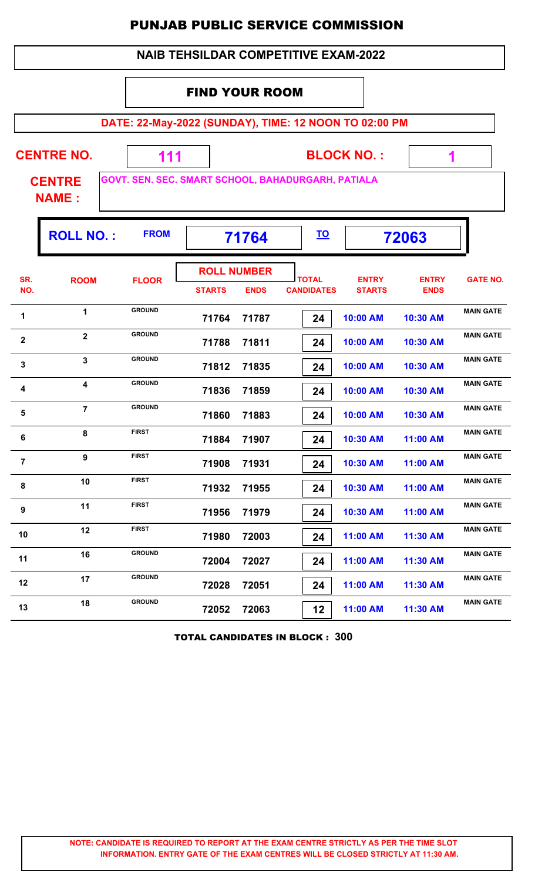# PUNJAB PUBLIC SERVICE COMMISSION

## NAIB TEHSILDAR COMPETITIVE EXAM-2022

### FIND YOUR ROOM

**DATE: 22-May-2022 (SUNDAY), TIME: 12 NOON TO 02:00 PM**

**CENTRE NO.** 111 **BLOCK NO. :** 1

**CENTRE NAME :** GOVT. SEN. SEC. SMART SCHOOL, BAHADURGARH, PATIALA

**ROLL NO. :** FROM 71764 TO 72063

| SR. NO. | ROOM | FLOOR | ROLL NUMBER STARTS | ROLL NUMBER ENDS | TOTAL CANDIDATES | ENTRY STARTS | ENTRY ENDS | GATE NO. |
|---|---|---|---|---|---|---|---|---|
| 1 | 1 | GROUND | 71764 | 71787 | 24 | 10:00 AM | 10:30 AM | MAIN GATE |
| 2 | 2 | GROUND | 71788 | 71811 | 24 | 10:00 AM | 10:30 AM | MAIN GATE |
| 3 | 3 | GROUND | 71812 | 71835 | 24 | 10:00 AM | 10:30 AM | MAIN GATE |
| 4 | 4 | GROUND | 71836 | 71859 | 24 | 10:00 AM | 10:30 AM | MAIN GATE |
| 5 | 7 | GROUND | 71860 | 71883 | 24 | 10:00 AM | 10:30 AM | MAIN GATE |
| 6 | 8 | FIRST | 71884 | 71907 | 24 | 10:30 AM | 11:00 AM | MAIN GATE |
| 7 | 9 | FIRST | 71908 | 71931 | 24 | 10:30 AM | 11:00 AM | MAIN GATE |
| 8 | 10 | FIRST | 71932 | 71955 | 24 | 10:30 AM | 11:00 AM | MAIN GATE |
| 9 | 11 | FIRST | 71956 | 71979 | 24 | 10:30 AM | 11:00 AM | MAIN GATE |
| 10 | 12 | FIRST | 71980 | 72003 | 24 | 11:00 AM | 11:30 AM | MAIN GATE |
| 11 | 16 | GROUND | 72004 | 72027 | 24 | 11:00 AM | 11:30 AM | MAIN GATE |
| 12 | 17 | GROUND | 72028 | 72051 | 24 | 11:00 AM | 11:30 AM | MAIN GATE |
| 13 | 18 | GROUND | 72052 | 72063 | 12 | 11:00 AM | 11:30 AM | MAIN GATE |

**TOTAL CANDIDATES IN BLOCK : 300**

**NOTE: CANDIDATE IS REQUIRED TO REPORT AT THE EXAM CENTRE STRICTLY AS PER THE TIME SLOT INFORMATION. ENTRY GATE OF THE EXAM CENTRES WILL BE CLOSED STRICTLY AT 11:30 AM.**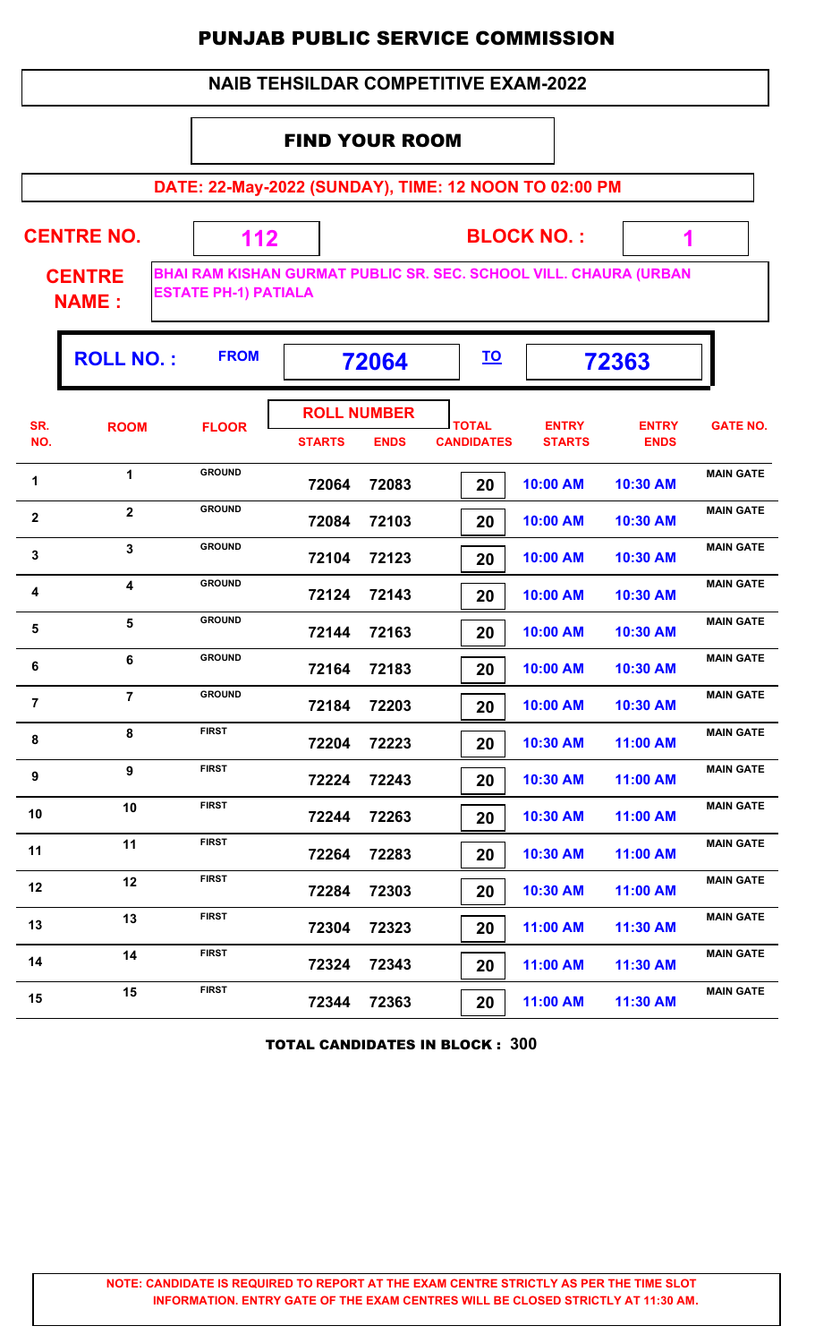# PUNJAB PUBLIC SERVICE COMMISSION

## NAIB TEHSILDAR COMPETITIVE EXAM-2022

### FIND YOUR ROOM

**DATE: 22-May-2022 (SUNDAY), TIME: 12 NOON TO 02:00 PM**

**CENTRE NO.** 112 **BLOCK NO. :** 1

**CENTRE NAME :** BHAI RAM KISHAN GURMAT PUBLIC SR. SEC. SCHOOL VILL. CHAURA (URBAN ESTATE PH-1) PATIALA

**ROLL NO. :** FROM 72064 TO 72363

| SR. NO. | ROOM | FLOOR | ROLL NUMBER STARTS | ROLL NUMBER ENDS | TOTAL CANDIDATES | ENTRY STARTS | ENTRY ENDS | GATE NO. |
|---|---|---|---|---|---|---|---|---|
| 1 | 1 | GROUND | 72064 | 72083 | 20 | 10:00 AM | 10:30 AM | MAIN GATE |
| 2 | 2 | GROUND | 72084 | 72103 | 20 | 10:00 AM | 10:30 AM | MAIN GATE |
| 3 | 3 | GROUND | 72104 | 72123 | 20 | 10:00 AM | 10:30 AM | MAIN GATE |
| 4 | 4 | GROUND | 72124 | 72143 | 20 | 10:00 AM | 10:30 AM | MAIN GATE |
| 5 | 5 | GROUND | 72144 | 72163 | 20 | 10:00 AM | 10:30 AM | MAIN GATE |
| 6 | 6 | GROUND | 72164 | 72183 | 20 | 10:00 AM | 10:30 AM | MAIN GATE |
| 7 | 7 | GROUND | 72184 | 72203 | 20 | 10:00 AM | 10:30 AM | MAIN GATE |
| 8 | 8 | FIRST | 72204 | 72223 | 20 | 10:30 AM | 11:00 AM | MAIN GATE |
| 9 | 9 | FIRST | 72224 | 72243 | 20 | 10:30 AM | 11:00 AM | MAIN GATE |
| 10 | 10 | FIRST | 72244 | 72263 | 20 | 10:30 AM | 11:00 AM | MAIN GATE |
| 11 | 11 | FIRST | 72264 | 72283 | 20 | 10:30 AM | 11:00 AM | MAIN GATE |
| 12 | 12 | FIRST | 72284 | 72303 | 20 | 10:30 AM | 11:00 AM | MAIN GATE |
| 13 | 13 | FIRST | 72304 | 72323 | 20 | 11:00 AM | 11:30 AM | MAIN GATE |
| 14 | 14 | FIRST | 72324 | 72343 | 20 | 11:00 AM | 11:30 AM | MAIN GATE |
| 15 | 15 | FIRST | 72344 | 72363 | 20 | 11:00 AM | 11:30 AM | MAIN GATE |

**TOTAL CANDIDATES IN BLOCK : 300**

**NOTE: CANDIDATE IS REQUIRED TO REPORT AT THE EXAM CENTRE STRICTLY AS PER THE TIME SLOT INFORMATION. ENTRY GATE OF THE EXAM CENTRES WILL BE CLOSED STRICTLY AT 11:30 AM.**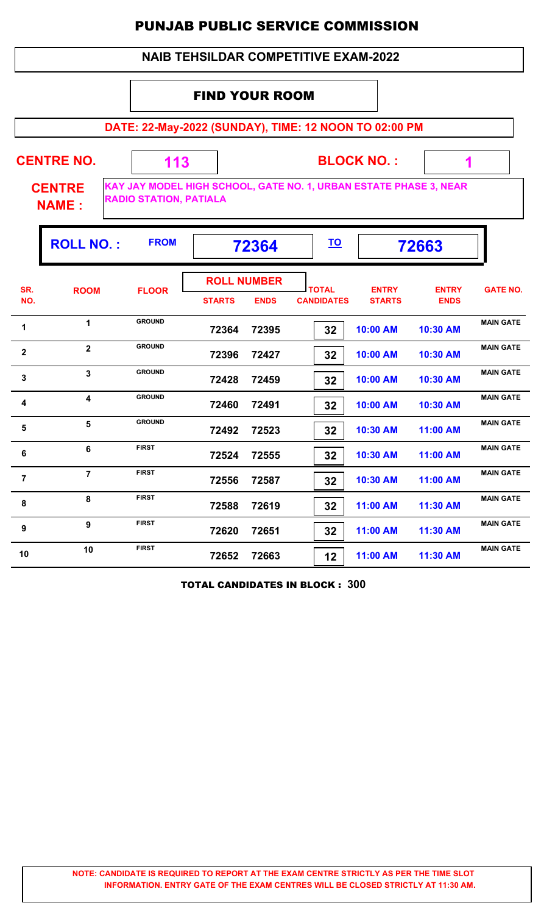# PUNJAB PUBLIC SERVICE COMMISSION

## NAIB TEHSILDAR COMPETITIVE EXAM-2022

### FIND YOUR ROOM

**DATE: 22-May-2022 (SUNDAY), TIME: 12 NOON TO 02:00 PM**

**CENTRE NO.** 113 **BLOCK NO. :** 1

**CENTRE NAME :** KAY JAY MODEL HIGH SCHOOL, GATE NO. 1, URBAN ESTATE PHASE 3, NEAR RADIO STATION, PATIALA

**ROLL NO. :** FROM **72364** TO **72663**

| SR. NO. | ROOM | FLOOR | ROLL NUMBER STARTS | ROLL NUMBER ENDS | TOTAL CANDIDATES | ENTRY STARTS | ENTRY ENDS | GATE NO. |
|---|---|---|---|---|---|---|---|---|
| 1 | 1 | GROUND | 72364 | 72395 | 32 | 10:00 AM | 10:30 AM | MAIN GATE |
| 2 | 2 | GROUND | 72396 | 72427 | 32 | 10:00 AM | 10:30 AM | MAIN GATE |
| 3 | 3 | GROUND | 72428 | 72459 | 32 | 10:00 AM | 10:30 AM | MAIN GATE |
| 4 | 4 | GROUND | 72460 | 72491 | 32 | 10:00 AM | 10:30 AM | MAIN GATE |
| 5 | 5 | GROUND | 72492 | 72523 | 32 | 10:30 AM | 11:00 AM | MAIN GATE |
| 6 | 6 | FIRST | 72524 | 72555 | 32 | 10:30 AM | 11:00 AM | MAIN GATE |
| 7 | 7 | FIRST | 72556 | 72587 | 32 | 10:30 AM | 11:00 AM | MAIN GATE |
| 8 | 8 | FIRST | 72588 | 72619 | 32 | 11:00 AM | 11:30 AM | MAIN GATE |
| 9 | 9 | FIRST | 72620 | 72651 | 32 | 11:00 AM | 11:30 AM | MAIN GATE |
| 10 | 10 | FIRST | 72652 | 72663 | 12 | 11:00 AM | 11:30 AM | MAIN GATE |

**TOTAL CANDIDATES IN BLOCK : 300**

**NOTE: CANDIDATE IS REQUIRED TO REPORT AT THE EXAM CENTRE STRICTLY AS PER THE TIME SLOT INFORMATION. ENTRY GATE OF THE EXAM CENTRES WILL BE CLOSED STRICTLY AT 11:30 AM.**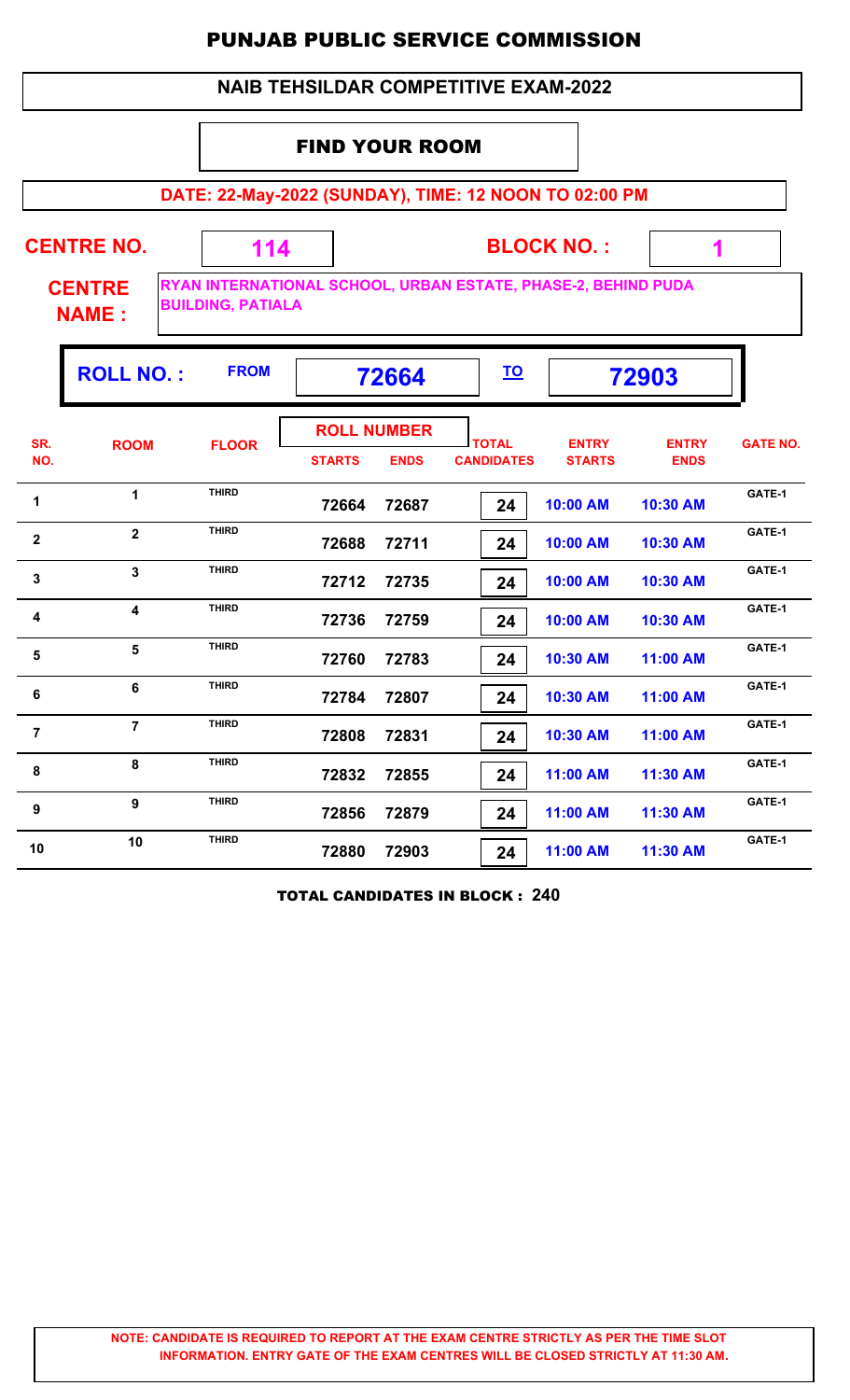# PUNJAB PUBLIC SERVICE COMMISSION

## NAIB TEHSILDAR COMPETITIVE EXAM-2022

### FIND YOUR ROOM

**DATE: 22-May-2022 (SUNDAY), TIME: 12 NOON TO 02:00 PM**

**CENTRE NO.** 114 **BLOCK NO. :** 1

**CENTRE NAME :** RYAN INTERNATIONAL SCHOOL, URBAN ESTATE, PHASE-2, BEHIND PUDA BUILDING, PATIALA

**ROLL NO. :** FROM 72664 TO 72903

| SR. NO. | ROOM | FLOOR | ROLL NUMBER STARTS | ROLL NUMBER ENDS | TOTAL CANDIDATES | ENTRY STARTS | ENTRY ENDS | GATE NO. |
|---|---|---|---|---|---|---|---|---|
| 1 | 1 | THIRD | 72664 | 72687 | 24 | 10:00 AM | 10:30 AM | GATE-1 |
| 2 | 2 | THIRD | 72688 | 72711 | 24 | 10:00 AM | 10:30 AM | GATE-1 |
| 3 | 3 | THIRD | 72712 | 72735 | 24 | 10:00 AM | 10:30 AM | GATE-1 |
| 4 | 4 | THIRD | 72736 | 72759 | 24 | 10:00 AM | 10:30 AM | GATE-1 |
| 5 | 5 | THIRD | 72760 | 72783 | 24 | 10:30 AM | 11:00 AM | GATE-1 |
| 6 | 6 | THIRD | 72784 | 72807 | 24 | 10:30 AM | 11:00 AM | GATE-1 |
| 7 | 7 | THIRD | 72808 | 72831 | 24 | 10:30 AM | 11:00 AM | GATE-1 |
| 8 | 8 | THIRD | 72832 | 72855 | 24 | 11:00 AM | 11:30 AM | GATE-1 |
| 9 | 9 | THIRD | 72856 | 72879 | 24 | 11:00 AM | 11:30 AM | GATE-1 |
| 10 | 10 | THIRD | 72880 | 72903 | 24 | 11:00 AM | 11:30 AM | GATE-1 |

**TOTAL CANDIDATES IN BLOCK : 240**

**NOTE: CANDIDATE IS REQUIRED TO REPORT AT THE EXAM CENTRE STRICTLY AS PER THE TIME SLOT INFORMATION. ENTRY GATE OF THE EXAM CENTRES WILL BE CLOSED STRICTLY AT 11:30 AM.**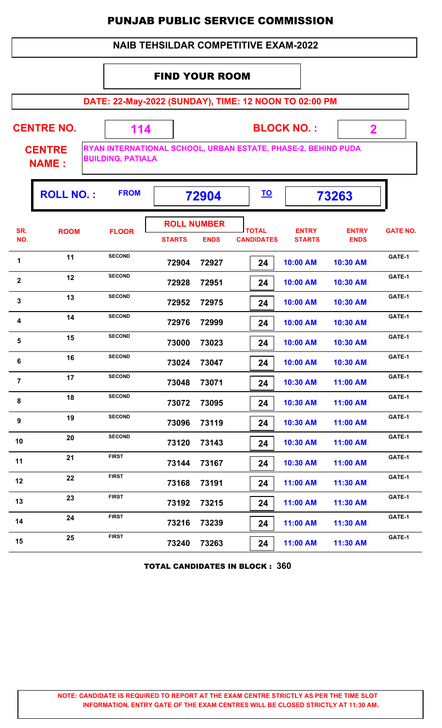# PUNJAB PUBLIC SERVICE COMMISSION

## NAIB TEHSILDAR COMPETITIVE EXAM-2022

### FIND YOUR ROOM

**DATE: 22-May-2022 (SUNDAY), TIME: 12 NOON TO 02:00 PM**

**CENTRE NO.** 114 **BLOCK NO. :** 2

**CENTRE NAME :** RYAN INTERNATIONAL SCHOOL, URBAN ESTATE, PHASE-2, BEHIND PUDA BUILDING, PATIALA

**ROLL NO. :** FROM **72904** TO **73263**

| SR. NO. | ROOM | FLOOR | ROLL NUMBER STARTS | ROLL NUMBER ENDS | TOTAL CANDIDATES | ENTRY STARTS | ENTRY ENDS | GATE NO. |
|---|---|---|---|---|---|---|---|---|
| 1 | 11 | SECOND | 72904 | 72927 | 24 | 10:00 AM | 10:30 AM | GATE-1 |
| 2 | 12 | SECOND | 72928 | 72951 | 24 | 10:00 AM | 10:30 AM | GATE-1 |
| 3 | 13 | SECOND | 72952 | 72975 | 24 | 10:00 AM | 10:30 AM | GATE-1 |
| 4 | 14 | SECOND | 72976 | 72999 | 24 | 10:00 AM | 10:30 AM | GATE-1 |
| 5 | 15 | SECOND | 73000 | 73023 | 24 | 10:00 AM | 10:30 AM | GATE-1 |
| 6 | 16 | SECOND | 73024 | 73047 | 24 | 10:00 AM | 10:30 AM | GATE-1 |
| 7 | 17 | SECOND | 73048 | 73071 | 24 | 10:30 AM | 11:00 AM | GATE-1 |
| 8 | 18 | SECOND | 73072 | 73095 | 24 | 10:30 AM | 11:00 AM | GATE-1 |
| 9 | 19 | SECOND | 73096 | 73119 | 24 | 10:30 AM | 11:00 AM | GATE-1 |
| 10 | 20 | SECOND | 73120 | 73143 | 24 | 10:30 AM | 11:00 AM | GATE-1 |
| 11 | 21 | FIRST | 73144 | 73167 | 24 | 10:30 AM | 11:00 AM | GATE-1 |
| 12 | 22 | FIRST | 73168 | 73191 | 24 | 11:00 AM | 11:30 AM | GATE-1 |
| 13 | 23 | FIRST | 73192 | 73215 | 24 | 11:00 AM | 11:30 AM | GATE-1 |
| 14 | 24 | FIRST | 73216 | 73239 | 24 | 11:00 AM | 11:30 AM | GATE-1 |
| 15 | 25 | FIRST | 73240 | 73263 | 24 | 11:00 AM | 11:30 AM | GATE-1 |

**TOTAL CANDIDATES IN BLOCK : 360**

**NOTE: CANDIDATE IS REQUIRED TO REPORT AT THE EXAM CENTRE STRICTLY AS PER THE TIME SLOT INFORMATION. ENTRY GATE OF THE EXAM CENTRES WILL BE CLOSED STRICTLY AT 11:30 AM.**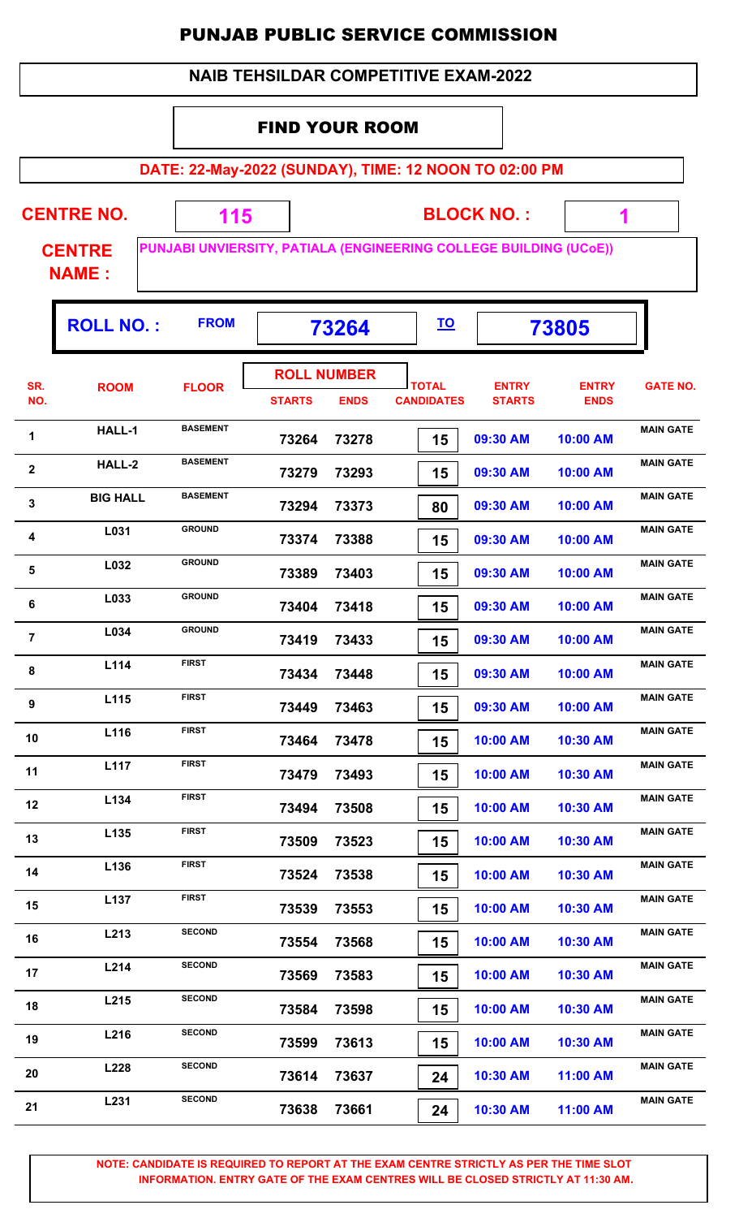# PUNJAB PUBLIC SERVICE COMMISSION

## NAIB TEHSILDAR COMPETITIVE EXAM-2022

### FIND YOUR ROOM

**DATE: 22-May-2022 (SUNDAY), TIME: 12 NOON TO 02:00 PM**

**CENTRE NO.** 115 **BLOCK NO. :** 1

**CENTRE NAME :** PUNJABI UNVIERSITY, PATIALA (ENGINEERING COLLEGE BUILDING (UCoE))

**ROLL NO. :** FROM 73264 TO 73805

| SR. NO. | ROOM | FLOOR | ROLL NUMBER STARTS | ROLL NUMBER ENDS | TOTAL CANDIDATES | ENTRY STARTS | ENTRY ENDS | GATE NO. |
|---|---|---|---|---|---|---|---|---|
| 1 | HALL-1 | BASEMENT | 73264 | 73278 | 15 | 09:30 AM | 10:00 AM | MAIN GATE |
| 2 | HALL-2 | BASEMENT | 73279 | 73293 | 15 | 09:30 AM | 10:00 AM | MAIN GATE |
| 3 | BIG HALL | BASEMENT | 73294 | 73373 | 80 | 09:30 AM | 10:00 AM | MAIN GATE |
| 4 | L031 | GROUND | 73374 | 73388 | 15 | 09:30 AM | 10:00 AM | MAIN GATE |
| 5 | L032 | GROUND | 73389 | 73403 | 15 | 09:30 AM | 10:00 AM | MAIN GATE |
| 6 | L033 | GROUND | 73404 | 73418 | 15 | 09:30 AM | 10:00 AM | MAIN GATE |
| 7 | L034 | GROUND | 73419 | 73433 | 15 | 09:30 AM | 10:00 AM | MAIN GATE |
| 8 | L114 | FIRST | 73434 | 73448 | 15 | 09:30 AM | 10:00 AM | MAIN GATE |
| 9 | L115 | FIRST | 73449 | 73463 | 15 | 09:30 AM | 10:00 AM | MAIN GATE |
| 10 | L116 | FIRST | 73464 | 73478 | 15 | 10:00 AM | 10:30 AM | MAIN GATE |
| 11 | L117 | FIRST | 73479 | 73493 | 15 | 10:00 AM | 10:30 AM | MAIN GATE |
| 12 | L134 | FIRST | 73494 | 73508 | 15 | 10:00 AM | 10:30 AM | MAIN GATE |
| 13 | L135 | FIRST | 73509 | 73523 | 15 | 10:00 AM | 10:30 AM | MAIN GATE |
| 14 | L136 | FIRST | 73524 | 73538 | 15 | 10:00 AM | 10:30 AM | MAIN GATE |
| 15 | L137 | FIRST | 73539 | 73553 | 15 | 10:00 AM | 10:30 AM | MAIN GATE |
| 16 | L213 | SECOND | 73554 | 73568 | 15 | 10:00 AM | 10:30 AM | MAIN GATE |
| 17 | L214 | SECOND | 73569 | 73583 | 15 | 10:00 AM | 10:30 AM | MAIN GATE |
| 18 | L215 | SECOND | 73584 | 73598 | 15 | 10:00 AM | 10:30 AM | MAIN GATE |
| 19 | L216 | SECOND | 73599 | 73613 | 15 | 10:00 AM | 10:30 AM | MAIN GATE |
| 20 | L228 | SECOND | 73614 | 73637 | 24 | 10:30 AM | 11:00 AM | MAIN GATE |
| 21 | L231 | SECOND | 73638 | 73661 | 24 | 10:30 AM | 11:00 AM | MAIN GATE |

**NOTE: CANDIDATE IS REQUIRED TO REPORT AT THE EXAM CENTRE STRICTLY AS PER THE TIME SLOT INFORMATION. ENTRY GATE OF THE EXAM CENTRES WILL BE CLOSED STRICTLY AT 11:30 AM.**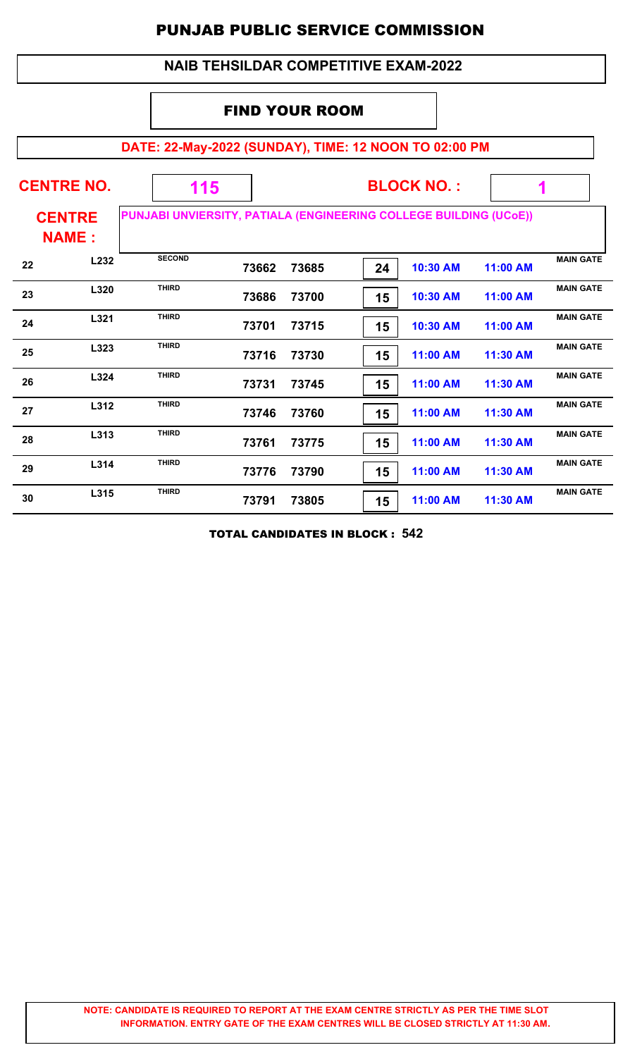# PUNJAB PUBLIC SERVICE COMMISSION

## NAIB TEHSILDAR COMPETITIVE EXAM-2022

### FIND YOUR ROOM

**DATE: 22-May-2022 (SUNDAY), TIME: 12 NOON TO 02:00 PM**

**CENTRE NO.** 115 **BLOCK NO. :** 1

**CENTRE NAME :** PUNJABI UNVIERSITY, PATIALA (ENGINEERING COLLEGE BUILDING (UCoE))

| | | | | | | | | |
|---|---|---|---|---|---|---|---|---|
| 22 | L232 | SECOND | 73662 | 73685 | 24 | 10:30 AM | 11:00 AM | MAIN GATE |
| 23 | L320 | THIRD | 73686 | 73700 | 15 | 10:30 AM | 11:00 AM | MAIN GATE |
| 24 | L321 | THIRD | 73701 | 73715 | 15 | 10:30 AM | 11:00 AM | MAIN GATE |
| 25 | L323 | THIRD | 73716 | 73730 | 15 | 11:00 AM | 11:30 AM | MAIN GATE |
| 26 | L324 | THIRD | 73731 | 73745 | 15 | 11:00 AM | 11:30 AM | MAIN GATE |
| 27 | L312 | THIRD | 73746 | 73760 | 15 | 11:00 AM | 11:30 AM | MAIN GATE |
| 28 | L313 | THIRD | 73761 | 73775 | 15 | 11:00 AM | 11:30 AM | MAIN GATE |
| 29 | L314 | THIRD | 73776 | 73790 | 15 | 11:00 AM | 11:30 AM | MAIN GATE |
| 30 | L315 | THIRD | 73791 | 73805 | 15 | 11:00 AM | 11:30 AM | MAIN GATE |

**TOTAL CANDIDATES IN BLOCK : 542**

**NOTE: CANDIDATE IS REQUIRED TO REPORT AT THE EXAM CENTRE STRICTLY AS PER THE TIME SLOT INFORMATION. ENTRY GATE OF THE EXAM CENTRES WILL BE CLOSED STRICTLY AT 11:30 AM.**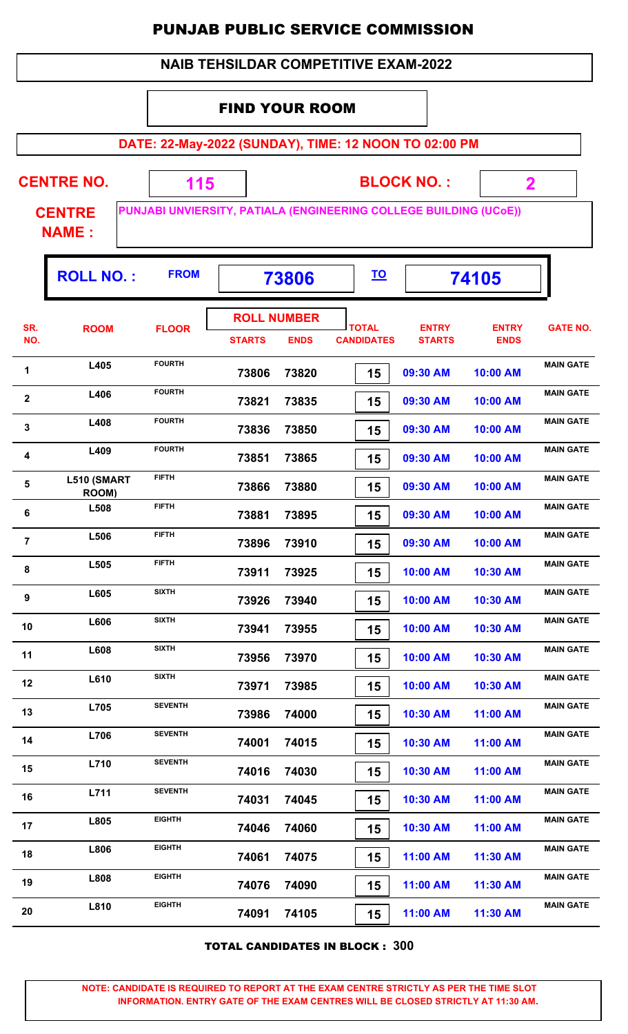# PUNJAB PUBLIC SERVICE COMMISSION

## NAIB TEHSILDAR COMPETITIVE EXAM-2022

### FIND YOUR ROOM

**DATE: 22-May-2022 (SUNDAY), TIME: 12 NOON TO 02:00 PM**

**CENTRE NO.** 115 **BLOCK NO. :** 2

**CENTRE NAME :** PUNJABI UNVIERSITY, PATIALA (ENGINEERING COLLEGE BUILDING (UCoE))

**ROLL NO. :** FROM 73806 TO 74105

| SR. NO. | ROOM | FLOOR | ROLL NUMBER STARTS | ROLL NUMBER ENDS | TOTAL CANDIDATES | ENTRY STARTS | ENTRY ENDS | GATE NO. |
|---|---|---|---|---|---|---|---|---|
| 1 | L405 | FOURTH | 73806 | 73820 | 15 | 09:30 AM | 10:00 AM | MAIN GATE |
| 2 | L406 | FOURTH | 73821 | 73835 | 15 | 09:30 AM | 10:00 AM | MAIN GATE |
| 3 | L408 | FOURTH | 73836 | 73850 | 15 | 09:30 AM | 10:00 AM | MAIN GATE |
| 4 | L409 | FOURTH | 73851 | 73865 | 15 | 09:30 AM | 10:00 AM | MAIN GATE |
| 5 | L510 (SMART ROOM) | FIFTH | 73866 | 73880 | 15 | 09:30 AM | 10:00 AM | MAIN GATE |
| 6 | L508 | FIFTH | 73881 | 73895 | 15 | 09:30 AM | 10:00 AM | MAIN GATE |
| 7 | L506 | FIFTH | 73896 | 73910 | 15 | 09:30 AM | 10:00 AM | MAIN GATE |
| 8 | L505 | FIFTH | 73911 | 73925 | 15 | 10:00 AM | 10:30 AM | MAIN GATE |
| 9 | L605 | SIXTH | 73926 | 73940 | 15 | 10:00 AM | 10:30 AM | MAIN GATE |
| 10 | L606 | SIXTH | 73941 | 73955 | 15 | 10:00 AM | 10:30 AM | MAIN GATE |
| 11 | L608 | SIXTH | 73956 | 73970 | 15 | 10:00 AM | 10:30 AM | MAIN GATE |
| 12 | L610 | SIXTH | 73971 | 73985 | 15 | 10:00 AM | 10:30 AM | MAIN GATE |
| 13 | L705 | SEVENTH | 73986 | 74000 | 15 | 10:30 AM | 11:00 AM | MAIN GATE |
| 14 | L706 | SEVENTH | 74001 | 74015 | 15 | 10:30 AM | 11:00 AM | MAIN GATE |
| 15 | L710 | SEVENTH | 74016 | 74030 | 15 | 10:30 AM | 11:00 AM | MAIN GATE |
| 16 | L711 | SEVENTH | 74031 | 74045 | 15 | 10:30 AM | 11:00 AM | MAIN GATE |
| 17 | L805 | EIGHTH | 74046 | 74060 | 15 | 10:30 AM | 11:00 AM | MAIN GATE |
| 18 | L806 | EIGHTH | 74061 | 74075 | 15 | 11:00 AM | 11:30 AM | MAIN GATE |
| 19 | L808 | EIGHTH | 74076 | 74090 | 15 | 11:00 AM | 11:30 AM | MAIN GATE |
| 20 | L810 | EIGHTH | 74091 | 74105 | 15 | 11:00 AM | 11:30 AM | MAIN GATE |

**TOTAL CANDIDATES IN BLOCK : 300**

**NOTE: CANDIDATE IS REQUIRED TO REPORT AT THE EXAM CENTRE STRICTLY AS PER THE TIME SLOT INFORMATION. ENTRY GATE OF THE EXAM CENTRES WILL BE CLOSED STRICTLY AT 11:30 AM.**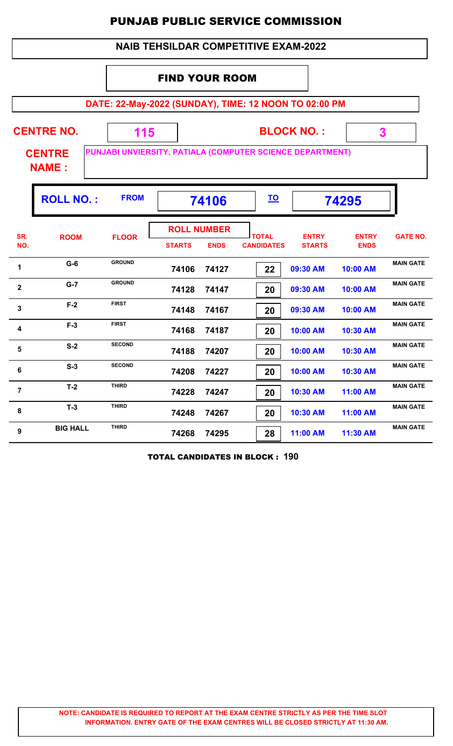# PUNJAB PUBLIC SERVICE COMMISSION

## NAIB TEHSILDAR COMPETITIVE EXAM-2022

### FIND YOUR ROOM

**DATE: 22-May-2022 (SUNDAY), TIME: 12 NOON TO 02:00 PM**

**CENTRE NO.** 115 **BLOCK NO. :** 3

**CENTRE NAME :** PUNJABI UNVIERSITY, PATIALA (COMPUTER SCIENCE DEPARTMENT)

**ROLL NO. :** FROM **74106** TO **74295**

| SR. NO. | ROOM | FLOOR | ROLL NUMBER STARTS | ROLL NUMBER ENDS | TOTAL CANDIDATES | ENTRY STARTS | ENTRY ENDS | GATE NO. |
|---|---|---|---|---|---|---|---|---|
| 1 | G-6 | GROUND | 74106 | 74127 | 22 | 09:30 AM | 10:00 AM | MAIN GATE |
| 2 | G-7 | GROUND | 74128 | 74147 | 20 | 09:30 AM | 10:00 AM | MAIN GATE |
| 3 | F-2 | FIRST | 74148 | 74167 | 20 | 09:30 AM | 10:00 AM | MAIN GATE |
| 4 | F-3 | FIRST | 74168 | 74187 | 20 | 10:00 AM | 10:30 AM | MAIN GATE |
| 5 | S-2 | SECOND | 74188 | 74207 | 20 | 10:00 AM | 10:30 AM | MAIN GATE |
| 6 | S-3 | SECOND | 74208 | 74227 | 20 | 10:00 AM | 10:30 AM | MAIN GATE |
| 7 | T-2 | THIRD | 74228 | 74247 | 20 | 10:30 AM | 11:00 AM | MAIN GATE |
| 8 | T-3 | THIRD | 74248 | 74267 | 20 | 10:30 AM | 11:00 AM | MAIN GATE |
| 9 | BIG HALL | THIRD | 74268 | 74295 | 28 | 11:00 AM | 11:30 AM | MAIN GATE |

**TOTAL CANDIDATES IN BLOCK : 190**

**NOTE: CANDIDATE IS REQUIRED TO REPORT AT THE EXAM CENTRE STRICTLY AS PER THE TIME SLOT INFORMATION. ENTRY GATE OF THE EXAM CENTRES WILL BE CLOSED STRICTLY AT 11:30 AM.**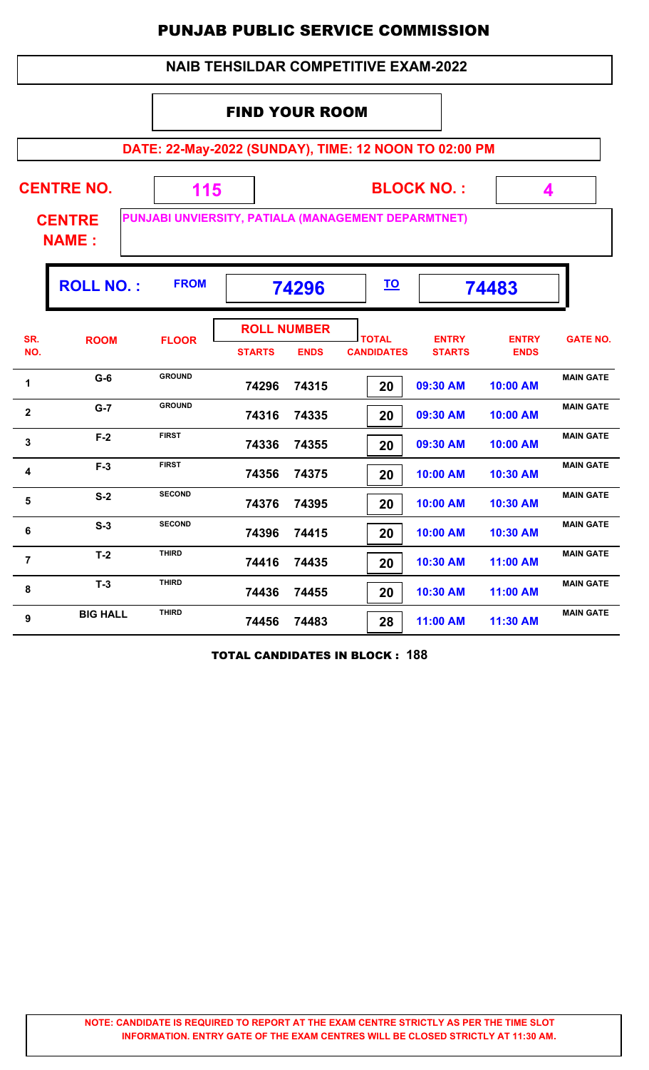# PUNJAB PUBLIC SERVICE COMMISSION

## NAIB TEHSILDAR COMPETITIVE EXAM-2022

### FIND YOUR ROOM

**DATE: 22-May-2022 (SUNDAY), TIME: 12 NOON TO 02:00 PM**

**CENTRE NO.** 115 **BLOCK NO. :** 4

**CENTRE NAME :** PUNJABI UNVIERSITY, PATIALA (MANAGEMENT DEPARMTNET)

**ROLL NO. :** FROM 74296 TO 74483

| SR. NO. | ROOM | FLOOR | ROLL NUMBER STARTS | ROLL NUMBER ENDS | TOTAL CANDIDATES | ENTRY STARTS | ENTRY ENDS | GATE NO. |
|---|---|---|---|---|---|---|---|---|
| 1 | G-6 | GROUND | 74296 | 74315 | 20 | 09:30 AM | 10:00 AM | MAIN GATE |
| 2 | G-7 | GROUND | 74316 | 74335 | 20 | 09:30 AM | 10:00 AM | MAIN GATE |
| 3 | F-2 | FIRST | 74336 | 74355 | 20 | 09:30 AM | 10:00 AM | MAIN GATE |
| 4 | F-3 | FIRST | 74356 | 74375 | 20 | 10:00 AM | 10:30 AM | MAIN GATE |
| 5 | S-2 | SECOND | 74376 | 74395 | 20 | 10:00 AM | 10:30 AM | MAIN GATE |
| 6 | S-3 | SECOND | 74396 | 74415 | 20 | 10:00 AM | 10:30 AM | MAIN GATE |
| 7 | T-2 | THIRD | 74416 | 74435 | 20 | 10:30 AM | 11:00 AM | MAIN GATE |
| 8 | T-3 | THIRD | 74436 | 74455 | 20 | 10:30 AM | 11:00 AM | MAIN GATE |
| 9 | BIG HALL | THIRD | 74456 | 74483 | 28 | 11:00 AM | 11:30 AM | MAIN GATE |

**TOTAL CANDIDATES IN BLOCK : 188**

**NOTE: CANDIDATE IS REQUIRED TO REPORT AT THE EXAM CENTRE STRICTLY AS PER THE TIME SLOT INFORMATION. ENTRY GATE OF THE EXAM CENTRES WILL BE CLOSED STRICTLY AT 11:30 AM.**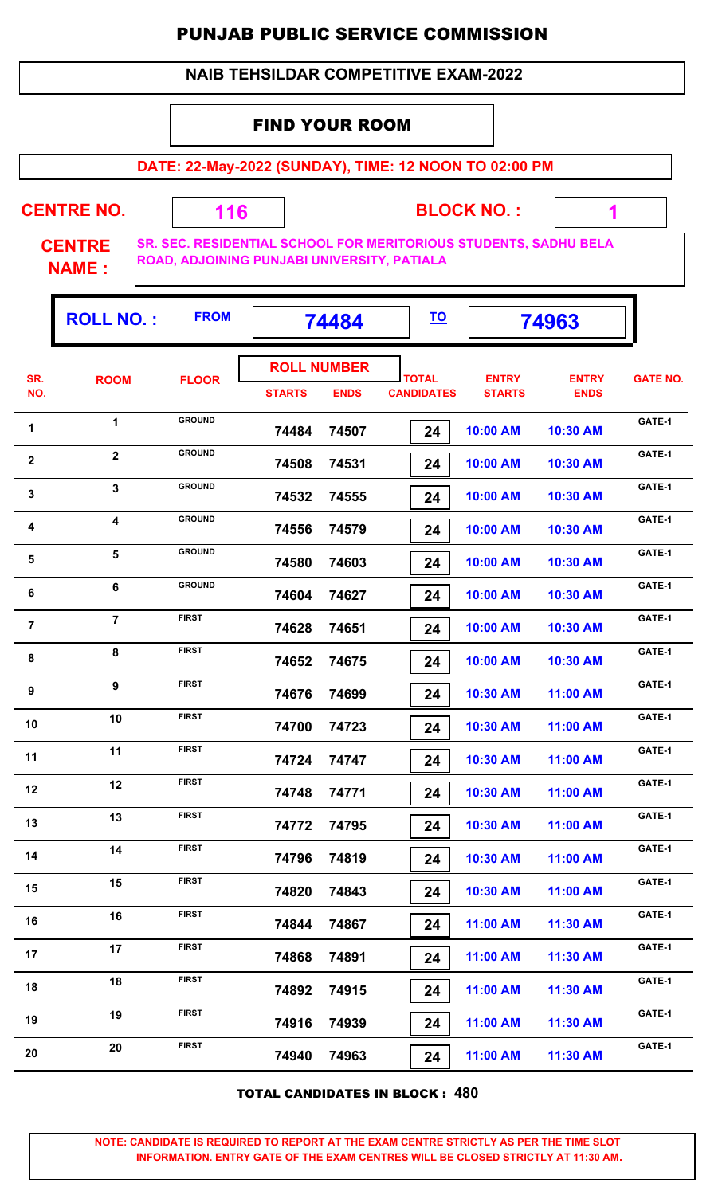# PUNJAB PUBLIC SERVICE COMMISSION

## NAIB TEHSILDAR COMPETITIVE EXAM-2022

### FIND YOUR ROOM

**DATE: 22-May-2022 (SUNDAY), TIME: 12 NOON TO 02:00 PM**

**CENTRE NO.** 116 **BLOCK NO. :** 1

**CENTRE NAME :** SR. SEC. RESIDENTIAL SCHOOL FOR MERITORIOUS STUDENTS, SADHU BELA ROAD, ADJOINING PUNJABI UNIVERSITY, PATIALA

**ROLL NO. :** FROM **74484** TO **74963**

| SR. NO. | ROOM | FLOOR | ROLL NUMBER STARTS | ROLL NUMBER ENDS | TOTAL CANDIDATES | ENTRY STARTS | ENTRY ENDS | GATE NO. |
|---|---|---|---|---|---|---|---|---|
| 1 | 1 | GROUND | 74484 | 74507 | 24 | 10:00 AM | 10:30 AM | GATE-1 |
| 2 | 2 | GROUND | 74508 | 74531 | 24 | 10:00 AM | 10:30 AM | GATE-1 |
| 3 | 3 | GROUND | 74532 | 74555 | 24 | 10:00 AM | 10:30 AM | GATE-1 |
| 4 | 4 | GROUND | 74556 | 74579 | 24 | 10:00 AM | 10:30 AM | GATE-1 |
| 5 | 5 | GROUND | 74580 | 74603 | 24 | 10:00 AM | 10:30 AM | GATE-1 |
| 6 | 6 | GROUND | 74604 | 74627 | 24 | 10:00 AM | 10:30 AM | GATE-1 |
| 7 | 7 | FIRST | 74628 | 74651 | 24 | 10:00 AM | 10:30 AM | GATE-1 |
| 8 | 8 | FIRST | 74652 | 74675 | 24 | 10:00 AM | 10:30 AM | GATE-1 |
| 9 | 9 | FIRST | 74676 | 74699 | 24 | 10:30 AM | 11:00 AM | GATE-1 |
| 10 | 10 | FIRST | 74700 | 74723 | 24 | 10:30 AM | 11:00 AM | GATE-1 |
| 11 | 11 | FIRST | 74724 | 74747 | 24 | 10:30 AM | 11:00 AM | GATE-1 |
| 12 | 12 | FIRST | 74748 | 74771 | 24 | 10:30 AM | 11:00 AM | GATE-1 |
| 13 | 13 | FIRST | 74772 | 74795 | 24 | 10:30 AM | 11:00 AM | GATE-1 |
| 14 | 14 | FIRST | 74796 | 74819 | 24 | 10:30 AM | 11:00 AM | GATE-1 |
| 15 | 15 | FIRST | 74820 | 74843 | 24 | 10:30 AM | 11:00 AM | GATE-1 |
| 16 | 16 | FIRST | 74844 | 74867 | 24 | 11:00 AM | 11:30 AM | GATE-1 |
| 17 | 17 | FIRST | 74868 | 74891 | 24 | 11:00 AM | 11:30 AM | GATE-1 |
| 18 | 18 | FIRST | 74892 | 74915 | 24 | 11:00 AM | 11:30 AM | GATE-1 |
| 19 | 19 | FIRST | 74916 | 74939 | 24 | 11:00 AM | 11:30 AM | GATE-1 |
| 20 | 20 | FIRST | 74940 | 74963 | 24 | 11:00 AM | 11:30 AM | GATE-1 |

**TOTAL CANDIDATES IN BLOCK : 480**

**NOTE: CANDIDATE IS REQUIRED TO REPORT AT THE EXAM CENTRE STRICTLY AS PER THE TIME SLOT INFORMATION. ENTRY GATE OF THE EXAM CENTRES WILL BE CLOSED STRICTLY AT 11:30 AM.**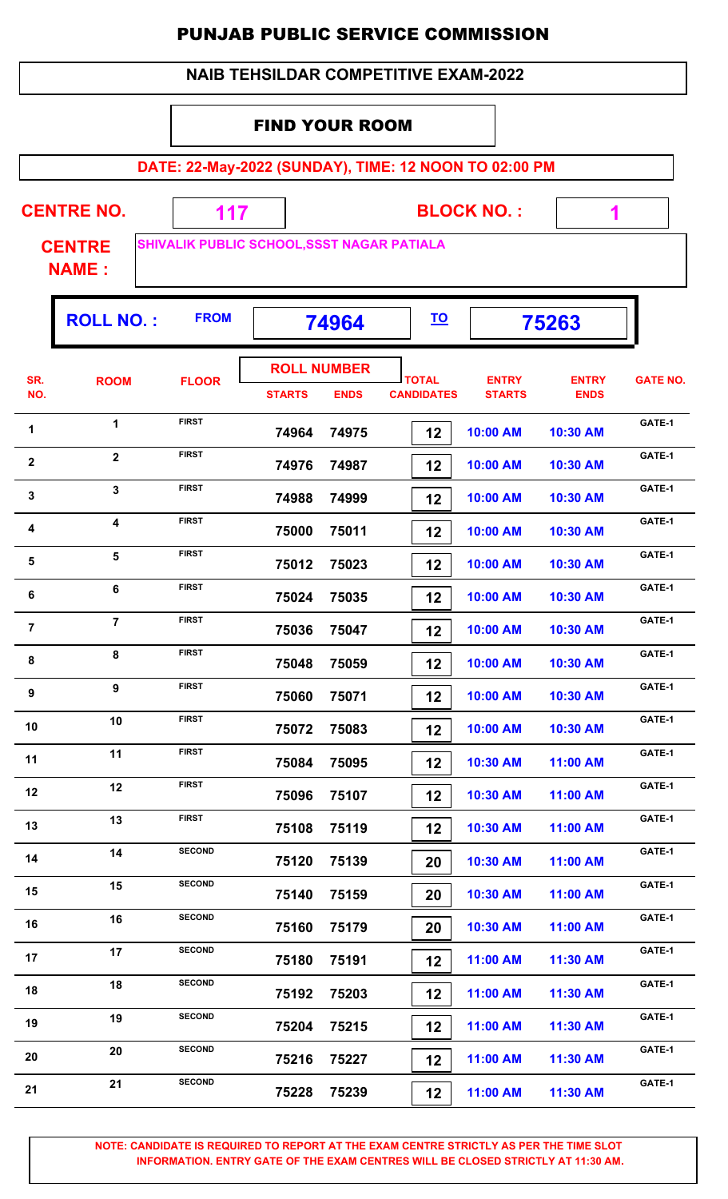# PUNJAB PUBLIC SERVICE COMMISSION

## NAIB TEHSILDAR COMPETITIVE EXAM-2022

### FIND YOUR ROOM

**DATE: 22-May-2022 (SUNDAY), TIME: 12 NOON TO 02:00 PM**

**CENTRE NO.** 117 **BLOCK NO. :** 1

**CENTRE NAME :** SHIVALIK PUBLIC SCHOOL,SSST NAGAR PATIALA

**ROLL NO. :** FROM 74964 TO 75263

| SR. NO. | ROOM | FLOOR | ROLL NUMBER STARTS | ROLL NUMBER ENDS | TOTAL CANDIDATES | ENTRY STARTS | ENTRY ENDS | GATE NO. |
|---|---|---|---|---|---|---|---|---|
| 1 | 1 | FIRST | 74964 | 74975 | 12 | 10:00 AM | 10:30 AM | GATE-1 |
| 2 | 2 | FIRST | 74976 | 74987 | 12 | 10:00 AM | 10:30 AM | GATE-1 |
| 3 | 3 | FIRST | 74988 | 74999 | 12 | 10:00 AM | 10:30 AM | GATE-1 |
| 4 | 4 | FIRST | 75000 | 75011 | 12 | 10:00 AM | 10:30 AM | GATE-1 |
| 5 | 5 | FIRST | 75012 | 75023 | 12 | 10:00 AM | 10:30 AM | GATE-1 |
| 6 | 6 | FIRST | 75024 | 75035 | 12 | 10:00 AM | 10:30 AM | GATE-1 |
| 7 | 7 | FIRST | 75036 | 75047 | 12 | 10:00 AM | 10:30 AM | GATE-1 |
| 8 | 8 | FIRST | 75048 | 75059 | 12 | 10:00 AM | 10:30 AM | GATE-1 |
| 9 | 9 | FIRST | 75060 | 75071 | 12 | 10:00 AM | 10:30 AM | GATE-1 |
| 10 | 10 | FIRST | 75072 | 75083 | 12 | 10:00 AM | 10:30 AM | GATE-1 |
| 11 | 11 | FIRST | 75084 | 75095 | 12 | 10:30 AM | 11:00 AM | GATE-1 |
| 12 | 12 | FIRST | 75096 | 75107 | 12 | 10:30 AM | 11:00 AM | GATE-1 |
| 13 | 13 | FIRST | 75108 | 75119 | 12 | 10:30 AM | 11:00 AM | GATE-1 |
| 14 | 14 | SECOND | 75120 | 75139 | 20 | 10:30 AM | 11:00 AM | GATE-1 |
| 15 | 15 | SECOND | 75140 | 75159 | 20 | 10:30 AM | 11:00 AM | GATE-1 |
| 16 | 16 | SECOND | 75160 | 75179 | 20 | 10:30 AM | 11:00 AM | GATE-1 |
| 17 | 17 | SECOND | 75180 | 75191 | 12 | 11:00 AM | 11:30 AM | GATE-1 |
| 18 | 18 | SECOND | 75192 | 75203 | 12 | 11:00 AM | 11:30 AM | GATE-1 |
| 19 | 19 | SECOND | 75204 | 75215 | 12 | 11:00 AM | 11:30 AM | GATE-1 |
| 20 | 20 | SECOND | 75216 | 75227 | 12 | 11:00 AM | 11:30 AM | GATE-1 |
| 21 | 21 | SECOND | 75228 | 75239 | 12 | 11:00 AM | 11:30 AM | GATE-1 |

**NOTE: CANDIDATE IS REQUIRED TO REPORT AT THE EXAM CENTRE STRICTLY AS PER THE TIME SLOT INFORMATION. ENTRY GATE OF THE EXAM CENTRES WILL BE CLOSED STRICTLY AT 11:30 AM.**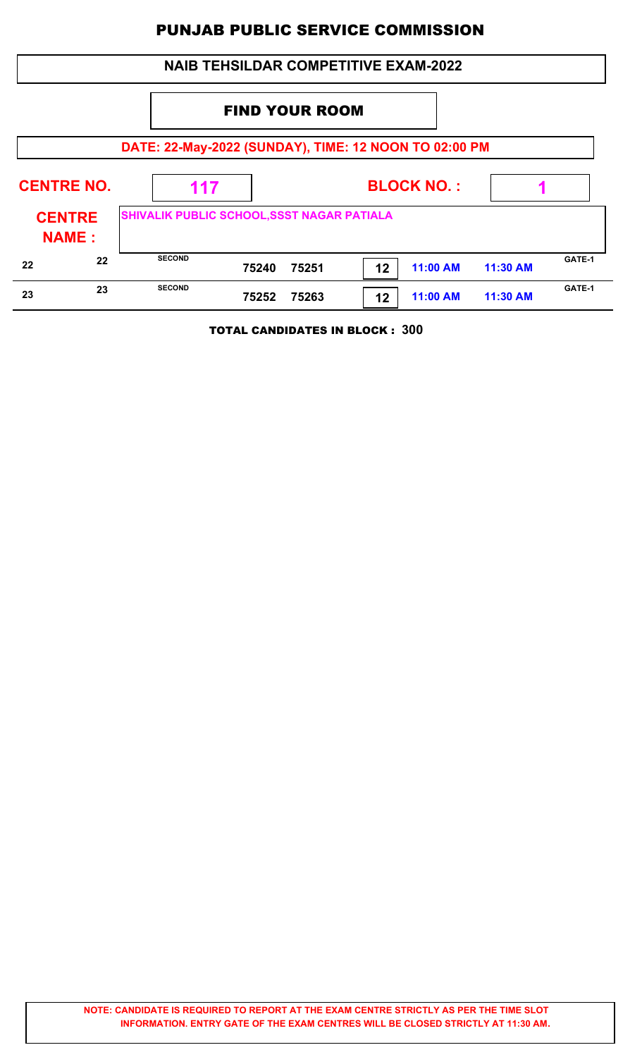# PUNJAB PUBLIC SERVICE COMMISSION

## NAIB TEHSILDAR COMPETITIVE EXAM-2022

### FIND YOUR ROOM

**DATE: 22-May-2022 (SUNDAY), TIME: 12 NOON TO 02:00 PM**

**CENTRE NO.** 117 **BLOCK NO. :** 1

**CENTRE NAME :** SHIVALIK PUBLIC SCHOOL,SSST NAGAR PATIALA

| | | | | | | | | |
|---|---|---|---|---|---|---|---|---|
| 22 | 22 | SECOND | 75240 | 75251 | 12 | 11:00 AM | 11:30 AM | GATE-1 |
| 23 | 23 | SECOND | 75252 | 75263 | 12 | 11:00 AM | 11:30 AM | GATE-1 |

**TOTAL CANDIDATES IN BLOCK : 300**

**NOTE: CANDIDATE IS REQUIRED TO REPORT AT THE EXAM CENTRE STRICTLY AS PER THE TIME SLOT INFORMATION. ENTRY GATE OF THE EXAM CENTRES WILL BE CLOSED STRICTLY AT 11:30 AM.**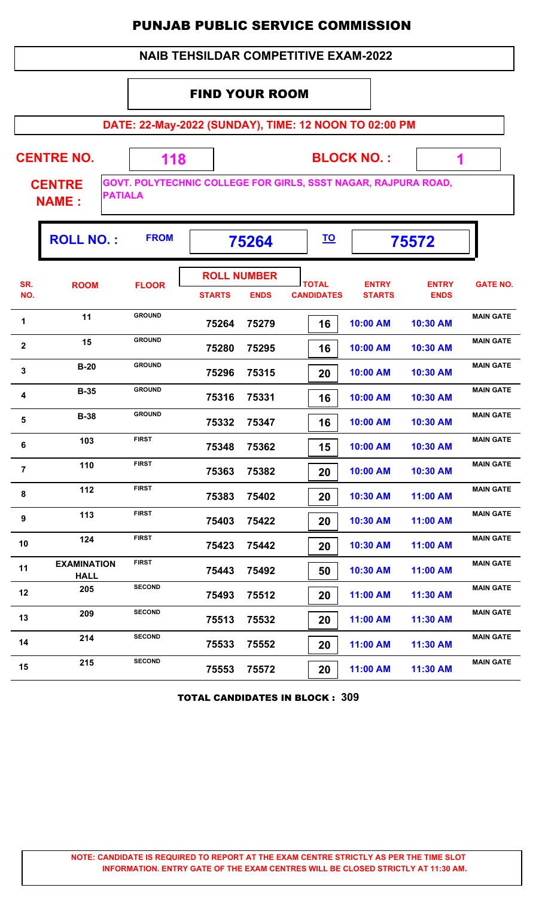# PUNJAB PUBLIC SERVICE COMMISSION

## NAIB TEHSILDAR COMPETITIVE EXAM-2022

### FIND YOUR ROOM

**DATE: 22-May-2022 (SUNDAY), TIME: 12 NOON TO 02:00 PM**

**CENTRE NO.** 118 **BLOCK NO. :** 1

**CENTRE NAME :** GOVT. POLYTECHNIC COLLEGE FOR GIRLS, SSST NAGAR, RAJPURA ROAD, PATIALA

**ROLL NO. :** FROM 75264 TO 75572

| SR. NO. | ROOM | FLOOR | ROLL NUMBER STARTS | ROLL NUMBER ENDS | TOTAL CANDIDATES | ENTRY STARTS | ENTRY ENDS | GATE NO. |
|---|---|---|---|---|---|---|---|---|
| 1 | 11 | GROUND | 75264 | 75279 | 16 | 10:00 AM | 10:30 AM | MAIN GATE |
| 2 | 15 | GROUND | 75280 | 75295 | 16 | 10:00 AM | 10:30 AM | MAIN GATE |
| 3 | B-20 | GROUND | 75296 | 75315 | 20 | 10:00 AM | 10:30 AM | MAIN GATE |
| 4 | B-35 | GROUND | 75316 | 75331 | 16 | 10:00 AM | 10:30 AM | MAIN GATE |
| 5 | B-38 | GROUND | 75332 | 75347 | 16 | 10:00 AM | 10:30 AM | MAIN GATE |
| 6 | 103 | FIRST | 75348 | 75362 | 15 | 10:00 AM | 10:30 AM | MAIN GATE |
| 7 | 110 | FIRST | 75363 | 75382 | 20 | 10:00 AM | 10:30 AM | MAIN GATE |
| 8 | 112 | FIRST | 75383 | 75402 | 20 | 10:30 AM | 11:00 AM | MAIN GATE |
| 9 | 113 | FIRST | 75403 | 75422 | 20 | 10:30 AM | 11:00 AM | MAIN GATE |
| 10 | 124 | FIRST | 75423 | 75442 | 20 | 10:30 AM | 11:00 AM | MAIN GATE |
| 11 | EXAMINATION HALL | FIRST | 75443 | 75492 | 50 | 10:30 AM | 11:00 AM | MAIN GATE |
| 12 | 205 | SECOND | 75493 | 75512 | 20 | 11:00 AM | 11:30 AM | MAIN GATE |
| 13 | 209 | SECOND | 75513 | 75532 | 20 | 11:00 AM | 11:30 AM | MAIN GATE |
| 14 | 214 | SECOND | 75533 | 75552 | 20 | 11:00 AM | 11:30 AM | MAIN GATE |
| 15 | 215 | SECOND | 75553 | 75572 | 20 | 11:00 AM | 11:30 AM | MAIN GATE |

**TOTAL CANDIDATES IN BLOCK : 309**

**NOTE: CANDIDATE IS REQUIRED TO REPORT AT THE EXAM CENTRE STRICTLY AS PER THE TIME SLOT INFORMATION. ENTRY GATE OF THE EXAM CENTRES WILL BE CLOSED STRICTLY AT 11:30 AM.**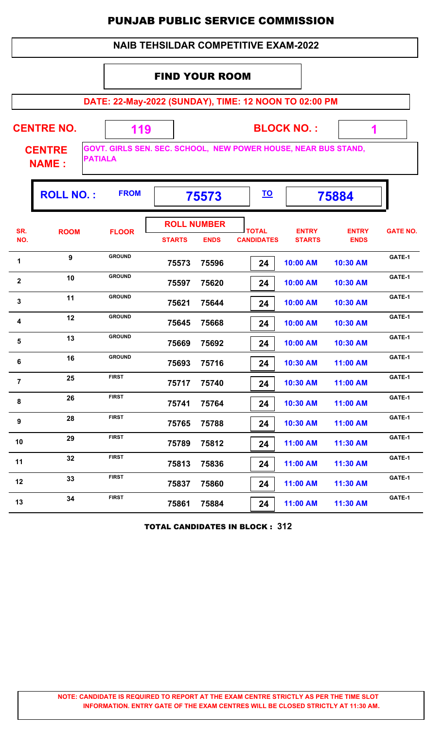# PUNJAB PUBLIC SERVICE COMMISSION

## NAIB TEHSILDAR COMPETITIVE EXAM-2022

### FIND YOUR ROOM

**DATE: 22-May-2022 (SUNDAY), TIME: 12 NOON TO 02:00 PM**

**CENTRE NO.** 119 **BLOCK NO. :** 1

**CENTRE NAME :** GOVT. GIRLS SEN. SEC. SCHOOL, NEW POWER HOUSE, NEAR BUS STAND, PATIALA

**ROLL NO. :** FROM 75573 TO 75884

| SR. NO. | ROOM | FLOOR | ROLL NUMBER STARTS | ROLL NUMBER ENDS | TOTAL CANDIDATES | ENTRY STARTS | ENTRY ENDS | GATE NO. |
|---|---|---|---|---|---|---|---|---|
| 1 | 9 | GROUND | 75573 | 75596 | 24 | 10:00 AM | 10:30 AM | GATE-1 |
| 2 | 10 | GROUND | 75597 | 75620 | 24 | 10:00 AM | 10:30 AM | GATE-1 |
| 3 | 11 | GROUND | 75621 | 75644 | 24 | 10:00 AM | 10:30 AM | GATE-1 |
| 4 | 12 | GROUND | 75645 | 75668 | 24 | 10:00 AM | 10:30 AM | GATE-1 |
| 5 | 13 | GROUND | 75669 | 75692 | 24 | 10:00 AM | 10:30 AM | GATE-1 |
| 6 | 16 | GROUND | 75693 | 75716 | 24 | 10:30 AM | 11:00 AM | GATE-1 |
| 7 | 25 | FIRST | 75717 | 75740 | 24 | 10:30 AM | 11:00 AM | GATE-1 |
| 8 | 26 | FIRST | 75741 | 75764 | 24 | 10:30 AM | 11:00 AM | GATE-1 |
| 9 | 28 | FIRST | 75765 | 75788 | 24 | 10:30 AM | 11:00 AM | GATE-1 |
| 10 | 29 | FIRST | 75789 | 75812 | 24 | 11:00 AM | 11:30 AM | GATE-1 |
| 11 | 32 | FIRST | 75813 | 75836 | 24 | 11:00 AM | 11:30 AM | GATE-1 |
| 12 | 33 | FIRST | 75837 | 75860 | 24 | 11:00 AM | 11:30 AM | GATE-1 |
| 13 | 34 | FIRST | 75861 | 75884 | 24 | 11:00 AM | 11:30 AM | GATE-1 |

**TOTAL CANDIDATES IN BLOCK : 312**

**NOTE: CANDIDATE IS REQUIRED TO REPORT AT THE EXAM CENTRE STRICTLY AS PER THE TIME SLOT INFORMATION. ENTRY GATE OF THE EXAM CENTRES WILL BE CLOSED STRICTLY AT 11:30 AM.**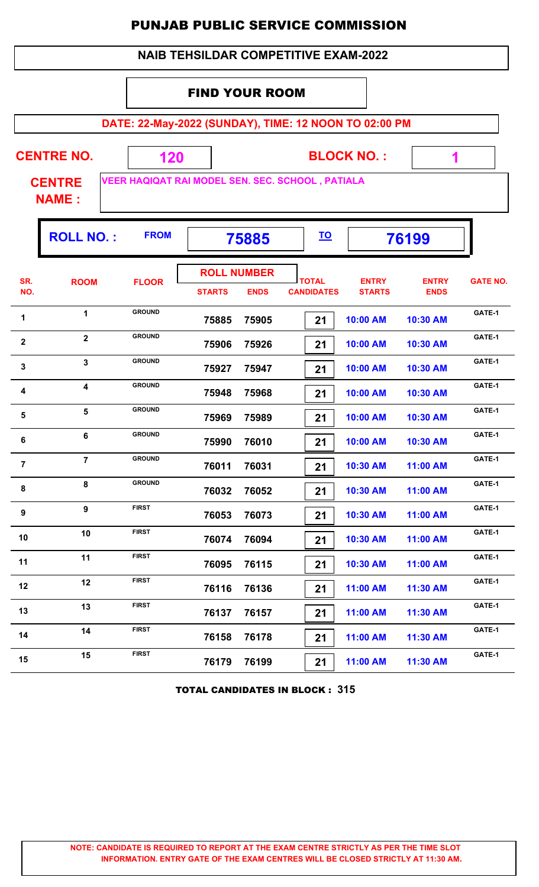# PUNJAB PUBLIC SERVICE COMMISSION

## NAIB TEHSILDAR COMPETITIVE EXAM-2022

### FIND YOUR ROOM

**DATE: 22-May-2022 (SUNDAY), TIME: 12 NOON TO 02:00 PM**

**CENTRE NO.** 120 **BLOCK NO. :** 1

**CENTRE NAME :** VEER HAQIQAT RAI MODEL SEN. SEC. SCHOOL , PATIALA

**ROLL NO. :** FROM 75885 TO 76199

| SR. NO. | ROOM | FLOOR | ROLL NUMBER STARTS | ROLL NUMBER ENDS | TOTAL CANDIDATES | ENTRY STARTS | ENTRY ENDS | GATE NO. |
|---|---|---|---|---|---|---|---|---|
| 1 | 1 | GROUND | 75885 | 75905 | 21 | 10:00 AM | 10:30 AM | GATE-1 |
| 2 | 2 | GROUND | 75906 | 75926 | 21 | 10:00 AM | 10:30 AM | GATE-1 |
| 3 | 3 | GROUND | 75927 | 75947 | 21 | 10:00 AM | 10:30 AM | GATE-1 |
| 4 | 4 | GROUND | 75948 | 75968 | 21 | 10:00 AM | 10:30 AM | GATE-1 |
| 5 | 5 | GROUND | 75969 | 75989 | 21 | 10:00 AM | 10:30 AM | GATE-1 |
| 6 | 6 | GROUND | 75990 | 76010 | 21 | 10:00 AM | 10:30 AM | GATE-1 |
| 7 | 7 | GROUND | 76011 | 76031 | 21 | 10:30 AM | 11:00 AM | GATE-1 |
| 8 | 8 | GROUND | 76032 | 76052 | 21 | 10:30 AM | 11:00 AM | GATE-1 |
| 9 | 9 | FIRST | 76053 | 76073 | 21 | 10:30 AM | 11:00 AM | GATE-1 |
| 10 | 10 | FIRST | 76074 | 76094 | 21 | 10:30 AM | 11:00 AM | GATE-1 |
| 11 | 11 | FIRST | 76095 | 76115 | 21 | 10:30 AM | 11:00 AM | GATE-1 |
| 12 | 12 | FIRST | 76116 | 76136 | 21 | 11:00 AM | 11:30 AM | GATE-1 |
| 13 | 13 | FIRST | 76137 | 76157 | 21 | 11:00 AM | 11:30 AM | GATE-1 |
| 14 | 14 | FIRST | 76158 | 76178 | 21 | 11:00 AM | 11:30 AM | GATE-1 |
| 15 | 15 | FIRST | 76179 | 76199 | 21 | 11:00 AM | 11:30 AM | GATE-1 |

**TOTAL CANDIDATES IN BLOCK : 315**

**NOTE: CANDIDATE IS REQUIRED TO REPORT AT THE EXAM CENTRE STRICTLY AS PER THE TIME SLOT INFORMATION. ENTRY GATE OF THE EXAM CENTRES WILL BE CLOSED STRICTLY AT 11:30 AM.**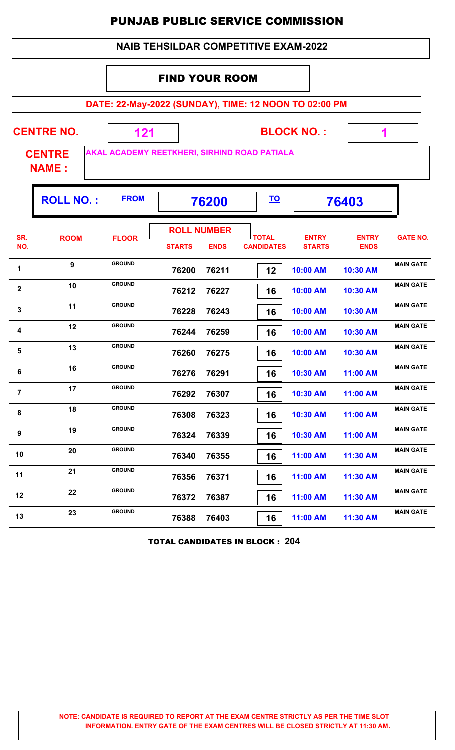# PUNJAB PUBLIC SERVICE COMMISSION

## NAIB TEHSILDAR COMPETITIVE EXAM-2022

### FIND YOUR ROOM

**DATE: 22-May-2022 (SUNDAY), TIME: 12 NOON TO 02:00 PM**

**CENTRE NO.** 121 **BLOCK NO. :** 1

**CENTRE NAME :** AKAL ACADEMY REETKHERI, SIRHIND ROAD PATIALA

**ROLL NO. :** FROM 76200 TO 76403

| SR. NO. | ROOM | FLOOR | ROLL NUMBER STARTS | ROLL NUMBER ENDS | TOTAL CANDIDATES | ENTRY STARTS | ENTRY ENDS | GATE NO. |
|---|---|---|---|---|---|---|---|---|
| 1 | 9 | GROUND | 76200 | 76211 | 12 | 10:00 AM | 10:30 AM | MAIN GATE |
| 2 | 10 | GROUND | 76212 | 76227 | 16 | 10:00 AM | 10:30 AM | MAIN GATE |
| 3 | 11 | GROUND | 76228 | 76243 | 16 | 10:00 AM | 10:30 AM | MAIN GATE |
| 4 | 12 | GROUND | 76244 | 76259 | 16 | 10:00 AM | 10:30 AM | MAIN GATE |
| 5 | 13 | GROUND | 76260 | 76275 | 16 | 10:00 AM | 10:30 AM | MAIN GATE |
| 6 | 16 | GROUND | 76276 | 76291 | 16 | 10:30 AM | 11:00 AM | MAIN GATE |
| 7 | 17 | GROUND | 76292 | 76307 | 16 | 10:30 AM | 11:00 AM | MAIN GATE |
| 8 | 18 | GROUND | 76308 | 76323 | 16 | 10:30 AM | 11:00 AM | MAIN GATE |
| 9 | 19 | GROUND | 76324 | 76339 | 16 | 10:30 AM | 11:00 AM | MAIN GATE |
| 10 | 20 | GROUND | 76340 | 76355 | 16 | 11:00 AM | 11:30 AM | MAIN GATE |
| 11 | 21 | GROUND | 76356 | 76371 | 16 | 11:00 AM | 11:30 AM | MAIN GATE |
| 12 | 22 | GROUND | 76372 | 76387 | 16 | 11:00 AM | 11:30 AM | MAIN GATE |
| 13 | 23 | GROUND | 76388 | 76403 | 16 | 11:00 AM | 11:30 AM | MAIN GATE |

**TOTAL CANDIDATES IN BLOCK : 204**

**NOTE: CANDIDATE IS REQUIRED TO REPORT AT THE EXAM CENTRE STRICTLY AS PER THE TIME SLOT INFORMATION. ENTRY GATE OF THE EXAM CENTRES WILL BE CLOSED STRICTLY AT 11:30 AM.**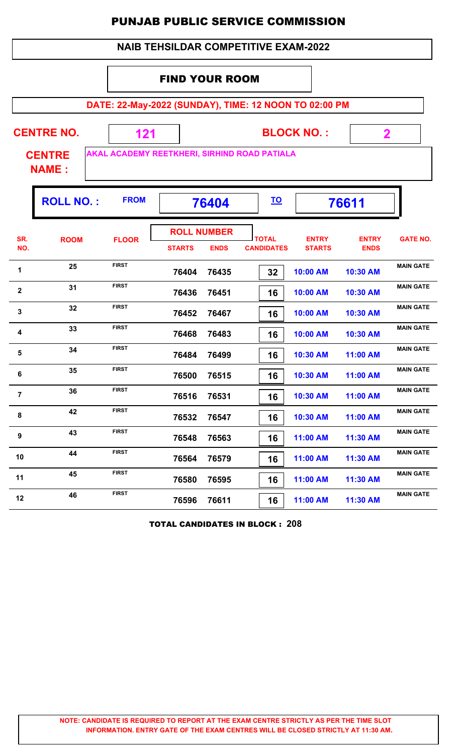# PUNJAB PUBLIC SERVICE COMMISSION

## NAIB TEHSILDAR COMPETITIVE EXAM-2022

### FIND YOUR ROOM

**DATE: 22-May-2022 (SUNDAY), TIME: 12 NOON TO 02:00 PM**

**CENTRE NO.** 121 **BLOCK NO. :** 2

**CENTRE NAME :** AKAL ACADEMY REETKHERI, SIRHIND ROAD PATIALA

**ROLL NO. :** FROM 76404 TO 76611

| SR. NO. | ROOM | FLOOR | ROLL NUMBER STARTS | ROLL NUMBER ENDS | TOTAL CANDIDATES | ENTRY STARTS | ENTRY ENDS | GATE NO. |
|---|---|---|---|---|---|---|---|---|
| 1 | 25 | FIRST | 76404 | 76435 | 32 | 10:00 AM | 10:30 AM | MAIN GATE |
| 2 | 31 | FIRST | 76436 | 76451 | 16 | 10:00 AM | 10:30 AM | MAIN GATE |
| 3 | 32 | FIRST | 76452 | 76467 | 16 | 10:00 AM | 10:30 AM | MAIN GATE |
| 4 | 33 | FIRST | 76468 | 76483 | 16 | 10:00 AM | 10:30 AM | MAIN GATE |
| 5 | 34 | FIRST | 76484 | 76499 | 16 | 10:30 AM | 11:00 AM | MAIN GATE |
| 6 | 35 | FIRST | 76500 | 76515 | 16 | 10:30 AM | 11:00 AM | MAIN GATE |
| 7 | 36 | FIRST | 76516 | 76531 | 16 | 10:30 AM | 11:00 AM | MAIN GATE |
| 8 | 42 | FIRST | 76532 | 76547 | 16 | 10:30 AM | 11:00 AM | MAIN GATE |
| 9 | 43 | FIRST | 76548 | 76563 | 16 | 11:00 AM | 11:30 AM | MAIN GATE |
| 10 | 44 | FIRST | 76564 | 76579 | 16 | 11:00 AM | 11:30 AM | MAIN GATE |
| 11 | 45 | FIRST | 76580 | 76595 | 16 | 11:00 AM | 11:30 AM | MAIN GATE |
| 12 | 46 | FIRST | 76596 | 76611 | 16 | 11:00 AM | 11:30 AM | MAIN GATE |

**TOTAL CANDIDATES IN BLOCK : 208**

**NOTE: CANDIDATE IS REQUIRED TO REPORT AT THE EXAM CENTRE STRICTLY AS PER THE TIME SLOT INFORMATION. ENTRY GATE OF THE EXAM CENTRES WILL BE CLOSED STRICTLY AT 11:30 AM.**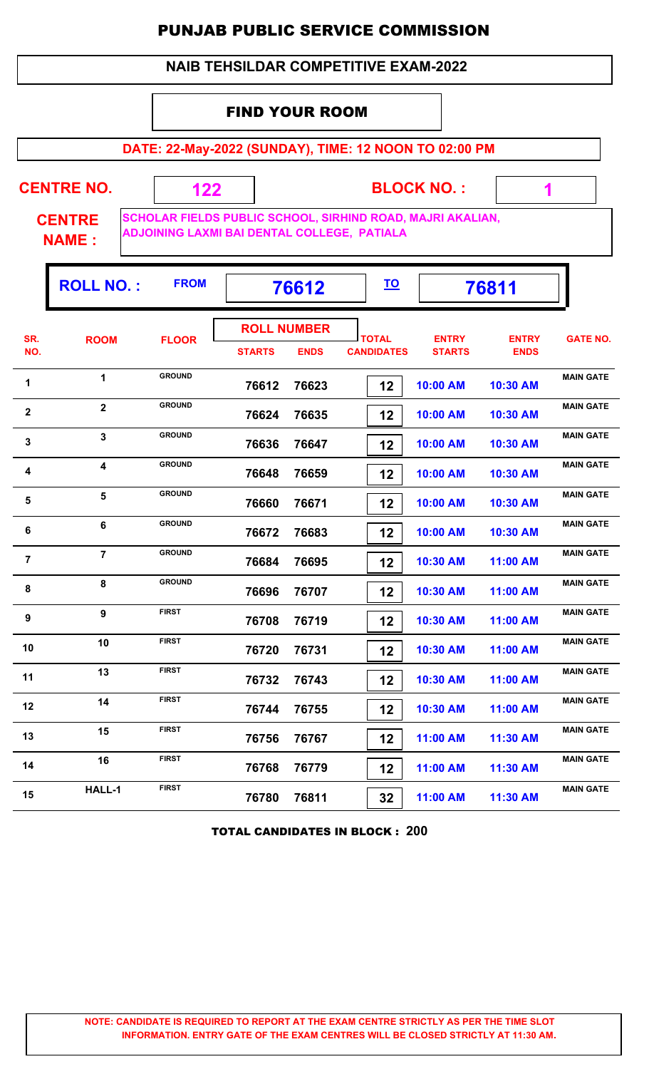# PUNJAB PUBLIC SERVICE COMMISSION

## NAIB TEHSILDAR COMPETITIVE EXAM-2022

### FIND YOUR ROOM

**DATE: 22-May-2022 (SUNDAY), TIME: 12 NOON TO 02:00 PM**

**CENTRE NO.** 122 **BLOCK NO. :** 1

**CENTRE NAME :** SCHOLAR FIELDS PUBLIC SCHOOL, SIRHIND ROAD, MAJRI AKALIAN, ADJOINING LAXMI BAI DENTAL COLLEGE, PATIALA

**ROLL NO. :** FROM **76612** TO **76811**

| SR. NO. | ROOM | FLOOR | ROLL NUMBER STARTS | ROLL NUMBER ENDS | TOTAL CANDIDATES | ENTRY STARTS | ENTRY ENDS | GATE NO. |
|---|---|---|---|---|---|---|---|---|
| 1 | 1 | GROUND | 76612 | 76623 | 12 | 10:00 AM | 10:30 AM | MAIN GATE |
| 2 | 2 | GROUND | 76624 | 76635 | 12 | 10:00 AM | 10:30 AM | MAIN GATE |
| 3 | 3 | GROUND | 76636 | 76647 | 12 | 10:00 AM | 10:30 AM | MAIN GATE |
| 4 | 4 | GROUND | 76648 | 76659 | 12 | 10:00 AM | 10:30 AM | MAIN GATE |
| 5 | 5 | GROUND | 76660 | 76671 | 12 | 10:00 AM | 10:30 AM | MAIN GATE |
| 6 | 6 | GROUND | 76672 | 76683 | 12 | 10:00 AM | 10:30 AM | MAIN GATE |
| 7 | 7 | GROUND | 76684 | 76695 | 12 | 10:30 AM | 11:00 AM | MAIN GATE |
| 8 | 8 | GROUND | 76696 | 76707 | 12 | 10:30 AM | 11:00 AM | MAIN GATE |
| 9 | 9 | FIRST | 76708 | 76719 | 12 | 10:30 AM | 11:00 AM | MAIN GATE |
| 10 | 10 | FIRST | 76720 | 76731 | 12 | 10:30 AM | 11:00 AM | MAIN GATE |
| 11 | 13 | FIRST | 76732 | 76743 | 12 | 10:30 AM | 11:00 AM | MAIN GATE |
| 12 | 14 | FIRST | 76744 | 76755 | 12 | 10:30 AM | 11:00 AM | MAIN GATE |
| 13 | 15 | FIRST | 76756 | 76767 | 12 | 11:00 AM | 11:30 AM | MAIN GATE |
| 14 | 16 | FIRST | 76768 | 76779 | 12 | 11:00 AM | 11:30 AM | MAIN GATE |
| 15 | HALL-1 | FIRST | 76780 | 76811 | 32 | 11:00 AM | 11:30 AM | MAIN GATE |

**TOTAL CANDIDATES IN BLOCK : 200**

**NOTE: CANDIDATE IS REQUIRED TO REPORT AT THE EXAM CENTRE STRICTLY AS PER THE TIME SLOT INFORMATION. ENTRY GATE OF THE EXAM CENTRES WILL BE CLOSED STRICTLY AT 11:30 AM.**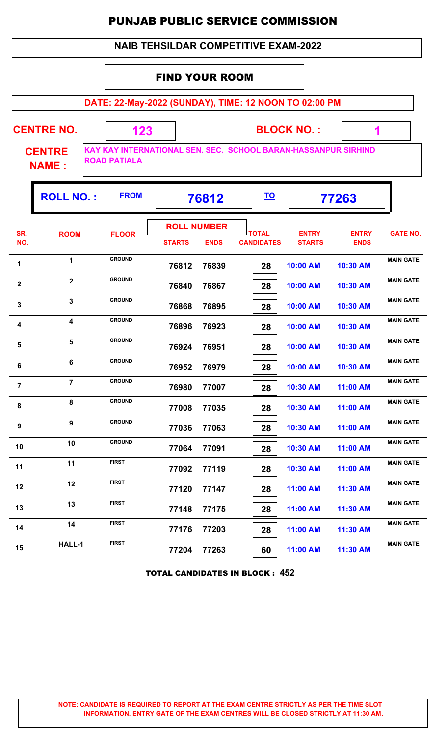# PUNJAB PUBLIC SERVICE COMMISSION

## NAIB TEHSILDAR COMPETITIVE EXAM-2022

### FIND YOUR ROOM

**DATE: 22-May-2022 (SUNDAY), TIME: 12 NOON TO 02:00 PM**

**CENTRE NO.** 123 **BLOCK NO. :** 1

**CENTRE NAME :** KAY KAY INTERNATIONAL SEN. SEC. SCHOOL BARAN-HASSANPUR SIRHIND ROAD PATIALA

**ROLL NO. :** FROM **76812** TO **77263**

| SR. NO. | ROOM | FLOOR | ROLL NUMBER STARTS | ROLL NUMBER ENDS | TOTAL CANDIDATES | ENTRY STARTS | ENTRY ENDS | GATE NO. |
|---|---|---|---|---|---|---|---|---|
| 1 | 1 | GROUND | 76812 | 76839 | 28 | 10:00 AM | 10:30 AM | MAIN GATE |
| 2 | 2 | GROUND | 76840 | 76867 | 28 | 10:00 AM | 10:30 AM | MAIN GATE |
| 3 | 3 | GROUND | 76868 | 76895 | 28 | 10:00 AM | 10:30 AM | MAIN GATE |
| 4 | 4 | GROUND | 76896 | 76923 | 28 | 10:00 AM | 10:30 AM | MAIN GATE |
| 5 | 5 | GROUND | 76924 | 76951 | 28 | 10:00 AM | 10:30 AM | MAIN GATE |
| 6 | 6 | GROUND | 76952 | 76979 | 28 | 10:00 AM | 10:30 AM | MAIN GATE |
| 7 | 7 | GROUND | 76980 | 77007 | 28 | 10:30 AM | 11:00 AM | MAIN GATE |
| 8 | 8 | GROUND | 77008 | 77035 | 28 | 10:30 AM | 11:00 AM | MAIN GATE |
| 9 | 9 | GROUND | 77036 | 77063 | 28 | 10:30 AM | 11:00 AM | MAIN GATE |
| 10 | 10 | GROUND | 77064 | 77091 | 28 | 10:30 AM | 11:00 AM | MAIN GATE |
| 11 | 11 | FIRST | 77092 | 77119 | 28 | 10:30 AM | 11:00 AM | MAIN GATE |
| 12 | 12 | FIRST | 77120 | 77147 | 28 | 11:00 AM | 11:30 AM | MAIN GATE |
| 13 | 13 | FIRST | 77148 | 77175 | 28 | 11:00 AM | 11:30 AM | MAIN GATE |
| 14 | 14 | FIRST | 77176 | 77203 | 28 | 11:00 AM | 11:30 AM | MAIN GATE |
| 15 | HALL-1 | FIRST | 77204 | 77263 | 60 | 11:00 AM | 11:30 AM | MAIN GATE |

**TOTAL CANDIDATES IN BLOCK : 452**

**NOTE: CANDIDATE IS REQUIRED TO REPORT AT THE EXAM CENTRE STRICTLY AS PER THE TIME SLOT INFORMATION. ENTRY GATE OF THE EXAM CENTRES WILL BE CLOSED STRICTLY AT 11:30 AM.**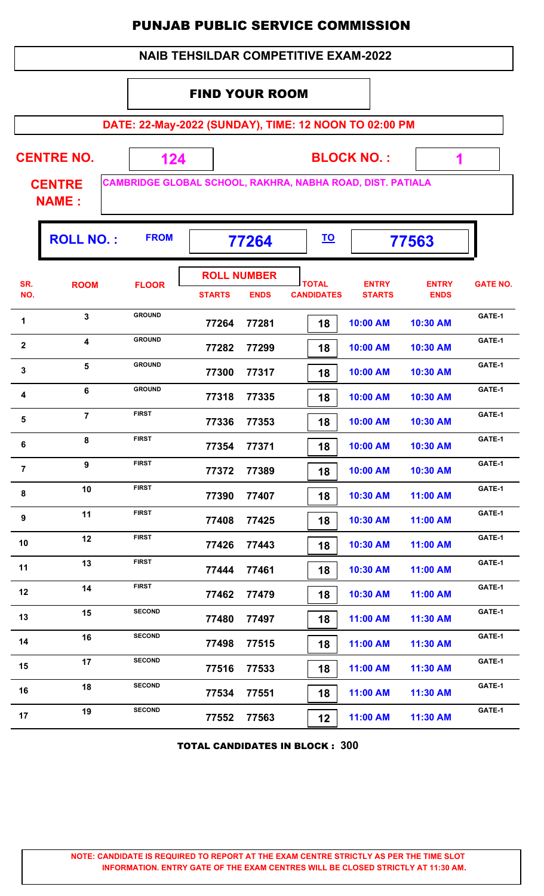# PUNJAB PUBLIC SERVICE COMMISSION

## NAIB TEHSILDAR COMPETITIVE EXAM-2022

### FIND YOUR ROOM

**DATE: 22-May-2022 (SUNDAY), TIME: 12 NOON TO 02:00 PM**

**CENTRE NO.** 124 **BLOCK NO. :** 1

**CENTRE NAME :** CAMBRIDGE GLOBAL SCHOOL, RAKHRA, NABHA ROAD, DIST. PATIALA

**ROLL NO. :** FROM 77264 TO 77563

| SR. NO. | ROOM | FLOOR | ROLL NUMBER STARTS | ROLL NUMBER ENDS | TOTAL CANDIDATES | ENTRY STARTS | ENTRY ENDS | GATE NO. |
|---|---|---|---|---|---|---|---|---|
| 1 | 3 | GROUND | 77264 | 77281 | 18 | 10:00 AM | 10:30 AM | GATE-1 |
| 2 | 4 | GROUND | 77282 | 77299 | 18 | 10:00 AM | 10:30 AM | GATE-1 |
| 3 | 5 | GROUND | 77300 | 77317 | 18 | 10:00 AM | 10:30 AM | GATE-1 |
| 4 | 6 | GROUND | 77318 | 77335 | 18 | 10:00 AM | 10:30 AM | GATE-1 |
| 5 | 7 | FIRST | 77336 | 77353 | 18 | 10:00 AM | 10:30 AM | GATE-1 |
| 6 | 8 | FIRST | 77354 | 77371 | 18 | 10:00 AM | 10:30 AM | GATE-1 |
| 7 | 9 | FIRST | 77372 | 77389 | 18 | 10:00 AM | 10:30 AM | GATE-1 |
| 8 | 10 | FIRST | 77390 | 77407 | 18 | 10:30 AM | 11:00 AM | GATE-1 |
| 9 | 11 | FIRST | 77408 | 77425 | 18 | 10:30 AM | 11:00 AM | GATE-1 |
| 10 | 12 | FIRST | 77426 | 77443 | 18 | 10:30 AM | 11:00 AM | GATE-1 |
| 11 | 13 | FIRST | 77444 | 77461 | 18 | 10:30 AM | 11:00 AM | GATE-1 |
| 12 | 14 | FIRST | 77462 | 77479 | 18 | 10:30 AM | 11:00 AM | GATE-1 |
| 13 | 15 | SECOND | 77480 | 77497 | 18 | 11:00 AM | 11:30 AM | GATE-1 |
| 14 | 16 | SECOND | 77498 | 77515 | 18 | 11:00 AM | 11:30 AM | GATE-1 |
| 15 | 17 | SECOND | 77516 | 77533 | 18 | 11:00 AM | 11:30 AM | GATE-1 |
| 16 | 18 | SECOND | 77534 | 77551 | 18 | 11:00 AM | 11:30 AM | GATE-1 |
| 17 | 19 | SECOND | 77552 | 77563 | 12 | 11:00 AM | 11:30 AM | GATE-1 |

**TOTAL CANDIDATES IN BLOCK : 300**

**NOTE: CANDIDATE IS REQUIRED TO REPORT AT THE EXAM CENTRE STRICTLY AS PER THE TIME SLOT INFORMATION. ENTRY GATE OF THE EXAM CENTRES WILL BE CLOSED STRICTLY AT 11:30 AM.**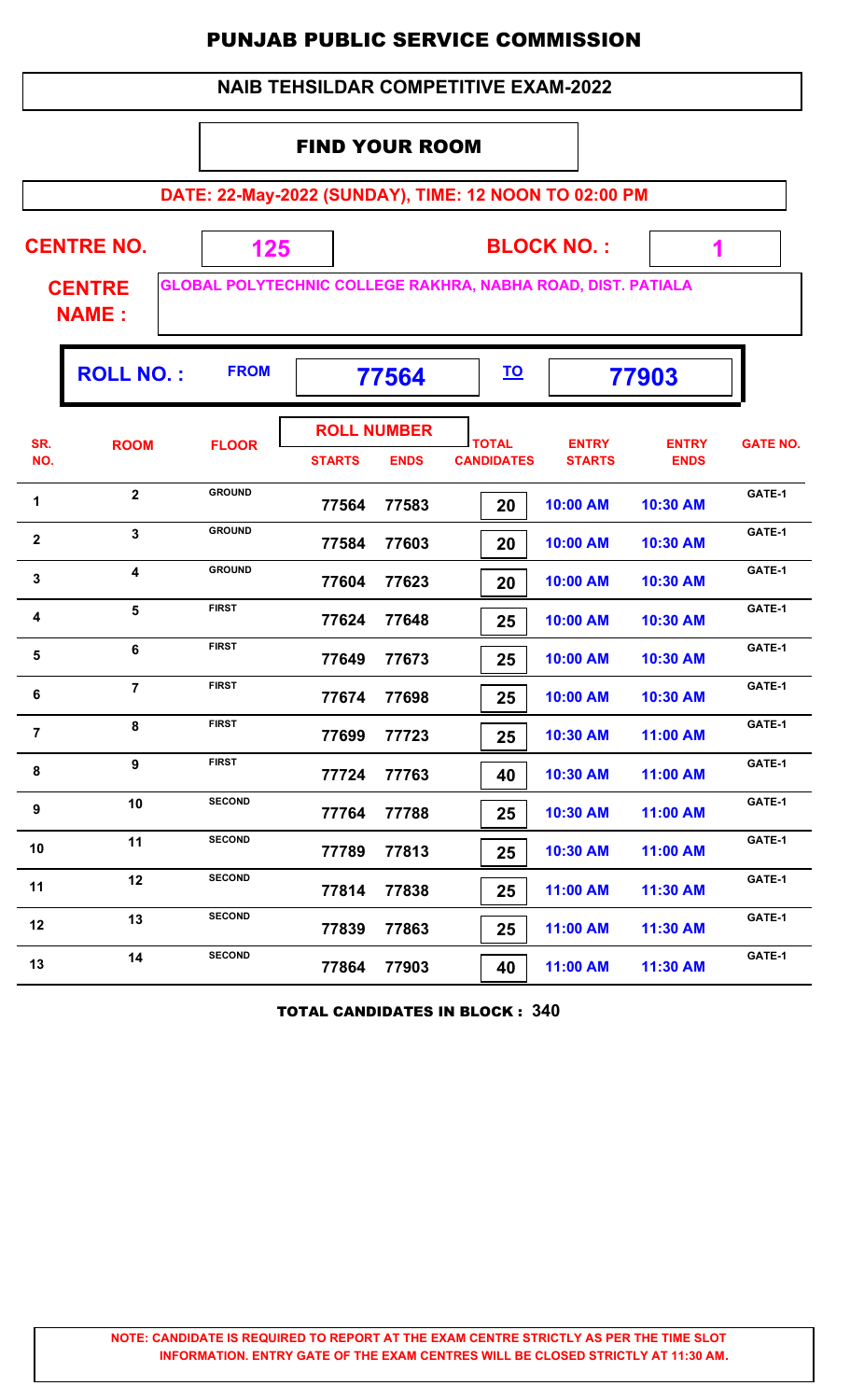# PUNJAB PUBLIC SERVICE COMMISSION

## NAIB TEHSILDAR COMPETITIVE EXAM-2022

### FIND YOUR ROOM

**DATE: 22-May-2022 (SUNDAY), TIME: 12 NOON TO 02:00 PM**

**CENTRE NO.** 125 **BLOCK NO. :** 1

**CENTRE NAME :** GLOBAL POLYTECHNIC COLLEGE RAKHRA, NABHA ROAD, DIST. PATIALA

**ROLL NO. :** FROM 77564 TO 77903

| SR. NO. | ROOM | FLOOR | ROLL NUMBER STARTS | ROLL NUMBER ENDS | TOTAL CANDIDATES | ENTRY STARTS | ENTRY ENDS | GATE NO. |
|---|---|---|---|---|---|---|---|---|
| 1 | 2 | GROUND | 77564 | 77583 | 20 | 10:00 AM | 10:30 AM | GATE-1 |
| 2 | 3 | GROUND | 77584 | 77603 | 20 | 10:00 AM | 10:30 AM | GATE-1 |
| 3 | 4 | GROUND | 77604 | 77623 | 20 | 10:00 AM | 10:30 AM | GATE-1 |
| 4 | 5 | FIRST | 77624 | 77648 | 25 | 10:00 AM | 10:30 AM | GATE-1 |
| 5 | 6 | FIRST | 77649 | 77673 | 25 | 10:00 AM | 10:30 AM | GATE-1 |
| 6 | 7 | FIRST | 77674 | 77698 | 25 | 10:00 AM | 10:30 AM | GATE-1 |
| 7 | 8 | FIRST | 77699 | 77723 | 25 | 10:30 AM | 11:00 AM | GATE-1 |
| 8 | 9 | FIRST | 77724 | 77763 | 40 | 10:30 AM | 11:00 AM | GATE-1 |
| 9 | 10 | SECOND | 77764 | 77788 | 25 | 10:30 AM | 11:00 AM | GATE-1 |
| 10 | 11 | SECOND | 77789 | 77813 | 25 | 10:30 AM | 11:00 AM | GATE-1 |
| 11 | 12 | SECOND | 77814 | 77838 | 25 | 11:00 AM | 11:30 AM | GATE-1 |
| 12 | 13 | SECOND | 77839 | 77863 | 25 | 11:00 AM | 11:30 AM | GATE-1 |
| 13 | 14 | SECOND | 77864 | 77903 | 40 | 11:00 AM | 11:30 AM | GATE-1 |

**TOTAL CANDIDATES IN BLOCK : 340**

**NOTE: CANDIDATE IS REQUIRED TO REPORT AT THE EXAM CENTRE STRICTLY AS PER THE TIME SLOT INFORMATION. ENTRY GATE OF THE EXAM CENTRES WILL BE CLOSED STRICTLY AT 11:30 AM.**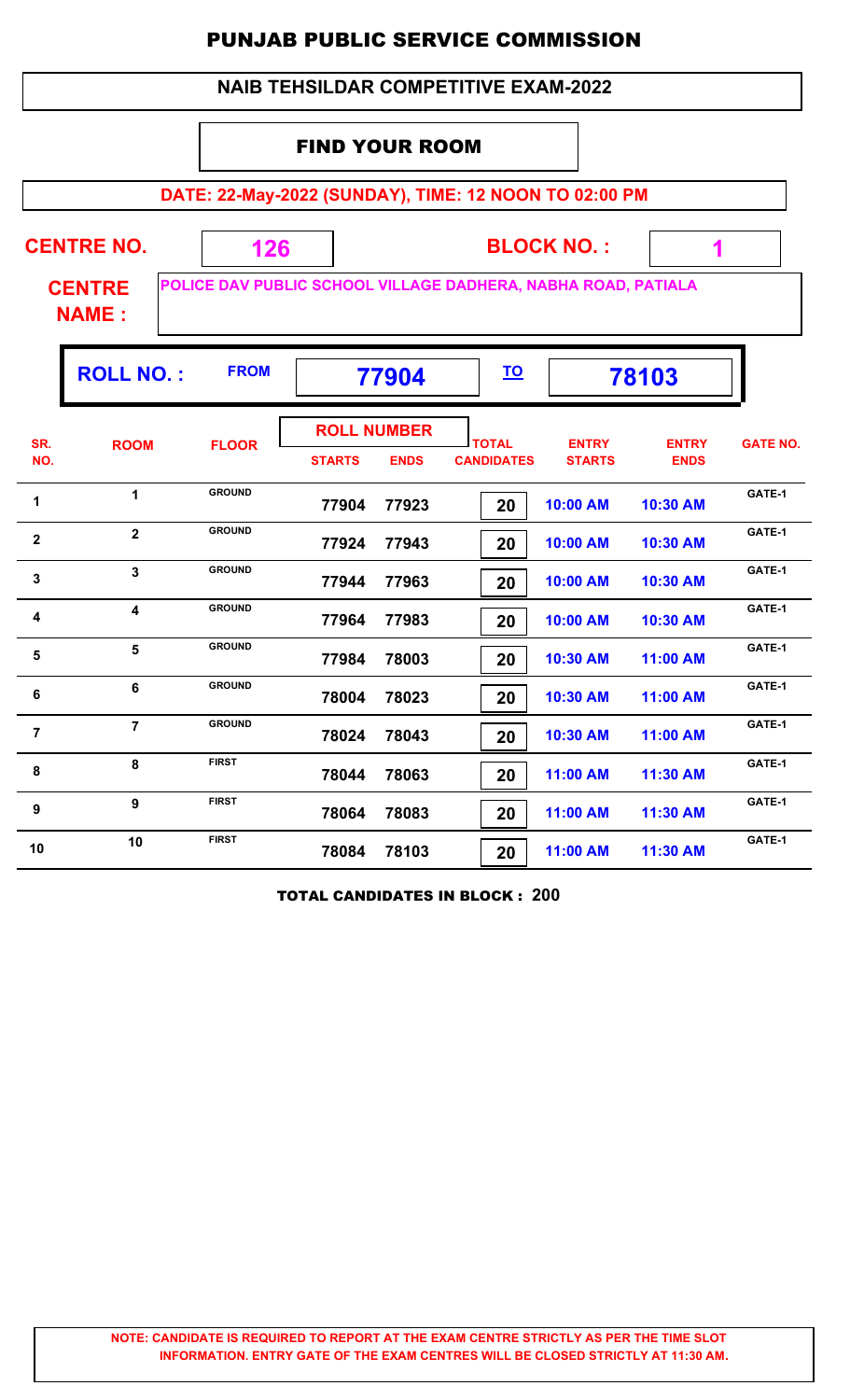# PUNJAB PUBLIC SERVICE COMMISSION

## NAIB TEHSILDAR COMPETITIVE EXAM-2022

### FIND YOUR ROOM

**DATE: 22-May-2022 (SUNDAY), TIME: 12 NOON TO 02:00 PM**

**CENTRE NO.** 126 **BLOCK NO. :** 1

**CENTRE NAME :** POLICE DAV PUBLIC SCHOOL VILLAGE DADHERA, NABHA ROAD, PATIALA

**ROLL NO. : FROM** 77904 **TO** 78103

| SR. NO. | ROOM | FLOOR | ROLL NUMBER STARTS | ROLL NUMBER ENDS | TOTAL CANDIDATES | ENTRY STARTS | ENTRY ENDS | GATE NO. |
|---|---|---|---|---|---|---|---|---|
| 1 | 1 | GROUND | 77904 | 77923 | 20 | 10:00 AM | 10:30 AM | GATE-1 |
| 2 | 2 | GROUND | 77924 | 77943 | 20 | 10:00 AM | 10:30 AM | GATE-1 |
| 3 | 3 | GROUND | 77944 | 77963 | 20 | 10:00 AM | 10:30 AM | GATE-1 |
| 4 | 4 | GROUND | 77964 | 77983 | 20 | 10:00 AM | 10:30 AM | GATE-1 |
| 5 | 5 | GROUND | 77984 | 78003 | 20 | 10:30 AM | 11:00 AM | GATE-1 |
| 6 | 6 | GROUND | 78004 | 78023 | 20 | 10:30 AM | 11:00 AM | GATE-1 |
| 7 | 7 | GROUND | 78024 | 78043 | 20 | 10:30 AM | 11:00 AM | GATE-1 |
| 8 | 8 | FIRST | 78044 | 78063 | 20 | 11:00 AM | 11:30 AM | GATE-1 |
| 9 | 9 | FIRST | 78064 | 78083 | 20 | 11:00 AM | 11:30 AM | GATE-1 |
| 10 | 10 | FIRST | 78084 | 78103 | 20 | 11:00 AM | 11:30 AM | GATE-1 |

**TOTAL CANDIDATES IN BLOCK : 200**

**NOTE: CANDIDATE IS REQUIRED TO REPORT AT THE EXAM CENTRE STRICTLY AS PER THE TIME SLOT INFORMATION. ENTRY GATE OF THE EXAM CENTRES WILL BE CLOSED STRICTLY AT 11:30 AM.**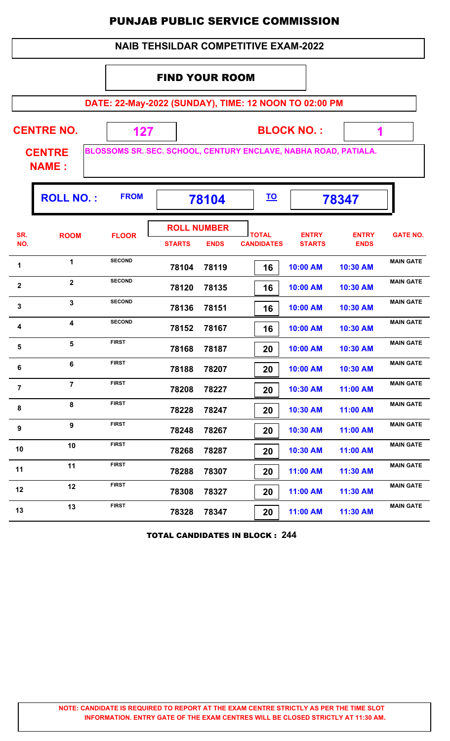# PUNJAB PUBLIC SERVICE COMMISSION

## NAIB TEHSILDAR COMPETITIVE EXAM-2022

### FIND YOUR ROOM

**DATE: 22-May-2022 (SUNDAY), TIME: 12 NOON TO 02:00 PM**

**CENTRE NO.:** 127  **BLOCK NO.:** 1

**CENTRE NAME:** BLOSSOMS SR. SEC. SCHOOL, CENTURY ENCLAVE, NABHA ROAD, PATIALA.

**ROLL NO.:** FROM 78104 TO 78347

| SR. NO. | ROOM | FLOOR | ROLL NUMBER STARTS | ROLL NUMBER ENDS | TOTAL CANDIDATES | ENTRY STARTS | ENTRY ENDS | GATE NO. |
|---|---|---|---|---|---|---|---|---|
| 1 | 1 | SECOND | 78104 | 78119 | 16 | 10:00 AM | 10:30 AM | MAIN GATE |
| 2 | 2 | SECOND | 78120 | 78135 | 16 | 10:00 AM | 10:30 AM | MAIN GATE |
| 3 | 3 | SECOND | 78136 | 78151 | 16 | 10:00 AM | 10:30 AM | MAIN GATE |
| 4 | 4 | SECOND | 78152 | 78167 | 16 | 10:00 AM | 10:30 AM | MAIN GATE |
| 5 | 5 | FIRST | 78168 | 78187 | 20 | 10:00 AM | 10:30 AM | MAIN GATE |
| 6 | 6 | FIRST | 78188 | 78207 | 20 | 10:00 AM | 10:30 AM | MAIN GATE |
| 7 | 7 | FIRST | 78208 | 78227 | 20 | 10:30 AM | 11:00 AM | MAIN GATE |
| 8 | 8 | FIRST | 78228 | 78247 | 20 | 10:30 AM | 11:00 AM | MAIN GATE |
| 9 | 9 | FIRST | 78248 | 78267 | 20 | 10:30 AM | 11:00 AM | MAIN GATE |
| 10 | 10 | FIRST | 78268 | 78287 | 20 | 10:30 AM | 11:00 AM | MAIN GATE |
| 11 | 11 | FIRST | 78288 | 78307 | 20 | 11:00 AM | 11:30 AM | MAIN GATE |
| 12 | 12 | FIRST | 78308 | 78327 | 20 | 11:00 AM | 11:30 AM | MAIN GATE |
| 13 | 13 | FIRST | 78328 | 78347 | 20 | 11:00 AM | 11:30 AM | MAIN GATE |

**TOTAL CANDIDATES IN BLOCK : 244**

**NOTE: CANDIDATE IS REQUIRED TO REPORT AT THE EXAM CENTRE STRICTLY AS PER THE TIME SLOT INFORMATION. ENTRY GATE OF THE EXAM CENTRES WILL BE CLOSED STRICTLY AT 11:30 AM.**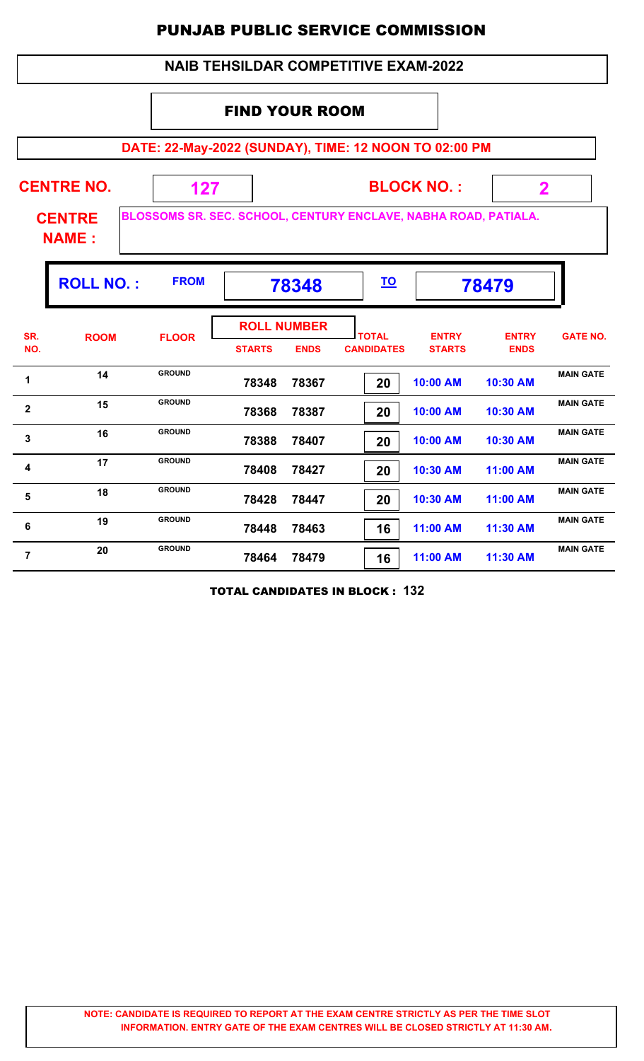# PUNJAB PUBLIC SERVICE COMMISSION

## NAIB TEHSILDAR COMPETITIVE EXAM-2022

### FIND YOUR ROOM

**DATE: 22-May-2022 (SUNDAY), TIME: 12 NOON TO 02:00 PM**

**CENTRE NO.** 127 **BLOCK NO. :** 2

**CENTRE NAME :** BLOSSOMS SR. SEC. SCHOOL, CENTURY ENCLAVE, NABHA ROAD, PATIALA.

**ROLL NO. :** FROM **78348** TO **78479**

| SR. NO. | ROOM | FLOOR | ROLL NUMBER | | TOTAL CANDIDATES | ENTRY STARTS | ENTRY ENDS | GATE NO. |
|---|---|---|---|---|---|---|---|---|
| | | | STARTS | ENDS | | | | |
| 1 | 14 | GROUND | 78348 | 78367 | 20 | 10:00 AM | 10:30 AM | MAIN GATE |
| 2 | 15 | GROUND | 78368 | 78387 | 20 | 10:00 AM | 10:30 AM | MAIN GATE |
| 3 | 16 | GROUND | 78388 | 78407 | 20 | 10:00 AM | 10:30 AM | MAIN GATE |
| 4 | 17 | GROUND | 78408 | 78427 | 20 | 10:30 AM | 11:00 AM | MAIN GATE |
| 5 | 18 | GROUND | 78428 | 78447 | 20 | 10:30 AM | 11:00 AM | MAIN GATE |
| 6 | 19 | GROUND | 78448 | 78463 | 16 | 11:00 AM | 11:30 AM | MAIN GATE |
| 7 | 20 | GROUND | 78464 | 78479 | 16 | 11:00 AM | 11:30 AM | MAIN GATE |

**TOTAL CANDIDATES IN BLOCK : 132**

**NOTE: CANDIDATE IS REQUIRED TO REPORT AT THE EXAM CENTRE STRICTLY AS PER THE TIME SLOT INFORMATION. ENTRY GATE OF THE EXAM CENTRES WILL BE CLOSED STRICTLY AT 11:30 AM.**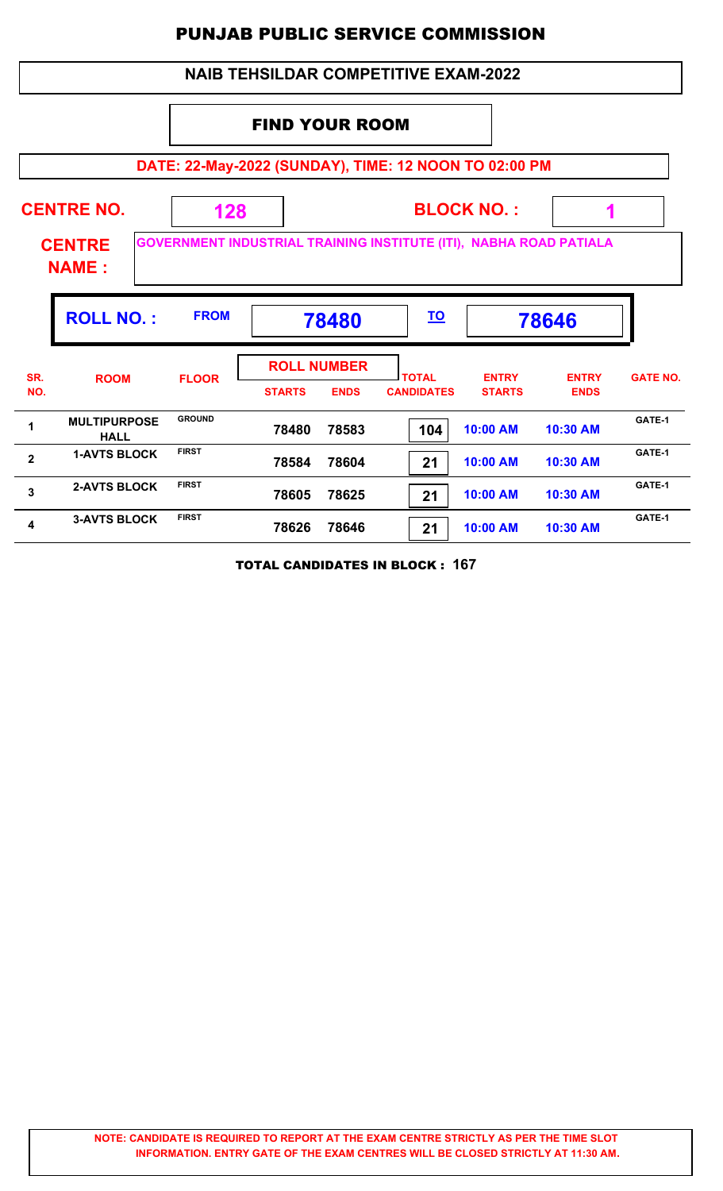# PUNJAB PUBLIC SERVICE COMMISSION

## NAIB TEHSILDAR COMPETITIVE EXAM-2022

### FIND YOUR ROOM

**DATE: 22-May-2022 (SUNDAY), TIME: 12 NOON TO 02:00 PM**

**CENTRE NO.** 128 **BLOCK NO. :** 1

**CENTRE NAME :** GOVERNMENT INDUSTRIAL TRAINING INSTITUTE (ITI), NABHA ROAD PATIALA

**ROLL NO. :** FROM **78480** TO **78646**

| SR. NO. | ROOM | FLOOR | ROLL NUMBER STARTS | ROLL NUMBER ENDS | TOTAL CANDIDATES | ENTRY STARTS | ENTRY ENDS | GATE NO. |
|---|---|---|---|---|---|---|---|---|
| 1 | MULTIPURPOSE HALL | GROUND | 78480 | 78583 | 104 | 10:00 AM | 10:30 AM | GATE-1 |
| 2 | 1-AVTS BLOCK | FIRST | 78584 | 78604 | 21 | 10:00 AM | 10:30 AM | GATE-1 |
| 3 | 2-AVTS BLOCK | FIRST | 78605 | 78625 | 21 | 10:00 AM | 10:30 AM | GATE-1 |
| 4 | 3-AVTS BLOCK | FIRST | 78626 | 78646 | 21 | 10:00 AM | 10:30 AM | GATE-1 |

**TOTAL CANDIDATES IN BLOCK : 167**

**NOTE: CANDIDATE IS REQUIRED TO REPORT AT THE EXAM CENTRE STRICTLY AS PER THE TIME SLOT INFORMATION. ENTRY GATE OF THE EXAM CENTRES WILL BE CLOSED STRICTLY AT 11:30 AM.**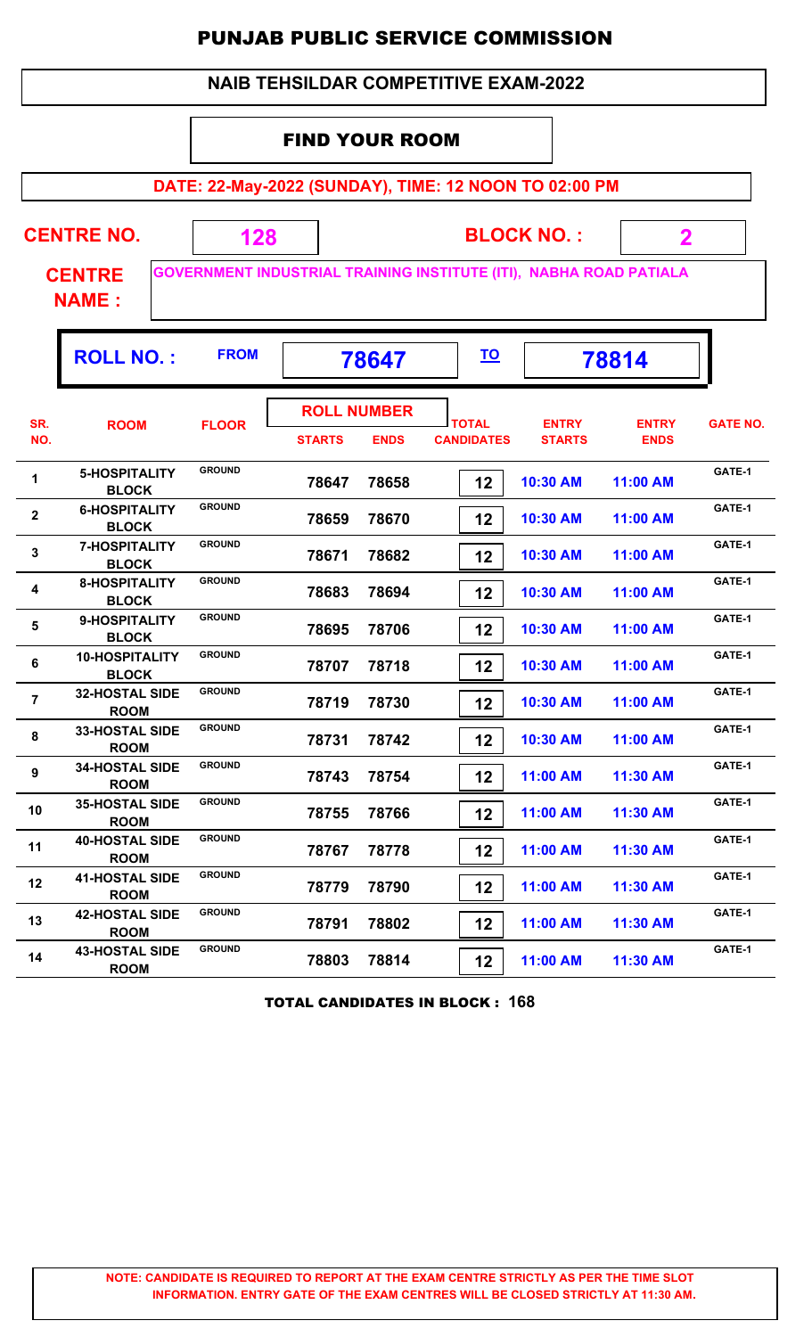# PUNJAB PUBLIC SERVICE COMMISSION

## NAIB TEHSILDAR COMPETITIVE EXAM-2022

### FIND YOUR ROOM

**DATE: 22-May-2022 (SUNDAY), TIME: 12 NOON TO 02:00 PM**

**CENTRE NO.** 128 **BLOCK NO. :** 2

**CENTRE NAME :** GOVERNMENT INDUSTRIAL TRAINING INSTITUTE (ITI), NABHA ROAD PATIALA

**ROLL NO. :** FROM 78647 TO 78814

| SR. NO. | ROOM | FLOOR | ROLL NUMBER STARTS | ROLL NUMBER ENDS | TOTAL CANDIDATES | ENTRY STARTS | ENTRY ENDS | GATE NO. |
|---|---|---|---|---|---|---|---|---|
| 1 | 5-HOSPITALITY BLOCK | GROUND | 78647 | 78658 | 12 | 10:30 AM | 11:00 AM | GATE-1 |
| 2 | 6-HOSPITALITY BLOCK | GROUND | 78659 | 78670 | 12 | 10:30 AM | 11:00 AM | GATE-1 |
| 3 | 7-HOSPITALITY BLOCK | GROUND | 78671 | 78682 | 12 | 10:30 AM | 11:00 AM | GATE-1 |
| 4 | 8-HOSPITALITY BLOCK | GROUND | 78683 | 78694 | 12 | 10:30 AM | 11:00 AM | GATE-1 |
| 5 | 9-HOSPITALITY BLOCK | GROUND | 78695 | 78706 | 12 | 10:30 AM | 11:00 AM | GATE-1 |
| 6 | 10-HOSPITALITY BLOCK | GROUND | 78707 | 78718 | 12 | 10:30 AM | 11:00 AM | GATE-1 |
| 7 | 32-HOSTAL SIDE ROOM | GROUND | 78719 | 78730 | 12 | 10:30 AM | 11:00 AM | GATE-1 |
| 8 | 33-HOSTAL SIDE ROOM | GROUND | 78731 | 78742 | 12 | 10:30 AM | 11:00 AM | GATE-1 |
| 9 | 34-HOSTAL SIDE ROOM | GROUND | 78743 | 78754 | 12 | 11:00 AM | 11:30 AM | GATE-1 |
| 10 | 35-HOSTAL SIDE ROOM | GROUND | 78755 | 78766 | 12 | 11:00 AM | 11:30 AM | GATE-1 |
| 11 | 40-HOSTAL SIDE ROOM | GROUND | 78767 | 78778 | 12 | 11:00 AM | 11:30 AM | GATE-1 |
| 12 | 41-HOSTAL SIDE ROOM | GROUND | 78779 | 78790 | 12 | 11:00 AM | 11:30 AM | GATE-1 |
| 13 | 42-HOSTAL SIDE ROOM | GROUND | 78791 | 78802 | 12 | 11:00 AM | 11:30 AM | GATE-1 |
| 14 | 43-HOSTAL SIDE ROOM | GROUND | 78803 | 78814 | 12 | 11:00 AM | 11:30 AM | GATE-1 |

**TOTAL CANDIDATES IN BLOCK : 168**

**NOTE: CANDIDATE IS REQUIRED TO REPORT AT THE EXAM CENTRE STRICTLY AS PER THE TIME SLOT INFORMATION. ENTRY GATE OF THE EXAM CENTRES WILL BE CLOSED STRICTLY AT 11:30 AM.**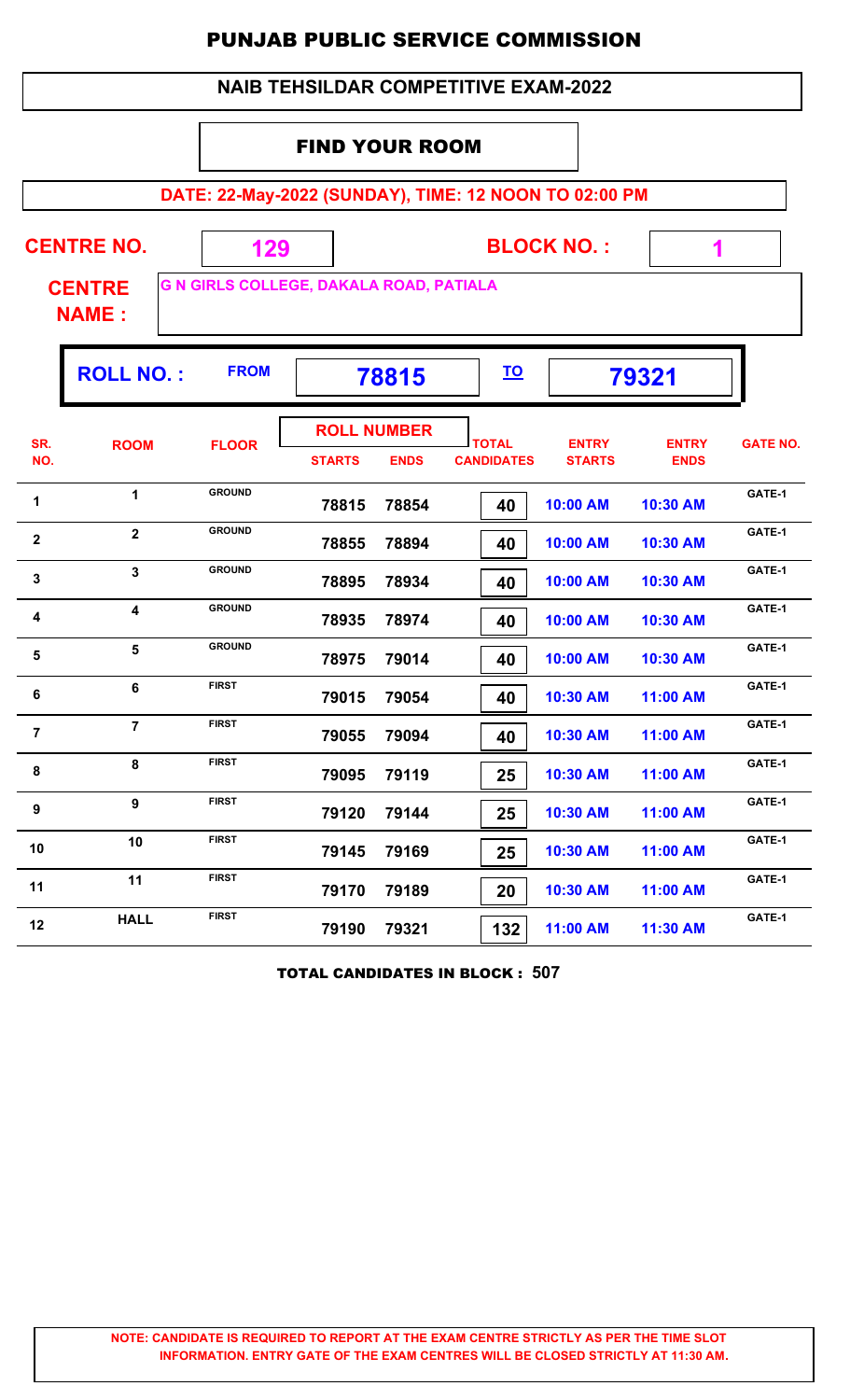# PUNJAB PUBLIC SERVICE COMMISSION

## NAIB TEHSILDAR COMPETITIVE EXAM-2022

### FIND YOUR ROOM

**DATE: 22-May-2022 (SUNDAY), TIME: 12 NOON TO 02:00 PM**

**CENTRE NO.** 129 **BLOCK NO. :** 1

**CENTRE NAME :** G N GIRLS COLLEGE, DAKALA ROAD, PATIALA

**ROLL NO. :** FROM 78815 TO 79321

| SR. NO. | ROOM | FLOOR | ROLL NUMBER STARTS | ROLL NUMBER ENDS | TOTAL CANDIDATES | ENTRY STARTS | ENTRY ENDS | GATE NO. |
|---|---|---|---|---|---|---|---|---|
| 1 | 1 | GROUND | 78815 | 78854 | 40 | 10:00 AM | 10:30 AM | GATE-1 |
| 2 | 2 | GROUND | 78855 | 78894 | 40 | 10:00 AM | 10:30 AM | GATE-1 |
| 3 | 3 | GROUND | 78895 | 78934 | 40 | 10:00 AM | 10:30 AM | GATE-1 |
| 4 | 4 | GROUND | 78935 | 78974 | 40 | 10:00 AM | 10:30 AM | GATE-1 |
| 5 | 5 | GROUND | 78975 | 79014 | 40 | 10:00 AM | 10:30 AM | GATE-1 |
| 6 | 6 | FIRST | 79015 | 79054 | 40 | 10:30 AM | 11:00 AM | GATE-1 |
| 7 | 7 | FIRST | 79055 | 79094 | 40 | 10:30 AM | 11:00 AM | GATE-1 |
| 8 | 8 | FIRST | 79095 | 79119 | 25 | 10:30 AM | 11:00 AM | GATE-1 |
| 9 | 9 | FIRST | 79120 | 79144 | 25 | 10:30 AM | 11:00 AM | GATE-1 |
| 10 | 10 | FIRST | 79145 | 79169 | 25 | 10:30 AM | 11:00 AM | GATE-1 |
| 11 | 11 | FIRST | 79170 | 79189 | 20 | 10:30 AM | 11:00 AM | GATE-1 |
| 12 | HALL | FIRST | 79190 | 79321 | 132 | 11:00 AM | 11:30 AM | GATE-1 |

**TOTAL CANDIDATES IN BLOCK : 507**

**NOTE: CANDIDATE IS REQUIRED TO REPORT AT THE EXAM CENTRE STRICTLY AS PER THE TIME SLOT INFORMATION. ENTRY GATE OF THE EXAM CENTRES WILL BE CLOSED STRICTLY AT 11:30 AM.**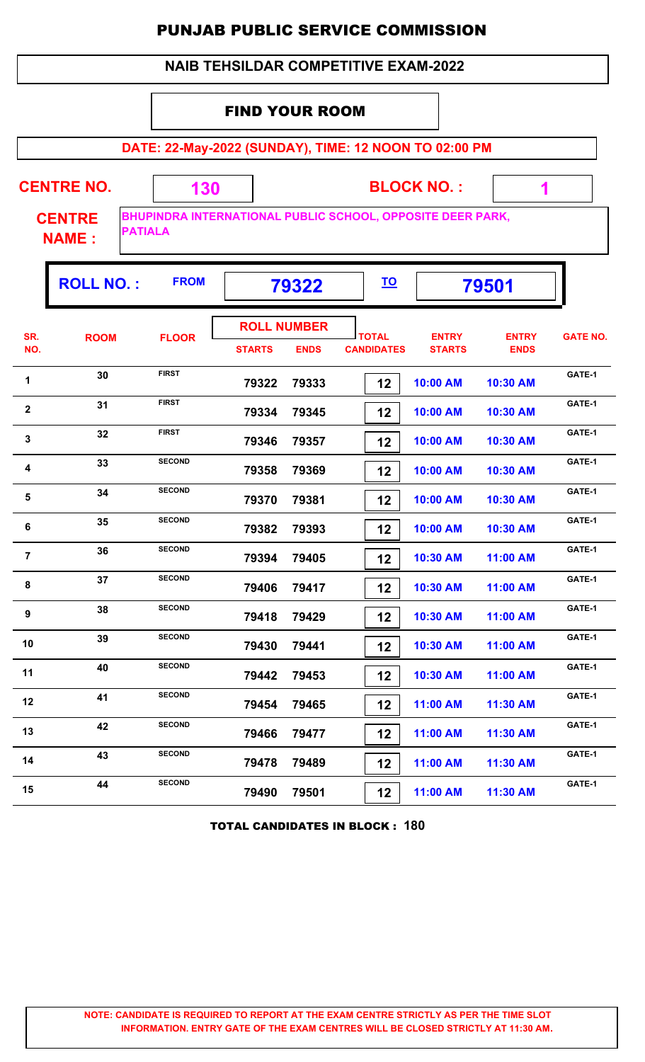# PUNJAB PUBLIC SERVICE COMMISSION

## NAIB TEHSILDAR COMPETITIVE EXAM-2022

### FIND YOUR ROOM

**DATE: 22-May-2022 (SUNDAY), TIME: 12 NOON TO 02:00 PM**

**CENTRE NO.** 130 **BLOCK NO. :** 1

**CENTRE NAME :** BHUPINDRA INTERNATIONAL PUBLIC SCHOOL, OPPOSITE DEER PARK, PATIALA

**ROLL NO. :** FROM 79322 TO 79501

| SR. NO. | ROOM | FLOOR | ROLL NUMBER STARTS | ROLL NUMBER ENDS | TOTAL CANDIDATES | ENTRY STARTS | ENTRY ENDS | GATE NO. |
|---|---|---|---|---|---|---|---|---|
| 1 | 30 | FIRST | 79322 | 79333 | 12 | 10:00 AM | 10:30 AM | GATE-1 |
| 2 | 31 | FIRST | 79334 | 79345 | 12 | 10:00 AM | 10:30 AM | GATE-1 |
| 3 | 32 | FIRST | 79346 | 79357 | 12 | 10:00 AM | 10:30 AM | GATE-1 |
| 4 | 33 | SECOND | 79358 | 79369 | 12 | 10:00 AM | 10:30 AM | GATE-1 |
| 5 | 34 | SECOND | 79370 | 79381 | 12 | 10:00 AM | 10:30 AM | GATE-1 |
| 6 | 35 | SECOND | 79382 | 79393 | 12 | 10:00 AM | 10:30 AM | GATE-1 |
| 7 | 36 | SECOND | 79394 | 79405 | 12 | 10:30 AM | 11:00 AM | GATE-1 |
| 8 | 37 | SECOND | 79406 | 79417 | 12 | 10:30 AM | 11:00 AM | GATE-1 |
| 9 | 38 | SECOND | 79418 | 79429 | 12 | 10:30 AM | 11:00 AM | GATE-1 |
| 10 | 39 | SECOND | 79430 | 79441 | 12 | 10:30 AM | 11:00 AM | GATE-1 |
| 11 | 40 | SECOND | 79442 | 79453 | 12 | 10:30 AM | 11:00 AM | GATE-1 |
| 12 | 41 | SECOND | 79454 | 79465 | 12 | 11:00 AM | 11:30 AM | GATE-1 |
| 13 | 42 | SECOND | 79466 | 79477 | 12 | 11:00 AM | 11:30 AM | GATE-1 |
| 14 | 43 | SECOND | 79478 | 79489 | 12 | 11:00 AM | 11:30 AM | GATE-1 |
| 15 | 44 | SECOND | 79490 | 79501 | 12 | 11:00 AM | 11:30 AM | GATE-1 |

**TOTAL CANDIDATES IN BLOCK : 180**

**NOTE: CANDIDATE IS REQUIRED TO REPORT AT THE EXAM CENTRE STRICTLY AS PER THE TIME SLOT INFORMATION. ENTRY GATE OF THE EXAM CENTRES WILL BE CLOSED STRICTLY AT 11:30 AM.**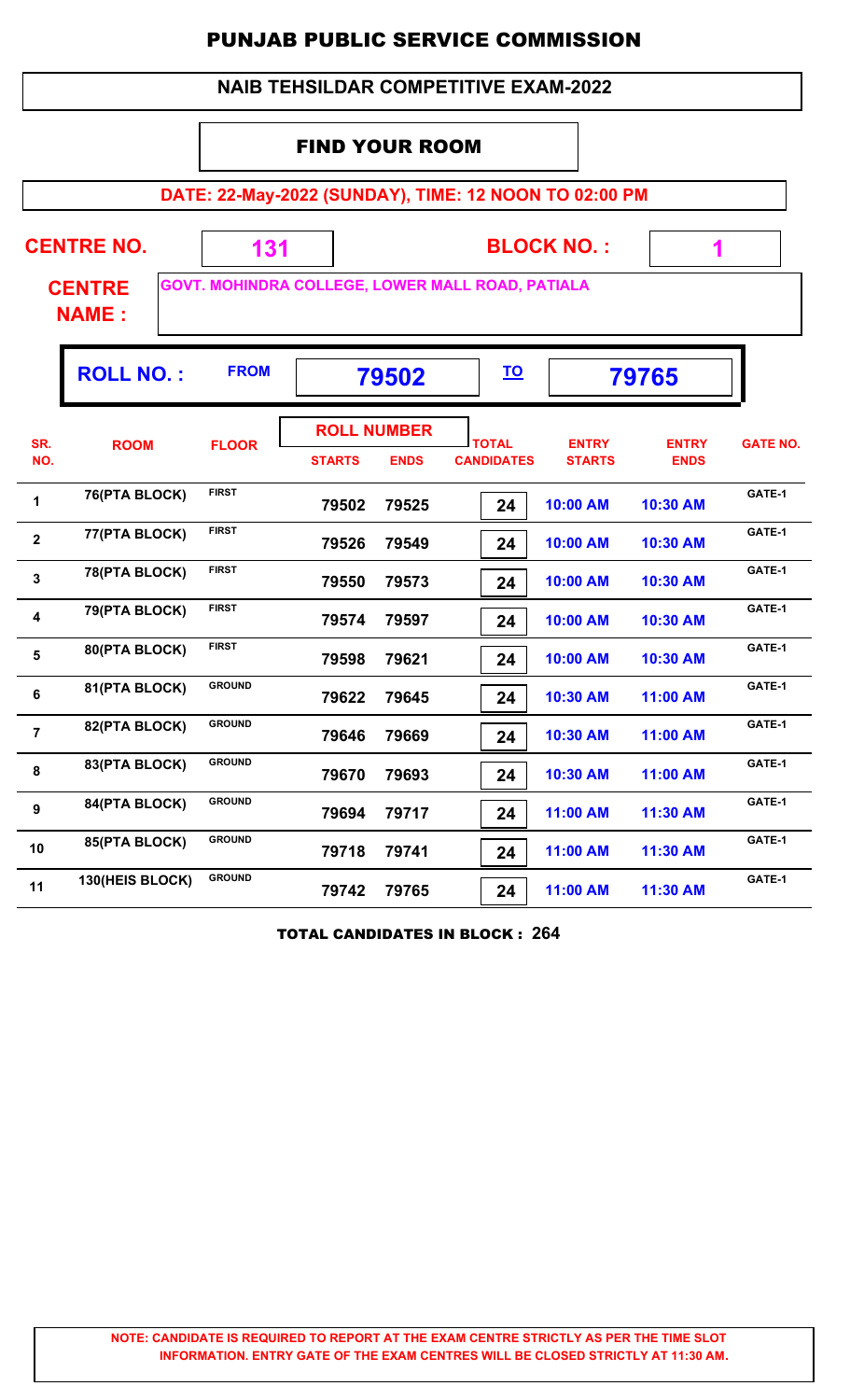# PUNJAB PUBLIC SERVICE COMMISSION

## NAIB TEHSILDAR COMPETITIVE EXAM-2022

### FIND YOUR ROOM

**DATE: 22-May-2022 (SUNDAY), TIME: 12 NOON TO 02:00 PM**

**CENTRE NO.** 131 **BLOCK NO. :** 1

**CENTRE NAME :** GOVT. MOHINDRA COLLEGE, LOWER MALL ROAD, PATIALA

**ROLL NO. :** FROM 79502 TO 79765

| SR. NO. | ROOM | FLOOR | ROLL NUMBER STARTS | ROLL NUMBER ENDS | TOTAL CANDIDATES | ENTRY STARTS | ENTRY ENDS | GATE NO. |
|---|---|---|---|---|---|---|---|---|
| 1 | 76(PTA BLOCK) | FIRST | 79502 | 79525 | 24 | 10:00 AM | 10:30 AM | GATE-1 |
| 2 | 77(PTA BLOCK) | FIRST | 79526 | 79549 | 24 | 10:00 AM | 10:30 AM | GATE-1 |
| 3 | 78(PTA BLOCK) | FIRST | 79550 | 79573 | 24 | 10:00 AM | 10:30 AM | GATE-1 |
| 4 | 79(PTA BLOCK) | FIRST | 79574 | 79597 | 24 | 10:00 AM | 10:30 AM | GATE-1 |
| 5 | 80(PTA BLOCK) | FIRST | 79598 | 79621 | 24 | 10:00 AM | 10:30 AM | GATE-1 |
| 6 | 81(PTA BLOCK) | GROUND | 79622 | 79645 | 24 | 10:30 AM | 11:00 AM | GATE-1 |
| 7 | 82(PTA BLOCK) | GROUND | 79646 | 79669 | 24 | 10:30 AM | 11:00 AM | GATE-1 |
| 8 | 83(PTA BLOCK) | GROUND | 79670 | 79693 | 24 | 10:30 AM | 11:00 AM | GATE-1 |
| 9 | 84(PTA BLOCK) | GROUND | 79694 | 79717 | 24 | 11:00 AM | 11:30 AM | GATE-1 |
| 10 | 85(PTA BLOCK) | GROUND | 79718 | 79741 | 24 | 11:00 AM | 11:30 AM | GATE-1 |
| 11 | 130(HEIS BLOCK) | GROUND | 79742 | 79765 | 24 | 11:00 AM | 11:30 AM | GATE-1 |

**TOTAL CANDIDATES IN BLOCK : 264**

**NOTE: CANDIDATE IS REQUIRED TO REPORT AT THE EXAM CENTRE STRICTLY AS PER THE TIME SLOT INFORMATION. ENTRY GATE OF THE EXAM CENTRES WILL BE CLOSED STRICTLY AT 11:30 AM.**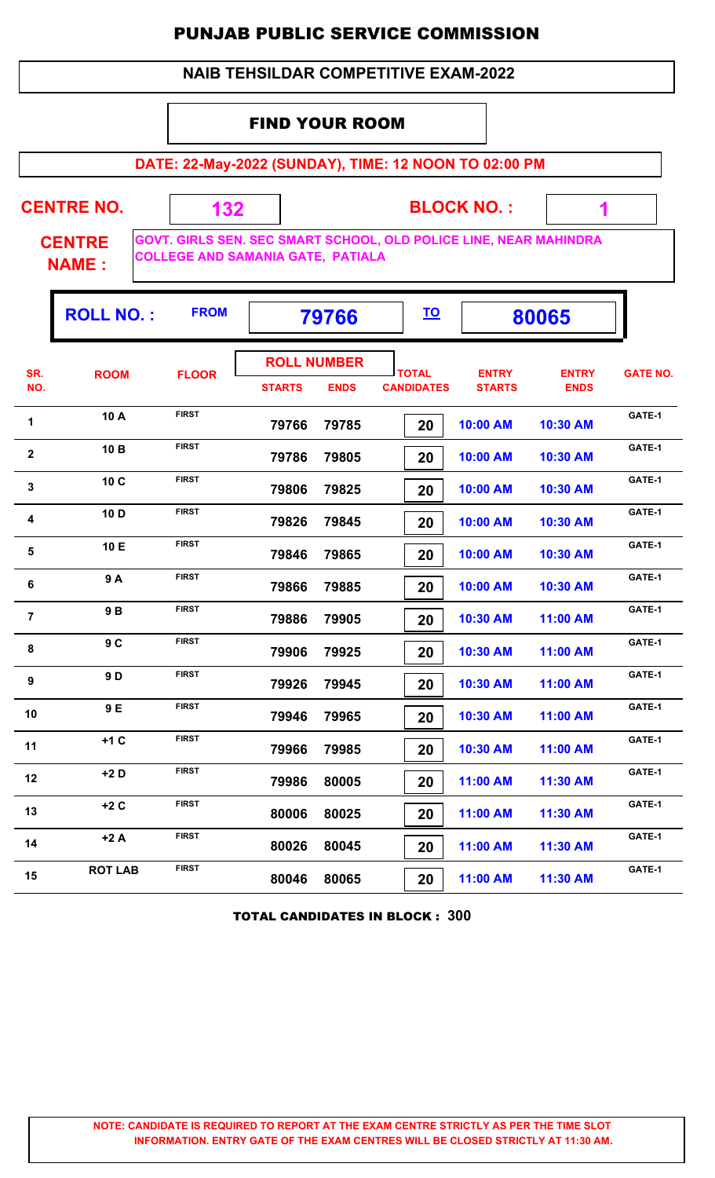# PUNJAB PUBLIC SERVICE COMMISSION

## NAIB TEHSILDAR COMPETITIVE EXAM-2022

### FIND YOUR ROOM

**DATE: 22-May-2022 (SUNDAY), TIME: 12 NOON TO 02:00 PM**

**CENTRE NO.** 132 **BLOCK NO. :** 1

**CENTRE NAME :** GOVT. GIRLS SEN. SEC SMART SCHOOL, OLD POLICE LINE, NEAR MAHINDRA COLLEGE AND SAMANIA GATE, PATIALA

**ROLL NO. :** FROM 79766 TO 80065

| SR. NO. | ROOM | FLOOR | ROLL NUMBER STARTS | ROLL NUMBER ENDS | TOTAL CANDIDATES | ENTRY STARTS | ENTRY ENDS | GATE NO. |
|---|---|---|---|---|---|---|---|---|
| 1 | 10 A | FIRST | 79766 | 79785 | 20 | 10:00 AM | 10:30 AM | GATE-1 |
| 2 | 10 B | FIRST | 79786 | 79805 | 20 | 10:00 AM | 10:30 AM | GATE-1 |
| 3 | 10 C | FIRST | 79806 | 79825 | 20 | 10:00 AM | 10:30 AM | GATE-1 |
| 4 | 10 D | FIRST | 79826 | 79845 | 20 | 10:00 AM | 10:30 AM | GATE-1 |
| 5 | 10 E | FIRST | 79846 | 79865 | 20 | 10:00 AM | 10:30 AM | GATE-1 |
| 6 | 9 A | FIRST | 79866 | 79885 | 20 | 10:00 AM | 10:30 AM | GATE-1 |
| 7 | 9 B | FIRST | 79886 | 79905 | 20 | 10:30 AM | 11:00 AM | GATE-1 |
| 8 | 9 C | FIRST | 79906 | 79925 | 20 | 10:30 AM | 11:00 AM | GATE-1 |
| 9 | 9 D | FIRST | 79926 | 79945 | 20 | 10:30 AM | 11:00 AM | GATE-1 |
| 10 | 9 E | FIRST | 79946 | 79965 | 20 | 10:30 AM | 11:00 AM | GATE-1 |
| 11 | +1 C | FIRST | 79966 | 79985 | 20 | 10:30 AM | 11:00 AM | GATE-1 |
| 12 | +2 D | FIRST | 79986 | 80005 | 20 | 11:00 AM | 11:30 AM | GATE-1 |
| 13 | +2 C | FIRST | 80006 | 80025 | 20 | 11:00 AM | 11:30 AM | GATE-1 |
| 14 | +2 A | FIRST | 80026 | 80045 | 20 | 11:00 AM | 11:30 AM | GATE-1 |
| 15 | ROT LAB | FIRST | 80046 | 80065 | 20 | 11:00 AM | 11:30 AM | GATE-1 |

**TOTAL CANDIDATES IN BLOCK : 300**

**NOTE: CANDIDATE IS REQUIRED TO REPORT AT THE EXAM CENTRE STRICTLY AS PER THE TIME SLOT INFORMATION. ENTRY GATE OF THE EXAM CENTRES WILL BE CLOSED STRICTLY AT 11:30 AM.**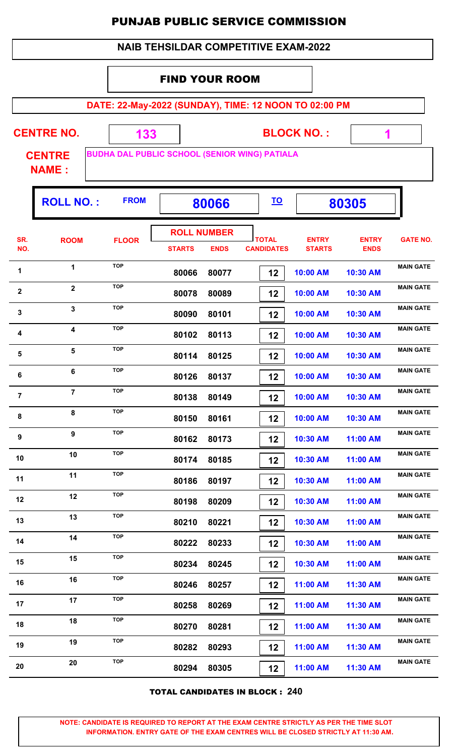# PUNJAB PUBLIC SERVICE COMMISSION

## NAIB TEHSILDAR COMPETITIVE EXAM-2022

### FIND YOUR ROOM

**DATE: 22-May-2022 (SUNDAY), TIME: 12 NOON TO 02:00 PM**

**CENTRE NO.** 133 **BLOCK NO. :** 1

**CENTRE NAME :** BUDHA DAL PUBLIC SCHOOL (SENIOR WING) PATIALA

**ROLL NO. :** FROM **80066** TO **80305**

| SR. NO. | ROOM | FLOOR | ROLL NUMBER STARTS | ROLL NUMBER ENDS | TOTAL CANDIDATES | ENTRY STARTS | ENTRY ENDS | GATE NO. |
|---|---|---|---|---|---|---|---|---|
| 1 | 1 | TOP | 80066 | 80077 | 12 | 10:00 AM | 10:30 AM | MAIN GATE |
| 2 | 2 | TOP | 80078 | 80089 | 12 | 10:00 AM | 10:30 AM | MAIN GATE |
| 3 | 3 | TOP | 80090 | 80101 | 12 | 10:00 AM | 10:30 AM | MAIN GATE |
| 4 | 4 | TOP | 80102 | 80113 | 12 | 10:00 AM | 10:30 AM | MAIN GATE |
| 5 | 5 | TOP | 80114 | 80125 | 12 | 10:00 AM | 10:30 AM | MAIN GATE |
| 6 | 6 | TOP | 80126 | 80137 | 12 | 10:00 AM | 10:30 AM | MAIN GATE |
| 7 | 7 | TOP | 80138 | 80149 | 12 | 10:00 AM | 10:30 AM | MAIN GATE |
| 8 | 8 | TOP | 80150 | 80161 | 12 | 10:00 AM | 10:30 AM | MAIN GATE |
| 9 | 9 | TOP | 80162 | 80173 | 12 | 10:30 AM | 11:00 AM | MAIN GATE |
| 10 | 10 | TOP | 80174 | 80185 | 12 | 10:30 AM | 11:00 AM | MAIN GATE |
| 11 | 11 | TOP | 80186 | 80197 | 12 | 10:30 AM | 11:00 AM | MAIN GATE |
| 12 | 12 | TOP | 80198 | 80209 | 12 | 10:30 AM | 11:00 AM | MAIN GATE |
| 13 | 13 | TOP | 80210 | 80221 | 12 | 10:30 AM | 11:00 AM | MAIN GATE |
| 14 | 14 | TOP | 80222 | 80233 | 12 | 10:30 AM | 11:00 AM | MAIN GATE |
| 15 | 15 | TOP | 80234 | 80245 | 12 | 10:30 AM | 11:00 AM | MAIN GATE |
| 16 | 16 | TOP | 80246 | 80257 | 12 | 11:00 AM | 11:30 AM | MAIN GATE |
| 17 | 17 | TOP | 80258 | 80269 | 12 | 11:00 AM | 11:30 AM | MAIN GATE |
| 18 | 18 | TOP | 80270 | 80281 | 12 | 11:00 AM | 11:30 AM | MAIN GATE |
| 19 | 19 | TOP | 80282 | 80293 | 12 | 11:00 AM | 11:30 AM | MAIN GATE |
| 20 | 20 | TOP | 80294 | 80305 | 12 | 11:00 AM | 11:30 AM | MAIN GATE |

**TOTAL CANDIDATES IN BLOCK : 240**

**NOTE: CANDIDATE IS REQUIRED TO REPORT AT THE EXAM CENTRE STRICTLY AS PER THE TIME SLOT INFORMATION. ENTRY GATE OF THE EXAM CENTRES WILL BE CLOSED STRICTLY AT 11:30 AM.**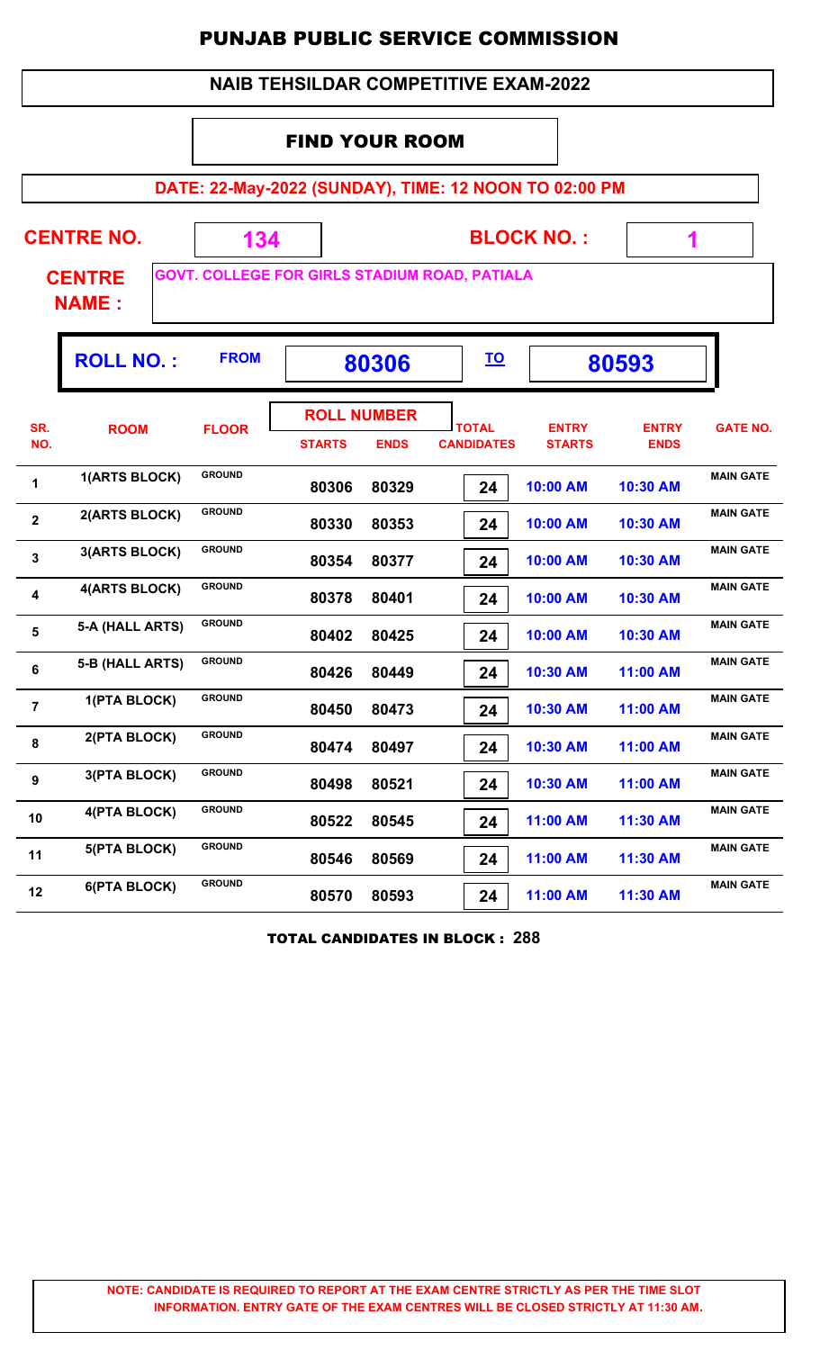# PUNJAB PUBLIC SERVICE COMMISSION

## NAIB TEHSILDAR COMPETITIVE EXAM-2022

### FIND YOUR ROOM

**DATE: 22-May-2022 (SUNDAY), TIME: 12 NOON TO 02:00 PM**

**CENTRE NO.** 134 **BLOCK NO. :** 1

**CENTRE NAME :** GOVT. COLLEGE FOR GIRLS STADIUM ROAD, PATIALA

**ROLL NO. :** FROM 80306 TO 80593

| SR. NO. | ROOM | FLOOR | ROLL NUMBER STARTS | ROLL NUMBER ENDS | TOTAL CANDIDATES | ENTRY STARTS | ENTRY ENDS | GATE NO. |
|---|---|---|---|---|---|---|---|---|
| 1 | 1(ARTS BLOCK) | GROUND | 80306 | 80329 | 24 | 10:00 AM | 10:30 AM | MAIN GATE |
| 2 | 2(ARTS BLOCK) | GROUND | 80330 | 80353 | 24 | 10:00 AM | 10:30 AM | MAIN GATE |
| 3 | 3(ARTS BLOCK) | GROUND | 80354 | 80377 | 24 | 10:00 AM | 10:30 AM | MAIN GATE |
| 4 | 4(ARTS BLOCK) | GROUND | 80378 | 80401 | 24 | 10:00 AM | 10:30 AM | MAIN GATE |
| 5 | 5-A (HALL ARTS) | GROUND | 80402 | 80425 | 24 | 10:00 AM | 10:30 AM | MAIN GATE |
| 6 | 5-B (HALL ARTS) | GROUND | 80426 | 80449 | 24 | 10:30 AM | 11:00 AM | MAIN GATE |
| 7 | 1(PTA BLOCK) | GROUND | 80450 | 80473 | 24 | 10:30 AM | 11:00 AM | MAIN GATE |
| 8 | 2(PTA BLOCK) | GROUND | 80474 | 80497 | 24 | 10:30 AM | 11:00 AM | MAIN GATE |
| 9 | 3(PTA BLOCK) | GROUND | 80498 | 80521 | 24 | 10:30 AM | 11:00 AM | MAIN GATE |
| 10 | 4(PTA BLOCK) | GROUND | 80522 | 80545 | 24 | 11:00 AM | 11:30 AM | MAIN GATE |
| 11 | 5(PTA BLOCK) | GROUND | 80546 | 80569 | 24 | 11:00 AM | 11:30 AM | MAIN GATE |
| 12 | 6(PTA BLOCK) | GROUND | 80570 | 80593 | 24 | 11:00 AM | 11:30 AM | MAIN GATE |

**TOTAL CANDIDATES IN BLOCK : 288**

**NOTE: CANDIDATE IS REQUIRED TO REPORT AT THE EXAM CENTRE STRICTLY AS PER THE TIME SLOT INFORMATION. ENTRY GATE OF THE EXAM CENTRES WILL BE CLOSED STRICTLY AT 11:30 AM.**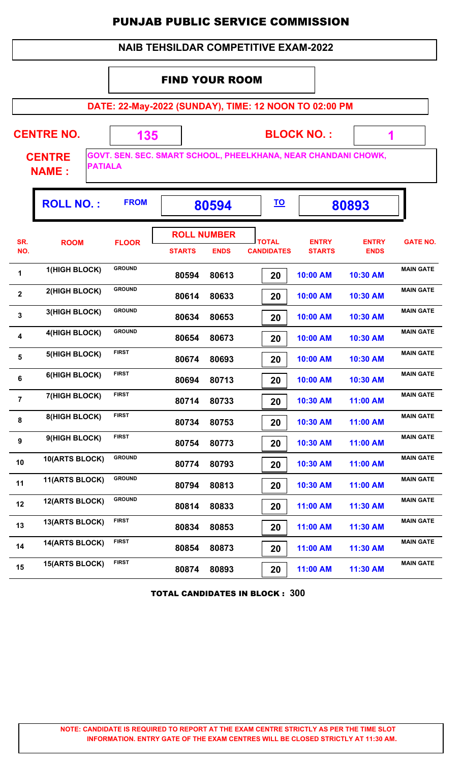# PUNJAB PUBLIC SERVICE COMMISSION

## NAIB TEHSILDAR COMPETITIVE EXAM-2022

### FIND YOUR ROOM

**DATE: 22-May-2022 (SUNDAY), TIME: 12 NOON TO 02:00 PM**

**CENTRE NO.** 135 **BLOCK NO. :** 1

**CENTRE NAME :** GOVT. SEN. SEC. SMART SCHOOL, PHEELKHANA, NEAR CHANDANI CHOWK, PATIALA

**ROLL NO. :** FROM **80594** TO **80893**

| SR. NO. | ROOM | FLOOR | ROLL NUMBER STARTS | ROLL NUMBER ENDS | TOTAL CANDIDATES | ENTRY STARTS | ENTRY ENDS | GATE NO. |
|---|---|---|---|---|---|---|---|---|
| 1 | 1(HIGH BLOCK) | GROUND | 80594 | 80613 | 20 | 10:00 AM | 10:30 AM | MAIN GATE |
| 2 | 2(HIGH BLOCK) | GROUND | 80614 | 80633 | 20 | 10:00 AM | 10:30 AM | MAIN GATE |
| 3 | 3(HIGH BLOCK) | GROUND | 80634 | 80653 | 20 | 10:00 AM | 10:30 AM | MAIN GATE |
| 4 | 4(HIGH BLOCK) | GROUND | 80654 | 80673 | 20 | 10:00 AM | 10:30 AM | MAIN GATE |
| 5 | 5(HIGH BLOCK) | FIRST | 80674 | 80693 | 20 | 10:00 AM | 10:30 AM | MAIN GATE |
| 6 | 6(HIGH BLOCK) | FIRST | 80694 | 80713 | 20 | 10:00 AM | 10:30 AM | MAIN GATE |
| 7 | 7(HIGH BLOCK) | FIRST | 80714 | 80733 | 20 | 10:30 AM | 11:00 AM | MAIN GATE |
| 8 | 8(HIGH BLOCK) | FIRST | 80734 | 80753 | 20 | 10:30 AM | 11:00 AM | MAIN GATE |
| 9 | 9(HIGH BLOCK) | FIRST | 80754 | 80773 | 20 | 10:30 AM | 11:00 AM | MAIN GATE |
| 10 | 10(ARTS BLOCK) | GROUND | 80774 | 80793 | 20 | 10:30 AM | 11:00 AM | MAIN GATE |
| 11 | 11(ARTS BLOCK) | GROUND | 80794 | 80813 | 20 | 10:30 AM | 11:00 AM | MAIN GATE |
| 12 | 12(ARTS BLOCK) | GROUND | 80814 | 80833 | 20 | 11:00 AM | 11:30 AM | MAIN GATE |
| 13 | 13(ARTS BLOCK) | FIRST | 80834 | 80853 | 20 | 11:00 AM | 11:30 AM | MAIN GATE |
| 14 | 14(ARTS BLOCK) | FIRST | 80854 | 80873 | 20 | 11:00 AM | 11:30 AM | MAIN GATE |
| 15 | 15(ARTS BLOCK) | FIRST | 80874 | 80893 | 20 | 11:00 AM | 11:30 AM | MAIN GATE |

**TOTAL CANDIDATES IN BLOCK : 300**

**NOTE: CANDIDATE IS REQUIRED TO REPORT AT THE EXAM CENTRE STRICTLY AS PER THE TIME SLOT INFORMATION. ENTRY GATE OF THE EXAM CENTRES WILL BE CLOSED STRICTLY AT 11:30 AM.**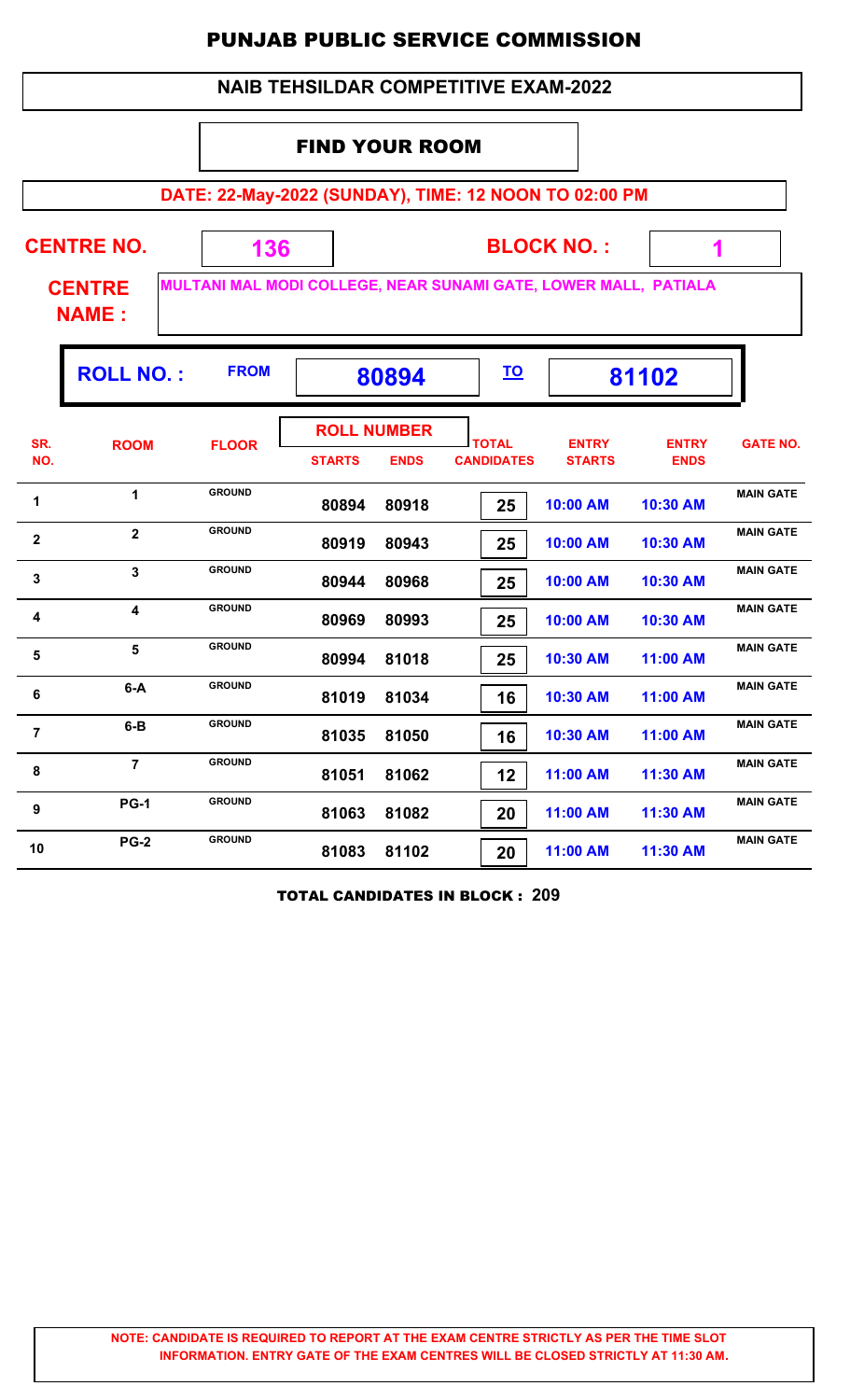# PUNJAB PUBLIC SERVICE COMMISSION

## NAIB TEHSILDAR COMPETITIVE EXAM-2022

### FIND YOUR ROOM

**DATE: 22-May-2022 (SUNDAY), TIME: 12 NOON TO 02:00 PM**

**CENTRE NO.** 136 **BLOCK NO. :** 1

**CENTRE NAME :** MULTANI MAL MODI COLLEGE, NEAR SUNAMI GATE, LOWER MALL, PATIALA

**ROLL NO. :** FROM **80894** TO **81102**

| SR. NO. | ROOM | FLOOR | ROLL NUMBER STARTS | ROLL NUMBER ENDS | TOTAL CANDIDATES | ENTRY STARTS | ENTRY ENDS | GATE NO. |
|---|---|---|---|---|---|---|---|---|
| 1 | 1 | GROUND | 80894 | 80918 | 25 | 10:00 AM | 10:30 AM | MAIN GATE |
| 2 | 2 | GROUND | 80919 | 80943 | 25 | 10:00 AM | 10:30 AM | MAIN GATE |
| 3 | 3 | GROUND | 80944 | 80968 | 25 | 10:00 AM | 10:30 AM | MAIN GATE |
| 4 | 4 | GROUND | 80969 | 80993 | 25 | 10:00 AM | 10:30 AM | MAIN GATE |
| 5 | 5 | GROUND | 80994 | 81018 | 25 | 10:30 AM | 11:00 AM | MAIN GATE |
| 6 | 6-A | GROUND | 81019 | 81034 | 16 | 10:30 AM | 11:00 AM | MAIN GATE |
| 7 | 6-B | GROUND | 81035 | 81050 | 16 | 10:30 AM | 11:00 AM | MAIN GATE |
| 8 | 7 | GROUND | 81051 | 81062 | 12 | 11:00 AM | 11:30 AM | MAIN GATE |
| 9 | PG-1 | GROUND | 81063 | 81082 | 20 | 11:00 AM | 11:30 AM | MAIN GATE |
| 10 | PG-2 | GROUND | 81083 | 81102 | 20 | 11:00 AM | 11:30 AM | MAIN GATE |

**TOTAL CANDIDATES IN BLOCK : 209**

**NOTE: CANDIDATE IS REQUIRED TO REPORT AT THE EXAM CENTRE STRICTLY AS PER THE TIME SLOT INFORMATION. ENTRY GATE OF THE EXAM CENTRES WILL BE CLOSED STRICTLY AT 11:30 AM.**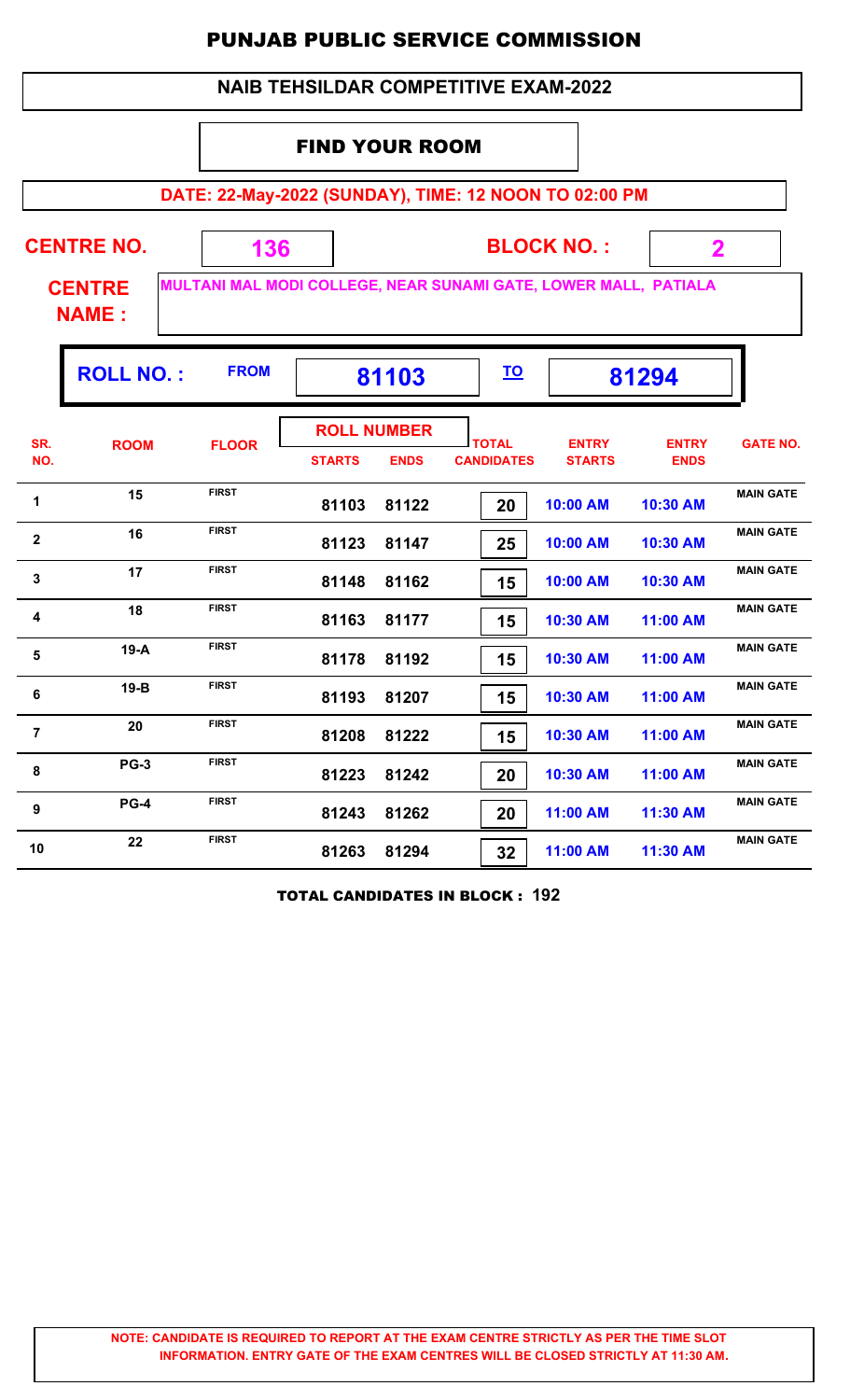# PUNJAB PUBLIC SERVICE COMMISSION

## NAIB TEHSILDAR COMPETITIVE EXAM-2022

### FIND YOUR ROOM

**DATE: 22-May-2022 (SUNDAY), TIME: 12 NOON TO 02:00 PM**

**CENTRE NO.** 136 **BLOCK NO. :** 2

**CENTRE NAME :** MULTANI MAL MODI COLLEGE, NEAR SUNAMI GATE, LOWER MALL, PATIALA

**ROLL NO. :** FROM 81103 TO 81294

| SR. NO. | ROOM | FLOOR | ROLL NUMBER STARTS | ROLL NUMBER ENDS | TOTAL CANDIDATES | ENTRY STARTS | ENTRY ENDS | GATE NO. |
|---|---|---|---|---|---|---|---|---|
| 1 | 15 | FIRST | 81103 | 81122 | 20 | 10:00 AM | 10:30 AM | MAIN GATE |
| 2 | 16 | FIRST | 81123 | 81147 | 25 | 10:00 AM | 10:30 AM | MAIN GATE |
| 3 | 17 | FIRST | 81148 | 81162 | 15 | 10:00 AM | 10:30 AM | MAIN GATE |
| 4 | 18 | FIRST | 81163 | 81177 | 15 | 10:30 AM | 11:00 AM | MAIN GATE |
| 5 | 19-A | FIRST | 81178 | 81192 | 15 | 10:30 AM | 11:00 AM | MAIN GATE |
| 6 | 19-B | FIRST | 81193 | 81207 | 15 | 10:30 AM | 11:00 AM | MAIN GATE |
| 7 | 20 | FIRST | 81208 | 81222 | 15 | 10:30 AM | 11:00 AM | MAIN GATE |
| 8 | PG-3 | FIRST | 81223 | 81242 | 20 | 10:30 AM | 11:00 AM | MAIN GATE |
| 9 | PG-4 | FIRST | 81243 | 81262 | 20 | 11:00 AM | 11:30 AM | MAIN GATE |
| 10 | 22 | FIRST | 81263 | 81294 | 32 | 11:00 AM | 11:30 AM | MAIN GATE |

**TOTAL CANDIDATES IN BLOCK : 192**

**NOTE: CANDIDATE IS REQUIRED TO REPORT AT THE EXAM CENTRE STRICTLY AS PER THE TIME SLOT INFORMATION. ENTRY GATE OF THE EXAM CENTRES WILL BE CLOSED STRICTLY AT 11:30 AM.**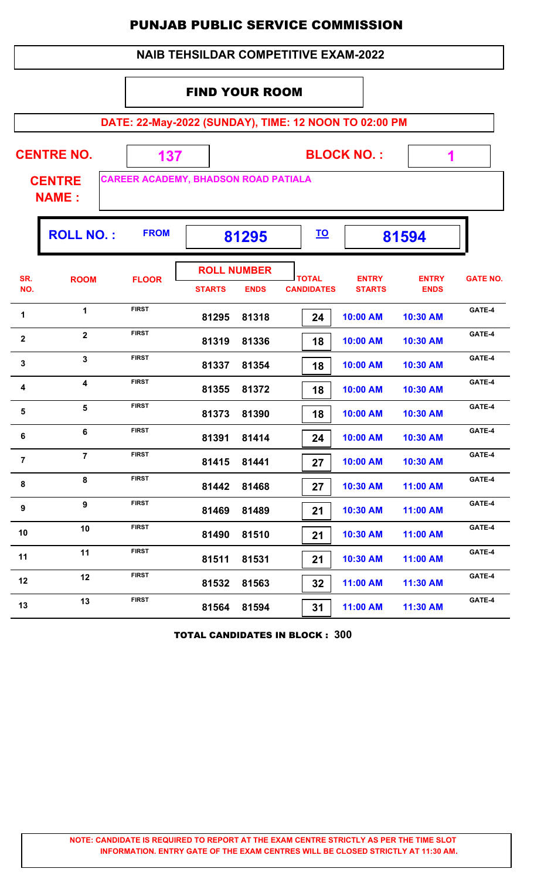# PUNJAB PUBLIC SERVICE COMMISSION

## NAIB TEHSILDAR COMPETITIVE EXAM-2022

### FIND YOUR ROOM

**DATE: 22-May-2022 (SUNDAY), TIME: 12 NOON TO 02:00 PM**

**CENTRE NO.** 137 **BLOCK NO. :** 1

**CENTRE NAME :** CAREER ACADEMY, BHADSON ROAD PATIALA

**ROLL NO. :** FROM 81295 TO 81594

| SR. NO. | ROOM | FLOOR | ROLL NUMBER STARTS | ROLL NUMBER ENDS | TOTAL CANDIDATES | ENTRY STARTS | ENTRY ENDS | GATE NO. |
|---|---|---|---|---|---|---|---|---|
| 1 | 1 | FIRST | 81295 | 81318 | 24 | 10:00 AM | 10:30 AM | GATE-4 |
| 2 | 2 | FIRST | 81319 | 81336 | 18 | 10:00 AM | 10:30 AM | GATE-4 |
| 3 | 3 | FIRST | 81337 | 81354 | 18 | 10:00 AM | 10:30 AM | GATE-4 |
| 4 | 4 | FIRST | 81355 | 81372 | 18 | 10:00 AM | 10:30 AM | GATE-4 |
| 5 | 5 | FIRST | 81373 | 81390 | 18 | 10:00 AM | 10:30 AM | GATE-4 |
| 6 | 6 | FIRST | 81391 | 81414 | 24 | 10:00 AM | 10:30 AM | GATE-4 |
| 7 | 7 | FIRST | 81415 | 81441 | 27 | 10:00 AM | 10:30 AM | GATE-4 |
| 8 | 8 | FIRST | 81442 | 81468 | 27 | 10:30 AM | 11:00 AM | GATE-4 |
| 9 | 9 | FIRST | 81469 | 81489 | 21 | 10:30 AM | 11:00 AM | GATE-4 |
| 10 | 10 | FIRST | 81490 | 81510 | 21 | 10:30 AM | 11:00 AM | GATE-4 |
| 11 | 11 | FIRST | 81511 | 81531 | 21 | 10:30 AM | 11:00 AM | GATE-4 |
| 12 | 12 | FIRST | 81532 | 81563 | 32 | 11:00 AM | 11:30 AM | GATE-4 |
| 13 | 13 | FIRST | 81564 | 81594 | 31 | 11:00 AM | 11:30 AM | GATE-4 |

**TOTAL CANDIDATES IN BLOCK : 300**

**NOTE: CANDIDATE IS REQUIRED TO REPORT AT THE EXAM CENTRE STRICTLY AS PER THE TIME SLOT INFORMATION. ENTRY GATE OF THE EXAM CENTRES WILL BE CLOSED STRICTLY AT 11:30 AM.**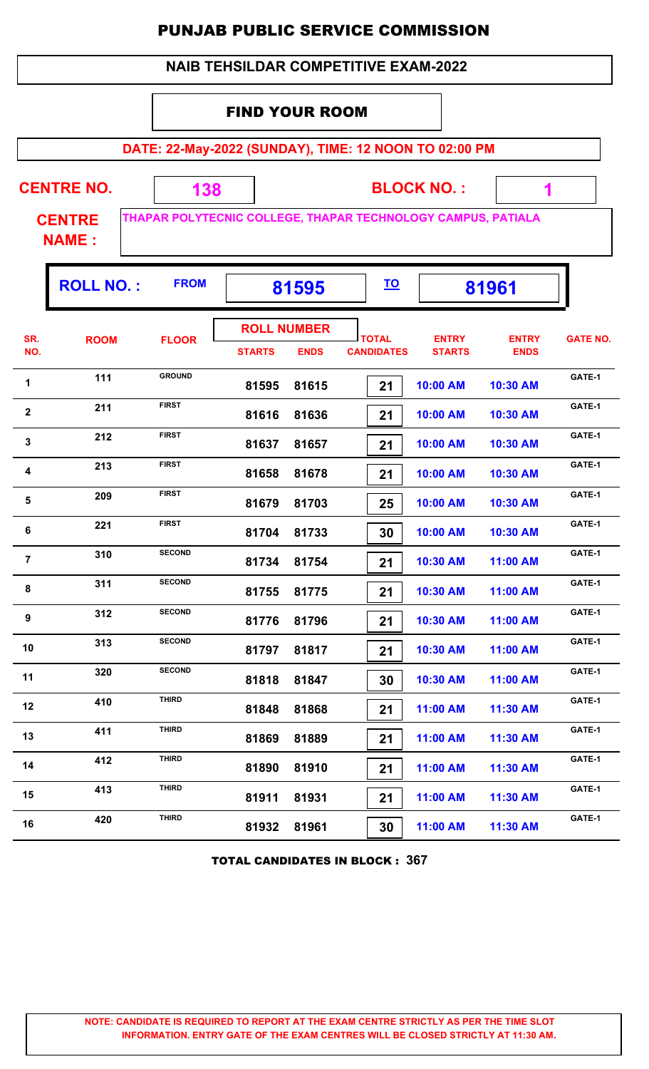# PUNJAB PUBLIC SERVICE COMMISSION

## NAIB TEHSILDAR COMPETITIVE EXAM-2022

### FIND YOUR ROOM

**DATE: 22-May-2022 (SUNDAY), TIME: 12 NOON TO 02:00 PM**

**CENTRE NO.** 138 **BLOCK NO. :** 1

**CENTRE NAME :** THAPAR POLYTECNIC COLLEGE, THAPAR TECHNOLOGY CAMPUS, PATIALA

**ROLL NO. :** FROM **81595** TO **81961**

| SR. NO. | ROOM | FLOOR | ROLL NUMBER STARTS | ROLL NUMBER ENDS | TOTAL CANDIDATES | ENTRY STARTS | ENTRY ENDS | GATE NO. |
|---|---|---|---|---|---|---|---|---|
| 1 | 111 | GROUND | 81595 | 81615 | 21 | 10:00 AM | 10:30 AM | GATE-1 |
| 2 | 211 | FIRST | 81616 | 81636 | 21 | 10:00 AM | 10:30 AM | GATE-1 |
| 3 | 212 | FIRST | 81637 | 81657 | 21 | 10:00 AM | 10:30 AM | GATE-1 |
| 4 | 213 | FIRST | 81658 | 81678 | 21 | 10:00 AM | 10:30 AM | GATE-1 |
| 5 | 209 | FIRST | 81679 | 81703 | 25 | 10:00 AM | 10:30 AM | GATE-1 |
| 6 | 221 | FIRST | 81704 | 81733 | 30 | 10:00 AM | 10:30 AM | GATE-1 |
| 7 | 310 | SECOND | 81734 | 81754 | 21 | 10:30 AM | 11:00 AM | GATE-1 |
| 8 | 311 | SECOND | 81755 | 81775 | 21 | 10:30 AM | 11:00 AM | GATE-1 |
| 9 | 312 | SECOND | 81776 | 81796 | 21 | 10:30 AM | 11:00 AM | GATE-1 |
| 10 | 313 | SECOND | 81797 | 81817 | 21 | 10:30 AM | 11:00 AM | GATE-1 |
| 11 | 320 | SECOND | 81818 | 81847 | 30 | 10:30 AM | 11:00 AM | GATE-1 |
| 12 | 410 | THIRD | 81848 | 81868 | 21 | 11:00 AM | 11:30 AM | GATE-1 |
| 13 | 411 | THIRD | 81869 | 81889 | 21 | 11:00 AM | 11:30 AM | GATE-1 |
| 14 | 412 | THIRD | 81890 | 81910 | 21 | 11:00 AM | 11:30 AM | GATE-1 |
| 15 | 413 | THIRD | 81911 | 81931 | 21 | 11:00 AM | 11:30 AM | GATE-1 |
| 16 | 420 | THIRD | 81932 | 81961 | 30 | 11:00 AM | 11:30 AM | GATE-1 |

**TOTAL CANDIDATES IN BLOCK : 367**

**NOTE: CANDIDATE IS REQUIRED TO REPORT AT THE EXAM CENTRE STRICTLY AS PER THE TIME SLOT INFORMATION. ENTRY GATE OF THE EXAM CENTRES WILL BE CLOSED STRICTLY AT 11:30 AM.**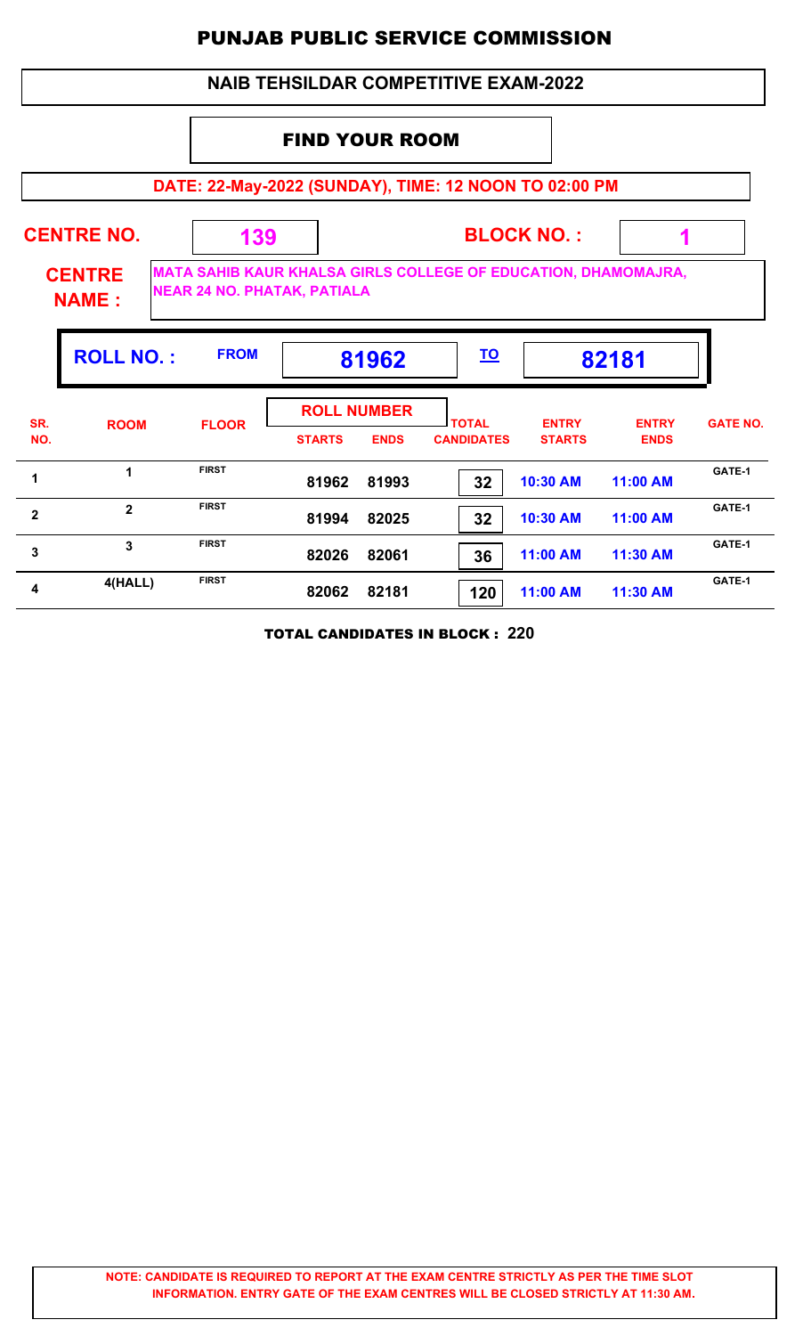# PUNJAB PUBLIC SERVICE COMMISSION

## NAIB TEHSILDAR COMPETITIVE EXAM-2022

### FIND YOUR ROOM

**DATE: 22-May-2022 (SUNDAY), TIME: 12 NOON TO 02:00 PM**

**CENTRE NO.** 139 **BLOCK NO. :** 1

**CENTRE NAME :** MATA SAHIB KAUR KHALSA GIRLS COLLEGE OF EDUCATION, DHAMOMAJRA, NEAR 24 NO. PHATAK, PATIALA

**ROLL NO. :** FROM 81962 TO 82181

| SR. NO. | ROOM | FLOOR | ROLL NUMBER STARTS | ROLL NUMBER ENDS | TOTAL CANDIDATES | ENTRY STARTS | ENTRY ENDS | GATE NO. |
|---|---|---|---|---|---|---|---|---|
| 1 | 1 | FIRST | 81962 | 81993 | 32 | 10:30 AM | 11:00 AM | GATE-1 |
| 2 | 2 | FIRST | 81994 | 82025 | 32 | 10:30 AM | 11:00 AM | GATE-1 |
| 3 | 3 | FIRST | 82026 | 82061 | 36 | 11:00 AM | 11:30 AM | GATE-1 |
| 4 | 4(HALL) | FIRST | 82062 | 82181 | 120 | 11:00 AM | 11:30 AM | GATE-1 |

**TOTAL CANDIDATES IN BLOCK : 220**

**NOTE: CANDIDATE IS REQUIRED TO REPORT AT THE EXAM CENTRE STRICTLY AS PER THE TIME SLOT INFORMATION. ENTRY GATE OF THE EXAM CENTRES WILL BE CLOSED STRICTLY AT 11:30 AM.**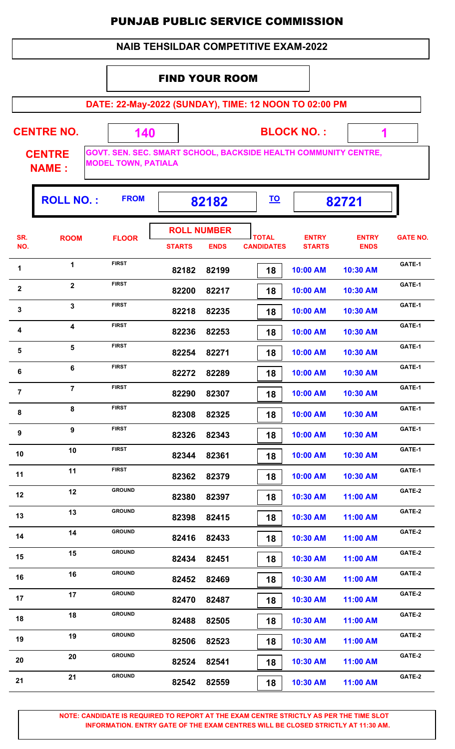# PUNJAB PUBLIC SERVICE COMMISSION

## NAIB TEHSILDAR COMPETITIVE EXAM-2022

### FIND YOUR ROOM

**DATE: 22-May-2022 (SUNDAY), TIME: 12 NOON TO 02:00 PM**

**CENTRE NO.** 140 **BLOCK NO. :** 1

**CENTRE NAME :** GOVT. SEN. SEC. SMART SCHOOL, BACKSIDE HEALTH COMMUNITY CENTRE, MODEL TOWN, PATIALA

**ROLL NO. :** FROM 82182 TO 82721

| SR. NO. | ROOM | FLOOR | ROLL NUMBER STARTS | ROLL NUMBER ENDS | TOTAL CANDIDATES | ENTRY STARTS | ENTRY ENDS | GATE NO. |
|---|---|---|---|---|---|---|---|---|
| 1 | 1 | FIRST | 82182 | 82199 | 18 | 10:00 AM | 10:30 AM | GATE-1 |
| 2 | 2 | FIRST | 82200 | 82217 | 18 | 10:00 AM | 10:30 AM | GATE-1 |
| 3 | 3 | FIRST | 82218 | 82235 | 18 | 10:00 AM | 10:30 AM | GATE-1 |
| 4 | 4 | FIRST | 82236 | 82253 | 18 | 10:00 AM | 10:30 AM | GATE-1 |
| 5 | 5 | FIRST | 82254 | 82271 | 18 | 10:00 AM | 10:30 AM | GATE-1 |
| 6 | 6 | FIRST | 82272 | 82289 | 18 | 10:00 AM | 10:30 AM | GATE-1 |
| 7 | 7 | FIRST | 82290 | 82307 | 18 | 10:00 AM | 10:30 AM | GATE-1 |
| 8 | 8 | FIRST | 82308 | 82325 | 18 | 10:00 AM | 10:30 AM | GATE-1 |
| 9 | 9 | FIRST | 82326 | 82343 | 18 | 10:00 AM | 10:30 AM | GATE-1 |
| 10 | 10 | FIRST | 82344 | 82361 | 18 | 10:00 AM | 10:30 AM | GATE-1 |
| 11 | 11 | FIRST | 82362 | 82379 | 18 | 10:00 AM | 10:30 AM | GATE-1 |
| 12 | 12 | GROUND | 82380 | 82397 | 18 | 10:30 AM | 11:00 AM | GATE-2 |
| 13 | 13 | GROUND | 82398 | 82415 | 18 | 10:30 AM | 11:00 AM | GATE-2 |
| 14 | 14 | GROUND | 82416 | 82433 | 18 | 10:30 AM | 11:00 AM | GATE-2 |
| 15 | 15 | GROUND | 82434 | 82451 | 18 | 10:30 AM | 11:00 AM | GATE-2 |
| 16 | 16 | GROUND | 82452 | 82469 | 18 | 10:30 AM | 11:00 AM | GATE-2 |
| 17 | 17 | GROUND | 82470 | 82487 | 18 | 10:30 AM | 11:00 AM | GATE-2 |
| 18 | 18 | GROUND | 82488 | 82505 | 18 | 10:30 AM | 11:00 AM | GATE-2 |
| 19 | 19 | GROUND | 82506 | 82523 | 18 | 10:30 AM | 11:00 AM | GATE-2 |
| 20 | 20 | GROUND | 82524 | 82541 | 18 | 10:30 AM | 11:00 AM | GATE-2 |
| 21 | 21 | GROUND | 82542 | 82559 | 18 | 10:30 AM | 11:00 AM | GATE-2 |

**NOTE: CANDIDATE IS REQUIRED TO REPORT AT THE EXAM CENTRE STRICTLY AS PER THE TIME SLOT INFORMATION. ENTRY GATE OF THE EXAM CENTRES WILL BE CLOSED STRICTLY AT 11:30 AM.**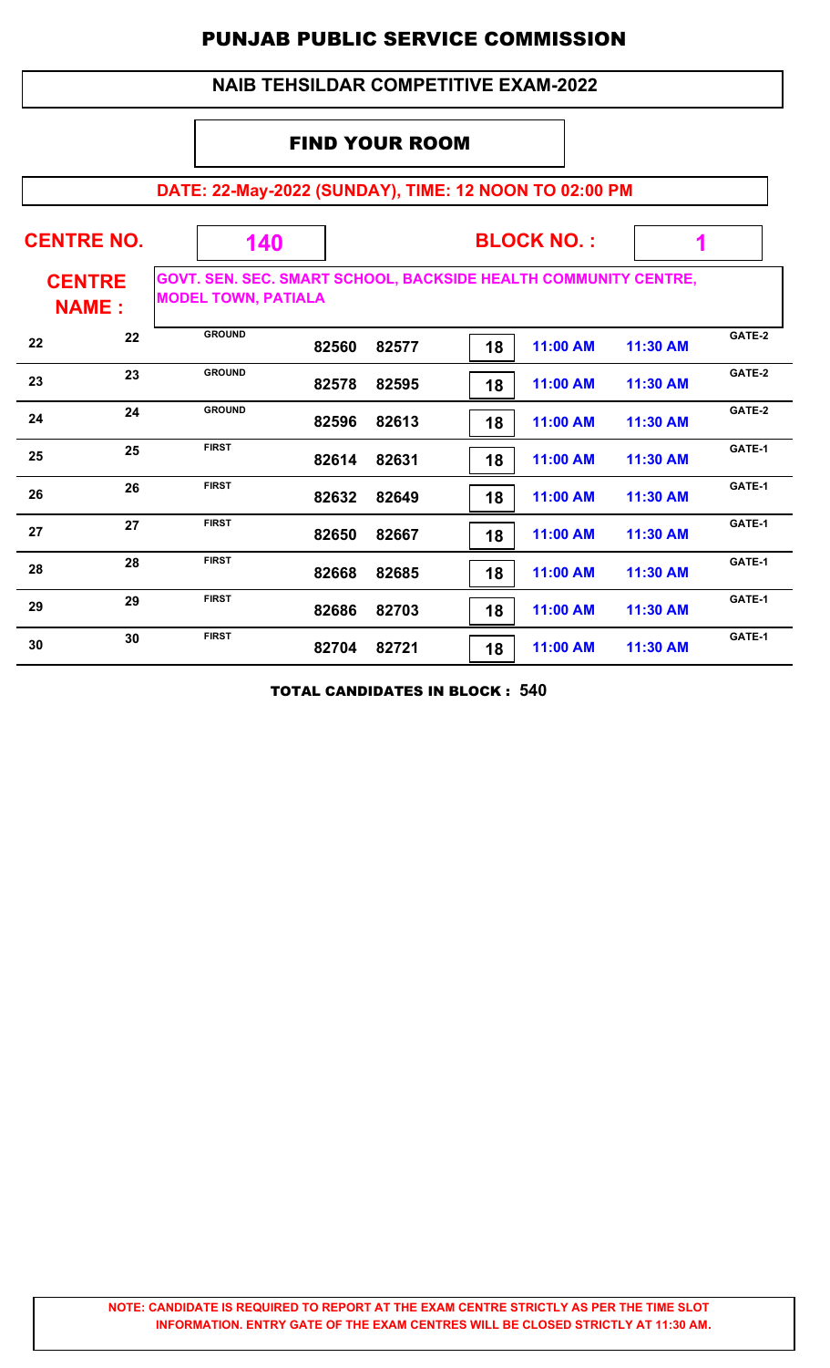# PUNJAB PUBLIC SERVICE COMMISSION

## NAIB TEHSILDAR COMPETITIVE EXAM-2022

### FIND YOUR ROOM

**DATE: 22-May-2022 (SUNDAY), TIME: 12 NOON TO 02:00 PM**

**CENTRE NO.** 140 **BLOCK NO. :** 1

**CENTRE NAME :** GOVT. SEN. SEC. SMART SCHOOL, BACKSIDE HEALTH COMMUNITY CENTRE, MODEL TOWN, PATIALA

| | | | | | | | | |
|---|---|---|---|---|---|---|---|---|
| 22 | 22 | GROUND | 82560 | 82577 | 18 | 11:00 AM | 11:30 AM | GATE-2 |
| 23 | 23 | GROUND | 82578 | 82595 | 18 | 11:00 AM | 11:30 AM | GATE-2 |
| 24 | 24 | GROUND | 82596 | 82613 | 18 | 11:00 AM | 11:30 AM | GATE-2 |
| 25 | 25 | FIRST | 82614 | 82631 | 18 | 11:00 AM | 11:30 AM | GATE-1 |
| 26 | 26 | FIRST | 82632 | 82649 | 18 | 11:00 AM | 11:30 AM | GATE-1 |
| 27 | 27 | FIRST | 82650 | 82667 | 18 | 11:00 AM | 11:30 AM | GATE-1 |
| 28 | 28 | FIRST | 82668 | 82685 | 18 | 11:00 AM | 11:30 AM | GATE-1 |
| 29 | 29 | FIRST | 82686 | 82703 | 18 | 11:00 AM | 11:30 AM | GATE-1 |
| 30 | 30 | FIRST | 82704 | 82721 | 18 | 11:00 AM | 11:30 AM | GATE-1 |

**TOTAL CANDIDATES IN BLOCK : 540**

**NOTE: CANDIDATE IS REQUIRED TO REPORT AT THE EXAM CENTRE STRICTLY AS PER THE TIME SLOT INFORMATION. ENTRY GATE OF THE EXAM CENTRES WILL BE CLOSED STRICTLY AT 11:30 AM.**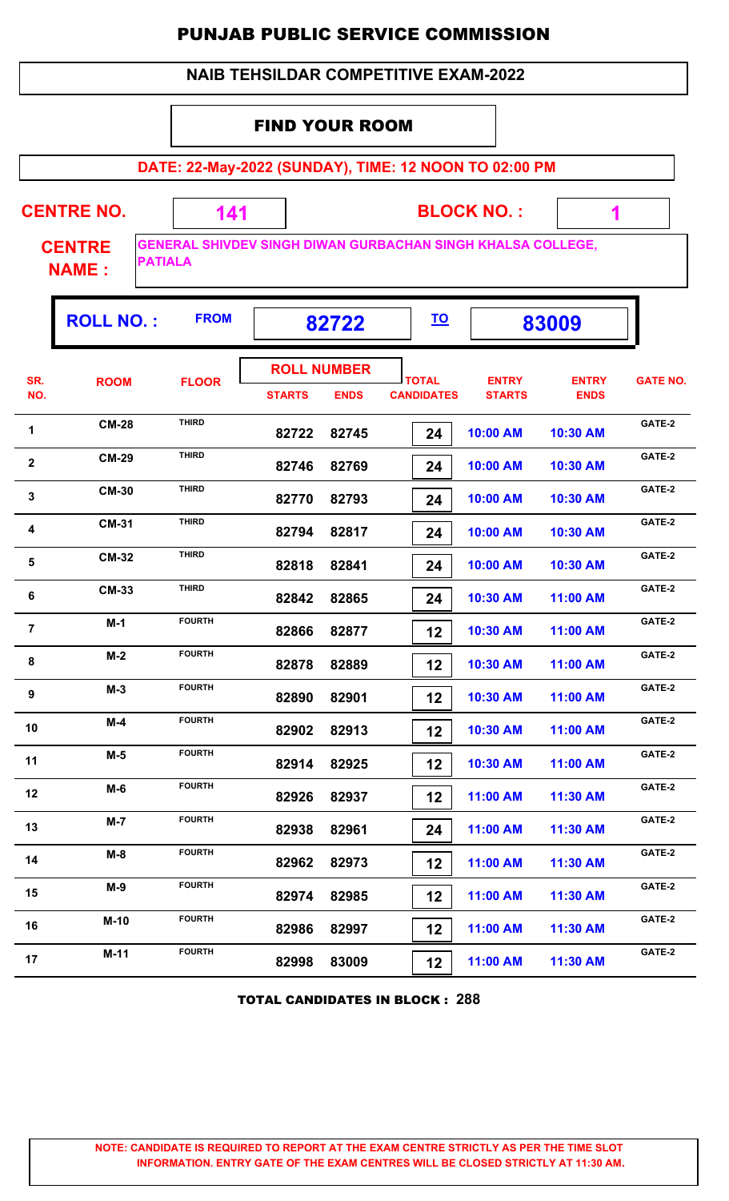# PUNJAB PUBLIC SERVICE COMMISSION

## NAIB TEHSILDAR COMPETITIVE EXAM-2022

### FIND YOUR ROOM

**DATE: 22-May-2022 (SUNDAY), TIME: 12 NOON TO 02:00 PM**

**CENTRE NO.** 141 **BLOCK NO. :** 1

**CENTRE NAME :** GENERAL SHIVDEV SINGH DIWAN GURBACHAN SINGH KHALSA COLLEGE, PATIALA

**ROLL NO. :** FROM 82722 TO 83009

| SR. NO. | ROOM | FLOOR | ROLL NUMBER STARTS | ROLL NUMBER ENDS | TOTAL CANDIDATES | ENTRY STARTS | ENTRY ENDS | GATE NO. |
|---|---|---|---|---|---|---|---|---|
| 1 | CM-28 | THIRD | 82722 | 82745 | 24 | 10:00 AM | 10:30 AM | GATE-2 |
| 2 | CM-29 | THIRD | 82746 | 82769 | 24 | 10:00 AM | 10:30 AM | GATE-2 |
| 3 | CM-30 | THIRD | 82770 | 82793 | 24 | 10:00 AM | 10:30 AM | GATE-2 |
| 4 | CM-31 | THIRD | 82794 | 82817 | 24 | 10:00 AM | 10:30 AM | GATE-2 |
| 5 | CM-32 | THIRD | 82818 | 82841 | 24 | 10:00 AM | 10:30 AM | GATE-2 |
| 6 | CM-33 | THIRD | 82842 | 82865 | 24 | 10:30 AM | 11:00 AM | GATE-2 |
| 7 | M-1 | FOURTH | 82866 | 82877 | 12 | 10:30 AM | 11:00 AM | GATE-2 |
| 8 | M-2 | FOURTH | 82878 | 82889 | 12 | 10:30 AM | 11:00 AM | GATE-2 |
| 9 | M-3 | FOURTH | 82890 | 82901 | 12 | 10:30 AM | 11:00 AM | GATE-2 |
| 10 | M-4 | FOURTH | 82902 | 82913 | 12 | 10:30 AM | 11:00 AM | GATE-2 |
| 11 | M-5 | FOURTH | 82914 | 82925 | 12 | 10:30 AM | 11:00 AM | GATE-2 |
| 12 | M-6 | FOURTH | 82926 | 82937 | 12 | 11:00 AM | 11:30 AM | GATE-2 |
| 13 | M-7 | FOURTH | 82938 | 82961 | 24 | 11:00 AM | 11:30 AM | GATE-2 |
| 14 | M-8 | FOURTH | 82962 | 82973 | 12 | 11:00 AM | 11:30 AM | GATE-2 |
| 15 | M-9 | FOURTH | 82974 | 82985 | 12 | 11:00 AM | 11:30 AM | GATE-2 |
| 16 | M-10 | FOURTH | 82986 | 82997 | 12 | 11:00 AM | 11:30 AM | GATE-2 |
| 17 | M-11 | FOURTH | 82998 | 83009 | 12 | 11:00 AM | 11:30 AM | GATE-2 |

**TOTAL CANDIDATES IN BLOCK : 288**

**NOTE: CANDIDATE IS REQUIRED TO REPORT AT THE EXAM CENTRE STRICTLY AS PER THE TIME SLOT INFORMATION. ENTRY GATE OF THE EXAM CENTRES WILL BE CLOSED STRICTLY AT 11:30 AM.**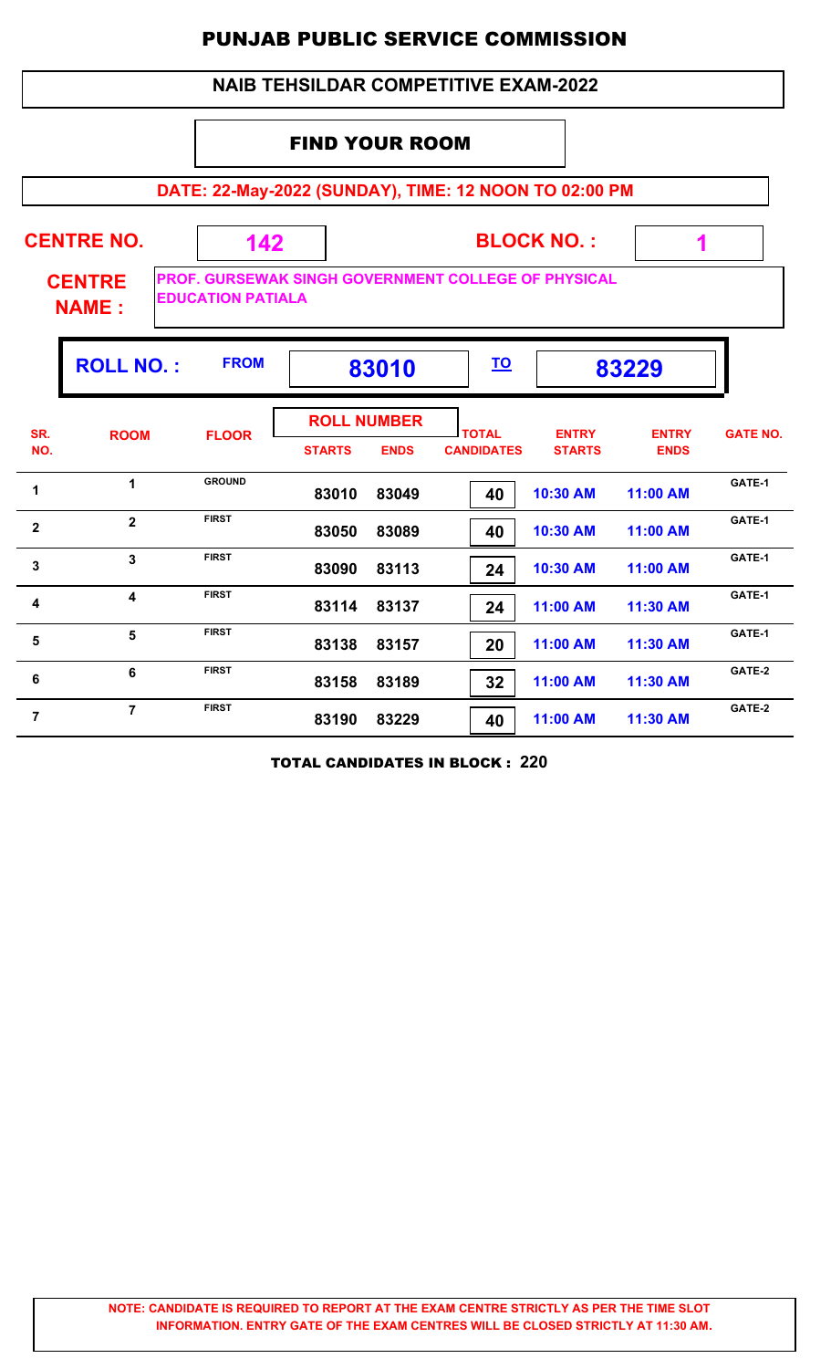# PUNJAB PUBLIC SERVICE COMMISSION

## NAIB TEHSILDAR COMPETITIVE EXAM-2022

### FIND YOUR ROOM

**DATE: 22-May-2022 (SUNDAY), TIME: 12 NOON TO 02:00 PM**

**CENTRE NO.** 142 **BLOCK NO. :** 1

**CENTRE NAME :** PROF. GURSEWAK SINGH GOVERNMENT COLLEGE OF PHYSICAL EDUCATION PATIALA

**ROLL NO. :** FROM 83010 TO 83229

| SR. NO. | ROOM | FLOOR | ROLL NUMBER STARTS | ROLL NUMBER ENDS | TOTAL CANDIDATES | ENTRY STARTS | ENTRY ENDS | GATE NO. |
|---|---|---|---|---|---|---|---|---|
| 1 | 1 | GROUND | 83010 | 83049 | 40 | 10:30 AM | 11:00 AM | GATE-1 |
| 2 | 2 | FIRST | 83050 | 83089 | 40 | 10:30 AM | 11:00 AM | GATE-1 |
| 3 | 3 | FIRST | 83090 | 83113 | 24 | 10:30 AM | 11:00 AM | GATE-1 |
| 4 | 4 | FIRST | 83114 | 83137 | 24 | 11:00 AM | 11:30 AM | GATE-1 |
| 5 | 5 | FIRST | 83138 | 83157 | 20 | 11:00 AM | 11:30 AM | GATE-1 |
| 6 | 6 | FIRST | 83158 | 83189 | 32 | 11:00 AM | 11:30 AM | GATE-2 |
| 7 | 7 | FIRST | 83190 | 83229 | 40 | 11:00 AM | 11:30 AM | GATE-2 |

**TOTAL CANDIDATES IN BLOCK : 220**

**NOTE: CANDIDATE IS REQUIRED TO REPORT AT THE EXAM CENTRE STRICTLY AS PER THE TIME SLOT INFORMATION. ENTRY GATE OF THE EXAM CENTRES WILL BE CLOSED STRICTLY AT 11:30 AM.**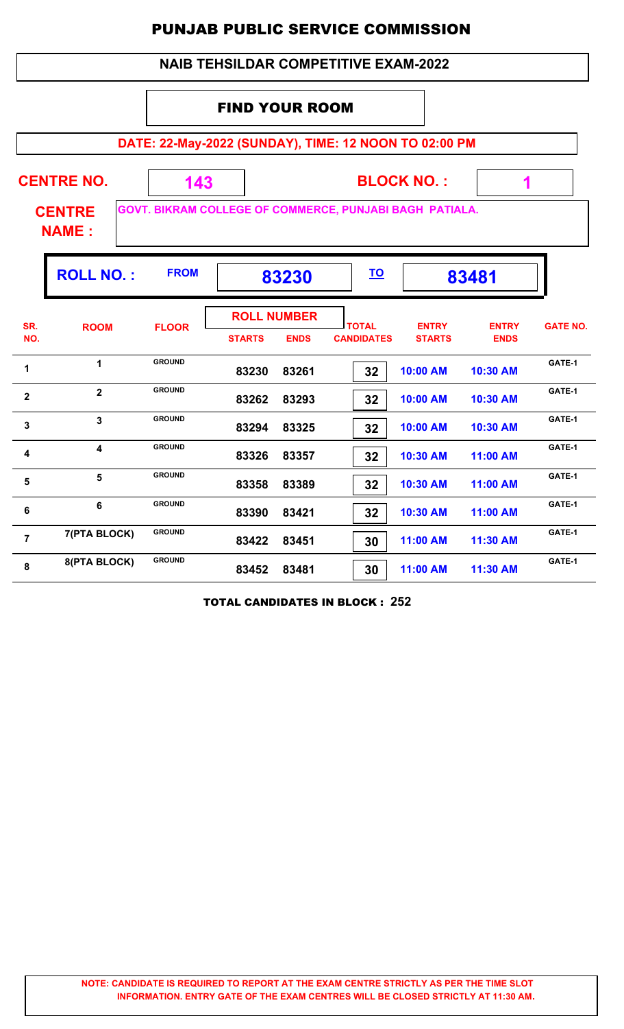# PUNJAB PUBLIC SERVICE COMMISSION

## NAIB TEHSILDAR COMPETITIVE EXAM-2022

### FIND YOUR ROOM

**DATE: 22-May-2022 (SUNDAY), TIME: 12 NOON TO 02:00 PM**

**CENTRE NO.** 143 **BLOCK NO. :** 1

**CENTRE NAME :** GOVT. BIKRAM COLLEGE OF COMMERCE, PUNJABI BAGH PATIALA.

**ROLL NO. :** FROM **83230** TO **83481**

| SR. NO. | ROOM | FLOOR | ROLL NUMBER STARTS | ROLL NUMBER ENDS | TOTAL CANDIDATES | ENTRY STARTS | ENTRY ENDS | GATE NO. |
|---|---|---|---|---|---|---|---|---|
| 1 | 1 | GROUND | 83230 | 83261 | 32 | 10:00 AM | 10:30 AM | GATE-1 |
| 2 | 2 | GROUND | 83262 | 83293 | 32 | 10:00 AM | 10:30 AM | GATE-1 |
| 3 | 3 | GROUND | 83294 | 83325 | 32 | 10:00 AM | 10:30 AM | GATE-1 |
| 4 | 4 | GROUND | 83326 | 83357 | 32 | 10:30 AM | 11:00 AM | GATE-1 |
| 5 | 5 | GROUND | 83358 | 83389 | 32 | 10:30 AM | 11:00 AM | GATE-1 |
| 6 | 6 | GROUND | 83390 | 83421 | 32 | 10:30 AM | 11:00 AM | GATE-1 |
| 7 | 7(PTA BLOCK) | GROUND | 83422 | 83451 | 30 | 11:00 AM | 11:30 AM | GATE-1 |
| 8 | 8(PTA BLOCK) | GROUND | 83452 | 83481 | 30 | 11:00 AM | 11:30 AM | GATE-1 |

**TOTAL CANDIDATES IN BLOCK : 252**

**NOTE: CANDIDATE IS REQUIRED TO REPORT AT THE EXAM CENTRE STRICTLY AS PER THE TIME SLOT INFORMATION. ENTRY GATE OF THE EXAM CENTRES WILL BE CLOSED STRICTLY AT 11:30 AM.**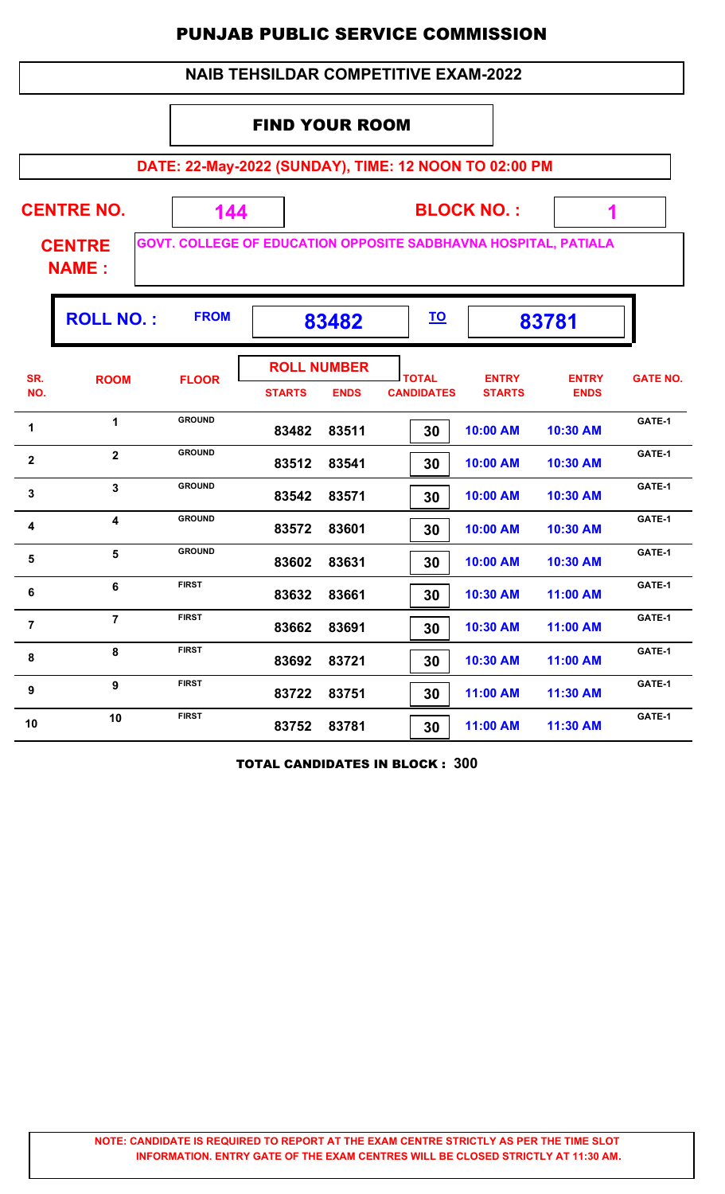# PUNJAB PUBLIC SERVICE COMMISSION

## NAIB TEHSILDAR COMPETITIVE EXAM-2022

### FIND YOUR ROOM

**DATE: 22-May-2022 (SUNDAY), TIME: 12 NOON TO 02:00 PM**

**CENTRE NO.** 144 **BLOCK NO. :** 1

**CENTRE NAME :** GOVT. COLLEGE OF EDUCATION OPPOSITE SADBHAVNA HOSPITAL, PATIALA

**ROLL NO. :** FROM 83482 TO 83781

| SR. NO. | ROOM | FLOOR | ROLL NUMBER STARTS | ROLL NUMBER ENDS | TOTAL CANDIDATES | ENTRY STARTS | ENTRY ENDS | GATE NO. |
|---|---|---|---|---|---|---|---|---|
| 1 | 1 | GROUND | 83482 | 83511 | 30 | 10:00 AM | 10:30 AM | GATE-1 |
| 2 | 2 | GROUND | 83512 | 83541 | 30 | 10:00 AM | 10:30 AM | GATE-1 |
| 3 | 3 | GROUND | 83542 | 83571 | 30 | 10:00 AM | 10:30 AM | GATE-1 |
| 4 | 4 | GROUND | 83572 | 83601 | 30 | 10:00 AM | 10:30 AM | GATE-1 |
| 5 | 5 | GROUND | 83602 | 83631 | 30 | 10:00 AM | 10:30 AM | GATE-1 |
| 6 | 6 | FIRST | 83632 | 83661 | 30 | 10:30 AM | 11:00 AM | GATE-1 |
| 7 | 7 | FIRST | 83662 | 83691 | 30 | 10:30 AM | 11:00 AM | GATE-1 |
| 8 | 8 | FIRST | 83692 | 83721 | 30 | 10:30 AM | 11:00 AM | GATE-1 |
| 9 | 9 | FIRST | 83722 | 83751 | 30 | 11:00 AM | 11:30 AM | GATE-1 |
| 10 | 10 | FIRST | 83752 | 83781 | 30 | 11:00 AM | 11:30 AM | GATE-1 |

**TOTAL CANDIDATES IN BLOCK : 300**

**NOTE: CANDIDATE IS REQUIRED TO REPORT AT THE EXAM CENTRE STRICTLY AS PER THE TIME SLOT INFORMATION. ENTRY GATE OF THE EXAM CENTRES WILL BE CLOSED STRICTLY AT 11:30 AM.**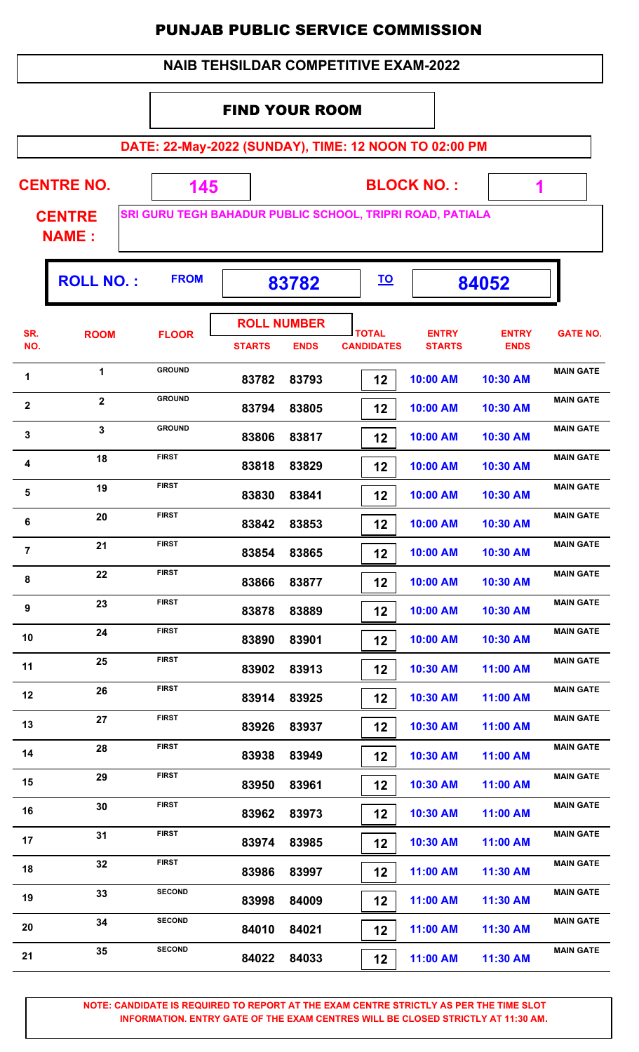# PUNJAB PUBLIC SERVICE COMMISSION

## NAIB TEHSILDAR COMPETITIVE EXAM-2022

### FIND YOUR ROOM

**DATE: 22-May-2022 (SUNDAY), TIME: 12 NOON TO 02:00 PM**

**CENTRE NO.** 145 **BLOCK NO. :** 1

**CENTRE NAME :** SRI GURU TEGH BAHADUR PUBLIC SCHOOL, TRIPRI ROAD, PATIALA

**ROLL NO. :** FROM 83782 TO 84052

| SR. NO. | ROOM | FLOOR | ROLL NUMBER STARTS | ROLL NUMBER ENDS | TOTAL CANDIDATES | ENTRY STARTS | ENTRY ENDS | GATE NO. |
|---|---|---|---|---|---|---|---|---|
| 1 | 1 | GROUND | 83782 | 83793 | 12 | 10:00 AM | 10:30 AM | MAIN GATE |
| 2 | 2 | GROUND | 83794 | 83805 | 12 | 10:00 AM | 10:30 AM | MAIN GATE |
| 3 | 3 | GROUND | 83806 | 83817 | 12 | 10:00 AM | 10:30 AM | MAIN GATE |
| 4 | 18 | FIRST | 83818 | 83829 | 12 | 10:00 AM | 10:30 AM | MAIN GATE |
| 5 | 19 | FIRST | 83830 | 83841 | 12 | 10:00 AM | 10:30 AM | MAIN GATE |
| 6 | 20 | FIRST | 83842 | 83853 | 12 | 10:00 AM | 10:30 AM | MAIN GATE |
| 7 | 21 | FIRST | 83854 | 83865 | 12 | 10:00 AM | 10:30 AM | MAIN GATE |
| 8 | 22 | FIRST | 83866 | 83877 | 12 | 10:00 AM | 10:30 AM | MAIN GATE |
| 9 | 23 | FIRST | 83878 | 83889 | 12 | 10:00 AM | 10:30 AM | MAIN GATE |
| 10 | 24 | FIRST | 83890 | 83901 | 12 | 10:00 AM | 10:30 AM | MAIN GATE |
| 11 | 25 | FIRST | 83902 | 83913 | 12 | 10:30 AM | 11:00 AM | MAIN GATE |
| 12 | 26 | FIRST | 83914 | 83925 | 12 | 10:30 AM | 11:00 AM | MAIN GATE |
| 13 | 27 | FIRST | 83926 | 83937 | 12 | 10:30 AM | 11:00 AM | MAIN GATE |
| 14 | 28 | FIRST | 83938 | 83949 | 12 | 10:30 AM | 11:00 AM | MAIN GATE |
| 15 | 29 | FIRST | 83950 | 83961 | 12 | 10:30 AM | 11:00 AM | MAIN GATE |
| 16 | 30 | FIRST | 83962 | 83973 | 12 | 10:30 AM | 11:00 AM | MAIN GATE |
| 17 | 31 | FIRST | 83974 | 83985 | 12 | 10:30 AM | 11:00 AM | MAIN GATE |
| 18 | 32 | FIRST | 83986 | 83997 | 12 | 11:00 AM | 11:30 AM | MAIN GATE |
| 19 | 33 | SECOND | 83998 | 84009 | 12 | 11:00 AM | 11:30 AM | MAIN GATE |
| 20 | 34 | SECOND | 84010 | 84021 | 12 | 11:00 AM | 11:30 AM | MAIN GATE |
| 21 | 35 | SECOND | 84022 | 84033 | 12 | 11:00 AM | 11:30 AM | MAIN GATE |

**NOTE: CANDIDATE IS REQUIRED TO REPORT AT THE EXAM CENTRE STRICTLY AS PER THE TIME SLOT INFORMATION. ENTRY GATE OF THE EXAM CENTRES WILL BE CLOSED STRICTLY AT 11:30 AM.**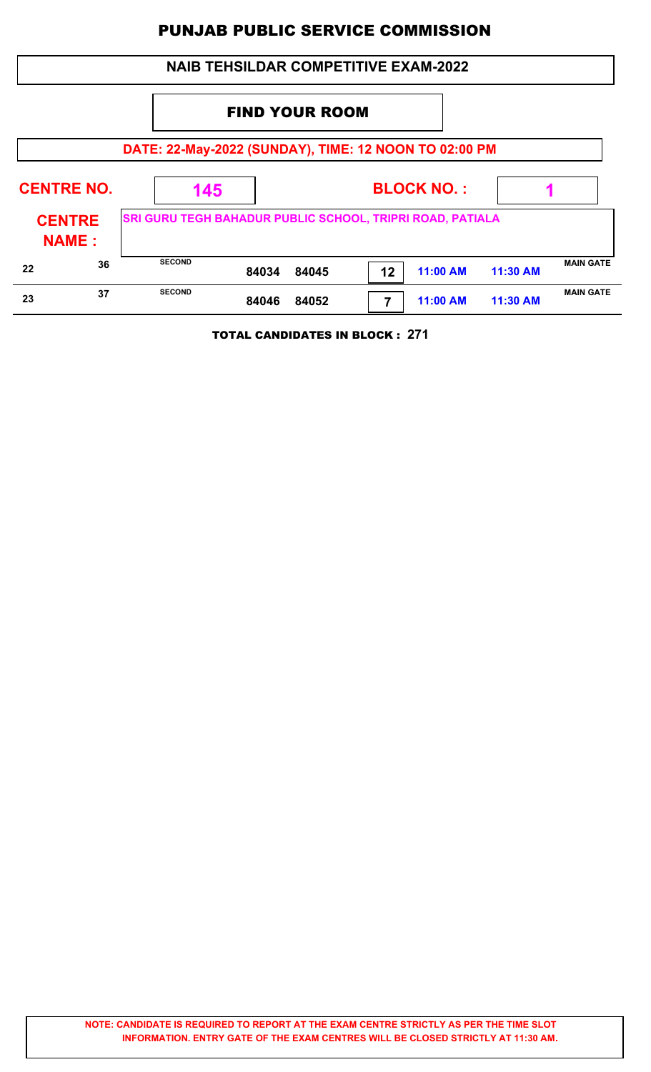# PUNJAB PUBLIC SERVICE COMMISSION

## NAIB TEHSILDAR COMPETITIVE EXAM-2022

### FIND YOUR ROOM

**DATE: 22-May-2022 (SUNDAY), TIME: 12 NOON TO 02:00 PM**

**CENTRE NO.** 145 **BLOCK NO. :** 1

**CENTRE NAME :** SRI GURU TEGH BAHADUR PUBLIC SCHOOL, TRIPRI ROAD, PATIALA

| | | | | | | | | |
|---|---|---|---|---|---|---|---|---|
| 22 | 36 | SECOND | 84034 | 84045 | 12 | 11:00 AM | 11:30 AM | MAIN GATE |
| 23 | 37 | SECOND | 84046 | 84052 | 7 | 11:00 AM | 11:30 AM | MAIN GATE |

**TOTAL CANDIDATES IN BLOCK : 271**

**NOTE: CANDIDATE IS REQUIRED TO REPORT AT THE EXAM CENTRE STRICTLY AS PER THE TIME SLOT INFORMATION. ENTRY GATE OF THE EXAM CENTRES WILL BE CLOSED STRICTLY AT 11:30 AM.**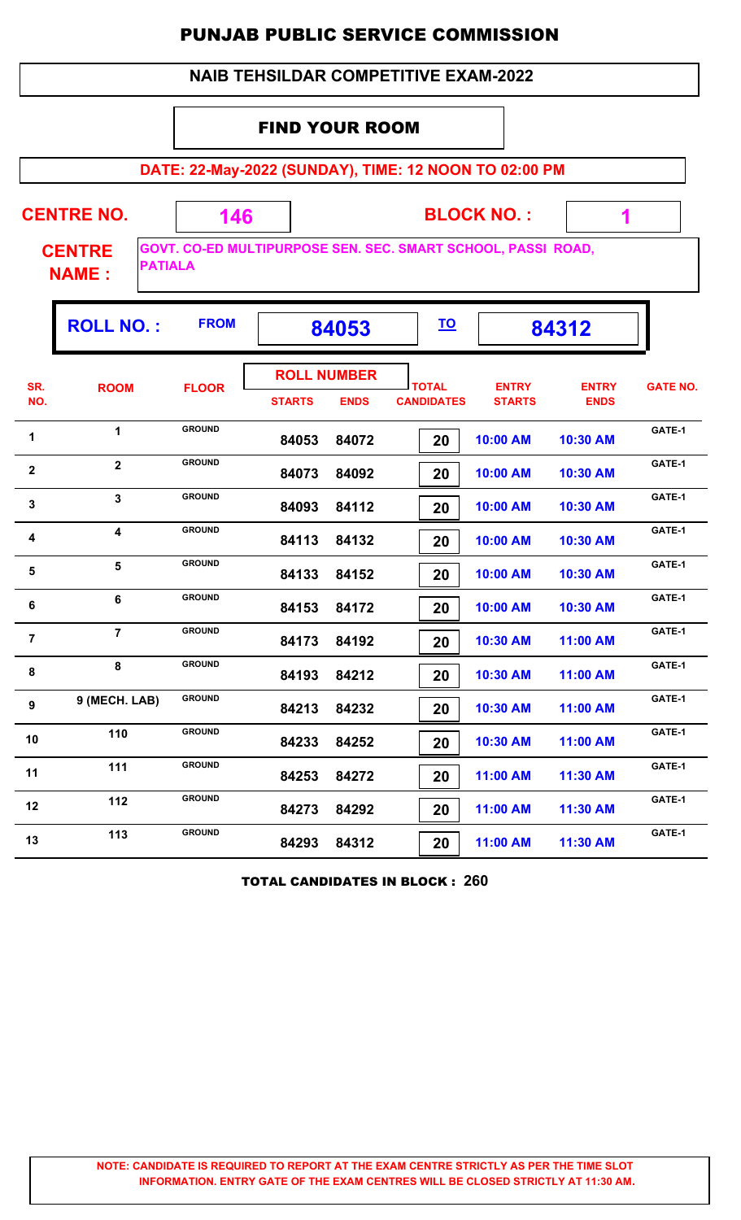# PUNJAB PUBLIC SERVICE COMMISSION

## NAIB TEHSILDAR COMPETITIVE EXAM-2022

### FIND YOUR ROOM

**DATE: 22-May-2022 (SUNDAY), TIME: 12 NOON TO 02:00 PM**

**CENTRE NO.** 146 **BLOCK NO. :** 1

**CENTRE NAME :** GOVT. CO-ED MULTIPURPOSE SEN. SEC. SMART SCHOOL, PASSI ROAD, PATIALA

**ROLL NO. :** FROM **84053** TO **84312**

| SR. NO. | ROOM | FLOOR | ROLL NUMBER STARTS | ROLL NUMBER ENDS | TOTAL CANDIDATES | ENTRY STARTS | ENTRY ENDS | GATE NO. |
|---|---|---|---|---|---|---|---|---|
| 1 | 1 | GROUND | 84053 | 84072 | 20 | 10:00 AM | 10:30 AM | GATE-1 |
| 2 | 2 | GROUND | 84073 | 84092 | 20 | 10:00 AM | 10:30 AM | GATE-1 |
| 3 | 3 | GROUND | 84093 | 84112 | 20 | 10:00 AM | 10:30 AM | GATE-1 |
| 4 | 4 | GROUND | 84113 | 84132 | 20 | 10:00 AM | 10:30 AM | GATE-1 |
| 5 | 5 | GROUND | 84133 | 84152 | 20 | 10:00 AM | 10:30 AM | GATE-1 |
| 6 | 6 | GROUND | 84153 | 84172 | 20 | 10:00 AM | 10:30 AM | GATE-1 |
| 7 | 7 | GROUND | 84173 | 84192 | 20 | 10:30 AM | 11:00 AM | GATE-1 |
| 8 | 8 | GROUND | 84193 | 84212 | 20 | 10:30 AM | 11:00 AM | GATE-1 |
| 9 | 9 (MECH. LAB) | GROUND | 84213 | 84232 | 20 | 10:30 AM | 11:00 AM | GATE-1 |
| 10 | 110 | GROUND | 84233 | 84252 | 20 | 10:30 AM | 11:00 AM | GATE-1 |
| 11 | 111 | GROUND | 84253 | 84272 | 20 | 11:00 AM | 11:30 AM | GATE-1 |
| 12 | 112 | GROUND | 84273 | 84292 | 20 | 11:00 AM | 11:30 AM | GATE-1 |
| 13 | 113 | GROUND | 84293 | 84312 | 20 | 11:00 AM | 11:30 AM | GATE-1 |

**TOTAL CANDIDATES IN BLOCK : 260**

**NOTE: CANDIDATE IS REQUIRED TO REPORT AT THE EXAM CENTRE STRICTLY AS PER THE TIME SLOT INFORMATION. ENTRY GATE OF THE EXAM CENTRES WILL BE CLOSED STRICTLY AT 11:30 AM.**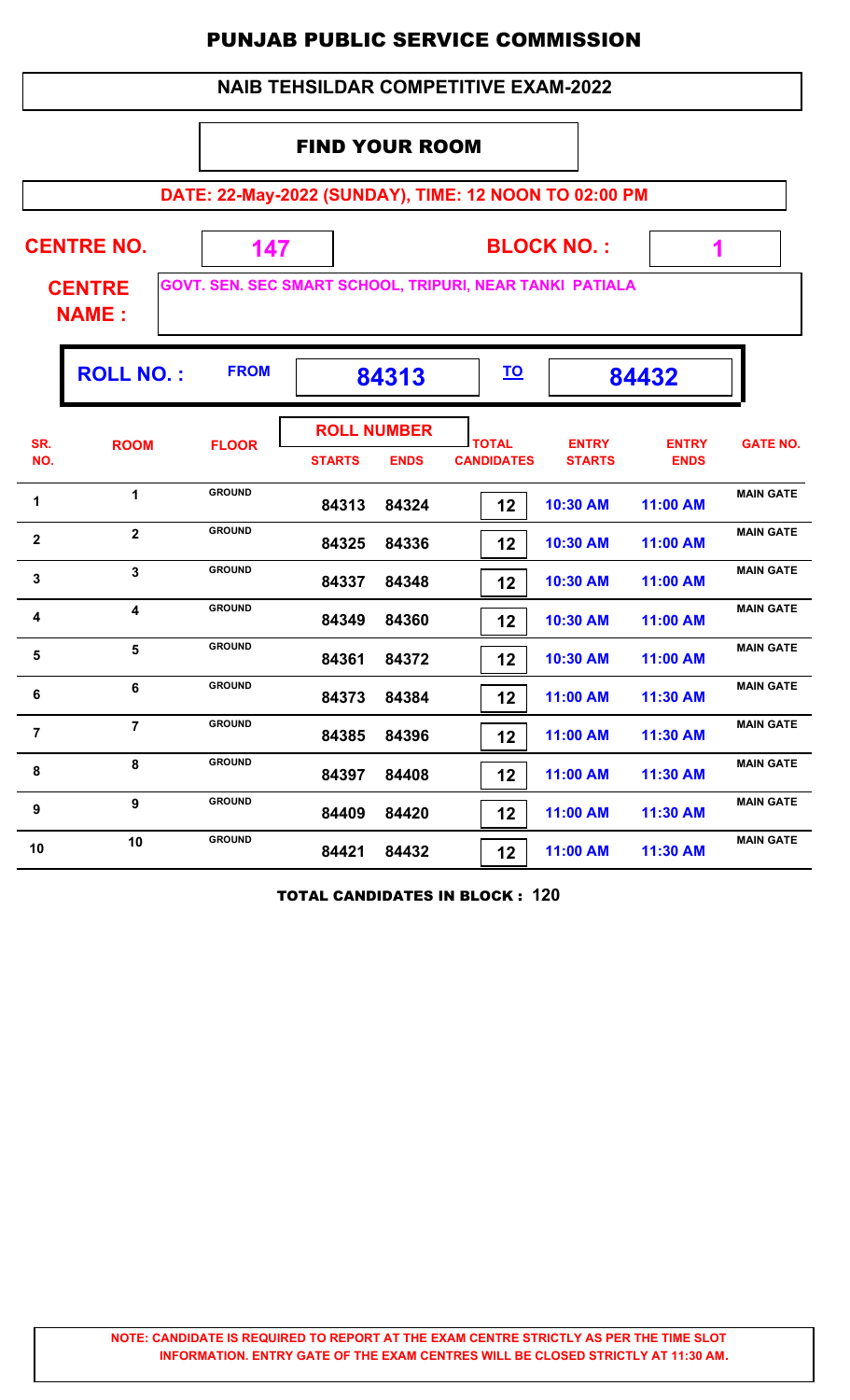# PUNJAB PUBLIC SERVICE COMMISSION

## NAIB TEHSILDAR COMPETITIVE EXAM-2022

### FIND YOUR ROOM

**DATE: 22-May-2022 (SUNDAY), TIME: 12 NOON TO 02:00 PM**

**CENTRE NO.** 147 **BLOCK NO. :** 1

**CENTRE NAME :** GOVT. SEN. SEC SMART SCHOOL, TRIPURI, NEAR TANKI PATIALA

**ROLL NO. : FROM** 84313 **TO** 84432

| SR. NO. | ROOM | FLOOR | ROLL NUMBER STARTS | ROLL NUMBER ENDS | TOTAL CANDIDATES | ENTRY STARTS | ENTRY ENDS | GATE NO. |
|---|---|---|---|---|---|---|---|---|
| 1 | 1 | GROUND | 84313 | 84324 | 12 | 10:30 AM | 11:00 AM | MAIN GATE |
| 2 | 2 | GROUND | 84325 | 84336 | 12 | 10:30 AM | 11:00 AM | MAIN GATE |
| 3 | 3 | GROUND | 84337 | 84348 | 12 | 10:30 AM | 11:00 AM | MAIN GATE |
| 4 | 4 | GROUND | 84349 | 84360 | 12 | 10:30 AM | 11:00 AM | MAIN GATE |
| 5 | 5 | GROUND | 84361 | 84372 | 12 | 10:30 AM | 11:00 AM | MAIN GATE |
| 6 | 6 | GROUND | 84373 | 84384 | 12 | 11:00 AM | 11:30 AM | MAIN GATE |
| 7 | 7 | GROUND | 84385 | 84396 | 12 | 11:00 AM | 11:30 AM | MAIN GATE |
| 8 | 8 | GROUND | 84397 | 84408 | 12 | 11:00 AM | 11:30 AM | MAIN GATE |
| 9 | 9 | GROUND | 84409 | 84420 | 12 | 11:00 AM | 11:30 AM | MAIN GATE |
| 10 | 10 | GROUND | 84421 | 84432 | 12 | 11:00 AM | 11:30 AM | MAIN GATE |

**TOTAL CANDIDATES IN BLOCK : 120**

**NOTE: CANDIDATE IS REQUIRED TO REPORT AT THE EXAM CENTRE STRICTLY AS PER THE TIME SLOT INFORMATION. ENTRY GATE OF THE EXAM CENTRES WILL BE CLOSED STRICTLY AT 11:30 AM.**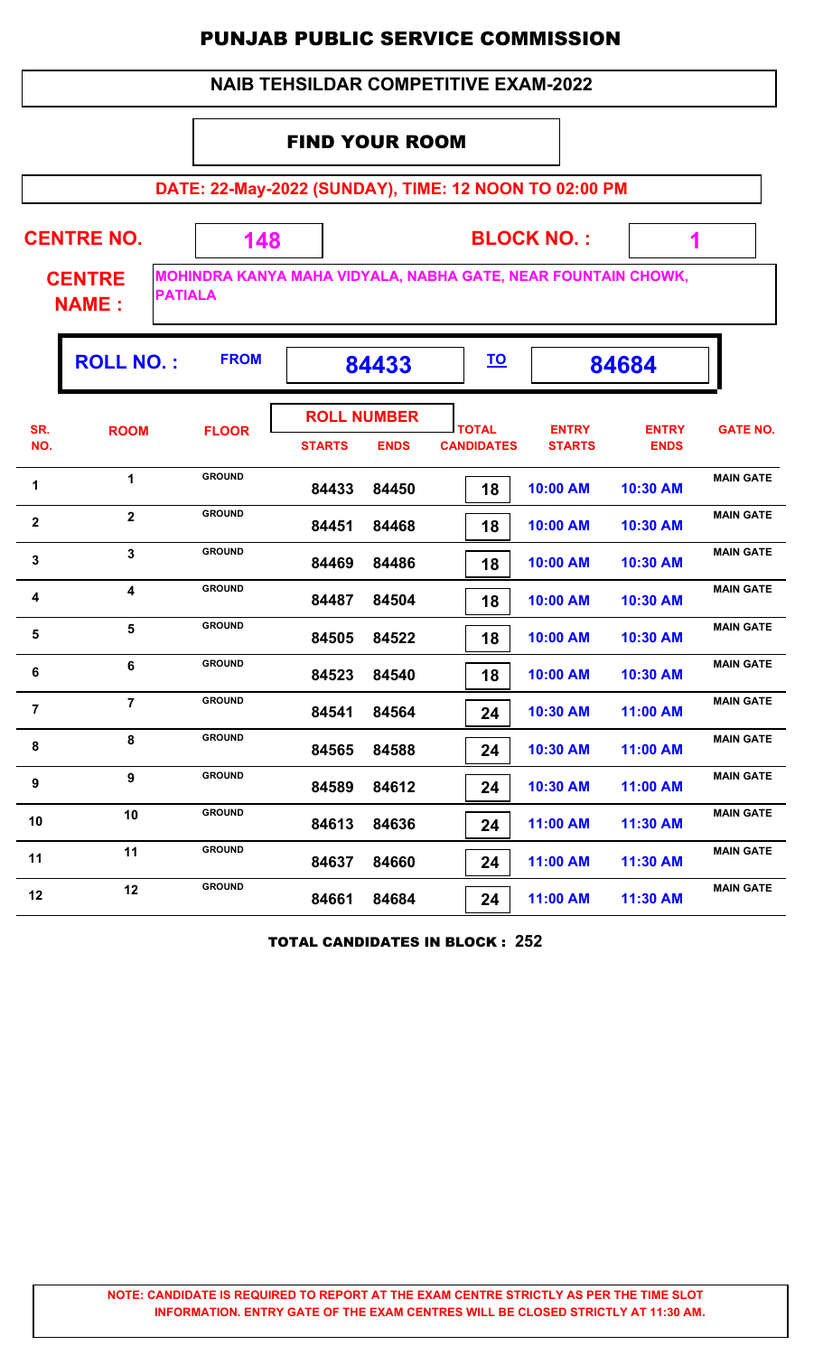# PUNJAB PUBLIC SERVICE COMMISSION

## NAIB TEHSILDAR COMPETITIVE EXAM-2022

### FIND YOUR ROOM

**DATE: 22-May-2022 (SUNDAY), TIME: 12 NOON TO 02:00 PM**

**CENTRE NO.** 148 **BLOCK NO. :** 1

**CENTRE NAME :** MOHINDRA KANYA MAHA VIDYALA, NABHA GATE, NEAR FOUNTAIN CHOWK, PATIALA

**ROLL NO. :** FROM **84433** TO **84684**

| SR. NO. | ROOM | FLOOR | ROLL NUMBER STARTS | ROLL NUMBER ENDS | TOTAL CANDIDATES | ENTRY STARTS | ENTRY ENDS | GATE NO. |
|---|---|---|---|---|---|---|---|---|
| 1 | 1 | GROUND | 84433 | 84450 | 18 | 10:00 AM | 10:30 AM | MAIN GATE |
| 2 | 2 | GROUND | 84451 | 84468 | 18 | 10:00 AM | 10:30 AM | MAIN GATE |
| 3 | 3 | GROUND | 84469 | 84486 | 18 | 10:00 AM | 10:30 AM | MAIN GATE |
| 4 | 4 | GROUND | 84487 | 84504 | 18 | 10:00 AM | 10:30 AM | MAIN GATE |
| 5 | 5 | GROUND | 84505 | 84522 | 18 | 10:00 AM | 10:30 AM | MAIN GATE |
| 6 | 6 | GROUND | 84523 | 84540 | 18 | 10:00 AM | 10:30 AM | MAIN GATE |
| 7 | 7 | GROUND | 84541 | 84564 | 24 | 10:30 AM | 11:00 AM | MAIN GATE |
| 8 | 8 | GROUND | 84565 | 84588 | 24 | 10:30 AM | 11:00 AM | MAIN GATE |
| 9 | 9 | GROUND | 84589 | 84612 | 24 | 10:30 AM | 11:00 AM | MAIN GATE |
| 10 | 10 | GROUND | 84613 | 84636 | 24 | 11:00 AM | 11:30 AM | MAIN GATE |
| 11 | 11 | GROUND | 84637 | 84660 | 24 | 11:00 AM | 11:30 AM | MAIN GATE |
| 12 | 12 | GROUND | 84661 | 84684 | 24 | 11:00 AM | 11:30 AM | MAIN GATE |

**TOTAL CANDIDATES IN BLOCK : 252**

**NOTE: CANDIDATE IS REQUIRED TO REPORT AT THE EXAM CENTRE STRICTLY AS PER THE TIME SLOT INFORMATION. ENTRY GATE OF THE EXAM CENTRES WILL BE CLOSED STRICTLY AT 11:30 AM.**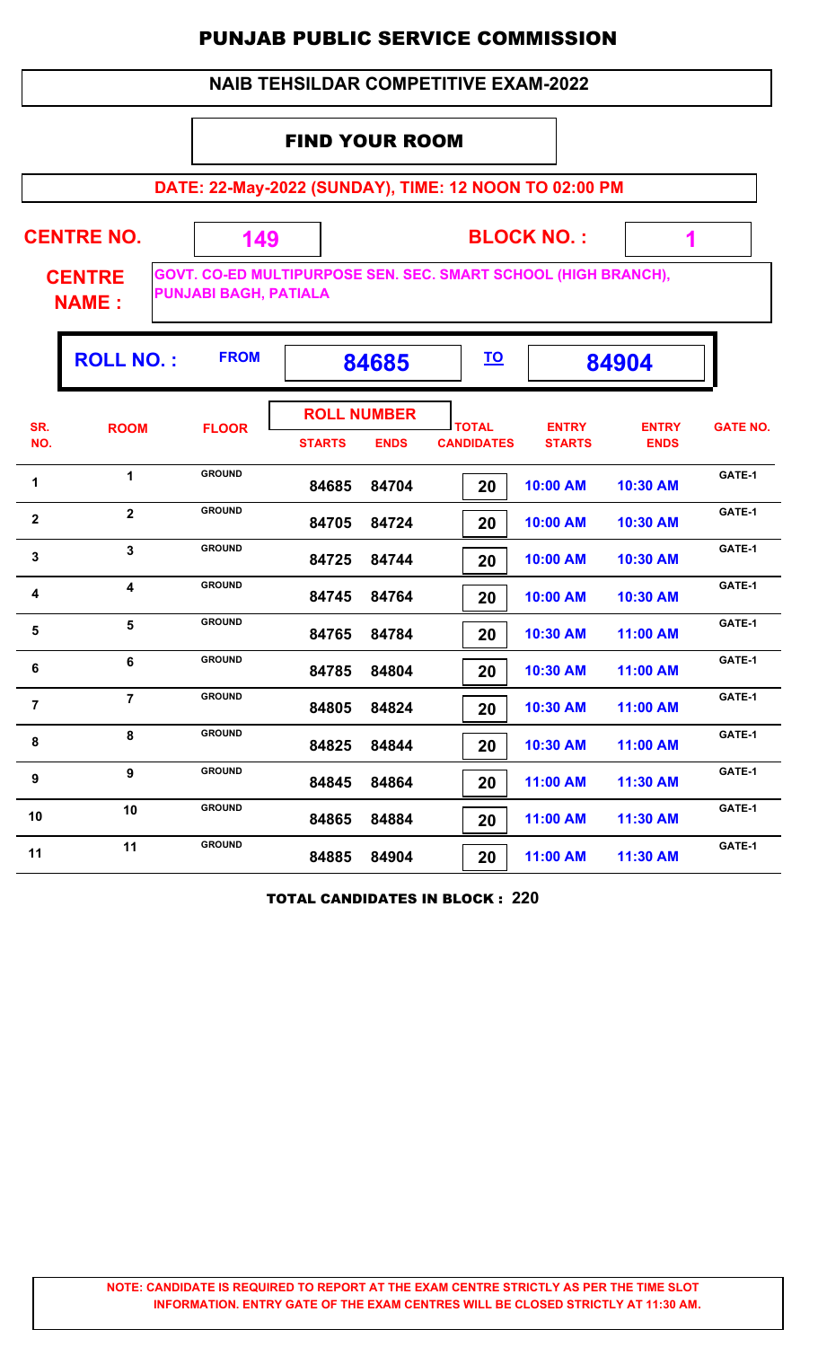# PUNJAB PUBLIC SERVICE COMMISSION

## NAIB TEHSILDAR COMPETITIVE EXAM-2022

### FIND YOUR ROOM

**DATE: 22-May-2022 (SUNDAY), TIME: 12 NOON TO 02:00 PM**

**CENTRE NO.** 149 **BLOCK NO. :** 1

**CENTRE NAME :** GOVT. CO-ED MULTIPURPOSE SEN. SEC. SMART SCHOOL (HIGH BRANCH), PUNJABI BAGH, PATIALA

**ROLL NO. :** FROM **84685** TO **84904**

| SR. NO. | ROOM | FLOOR | ROLL NUMBER STARTS | ROLL NUMBER ENDS | TOTAL CANDIDATES | ENTRY STARTS | ENTRY ENDS | GATE NO. |
|---|---|---|---|---|---|---|---|---|
| 1 | 1 | GROUND | 84685 | 84704 | 20 | 10:00 AM | 10:30 AM | GATE-1 |
| 2 | 2 | GROUND | 84705 | 84724 | 20 | 10:00 AM | 10:30 AM | GATE-1 |
| 3 | 3 | GROUND | 84725 | 84744 | 20 | 10:00 AM | 10:30 AM | GATE-1 |
| 4 | 4 | GROUND | 84745 | 84764 | 20 | 10:00 AM | 10:30 AM | GATE-1 |
| 5 | 5 | GROUND | 84765 | 84784 | 20 | 10:30 AM | 11:00 AM | GATE-1 |
| 6 | 6 | GROUND | 84785 | 84804 | 20 | 10:30 AM | 11:00 AM | GATE-1 |
| 7 | 7 | GROUND | 84805 | 84824 | 20 | 10:30 AM | 11:00 AM | GATE-1 |
| 8 | 8 | GROUND | 84825 | 84844 | 20 | 10:30 AM | 11:00 AM | GATE-1 |
| 9 | 9 | GROUND | 84845 | 84864 | 20 | 11:00 AM | 11:30 AM | GATE-1 |
| 10 | 10 | GROUND | 84865 | 84884 | 20 | 11:00 AM | 11:30 AM | GATE-1 |
| 11 | 11 | GROUND | 84885 | 84904 | 20 | 11:00 AM | 11:30 AM | GATE-1 |

**TOTAL CANDIDATES IN BLOCK : 220**

**NOTE: CANDIDATE IS REQUIRED TO REPORT AT THE EXAM CENTRE STRICTLY AS PER THE TIME SLOT INFORMATION. ENTRY GATE OF THE EXAM CENTRES WILL BE CLOSED STRICTLY AT 11:30 AM.**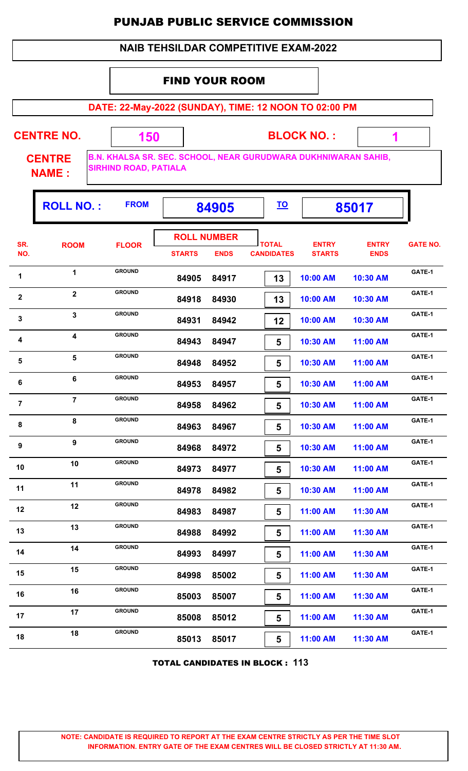# PUNJAB PUBLIC SERVICE COMMISSION

## NAIB TEHSILDAR COMPETITIVE EXAM-2022

### FIND YOUR ROOM

**DATE: 22-May-2022 (SUNDAY), TIME: 12 NOON TO 02:00 PM**

**CENTRE NO.** 150 **BLOCK NO. :** 1

**CENTRE NAME :** B.N. KHALSA SR. SEC. SCHOOL, NEAR GURUDWARA DUKHNIWARAN SAHIB, SIRHIND ROAD, PATIALA

**ROLL NO. :** FROM **84905** TO **85017**

| SR. NO. | ROOM | FLOOR | ROLL NUMBER STARTS | ROLL NUMBER ENDS | TOTAL CANDIDATES | ENTRY STARTS | ENTRY ENDS | GATE NO. |
|---|---|---|---|---|---|---|---|---|
| 1 | 1 | GROUND | 84905 | 84917 | 13 | 10:00 AM | 10:30 AM | GATE-1 |
| 2 | 2 | GROUND | 84918 | 84930 | 13 | 10:00 AM | 10:30 AM | GATE-1 |
| 3 | 3 | GROUND | 84931 | 84942 | 12 | 10:00 AM | 10:30 AM | GATE-1 |
| 4 | 4 | GROUND | 84943 | 84947 | 5 | 10:30 AM | 11:00 AM | GATE-1 |
| 5 | 5 | GROUND | 84948 | 84952 | 5 | 10:30 AM | 11:00 AM | GATE-1 |
| 6 | 6 | GROUND | 84953 | 84957 | 5 | 10:30 AM | 11:00 AM | GATE-1 |
| 7 | 7 | GROUND | 84958 | 84962 | 5 | 10:30 AM | 11:00 AM | GATE-1 |
| 8 | 8 | GROUND | 84963 | 84967 | 5 | 10:30 AM | 11:00 AM | GATE-1 |
| 9 | 9 | GROUND | 84968 | 84972 | 5 | 10:30 AM | 11:00 AM | GATE-1 |
| 10 | 10 | GROUND | 84973 | 84977 | 5 | 10:30 AM | 11:00 AM | GATE-1 |
| 11 | 11 | GROUND | 84978 | 84982 | 5 | 10:30 AM | 11:00 AM | GATE-1 |
| 12 | 12 | GROUND | 84983 | 84987 | 5 | 11:00 AM | 11:30 AM | GATE-1 |
| 13 | 13 | GROUND | 84988 | 84992 | 5 | 11:00 AM | 11:30 AM | GATE-1 |
| 14 | 14 | GROUND | 84993 | 84997 | 5 | 11:00 AM | 11:30 AM | GATE-1 |
| 15 | 15 | GROUND | 84998 | 85002 | 5 | 11:00 AM | 11:30 AM | GATE-1 |
| 16 | 16 | GROUND | 85003 | 85007 | 5 | 11:00 AM | 11:30 AM | GATE-1 |
| 17 | 17 | GROUND | 85008 | 85012 | 5 | 11:00 AM | 11:30 AM | GATE-1 |
| 18 | 18 | GROUND | 85013 | 85017 | 5 | 11:00 AM | 11:30 AM | GATE-1 |

**TOTAL CANDIDATES IN BLOCK : 113**

**NOTE: CANDIDATE IS REQUIRED TO REPORT AT THE EXAM CENTRE STRICTLY AS PER THE TIME SLOT INFORMATION. ENTRY GATE OF THE EXAM CENTRES WILL BE CLOSED STRICTLY AT 11:30 AM.**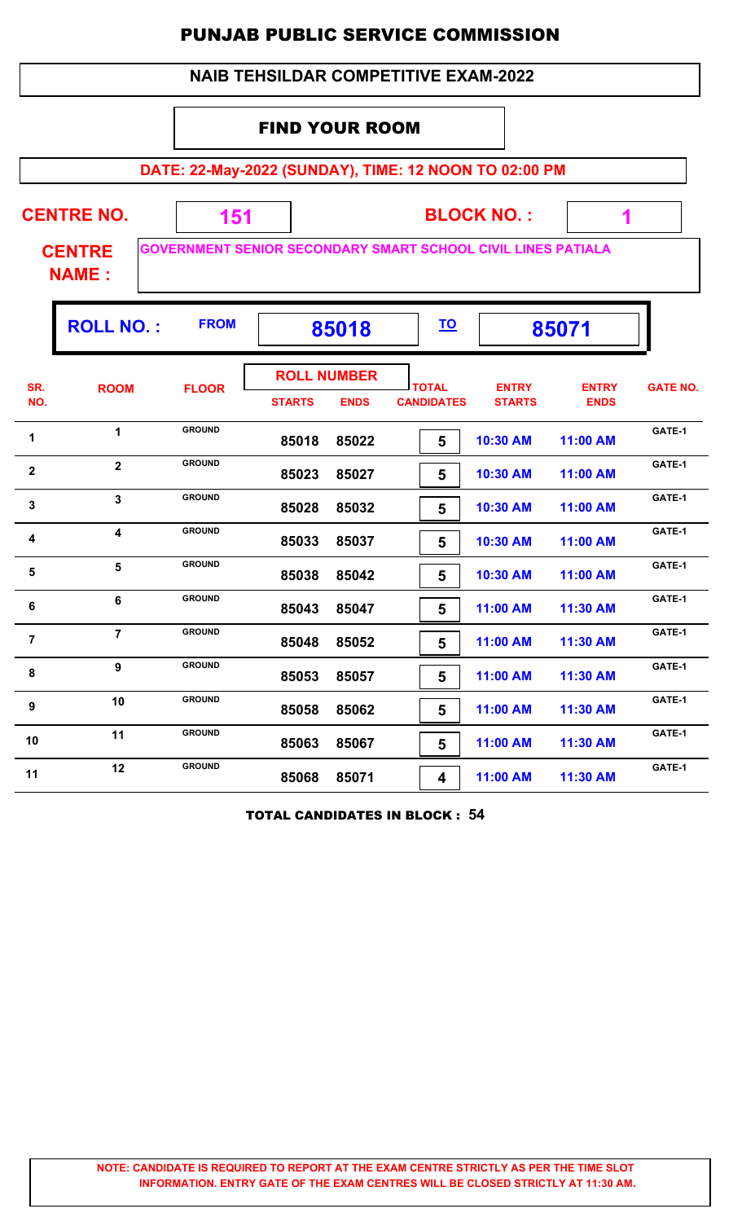# PUNJAB PUBLIC SERVICE COMMISSION

## NAIB TEHSILDAR COMPETITIVE EXAM-2022

### FIND YOUR ROOM

**DATE: 22-May-2022 (SUNDAY), TIME: 12 NOON TO 02:00 PM**

**CENTRE NO.** 151 **BLOCK NO. :** 1

**CENTRE NAME :** GOVERNMENT SENIOR SECONDARY SMART SCHOOL CIVIL LINES PATIALA

**ROLL NO. :** FROM 85018 TO 85071

| SR. NO. | ROOM | FLOOR | ROLL NUMBER STARTS | ROLL NUMBER ENDS | TOTAL CANDIDATES | ENTRY STARTS | ENTRY ENDS | GATE NO. |
|---|---|---|---|---|---|---|---|---|
| 1 | 1 | GROUND | 85018 | 85022 | 5 | 10:30 AM | 11:00 AM | GATE-1 |
| 2 | 2 | GROUND | 85023 | 85027 | 5 | 10:30 AM | 11:00 AM | GATE-1 |
| 3 | 3 | GROUND | 85028 | 85032 | 5 | 10:30 AM | 11:00 AM | GATE-1 |
| 4 | 4 | GROUND | 85033 | 85037 | 5 | 10:30 AM | 11:00 AM | GATE-1 |
| 5 | 5 | GROUND | 85038 | 85042 | 5 | 10:30 AM | 11:00 AM | GATE-1 |
| 6 | 6 | GROUND | 85043 | 85047 | 5 | 11:00 AM | 11:30 AM | GATE-1 |
| 7 | 7 | GROUND | 85048 | 85052 | 5 | 11:00 AM | 11:30 AM | GATE-1 |
| 8 | 9 | GROUND | 85053 | 85057 | 5 | 11:00 AM | 11:30 AM | GATE-1 |
| 9 | 10 | GROUND | 85058 | 85062 | 5 | 11:00 AM | 11:30 AM | GATE-1 |
| 10 | 11 | GROUND | 85063 | 85067 | 5 | 11:00 AM | 11:30 AM | GATE-1 |
| 11 | 12 | GROUND | 85068 | 85071 | 4 | 11:00 AM | 11:30 AM | GATE-1 |

**TOTAL CANDIDATES IN BLOCK : 54**

**NOTE: CANDIDATE IS REQUIRED TO REPORT AT THE EXAM CENTRE STRICTLY AS PER THE TIME SLOT INFORMATION. ENTRY GATE OF THE EXAM CENTRES WILL BE CLOSED STRICTLY AT 11:30 AM.**